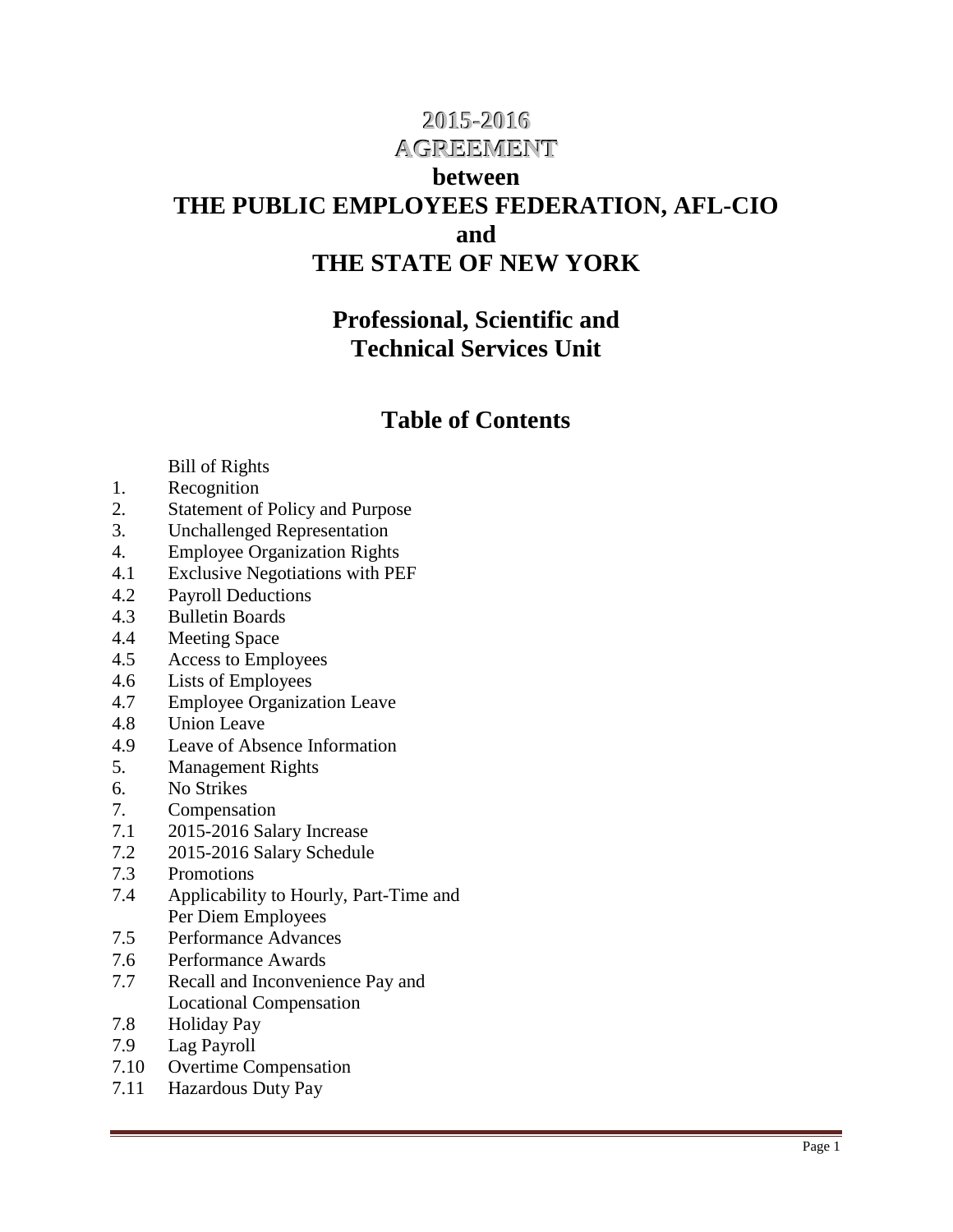# 2015-2016 AGREEMENT

## between
## THE PUBLIC EMPLOYEES FEDERATION, AFL-CIO
## and
## THE STATE OF NEW YORK

## Professional, Scientific and Technical Services Unit

## Table of Contents

Bill of Rights

1. Recognition
2. Statement of Policy and Purpose
3. Unchallenged Representation
4. Employee Organization Rights

4.1 Exclusive Negotiations with PEF
4.2 Payroll Deductions
4.3 Bulletin Boards
4.4 Meeting Space
4.5 Access to Employees
4.6 Lists of Employees
4.7 Employee Organization Leave
4.8 Union Leave
4.9 Leave of Absence Information

5. Management Rights
6. No Strikes
7. Compensation

7.1 2015-2016 Salary Increase
7.2 2015-2016 Salary Schedule
7.3 Promotions
7.4 Applicability to Hourly, Part-Time and Per Diem Employees
7.5 Performance Advances
7.6 Performance Awards
7.7 Recall and Inconvenience Pay and Locational Compensation
7.8 Holiday Pay
7.9 Lag Payroll
7.10 Overtime Compensation
7.11 Hazardous Duty Pay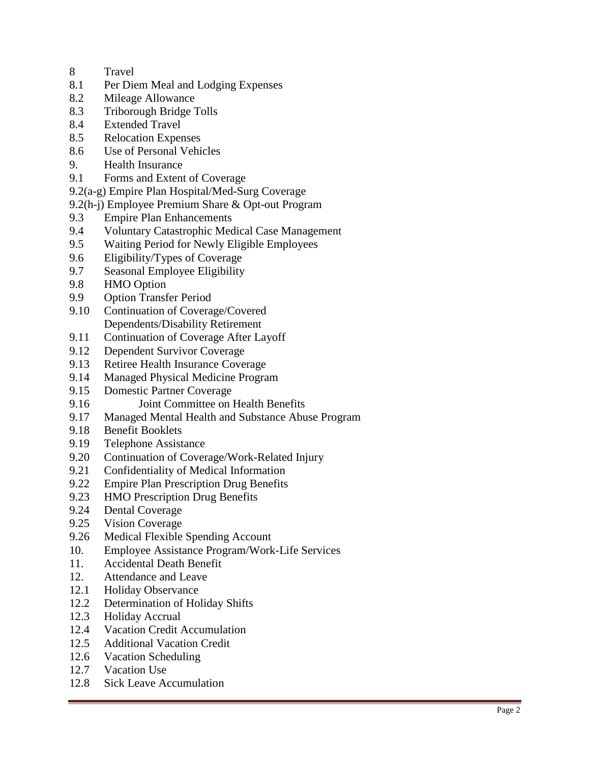8 Travel
8.1 Per Diem Meal and Lodging Expenses
8.2 Mileage Allowance
8.3 Triborough Bridge Tolls
8.4 Extended Travel
8.5 Relocation Expenses
8.6 Use of Personal Vehicles
9. Health Insurance
9.1 Forms and Extent of Coverage
9.2(a-g) Empire Plan Hospital/Med-Surg Coverage
9.2(h-j) Employee Premium Share & Opt-out Program
9.3 Empire Plan Enhancements
9.4 Voluntary Catastrophic Medical Case Management
9.5 Waiting Period for Newly Eligible Employees
9.6 Eligibility/Types of Coverage
9.7 Seasonal Employee Eligibility
9.8 HMO Option
9.9 Option Transfer Period
9.10 Continuation of Coverage/Covered Dependents/Disability Retirement
9.11 Continuation of Coverage After Layoff
9.12 Dependent Survivor Coverage
9.13 Retiree Health Insurance Coverage
9.14 Managed Physical Medicine Program
9.15 Domestic Partner Coverage
9.16 Joint Committee on Health Benefits
9.17 Managed Mental Health and Substance Abuse Program
9.18 Benefit Booklets
9.19 Telephone Assistance
9.20 Continuation of Coverage/Work-Related Injury
9.21 Confidentiality of Medical Information
9.22 Empire Plan Prescription Drug Benefits
9.23 HMO Prescription Drug Benefits
9.24 Dental Coverage
9.25 Vision Coverage
9.26 Medical Flexible Spending Account
10. Employee Assistance Program/Work-Life Services
11. Accidental Death Benefit
12. Attendance and Leave
12.1 Holiday Observance
12.2 Determination of Holiday Shifts
12.3 Holiday Accrual
12.4 Vacation Credit Accumulation
12.5 Additional Vacation Credit
12.6 Vacation Scheduling
12.7 Vacation Use
12.8 Sick Leave Accumulation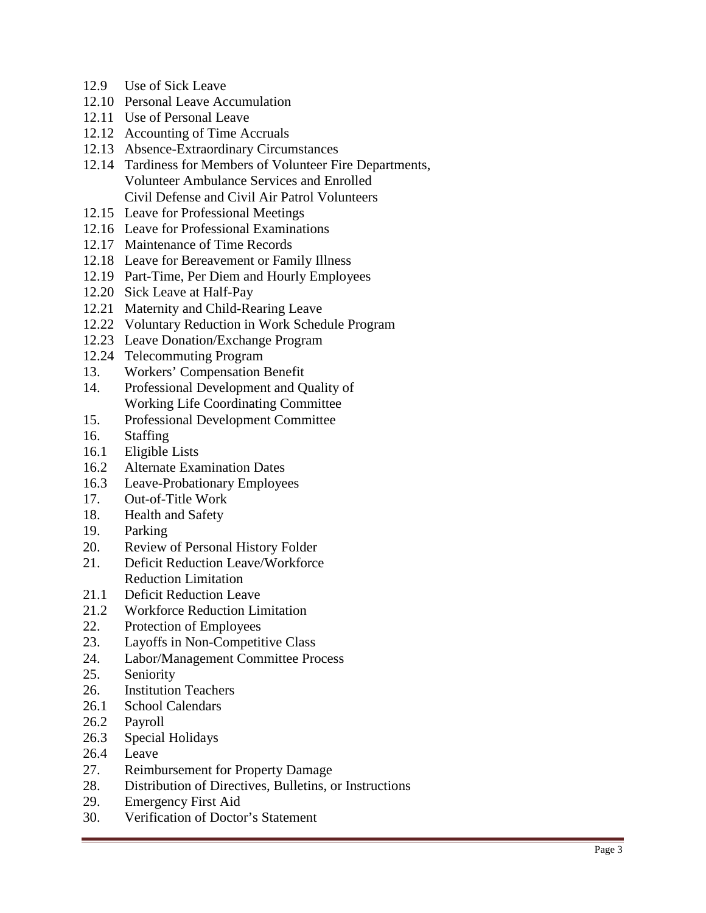12.9 Use of Sick Leave
12.10 Personal Leave Accumulation
12.11 Use of Personal Leave
12.12 Accounting of Time Accruals
12.13 Absence-Extraordinary Circumstances
12.14 Tardiness for Members of Volunteer Fire Departments, Volunteer Ambulance Services and Enrolled Civil Defense and Civil Air Patrol Volunteers
12.15 Leave for Professional Meetings
12.16 Leave for Professional Examinations
12.17 Maintenance of Time Records
12.18 Leave for Bereavement or Family Illness
12.19 Part-Time, Per Diem and Hourly Employees
12.20 Sick Leave at Half-Pay
12.21 Maternity and Child-Rearing Leave
12.22 Voluntary Reduction in Work Schedule Program
12.23 Leave Donation/Exchange Program
12.24 Telecommuting Program
13. Workers' Compensation Benefit
14. Professional Development and Quality of Working Life Coordinating Committee
15. Professional Development Committee
16. Staffing
16.1 Eligible Lists
16.2 Alternate Examination Dates
16.3 Leave-Probationary Employees
17. Out-of-Title Work
18. Health and Safety
19. Parking
20. Review of Personal History Folder
21. Deficit Reduction Leave/Workforce Reduction Limitation
21.1 Deficit Reduction Leave
21.2 Workforce Reduction Limitation
22. Protection of Employees
23. Layoffs in Non-Competitive Class
24. Labor/Management Committee Process
25. Seniority
26. Institution Teachers
26.1 School Calendars
26.2 Payroll
26.3 Special Holidays
26.4 Leave
27. Reimbursement for Property Damage
28. Distribution of Directives, Bulletins, or Instructions
29. Emergency First Aid
30. Verification of Doctor's Statement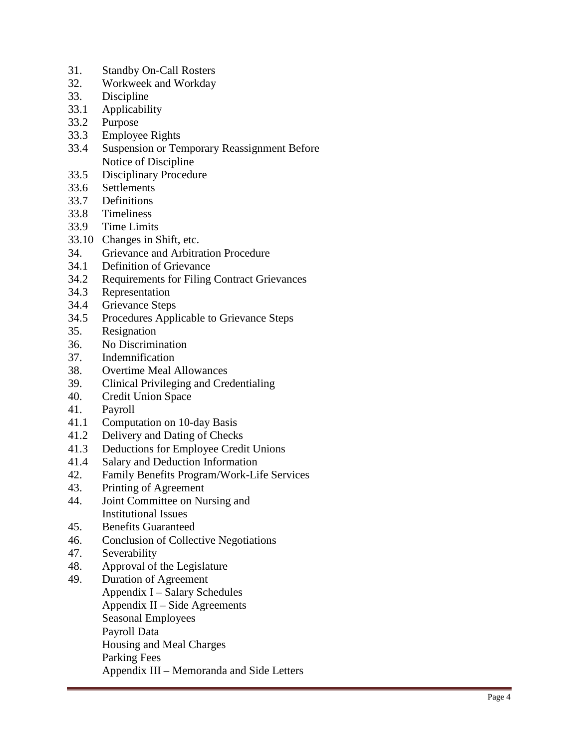31. Standby On-Call Rosters
32. Workweek and Workday
33. Discipline
33.1 Applicability
33.2 Purpose
33.3 Employee Rights
33.4 Suspension or Temporary Reassignment Before Notice of Discipline
33.5 Disciplinary Procedure
33.6 Settlements
33.7 Definitions
33.8 Timeliness
33.9 Time Limits
33.10 Changes in Shift, etc.
34. Grievance and Arbitration Procedure
34.1 Definition of Grievance
34.2 Requirements for Filing Contract Grievances
34.3 Representation
34.4 Grievance Steps
34.5 Procedures Applicable to Grievance Steps
35. Resignation
36. No Discrimination
37. Indemnification
38. Overtime Meal Allowances
39. Clinical Privileging and Credentialing
40. Credit Union Space
41. Payroll
41.1 Computation on 10-day Basis
41.2 Delivery and Dating of Checks
41.3 Deductions for Employee Credit Unions
41.4 Salary and Deduction Information
42. Family Benefits Program/Work-Life Services
43. Printing of Agreement
44. Joint Committee on Nursing and Institutional Issues
45. Benefits Guaranteed
46. Conclusion of Collective Negotiations
47. Severability
48. Approval of the Legislature
49. Duration of Agreement

Appendix I – Salary Schedules
Appendix II – Side Agreements
Seasonal Employees
Payroll Data
Housing and Meal Charges
Parking Fees
Appendix III – Memoranda and Side Letters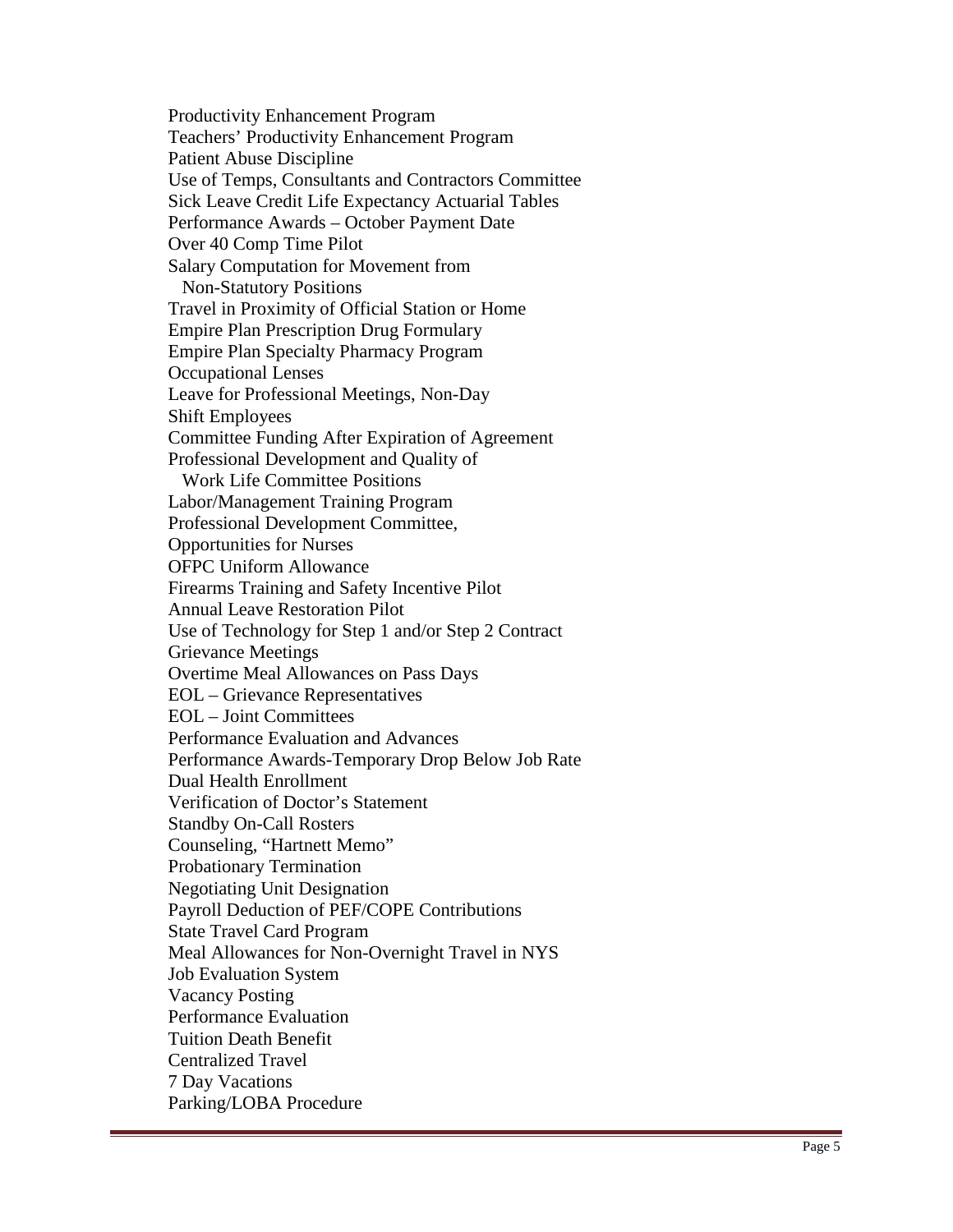Productivity Enhancement Program
Teachers' Productivity Enhancement Program
Patient Abuse Discipline
Use of Temps, Consultants and Contractors Committee
Sick Leave Credit Life Expectancy Actuarial Tables
Performance Awards – October Payment Date
Over 40 Comp Time Pilot
Salary Computation for Movement from
Non-Statutory Positions
Travel in Proximity of Official Station or Home
Empire Plan Prescription Drug Formulary
Empire Plan Specialty Pharmacy Program
Occupational Lenses
Leave for Professional Meetings, Non-Day
Shift Employees
Committee Funding After Expiration of Agreement
Professional Development and Quality of
Work Life Committee Positions
Labor/Management Training Program
Professional Development Committee,
Opportunities for Nurses
OFPC Uniform Allowance
Firearms Training and Safety Incentive Pilot
Annual Leave Restoration Pilot
Use of Technology for Step 1 and/or Step 2 Contract
Grievance Meetings
Overtime Meal Allowances on Pass Days
EOL – Grievance Representatives
EOL – Joint Committees
Performance Evaluation and Advances
Performance Awards-Temporary Drop Below Job Rate
Dual Health Enrollment
Verification of Doctor's Statement
Standby On-Call Rosters
Counseling, "Hartnett Memo"
Probationary Termination
Negotiating Unit Designation
Payroll Deduction of PEF/COPE Contributions
State Travel Card Program
Meal Allowances for Non-Overnight Travel in NYS
Job Evaluation System
Vacancy Posting
Performance Evaluation
Tuition Death Benefit
Centralized Travel
7 Day Vacations
Parking/LOBA Procedure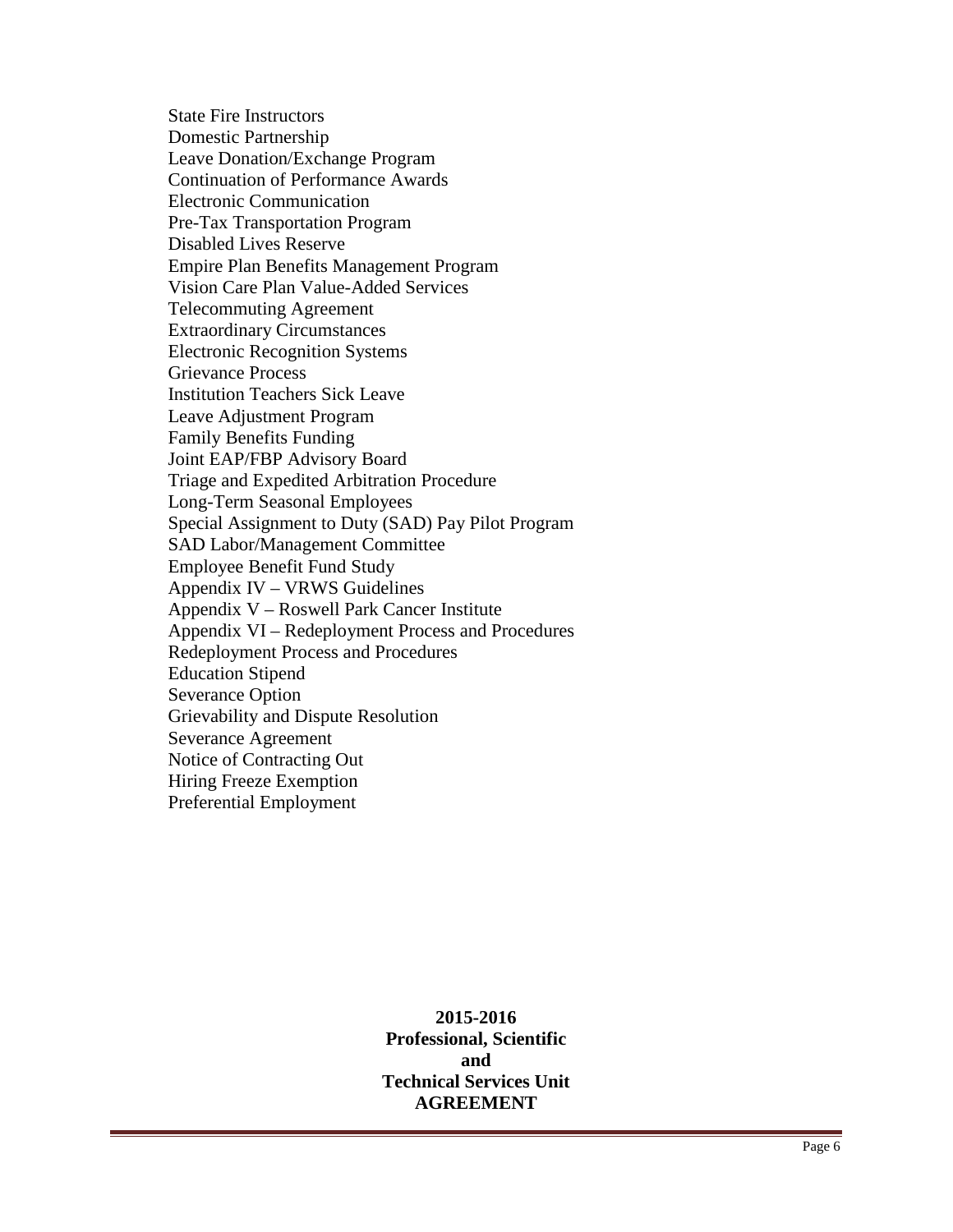State Fire Instructors
Domestic Partnership
Leave Donation/Exchange Program
Continuation of Performance Awards
Electronic Communication
Pre-Tax Transportation Program
Disabled Lives Reserve
Empire Plan Benefits Management Program
Vision Care Plan Value-Added Services
Telecommuting Agreement
Extraordinary Circumstances
Electronic Recognition Systems
Grievance Process
Institution Teachers Sick Leave
Leave Adjustment Program
Family Benefits Funding
Joint EAP/FBP Advisory Board
Triage and Expedited Arbitration Procedure
Long-Term Seasonal Employees
Special Assignment to Duty (SAD) Pay Pilot Program
SAD Labor/Management Committee
Employee Benefit Fund Study
Appendix IV – VRWS Guidelines
Appendix V – Roswell Park Cancer Institute
Appendix VI – Redeployment Process and Procedures
Redeployment Process and Procedures
Education Stipend
Severance Option
Grievability and Dispute Resolution
Severance Agreement
Notice of Contracting Out
Hiring Freeze Exemption
Preferential Employment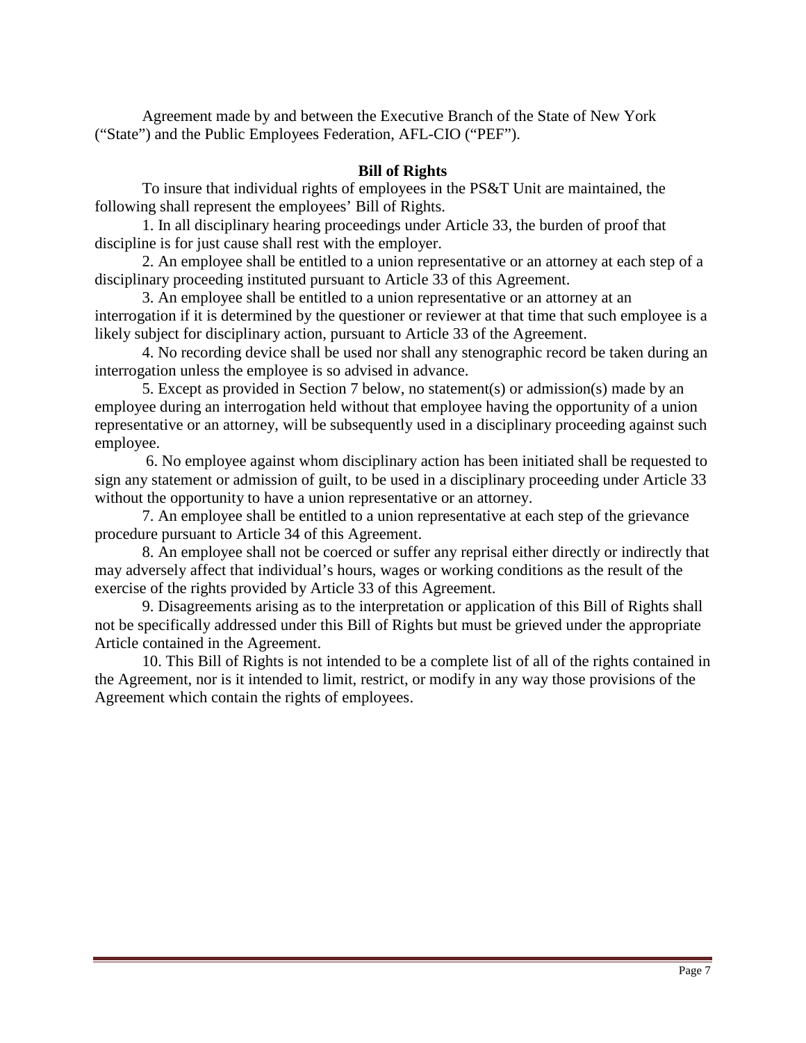Agreement made by and between the Executive Branch of the State of New York ("State") and the Public Employees Federation, AFL-CIO ("PEF").

## Bill of Rights

To insure that individual rights of employees in the PS&T Unit are maintained, the following shall represent the employees' Bill of Rights.

1. In all disciplinary hearing proceedings under Article 33, the burden of proof that discipline is for just cause shall rest with the employer.

2. An employee shall be entitled to a union representative or an attorney at each step of a disciplinary proceeding instituted pursuant to Article 33 of this Agreement.

3. An employee shall be entitled to a union representative or an attorney at an interrogation if it is determined by the questioner or reviewer at that time that such employee is a likely subject for disciplinary action, pursuant to Article 33 of the Agreement.

4. No recording device shall be used nor shall any stenographic record be taken during an interrogation unless the employee is so advised in advance.

5. Except as provided in Section 7 below, no statement(s) or admission(s) made by an employee during an interrogation held without that employee having the opportunity of a union representative or an attorney, will be subsequently used in a disciplinary proceeding against such employee.

6. No employee against whom disciplinary action has been initiated shall be requested to sign any statement or admission of guilt, to be used in a disciplinary proceeding under Article 33 without the opportunity to have a union representative or an attorney.

7. An employee shall be entitled to a union representative at each step of the grievance procedure pursuant to Article 34 of this Agreement.

8. An employee shall not be coerced or suffer any reprisal either directly or indirectly that may adversely affect that individual's hours, wages or working conditions as the result of the exercise of the rights provided by Article 33 of this Agreement.

9. Disagreements arising as to the interpretation or application of this Bill of Rights shall not be specifically addressed under this Bill of Rights but must be grieved under the appropriate Article contained in the Agreement.

10. This Bill of Rights is not intended to be a complete list of all of the rights contained in the Agreement, nor is it intended to limit, restrict, or modify in any way those provisions of the Agreement which contain the rights of employees.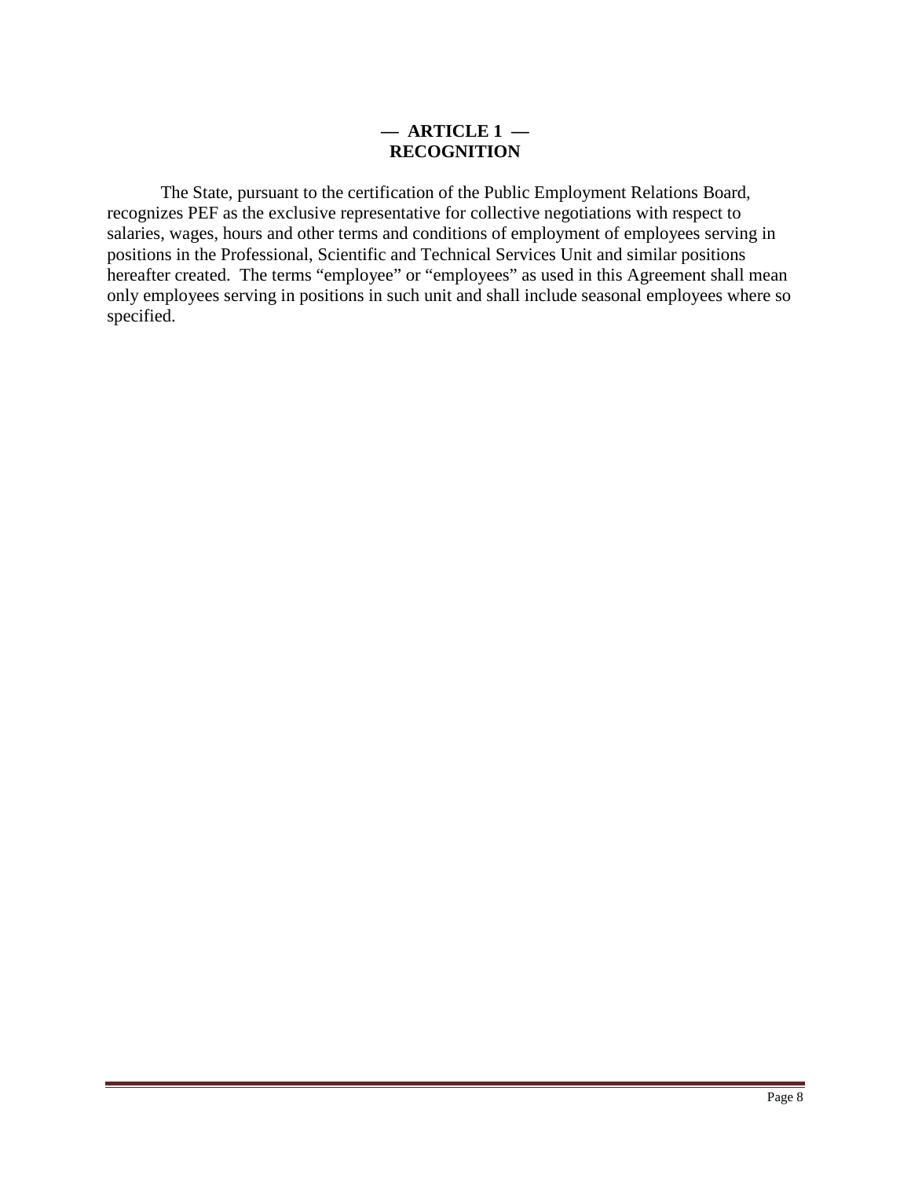## — ARTICLE 1 —
## RECOGNITION

The State, pursuant to the certification of the Public Employment Relations Board, recognizes PEF as the exclusive representative for collective negotiations with respect to salaries, wages, hours and other terms and conditions of employment of employees serving in positions in the Professional, Scientific and Technical Services Unit and similar positions hereafter created. The terms "employee" or "employees" as used in this Agreement shall mean only employees serving in positions in such unit and shall include seasonal employees where so specified.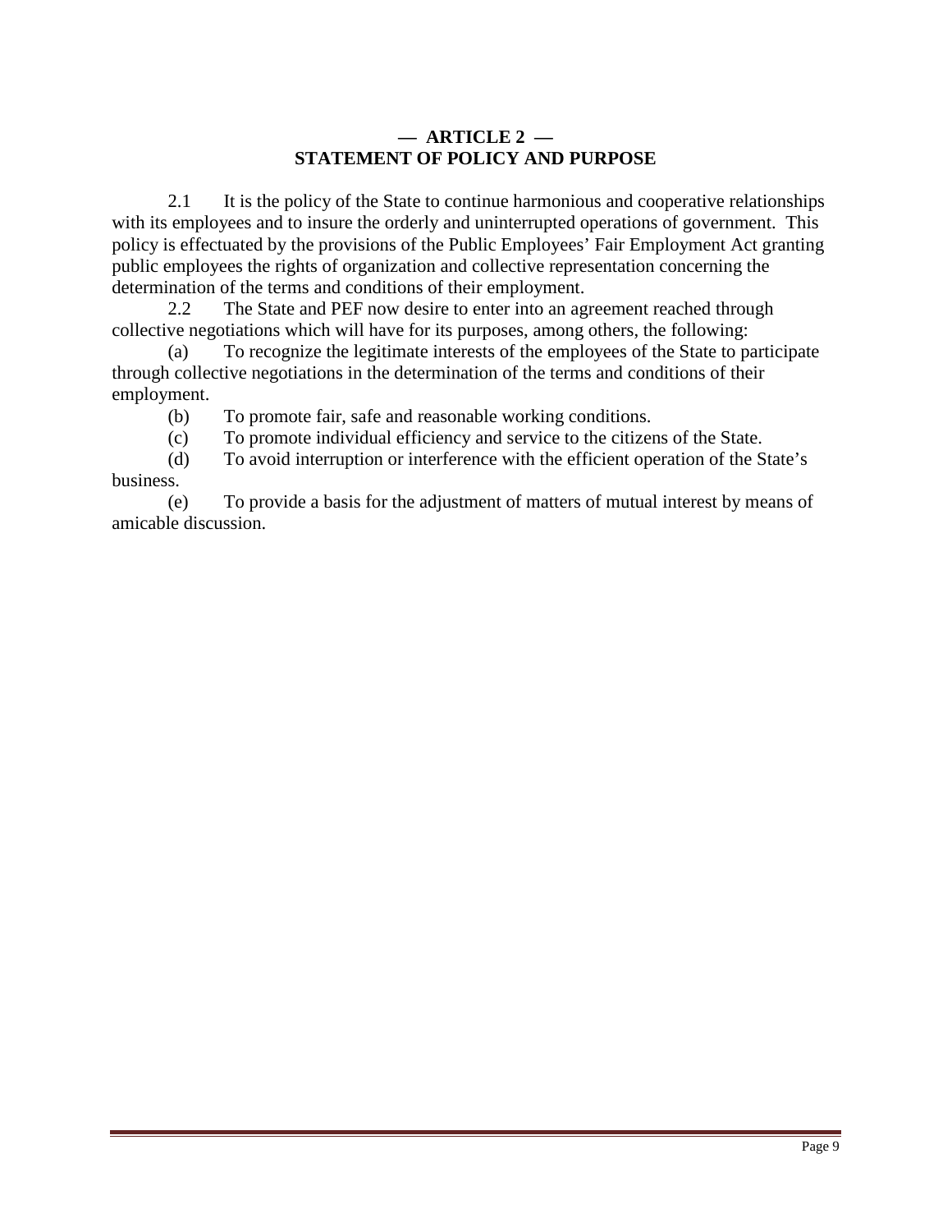## — ARTICLE 2 —
## STATEMENT OF POLICY AND PURPOSE

2.1 It is the policy of the State to continue harmonious and cooperative relationships with its employees and to insure the orderly and uninterrupted operations of government. This policy is effectuated by the provisions of the Public Employees' Fair Employment Act granting public employees the rights of organization and collective representation concerning the determination of the terms and conditions of their employment.

2.2 The State and PEF now desire to enter into an agreement reached through collective negotiations which will have for its purposes, among others, the following:

(a) To recognize the legitimate interests of the employees of the State to participate through collective negotiations in the determination of the terms and conditions of their employment.

(b) To promote fair, safe and reasonable working conditions.

(c) To promote individual efficiency and service to the citizens of the State.

(d) To avoid interruption or interference with the efficient operation of the State's business.

(e) To provide a basis for the adjustment of matters of mutual interest by means of amicable discussion.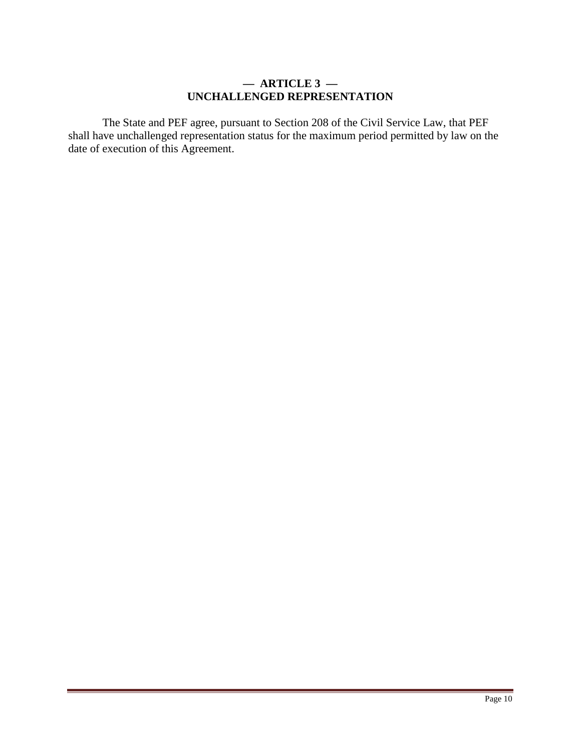## — ARTICLE 3 —
## UNCHALLENGED REPRESENTATION

The State and PEF agree, pursuant to Section 208 of the Civil Service Law, that PEF shall have unchallenged representation status for the maximum period permitted by law on the date of execution of this Agreement.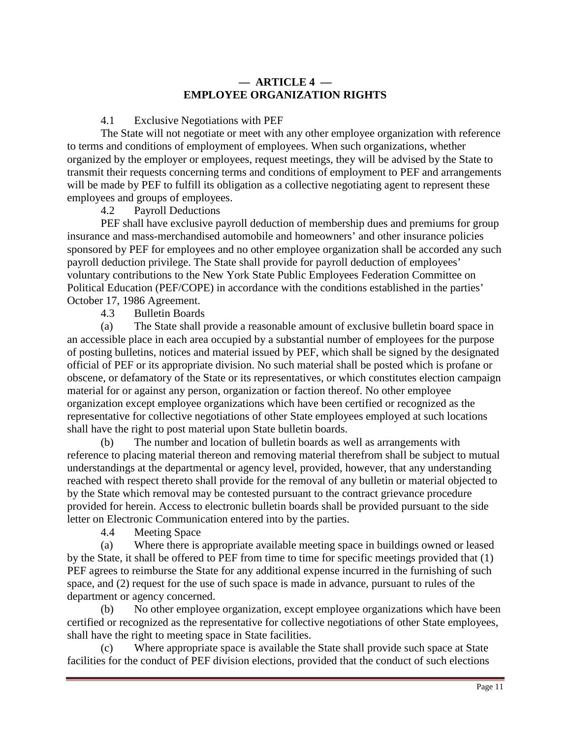## — ARTICLE 4 —
## EMPLOYEE ORGANIZATION RIGHTS

4.1 Exclusive Negotiations with PEF

The State will not negotiate or meet with any other employee organization with reference to terms and conditions of employment of employees. When such organizations, whether organized by the employer or employees, request meetings, they will be advised by the State to transmit their requests concerning terms and conditions of employment to PEF and arrangements will be made by PEF to fulfill its obligation as a collective negotiating agent to represent these employees and groups of employees.

4.2 Payroll Deductions

PEF shall have exclusive payroll deduction of membership dues and premiums for group insurance and mass-merchandised automobile and homeowners' and other insurance policies sponsored by PEF for employees and no other employee organization shall be accorded any such payroll deduction privilege. The State shall provide for payroll deduction of employees' voluntary contributions to the New York State Public Employees Federation Committee on Political Education (PEF/COPE) in accordance with the conditions established in the parties' October 17, 1986 Agreement.

4.3 Bulletin Boards

(a) The State shall provide a reasonable amount of exclusive bulletin board space in an accessible place in each area occupied by a substantial number of employees for the purpose of posting bulletins, notices and material issued by PEF, which shall be signed by the designated official of PEF or its appropriate division. No such material shall be posted which is profane or obscene, or defamatory of the State or its representatives, or which constitutes election campaign material for or against any person, organization or faction thereof. No other employee organization except employee organizations which have been certified or recognized as the representative for collective negotiations of other State employees employed at such locations shall have the right to post material upon State bulletin boards.

(b) The number and location of bulletin boards as well as arrangements with reference to placing material thereon and removing material therefrom shall be subject to mutual understandings at the departmental or agency level, provided, however, that any understanding reached with respect thereto shall provide for the removal of any bulletin or material objected to by the State which removal may be contested pursuant to the contract grievance procedure provided for herein. Access to electronic bulletin boards shall be provided pursuant to the side letter on Electronic Communication entered into by the parties.

4.4 Meeting Space

(a) Where there is appropriate available meeting space in buildings owned or leased by the State, it shall be offered to PEF from time to time for specific meetings provided that (1) PEF agrees to reimburse the State for any additional expense incurred in the furnishing of such space, and (2) request for the use of such space is made in advance, pursuant to rules of the department or agency concerned.

(b) No other employee organization, except employee organizations which have been certified or recognized as the representative for collective negotiations of other State employees, shall have the right to meeting space in State facilities.

(c) Where appropriate space is available the State shall provide such space at State facilities for the conduct of PEF division elections, provided that the conduct of such elections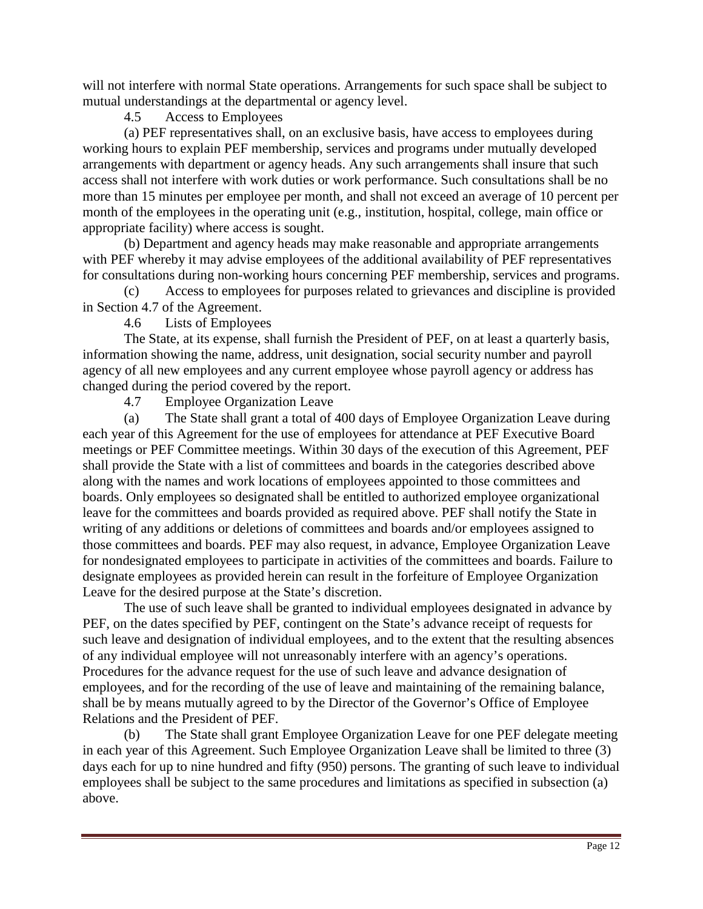will not interfere with normal State operations. Arrangements for such space shall be subject to mutual understandings at the departmental or agency level.

4.5 Access to Employees

(a) PEF representatives shall, on an exclusive basis, have access to employees during working hours to explain PEF membership, services and programs under mutually developed arrangements with department or agency heads. Any such arrangements shall insure that such access shall not interfere with work duties or work performance. Such consultations shall be no more than 15 minutes per employee per month, and shall not exceed an average of 10 percent per month of the employees in the operating unit (e.g., institution, hospital, college, main office or appropriate facility) where access is sought.

(b) Department and agency heads may make reasonable and appropriate arrangements with PEF whereby it may advise employees of the additional availability of PEF representatives for consultations during non-working hours concerning PEF membership, services and programs.

(c) Access to employees for purposes related to grievances and discipline is provided in Section 4.7 of the Agreement.

4.6 Lists of Employees

The State, at its expense, shall furnish the President of PEF, on at least a quarterly basis, information showing the name, address, unit designation, social security number and payroll agency of all new employees and any current employee whose payroll agency or address has changed during the period covered by the report.

4.7 Employee Organization Leave

(a) The State shall grant a total of 400 days of Employee Organization Leave during each year of this Agreement for the use of employees for attendance at PEF Executive Board meetings or PEF Committee meetings. Within 30 days of the execution of this Agreement, PEF shall provide the State with a list of committees and boards in the categories described above along with the names and work locations of employees appointed to those committees and boards. Only employees so designated shall be entitled to authorized employee organizational leave for the committees and boards provided as required above. PEF shall notify the State in writing of any additions or deletions of committees and boards and/or employees assigned to those committees and boards. PEF may also request, in advance, Employee Organization Leave for nondesignated employees to participate in activities of the committees and boards. Failure to designate employees as provided herein can result in the forfeiture of Employee Organization Leave for the desired purpose at the State's discretion.

The use of such leave shall be granted to individual employees designated in advance by PEF, on the dates specified by PEF, contingent on the State's advance receipt of requests for such leave and designation of individual employees, and to the extent that the resulting absences of any individual employee will not unreasonably interfere with an agency's operations. Procedures for the advance request for the use of such leave and advance designation of employees, and for the recording of the use of leave and maintaining of the remaining balance, shall be by means mutually agreed to by the Director of the Governor's Office of Employee Relations and the President of PEF.

(b) The State shall grant Employee Organization Leave for one PEF delegate meeting in each year of this Agreement. Such Employee Organization Leave shall be limited to three (3) days each for up to nine hundred and fifty (950) persons. The granting of such leave to individual employees shall be subject to the same procedures and limitations as specified in subsection (a) above.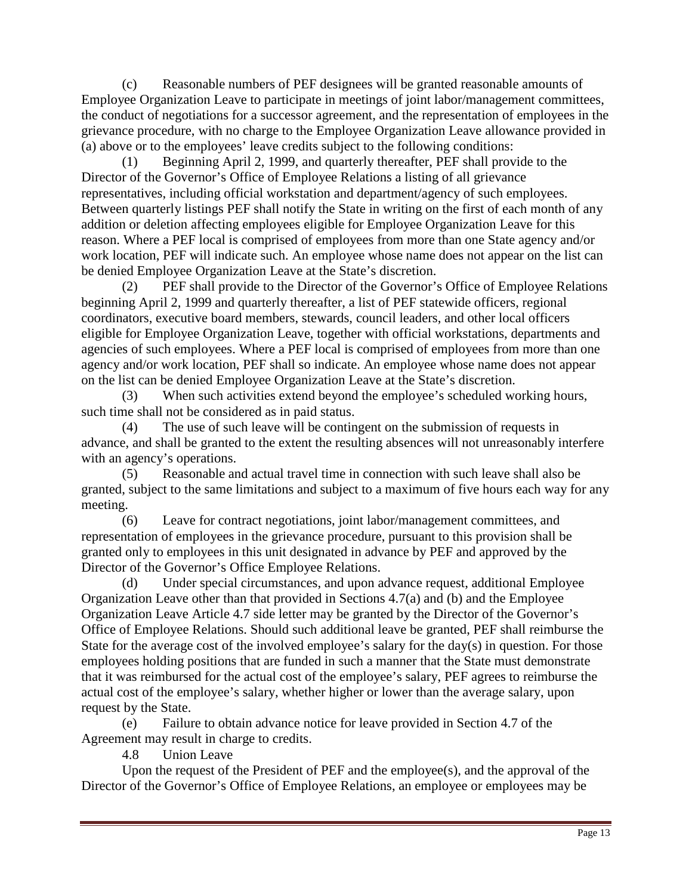(c) Reasonable numbers of PEF designees will be granted reasonable amounts of Employee Organization Leave to participate in meetings of joint labor/management committees, the conduct of negotiations for a successor agreement, and the representation of employees in the grievance procedure, with no charge to the Employee Organization Leave allowance provided in (a) above or to the employees' leave credits subject to the following conditions:

(1) Beginning April 2, 1999, and quarterly thereafter, PEF shall provide to the Director of the Governor's Office of Employee Relations a listing of all grievance representatives, including official workstation and department/agency of such employees. Between quarterly listings PEF shall notify the State in writing on the first of each month of any addition or deletion affecting employees eligible for Employee Organization Leave for this reason. Where a PEF local is comprised of employees from more than one State agency and/or work location, PEF will indicate such. An employee whose name does not appear on the list can be denied Employee Organization Leave at the State's discretion.

(2) PEF shall provide to the Director of the Governor's Office of Employee Relations beginning April 2, 1999 and quarterly thereafter, a list of PEF statewide officers, regional coordinators, executive board members, stewards, council leaders, and other local officers eligible for Employee Organization Leave, together with official workstations, departments and agencies of such employees. Where a PEF local is comprised of employees from more than one agency and/or work location, PEF shall so indicate. An employee whose name does not appear on the list can be denied Employee Organization Leave at the State's discretion.

(3) When such activities extend beyond the employee's scheduled working hours, such time shall not be considered as in paid status.

(4) The use of such leave will be contingent on the submission of requests in advance, and shall be granted to the extent the resulting absences will not unreasonably interfere with an agency's operations.

(5) Reasonable and actual travel time in connection with such leave shall also be granted, subject to the same limitations and subject to a maximum of five hours each way for any meeting.

(6) Leave for contract negotiations, joint labor/management committees, and representation of employees in the grievance procedure, pursuant to this provision shall be granted only to employees in this unit designated in advance by PEF and approved by the Director of the Governor's Office Employee Relations.

(d) Under special circumstances, and upon advance request, additional Employee Organization Leave other than that provided in Sections 4.7(a) and (b) and the Employee Organization Leave Article 4.7 side letter may be granted by the Director of the Governor's Office of Employee Relations. Should such additional leave be granted, PEF shall reimburse the State for the average cost of the involved employee's salary for the day(s) in question. For those employees holding positions that are funded in such a manner that the State must demonstrate that it was reimbursed for the actual cost of the employee's salary, PEF agrees to reimburse the actual cost of the employee's salary, whether higher or lower than the average salary, upon request by the State.

(e) Failure to obtain advance notice for leave provided in Section 4.7 of the Agreement may result in charge to credits.

4.8 Union Leave

Upon the request of the President of PEF and the employee(s), and the approval of the Director of the Governor's Office of Employee Relations, an employee or employees may be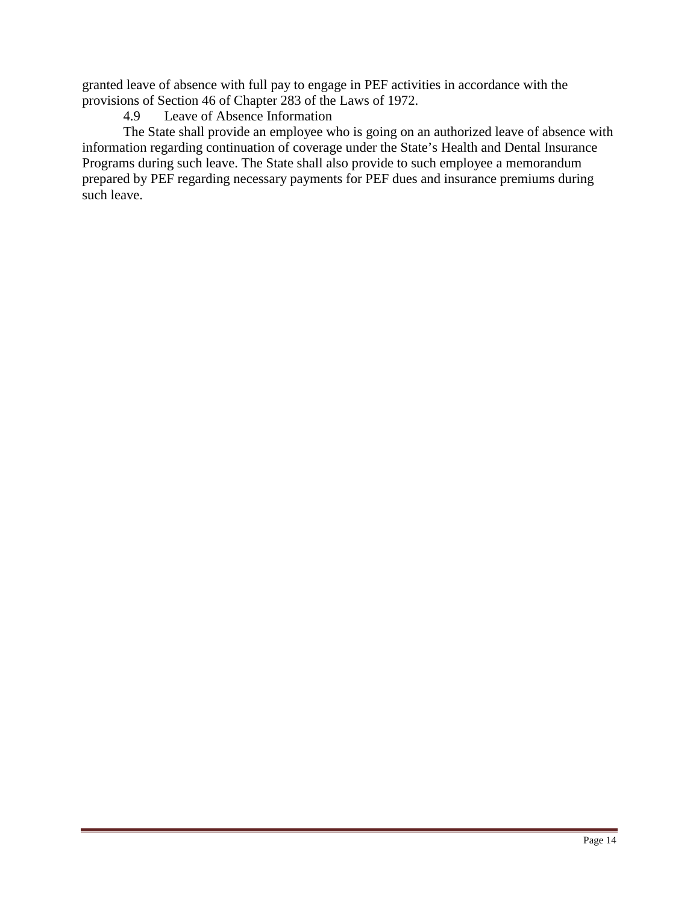granted leave of absence with full pay to engage in PEF activities in accordance with the provisions of Section 46 of Chapter 283 of the Laws of 1972.

4.9 Leave of Absence Information

The State shall provide an employee who is going on an authorized leave of absence with information regarding continuation of coverage under the State's Health and Dental Insurance Programs during such leave. The State shall also provide to such employee a memorandum prepared by PEF regarding necessary payments for PEF dues and insurance premiums during such leave.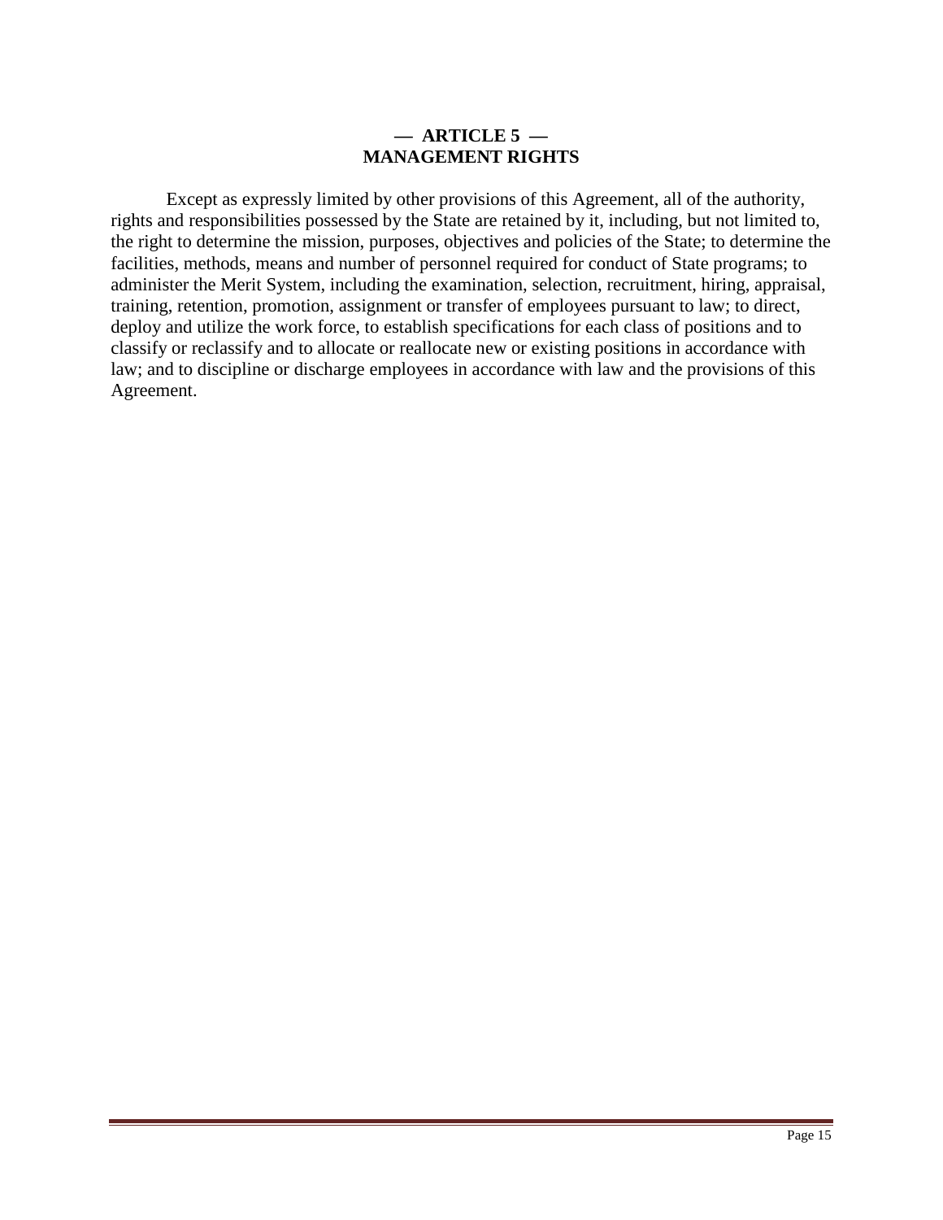# — ARTICLE 5 —
# MANAGEMENT RIGHTS

Except as expressly limited by other provisions of this Agreement, all of the authority, rights and responsibilities possessed by the State are retained by it, including, but not limited to, the right to determine the mission, purposes, objectives and policies of the State; to determine the facilities, methods, means and number of personnel required for conduct of State programs; to administer the Merit System, including the examination, selection, recruitment, hiring, appraisal, training, retention, promotion, assignment or transfer of employees pursuant to law; to direct, deploy and utilize the work force, to establish specifications for each class of positions and to classify or reclassify and to allocate or reallocate new or existing positions in accordance with law; and to discipline or discharge employees in accordance with law and the provisions of this Agreement.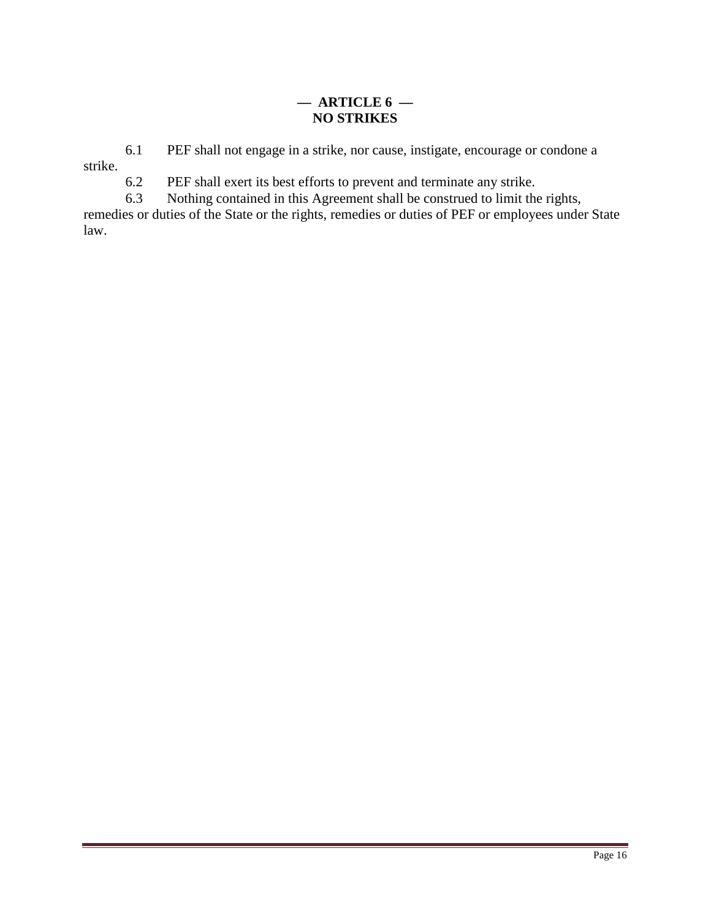## — ARTICLE 6 —
## NO STRIKES

6.1 PEF shall not engage in a strike, nor cause, instigate, encourage or condone a strike.

6.2 PEF shall exert its best efforts to prevent and terminate any strike.

6.3 Nothing contained in this Agreement shall be construed to limit the rights, remedies or duties of the State or the rights, remedies or duties of PEF or employees under State law.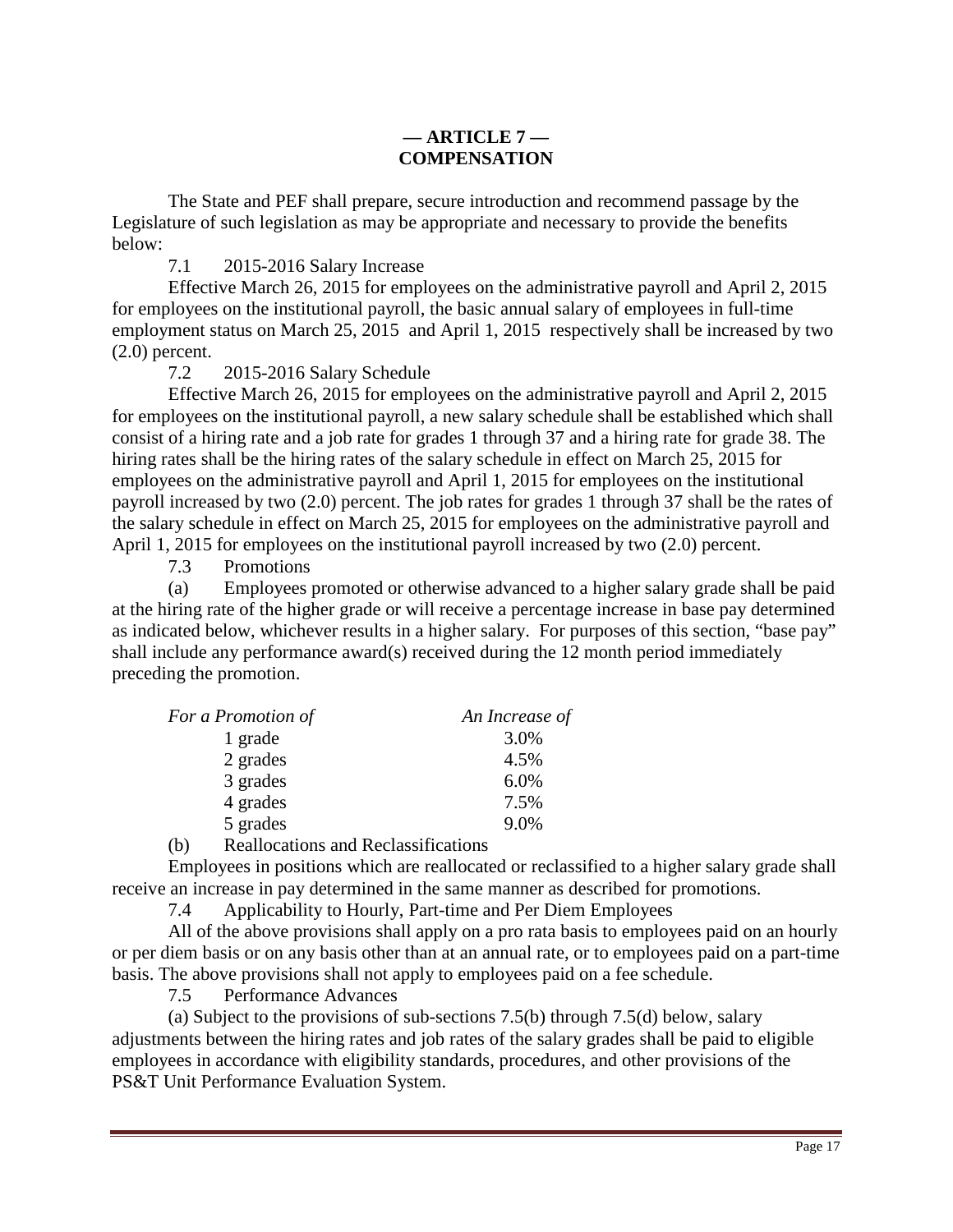# — ARTICLE 7 —
# COMPENSATION

The State and PEF shall prepare, secure introduction and recommend passage by the Legislature of such legislation as may be appropriate and necessary to provide the benefits below:

7.1 2015-2016 Salary Increase

Effective March 26, 2015 for employees on the administrative payroll and April 2, 2015 for employees on the institutional payroll, the basic annual salary of employees in full-time employment status on March 25, 2015 and April 1, 2015 respectively shall be increased by two (2.0) percent.

7.2 2015-2016 Salary Schedule

Effective March 26, 2015 for employees on the administrative payroll and April 2, 2015 for employees on the institutional payroll, a new salary schedule shall be established which shall consist of a hiring rate and a job rate for grades 1 through 37 and a hiring rate for grade 38. The hiring rates shall be the hiring rates of the salary schedule in effect on March 25, 2015 for employees on the administrative payroll and April 1, 2015 for employees on the institutional payroll increased by two (2.0) percent. The job rates for grades 1 through 37 shall be the rates of the salary schedule in effect on March 25, 2015 for employees on the administrative payroll and April 1, 2015 for employees on the institutional payroll increased by two (2.0) percent.

7.3 Promotions

(a) Employees promoted or otherwise advanced to a higher salary grade shall be paid at the hiring rate of the higher grade or will receive a percentage increase in base pay determined as indicated below, whichever results in a higher salary. For purposes of this section, "base pay" shall include any performance award(s) received during the 12 month period immediately preceding the promotion.

| *For a Promotion of* | *An Increase of* |
|---|---|
| 1 grade | 3.0% |
| 2 grades | 4.5% |
| 3 grades | 6.0% |
| 4 grades | 7.5% |
| 5 grades | 9.0% |

(b) Reallocations and Reclassifications

Employees in positions which are reallocated or reclassified to a higher salary grade shall receive an increase in pay determined in the same manner as described for promotions.

7.4 Applicability to Hourly, Part-time and Per Diem Employees

All of the above provisions shall apply on a pro rata basis to employees paid on an hourly or per diem basis or on any basis other than at an annual rate, or to employees paid on a part-time basis. The above provisions shall not apply to employees paid on a fee schedule.

7.5 Performance Advances

(a) Subject to the provisions of sub-sections 7.5(b) through 7.5(d) below, salary adjustments between the hiring rates and job rates of the salary grades shall be paid to eligible employees in accordance with eligibility standards, procedures, and other provisions of the PS&T Unit Performance Evaluation System.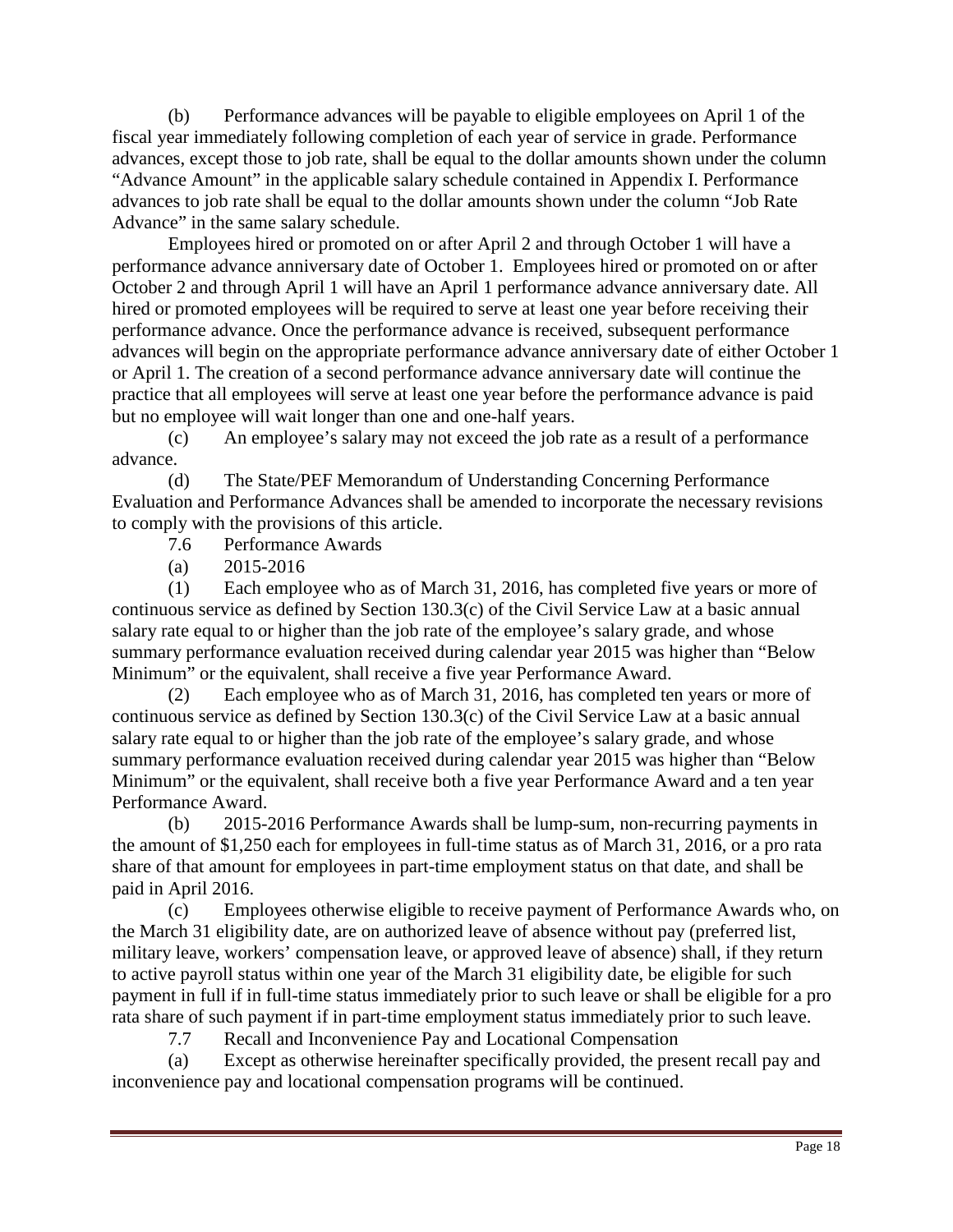(b) Performance advances will be payable to eligible employees on April 1 of the fiscal year immediately following completion of each year of service in grade. Performance advances, except those to job rate, shall be equal to the dollar amounts shown under the column "Advance Amount" in the applicable salary schedule contained in Appendix I. Performance advances to job rate shall be equal to the dollar amounts shown under the column "Job Rate Advance" in the same salary schedule.

Employees hired or promoted on or after April 2 and through October 1 will have a performance advance anniversary date of October 1. Employees hired or promoted on or after October 2 and through April 1 will have an April 1 performance advance anniversary date. All hired or promoted employees will be required to serve at least one year before receiving their performance advance. Once the performance advance is received, subsequent performance advances will begin on the appropriate performance advance anniversary date of either October 1 or April 1. The creation of a second performance advance anniversary date will continue the practice that all employees will serve at least one year before the performance advance is paid but no employee will wait longer than one and one-half years.

(c) An employee's salary may not exceed the job rate as a result of a performance advance.

(d) The State/PEF Memorandum of Understanding Concerning Performance Evaluation and Performance Advances shall be amended to incorporate the necessary revisions to comply with the provisions of this article.

7.6 Performance Awards

(a) 2015-2016

(1) Each employee who as of March 31, 2016, has completed five years or more of continuous service as defined by Section 130.3(c) of the Civil Service Law at a basic annual salary rate equal to or higher than the job rate of the employee's salary grade, and whose summary performance evaluation received during calendar year 2015 was higher than "Below Minimum" or the equivalent, shall receive a five year Performance Award.

(2) Each employee who as of March 31, 2016, has completed ten years or more of continuous service as defined by Section 130.3(c) of the Civil Service Law at a basic annual salary rate equal to or higher than the job rate of the employee's salary grade, and whose summary performance evaluation received during calendar year 2015 was higher than "Below Minimum" or the equivalent, shall receive both a five year Performance Award and a ten year Performance Award.

(b) 2015-2016 Performance Awards shall be lump-sum, non-recurring payments in the amount of $1,250 each for employees in full-time status as of March 31, 2016, or a pro rata share of that amount for employees in part-time employment status on that date, and shall be paid in April 2016.

(c) Employees otherwise eligible to receive payment of Performance Awards who, on the March 31 eligibility date, are on authorized leave of absence without pay (preferred list, military leave, workers' compensation leave, or approved leave of absence) shall, if they return to active payroll status within one year of the March 31 eligibility date, be eligible for such payment in full if in full-time status immediately prior to such leave or shall be eligible for a pro rata share of such payment if in part-time employment status immediately prior to such leave.

7.7 Recall and Inconvenience Pay and Locational Compensation

(a) Except as otherwise hereinafter specifically provided, the present recall pay and inconvenience pay and locational compensation programs will be continued.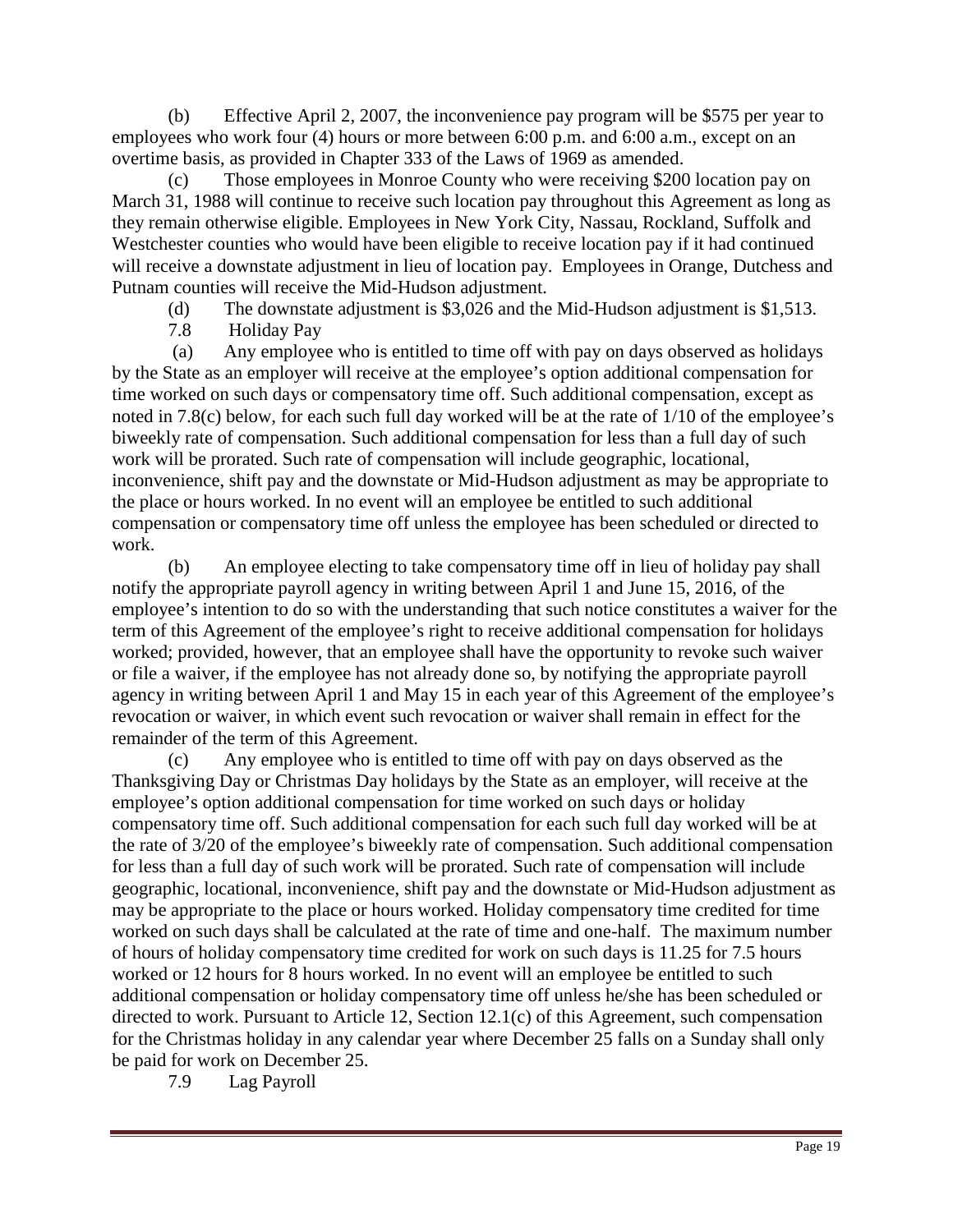(b) Effective April 2, 2007, the inconvenience pay program will be $575 per year to employees who work four (4) hours or more between 6:00 p.m. and 6:00 a.m., except on an overtime basis, as provided in Chapter 333 of the Laws of 1969 as amended.

(c) Those employees in Monroe County who were receiving $200 location pay on March 31, 1988 will continue to receive such location pay throughout this Agreement as long as they remain otherwise eligible. Employees in New York City, Nassau, Rockland, Suffolk and Westchester counties who would have been eligible to receive location pay if it had continued will receive a downstate adjustment in lieu of location pay. Employees in Orange, Dutchess and Putnam counties will receive the Mid-Hudson adjustment.

(d) The downstate adjustment is $3,026 and the Mid-Hudson adjustment is $1,513.

7.8 Holiday Pay

(a) Any employee who is entitled to time off with pay on days observed as holidays by the State as an employer will receive at the employee's option additional compensation for time worked on such days or compensatory time off. Such additional compensation, except as noted in 7.8(c) below, for each such full day worked will be at the rate of 1/10 of the employee's biweekly rate of compensation. Such additional compensation for less than a full day of such work will be prorated. Such rate of compensation will include geographic, locational, inconvenience, shift pay and the downstate or Mid-Hudson adjustment as may be appropriate to the place or hours worked. In no event will an employee be entitled to such additional compensation or compensatory time off unless the employee has been scheduled or directed to work.

(b) An employee electing to take compensatory time off in lieu of holiday pay shall notify the appropriate payroll agency in writing between April 1 and June 15, 2016, of the employee's intention to do so with the understanding that such notice constitutes a waiver for the term of this Agreement of the employee's right to receive additional compensation for holidays worked; provided, however, that an employee shall have the opportunity to revoke such waiver or file a waiver, if the employee has not already done so, by notifying the appropriate payroll agency in writing between April 1 and May 15 in each year of this Agreement of the employee's revocation or waiver, in which event such revocation or waiver shall remain in effect for the remainder of the term of this Agreement.

(c) Any employee who is entitled to time off with pay on days observed as the Thanksgiving Day or Christmas Day holidays by the State as an employer, will receive at the employee's option additional compensation for time worked on such days or holiday compensatory time off. Such additional compensation for each such full day worked will be at the rate of 3/20 of the employee's biweekly rate of compensation. Such additional compensation for less than a full day of such work will be prorated. Such rate of compensation will include geographic, locational, inconvenience, shift pay and the downstate or Mid-Hudson adjustment as may be appropriate to the place or hours worked. Holiday compensatory time credited for time worked on such days shall be calculated at the rate of time and one-half. The maximum number of hours of holiday compensatory time credited for work on such days is 11.25 for 7.5 hours worked or 12 hours for 8 hours worked. In no event will an employee be entitled to such additional compensation or holiday compensatory time off unless he/she has been scheduled or directed to work. Pursuant to Article 12, Section 12.1(c) of this Agreement, such compensation for the Christmas holiday in any calendar year where December 25 falls on a Sunday shall only be paid for work on December 25.

7.9 Lag Payroll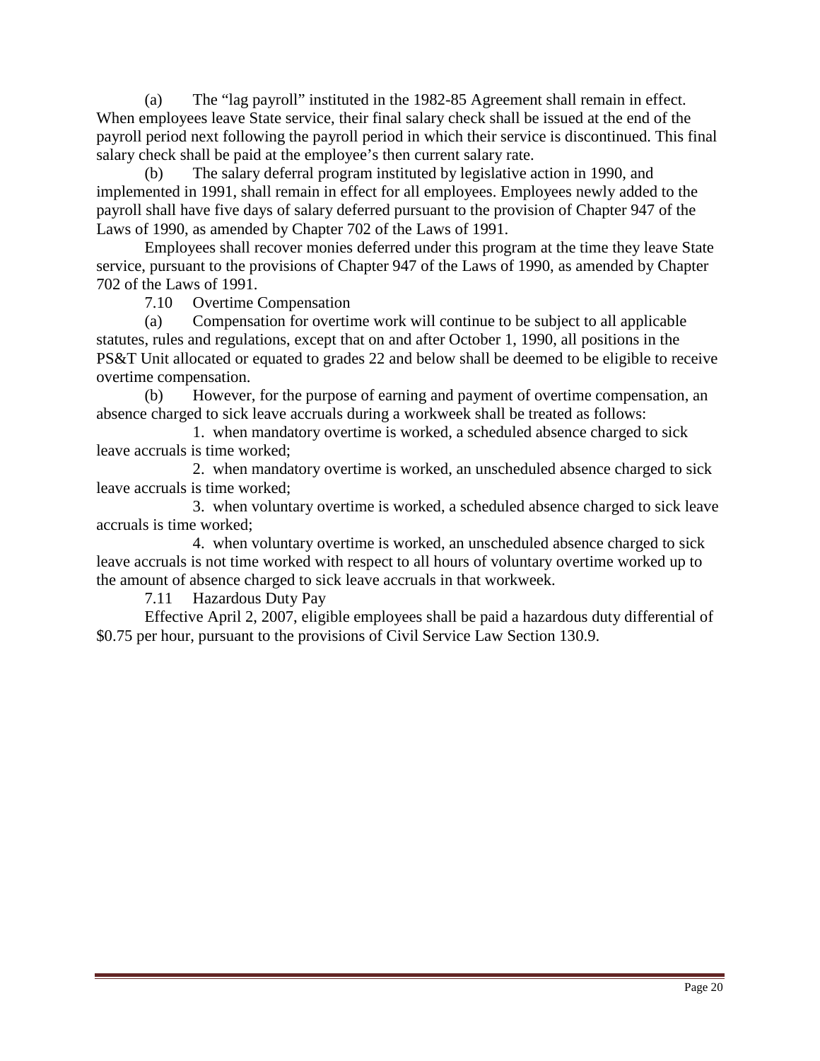(a) The "lag payroll" instituted in the 1982-85 Agreement shall remain in effect. When employees leave State service, their final salary check shall be issued at the end of the payroll period next following the payroll period in which their service is discontinued. This final salary check shall be paid at the employee's then current salary rate.

(b) The salary deferral program instituted by legislative action in 1990, and implemented in 1991, shall remain in effect for all employees. Employees newly added to the payroll shall have five days of salary deferred pursuant to the provision of Chapter 947 of the Laws of 1990, as amended by Chapter 702 of the Laws of 1991.

Employees shall recover monies deferred under this program at the time they leave State service, pursuant to the provisions of Chapter 947 of the Laws of 1990, as amended by Chapter 702 of the Laws of 1991.

7.10 Overtime Compensation

(a) Compensation for overtime work will continue to be subject to all applicable statutes, rules and regulations, except that on and after October 1, 1990, all positions in the PS&T Unit allocated or equated to grades 22 and below shall be deemed to be eligible to receive overtime compensation.

(b) However, for the purpose of earning and payment of overtime compensation, an absence charged to sick leave accruals during a workweek shall be treated as follows:

1. when mandatory overtime is worked, a scheduled absence charged to sick leave accruals is time worked;

2. when mandatory overtime is worked, an unscheduled absence charged to sick leave accruals is time worked;

3. when voluntary overtime is worked, a scheduled absence charged to sick leave accruals is time worked;

4. when voluntary overtime is worked, an unscheduled absence charged to sick leave accruals is not time worked with respect to all hours of voluntary overtime worked up to the amount of absence charged to sick leave accruals in that workweek.

7.11 Hazardous Duty Pay

Effective April 2, 2007, eligible employees shall be paid a hazardous duty differential of $0.75 per hour, pursuant to the provisions of Civil Service Law Section 130.9.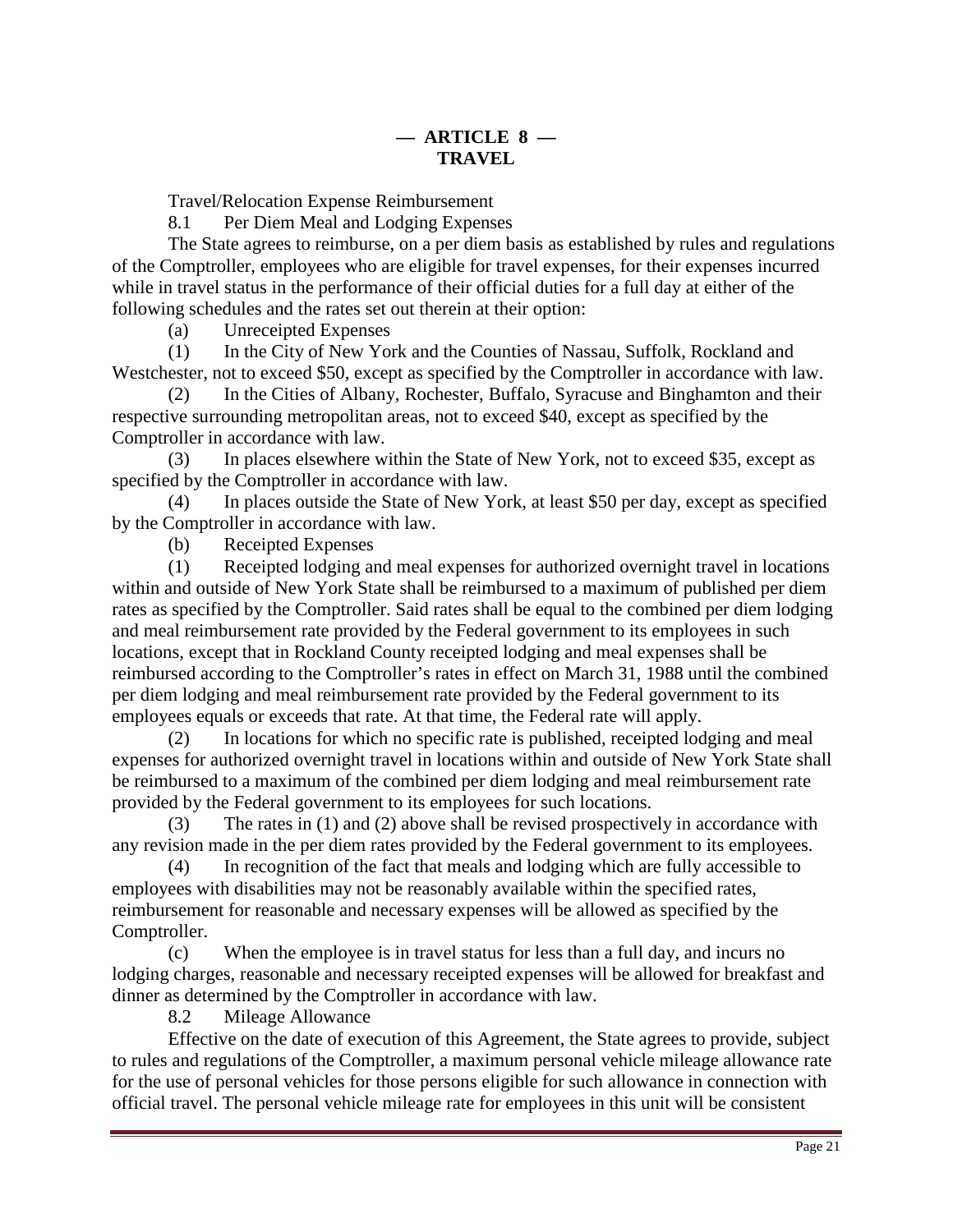# — ARTICLE 8 —
# TRAVEL

Travel/Relocation Expense Reimbursement

8.1 Per Diem Meal and Lodging Expenses

The State agrees to reimburse, on a per diem basis as established by rules and regulations of the Comptroller, employees who are eligible for travel expenses, for their expenses incurred while in travel status in the performance of their official duties for a full day at either of the following schedules and the rates set out therein at their option:

(a) Unreceipted Expenses

(1) In the City of New York and the Counties of Nassau, Suffolk, Rockland and Westchester, not to exceed $50, except as specified by the Comptroller in accordance with law.

(2) In the Cities of Albany, Rochester, Buffalo, Syracuse and Binghamton and their respective surrounding metropolitan areas, not to exceed $40, except as specified by the Comptroller in accordance with law.

(3) In places elsewhere within the State of New York, not to exceed $35, except as specified by the Comptroller in accordance with law.

(4) In places outside the State of New York, at least $50 per day, except as specified by the Comptroller in accordance with law.

(b) Receipted Expenses

(1) Receipted lodging and meal expenses for authorized overnight travel in locations within and outside of New York State shall be reimbursed to a maximum of published per diem rates as specified by the Comptroller. Said rates shall be equal to the combined per diem lodging and meal reimbursement rate provided by the Federal government to its employees in such locations, except that in Rockland County receipted lodging and meal expenses shall be reimbursed according to the Comptroller's rates in effect on March 31, 1988 until the combined per diem lodging and meal reimbursement rate provided by the Federal government to its employees equals or exceeds that rate. At that time, the Federal rate will apply.

(2) In locations for which no specific rate is published, receipted lodging and meal expenses for authorized overnight travel in locations within and outside of New York State shall be reimbursed to a maximum of the combined per diem lodging and meal reimbursement rate provided by the Federal government to its employees for such locations.

(3) The rates in (1) and (2) above shall be revised prospectively in accordance with any revision made in the per diem rates provided by the Federal government to its employees.

(4) In recognition of the fact that meals and lodging which are fully accessible to employees with disabilities may not be reasonably available within the specified rates, reimbursement for reasonable and necessary expenses will be allowed as specified by the Comptroller.

(c) When the employee is in travel status for less than a full day, and incurs no lodging charges, reasonable and necessary receipted expenses will be allowed for breakfast and dinner as determined by the Comptroller in accordance with law.

8.2 Mileage Allowance

Effective on the date of execution of this Agreement, the State agrees to provide, subject to rules and regulations of the Comptroller, a maximum personal vehicle mileage allowance rate for the use of personal vehicles for those persons eligible for such allowance in connection with official travel. The personal vehicle mileage rate for employees in this unit will be consistent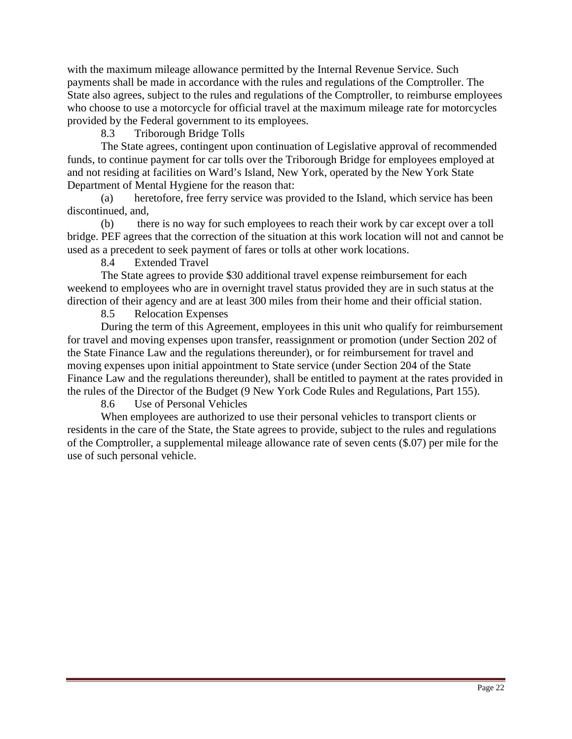with the maximum mileage allowance permitted by the Internal Revenue Service. Such payments shall be made in accordance with the rules and regulations of the Comptroller. The State also agrees, subject to the rules and regulations of the Comptroller, to reimburse employees who choose to use a motorcycle for official travel at the maximum mileage rate for motorcycles provided by the Federal government to its employees.

8.3 Triborough Bridge Tolls

The State agrees, contingent upon continuation of Legislative approval of recommended funds, to continue payment for car tolls over the Triborough Bridge for employees employed at and not residing at facilities on Ward's Island, New York, operated by the New York State Department of Mental Hygiene for the reason that:

(a) heretofore, free ferry service was provided to the Island, which service has been discontinued, and,

(b) there is no way for such employees to reach their work by car except over a toll bridge. PEF agrees that the correction of the situation at this work location will not and cannot be used as a precedent to seek payment of fares or tolls at other work locations.

8.4 Extended Travel

The State agrees to provide $30 additional travel expense reimbursement for each weekend to employees who are in overnight travel status provided they are in such status at the direction of their agency and are at least 300 miles from their home and their official station.

8.5 Relocation Expenses

During the term of this Agreement, employees in this unit who qualify for reimbursement for travel and moving expenses upon transfer, reassignment or promotion (under Section 202 of the State Finance Law and the regulations thereunder), or for reimbursement for travel and moving expenses upon initial appointment to State service (under Section 204 of the State Finance Law and the regulations thereunder), shall be entitled to payment at the rates provided in the rules of the Director of the Budget (9 New York Code Rules and Regulations, Part 155).

8.6 Use of Personal Vehicles

When employees are authorized to use their personal vehicles to transport clients or residents in the care of the State, the State agrees to provide, subject to the rules and regulations of the Comptroller, a supplemental mileage allowance rate of seven cents ($.07) per mile for the use of such personal vehicle.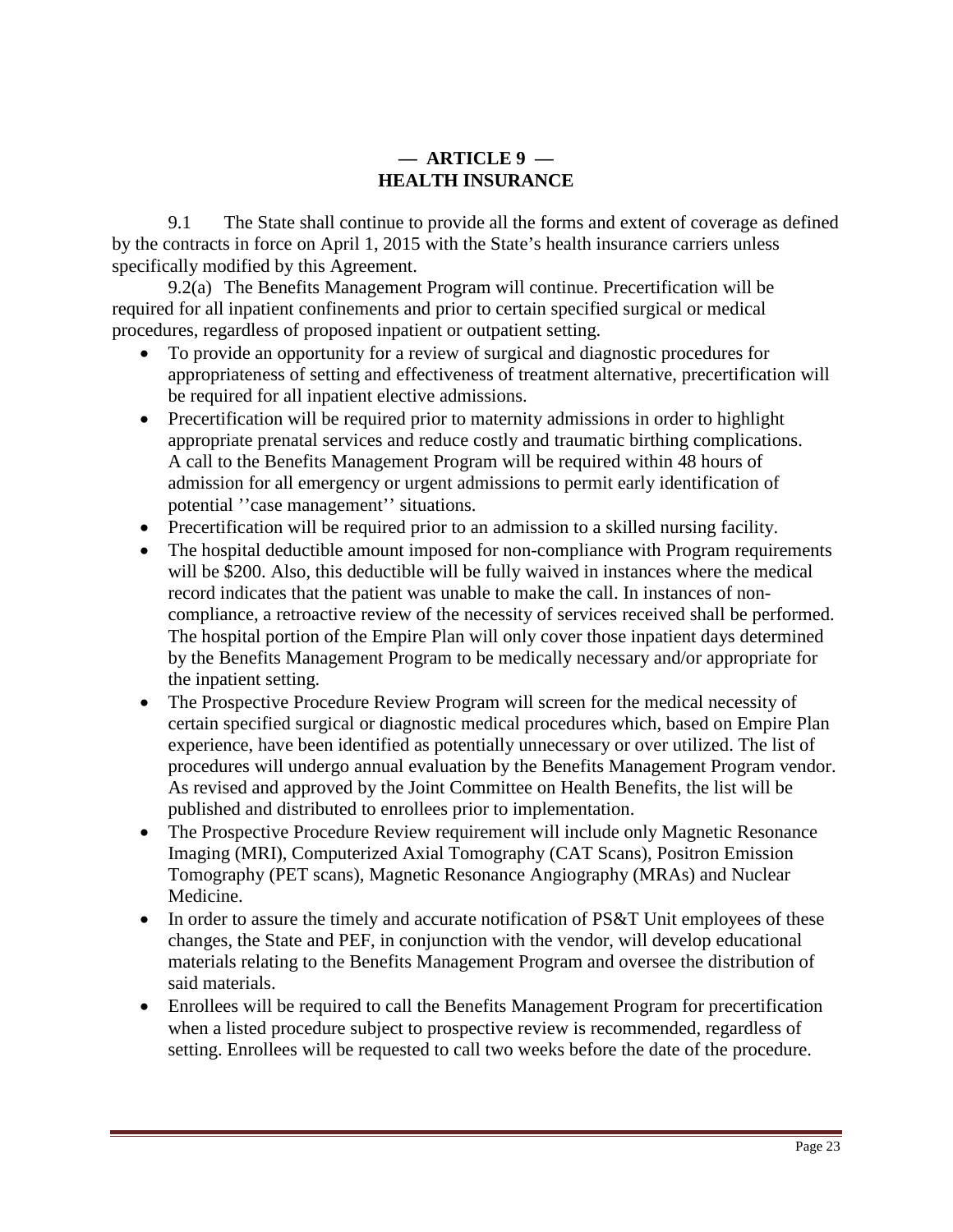# — ARTICLE 9 —
# HEALTH INSURANCE

9.1 The State shall continue to provide all the forms and extent of coverage as defined by the contracts in force on April 1, 2015 with the State's health insurance carriers unless specifically modified by this Agreement.

9.2(a) The Benefits Management Program will continue. Precertification will be required for all inpatient confinements and prior to certain specified surgical or medical procedures, regardless of proposed inpatient or outpatient setting.

- To provide an opportunity for a review of surgical and diagnostic procedures for appropriateness of setting and effectiveness of treatment alternative, precertification will be required for all inpatient elective admissions.
- Precertification will be required prior to maternity admissions in order to highlight appropriate prenatal services and reduce costly and traumatic birthing complications. A call to the Benefits Management Program will be required within 48 hours of admission for all emergency or urgent admissions to permit early identification of potential ''case management'' situations.
- Precertification will be required prior to an admission to a skilled nursing facility.
- The hospital deductible amount imposed for non-compliance with Program requirements will be $200. Also, this deductible will be fully waived in instances where the medical record indicates that the patient was unable to make the call. In instances of non-compliance, a retroactive review of the necessity of services received shall be performed. The hospital portion of the Empire Plan will only cover those inpatient days determined by the Benefits Management Program to be medically necessary and/or appropriate for the inpatient setting.
- The Prospective Procedure Review Program will screen for the medical necessity of certain specified surgical or diagnostic medical procedures which, based on Empire Plan experience, have been identified as potentially unnecessary or over utilized. The list of procedures will undergo annual evaluation by the Benefits Management Program vendor. As revised and approved by the Joint Committee on Health Benefits, the list will be published and distributed to enrollees prior to implementation.
- The Prospective Procedure Review requirement will include only Magnetic Resonance Imaging (MRI), Computerized Axial Tomography (CAT Scans), Positron Emission Tomography (PET scans), Magnetic Resonance Angiography (MRAs) and Nuclear Medicine.
- In order to assure the timely and accurate notification of PS&T Unit employees of these changes, the State and PEF, in conjunction with the vendor, will develop educational materials relating to the Benefits Management Program and oversee the distribution of said materials.
- Enrollees will be required to call the Benefits Management Program for precertification when a listed procedure subject to prospective review is recommended, regardless of setting. Enrollees will be requested to call two weeks before the date of the procedure.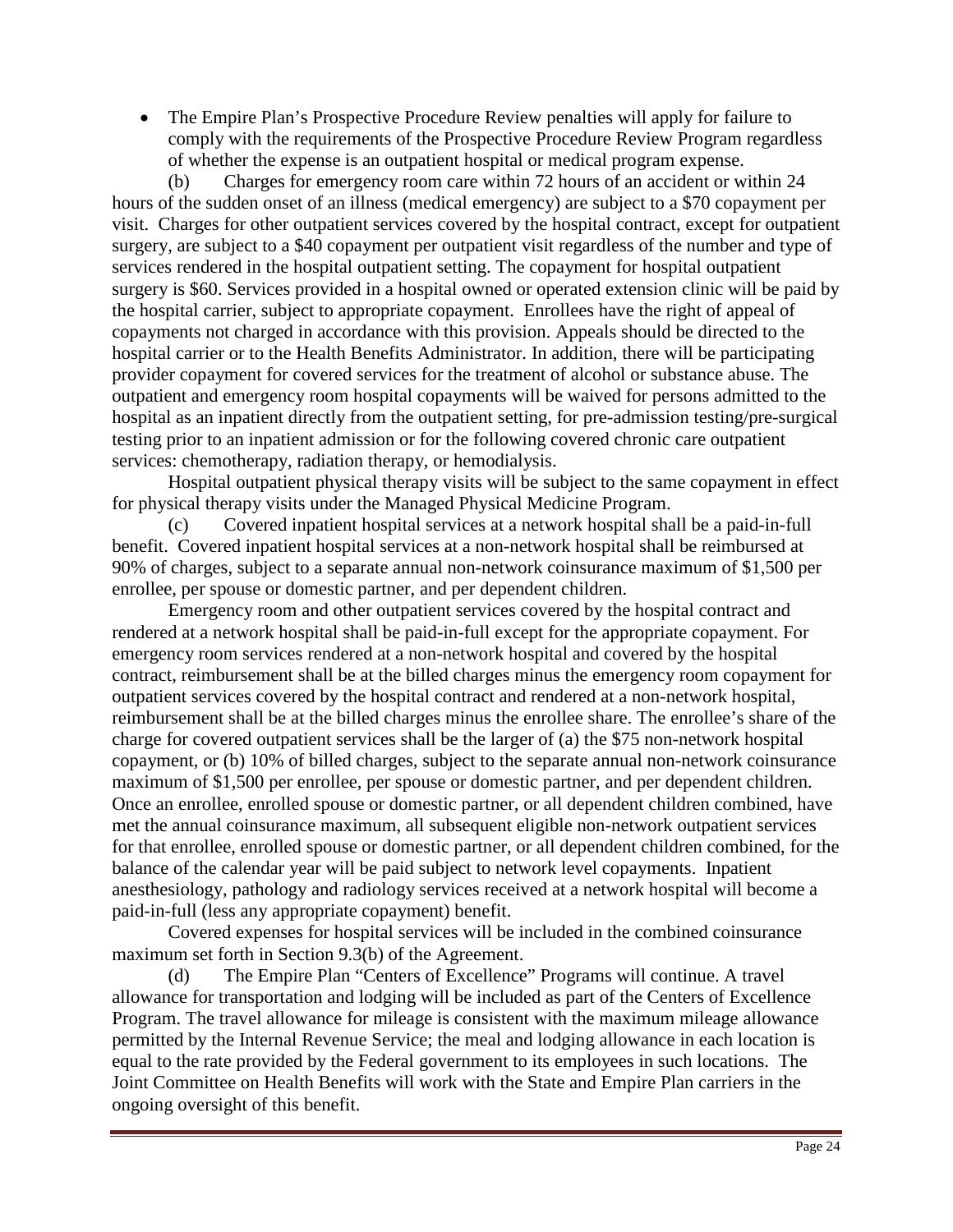- The Empire Plan's Prospective Procedure Review penalties will apply for failure to comply with the requirements of the Prospective Procedure Review Program regardless of whether the expense is an outpatient hospital or medical program expense.

(b) Charges for emergency room care within 72 hours of an accident or within 24 hours of the sudden onset of an illness (medical emergency) are subject to a $70 copayment per visit. Charges for other outpatient services covered by the hospital contract, except for outpatient surgery, are subject to a $40 copayment per outpatient visit regardless of the number and type of services rendered in the hospital outpatient setting. The copayment for hospital outpatient surgery is $60. Services provided in a hospital owned or operated extension clinic will be paid by the hospital carrier, subject to appropriate copayment. Enrollees have the right of appeal of copayments not charged in accordance with this provision. Appeals should be directed to the hospital carrier or to the Health Benefits Administrator. In addition, there will be participating provider copayment for covered services for the treatment of alcohol or substance abuse. The outpatient and emergency room hospital copayments will be waived for persons admitted to the hospital as an inpatient directly from the outpatient setting, for pre-admission testing/pre-surgical testing prior to an inpatient admission or for the following covered chronic care outpatient services: chemotherapy, radiation therapy, or hemodialysis.

Hospital outpatient physical therapy visits will be subject to the same copayment in effect for physical therapy visits under the Managed Physical Medicine Program.

(c) Covered inpatient hospital services at a network hospital shall be a paid-in-full benefit. Covered inpatient hospital services at a non-network hospital shall be reimbursed at 90% of charges, subject to a separate annual non-network coinsurance maximum of $1,500 per enrollee, per spouse or domestic partner, and per dependent children.

Emergency room and other outpatient services covered by the hospital contract and rendered at a network hospital shall be paid-in-full except for the appropriate copayment. For emergency room services rendered at a non-network hospital and covered by the hospital contract, reimbursement shall be at the billed charges minus the emergency room copayment for outpatient services covered by the hospital contract and rendered at a non-network hospital, reimbursement shall be at the billed charges minus the enrollee share. The enrollee's share of the charge for covered outpatient services shall be the larger of (a) the $75 non-network hospital copayment, or (b) 10% of billed charges, subject to the separate annual non-network coinsurance maximum of $1,500 per enrollee, per spouse or domestic partner, and per dependent children. Once an enrollee, enrolled spouse or domestic partner, or all dependent children combined, have met the annual coinsurance maximum, all subsequent eligible non-network outpatient services for that enrollee, enrolled spouse or domestic partner, or all dependent children combined, for the balance of the calendar year will be paid subject to network level copayments. Inpatient anesthesiology, pathology and radiology services received at a network hospital will become a paid-in-full (less any appropriate copayment) benefit.

Covered expenses for hospital services will be included in the combined coinsurance maximum set forth in Section 9.3(b) of the Agreement.

(d) The Empire Plan "Centers of Excellence" Programs will continue. A travel allowance for transportation and lodging will be included as part of the Centers of Excellence Program. The travel allowance for mileage is consistent with the maximum mileage allowance permitted by the Internal Revenue Service; the meal and lodging allowance in each location is equal to the rate provided by the Federal government to its employees in such locations. The Joint Committee on Health Benefits will work with the State and Empire Plan carriers in the ongoing oversight of this benefit.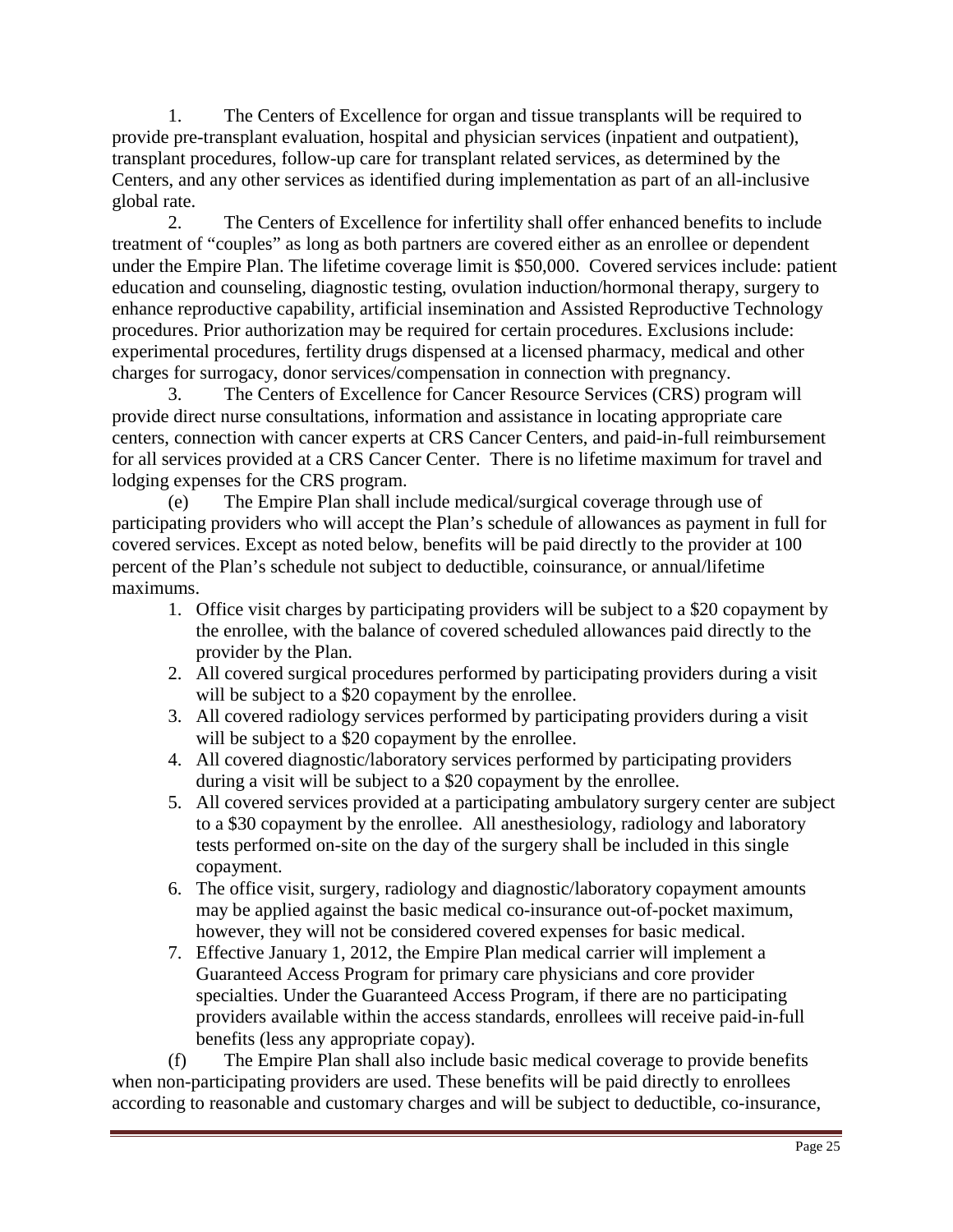1. The Centers of Excellence for organ and tissue transplants will be required to provide pre-transplant evaluation, hospital and physician services (inpatient and outpatient), transplant procedures, follow-up care for transplant related services, as determined by the Centers, and any other services as identified during implementation as part of an all-inclusive global rate.

2. The Centers of Excellence for infertility shall offer enhanced benefits to include treatment of "couples" as long as both partners are covered either as an enrollee or dependent under the Empire Plan. The lifetime coverage limit is $50,000. Covered services include: patient education and counseling, diagnostic testing, ovulation induction/hormonal therapy, surgery to enhance reproductive capability, artificial insemination and Assisted Reproductive Technology procedures. Prior authorization may be required for certain procedures. Exclusions include: experimental procedures, fertility drugs dispensed at a licensed pharmacy, medical and other charges for surrogacy, donor services/compensation in connection with pregnancy.

3. The Centers of Excellence for Cancer Resource Services (CRS) program will provide direct nurse consultations, information and assistance in locating appropriate care centers, connection with cancer experts at CRS Cancer Centers, and paid-in-full reimbursement for all services provided at a CRS Cancer Center. There is no lifetime maximum for travel and lodging expenses for the CRS program.

(e) The Empire Plan shall include medical/surgical coverage through use of participating providers who will accept the Plan's schedule of allowances as payment in full for covered services. Except as noted below, benefits will be paid directly to the provider at 100 percent of the Plan's schedule not subject to deductible, coinsurance, or annual/lifetime maximums.

1. Office visit charges by participating providers will be subject to a $20 copayment by the enrollee, with the balance of covered scheduled allowances paid directly to the provider by the Plan.
2. All covered surgical procedures performed by participating providers during a visit will be subject to a $20 copayment by the enrollee.
3. All covered radiology services performed by participating providers during a visit will be subject to a $20 copayment by the enrollee.
4. All covered diagnostic/laboratory services performed by participating providers during a visit will be subject to a $20 copayment by the enrollee.
5. All covered services provided at a participating ambulatory surgery center are subject to a $30 copayment by the enrollee. All anesthesiology, radiology and laboratory tests performed on-site on the day of the surgery shall be included in this single copayment.
6. The office visit, surgery, radiology and diagnostic/laboratory copayment amounts may be applied against the basic medical co-insurance out-of-pocket maximum, however, they will not be considered covered expenses for basic medical.
7. Effective January 1, 2012, the Empire Plan medical carrier will implement a Guaranteed Access Program for primary care physicians and core provider specialties. Under the Guaranteed Access Program, if there are no participating providers available within the access standards, enrollees will receive paid-in-full benefits (less any appropriate copay).

(f) The Empire Plan shall also include basic medical coverage to provide benefits when non-participating providers are used. These benefits will be paid directly to enrollees according to reasonable and customary charges and will be subject to deductible, co-insurance,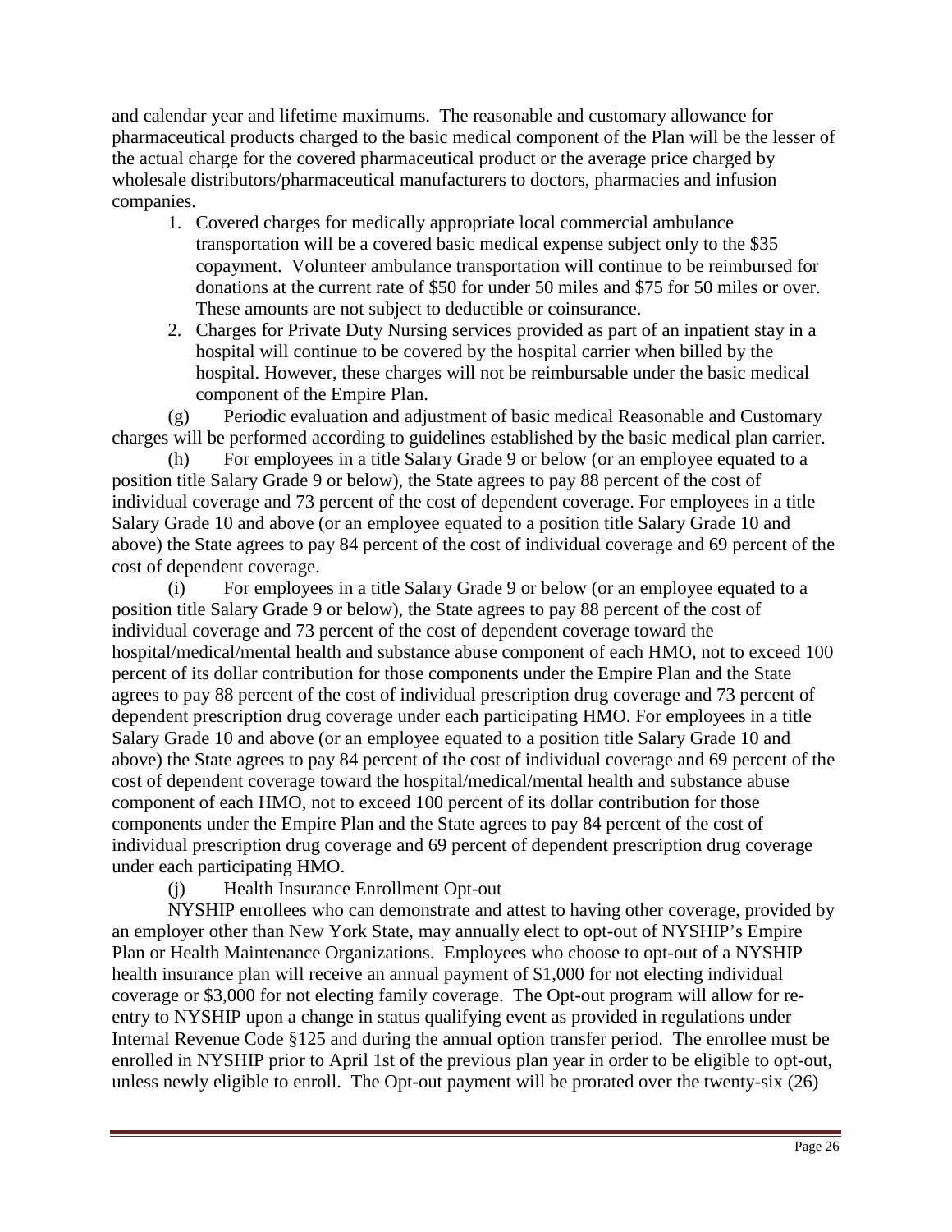and calendar year and lifetime maximums. The reasonable and customary allowance for pharmaceutical products charged to the basic medical component of the Plan will be the lesser of the actual charge for the covered pharmaceutical product or the average price charged by wholesale distributors/pharmaceutical manufacturers to doctors, pharmacies and infusion companies.

1. Covered charges for medically appropriate local commercial ambulance transportation will be a covered basic medical expense subject only to the $35 copayment. Volunteer ambulance transportation will continue to be reimbursed for donations at the current rate of $50 for under 50 miles and $75 for 50 miles or over. These amounts are not subject to deductible or coinsurance.
2. Charges for Private Duty Nursing services provided as part of an inpatient stay in a hospital will continue to be covered by the hospital carrier when billed by the hospital. However, these charges will not be reimbursable under the basic medical component of the Empire Plan.

(g) Periodic evaluation and adjustment of basic medical Reasonable and Customary charges will be performed according to guidelines established by the basic medical plan carrier.

(h) For employees in a title Salary Grade 9 or below (or an employee equated to a position title Salary Grade 9 or below), the State agrees to pay 88 percent of the cost of individual coverage and 73 percent of the cost of dependent coverage. For employees in a title Salary Grade 10 and above (or an employee equated to a position title Salary Grade 10 and above) the State agrees to pay 84 percent of the cost of individual coverage and 69 percent of the cost of dependent coverage.

(i) For employees in a title Salary Grade 9 or below (or an employee equated to a position title Salary Grade 9 or below), the State agrees to pay 88 percent of the cost of individual coverage and 73 percent of the cost of dependent coverage toward the hospital/medical/mental health and substance abuse component of each HMO, not to exceed 100 percent of its dollar contribution for those components under the Empire Plan and the State agrees to pay 88 percent of the cost of individual prescription drug coverage and 73 percent of dependent prescription drug coverage under each participating HMO. For employees in a title Salary Grade 10 and above (or an employee equated to a position title Salary Grade 10 and above) the State agrees to pay 84 percent of the cost of individual coverage and 69 percent of the cost of dependent coverage toward the hospital/medical/mental health and substance abuse component of each HMO, not to exceed 100 percent of its dollar contribution for those components under the Empire Plan and the State agrees to pay 84 percent of the cost of individual prescription drug coverage and 69 percent of dependent prescription drug coverage under each participating HMO.

(j) Health Insurance Enrollment Opt-out

NYSHIP enrollees who can demonstrate and attest to having other coverage, provided by an employer other than New York State, may annually elect to opt-out of NYSHIP's Empire Plan or Health Maintenance Organizations. Employees who choose to opt-out of a NYSHIP health insurance plan will receive an annual payment of $1,000 for not electing individual coverage or $3,000 for not electing family coverage. The Opt-out program will allow for re-entry to NYSHIP upon a change in status qualifying event as provided in regulations under Internal Revenue Code §125 and during the annual option transfer period. The enrollee must be enrolled in NYSHIP prior to April 1st of the previous plan year in order to be eligible to opt-out, unless newly eligible to enroll. The Opt-out payment will be prorated over the twenty-six (26)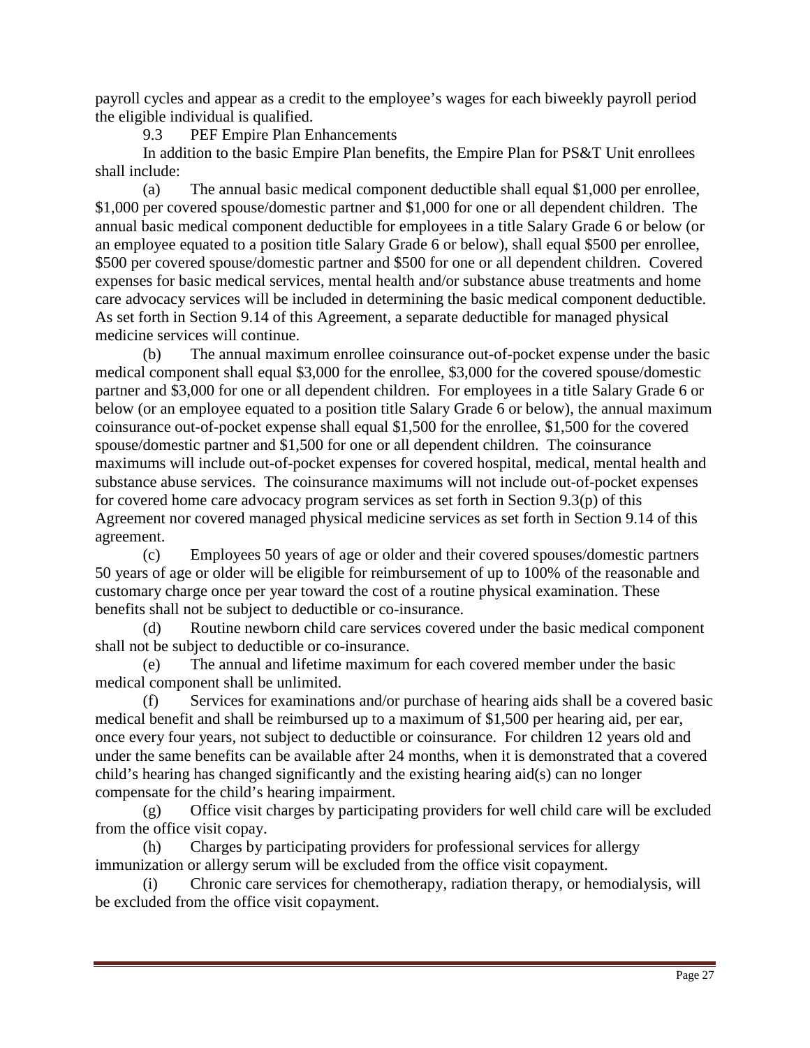payroll cycles and appear as a credit to the employee's wages for each biweekly payroll period the eligible individual is qualified.

9.3 PEF Empire Plan Enhancements

In addition to the basic Empire Plan benefits, the Empire Plan for PS&T Unit enrollees shall include:

(a) The annual basic medical component deductible shall equal $1,000 per enrollee, $1,000 per covered spouse/domestic partner and $1,000 for one or all dependent children. The annual basic medical component deductible for employees in a title Salary Grade 6 or below (or an employee equated to a position title Salary Grade 6 or below), shall equal $500 per enrollee, $500 per covered spouse/domestic partner and $500 for one or all dependent children. Covered expenses for basic medical services, mental health and/or substance abuse treatments and home care advocacy services will be included in determining the basic medical component deductible. As set forth in Section 9.14 of this Agreement, a separate deductible for managed physical medicine services will continue.

(b) The annual maximum enrollee coinsurance out-of-pocket expense under the basic medical component shall equal $3,000 for the enrollee, $3,000 for the covered spouse/domestic partner and $3,000 for one or all dependent children. For employees in a title Salary Grade 6 or below (or an employee equated to a position title Salary Grade 6 or below), the annual maximum coinsurance out-of-pocket expense shall equal $1,500 for the enrollee, $1,500 for the covered spouse/domestic partner and $1,500 for one or all dependent children. The coinsurance maximums will include out-of-pocket expenses for covered hospital, medical, mental health and substance abuse services. The coinsurance maximums will not include out-of-pocket expenses for covered home care advocacy program services as set forth in Section 9.3(p) of this Agreement nor covered managed physical medicine services as set forth in Section 9.14 of this agreement.

(c) Employees 50 years of age or older and their covered spouses/domestic partners 50 years of age or older will be eligible for reimbursement of up to 100% of the reasonable and customary charge once per year toward the cost of a routine physical examination. These benefits shall not be subject to deductible or co-insurance.

(d) Routine newborn child care services covered under the basic medical component shall not be subject to deductible or co-insurance.

(e) The annual and lifetime maximum for each covered member under the basic medical component shall be unlimited.

(f) Services for examinations and/or purchase of hearing aids shall be a covered basic medical benefit and shall be reimbursed up to a maximum of $1,500 per hearing aid, per ear, once every four years, not subject to deductible or coinsurance. For children 12 years old and under the same benefits can be available after 24 months, when it is demonstrated that a covered child's hearing has changed significantly and the existing hearing aid(s) can no longer compensate for the child's hearing impairment.

(g) Office visit charges by participating providers for well child care will be excluded from the office visit copay.

(h) Charges by participating providers for professional services for allergy immunization or allergy serum will be excluded from the office visit copayment.

(i) Chronic care services for chemotherapy, radiation therapy, or hemodialysis, will be excluded from the office visit copayment.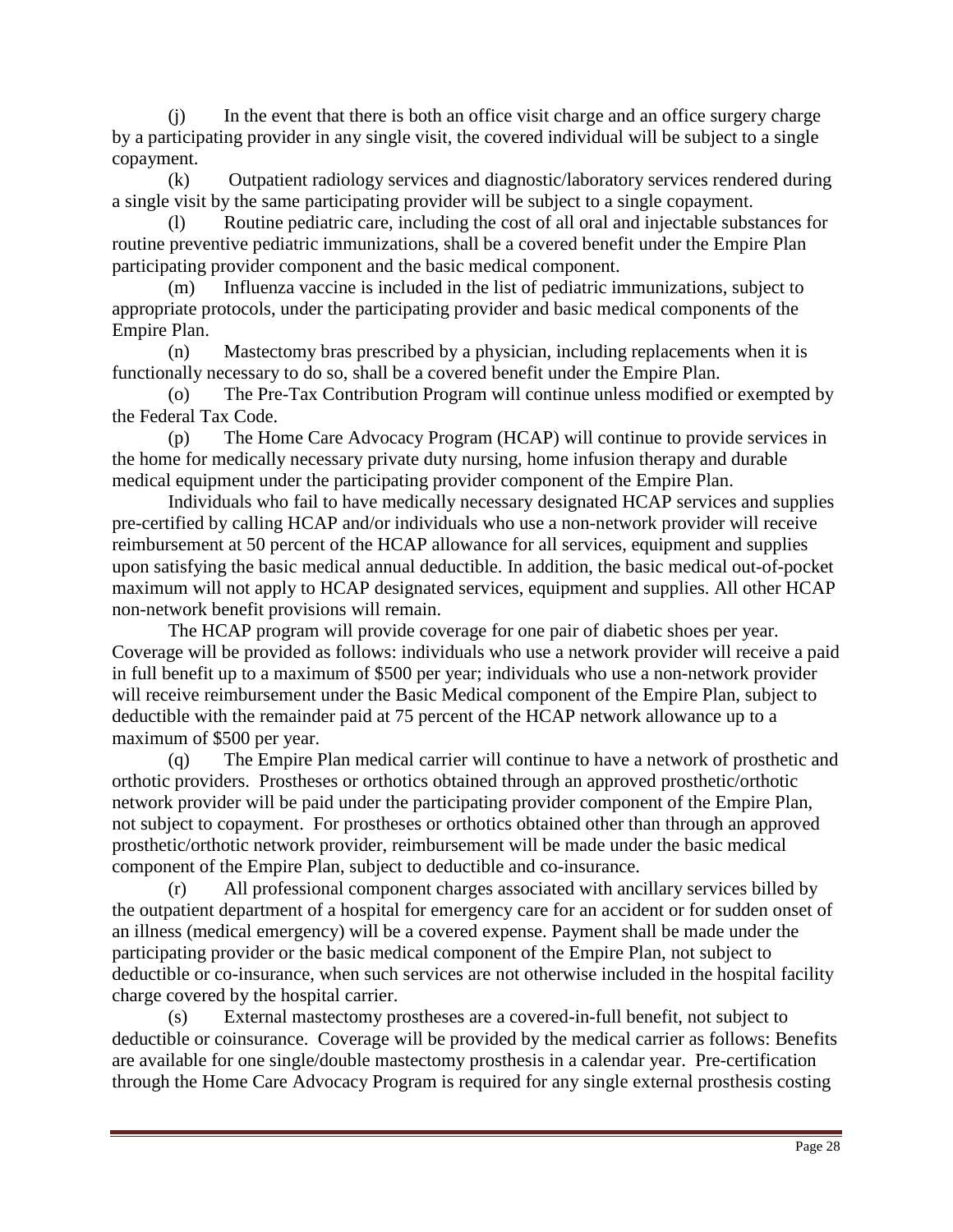(j) In the event that there is both an office visit charge and an office surgery charge by a participating provider in any single visit, the covered individual will be subject to a single copayment.

(k) Outpatient radiology services and diagnostic/laboratory services rendered during a single visit by the same participating provider will be subject to a single copayment.

(l) Routine pediatric care, including the cost of all oral and injectable substances for routine preventive pediatric immunizations, shall be a covered benefit under the Empire Plan participating provider component and the basic medical component.

(m) Influenza vaccine is included in the list of pediatric immunizations, subject to appropriate protocols, under the participating provider and basic medical components of the Empire Plan.

(n) Mastectomy bras prescribed by a physician, including replacements when it is functionally necessary to do so, shall be a covered benefit under the Empire Plan.

(o) The Pre-Tax Contribution Program will continue unless modified or exempted by the Federal Tax Code.

(p) The Home Care Advocacy Program (HCAP) will continue to provide services in the home for medically necessary private duty nursing, home infusion therapy and durable medical equipment under the participating provider component of the Empire Plan.

Individuals who fail to have medically necessary designated HCAP services and supplies pre-certified by calling HCAP and/or individuals who use a non-network provider will receive reimbursement at 50 percent of the HCAP allowance for all services, equipment and supplies upon satisfying the basic medical annual deductible. In addition, the basic medical out-of-pocket maximum will not apply to HCAP designated services, equipment and supplies. All other HCAP non-network benefit provisions will remain.

The HCAP program will provide coverage for one pair of diabetic shoes per year. Coverage will be provided as follows: individuals who use a network provider will receive a paid in full benefit up to a maximum of $500 per year; individuals who use a non-network provider will receive reimbursement under the Basic Medical component of the Empire Plan, subject to deductible with the remainder paid at 75 percent of the HCAP network allowance up to a maximum of $500 per year.

(q) The Empire Plan medical carrier will continue to have a network of prosthetic and orthotic providers. Prostheses or orthotics obtained through an approved prosthetic/orthotic network provider will be paid under the participating provider component of the Empire Plan, not subject to copayment. For prostheses or orthotics obtained other than through an approved prosthetic/orthotic network provider, reimbursement will be made under the basic medical component of the Empire Plan, subject to deductible and co-insurance.

(r) All professional component charges associated with ancillary services billed by the outpatient department of a hospital for emergency care for an accident or for sudden onset of an illness (medical emergency) will be a covered expense. Payment shall be made under the participating provider or the basic medical component of the Empire Plan, not subject to deductible or co-insurance, when such services are not otherwise included in the hospital facility charge covered by the hospital carrier.

(s) External mastectomy prostheses are a covered-in-full benefit, not subject to deductible or coinsurance. Coverage will be provided by the medical carrier as follows: Benefits are available for one single/double mastectomy prosthesis in a calendar year. Pre-certification through the Home Care Advocacy Program is required for any single external prosthesis costing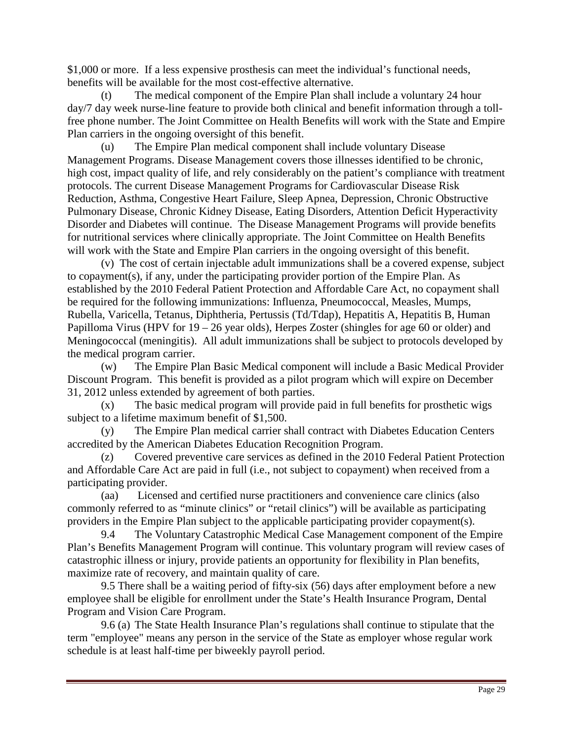$1,000 or more. If a less expensive prosthesis can meet the individual's functional needs, benefits will be available for the most cost-effective alternative.

(t) The medical component of the Empire Plan shall include a voluntary 24 hour day/7 day week nurse-line feature to provide both clinical and benefit information through a toll-free phone number. The Joint Committee on Health Benefits will work with the State and Empire Plan carriers in the ongoing oversight of this benefit.

(u) The Empire Plan medical component shall include voluntary Disease Management Programs. Disease Management covers those illnesses identified to be chronic, high cost, impact quality of life, and rely considerably on the patient's compliance with treatment protocols. The current Disease Management Programs for Cardiovascular Disease Risk Reduction, Asthma, Congestive Heart Failure, Sleep Apnea, Depression, Chronic Obstructive Pulmonary Disease, Chronic Kidney Disease, Eating Disorders, Attention Deficit Hyperactivity Disorder and Diabetes will continue. The Disease Management Programs will provide benefits for nutritional services where clinically appropriate. The Joint Committee on Health Benefits will work with the State and Empire Plan carriers in the ongoing oversight of this benefit.

(v) The cost of certain injectable adult immunizations shall be a covered expense, subject to copayment(s), if any, under the participating provider portion of the Empire Plan. As established by the 2010 Federal Patient Protection and Affordable Care Act, no copayment shall be required for the following immunizations: Influenza, Pneumococcal, Measles, Mumps, Rubella, Varicella, Tetanus, Diphtheria, Pertussis (Td/Tdap), Hepatitis A, Hepatitis B, Human Papilloma Virus (HPV for 19 – 26 year olds), Herpes Zoster (shingles for age 60 or older) and Meningococcal (meningitis). All adult immunizations shall be subject to protocols developed by the medical program carrier.

(w) The Empire Plan Basic Medical component will include a Basic Medical Provider Discount Program. This benefit is provided as a pilot program which will expire on December 31, 2012 unless extended by agreement of both parties.

(x) The basic medical program will provide paid in full benefits for prosthetic wigs subject to a lifetime maximum benefit of $1,500.

(y) The Empire Plan medical carrier shall contract with Diabetes Education Centers accredited by the American Diabetes Education Recognition Program.

(z) Covered preventive care services as defined in the 2010 Federal Patient Protection and Affordable Care Act are paid in full (i.e., not subject to copayment) when received from a participating provider.

(aa) Licensed and certified nurse practitioners and convenience care clinics (also commonly referred to as "minute clinics" or "retail clinics") will be available as participating providers in the Empire Plan subject to the applicable participating provider copayment(s).

9.4 The Voluntary Catastrophic Medical Case Management component of the Empire Plan's Benefits Management Program will continue. This voluntary program will review cases of catastrophic illness or injury, provide patients an opportunity for flexibility in Plan benefits, maximize rate of recovery, and maintain quality of care.

9.5 There shall be a waiting period of fifty-six (56) days after employment before a new employee shall be eligible for enrollment under the State's Health Insurance Program, Dental Program and Vision Care Program.

9.6 (a) The State Health Insurance Plan's regulations shall continue to stipulate that the term "employee" means any person in the service of the State as employer whose regular work schedule is at least half-time per biweekly payroll period.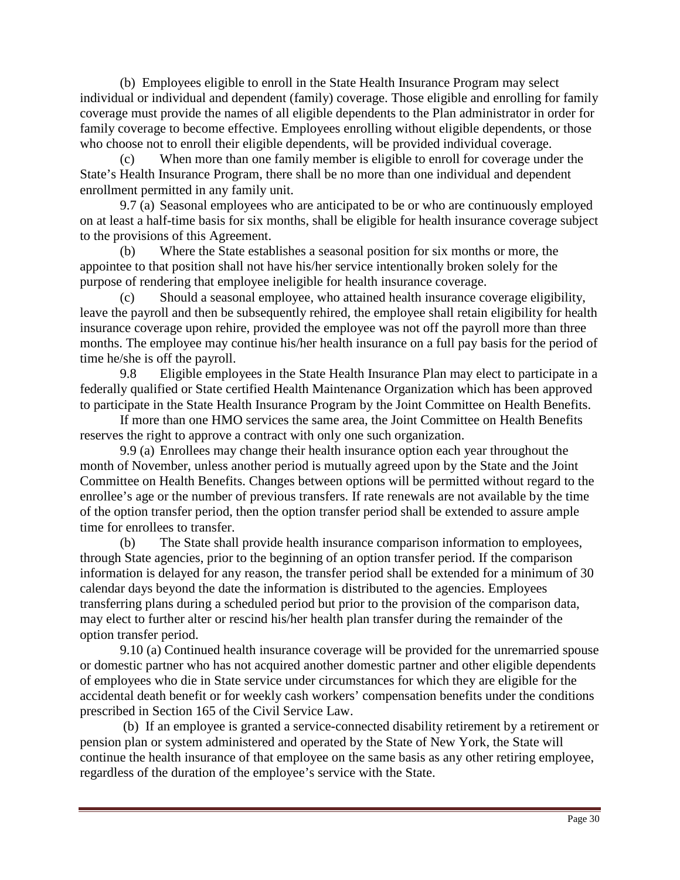(b) Employees eligible to enroll in the State Health Insurance Program may select individual or individual and dependent (family) coverage. Those eligible and enrolling for family coverage must provide the names of all eligible dependents to the Plan administrator in order for family coverage to become effective. Employees enrolling without eligible dependents, or those who choose not to enroll their eligible dependents, will be provided individual coverage.

(c) When more than one family member is eligible to enroll for coverage under the State's Health Insurance Program, there shall be no more than one individual and dependent enrollment permitted in any family unit.

9.7 (a) Seasonal employees who are anticipated to be or who are continuously employed on at least a half-time basis for six months, shall be eligible for health insurance coverage subject to the provisions of this Agreement.

(b) Where the State establishes a seasonal position for six months or more, the appointee to that position shall not have his/her service intentionally broken solely for the purpose of rendering that employee ineligible for health insurance coverage.

(c) Should a seasonal employee, who attained health insurance coverage eligibility, leave the payroll and then be subsequently rehired, the employee shall retain eligibility for health insurance coverage upon rehire, provided the employee was not off the payroll more than three months. The employee may continue his/her health insurance on a full pay basis for the period of time he/she is off the payroll.

9.8 Eligible employees in the State Health Insurance Plan may elect to participate in a federally qualified or State certified Health Maintenance Organization which has been approved to participate in the State Health Insurance Program by the Joint Committee on Health Benefits.

If more than one HMO services the same area, the Joint Committee on Health Benefits reserves the right to approve a contract with only one such organization.

9.9 (a) Enrollees may change their health insurance option each year throughout the month of November, unless another period is mutually agreed upon by the State and the Joint Committee on Health Benefits. Changes between options will be permitted without regard to the enrollee's age or the number of previous transfers. If rate renewals are not available by the time of the option transfer period, then the option transfer period shall be extended to assure ample time for enrollees to transfer.

(b) The State shall provide health insurance comparison information to employees, through State agencies, prior to the beginning of an option transfer period. If the comparison information is delayed for any reason, the transfer period shall be extended for a minimum of 30 calendar days beyond the date the information is distributed to the agencies. Employees transferring plans during a scheduled period but prior to the provision of the comparison data, may elect to further alter or rescind his/her health plan transfer during the remainder of the option transfer period.

9.10 (a) Continued health insurance coverage will be provided for the unremarried spouse or domestic partner who has not acquired another domestic partner and other eligible dependents of employees who die in State service under circumstances for which they are eligible for the accidental death benefit or for weekly cash workers' compensation benefits under the conditions prescribed in Section 165 of the Civil Service Law.

(b) If an employee is granted a service-connected disability retirement by a retirement or pension plan or system administered and operated by the State of New York, the State will continue the health insurance of that employee on the same basis as any other retiring employee, regardless of the duration of the employee's service with the State.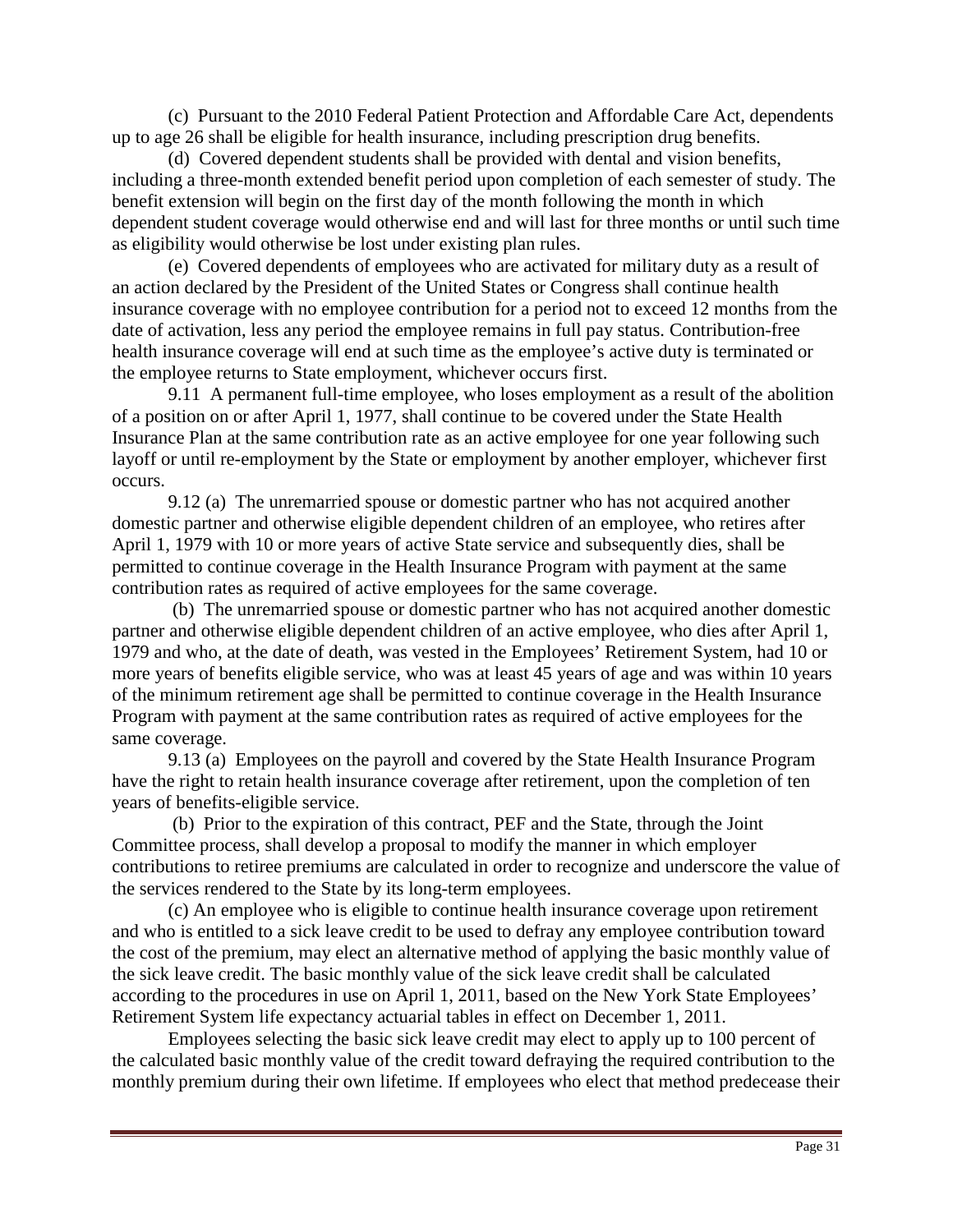(c) Pursuant to the 2010 Federal Patient Protection and Affordable Care Act, dependents up to age 26 shall be eligible for health insurance, including prescription drug benefits.

(d) Covered dependent students shall be provided with dental and vision benefits, including a three-month extended benefit period upon completion of each semester of study. The benefit extension will begin on the first day of the month following the month in which dependent student coverage would otherwise end and will last for three months or until such time as eligibility would otherwise be lost under existing plan rules.

(e) Covered dependents of employees who are activated for military duty as a result of an action declared by the President of the United States or Congress shall continue health insurance coverage with no employee contribution for a period not to exceed 12 months from the date of activation, less any period the employee remains in full pay status. Contribution-free health insurance coverage will end at such time as the employee's active duty is terminated or the employee returns to State employment, whichever occurs first.

9.11 A permanent full-time employee, who loses employment as a result of the abolition of a position on or after April 1, 1977, shall continue to be covered under the State Health Insurance Plan at the same contribution rate as an active employee for one year following such layoff or until re-employment by the State or employment by another employer, whichever first occurs.

9.12 (a) The unremarried spouse or domestic partner who has not acquired another domestic partner and otherwise eligible dependent children of an employee, who retires after April 1, 1979 with 10 or more years of active State service and subsequently dies, shall be permitted to continue coverage in the Health Insurance Program with payment at the same contribution rates as required of active employees for the same coverage.

(b) The unremarried spouse or domestic partner who has not acquired another domestic partner and otherwise eligible dependent children of an active employee, who dies after April 1, 1979 and who, at the date of death, was vested in the Employees' Retirement System, had 10 or more years of benefits eligible service, who was at least 45 years of age and was within 10 years of the minimum retirement age shall be permitted to continue coverage in the Health Insurance Program with payment at the same contribution rates as required of active employees for the same coverage.

9.13 (a) Employees on the payroll and covered by the State Health Insurance Program have the right to retain health insurance coverage after retirement, upon the completion of ten years of benefits-eligible service.

(b) Prior to the expiration of this contract, PEF and the State, through the Joint Committee process, shall develop a proposal to modify the manner in which employer contributions to retiree premiums are calculated in order to recognize and underscore the value of the services rendered to the State by its long-term employees.

(c) An employee who is eligible to continue health insurance coverage upon retirement and who is entitled to a sick leave credit to be used to defray any employee contribution toward the cost of the premium, may elect an alternative method of applying the basic monthly value of the sick leave credit. The basic monthly value of the sick leave credit shall be calculated according to the procedures in use on April 1, 2011, based on the New York State Employees' Retirement System life expectancy actuarial tables in effect on December 1, 2011.

Employees selecting the basic sick leave credit may elect to apply up to 100 percent of the calculated basic monthly value of the credit toward defraying the required contribution to the monthly premium during their own lifetime. If employees who elect that method predecease their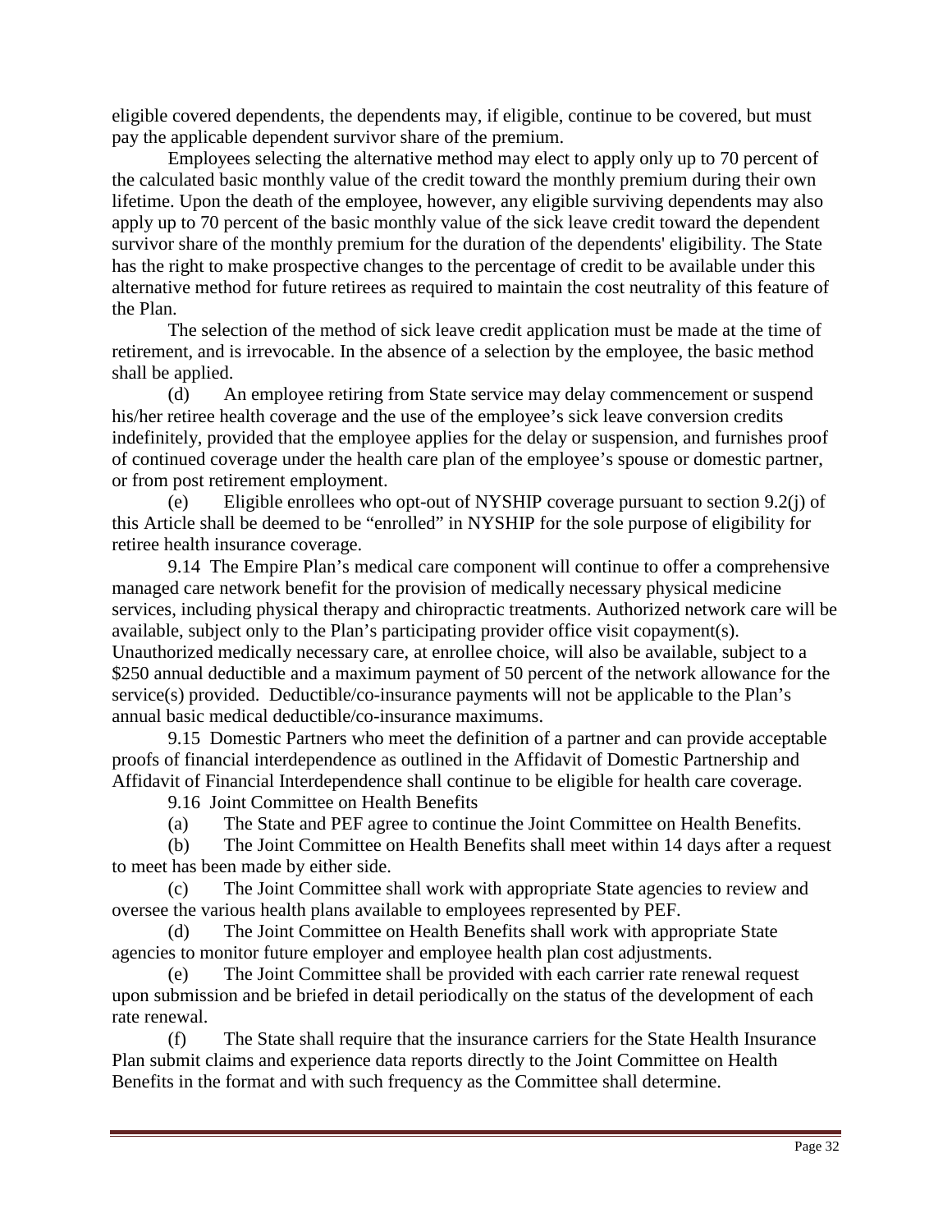eligible covered dependents, the dependents may, if eligible, continue to be covered, but must pay the applicable dependent survivor share of the premium.

Employees selecting the alternative method may elect to apply only up to 70 percent of the calculated basic monthly value of the credit toward the monthly premium during their own lifetime. Upon the death of the employee, however, any eligible surviving dependents may also apply up to 70 percent of the basic monthly value of the sick leave credit toward the dependent survivor share of the monthly premium for the duration of the dependents' eligibility. The State has the right to make prospective changes to the percentage of credit to be available under this alternative method for future retirees as required to maintain the cost neutrality of this feature of the Plan.

The selection of the method of sick leave credit application must be made at the time of retirement, and is irrevocable. In the absence of a selection by the employee, the basic method shall be applied.

(d) An employee retiring from State service may delay commencement or suspend his/her retiree health coverage and the use of the employee's sick leave conversion credits indefinitely, provided that the employee applies for the delay or suspension, and furnishes proof of continued coverage under the health care plan of the employee's spouse or domestic partner, or from post retirement employment.

(e) Eligible enrollees who opt-out of NYSHIP coverage pursuant to section 9.2(j) of this Article shall be deemed to be "enrolled" in NYSHIP for the sole purpose of eligibility for retiree health insurance coverage.

9.14 The Empire Plan's medical care component will continue to offer a comprehensive managed care network benefit for the provision of medically necessary physical medicine services, including physical therapy and chiropractic treatments. Authorized network care will be available, subject only to the Plan's participating provider office visit copayment(s). Unauthorized medically necessary care, at enrollee choice, will also be available, subject to a $250 annual deductible and a maximum payment of 50 percent of the network allowance for the service(s) provided. Deductible/co-insurance payments will not be applicable to the Plan's annual basic medical deductible/co-insurance maximums.

9.15 Domestic Partners who meet the definition of a partner and can provide acceptable proofs of financial interdependence as outlined in the Affidavit of Domestic Partnership and Affidavit of Financial Interdependence shall continue to be eligible for health care coverage.

9.16 Joint Committee on Health Benefits

(a) The State and PEF agree to continue the Joint Committee on Health Benefits.

(b) The Joint Committee on Health Benefits shall meet within 14 days after a request to meet has been made by either side.

(c) The Joint Committee shall work with appropriate State agencies to review and oversee the various health plans available to employees represented by PEF.

(d) The Joint Committee on Health Benefits shall work with appropriate State agencies to monitor future employer and employee health plan cost adjustments.

(e) The Joint Committee shall be provided with each carrier rate renewal request upon submission and be briefed in detail periodically on the status of the development of each rate renewal.

(f) The State shall require that the insurance carriers for the State Health Insurance Plan submit claims and experience data reports directly to the Joint Committee on Health Benefits in the format and with such frequency as the Committee shall determine.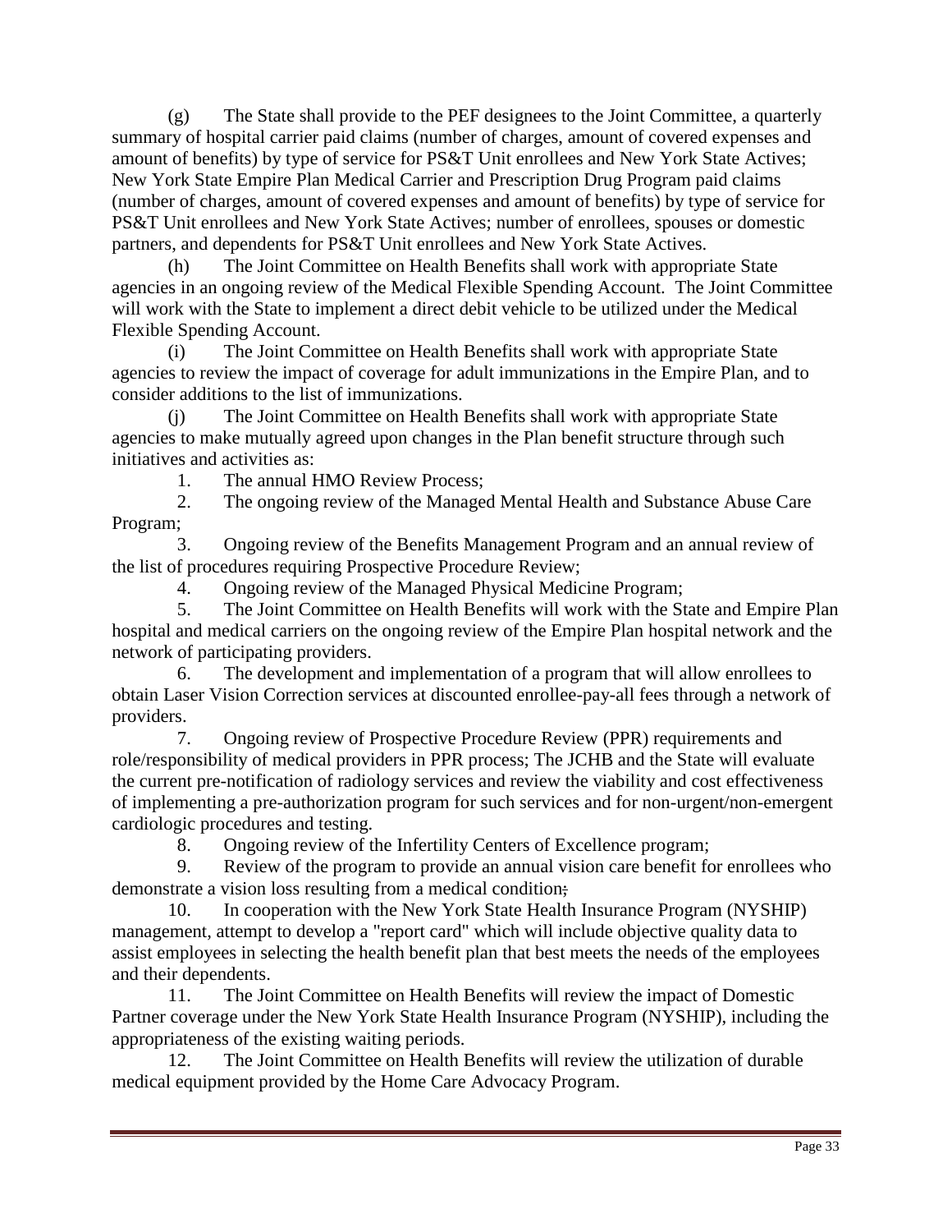(g) The State shall provide to the PEF designees to the Joint Committee, a quarterly summary of hospital carrier paid claims (number of charges, amount of covered expenses and amount of benefits) by type of service for PS&T Unit enrollees and New York State Actives; New York State Empire Plan Medical Carrier and Prescription Drug Program paid claims (number of charges, amount of covered expenses and amount of benefits) by type of service for PS&T Unit enrollees and New York State Actives; number of enrollees, spouses or domestic partners, and dependents for PS&T Unit enrollees and New York State Actives.

(h) The Joint Committee on Health Benefits shall work with appropriate State agencies in an ongoing review of the Medical Flexible Spending Account. The Joint Committee will work with the State to implement a direct debit vehicle to be utilized under the Medical Flexible Spending Account.

(i) The Joint Committee on Health Benefits shall work with appropriate State agencies to review the impact of coverage for adult immunizations in the Empire Plan, and to consider additions to the list of immunizations.

(j) The Joint Committee on Health Benefits shall work with appropriate State agencies to make mutually agreed upon changes in the Plan benefit structure through such initiatives and activities as:

1. The annual HMO Review Process;
2. The ongoing review of the Managed Mental Health and Substance Abuse Care Program;
3. Ongoing review of the Benefits Management Program and an annual review of the list of procedures requiring Prospective Procedure Review;
4. Ongoing review of the Managed Physical Medicine Program;
5. The Joint Committee on Health Benefits will work with the State and Empire Plan hospital and medical carriers on the ongoing review of the Empire Plan hospital network and the network of participating providers.
6. The development and implementation of a program that will allow enrollees to obtain Laser Vision Correction services at discounted enrollee-pay-all fees through a network of providers.
7. Ongoing review of Prospective Procedure Review (PPR) requirements and role/responsibility of medical providers in PPR process; The JCHB and the State will evaluate the current pre-notification of radiology services and review the viability and cost effectiveness of implementing a pre-authorization program for such services and for non-urgent/non-emergent cardiologic procedures and testing.
8. Ongoing review of the Infertility Centers of Excellence program;
9. Review of the program to provide an annual vision care benefit for enrollees who demonstrate a vision loss resulting from a medical condition;
10. In cooperation with the New York State Health Insurance Program (NYSHIP) management, attempt to develop a "report card" which will include objective quality data to assist employees in selecting the health benefit plan that best meets the needs of the employees and their dependents.
11. The Joint Committee on Health Benefits will review the impact of Domestic Partner coverage under the New York State Health Insurance Program (NYSHIP), including the appropriateness of the existing waiting periods.
12. The Joint Committee on Health Benefits will review the utilization of durable medical equipment provided by the Home Care Advocacy Program.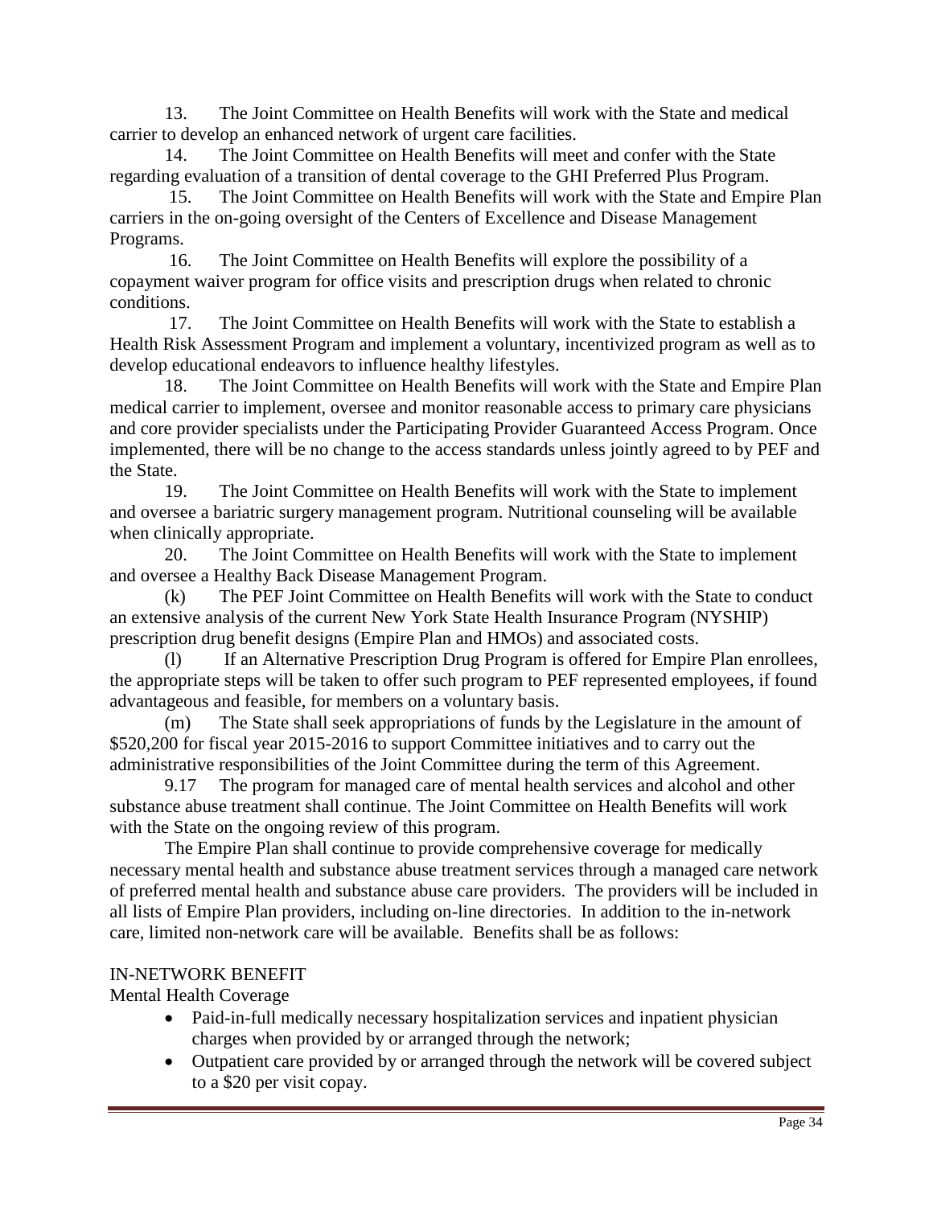13. The Joint Committee on Health Benefits will work with the State and medical carrier to develop an enhanced network of urgent care facilities.

14. The Joint Committee on Health Benefits will meet and confer with the State regarding evaluation of a transition of dental coverage to the GHI Preferred Plus Program.

15. The Joint Committee on Health Benefits will work with the State and Empire Plan carriers in the on-going oversight of the Centers of Excellence and Disease Management Programs.

16. The Joint Committee on Health Benefits will explore the possibility of a copayment waiver program for office visits and prescription drugs when related to chronic conditions.

17. The Joint Committee on Health Benefits will work with the State to establish a Health Risk Assessment Program and implement a voluntary, incentivized program as well as to develop educational endeavors to influence healthy lifestyles.

18. The Joint Committee on Health Benefits will work with the State and Empire Plan medical carrier to implement, oversee and monitor reasonable access to primary care physicians and core provider specialists under the Participating Provider Guaranteed Access Program. Once implemented, there will be no change to the access standards unless jointly agreed to by PEF and the State.

19. The Joint Committee on Health Benefits will work with the State to implement and oversee a bariatric surgery management program. Nutritional counseling will be available when clinically appropriate.

20. The Joint Committee on Health Benefits will work with the State to implement and oversee a Healthy Back Disease Management Program.

(k) The PEF Joint Committee on Health Benefits will work with the State to conduct an extensive analysis of the current New York State Health Insurance Program (NYSHIP) prescription drug benefit designs (Empire Plan and HMOs) and associated costs.

(l) If an Alternative Prescription Drug Program is offered for Empire Plan enrollees, the appropriate steps will be taken to offer such program to PEF represented employees, if found advantageous and feasible, for members on a voluntary basis.

(m) The State shall seek appropriations of funds by the Legislature in the amount of $520,200 for fiscal year 2015-2016 to support Committee initiatives and to carry out the administrative responsibilities of the Joint Committee during the term of this Agreement.

9.17 The program for managed care of mental health services and alcohol and other substance abuse treatment shall continue. The Joint Committee on Health Benefits will work with the State on the ongoing review of this program.

The Empire Plan shall continue to provide comprehensive coverage for medically necessary mental health and substance abuse treatment services through a managed care network of preferred mental health and substance abuse care providers. The providers will be included in all lists of Empire Plan providers, including on-line directories. In addition to the in-network care, limited non-network care will be available. Benefits shall be as follows:

IN-NETWORK BENEFIT

Mental Health Coverage

- Paid-in-full medically necessary hospitalization services and inpatient physician charges when provided by or arranged through the network;
- Outpatient care provided by or arranged through the network will be covered subject to a $20 per visit copay.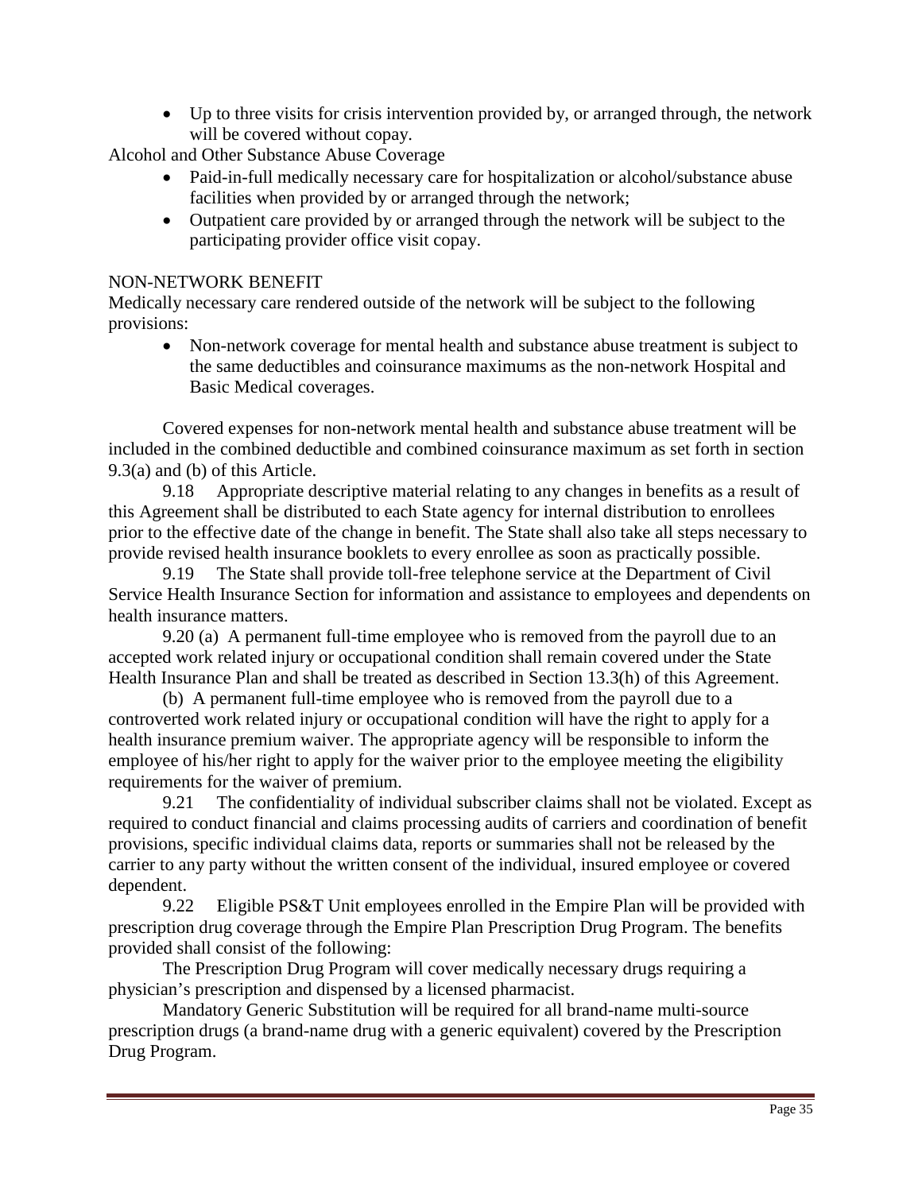- Up to three visits for crisis intervention provided by, or arranged through, the network will be covered without copay.

Alcohol and Other Substance Abuse Coverage

- Paid-in-full medically necessary care for hospitalization or alcohol/substance abuse facilities when provided by or arranged through the network;
- Outpatient care provided by or arranged through the network will be subject to the participating provider office visit copay.

NON-NETWORK BENEFIT

Medically necessary care rendered outside of the network will be subject to the following provisions:

- Non-network coverage for mental health and substance abuse treatment is subject to the same deductibles and coinsurance maximums as the non-network Hospital and Basic Medical coverages.

Covered expenses for non-network mental health and substance abuse treatment will be included in the combined deductible and combined coinsurance maximum as set forth in section 9.3(a) and (b) of this Article.

9.18 Appropriate descriptive material relating to any changes in benefits as a result of this Agreement shall be distributed to each State agency for internal distribution to enrollees prior to the effective date of the change in benefit. The State shall also take all steps necessary to provide revised health insurance booklets to every enrollee as soon as practically possible.

9.19 The State shall provide toll-free telephone service at the Department of Civil Service Health Insurance Section for information and assistance to employees and dependents on health insurance matters.

9.20 (a) A permanent full-time employee who is removed from the payroll due to an accepted work related injury or occupational condition shall remain covered under the State Health Insurance Plan and shall be treated as described in Section 13.3(h) of this Agreement.

(b) A permanent full-time employee who is removed from the payroll due to a controverted work related injury or occupational condition will have the right to apply for a health insurance premium waiver. The appropriate agency will be responsible to inform the employee of his/her right to apply for the waiver prior to the employee meeting the eligibility requirements for the waiver of premium.

9.21 The confidentiality of individual subscriber claims shall not be violated. Except as required to conduct financial and claims processing audits of carriers and coordination of benefit provisions, specific individual claims data, reports or summaries shall not be released by the carrier to any party without the written consent of the individual, insured employee or covered dependent.

9.22 Eligible PS&T Unit employees enrolled in the Empire Plan will be provided with prescription drug coverage through the Empire Plan Prescription Drug Program. The benefits provided shall consist of the following:

The Prescription Drug Program will cover medically necessary drugs requiring a physician's prescription and dispensed by a licensed pharmacist.

Mandatory Generic Substitution will be required for all brand-name multi-source prescription drugs (a brand-name drug with a generic equivalent) covered by the Prescription Drug Program.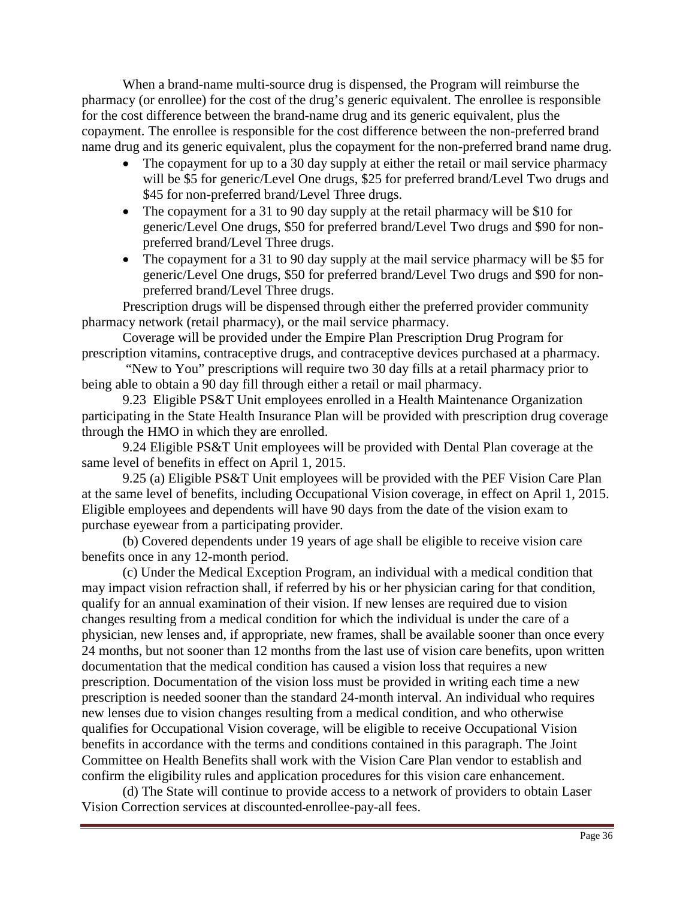When a brand-name multi-source drug is dispensed, the Program will reimburse the pharmacy (or enrollee) for the cost of the drug's generic equivalent. The enrollee is responsible for the cost difference between the brand-name drug and its generic equivalent, plus the copayment. The enrollee is responsible for the cost difference between the non-preferred brand name drug and its generic equivalent, plus the copayment for the non-preferred brand name drug.

- The copayment for up to a 30 day supply at either the retail or mail service pharmacy will be $5 for generic/Level One drugs, $25 for preferred brand/Level Two drugs and $45 for non-preferred brand/Level Three drugs.
- The copayment for a 31 to 90 day supply at the retail pharmacy will be $10 for generic/Level One drugs, $50 for preferred brand/Level Two drugs and $90 for non-preferred brand/Level Three drugs.
- The copayment for a 31 to 90 day supply at the mail service pharmacy will be $5 for generic/Level One drugs, $50 for preferred brand/Level Two drugs and $90 for non-preferred brand/Level Three drugs.

Prescription drugs will be dispensed through either the preferred provider community pharmacy network (retail pharmacy), or the mail service pharmacy.

Coverage will be provided under the Empire Plan Prescription Drug Program for prescription vitamins, contraceptive drugs, and contraceptive devices purchased at a pharmacy.

"New to You" prescriptions will require two 30 day fills at a retail pharmacy prior to being able to obtain a 90 day fill through either a retail or mail pharmacy.

9.23 Eligible PS&T Unit employees enrolled in a Health Maintenance Organization participating in the State Health Insurance Plan will be provided with prescription drug coverage through the HMO in which they are enrolled.

9.24 Eligible PS&T Unit employees will be provided with Dental Plan coverage at the same level of benefits in effect on April 1, 2015.

9.25 (a) Eligible PS&T Unit employees will be provided with the PEF Vision Care Plan at the same level of benefits, including Occupational Vision coverage, in effect on April 1, 2015. Eligible employees and dependents will have 90 days from the date of the vision exam to purchase eyewear from a participating provider.

(b) Covered dependents under 19 years of age shall be eligible to receive vision care benefits once in any 12-month period.

(c) Under the Medical Exception Program, an individual with a medical condition that may impact vision refraction shall, if referred by his or her physician caring for that condition, qualify for an annual examination of their vision. If new lenses are required due to vision changes resulting from a medical condition for which the individual is under the care of a physician, new lenses and, if appropriate, new frames, shall be available sooner than once every 24 months, but not sooner than 12 months from the last use of vision care benefits, upon written documentation that the medical condition has caused a vision loss that requires a new prescription. Documentation of the vision loss must be provided in writing each time a new prescription is needed sooner than the standard 24-month interval. An individual who requires new lenses due to vision changes resulting from a medical condition, and who otherwise qualifies for Occupational Vision coverage, will be eligible to receive Occupational Vision benefits in accordance with the terms and conditions contained in this paragraph. The Joint Committee on Health Benefits shall work with the Vision Care Plan vendor to establish and confirm the eligibility rules and application procedures for this vision care enhancement.

(d) The State will continue to provide access to a network of providers to obtain Laser Vision Correction services at discounted-enrollee-pay-all fees.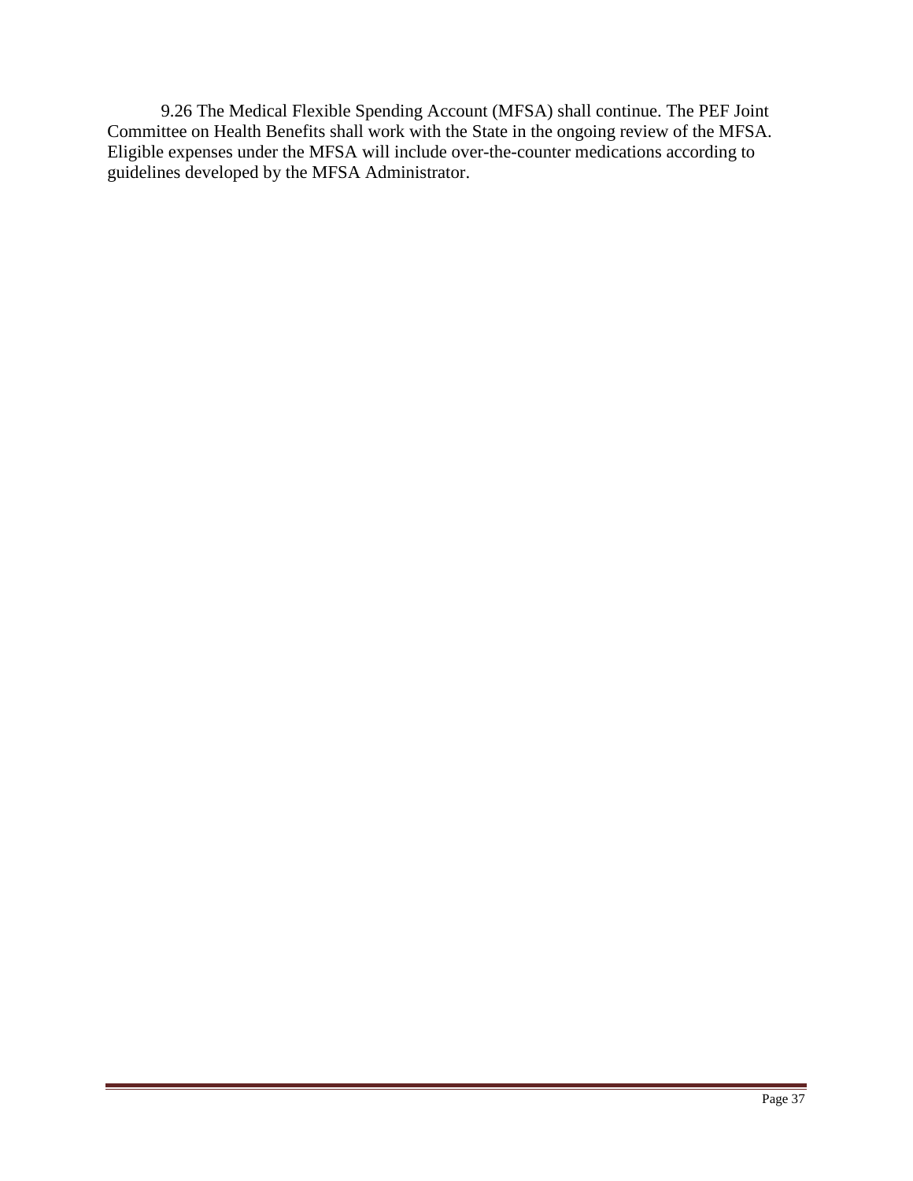9.26 The Medical Flexible Spending Account (MFSA) shall continue. The PEF Joint Committee on Health Benefits shall work with the State in the ongoing review of the MFSA. Eligible expenses under the MFSA will include over-the-counter medications according to guidelines developed by the MFSA Administrator.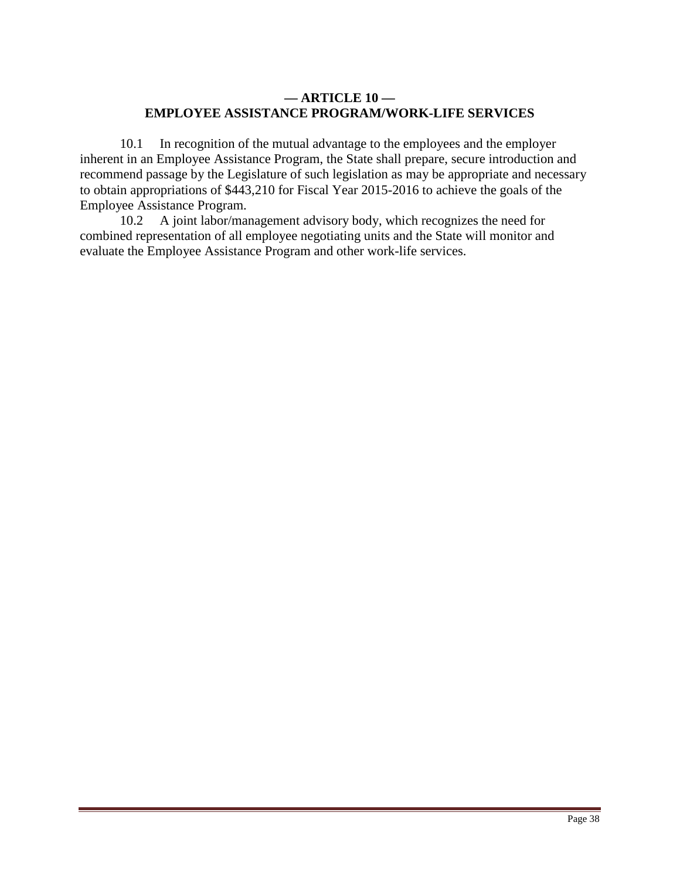## — ARTICLE 10 —
## EMPLOYEE ASSISTANCE PROGRAM/WORK-LIFE SERVICES

10.1 In recognition of the mutual advantage to the employees and the employer inherent in an Employee Assistance Program, the State shall prepare, secure introduction and recommend passage by the Legislature of such legislation as may be appropriate and necessary to obtain appropriations of $443,210 for Fiscal Year 2015-2016 to achieve the goals of the Employee Assistance Program.

10.2 A joint labor/management advisory body, which recognizes the need for combined representation of all employee negotiating units and the State will monitor and evaluate the Employee Assistance Program and other work-life services.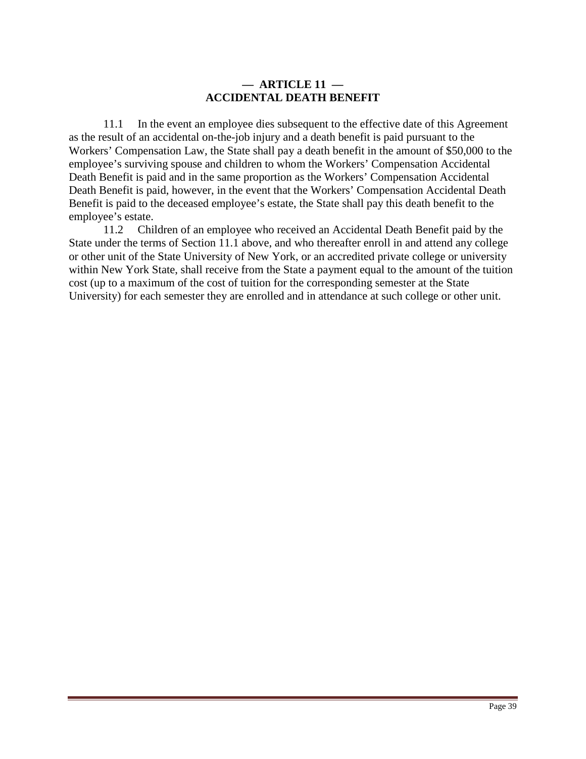## — ARTICLE 11 —
## ACCIDENTAL DEATH BENEFIT

11.1 In the event an employee dies subsequent to the effective date of this Agreement as the result of an accidental on-the-job injury and a death benefit is paid pursuant to the Workers' Compensation Law, the State shall pay a death benefit in the amount of $50,000 to the employee's surviving spouse and children to whom the Workers' Compensation Accidental Death Benefit is paid and in the same proportion as the Workers' Compensation Accidental Death Benefit is paid, however, in the event that the Workers' Compensation Accidental Death Benefit is paid to the deceased employee's estate, the State shall pay this death benefit to the employee's estate.

11.2 Children of an employee who received an Accidental Death Benefit paid by the State under the terms of Section 11.1 above, and who thereafter enroll in and attend any college or other unit of the State University of New York, or an accredited private college or university within New York State, shall receive from the State a payment equal to the amount of the tuition cost (up to a maximum of the cost of tuition for the corresponding semester at the State University) for each semester they are enrolled and in attendance at such college or other unit.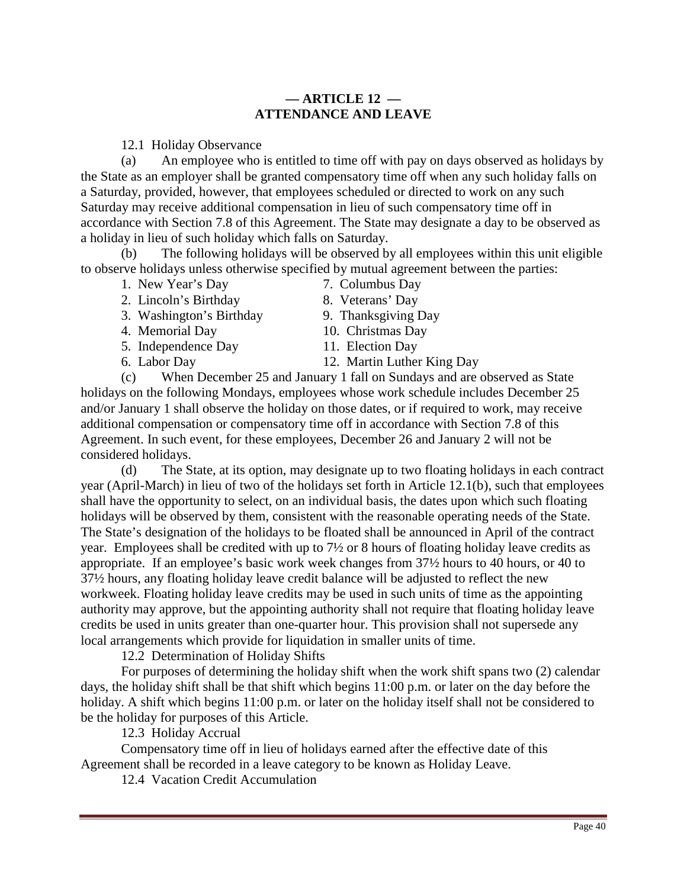## — ARTICLE 12 —
## ATTENDANCE AND LEAVE

12.1 Holiday Observance

(a) An employee who is entitled to time off with pay on days observed as holidays by the State as an employer shall be granted compensatory time off when any such holiday falls on a Saturday, provided, however, that employees scheduled or directed to work on any such Saturday may receive additional compensation in lieu of such compensatory time off in accordance with Section 7.8 of this Agreement. The State may designate a day to be observed as a holiday in lieu of such holiday which falls on Saturday.

(b) The following holidays will be observed by all employees within this unit eligible to observe holidays unless otherwise specified by mutual agreement between the parties:

1. New Year's Day
2. Lincoln's Birthday
3. Washington's Birthday
4. Memorial Day
5. Independence Day
6. Labor Day
7. Columbus Day
8. Veterans' Day
9. Thanksgiving Day
10. Christmas Day
11. Election Day
12. Martin Luther King Day

(c) When December 25 and January 1 fall on Sundays and are observed as State holidays on the following Mondays, employees whose work schedule includes December 25 and/or January 1 shall observe the holiday on those dates, or if required to work, may receive additional compensation or compensatory time off in accordance with Section 7.8 of this Agreement. In such event, for these employees, December 26 and January 2 will not be considered holidays.

(d) The State, at its option, may designate up to two floating holidays in each contract year (April-March) in lieu of two of the holidays set forth in Article 12.1(b), such that employees shall have the opportunity to select, on an individual basis, the dates upon which such floating holidays will be observed by them, consistent with the reasonable operating needs of the State. The State's designation of the holidays to be floated shall be announced in April of the contract year. Employees shall be credited with up to 7½ or 8 hours of floating holiday leave credits as appropriate. If an employee's basic work week changes from 37½ hours to 40 hours, or 40 to 37½ hours, any floating holiday leave credit balance will be adjusted to reflect the new workweek. Floating holiday leave credits may be used in such units of time as the appointing authority may approve, but the appointing authority shall not require that floating holiday leave credits be used in units greater than one-quarter hour. This provision shall not supersede any local arrangements which provide for liquidation in smaller units of time.

12.2 Determination of Holiday Shifts

For purposes of determining the holiday shift when the work shift spans two (2) calendar days, the holiday shift shall be that shift which begins 11:00 p.m. or later on the day before the holiday. A shift which begins 11:00 p.m. or later on the holiday itself shall not be considered to be the holiday for purposes of this Article.

12.3 Holiday Accrual

Compensatory time off in lieu of holidays earned after the effective date of this Agreement shall be recorded in a leave category to be known as Holiday Leave.

12.4 Vacation Credit Accumulation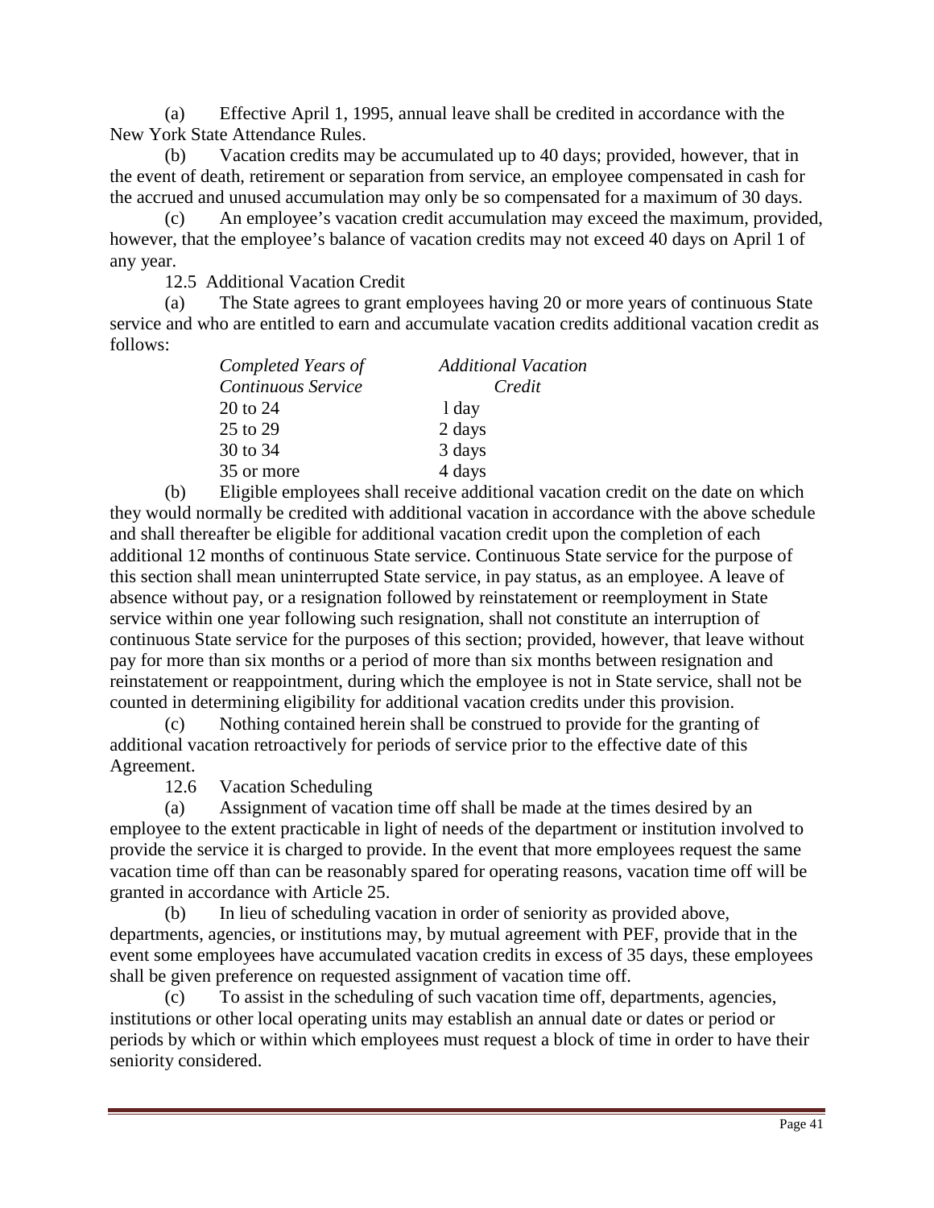(a) Effective April 1, 1995, annual leave shall be credited in accordance with the New York State Attendance Rules.

(b) Vacation credits may be accumulated up to 40 days; provided, however, that in the event of death, retirement or separation from service, an employee compensated in cash for the accrued and unused accumulation may only be so compensated for a maximum of 30 days.

(c) An employee's vacation credit accumulation may exceed the maximum, provided, however, that the employee's balance of vacation credits may not exceed 40 days on April 1 of any year.

12.5 Additional Vacation Credit

(a) The State agrees to grant employees having 20 or more years of continuous State service and who are entitled to earn and accumulate vacation credits additional vacation credit as follows:

| *Completed Years of Continuous Service* | *Additional Vacation Credit* |
|---|---|
| 20 to 24 | 1 day |
| 25 to 29 | 2 days |
| 30 to 34 | 3 days |
| 35 or more | 4 days |

(b) Eligible employees shall receive additional vacation credit on the date on which they would normally be credited with additional vacation in accordance with the above schedule and shall thereafter be eligible for additional vacation credit upon the completion of each additional 12 months of continuous State service. Continuous State service for the purpose of this section shall mean uninterrupted State service, in pay status, as an employee. A leave of absence without pay, or a resignation followed by reinstatement or reemployment in State service within one year following such resignation, shall not constitute an interruption of continuous State service for the purposes of this section; provided, however, that leave without pay for more than six months or a period of more than six months between resignation and reinstatement or reappointment, during which the employee is not in State service, shall not be counted in determining eligibility for additional vacation credits under this provision.

(c) Nothing contained herein shall be construed to provide for the granting of additional vacation retroactively for periods of service prior to the effective date of this Agreement.

12.6 Vacation Scheduling

(a) Assignment of vacation time off shall be made at the times desired by an employee to the extent practicable in light of needs of the department or institution involved to provide the service it is charged to provide. In the event that more employees request the same vacation time off than can be reasonably spared for operating reasons, vacation time off will be granted in accordance with Article 25.

(b) In lieu of scheduling vacation in order of seniority as provided above, departments, agencies, or institutions may, by mutual agreement with PEF, provide that in the event some employees have accumulated vacation credits in excess of 35 days, these employees shall be given preference on requested assignment of vacation time off.

(c) To assist in the scheduling of such vacation time off, departments, agencies, institutions or other local operating units may establish an annual date or dates or period or periods by which or within which employees must request a block of time in order to have their seniority considered.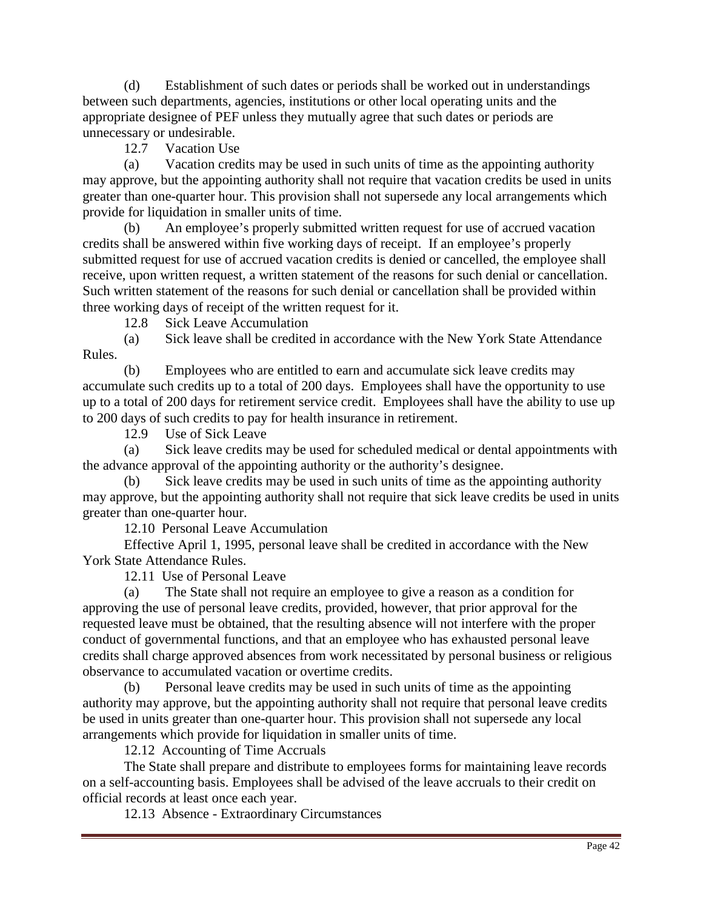(d) Establishment of such dates or periods shall be worked out in understandings between such departments, agencies, institutions or other local operating units and the appropriate designee of PEF unless they mutually agree that such dates or periods are unnecessary or undesirable.

12.7 Vacation Use

(a) Vacation credits may be used in such units of time as the appointing authority may approve, but the appointing authority shall not require that vacation credits be used in units greater than one-quarter hour. This provision shall not supersede any local arrangements which provide for liquidation in smaller units of time.

(b) An employee's properly submitted written request for use of accrued vacation credits shall be answered within five working days of receipt. If an employee's properly submitted request for use of accrued vacation credits is denied or cancelled, the employee shall receive, upon written request, a written statement of the reasons for such denial or cancellation. Such written statement of the reasons for such denial or cancellation shall be provided within three working days of receipt of the written request for it.

12.8 Sick Leave Accumulation

(a) Sick leave shall be credited in accordance with the New York State Attendance Rules.

(b) Employees who are entitled to earn and accumulate sick leave credits may accumulate such credits up to a total of 200 days. Employees shall have the opportunity to use up to a total of 200 days for retirement service credit. Employees shall have the ability to use up to 200 days of such credits to pay for health insurance in retirement.

12.9 Use of Sick Leave

(a) Sick leave credits may be used for scheduled medical or dental appointments with the advance approval of the appointing authority or the authority's designee.

(b) Sick leave credits may be used in such units of time as the appointing authority may approve, but the appointing authority shall not require that sick leave credits be used in units greater than one-quarter hour.

12.10 Personal Leave Accumulation

Effective April 1, 1995, personal leave shall be credited in accordance with the New York State Attendance Rules.

12.11 Use of Personal Leave

(a) The State shall not require an employee to give a reason as a condition for approving the use of personal leave credits, provided, however, that prior approval for the requested leave must be obtained, that the resulting absence will not interfere with the proper conduct of governmental functions, and that an employee who has exhausted personal leave credits shall charge approved absences from work necessitated by personal business or religious observance to accumulated vacation or overtime credits.

(b) Personal leave credits may be used in such units of time as the appointing authority may approve, but the appointing authority shall not require that personal leave credits be used in units greater than one-quarter hour. This provision shall not supersede any local arrangements which provide for liquidation in smaller units of time.

12.12 Accounting of Time Accruals

The State shall prepare and distribute to employees forms for maintaining leave records on a self-accounting basis. Employees shall be advised of the leave accruals to their credit on official records at least once each year.

12.13 Absence - Extraordinary Circumstances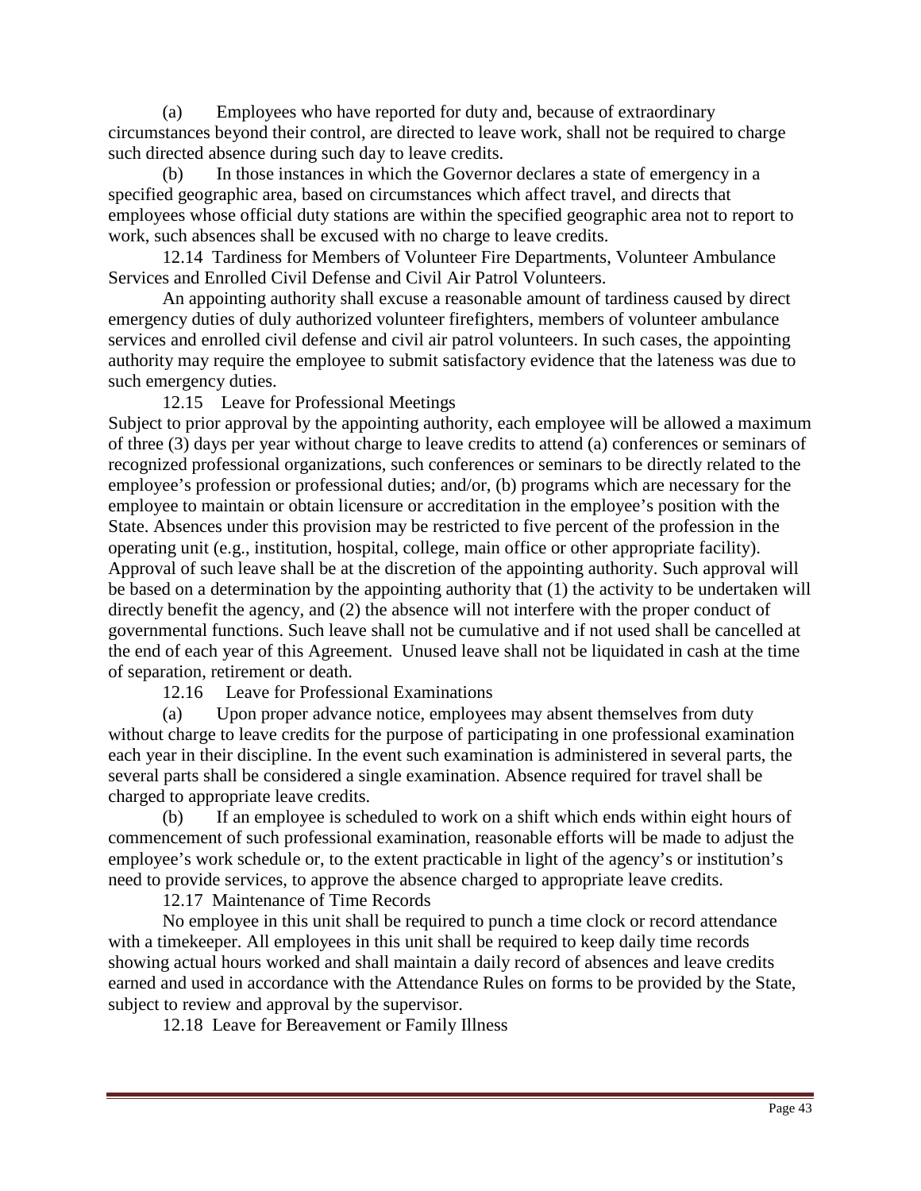(a) Employees who have reported for duty and, because of extraordinary circumstances beyond their control, are directed to leave work, shall not be required to charge such directed absence during such day to leave credits.

(b) In those instances in which the Governor declares a state of emergency in a specified geographic area, based on circumstances which affect travel, and directs that employees whose official duty stations are within the specified geographic area not to report to work, such absences shall be excused with no charge to leave credits.

12.14 Tardiness for Members of Volunteer Fire Departments, Volunteer Ambulance Services and Enrolled Civil Defense and Civil Air Patrol Volunteers.

An appointing authority shall excuse a reasonable amount of tardiness caused by direct emergency duties of duly authorized volunteer firefighters, members of volunteer ambulance services and enrolled civil defense and civil air patrol volunteers. In such cases, the appointing authority may require the employee to submit satisfactory evidence that the lateness was due to such emergency duties.

12.15 Leave for Professional Meetings

Subject to prior approval by the appointing authority, each employee will be allowed a maximum of three (3) days per year without charge to leave credits to attend (a) conferences or seminars of recognized professional organizations, such conferences or seminars to be directly related to the employee's profession or professional duties; and/or, (b) programs which are necessary for the employee to maintain or obtain licensure or accreditation in the employee's position with the State. Absences under this provision may be restricted to five percent of the profession in the operating unit (e.g., institution, hospital, college, main office or other appropriate facility). Approval of such leave shall be at the discretion of the appointing authority. Such approval will be based on a determination by the appointing authority that (1) the activity to be undertaken will directly benefit the agency, and (2) the absence will not interfere with the proper conduct of governmental functions. Such leave shall not be cumulative and if not used shall be cancelled at the end of each year of this Agreement. Unused leave shall not be liquidated in cash at the time of separation, retirement or death.

12.16 Leave for Professional Examinations

(a) Upon proper advance notice, employees may absent themselves from duty without charge to leave credits for the purpose of participating in one professional examination each year in their discipline. In the event such examination is administered in several parts, the several parts shall be considered a single examination. Absence required for travel shall be charged to appropriate leave credits.

(b) If an employee is scheduled to work on a shift which ends within eight hours of commencement of such professional examination, reasonable efforts will be made to adjust the employee's work schedule or, to the extent practicable in light of the agency's or institution's need to provide services, to approve the absence charged to appropriate leave credits.

12.17 Maintenance of Time Records

No employee in this unit shall be required to punch a time clock or record attendance with a timekeeper. All employees in this unit shall be required to keep daily time records showing actual hours worked and shall maintain a daily record of absences and leave credits earned and used in accordance with the Attendance Rules on forms to be provided by the State, subject to review and approval by the supervisor.

12.18 Leave for Bereavement or Family Illness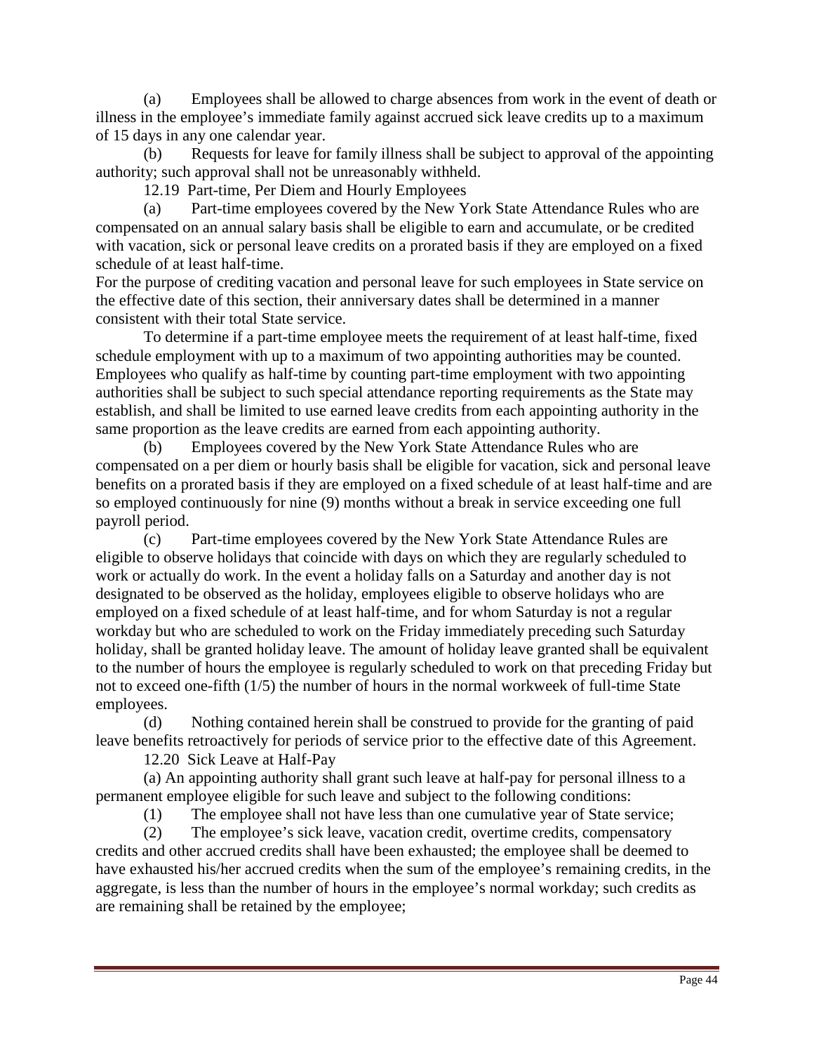(a) Employees shall be allowed to charge absences from work in the event of death or illness in the employee's immediate family against accrued sick leave credits up to a maximum of 15 days in any one calendar year.

(b) Requests for leave for family illness shall be subject to approval of the appointing authority; such approval shall not be unreasonably withheld.

12.19 Part-time, Per Diem and Hourly Employees

(a) Part-time employees covered by the New York State Attendance Rules who are compensated on an annual salary basis shall be eligible to earn and accumulate, or be credited with vacation, sick or personal leave credits on a prorated basis if they are employed on a fixed schedule of at least half-time.

For the purpose of crediting vacation and personal leave for such employees in State service on the effective date of this section, their anniversary dates shall be determined in a manner consistent with their total State service.

To determine if a part-time employee meets the requirement of at least half-time, fixed schedule employment with up to a maximum of two appointing authorities may be counted. Employees who qualify as half-time by counting part-time employment with two appointing authorities shall be subject to such special attendance reporting requirements as the State may establish, and shall be limited to use earned leave credits from each appointing authority in the same proportion as the leave credits are earned from each appointing authority.

(b) Employees covered by the New York State Attendance Rules who are compensated on a per diem or hourly basis shall be eligible for vacation, sick and personal leave benefits on a prorated basis if they are employed on a fixed schedule of at least half-time and are so employed continuously for nine (9) months without a break in service exceeding one full payroll period.

(c) Part-time employees covered by the New York State Attendance Rules are eligible to observe holidays that coincide with days on which they are regularly scheduled to work or actually do work. In the event a holiday falls on a Saturday and another day is not designated to be observed as the holiday, employees eligible to observe holidays who are employed on a fixed schedule of at least half-time, and for whom Saturday is not a regular workday but who are scheduled to work on the Friday immediately preceding such Saturday holiday, shall be granted holiday leave. The amount of holiday leave granted shall be equivalent to the number of hours the employee is regularly scheduled to work on that preceding Friday but not to exceed one-fifth (1/5) the number of hours in the normal workweek of full-time State employees.

(d) Nothing contained herein shall be construed to provide for the granting of paid leave benefits retroactively for periods of service prior to the effective date of this Agreement.

12.20 Sick Leave at Half-Pay

(a) An appointing authority shall grant such leave at half-pay for personal illness to a permanent employee eligible for such leave and subject to the following conditions:

(1) The employee shall not have less than one cumulative year of State service;

(2) The employee's sick leave, vacation credit, overtime credits, compensatory credits and other accrued credits shall have been exhausted; the employee shall be deemed to have exhausted his/her accrued credits when the sum of the employee's remaining credits, in the aggregate, is less than the number of hours in the employee's normal workday; such credits as are remaining shall be retained by the employee;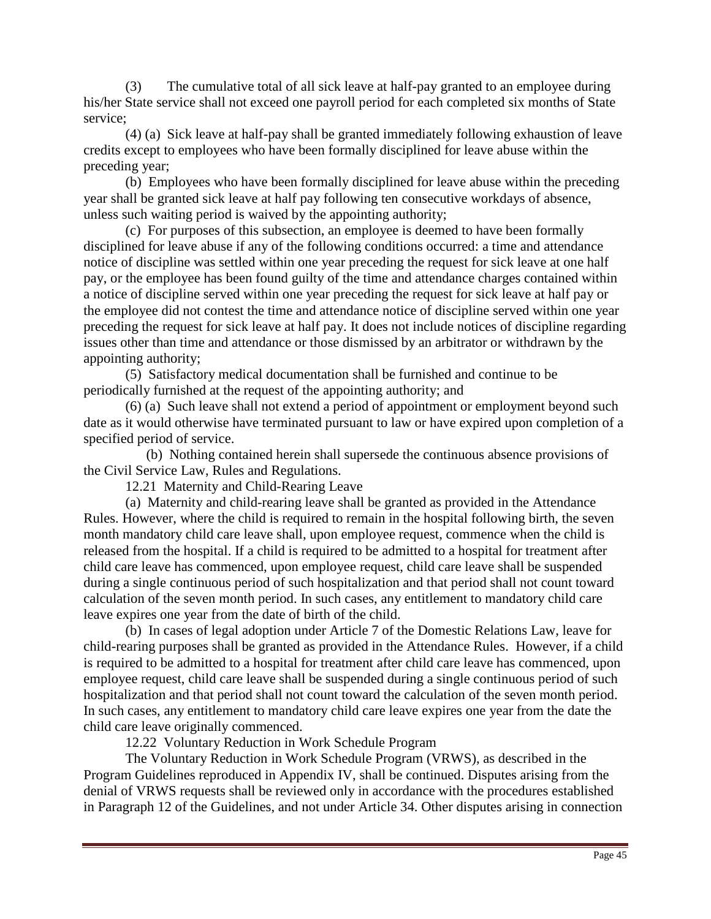(3) The cumulative total of all sick leave at half-pay granted to an employee during his/her State service shall not exceed one payroll period for each completed six months of State service;

(4) (a) Sick leave at half-pay shall be granted immediately following exhaustion of leave credits except to employees who have been formally disciplined for leave abuse within the preceding year;

(b) Employees who have been formally disciplined for leave abuse within the preceding year shall be granted sick leave at half pay following ten consecutive workdays of absence, unless such waiting period is waived by the appointing authority;

(c) For purposes of this subsection, an employee is deemed to have been formally disciplined for leave abuse if any of the following conditions occurred: a time and attendance notice of discipline was settled within one year preceding the request for sick leave at one half pay, or the employee has been found guilty of the time and attendance charges contained within a notice of discipline served within one year preceding the request for sick leave at half pay or the employee did not contest the time and attendance notice of discipline served within one year preceding the request for sick leave at half pay. It does not include notices of discipline regarding issues other than time and attendance or those dismissed by an arbitrator or withdrawn by the appointing authority;

(5) Satisfactory medical documentation shall be furnished and continue to be periodically furnished at the request of the appointing authority; and

(6) (a) Such leave shall not extend a period of appointment or employment beyond such date as it would otherwise have terminated pursuant to law or have expired upon completion of a specified period of service.

(b) Nothing contained herein shall supersede the continuous absence provisions of the Civil Service Law, Rules and Regulations.

12.21 Maternity and Child-Rearing Leave

(a) Maternity and child-rearing leave shall be granted as provided in the Attendance Rules. However, where the child is required to remain in the hospital following birth, the seven month mandatory child care leave shall, upon employee request, commence when the child is released from the hospital. If a child is required to be admitted to a hospital for treatment after child care leave has commenced, upon employee request, child care leave shall be suspended during a single continuous period of such hospitalization and that period shall not count toward calculation of the seven month period. In such cases, any entitlement to mandatory child care leave expires one year from the date of birth of the child.

(b) In cases of legal adoption under Article 7 of the Domestic Relations Law, leave for child-rearing purposes shall be granted as provided in the Attendance Rules. However, if a child is required to be admitted to a hospital for treatment after child care leave has commenced, upon employee request, child care leave shall be suspended during a single continuous period of such hospitalization and that period shall not count toward the calculation of the seven month period. In such cases, any entitlement to mandatory child care leave expires one year from the date the child care leave originally commenced.

12.22 Voluntary Reduction in Work Schedule Program

The Voluntary Reduction in Work Schedule Program (VRWS), as described in the Program Guidelines reproduced in Appendix IV, shall be continued. Disputes arising from the denial of VRWS requests shall be reviewed only in accordance with the procedures established in Paragraph 12 of the Guidelines, and not under Article 34. Other disputes arising in connection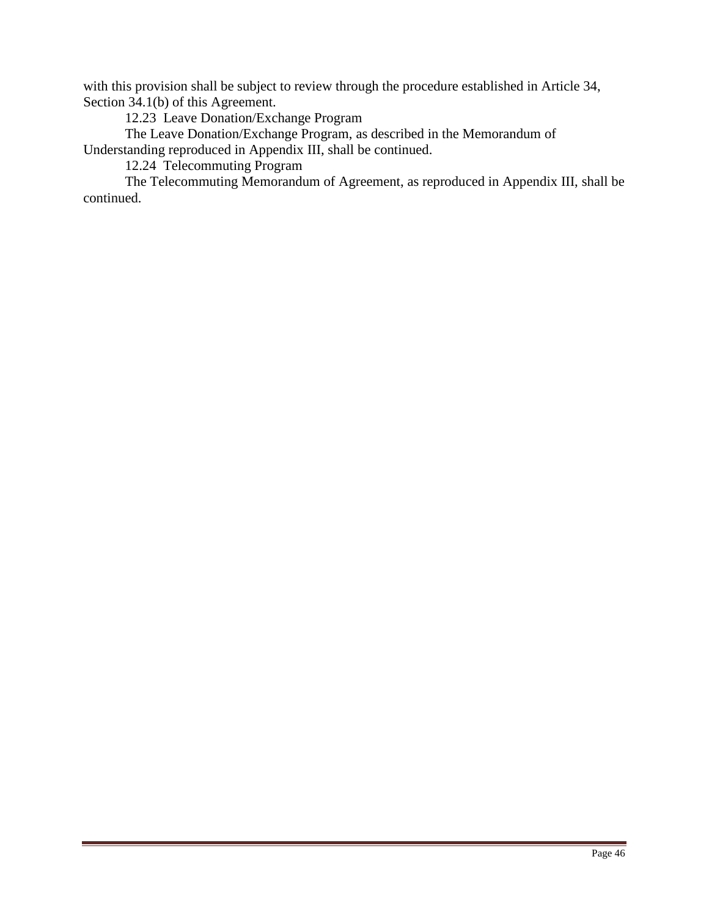with this provision shall be subject to review through the procedure established in Article 34, Section 34.1(b) of this Agreement.

12.23 Leave Donation/Exchange Program

The Leave Donation/Exchange Program, as described in the Memorandum of Understanding reproduced in Appendix III, shall be continued.

12.24 Telecommuting Program

The Telecommuting Memorandum of Agreement, as reproduced in Appendix III, shall be continued.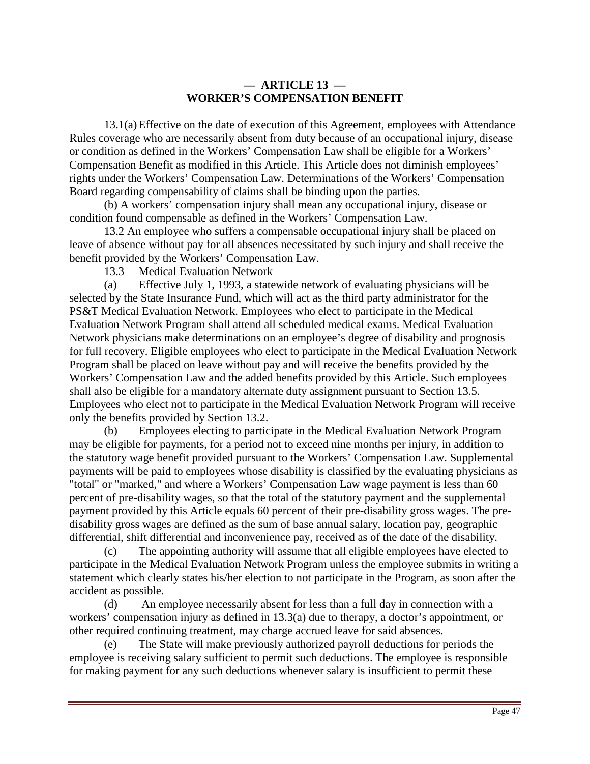## — ARTICLE 13 —
## WORKER'S COMPENSATION BENEFIT

13.1(a) Effective on the date of execution of this Agreement, employees with Attendance Rules coverage who are necessarily absent from duty because of an occupational injury, disease or condition as defined in the Workers' Compensation Law shall be eligible for a Workers' Compensation Benefit as modified in this Article. This Article does not diminish employees' rights under the Workers' Compensation Law. Determinations of the Workers' Compensation Board regarding compensability of claims shall be binding upon the parties.

(b) A workers' compensation injury shall mean any occupational injury, disease or condition found compensable as defined in the Workers' Compensation Law.

13.2 An employee who suffers a compensable occupational injury shall be placed on leave of absence without pay for all absences necessitated by such injury and shall receive the benefit provided by the Workers' Compensation Law.

13.3 Medical Evaluation Network

(a) Effective July 1, 1993, a statewide network of evaluating physicians will be selected by the State Insurance Fund, which will act as the third party administrator for the PS&T Medical Evaluation Network. Employees who elect to participate in the Medical Evaluation Network Program shall attend all scheduled medical exams. Medical Evaluation Network physicians make determinations on an employee's degree of disability and prognosis for full recovery. Eligible employees who elect to participate in the Medical Evaluation Network Program shall be placed on leave without pay and will receive the benefits provided by the Workers' Compensation Law and the added benefits provided by this Article. Such employees shall also be eligible for a mandatory alternate duty assignment pursuant to Section 13.5. Employees who elect not to participate in the Medical Evaluation Network Program will receive only the benefits provided by Section 13.2.

(b) Employees electing to participate in the Medical Evaluation Network Program may be eligible for payments, for a period not to exceed nine months per injury, in addition to the statutory wage benefit provided pursuant to the Workers' Compensation Law. Supplemental payments will be paid to employees whose disability is classified by the evaluating physicians as "total" or "marked," and where a Workers' Compensation Law wage payment is less than 60 percent of pre-disability wages, so that the total of the statutory payment and the supplemental payment provided by this Article equals 60 percent of their pre-disability gross wages. The pre-disability gross wages are defined as the sum of base annual salary, location pay, geographic differential, shift differential and inconvenience pay, received as of the date of the disability.

(c) The appointing authority will assume that all eligible employees have elected to participate in the Medical Evaluation Network Program unless the employee submits in writing a statement which clearly states his/her election to not participate in the Program, as soon after the accident as possible.

(d) An employee necessarily absent for less than a full day in connection with a workers' compensation injury as defined in 13.3(a) due to therapy, a doctor's appointment, or other required continuing treatment, may charge accrued leave for said absences.

(e) The State will make previously authorized payroll deductions for periods the employee is receiving salary sufficient to permit such deductions. The employee is responsible for making payment for any such deductions whenever salary is insufficient to permit these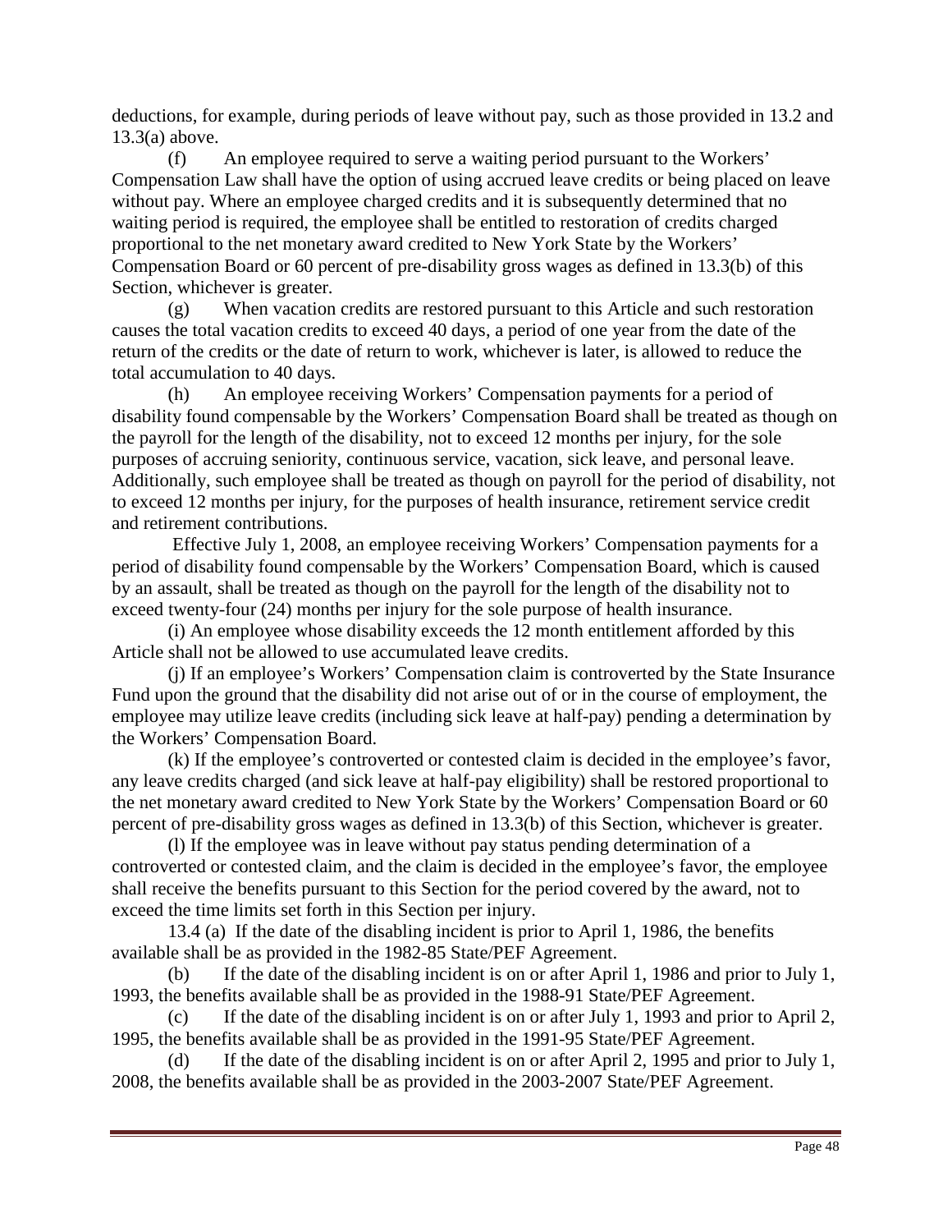deductions, for example, during periods of leave without pay, such as those provided in 13.2 and 13.3(a) above.

(f) An employee required to serve a waiting period pursuant to the Workers' Compensation Law shall have the option of using accrued leave credits or being placed on leave without pay. Where an employee charged credits and it is subsequently determined that no waiting period is required, the employee shall be entitled to restoration of credits charged proportional to the net monetary award credited to New York State by the Workers' Compensation Board or 60 percent of pre-disability gross wages as defined in 13.3(b) of this Section, whichever is greater.

(g) When vacation credits are restored pursuant to this Article and such restoration causes the total vacation credits to exceed 40 days, a period of one year from the date of the return of the credits or the date of return to work, whichever is later, is allowed to reduce the total accumulation to 40 days.

(h) An employee receiving Workers' Compensation payments for a period of disability found compensable by the Workers' Compensation Board shall be treated as though on the payroll for the length of the disability, not to exceed 12 months per injury, for the sole purposes of accruing seniority, continuous service, vacation, sick leave, and personal leave. Additionally, such employee shall be treated as though on payroll for the period of disability, not to exceed 12 months per injury, for the purposes of health insurance, retirement service credit and retirement contributions.

Effective July 1, 2008, an employee receiving Workers' Compensation payments for a period of disability found compensable by the Workers' Compensation Board, which is caused by an assault, shall be treated as though on the payroll for the length of the disability not to exceed twenty-four (24) months per injury for the sole purpose of health insurance.

(i) An employee whose disability exceeds the 12 month entitlement afforded by this Article shall not be allowed to use accumulated leave credits.

(j) If an employee's Workers' Compensation claim is controverted by the State Insurance Fund upon the ground that the disability did not arise out of or in the course of employment, the employee may utilize leave credits (including sick leave at half-pay) pending a determination by the Workers' Compensation Board.

(k) If the employee's controverted or contested claim is decided in the employee's favor, any leave credits charged (and sick leave at half-pay eligibility) shall be restored proportional to the net monetary award credited to New York State by the Workers' Compensation Board or 60 percent of pre-disability gross wages as defined in 13.3(b) of this Section, whichever is greater.

(l) If the employee was in leave without pay status pending determination of a controverted or contested claim, and the claim is decided in the employee's favor, the employee shall receive the benefits pursuant to this Section for the period covered by the award, not to exceed the time limits set forth in this Section per injury.

13.4 (a) If the date of the disabling incident is prior to April 1, 1986, the benefits available shall be as provided in the 1982-85 State/PEF Agreement.

(b) If the date of the disabling incident is on or after April 1, 1986 and prior to July 1, 1993, the benefits available shall be as provided in the 1988-91 State/PEF Agreement.

(c) If the date of the disabling incident is on or after July 1, 1993 and prior to April 2, 1995, the benefits available shall be as provided in the 1991-95 State/PEF Agreement.

(d) If the date of the disabling incident is on or after April 2, 1995 and prior to July 1, 2008, the benefits available shall be as provided in the 2003-2007 State/PEF Agreement.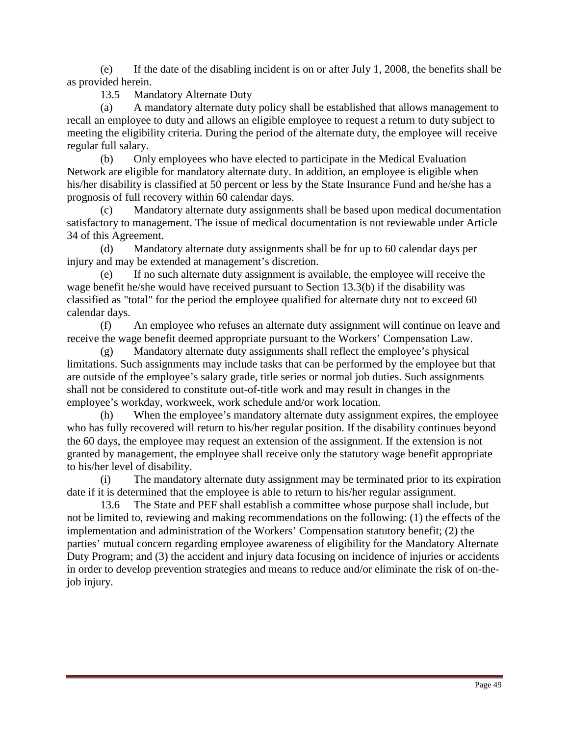(e) If the date of the disabling incident is on or after July 1, 2008, the benefits shall be as provided herein.

13.5 Mandatory Alternate Duty

(a) A mandatory alternate duty policy shall be established that allows management to recall an employee to duty and allows an eligible employee to request a return to duty subject to meeting the eligibility criteria. During the period of the alternate duty, the employee will receive regular full salary.

(b) Only employees who have elected to participate in the Medical Evaluation Network are eligible for mandatory alternate duty. In addition, an employee is eligible when his/her disability is classified at 50 percent or less by the State Insurance Fund and he/she has a prognosis of full recovery within 60 calendar days.

(c) Mandatory alternate duty assignments shall be based upon medical documentation satisfactory to management. The issue of medical documentation is not reviewable under Article 34 of this Agreement.

(d) Mandatory alternate duty assignments shall be for up to 60 calendar days per injury and may be extended at management's discretion.

(e) If no such alternate duty assignment is available, the employee will receive the wage benefit he/she would have received pursuant to Section 13.3(b) if the disability was classified as "total" for the period the employee qualified for alternate duty not to exceed 60 calendar days.

(f) An employee who refuses an alternate duty assignment will continue on leave and receive the wage benefit deemed appropriate pursuant to the Workers' Compensation Law.

(g) Mandatory alternate duty assignments shall reflect the employee's physical limitations. Such assignments may include tasks that can be performed by the employee but that are outside of the employee's salary grade, title series or normal job duties. Such assignments shall not be considered to constitute out-of-title work and may result in changes in the employee's workday, workweek, work schedule and/or work location.

(h) When the employee's mandatory alternate duty assignment expires, the employee who has fully recovered will return to his/her regular position. If the disability continues beyond the 60 days, the employee may request an extension of the assignment. If the extension is not granted by management, the employee shall receive only the statutory wage benefit appropriate to his/her level of disability.

(i) The mandatory alternate duty assignment may be terminated prior to its expiration date if it is determined that the employee is able to return to his/her regular assignment.

13.6 The State and PEF shall establish a committee whose purpose shall include, but not be limited to, reviewing and making recommendations on the following: (1) the effects of the implementation and administration of the Workers' Compensation statutory benefit; (2) the parties' mutual concern regarding employee awareness of eligibility for the Mandatory Alternate Duty Program; and (3) the accident and injury data focusing on incidence of injuries or accidents in order to develop prevention strategies and means to reduce and/or eliminate the risk of on-the-job injury.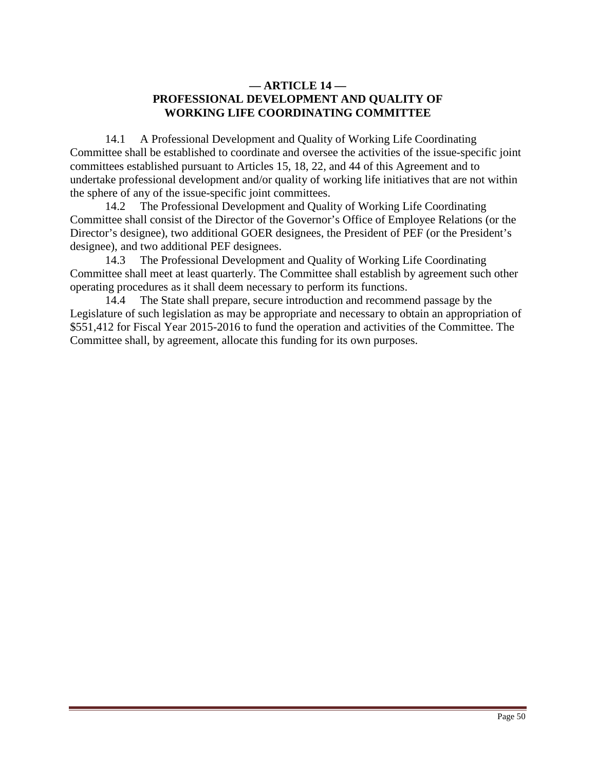## — ARTICLE 14 —
## PROFESSIONAL DEVELOPMENT AND QUALITY OF WORKING LIFE COORDINATING COMMITTEE

14.1 A Professional Development and Quality of Working Life Coordinating Committee shall be established to coordinate and oversee the activities of the issue-specific joint committees established pursuant to Articles 15, 18, 22, and 44 of this Agreement and to undertake professional development and/or quality of working life initiatives that are not within the sphere of any of the issue-specific joint committees.

14.2 The Professional Development and Quality of Working Life Coordinating Committee shall consist of the Director of the Governor's Office of Employee Relations (or the Director's designee), two additional GOER designees, the President of PEF (or the President's designee), and two additional PEF designees.

14.3 The Professional Development and Quality of Working Life Coordinating Committee shall meet at least quarterly. The Committee shall establish by agreement such other operating procedures as it shall deem necessary to perform its functions.

14.4 The State shall prepare, secure introduction and recommend passage by the Legislature of such legislation as may be appropriate and necessary to obtain an appropriation of $551,412 for Fiscal Year 2015-2016 to fund the operation and activities of the Committee. The Committee shall, by agreement, allocate this funding for its own purposes.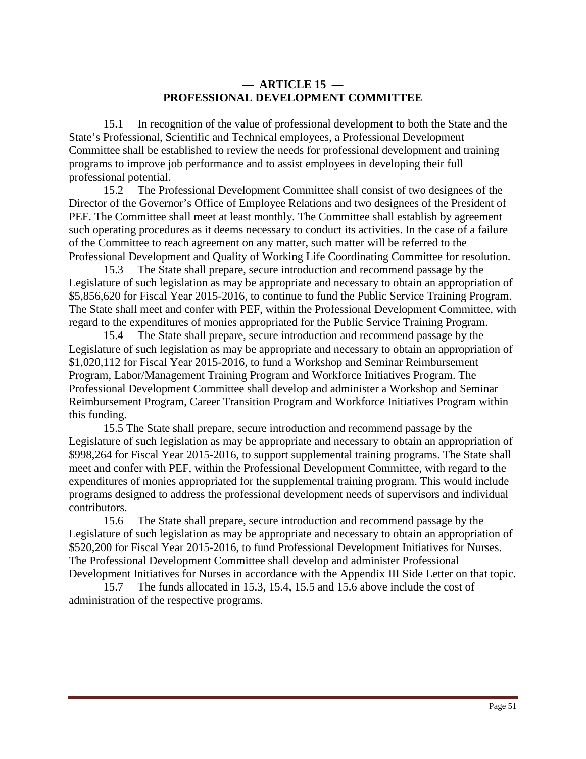## — ARTICLE 15 —
## PROFESSIONAL DEVELOPMENT COMMITTEE

15.1 In recognition of the value of professional development to both the State and the State's Professional, Scientific and Technical employees, a Professional Development Committee shall be established to review the needs for professional development and training programs to improve job performance and to assist employees in developing their full professional potential.

15.2 The Professional Development Committee shall consist of two designees of the Director of the Governor's Office of Employee Relations and two designees of the President of PEF. The Committee shall meet at least monthly. The Committee shall establish by agreement such operating procedures as it deems necessary to conduct its activities. In the case of a failure of the Committee to reach agreement on any matter, such matter will be referred to the Professional Development and Quality of Working Life Coordinating Committee for resolution.

15.3 The State shall prepare, secure introduction and recommend passage by the Legislature of such legislation as may be appropriate and necessary to obtain an appropriation of $5,856,620 for Fiscal Year 2015-2016, to continue to fund the Public Service Training Program. The State shall meet and confer with PEF, within the Professional Development Committee, with regard to the expenditures of monies appropriated for the Public Service Training Program.

15.4 The State shall prepare, secure introduction and recommend passage by the Legislature of such legislation as may be appropriate and necessary to obtain an appropriation of $1,020,112 for Fiscal Year 2015-2016, to fund a Workshop and Seminar Reimbursement Program, Labor/Management Training Program and Workforce Initiatives Program. The Professional Development Committee shall develop and administer a Workshop and Seminar Reimbursement Program, Career Transition Program and Workforce Initiatives Program within this funding.

15.5 The State shall prepare, secure introduction and recommend passage by the Legislature of such legislation as may be appropriate and necessary to obtain an appropriation of $998,264 for Fiscal Year 2015-2016, to support supplemental training programs. The State shall meet and confer with PEF, within the Professional Development Committee, with regard to the expenditures of monies appropriated for the supplemental training program. This would include programs designed to address the professional development needs of supervisors and individual contributors.

15.6 The State shall prepare, secure introduction and recommend passage by the Legislature of such legislation as may be appropriate and necessary to obtain an appropriation of $520,200 for Fiscal Year 2015-2016, to fund Professional Development Initiatives for Nurses. The Professional Development Committee shall develop and administer Professional Development Initiatives for Nurses in accordance with the Appendix III Side Letter on that topic.

15.7 The funds allocated in 15.3, 15.4, 15.5 and 15.6 above include the cost of administration of the respective programs.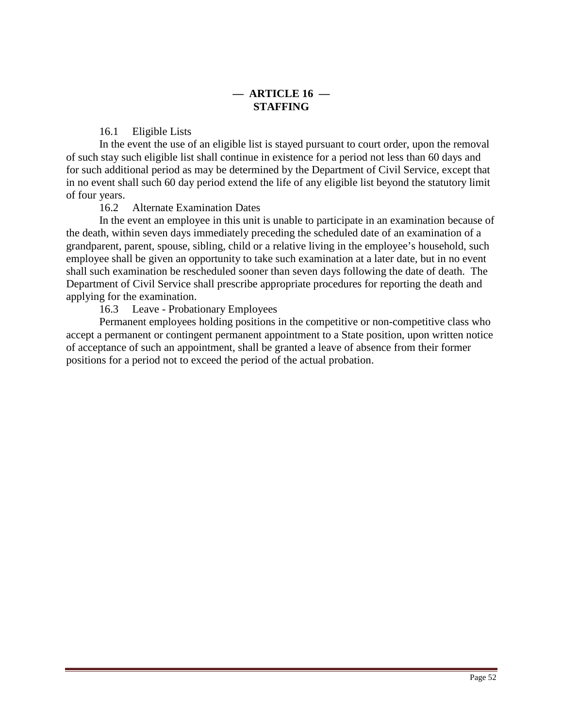# — ARTICLE 16 —
# STAFFING

### 16.1 Eligible Lists

In the event the use of an eligible list is stayed pursuant to court order, upon the removal of such stay such eligible list shall continue in existence for a period not less than 60 days and for such additional period as may be determined by the Department of Civil Service, except that in no event shall such 60 day period extend the life of any eligible list beyond the statutory limit of four years.

### 16.2 Alternate Examination Dates

In the event an employee in this unit is unable to participate in an examination because of the death, within seven days immediately preceding the scheduled date of an examination of a grandparent, parent, spouse, sibling, child or a relative living in the employee's household, such employee shall be given an opportunity to take such examination at a later date, but in no event shall such examination be rescheduled sooner than seven days following the date of death. The Department of Civil Service shall prescribe appropriate procedures for reporting the death and applying for the examination.

### 16.3 Leave - Probationary Employees

Permanent employees holding positions in the competitive or non-competitive class who accept a permanent or contingent permanent appointment to a State position, upon written notice of acceptance of such an appointment, shall be granted a leave of absence from their former positions for a period not to exceed the period of the actual probation.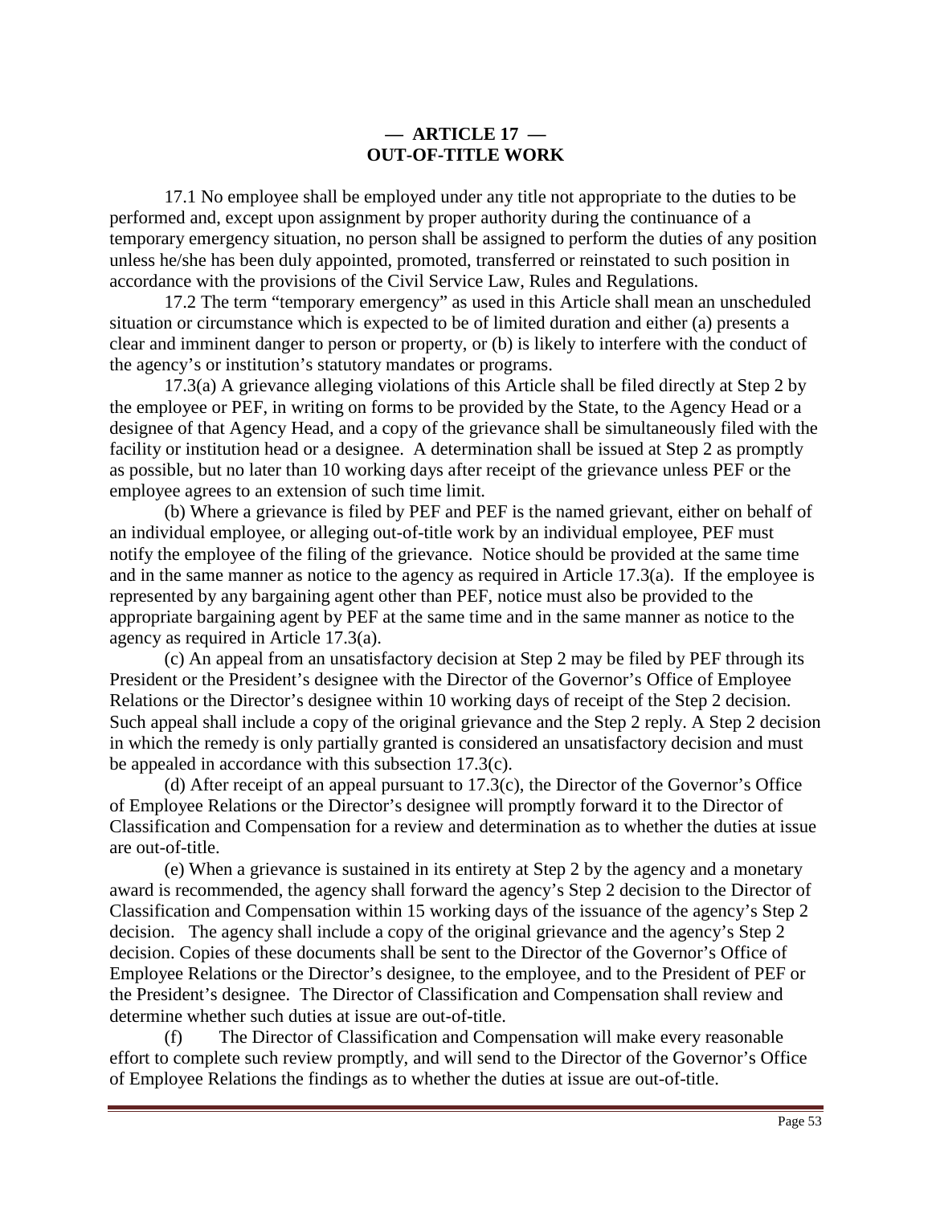## — ARTICLE 17 —
## OUT-OF-TITLE WORK

17.1 No employee shall be employed under any title not appropriate to the duties to be performed and, except upon assignment by proper authority during the continuance of a temporary emergency situation, no person shall be assigned to perform the duties of any position unless he/she has been duly appointed, promoted, transferred or reinstated to such position in accordance with the provisions of the Civil Service Law, Rules and Regulations.

17.2 The term "temporary emergency" as used in this Article shall mean an unscheduled situation or circumstance which is expected to be of limited duration and either (a) presents a clear and imminent danger to person or property, or (b) is likely to interfere with the conduct of the agency's or institution's statutory mandates or programs.

17.3(a) A grievance alleging violations of this Article shall be filed directly at Step 2 by the employee or PEF, in writing on forms to be provided by the State, to the Agency Head or a designee of that Agency Head, and a copy of the grievance shall be simultaneously filed with the facility or institution head or a designee. A determination shall be issued at Step 2 as promptly as possible, but no later than 10 working days after receipt of the grievance unless PEF or the employee agrees to an extension of such time limit.

(b) Where a grievance is filed by PEF and PEF is the named grievant, either on behalf of an individual employee, or alleging out-of-title work by an individual employee, PEF must notify the employee of the filing of the grievance. Notice should be provided at the same time and in the same manner as notice to the agency as required in Article 17.3(a). If the employee is represented by any bargaining agent other than PEF, notice must also be provided to the appropriate bargaining agent by PEF at the same time and in the same manner as notice to the agency as required in Article 17.3(a).

(c) An appeal from an unsatisfactory decision at Step 2 may be filed by PEF through its President or the President's designee with the Director of the Governor's Office of Employee Relations or the Director's designee within 10 working days of receipt of the Step 2 decision. Such appeal shall include a copy of the original grievance and the Step 2 reply. A Step 2 decision in which the remedy is only partially granted is considered an unsatisfactory decision and must be appealed in accordance with this subsection 17.3(c).

(d) After receipt of an appeal pursuant to 17.3(c), the Director of the Governor's Office of Employee Relations or the Director's designee will promptly forward it to the Director of Classification and Compensation for a review and determination as to whether the duties at issue are out-of-title.

(e) When a grievance is sustained in its entirety at Step 2 by the agency and a monetary award is recommended, the agency shall forward the agency's Step 2 decision to the Director of Classification and Compensation within 15 working days of the issuance of the agency's Step 2 decision. The agency shall include a copy of the original grievance and the agency's Step 2 decision. Copies of these documents shall be sent to the Director of the Governor's Office of Employee Relations or the Director's designee, to the employee, and to the President of PEF or the President's designee. The Director of Classification and Compensation shall review and determine whether such duties at issue are out-of-title.

(f) The Director of Classification and Compensation will make every reasonable effort to complete such review promptly, and will send to the Director of the Governor's Office of Employee Relations the findings as to whether the duties at issue are out-of-title.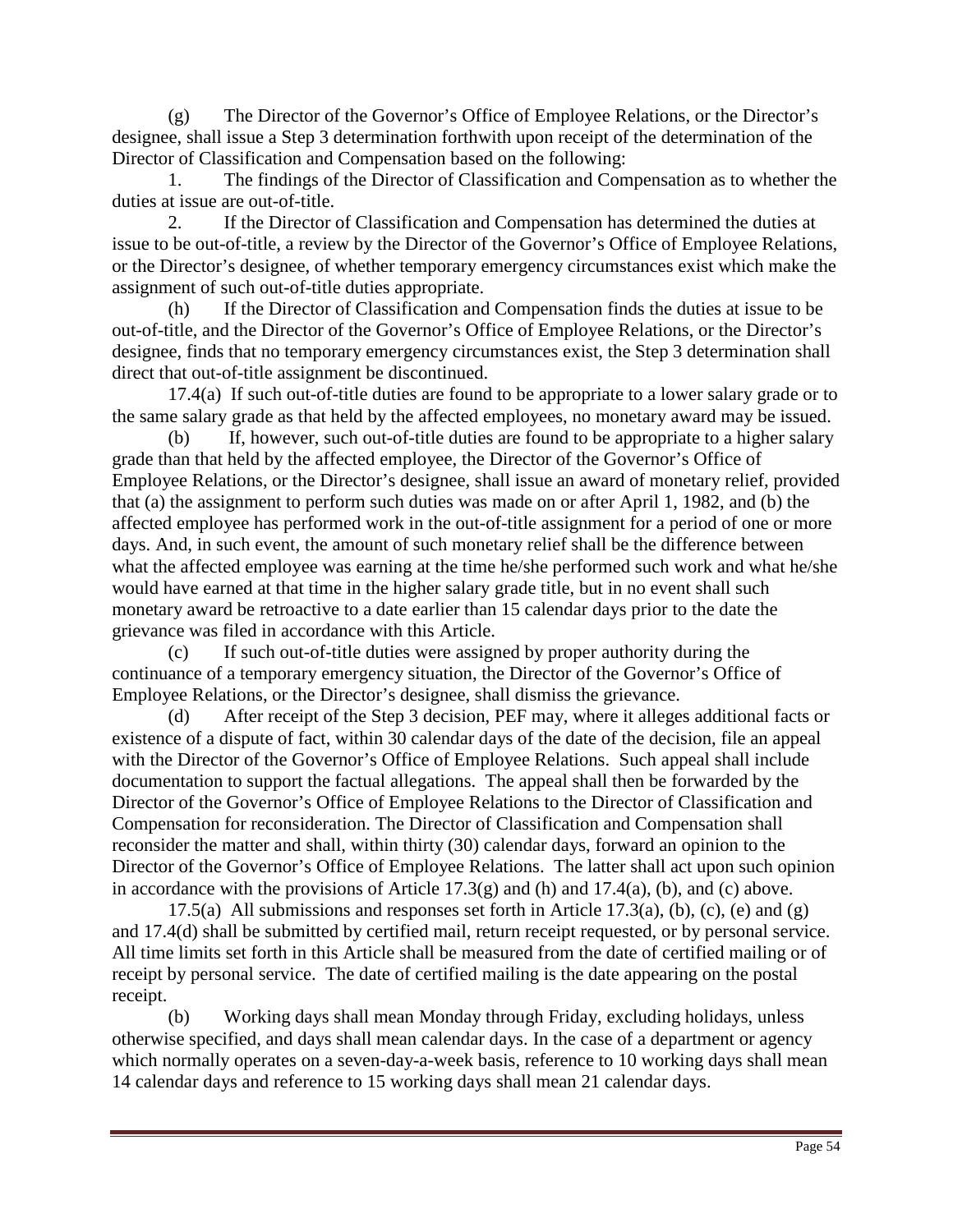(g) The Director of the Governor's Office of Employee Relations, or the Director's designee, shall issue a Step 3 determination forthwith upon receipt of the determination of the Director of Classification and Compensation based on the following:

1. The findings of the Director of Classification and Compensation as to whether the duties at issue are out-of-title.

2. If the Director of Classification and Compensation has determined the duties at issue to be out-of-title, a review by the Director of the Governor's Office of Employee Relations, or the Director's designee, of whether temporary emergency circumstances exist which make the assignment of such out-of-title duties appropriate.

(h) If the Director of Classification and Compensation finds the duties at issue to be out-of-title, and the Director of the Governor's Office of Employee Relations, or the Director's designee, finds that no temporary emergency circumstances exist, the Step 3 determination shall direct that out-of-title assignment be discontinued.

17.4(a) If such out-of-title duties are found to be appropriate to a lower salary grade or to the same salary grade as that held by the affected employees, no monetary award may be issued.

(b) If, however, such out-of-title duties are found to be appropriate to a higher salary grade than that held by the affected employee, the Director of the Governor's Office of Employee Relations, or the Director's designee, shall issue an award of monetary relief, provided that (a) the assignment to perform such duties was made on or after April 1, 1982, and (b) the affected employee has performed work in the out-of-title assignment for a period of one or more days. And, in such event, the amount of such monetary relief shall be the difference between what the affected employee was earning at the time he/she performed such work and what he/she would have earned at that time in the higher salary grade title, but in no event shall such monetary award be retroactive to a date earlier than 15 calendar days prior to the date the grievance was filed in accordance with this Article.

(c) If such out-of-title duties were assigned by proper authority during the continuance of a temporary emergency situation, the Director of the Governor's Office of Employee Relations, or the Director's designee, shall dismiss the grievance.

(d) After receipt of the Step 3 decision, PEF may, where it alleges additional facts or existence of a dispute of fact, within 30 calendar days of the date of the decision, file an appeal with the Director of the Governor's Office of Employee Relations. Such appeal shall include documentation to support the factual allegations. The appeal shall then be forwarded by the Director of the Governor's Office of Employee Relations to the Director of Classification and Compensation for reconsideration. The Director of Classification and Compensation shall reconsider the matter and shall, within thirty (30) calendar days, forward an opinion to the Director of the Governor's Office of Employee Relations. The latter shall act upon such opinion in accordance with the provisions of Article 17.3(g) and (h) and 17.4(a), (b), and (c) above.

17.5(a) All submissions and responses set forth in Article 17.3(a), (b), (c), (e) and (g) and 17.4(d) shall be submitted by certified mail, return receipt requested, or by personal service. All time limits set forth in this Article shall be measured from the date of certified mailing or of receipt by personal service. The date of certified mailing is the date appearing on the postal receipt.

(b) Working days shall mean Monday through Friday, excluding holidays, unless otherwise specified, and days shall mean calendar days. In the case of a department or agency which normally operates on a seven-day-a-week basis, reference to 10 working days shall mean 14 calendar days and reference to 15 working days shall mean 21 calendar days.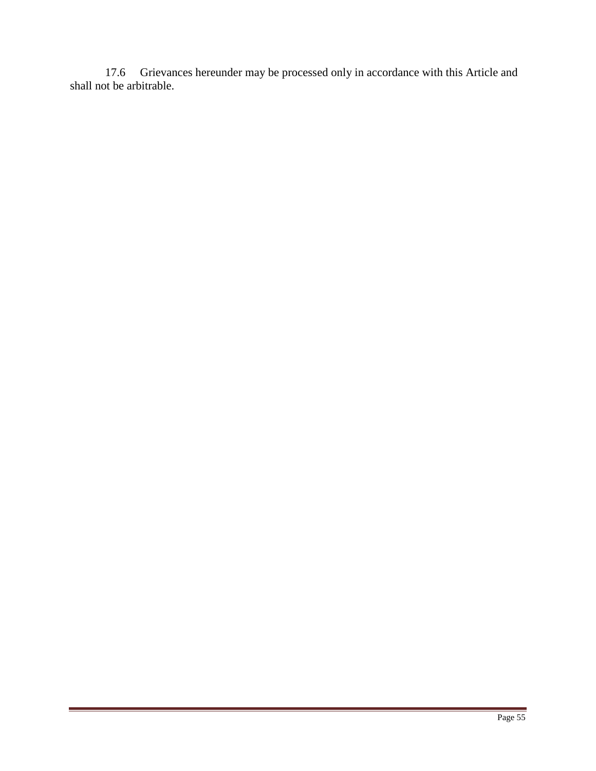17.6 Grievances hereunder may be processed only in accordance with this Article and shall not be arbitrable.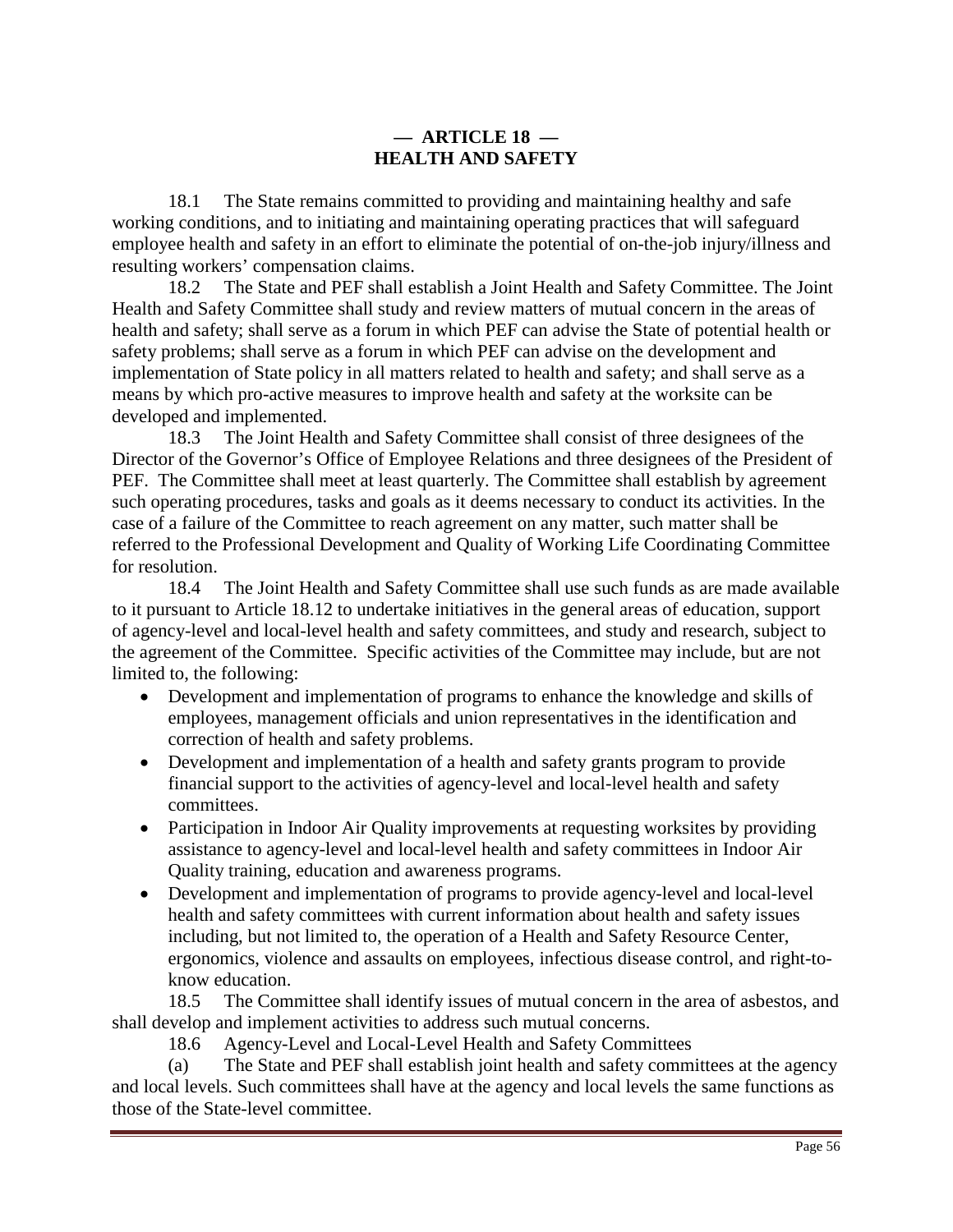## — ARTICLE 18 —
## HEALTH AND SAFETY

18.1 The State remains committed to providing and maintaining healthy and safe working conditions, and to initiating and maintaining operating practices that will safeguard employee health and safety in an effort to eliminate the potential of on-the-job injury/illness and resulting workers' compensation claims.

18.2 The State and PEF shall establish a Joint Health and Safety Committee. The Joint Health and Safety Committee shall study and review matters of mutual concern in the areas of health and safety; shall serve as a forum in which PEF can advise the State of potential health or safety problems; shall serve as a forum in which PEF can advise on the development and implementation of State policy in all matters related to health and safety; and shall serve as a means by which pro-active measures to improve health and safety at the worksite can be developed and implemented.

18.3 The Joint Health and Safety Committee shall consist of three designees of the Director of the Governor's Office of Employee Relations and three designees of the President of PEF. The Committee shall meet at least quarterly. The Committee shall establish by agreement such operating procedures, tasks and goals as it deems necessary to conduct its activities. In the case of a failure of the Committee to reach agreement on any matter, such matter shall be referred to the Professional Development and Quality of Working Life Coordinating Committee for resolution.

18.4 The Joint Health and Safety Committee shall use such funds as are made available to it pursuant to Article 18.12 to undertake initiatives in the general areas of education, support of agency-level and local-level health and safety committees, and study and research, subject to the agreement of the Committee. Specific activities of the Committee may include, but are not limited to, the following:

- Development and implementation of programs to enhance the knowledge and skills of employees, management officials and union representatives in the identification and correction of health and safety problems.
- Development and implementation of a health and safety grants program to provide financial support to the activities of agency-level and local-level health and safety committees.
- Participation in Indoor Air Quality improvements at requesting worksites by providing assistance to agency-level and local-level health and safety committees in Indoor Air Quality training, education and awareness programs.
- Development and implementation of programs to provide agency-level and local-level health and safety committees with current information about health and safety issues including, but not limited to, the operation of a Health and Safety Resource Center, ergonomics, violence and assaults on employees, infectious disease control, and right-to-know education.

18.5 The Committee shall identify issues of mutual concern in the area of asbestos, and shall develop and implement activities to address such mutual concerns.

18.6 Agency-Level and Local-Level Health and Safety Committees

(a) The State and PEF shall establish joint health and safety committees at the agency and local levels. Such committees shall have at the agency and local levels the same functions as those of the State-level committee.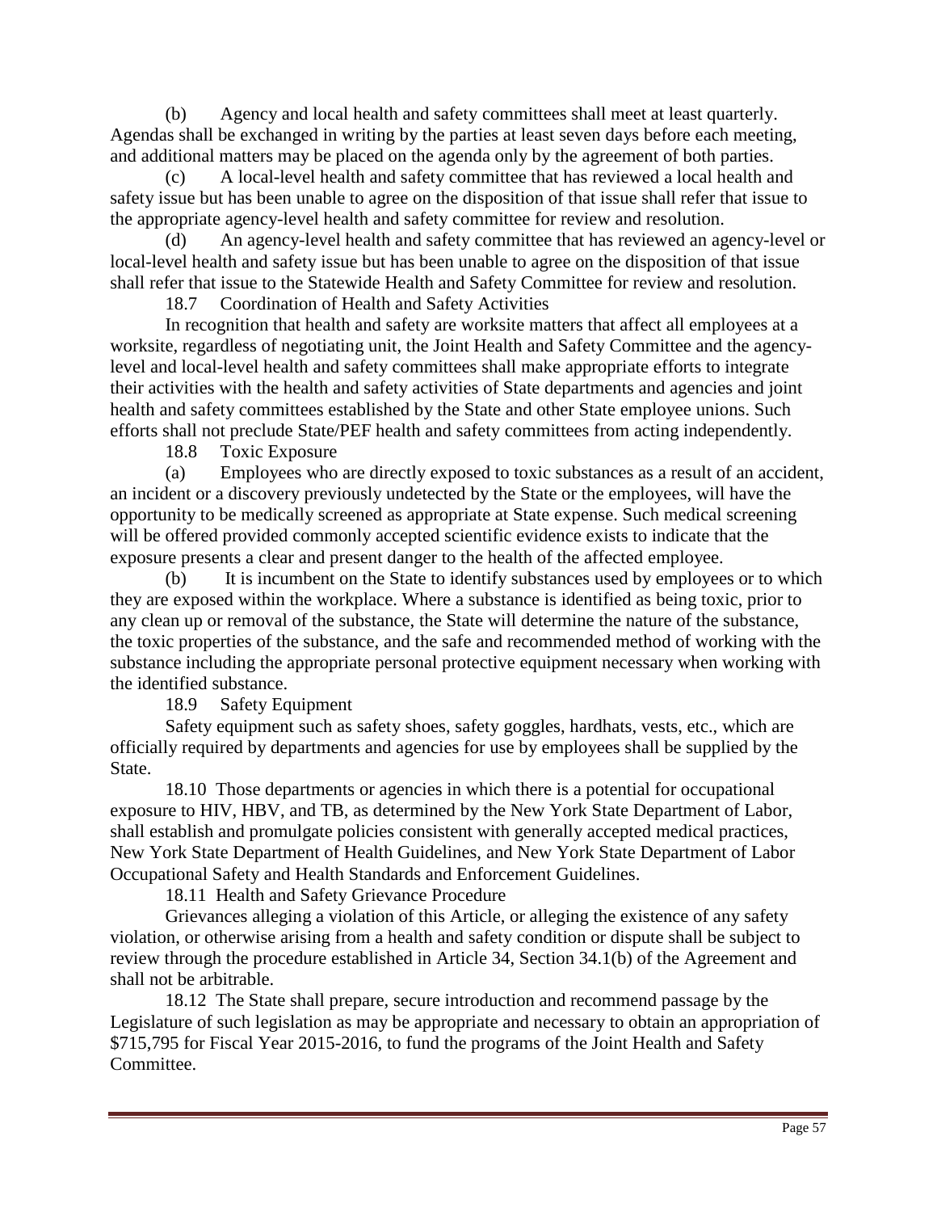(b) Agency and local health and safety committees shall meet at least quarterly. Agendas shall be exchanged in writing by the parties at least seven days before each meeting, and additional matters may be placed on the agenda only by the agreement of both parties.

(c) A local-level health and safety committee that has reviewed a local health and safety issue but has been unable to agree on the disposition of that issue shall refer that issue to the appropriate agency-level health and safety committee for review and resolution.

(d) An agency-level health and safety committee that has reviewed an agency-level or local-level health and safety issue but has been unable to agree on the disposition of that issue shall refer that issue to the Statewide Health and Safety Committee for review and resolution.

18.7 Coordination of Health and Safety Activities

In recognition that health and safety are worksite matters that affect all employees at a worksite, regardless of negotiating unit, the Joint Health and Safety Committee and the agency-level and local-level health and safety committees shall make appropriate efforts to integrate their activities with the health and safety activities of State departments and agencies and joint health and safety committees established by the State and other State employee unions. Such efforts shall not preclude State/PEF health and safety committees from acting independently.

18.8 Toxic Exposure

(a) Employees who are directly exposed to toxic substances as a result of an accident, an incident or a discovery previously undetected by the State or the employees, will have the opportunity to be medically screened as appropriate at State expense. Such medical screening will be offered provided commonly accepted scientific evidence exists to indicate that the exposure presents a clear and present danger to the health of the affected employee.

(b) It is incumbent on the State to identify substances used by employees or to which they are exposed within the workplace. Where a substance is identified as being toxic, prior to any clean up or removal of the substance, the State will determine the nature of the substance, the toxic properties of the substance, and the safe and recommended method of working with the substance including the appropriate personal protective equipment necessary when working with the identified substance.

18.9 Safety Equipment

Safety equipment such as safety shoes, safety goggles, hardhats, vests, etc., which are officially required by departments and agencies for use by employees shall be supplied by the State.

18.10 Those departments or agencies in which there is a potential for occupational exposure to HIV, HBV, and TB, as determined by the New York State Department of Labor, shall establish and promulgate policies consistent with generally accepted medical practices, New York State Department of Health Guidelines, and New York State Department of Labor Occupational Safety and Health Standards and Enforcement Guidelines.

18.11 Health and Safety Grievance Procedure

Grievances alleging a violation of this Article, or alleging the existence of any safety violation, or otherwise arising from a health and safety condition or dispute shall be subject to review through the procedure established in Article 34, Section 34.1(b) of the Agreement and shall not be arbitrable.

18.12 The State shall prepare, secure introduction and recommend passage by the Legislature of such legislation as may be appropriate and necessary to obtain an appropriation of $715,795 for Fiscal Year 2015-2016, to fund the programs of the Joint Health and Safety Committee.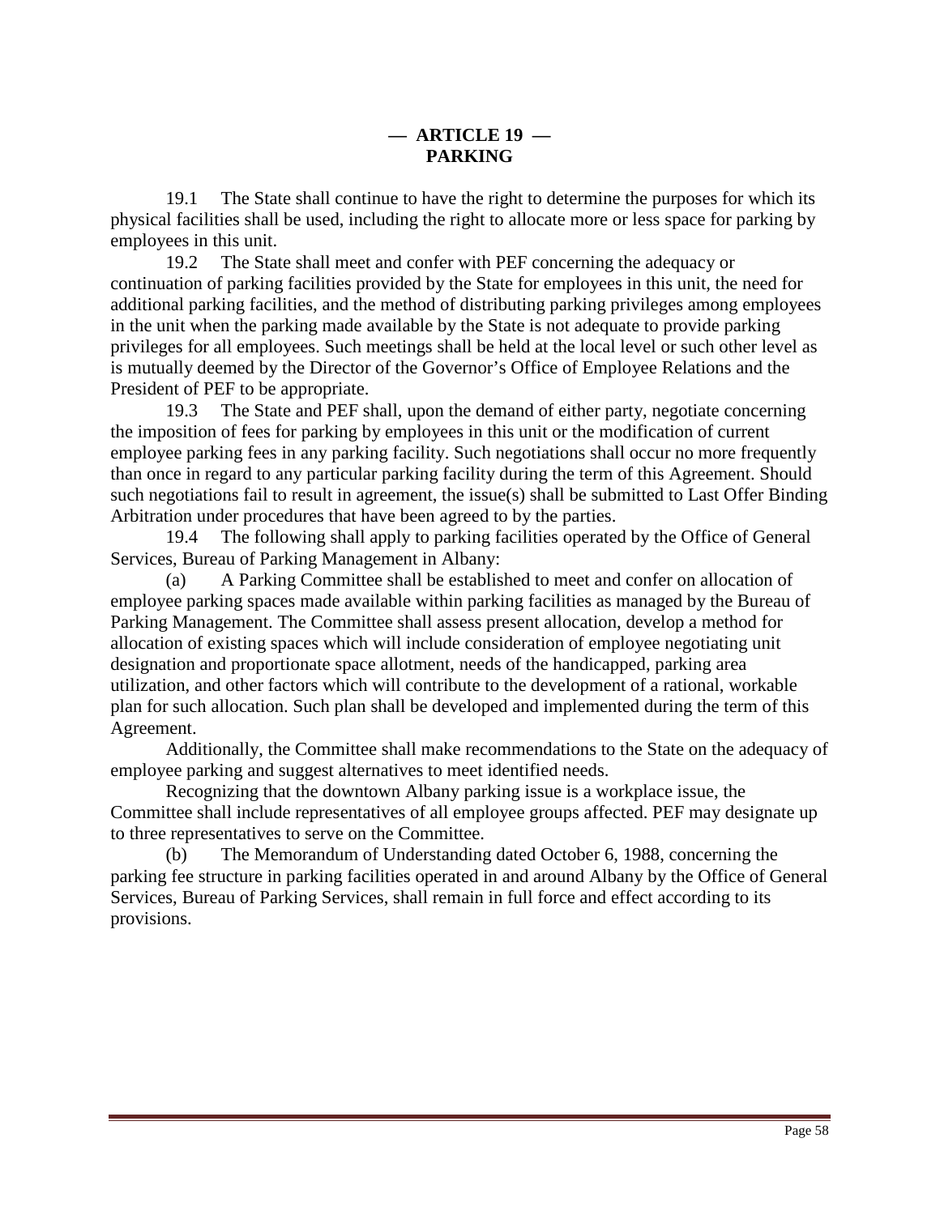# — ARTICLE 19 —
# PARKING

19.1 The State shall continue to have the right to determine the purposes for which its physical facilities shall be used, including the right to allocate more or less space for parking by employees in this unit.

19.2 The State shall meet and confer with PEF concerning the adequacy or continuation of parking facilities provided by the State for employees in this unit, the need for additional parking facilities, and the method of distributing parking privileges among employees in the unit when the parking made available by the State is not adequate to provide parking privileges for all employees. Such meetings shall be held at the local level or such other level as is mutually deemed by the Director of the Governor's Office of Employee Relations and the President of PEF to be appropriate.

19.3 The State and PEF shall, upon the demand of either party, negotiate concerning the imposition of fees for parking by employees in this unit or the modification of current employee parking fees in any parking facility. Such negotiations shall occur no more frequently than once in regard to any particular parking facility during the term of this Agreement. Should such negotiations fail to result in agreement, the issue(s) shall be submitted to Last Offer Binding Arbitration under procedures that have been agreed to by the parties.

19.4 The following shall apply to parking facilities operated by the Office of General Services, Bureau of Parking Management in Albany:

(a) A Parking Committee shall be established to meet and confer on allocation of employee parking spaces made available within parking facilities as managed by the Bureau of Parking Management. The Committee shall assess present allocation, develop a method for allocation of existing spaces which will include consideration of employee negotiating unit designation and proportionate space allotment, needs of the handicapped, parking area utilization, and other factors which will contribute to the development of a rational, workable plan for such allocation. Such plan shall be developed and implemented during the term of this Agreement.

Additionally, the Committee shall make recommendations to the State on the adequacy of employee parking and suggest alternatives to meet identified needs.

Recognizing that the downtown Albany parking issue is a workplace issue, the Committee shall include representatives of all employee groups affected. PEF may designate up to three representatives to serve on the Committee.

(b) The Memorandum of Understanding dated October 6, 1988, concerning the parking fee structure in parking facilities operated in and around Albany by the Office of General Services, Bureau of Parking Services, shall remain in full force and effect according to its provisions.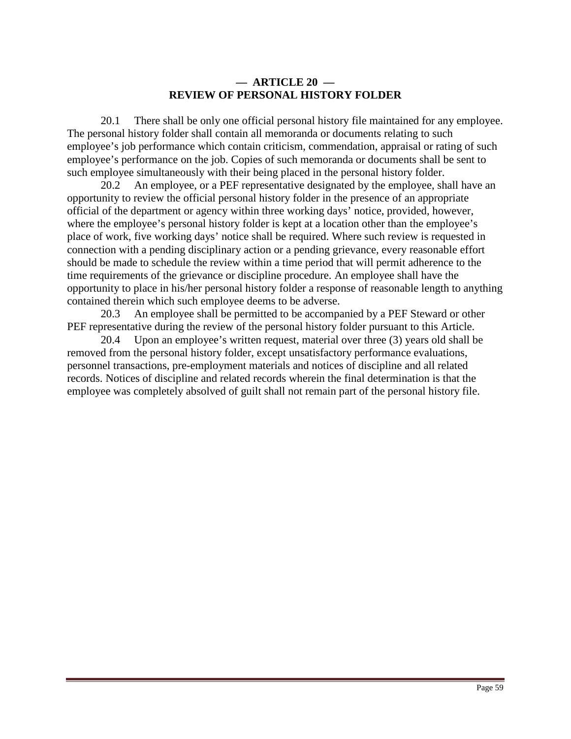## — ARTICLE 20 —
## REVIEW OF PERSONAL HISTORY FOLDER

20.1 There shall be only one official personal history file maintained for any employee. The personal history folder shall contain all memoranda or documents relating to such employee's job performance which contain criticism, commendation, appraisal or rating of such employee's performance on the job. Copies of such memoranda or documents shall be sent to such employee simultaneously with their being placed in the personal history folder.

20.2 An employee, or a PEF representative designated by the employee, shall have an opportunity to review the official personal history folder in the presence of an appropriate official of the department or agency within three working days' notice, provided, however, where the employee's personal history folder is kept at a location other than the employee's place of work, five working days' notice shall be required. Where such review is requested in connection with a pending disciplinary action or a pending grievance, every reasonable effort should be made to schedule the review within a time period that will permit adherence to the time requirements of the grievance or discipline procedure. An employee shall have the opportunity to place in his/her personal history folder a response of reasonable length to anything contained therein which such employee deems to be adverse.

20.3 An employee shall be permitted to be accompanied by a PEF Steward or other PEF representative during the review of the personal history folder pursuant to this Article.

20.4 Upon an employee's written request, material over three (3) years old shall be removed from the personal history folder, except unsatisfactory performance evaluations, personnel transactions, pre-employment materials and notices of discipline and all related records. Notices of discipline and related records wherein the final determination is that the employee was completely absolved of guilt shall not remain part of the personal history file.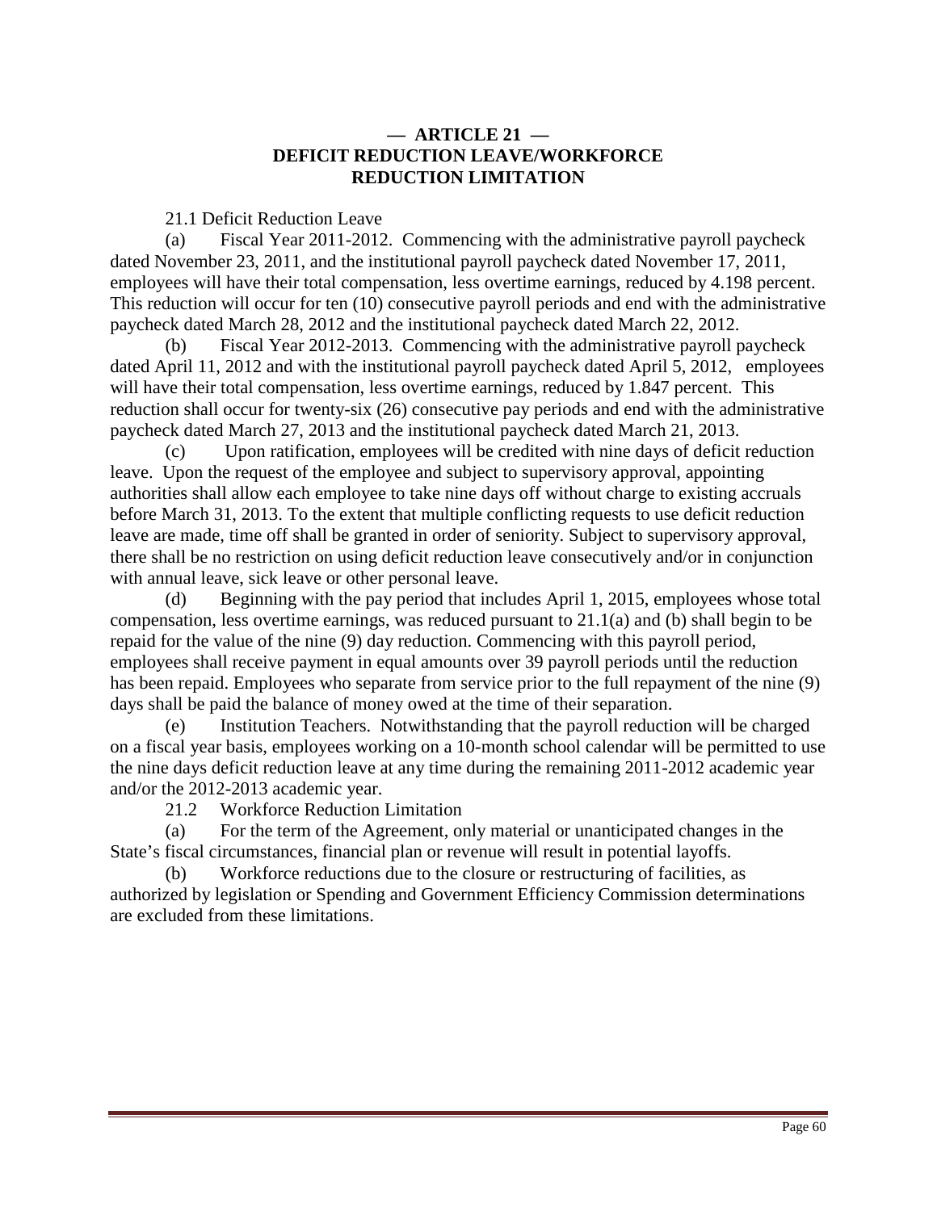## — ARTICLE 21 —
## DEFICIT REDUCTION LEAVE/WORKFORCE REDUCTION LIMITATION

21.1 Deficit Reduction Leave

(a) Fiscal Year 2011-2012. Commencing with the administrative payroll paycheck dated November 23, 2011, and the institutional payroll paycheck dated November 17, 2011, employees will have their total compensation, less overtime earnings, reduced by 4.198 percent. This reduction will occur for ten (10) consecutive payroll periods and end with the administrative paycheck dated March 28, 2012 and the institutional paycheck dated March 22, 2012.

(b) Fiscal Year 2012-2013. Commencing with the administrative payroll paycheck dated April 11, 2012 and with the institutional payroll paycheck dated April 5, 2012, employees will have their total compensation, less overtime earnings, reduced by 1.847 percent. This reduction shall occur for twenty-six (26) consecutive pay periods and end with the administrative paycheck dated March 27, 2013 and the institutional paycheck dated March 21, 2013.

(c) Upon ratification, employees will be credited with nine days of deficit reduction leave. Upon the request of the employee and subject to supervisory approval, appointing authorities shall allow each employee to take nine days off without charge to existing accruals before March 31, 2013. To the extent that multiple conflicting requests to use deficit reduction leave are made, time off shall be granted in order of seniority. Subject to supervisory approval, there shall be no restriction on using deficit reduction leave consecutively and/or in conjunction with annual leave, sick leave or other personal leave.

(d) Beginning with the pay period that includes April 1, 2015, employees whose total compensation, less overtime earnings, was reduced pursuant to 21.1(a) and (b) shall begin to be repaid for the value of the nine (9) day reduction. Commencing with this payroll period, employees shall receive payment in equal amounts over 39 payroll periods until the reduction has been repaid. Employees who separate from service prior to the full repayment of the nine (9) days shall be paid the balance of money owed at the time of their separation.

(e) Institution Teachers. Notwithstanding that the payroll reduction will be charged on a fiscal year basis, employees working on a 10-month school calendar will be permitted to use the nine days deficit reduction leave at any time during the remaining 2011-2012 academic year and/or the 2012-2013 academic year.

21.2 Workforce Reduction Limitation

(a) For the term of the Agreement, only material or unanticipated changes in the State's fiscal circumstances, financial plan or revenue will result in potential layoffs.

(b) Workforce reductions due to the closure or restructuring of facilities, as authorized by legislation or Spending and Government Efficiency Commission determinations are excluded from these limitations.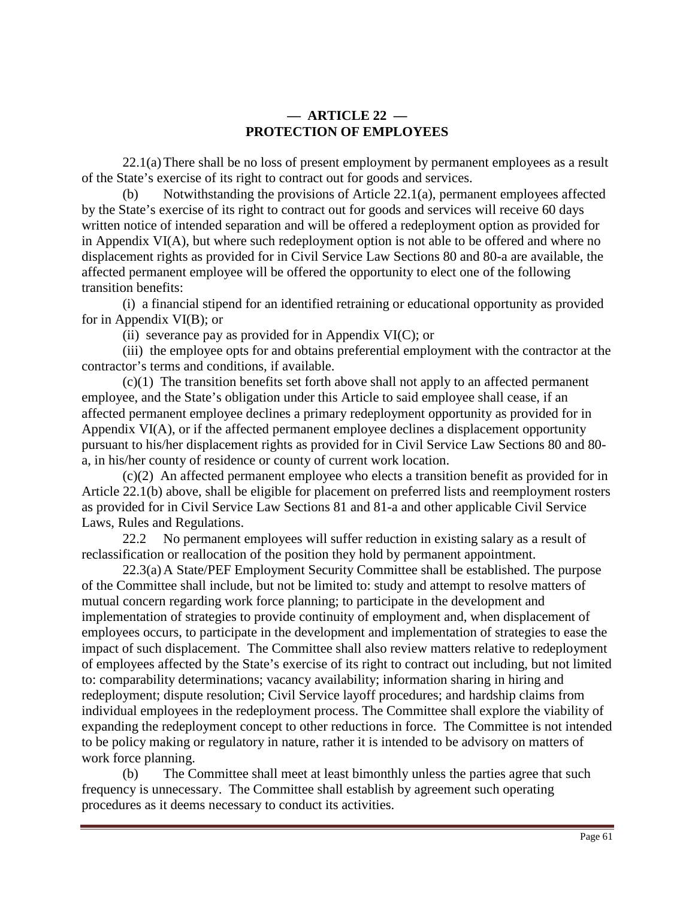## — ARTICLE 22 —
## PROTECTION OF EMPLOYEES

22.1(a) There shall be no loss of present employment by permanent employees as a result of the State's exercise of its right to contract out for goods and services.

(b) Notwithstanding the provisions of Article 22.1(a), permanent employees affected by the State's exercise of its right to contract out for goods and services will receive 60 days written notice of intended separation and will be offered a redeployment option as provided for in Appendix VI(A), but where such redeployment option is not able to be offered and where no displacement rights as provided for in Civil Service Law Sections 80 and 80-a are available, the affected permanent employee will be offered the opportunity to elect one of the following transition benefits:

(i) a financial stipend for an identified retraining or educational opportunity as provided for in Appendix VI(B); or

(ii) severance pay as provided for in Appendix VI(C); or

(iii) the employee opts for and obtains preferential employment with the contractor at the contractor's terms and conditions, if available.

(c)(1) The transition benefits set forth above shall not apply to an affected permanent employee, and the State's obligation under this Article to said employee shall cease, if an affected permanent employee declines a primary redeployment opportunity as provided for in Appendix VI(A), or if the affected permanent employee declines a displacement opportunity pursuant to his/her displacement rights as provided for in Civil Service Law Sections 80 and 80-a, in his/her county of residence or county of current work location.

(c)(2) An affected permanent employee who elects a transition benefit as provided for in Article 22.1(b) above, shall be eligible for placement on preferred lists and reemployment rosters as provided for in Civil Service Law Sections 81 and 81-a and other applicable Civil Service Laws, Rules and Regulations.

22.2 No permanent employees will suffer reduction in existing salary as a result of reclassification or reallocation of the position they hold by permanent appointment.

22.3(a) A State/PEF Employment Security Committee shall be established. The purpose of the Committee shall include, but not be limited to: study and attempt to resolve matters of mutual concern regarding work force planning; to participate in the development and implementation of strategies to provide continuity of employment and, when displacement of employees occurs, to participate in the development and implementation of strategies to ease the impact of such displacement. The Committee shall also review matters relative to redeployment of employees affected by the State's exercise of its right to contract out including, but not limited to: comparability determinations; vacancy availability; information sharing in hiring and redeployment; dispute resolution; Civil Service layoff procedures; and hardship claims from individual employees in the redeployment process. The Committee shall explore the viability of expanding the redeployment concept to other reductions in force. The Committee is not intended to be policy making or regulatory in nature, rather it is intended to be advisory on matters of work force planning.

(b) The Committee shall meet at least bimonthly unless the parties agree that such frequency is unnecessary. The Committee shall establish by agreement such operating procedures as it deems necessary to conduct its activities.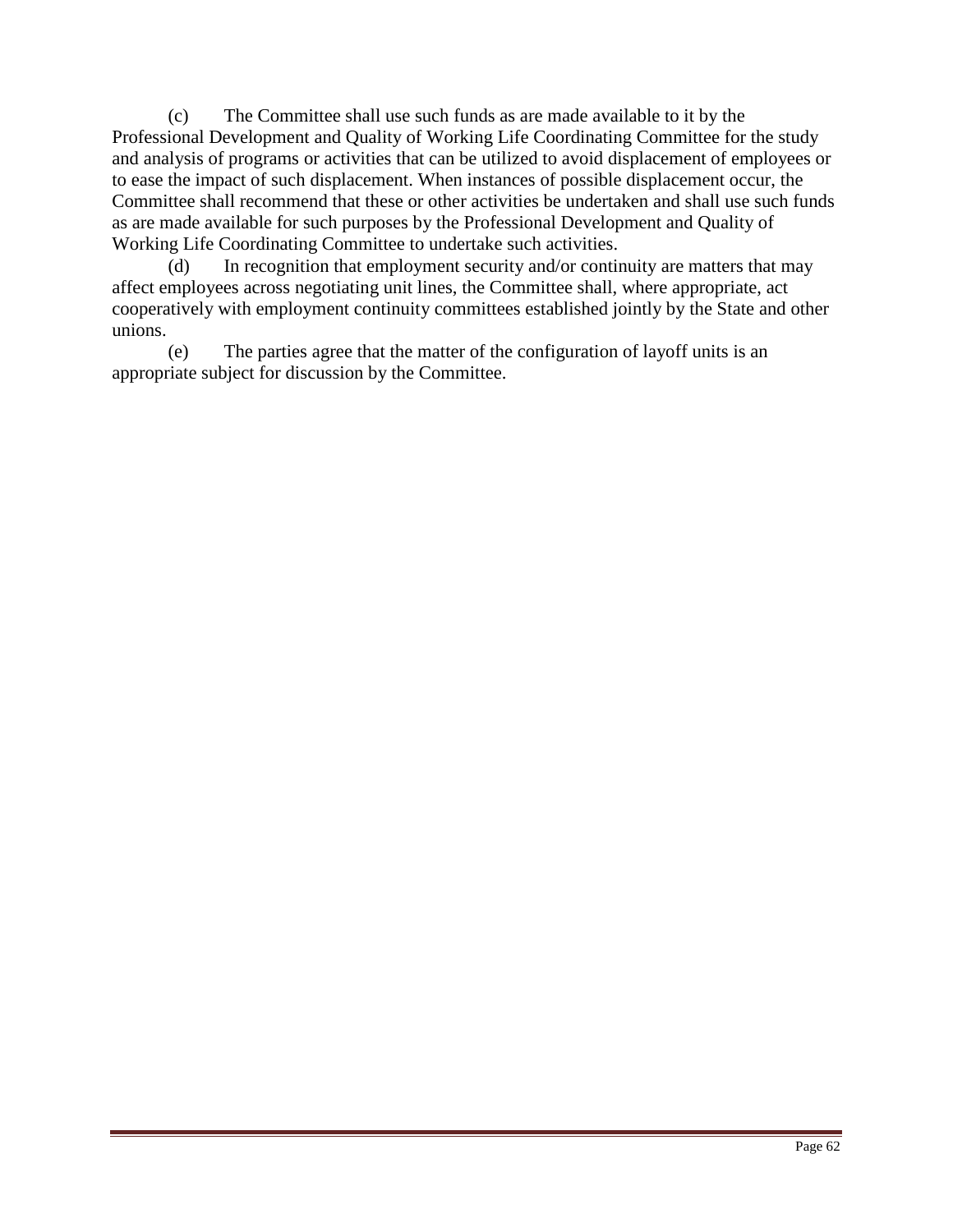(c) The Committee shall use such funds as are made available to it by the Professional Development and Quality of Working Life Coordinating Committee for the study and analysis of programs or activities that can be utilized to avoid displacement of employees or to ease the impact of such displacement. When instances of possible displacement occur, the Committee shall recommend that these or other activities be undertaken and shall use such funds as are made available for such purposes by the Professional Development and Quality of Working Life Coordinating Committee to undertake such activities.

(d) In recognition that employment security and/or continuity are matters that may affect employees across negotiating unit lines, the Committee shall, where appropriate, act cooperatively with employment continuity committees established jointly by the State and other unions.

(e) The parties agree that the matter of the configuration of layoff units is an appropriate subject for discussion by the Committee.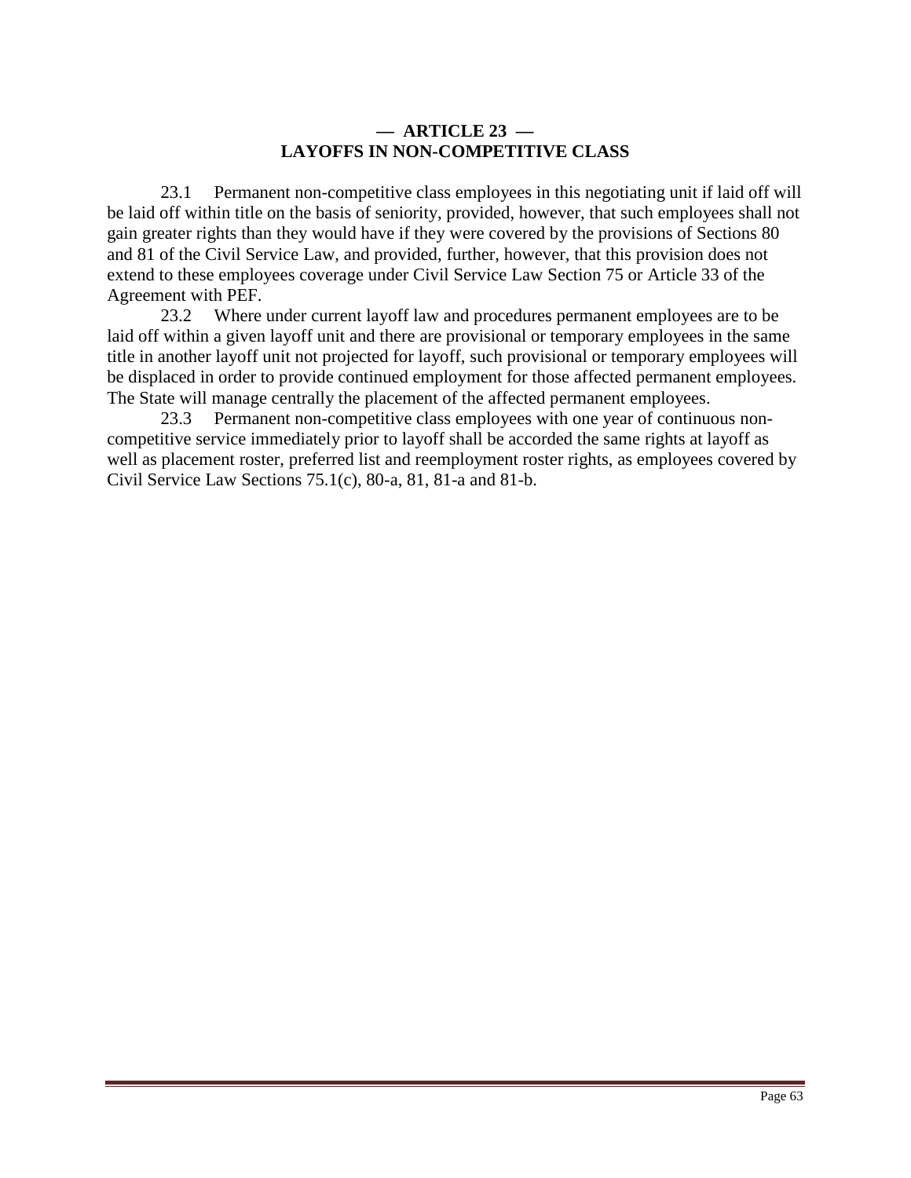## — ARTICLE 23 —
## LAYOFFS IN NON-COMPETITIVE CLASS

23.1 Permanent non-competitive class employees in this negotiating unit if laid off will be laid off within title on the basis of seniority, provided, however, that such employees shall not gain greater rights than they would have if they were covered by the provisions of Sections 80 and 81 of the Civil Service Law, and provided, further, however, that this provision does not extend to these employees coverage under Civil Service Law Section 75 or Article 33 of the Agreement with PEF.

23.2 Where under current layoff law and procedures permanent employees are to be laid off within a given layoff unit and there are provisional or temporary employees in the same title in another layoff unit not projected for layoff, such provisional or temporary employees will be displaced in order to provide continued employment for those affected permanent employees. The State will manage centrally the placement of the affected permanent employees.

23.3 Permanent non-competitive class employees with one year of continuous non-competitive service immediately prior to layoff shall be accorded the same rights at layoff as well as placement roster, preferred list and reemployment roster rights, as employees covered by Civil Service Law Sections 75.1(c), 80-a, 81, 81-a and 81-b.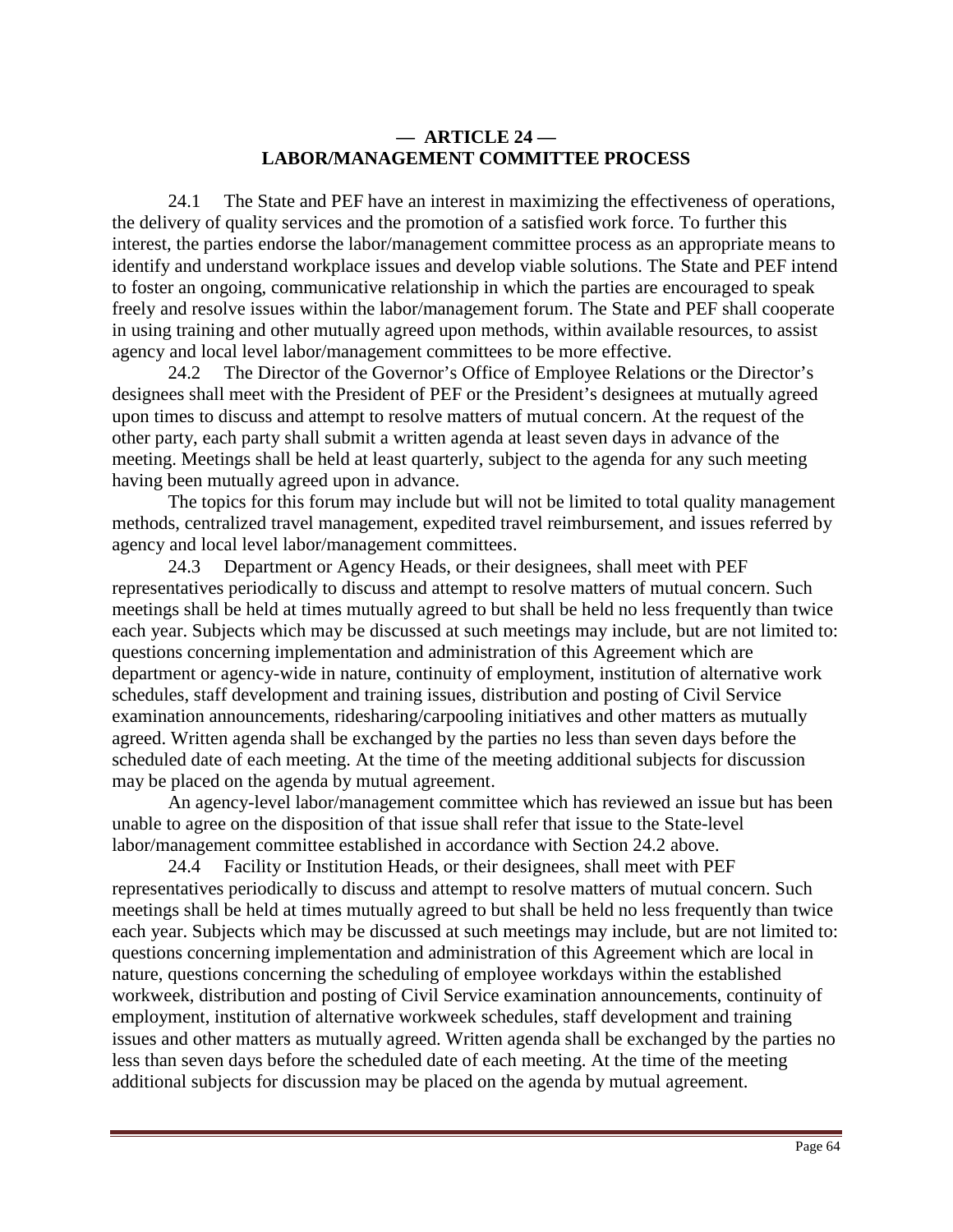## — ARTICLE 24 —
## LABOR/MANAGEMENT COMMITTEE PROCESS

24.1 The State and PEF have an interest in maximizing the effectiveness of operations, the delivery of quality services and the promotion of a satisfied work force. To further this interest, the parties endorse the labor/management committee process as an appropriate means to identify and understand workplace issues and develop viable solutions. The State and PEF intend to foster an ongoing, communicative relationship in which the parties are encouraged to speak freely and resolve issues within the labor/management forum. The State and PEF shall cooperate in using training and other mutually agreed upon methods, within available resources, to assist agency and local level labor/management committees to be more effective.

24.2 The Director of the Governor's Office of Employee Relations or the Director's designees shall meet with the President of PEF or the President's designees at mutually agreed upon times to discuss and attempt to resolve matters of mutual concern. At the request of the other party, each party shall submit a written agenda at least seven days in advance of the meeting. Meetings shall be held at least quarterly, subject to the agenda for any such meeting having been mutually agreed upon in advance.

The topics for this forum may include but will not be limited to total quality management methods, centralized travel management, expedited travel reimbursement, and issues referred by agency and local level labor/management committees.

24.3 Department or Agency Heads, or their designees, shall meet with PEF representatives periodically to discuss and attempt to resolve matters of mutual concern. Such meetings shall be held at times mutually agreed to but shall be held no less frequently than twice each year. Subjects which may be discussed at such meetings may include, but are not limited to: questions concerning implementation and administration of this Agreement which are department or agency-wide in nature, continuity of employment, institution of alternative work schedules, staff development and training issues, distribution and posting of Civil Service examination announcements, ridesharing/carpooling initiatives and other matters as mutually agreed. Written agenda shall be exchanged by the parties no less than seven days before the scheduled date of each meeting. At the time of the meeting additional subjects for discussion may be placed on the agenda by mutual agreement.

An agency-level labor/management committee which has reviewed an issue but has been unable to agree on the disposition of that issue shall refer that issue to the State-level labor/management committee established in accordance with Section 24.2 above.

24.4 Facility or Institution Heads, or their designees, shall meet with PEF representatives periodically to discuss and attempt to resolve matters of mutual concern. Such meetings shall be held at times mutually agreed to but shall be held no less frequently than twice each year. Subjects which may be discussed at such meetings may include, but are not limited to: questions concerning implementation and administration of this Agreement which are local in nature, questions concerning the scheduling of employee workdays within the established workweek, distribution and posting of Civil Service examination announcements, continuity of employment, institution of alternative workweek schedules, staff development and training issues and other matters as mutually agreed. Written agenda shall be exchanged by the parties no less than seven days before the scheduled date of each meeting. At the time of the meeting additional subjects for discussion may be placed on the agenda by mutual agreement.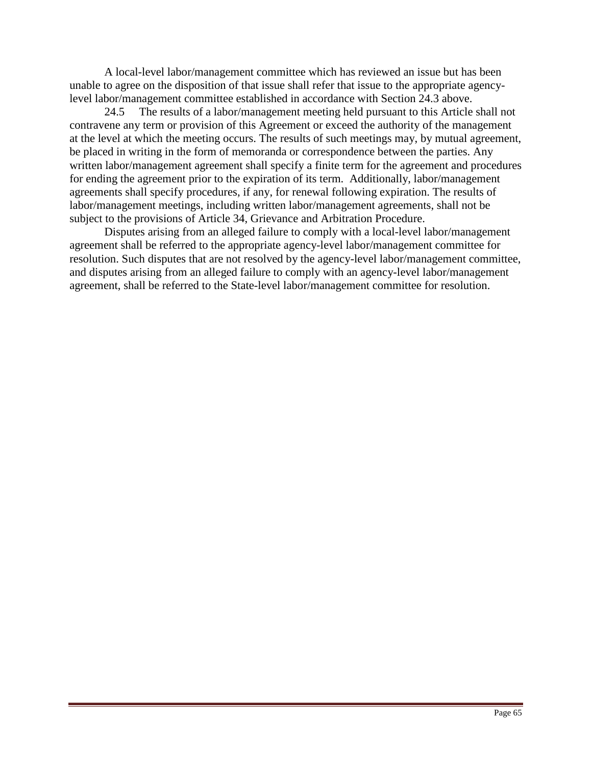A local-level labor/management committee which has reviewed an issue but has been unable to agree on the disposition of that issue shall refer that issue to the appropriate agency-level labor/management committee established in accordance with Section 24.3 above.

24.5 The results of a labor/management meeting held pursuant to this Article shall not contravene any term or provision of this Agreement or exceed the authority of the management at the level at which the meeting occurs. The results of such meetings may, by mutual agreement, be placed in writing in the form of memoranda or correspondence between the parties. Any written labor/management agreement shall specify a finite term for the agreement and procedures for ending the agreement prior to the expiration of its term. Additionally, labor/management agreements shall specify procedures, if any, for renewal following expiration. The results of labor/management meetings, including written labor/management agreements, shall not be subject to the provisions of Article 34, Grievance and Arbitration Procedure.

Disputes arising from an alleged failure to comply with a local-level labor/management agreement shall be referred to the appropriate agency-level labor/management committee for resolution. Such disputes that are not resolved by the agency-level labor/management committee, and disputes arising from an alleged failure to comply with an agency-level labor/management agreement, shall be referred to the State-level labor/management committee for resolution.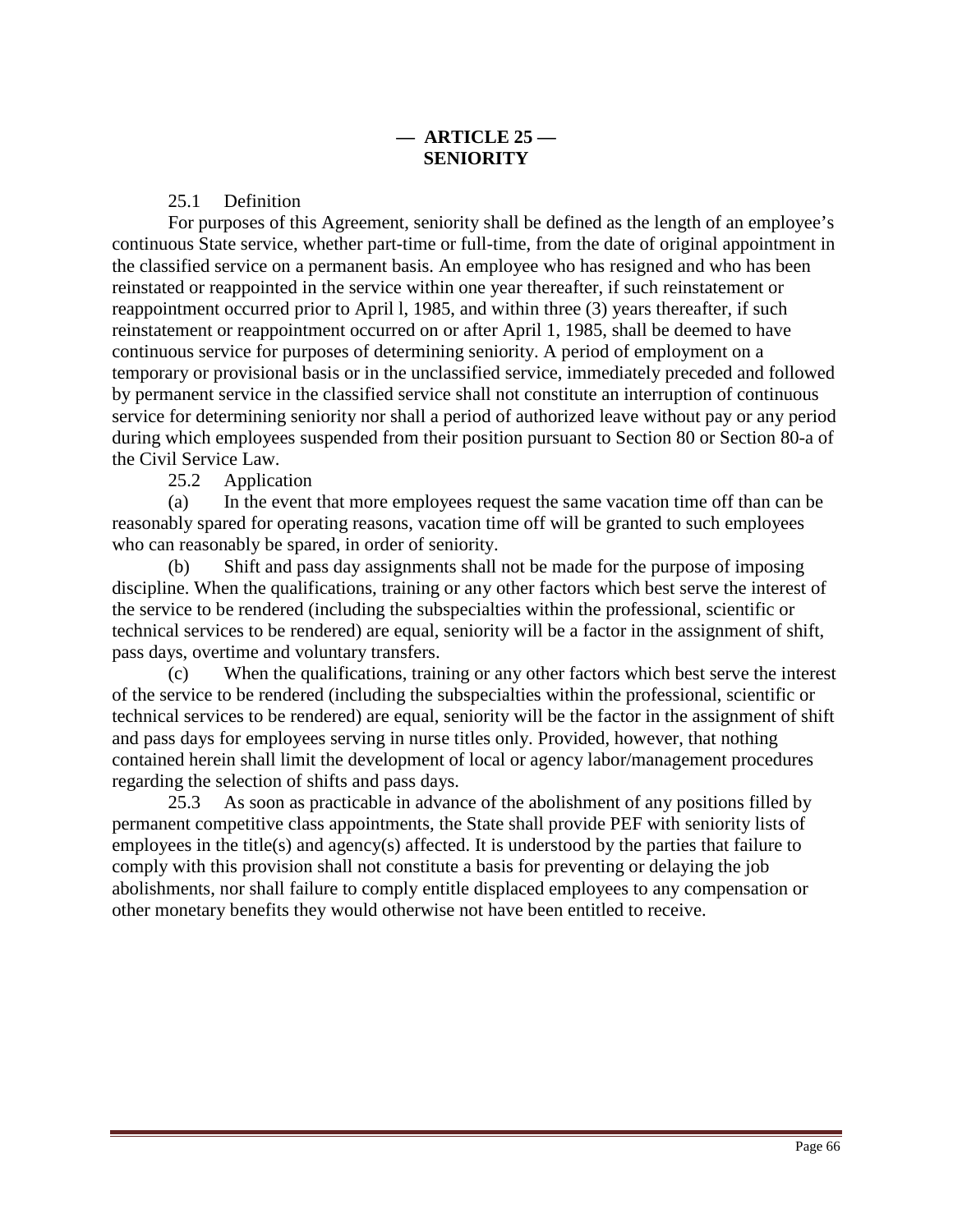# — ARTICLE 25 — SENIORITY

25.1 Definition

For purposes of this Agreement, seniority shall be defined as the length of an employee's continuous State service, whether part-time or full-time, from the date of original appointment in the classified service on a permanent basis. An employee who has resigned and who has been reinstated or reappointed in the service within one year thereafter, if such reinstatement or reappointment occurred prior to April l, 1985, and within three (3) years thereafter, if such reinstatement or reappointment occurred on or after April 1, 1985, shall be deemed to have continuous service for purposes of determining seniority. A period of employment on a temporary or provisional basis or in the unclassified service, immediately preceded and followed by permanent service in the classified service shall not constitute an interruption of continuous service for determining seniority nor shall a period of authorized leave without pay or any period during which employees suspended from their position pursuant to Section 80 or Section 80-a of the Civil Service Law.

25.2 Application

(a) In the event that more employees request the same vacation time off than can be reasonably spared for operating reasons, vacation time off will be granted to such employees who can reasonably be spared, in order of seniority.

(b) Shift and pass day assignments shall not be made for the purpose of imposing discipline. When the qualifications, training or any other factors which best serve the interest of the service to be rendered (including the subspecialties within the professional, scientific or technical services to be rendered) are equal, seniority will be a factor in the assignment of shift, pass days, overtime and voluntary transfers.

(c) When the qualifications, training or any other factors which best serve the interest of the service to be rendered (including the subspecialties within the professional, scientific or technical services to be rendered) are equal, seniority will be the factor in the assignment of shift and pass days for employees serving in nurse titles only. Provided, however, that nothing contained herein shall limit the development of local or agency labor/management procedures regarding the selection of shifts and pass days.

25.3 As soon as practicable in advance of the abolishment of any positions filled by permanent competitive class appointments, the State shall provide PEF with seniority lists of employees in the title(s) and agency(s) affected. It is understood by the parties that failure to comply with this provision shall not constitute a basis for preventing or delaying the job abolishments, nor shall failure to comply entitle displaced employees to any compensation or other monetary benefits they would otherwise not have been entitled to receive.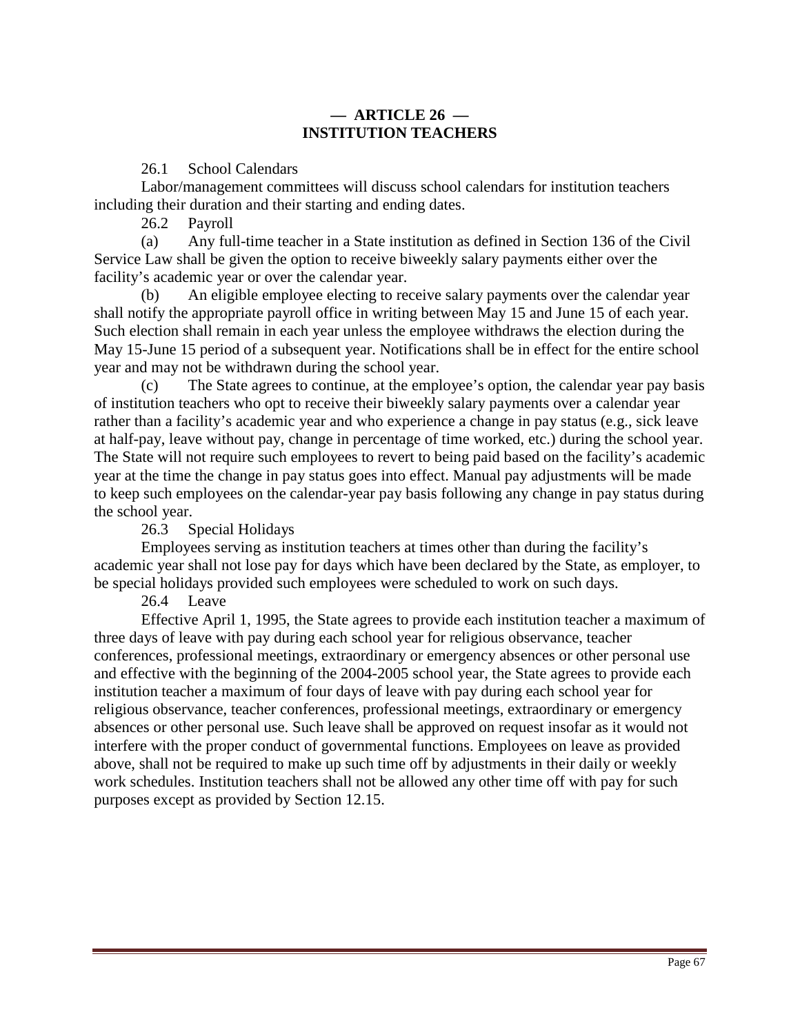## — ARTICLE 26 —
## INSTITUTION TEACHERS

26.1 School Calendars

Labor/management committees will discuss school calendars for institution teachers including their duration and their starting and ending dates.

26.2 Payroll

(a) Any full-time teacher in a State institution as defined in Section 136 of the Civil Service Law shall be given the option to receive biweekly salary payments either over the facility's academic year or over the calendar year.

(b) An eligible employee electing to receive salary payments over the calendar year shall notify the appropriate payroll office in writing between May 15 and June 15 of each year. Such election shall remain in each year unless the employee withdraws the election during the May 15-June 15 period of a subsequent year. Notifications shall be in effect for the entire school year and may not be withdrawn during the school year.

(c) The State agrees to continue, at the employee's option, the calendar year pay basis of institution teachers who opt to receive their biweekly salary payments over a calendar year rather than a facility's academic year and who experience a change in pay status (e.g., sick leave at half-pay, leave without pay, change in percentage of time worked, etc.) during the school year. The State will not require such employees to revert to being paid based on the facility's academic year at the time the change in pay status goes into effect. Manual pay adjustments will be made to keep such employees on the calendar-year pay basis following any change in pay status during the school year.

26.3 Special Holidays

Employees serving as institution teachers at times other than during the facility's academic year shall not lose pay for days which have been declared by the State, as employer, to be special holidays provided such employees were scheduled to work on such days.

26.4 Leave

Effective April 1, 1995, the State agrees to provide each institution teacher a maximum of three days of leave with pay during each school year for religious observance, teacher conferences, professional meetings, extraordinary or emergency absences or other personal use and effective with the beginning of the 2004-2005 school year, the State agrees to provide each institution teacher a maximum of four days of leave with pay during each school year for religious observance, teacher conferences, professional meetings, extraordinary or emergency absences or other personal use. Such leave shall be approved on request insofar as it would not interfere with the proper conduct of governmental functions. Employees on leave as provided above, shall not be required to make up such time off by adjustments in their daily or weekly work schedules. Institution teachers shall not be allowed any other time off with pay for such purposes except as provided by Section 12.15.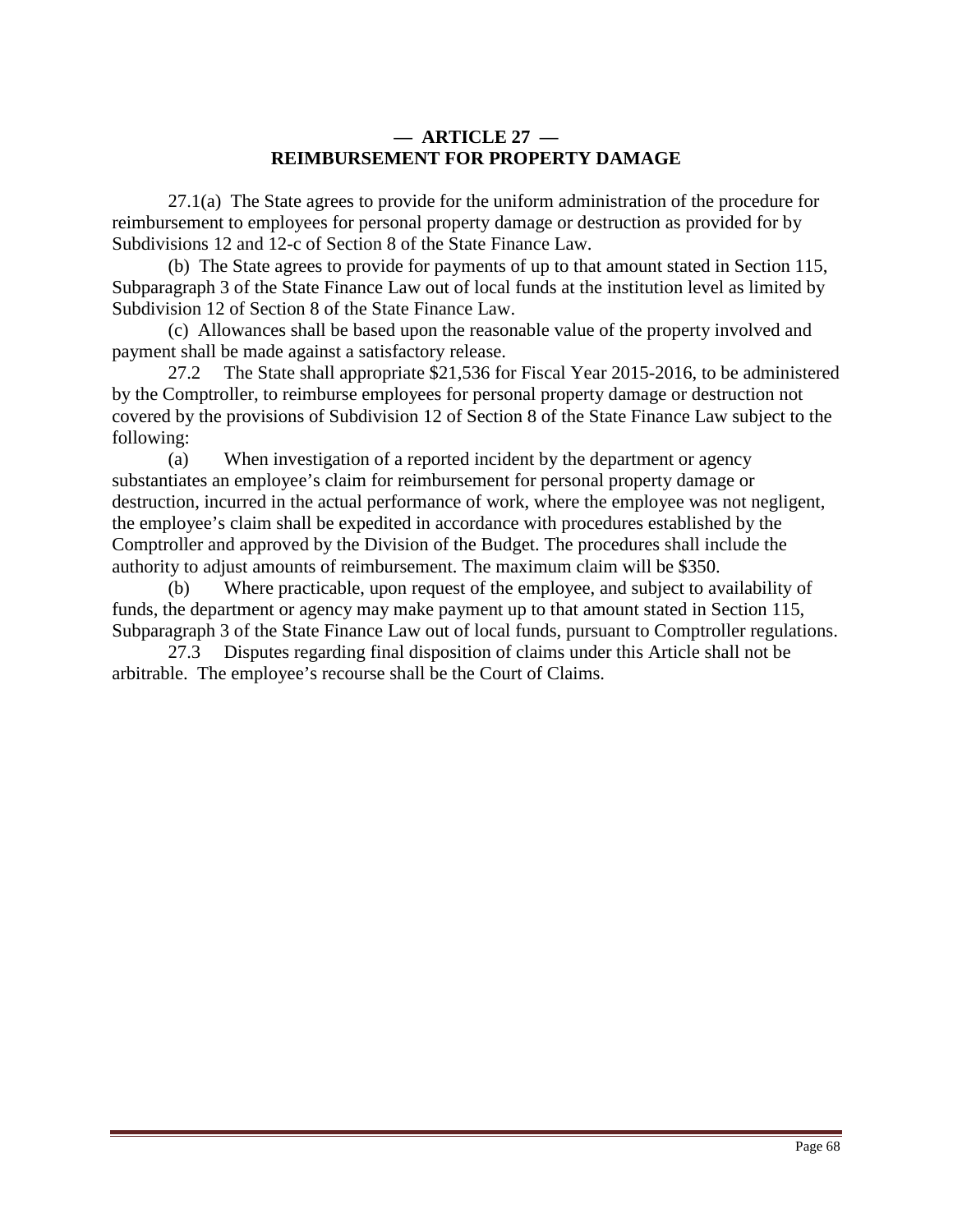## — ARTICLE 27 —
## REIMBURSEMENT FOR PROPERTY DAMAGE

27.1(a) The State agrees to provide for the uniform administration of the procedure for reimbursement to employees for personal property damage or destruction as provided for by Subdivisions 12 and 12-c of Section 8 of the State Finance Law.

(b) The State agrees to provide for payments of up to that amount stated in Section 115, Subparagraph 3 of the State Finance Law out of local funds at the institution level as limited by Subdivision 12 of Section 8 of the State Finance Law.

(c) Allowances shall be based upon the reasonable value of the property involved and payment shall be made against a satisfactory release.

27.2 The State shall appropriate $21,536 for Fiscal Year 2015-2016, to be administered by the Comptroller, to reimburse employees for personal property damage or destruction not covered by the provisions of Subdivision 12 of Section 8 of the State Finance Law subject to the following:

(a) When investigation of a reported incident by the department or agency substantiates an employee's claim for reimbursement for personal property damage or destruction, incurred in the actual performance of work, where the employee was not negligent, the employee's claim shall be expedited in accordance with procedures established by the Comptroller and approved by the Division of the Budget. The procedures shall include the authority to adjust amounts of reimbursement. The maximum claim will be $350.

(b) Where practicable, upon request of the employee, and subject to availability of funds, the department or agency may make payment up to that amount stated in Section 115, Subparagraph 3 of the State Finance Law out of local funds, pursuant to Comptroller regulations.

27.3 Disputes regarding final disposition of claims under this Article shall not be arbitrable. The employee's recourse shall be the Court of Claims.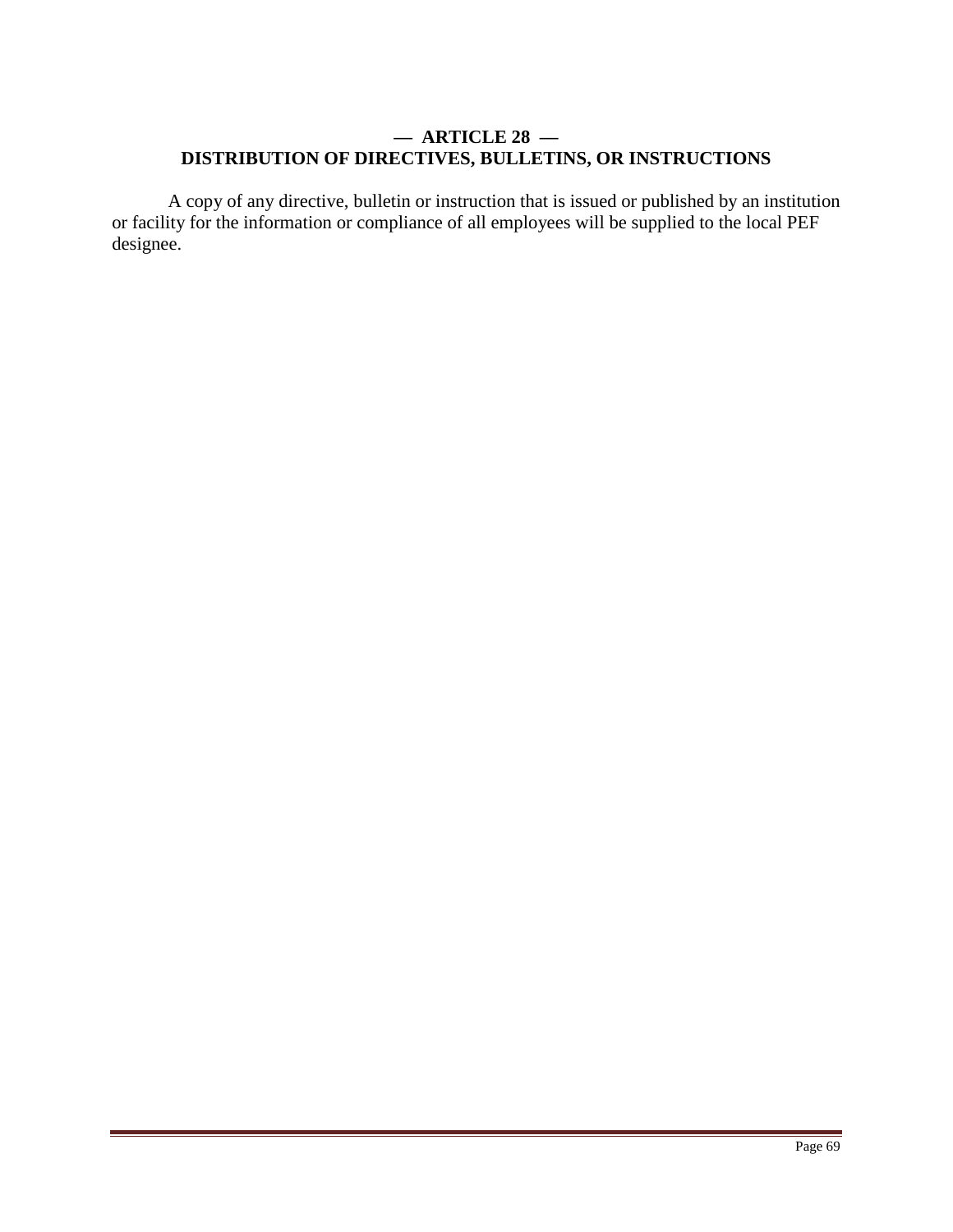## — ARTICLE 28 —
## DISTRIBUTION OF DIRECTIVES, BULLETINS, OR INSTRUCTIONS

A copy of any directive, bulletin or instruction that is issued or published by an institution or facility for the information or compliance of all employees will be supplied to the local PEF designee.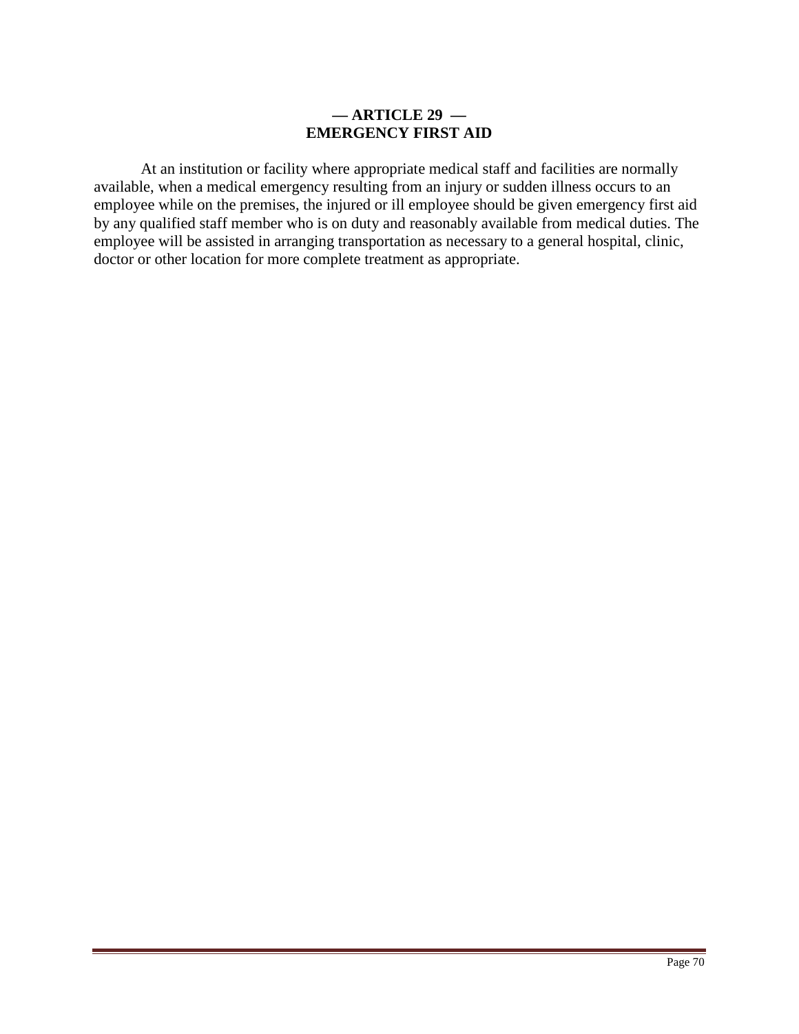## — ARTICLE 29 —
## EMERGENCY FIRST AID

At an institution or facility where appropriate medical staff and facilities are normally available, when a medical emergency resulting from an injury or sudden illness occurs to an employee while on the premises, the injured or ill employee should be given emergency first aid by any qualified staff member who is on duty and reasonably available from medical duties. The employee will be assisted in arranging transportation as necessary to a general hospital, clinic, doctor or other location for more complete treatment as appropriate.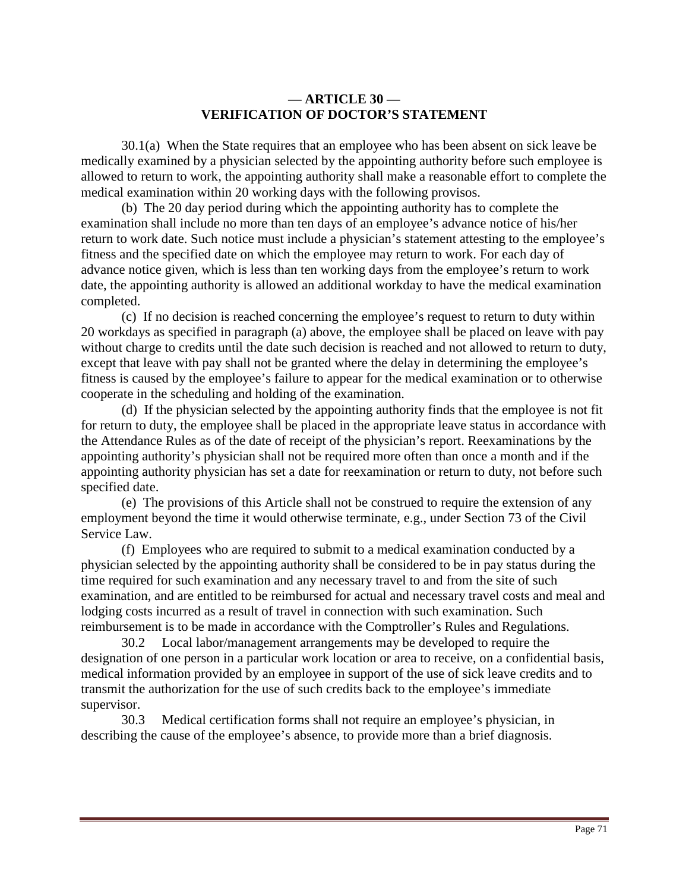## — ARTICLE 30 —
## VERIFICATION OF DOCTOR'S STATEMENT

30.1(a) When the State requires that an employee who has been absent on sick leave be medically examined by a physician selected by the appointing authority before such employee is allowed to return to work, the appointing authority shall make a reasonable effort to complete the medical examination within 20 working days with the following provisos.

(b) The 20 day period during which the appointing authority has to complete the examination shall include no more than ten days of an employee's advance notice of his/her return to work date. Such notice must include a physician's statement attesting to the employee's fitness and the specified date on which the employee may return to work. For each day of advance notice given, which is less than ten working days from the employee's return to work date, the appointing authority is allowed an additional workday to have the medical examination completed.

(c) If no decision is reached concerning the employee's request to return to duty within 20 workdays as specified in paragraph (a) above, the employee shall be placed on leave with pay without charge to credits until the date such decision is reached and not allowed to return to duty, except that leave with pay shall not be granted where the delay in determining the employee's fitness is caused by the employee's failure to appear for the medical examination or to otherwise cooperate in the scheduling and holding of the examination.

(d) If the physician selected by the appointing authority finds that the employee is not fit for return to duty, the employee shall be placed in the appropriate leave status in accordance with the Attendance Rules as of the date of receipt of the physician's report. Reexaminations by the appointing authority's physician shall not be required more often than once a month and if the appointing authority physician has set a date for reexamination or return to duty, not before such specified date.

(e) The provisions of this Article shall not be construed to require the extension of any employment beyond the time it would otherwise terminate, e.g., under Section 73 of the Civil Service Law.

(f) Employees who are required to submit to a medical examination conducted by a physician selected by the appointing authority shall be considered to be in pay status during the time required for such examination and any necessary travel to and from the site of such examination, and are entitled to be reimbursed for actual and necessary travel costs and meal and lodging costs incurred as a result of travel in connection with such examination. Such reimbursement is to be made in accordance with the Comptroller's Rules and Regulations.

30.2 Local labor/management arrangements may be developed to require the designation of one person in a particular work location or area to receive, on a confidential basis, medical information provided by an employee in support of the use of sick leave credits and to transmit the authorization for the use of such credits back to the employee's immediate supervisor.

30.3 Medical certification forms shall not require an employee's physician, in describing the cause of the employee's absence, to provide more than a brief diagnosis.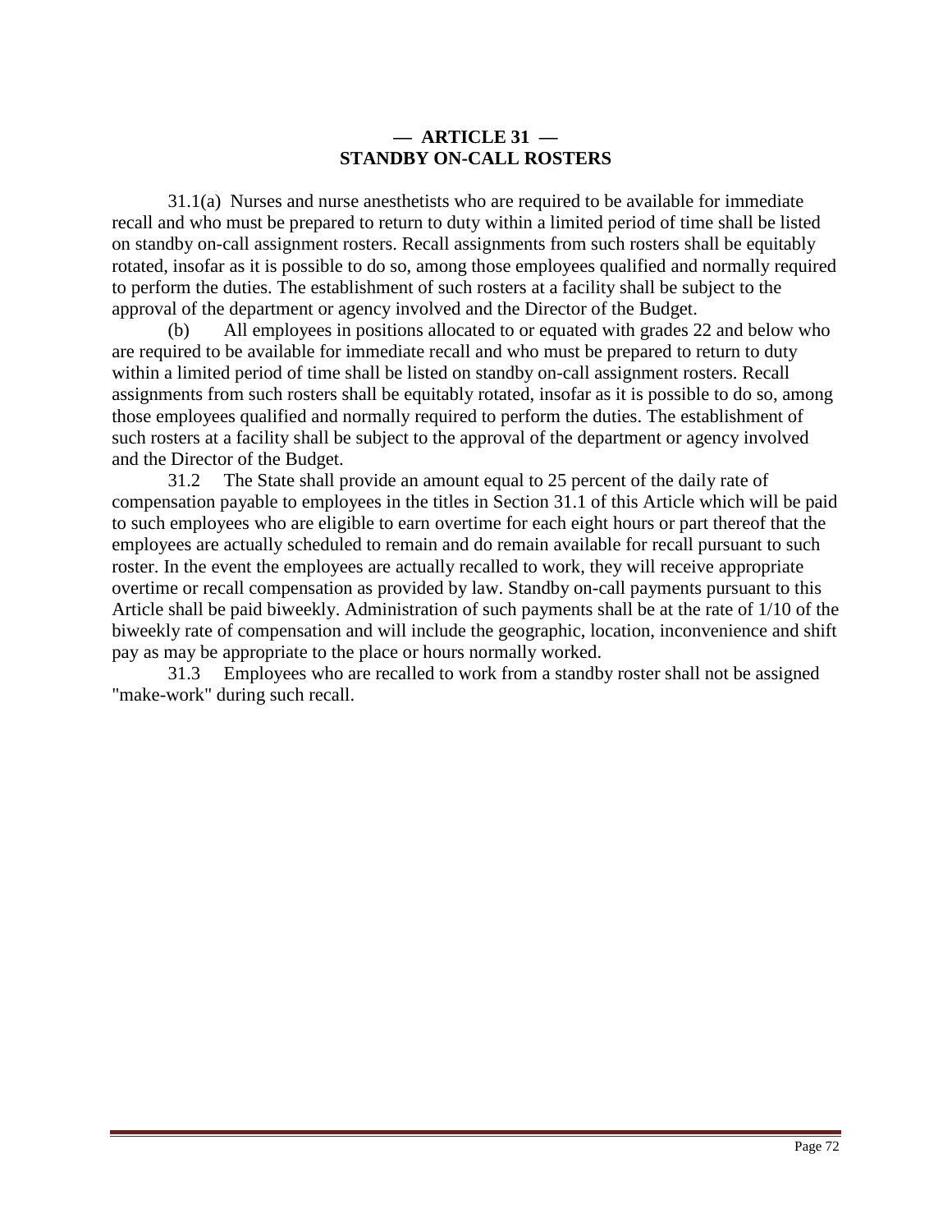## — ARTICLE 31 —
## STANDBY ON-CALL ROSTERS

31.1(a) Nurses and nurse anesthetists who are required to be available for immediate recall and who must be prepared to return to duty within a limited period of time shall be listed on standby on-call assignment rosters. Recall assignments from such rosters shall be equitably rotated, insofar as it is possible to do so, among those employees qualified and normally required to perform the duties. The establishment of such rosters at a facility shall be subject to the approval of the department or agency involved and the Director of the Budget.

(b) All employees in positions allocated to or equated with grades 22 and below who are required to be available for immediate recall and who must be prepared to return to duty within a limited period of time shall be listed on standby on-call assignment rosters. Recall assignments from such rosters shall be equitably rotated, insofar as it is possible to do so, among those employees qualified and normally required to perform the duties. The establishment of such rosters at a facility shall be subject to the approval of the department or agency involved and the Director of the Budget.

31.2 The State shall provide an amount equal to 25 percent of the daily rate of compensation payable to employees in the titles in Section 31.1 of this Article which will be paid to such employees who are eligible to earn overtime for each eight hours or part thereof that the employees are actually scheduled to remain and do remain available for recall pursuant to such roster. In the event the employees are actually recalled to work, they will receive appropriate overtime or recall compensation as provided by law. Standby on-call payments pursuant to this Article shall be paid biweekly. Administration of such payments shall be at the rate of 1/10 of the biweekly rate of compensation and will include the geographic, location, inconvenience and shift pay as may be appropriate to the place or hours normally worked.

31.3 Employees who are recalled to work from a standby roster shall not be assigned "make-work" during such recall.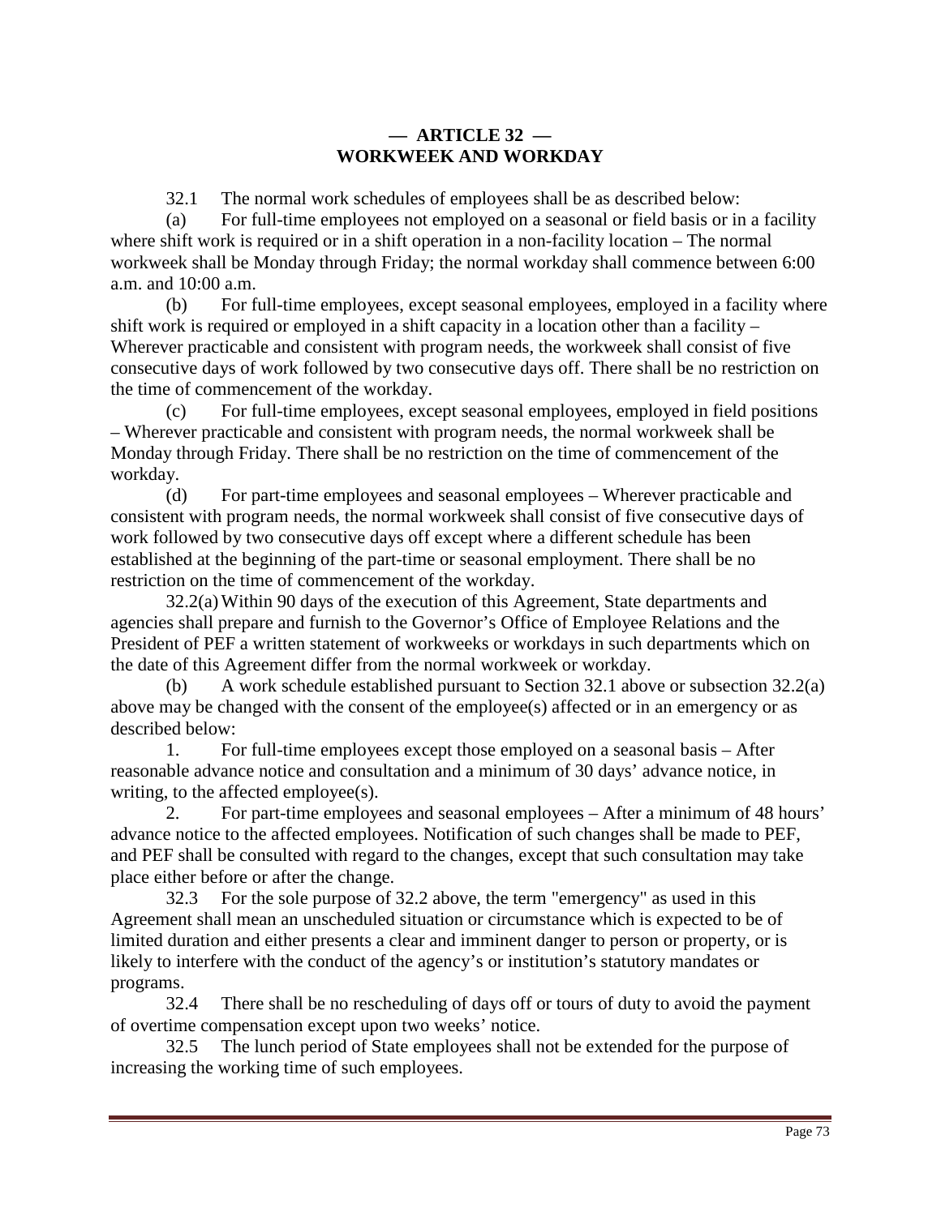## — ARTICLE 32 —
## WORKWEEK AND WORKDAY

32.1 The normal work schedules of employees shall be as described below:

(a) For full-time employees not employed on a seasonal or field basis or in a facility where shift work is required or in a shift operation in a non-facility location – The normal workweek shall be Monday through Friday; the normal workday shall commence between 6:00 a.m. and 10:00 a.m.

(b) For full-time employees, except seasonal employees, employed in a facility where shift work is required or employed in a shift capacity in a location other than a facility – Wherever practicable and consistent with program needs, the workweek shall consist of five consecutive days of work followed by two consecutive days off. There shall be no restriction on the time of commencement of the workday.

(c) For full-time employees, except seasonal employees, employed in field positions – Wherever practicable and consistent with program needs, the normal workweek shall be Monday through Friday. There shall be no restriction on the time of commencement of the workday.

(d) For part-time employees and seasonal employees – Wherever practicable and consistent with program needs, the normal workweek shall consist of five consecutive days of work followed by two consecutive days off except where a different schedule has been established at the beginning of the part-time or seasonal employment. There shall be no restriction on the time of commencement of the workday.

32.2(a) Within 90 days of the execution of this Agreement, State departments and agencies shall prepare and furnish to the Governor's Office of Employee Relations and the President of PEF a written statement of workweeks or workdays in such departments which on the date of this Agreement differ from the normal workweek or workday.

(b) A work schedule established pursuant to Section 32.1 above or subsection 32.2(a) above may be changed with the consent of the employee(s) affected or in an emergency or as described below:

1. For full-time employees except those employed on a seasonal basis – After reasonable advance notice and consultation and a minimum of 30 days' advance notice, in writing, to the affected employee(s).

2. For part-time employees and seasonal employees – After a minimum of 48 hours' advance notice to the affected employees. Notification of such changes shall be made to PEF, and PEF shall be consulted with regard to the changes, except that such consultation may take place either before or after the change.

32.3 For the sole purpose of 32.2 above, the term "emergency" as used in this Agreement shall mean an unscheduled situation or circumstance which is expected to be of limited duration and either presents a clear and imminent danger to person or property, or is likely to interfere with the conduct of the agency's or institution's statutory mandates or programs.

32.4 There shall be no rescheduling of days off or tours of duty to avoid the payment of overtime compensation except upon two weeks' notice.

32.5 The lunch period of State employees shall not be extended for the purpose of increasing the working time of such employees.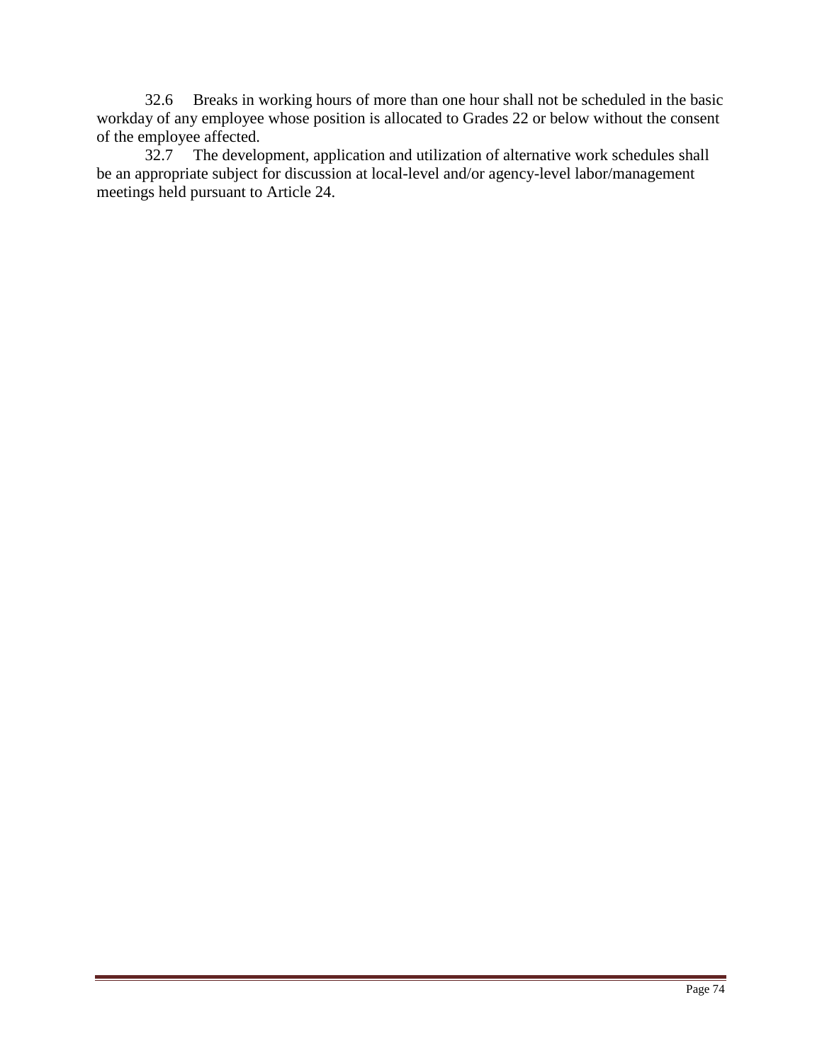32.6 Breaks in working hours of more than one hour shall not be scheduled in the basic workday of any employee whose position is allocated to Grades 22 or below without the consent of the employee affected.

32.7 The development, application and utilization of alternative work schedules shall be an appropriate subject for discussion at local-level and/or agency-level labor/management meetings held pursuant to Article 24.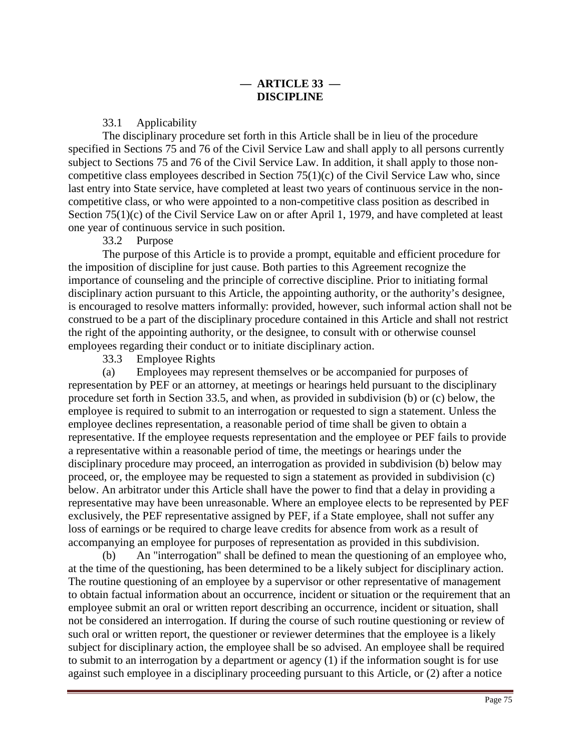## — ARTICLE 33 —
## DISCIPLINE

33.1 Applicability

The disciplinary procedure set forth in this Article shall be in lieu of the procedure specified in Sections 75 and 76 of the Civil Service Law and shall apply to all persons currently subject to Sections 75 and 76 of the Civil Service Law. In addition, it shall apply to those non-competitive class employees described in Section 75(1)(c) of the Civil Service Law who, since last entry into State service, have completed at least two years of continuous service in the non-competitive class, or who were appointed to a non-competitive class position as described in Section 75(1)(c) of the Civil Service Law on or after April 1, 1979, and have completed at least one year of continuous service in such position.

33.2 Purpose

The purpose of this Article is to provide a prompt, equitable and efficient procedure for the imposition of discipline for just cause. Both parties to this Agreement recognize the importance of counseling and the principle of corrective discipline. Prior to initiating formal disciplinary action pursuant to this Article, the appointing authority, or the authority's designee, is encouraged to resolve matters informally: provided, however, such informal action shall not be construed to be a part of the disciplinary procedure contained in this Article and shall not restrict the right of the appointing authority, or the designee, to consult with or otherwise counsel employees regarding their conduct or to initiate disciplinary action.

33.3 Employee Rights

(a) Employees may represent themselves or be accompanied for purposes of representation by PEF or an attorney, at meetings or hearings held pursuant to the disciplinary procedure set forth in Section 33.5, and when, as provided in subdivision (b) or (c) below, the employee is required to submit to an interrogation or requested to sign a statement. Unless the employee declines representation, a reasonable period of time shall be given to obtain a representative. If the employee requests representation and the employee or PEF fails to provide a representative within a reasonable period of time, the meetings or hearings under the disciplinary procedure may proceed, an interrogation as provided in subdivision (b) below may proceed, or, the employee may be requested to sign a statement as provided in subdivision (c) below. An arbitrator under this Article shall have the power to find that a delay in providing a representative may have been unreasonable. Where an employee elects to be represented by PEF exclusively, the PEF representative assigned by PEF, if a State employee, shall not suffer any loss of earnings or be required to charge leave credits for absence from work as a result of accompanying an employee for purposes of representation as provided in this subdivision.

(b) An "interrogation" shall be defined to mean the questioning of an employee who, at the time of the questioning, has been determined to be a likely subject for disciplinary action. The routine questioning of an employee by a supervisor or other representative of management to obtain factual information about an occurrence, incident or situation or the requirement that an employee submit an oral or written report describing an occurrence, incident or situation, shall not be considered an interrogation. If during the course of such routine questioning or review of such oral or written report, the questioner or reviewer determines that the employee is a likely subject for disciplinary action, the employee shall be so advised. An employee shall be required to submit to an interrogation by a department or agency (1) if the information sought is for use against such employee in a disciplinary proceeding pursuant to this Article, or (2) after a notice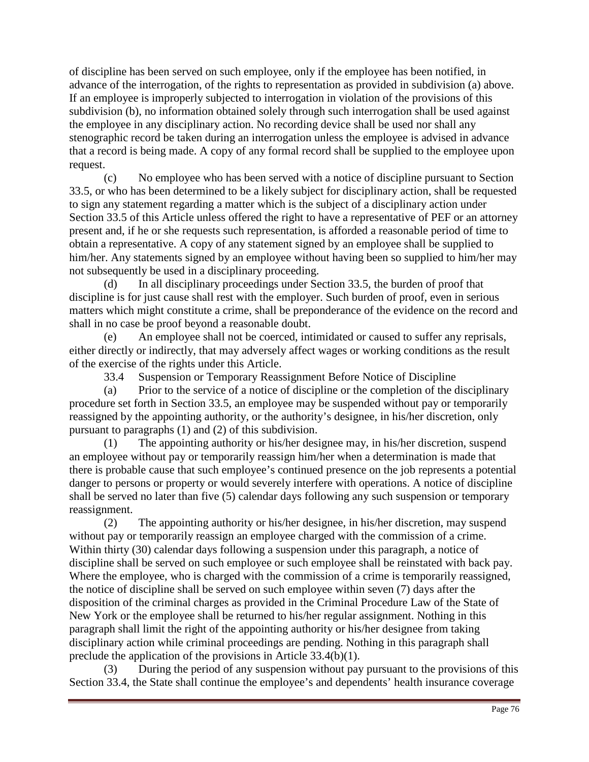of discipline has been served on such employee, only if the employee has been notified, in advance of the interrogation, of the rights to representation as provided in subdivision (a) above. If an employee is improperly subjected to interrogation in violation of the provisions of this subdivision (b), no information obtained solely through such interrogation shall be used against the employee in any disciplinary action. No recording device shall be used nor shall any stenographic record be taken during an interrogation unless the employee is advised in advance that a record is being made. A copy of any formal record shall be supplied to the employee upon request.

(c) No employee who has been served with a notice of discipline pursuant to Section 33.5, or who has been determined to be a likely subject for disciplinary action, shall be requested to sign any statement regarding a matter which is the subject of a disciplinary action under Section 33.5 of this Article unless offered the right to have a representative of PEF or an attorney present and, if he or she requests such representation, is afforded a reasonable period of time to obtain a representative. A copy of any statement signed by an employee shall be supplied to him/her. Any statements signed by an employee without having been so supplied to him/her may not subsequently be used in a disciplinary proceeding.

(d) In all disciplinary proceedings under Section 33.5, the burden of proof that discipline is for just cause shall rest with the employer. Such burden of proof, even in serious matters which might constitute a crime, shall be preponderance of the evidence on the record and shall in no case be proof beyond a reasonable doubt.

(e) An employee shall not be coerced, intimidated or caused to suffer any reprisals, either directly or indirectly, that may adversely affect wages or working conditions as the result of the exercise of the rights under this Article.

33.4 Suspension or Temporary Reassignment Before Notice of Discipline

(a) Prior to the service of a notice of discipline or the completion of the disciplinary procedure set forth in Section 33.5, an employee may be suspended without pay or temporarily reassigned by the appointing authority, or the authority's designee, in his/her discretion, only pursuant to paragraphs (1) and (2) of this subdivision.

(1) The appointing authority or his/her designee may, in his/her discretion, suspend an employee without pay or temporarily reassign him/her when a determination is made that there is probable cause that such employee's continued presence on the job represents a potential danger to persons or property or would severely interfere with operations. A notice of discipline shall be served no later than five (5) calendar days following any such suspension or temporary reassignment.

(2) The appointing authority or his/her designee, in his/her discretion, may suspend without pay or temporarily reassign an employee charged with the commission of a crime. Within thirty (30) calendar days following a suspension under this paragraph, a notice of discipline shall be served on such employee or such employee shall be reinstated with back pay. Where the employee, who is charged with the commission of a crime is temporarily reassigned, the notice of discipline shall be served on such employee within seven (7) days after the disposition of the criminal charges as provided in the Criminal Procedure Law of the State of New York or the employee shall be returned to his/her regular assignment. Nothing in this paragraph shall limit the right of the appointing authority or his/her designee from taking disciplinary action while criminal proceedings are pending. Nothing in this paragraph shall preclude the application of the provisions in Article 33.4(b)(1).

(3) During the period of any suspension without pay pursuant to the provisions of this Section 33.4, the State shall continue the employee's and dependents' health insurance coverage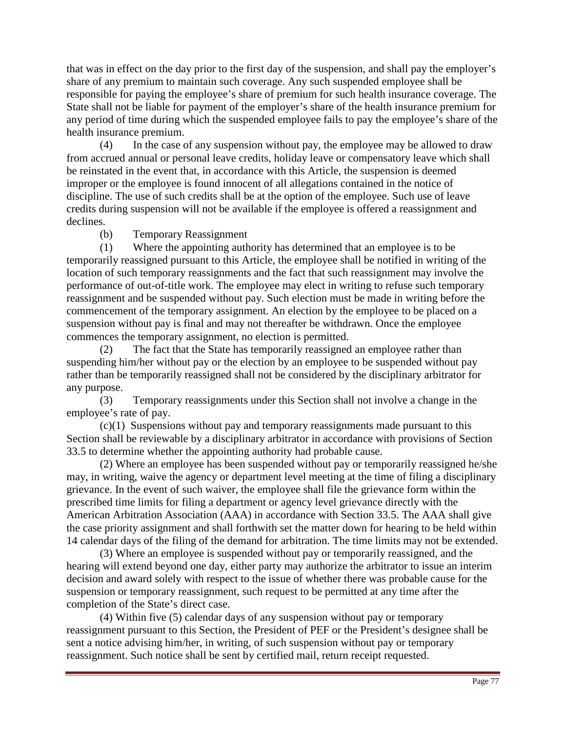that was in effect on the day prior to the first day of the suspension, and shall pay the employer's share of any premium to maintain such coverage. Any such suspended employee shall be responsible for paying the employee's share of premium for such health insurance coverage. The State shall not be liable for payment of the employer's share of the health insurance premium for any period of time during which the suspended employee fails to pay the employee's share of the health insurance premium.

(4) In the case of any suspension without pay, the employee may be allowed to draw from accrued annual or personal leave credits, holiday leave or compensatory leave which shall be reinstated in the event that, in accordance with this Article, the suspension is deemed improper or the employee is found innocent of all allegations contained in the notice of discipline. The use of such credits shall be at the option of the employee. Such use of leave credits during suspension will not be available if the employee is offered a reassignment and declines.

(b) Temporary Reassignment

(1) Where the appointing authority has determined that an employee is to be temporarily reassigned pursuant to this Article, the employee shall be notified in writing of the location of such temporary reassignments and the fact that such reassignment may involve the performance of out-of-title work. The employee may elect in writing to refuse such temporary reassignment and be suspended without pay. Such election must be made in writing before the commencement of the temporary assignment. An election by the employee to be placed on a suspension without pay is final and may not thereafter be withdrawn. Once the employee commences the temporary assignment, no election is permitted.

(2) The fact that the State has temporarily reassigned an employee rather than suspending him/her without pay or the election by an employee to be suspended without pay rather than be temporarily reassigned shall not be considered by the disciplinary arbitrator for any purpose.

(3) Temporary reassignments under this Section shall not involve a change in the employee's rate of pay.

(c)(1) Suspensions without pay and temporary reassignments made pursuant to this Section shall be reviewable by a disciplinary arbitrator in accordance with provisions of Section 33.5 to determine whether the appointing authority had probable cause.

(2) Where an employee has been suspended without pay or temporarily reassigned he/she may, in writing, waive the agency or department level meeting at the time of filing a disciplinary grievance. In the event of such waiver, the employee shall file the grievance form within the prescribed time limits for filing a department or agency level grievance directly with the American Arbitration Association (AAA) in accordance with Section 33.5. The AAA shall give the case priority assignment and shall forthwith set the matter down for hearing to be held within 14 calendar days of the filing of the demand for arbitration. The time limits may not be extended.

(3) Where an employee is suspended without pay or temporarily reassigned, and the hearing will extend beyond one day, either party may authorize the arbitrator to issue an interim decision and award solely with respect to the issue of whether there was probable cause for the suspension or temporary reassignment, such request to be permitted at any time after the completion of the State's direct case.

(4) Within five (5) calendar days of any suspension without pay or temporary reassignment pursuant to this Section, the President of PEF or the President's designee shall be sent a notice advising him/her, in writing, of such suspension without pay or temporary reassignment. Such notice shall be sent by certified mail, return receipt requested.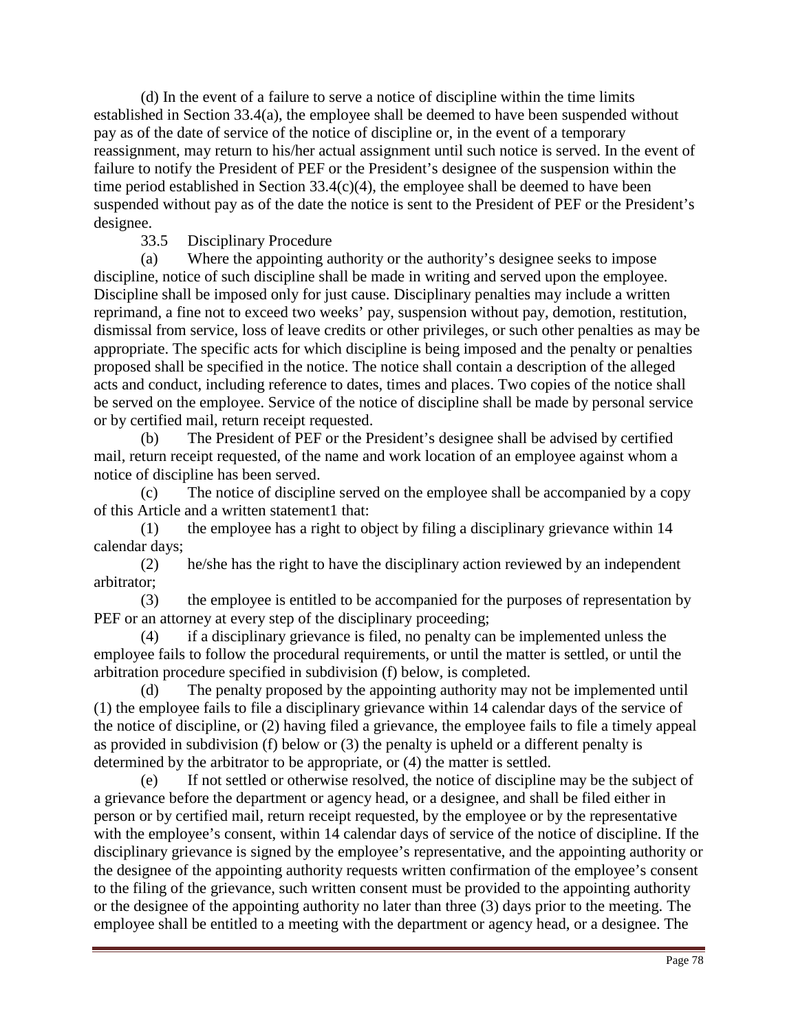(d) In the event of a failure to serve a notice of discipline within the time limits established in Section 33.4(a), the employee shall be deemed to have been suspended without pay as of the date of service of the notice of discipline or, in the event of a temporary reassignment, may return to his/her actual assignment until such notice is served. In the event of failure to notify the President of PEF or the President's designee of the suspension within the time period established in Section 33.4(c)(4), the employee shall be deemed to have been suspended without pay as of the date the notice is sent to the President of PEF or the President's designee.

33.5 Disciplinary Procedure

(a) Where the appointing authority or the authority's designee seeks to impose discipline, notice of such discipline shall be made in writing and served upon the employee. Discipline shall be imposed only for just cause. Disciplinary penalties may include a written reprimand, a fine not to exceed two weeks' pay, suspension without pay, demotion, restitution, dismissal from service, loss of leave credits or other privileges, or such other penalties as may be appropriate. The specific acts for which discipline is being imposed and the penalty or penalties proposed shall be specified in the notice. The notice shall contain a description of the alleged acts and conduct, including reference to dates, times and places. Two copies of the notice shall be served on the employee. Service of the notice of discipline shall be made by personal service or by certified mail, return receipt requested.

(b) The President of PEF or the President's designee shall be advised by certified mail, return receipt requested, of the name and work location of an employee against whom a notice of discipline has been served.

(c) The notice of discipline served on the employee shall be accompanied by a copy of this Article and a written statement1 that:

(1) the employee has a right to object by filing a disciplinary grievance within 14 calendar days;

(2) he/she has the right to have the disciplinary action reviewed by an independent arbitrator;

(3) the employee is entitled to be accompanied for the purposes of representation by PEF or an attorney at every step of the disciplinary proceeding;

(4) if a disciplinary grievance is filed, no penalty can be implemented unless the employee fails to follow the procedural requirements, or until the matter is settled, or until the arbitration procedure specified in subdivision (f) below, is completed.

(d) The penalty proposed by the appointing authority may not be implemented until (1) the employee fails to file a disciplinary grievance within 14 calendar days of the service of the notice of discipline, or (2) having filed a grievance, the employee fails to file a timely appeal as provided in subdivision (f) below or (3) the penalty is upheld or a different penalty is determined by the arbitrator to be appropriate, or (4) the matter is settled.

(e) If not settled or otherwise resolved, the notice of discipline may be the subject of a grievance before the department or agency head, or a designee, and shall be filed either in person or by certified mail, return receipt requested, by the employee or by the representative with the employee's consent, within 14 calendar days of service of the notice of discipline. If the disciplinary grievance is signed by the employee's representative, and the appointing authority or the designee of the appointing authority requests written confirmation of the employee's consent to the filing of the grievance, such written consent must be provided to the appointing authority or the designee of the appointing authority no later than three (3) days prior to the meeting. The employee shall be entitled to a meeting with the department or agency head, or a designee. The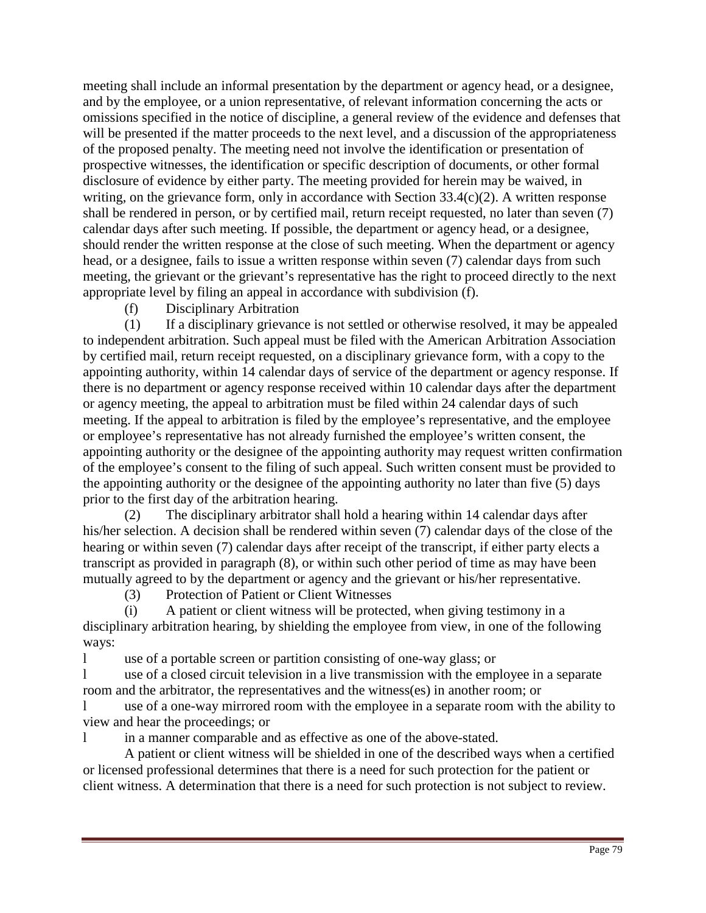meeting shall include an informal presentation by the department or agency head, or a designee, and by the employee, or a union representative, of relevant information concerning the acts or omissions specified in the notice of discipline, a general review of the evidence and defenses that will be presented if the matter proceeds to the next level, and a discussion of the appropriateness of the proposed penalty. The meeting need not involve the identification or presentation of prospective witnesses, the identification or specific description of documents, or other formal disclosure of evidence by either party. The meeting provided for herein may be waived, in writing, on the grievance form, only in accordance with Section 33.4(c)(2). A written response shall be rendered in person, or by certified mail, return receipt requested, no later than seven (7) calendar days after such meeting. If possible, the department or agency head, or a designee, should render the written response at the close of such meeting. When the department or agency head, or a designee, fails to issue a written response within seven (7) calendar days from such meeting, the grievant or the grievant's representative has the right to proceed directly to the next appropriate level by filing an appeal in accordance with subdivision (f).

(f) Disciplinary Arbitration

(1) If a disciplinary grievance is not settled or otherwise resolved, it may be appealed to independent arbitration. Such appeal must be filed with the American Arbitration Association by certified mail, return receipt requested, on a disciplinary grievance form, with a copy to the appointing authority, within 14 calendar days of service of the department or agency response. If there is no department or agency response received within 10 calendar days after the department or agency meeting, the appeal to arbitration must be filed within 24 calendar days of such meeting. If the appeal to arbitration is filed by the employee's representative, and the employee or employee's representative has not already furnished the employee's written consent, the appointing authority or the designee of the appointing authority may request written confirmation of the employee's consent to the filing of such appeal. Such written consent must be provided to the appointing authority or the designee of the appointing authority no later than five (5) days prior to the first day of the arbitration hearing.

(2) The disciplinary arbitrator shall hold a hearing within 14 calendar days after his/her selection. A decision shall be rendered within seven (7) calendar days of the close of the hearing or within seven (7) calendar days after receipt of the transcript, if either party elects a transcript as provided in paragraph (8), or within such other period of time as may have been mutually agreed to by the department or agency and the grievant or his/her representative.

(3) Protection of Patient or Client Witnesses

(i) A patient or client witness will be protected, when giving testimony in a disciplinary arbitration hearing, by shielding the employee from view, in one of the following ways:

- use of a portable screen or partition consisting of one-way glass; or
- use of a closed circuit television in a live transmission with the employee in a separate room and the arbitrator, the representatives and the witness(es) in another room; or
- use of a one-way mirrored room with the employee in a separate room with the ability to view and hear the proceedings; or
- in a manner comparable and as effective as one of the above-stated.

A patient or client witness will be shielded in one of the described ways when a certified or licensed professional determines that there is a need for such protection for the patient or client witness. A determination that there is a need for such protection is not subject to review.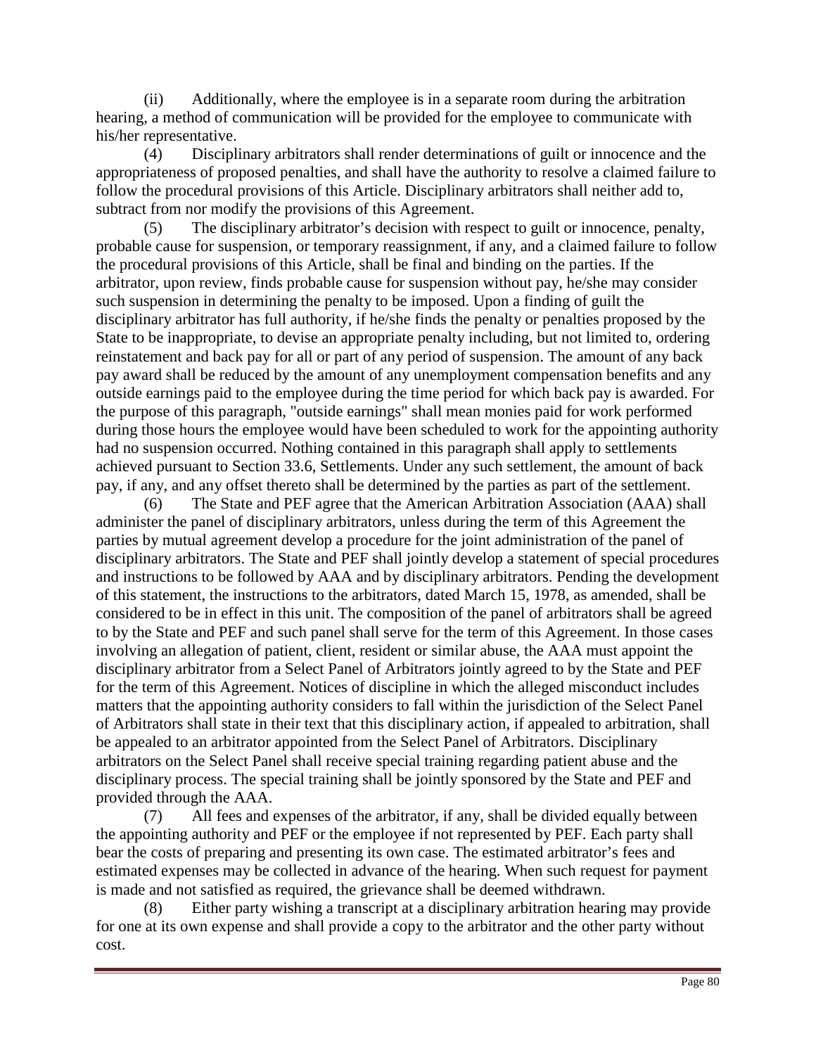(ii) Additionally, where the employee is in a separate room during the arbitration hearing, a method of communication will be provided for the employee to communicate with his/her representative.

(4) Disciplinary arbitrators shall render determinations of guilt or innocence and the appropriateness of proposed penalties, and shall have the authority to resolve a claimed failure to follow the procedural provisions of this Article. Disciplinary arbitrators shall neither add to, subtract from nor modify the provisions of this Agreement.

(5) The disciplinary arbitrator's decision with respect to guilt or innocence, penalty, probable cause for suspension, or temporary reassignment, if any, and a claimed failure to follow the procedural provisions of this Article, shall be final and binding on the parties. If the arbitrator, upon review, finds probable cause for suspension without pay, he/she may consider such suspension in determining the penalty to be imposed. Upon a finding of guilt the disciplinary arbitrator has full authority, if he/she finds the penalty or penalties proposed by the State to be inappropriate, to devise an appropriate penalty including, but not limited to, ordering reinstatement and back pay for all or part of any period of suspension. The amount of any back pay award shall be reduced by the amount of any unemployment compensation benefits and any outside earnings paid to the employee during the time period for which back pay is awarded. For the purpose of this paragraph, "outside earnings" shall mean monies paid for work performed during those hours the employee would have been scheduled to work for the appointing authority had no suspension occurred. Nothing contained in this paragraph shall apply to settlements achieved pursuant to Section 33.6, Settlements. Under any such settlement, the amount of back pay, if any, and any offset thereto shall be determined by the parties as part of the settlement.

(6) The State and PEF agree that the American Arbitration Association (AAA) shall administer the panel of disciplinary arbitrators, unless during the term of this Agreement the parties by mutual agreement develop a procedure for the joint administration of the panel of disciplinary arbitrators. The State and PEF shall jointly develop a statement of special procedures and instructions to be followed by AAA and by disciplinary arbitrators. Pending the development of this statement, the instructions to the arbitrators, dated March 15, 1978, as amended, shall be considered to be in effect in this unit. The composition of the panel of arbitrators shall be agreed to by the State and PEF and such panel shall serve for the term of this Agreement. In those cases involving an allegation of patient, client, resident or similar abuse, the AAA must appoint the disciplinary arbitrator from a Select Panel of Arbitrators jointly agreed to by the State and PEF for the term of this Agreement. Notices of discipline in which the alleged misconduct includes matters that the appointing authority considers to fall within the jurisdiction of the Select Panel of Arbitrators shall state in their text that this disciplinary action, if appealed to arbitration, shall be appealed to an arbitrator appointed from the Select Panel of Arbitrators. Disciplinary arbitrators on the Select Panel shall receive special training regarding patient abuse and the disciplinary process. The special training shall be jointly sponsored by the State and PEF and provided through the AAA.

(7) All fees and expenses of the arbitrator, if any, shall be divided equally between the appointing authority and PEF or the employee if not represented by PEF. Each party shall bear the costs of preparing and presenting its own case. The estimated arbitrator's fees and estimated expenses may be collected in advance of the hearing. When such request for payment is made and not satisfied as required, the grievance shall be deemed withdrawn.

(8) Either party wishing a transcript at a disciplinary arbitration hearing may provide for one at its own expense and shall provide a copy to the arbitrator and the other party without cost.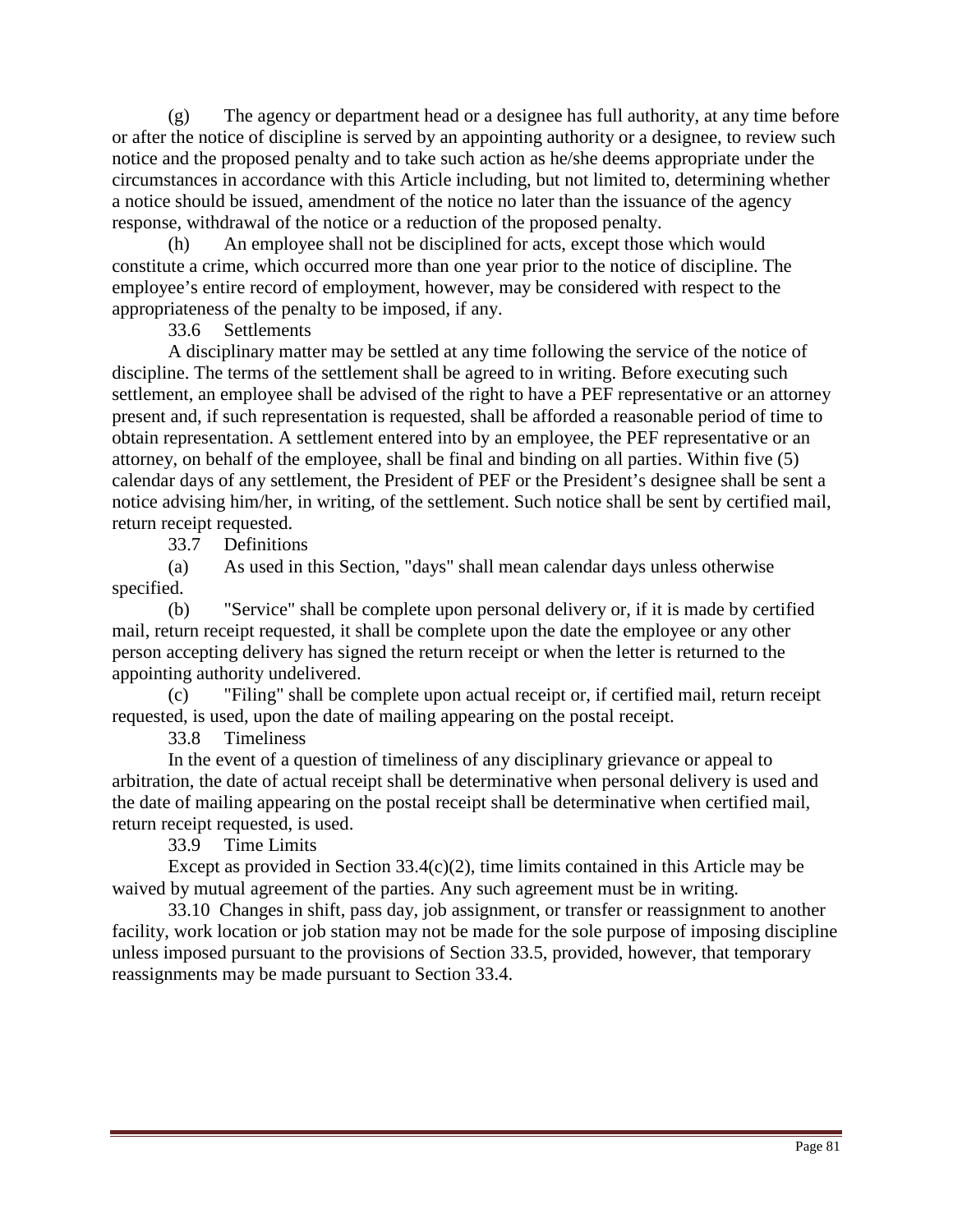(g) The agency or department head or a designee has full authority, at any time before or after the notice of discipline is served by an appointing authority or a designee, to review such notice and the proposed penalty and to take such action as he/she deems appropriate under the circumstances in accordance with this Article including, but not limited to, determining whether a notice should be issued, amendment of the notice no later than the issuance of the agency response, withdrawal of the notice or a reduction of the proposed penalty.

(h) An employee shall not be disciplined for acts, except those which would constitute a crime, which occurred more than one year prior to the notice of discipline. The employee's entire record of employment, however, may be considered with respect to the appropriateness of the penalty to be imposed, if any.

33.6 Settlements

A disciplinary matter may be settled at any time following the service of the notice of discipline. The terms of the settlement shall be agreed to in writing. Before executing such settlement, an employee shall be advised of the right to have a PEF representative or an attorney present and, if such representation is requested, shall be afforded a reasonable period of time to obtain representation. A settlement entered into by an employee, the PEF representative or an attorney, on behalf of the employee, shall be final and binding on all parties. Within five (5) calendar days of any settlement, the President of PEF or the President's designee shall be sent a notice advising him/her, in writing, of the settlement. Such notice shall be sent by certified mail, return receipt requested.

33.7 Definitions

(a) As used in this Section, "days" shall mean calendar days unless otherwise specified.

(b) "Service" shall be complete upon personal delivery or, if it is made by certified mail, return receipt requested, it shall be complete upon the date the employee or any other person accepting delivery has signed the return receipt or when the letter is returned to the appointing authority undelivered.

(c) "Filing" shall be complete upon actual receipt or, if certified mail, return receipt requested, is used, upon the date of mailing appearing on the postal receipt.

33.8 Timeliness

In the event of a question of timeliness of any disciplinary grievance or appeal to arbitration, the date of actual receipt shall be determinative when personal delivery is used and the date of mailing appearing on the postal receipt shall be determinative when certified mail, return receipt requested, is used.

33.9 Time Limits

Except as provided in Section 33.4(c)(2), time limits contained in this Article may be waived by mutual agreement of the parties. Any such agreement must be in writing.

33.10 Changes in shift, pass day, job assignment, or transfer or reassignment to another facility, work location or job station may not be made for the sole purpose of imposing discipline unless imposed pursuant to the provisions of Section 33.5, provided, however, that temporary reassignments may be made pursuant to Section 33.4.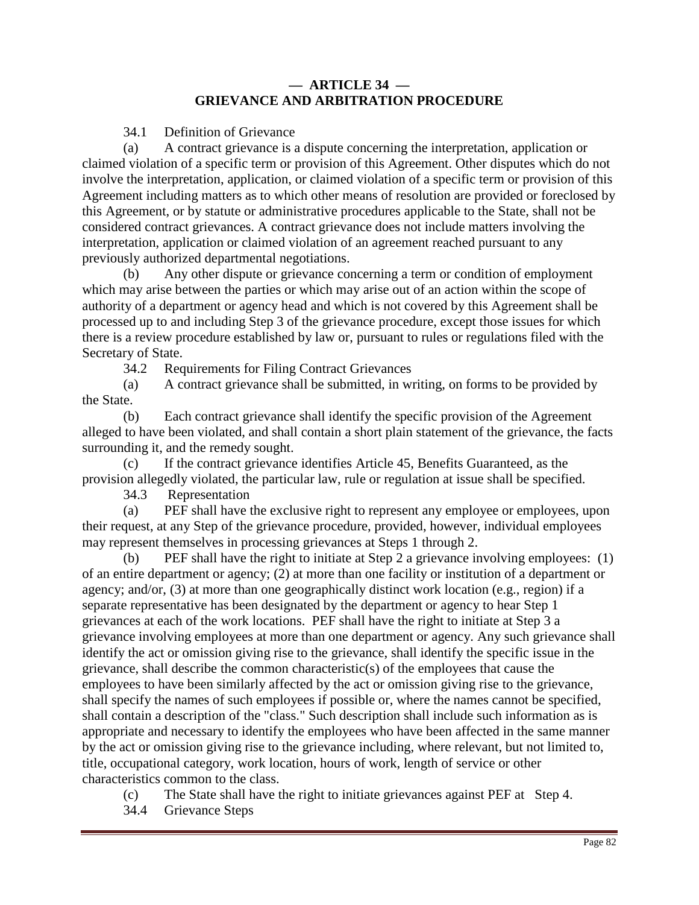# — ARTICLE 34 —
# GRIEVANCE AND ARBITRATION PROCEDURE

34.1 Definition of Grievance

(a) A contract grievance is a dispute concerning the interpretation, application or claimed violation of a specific term or provision of this Agreement. Other disputes which do not involve the interpretation, application, or claimed violation of a specific term or provision of this Agreement including matters as to which other means of resolution are provided or foreclosed by this Agreement, or by statute or administrative procedures applicable to the State, shall not be considered contract grievances. A contract grievance does not include matters involving the interpretation, application or claimed violation of an agreement reached pursuant to any previously authorized departmental negotiations.

(b) Any other dispute or grievance concerning a term or condition of employment which may arise between the parties or which may arise out of an action within the scope of authority of a department or agency head and which is not covered by this Agreement shall be processed up to and including Step 3 of the grievance procedure, except those issues for which there is a review procedure established by law or, pursuant to rules or regulations filed with the Secretary of State.

34.2 Requirements for Filing Contract Grievances

(a) A contract grievance shall be submitted, in writing, on forms to be provided by the State.

(b) Each contract grievance shall identify the specific provision of the Agreement alleged to have been violated, and shall contain a short plain statement of the grievance, the facts surrounding it, and the remedy sought.

(c) If the contract grievance identifies Article 45, Benefits Guaranteed, as the provision allegedly violated, the particular law, rule or regulation at issue shall be specified.

34.3 Representation

(a) PEF shall have the exclusive right to represent any employee or employees, upon their request, at any Step of the grievance procedure, provided, however, individual employees may represent themselves in processing grievances at Steps 1 through 2.

(b) PEF shall have the right to initiate at Step 2 a grievance involving employees: (1) of an entire department or agency; (2) at more than one facility or institution of a department or agency; and/or, (3) at more than one geographically distinct work location (e.g., region) if a separate representative has been designated by the department or agency to hear Step 1 grievances at each of the work locations. PEF shall have the right to initiate at Step 3 a grievance involving employees at more than one department or agency. Any such grievance shall identify the act or omission giving rise to the grievance, shall identify the specific issue in the grievance, shall describe the common characteristic(s) of the employees that cause the employees to have been similarly affected by the act or omission giving rise to the grievance, shall specify the names of such employees if possible or, where the names cannot be specified, shall contain a description of the "class." Such description shall include such information as is appropriate and necessary to identify the employees who have been affected in the same manner by the act or omission giving rise to the grievance including, where relevant, but not limited to, title, occupational category, work location, hours of work, length of service or other characteristics common to the class.

(c) The State shall have the right to initiate grievances against PEF at Step 4.

34.4 Grievance Steps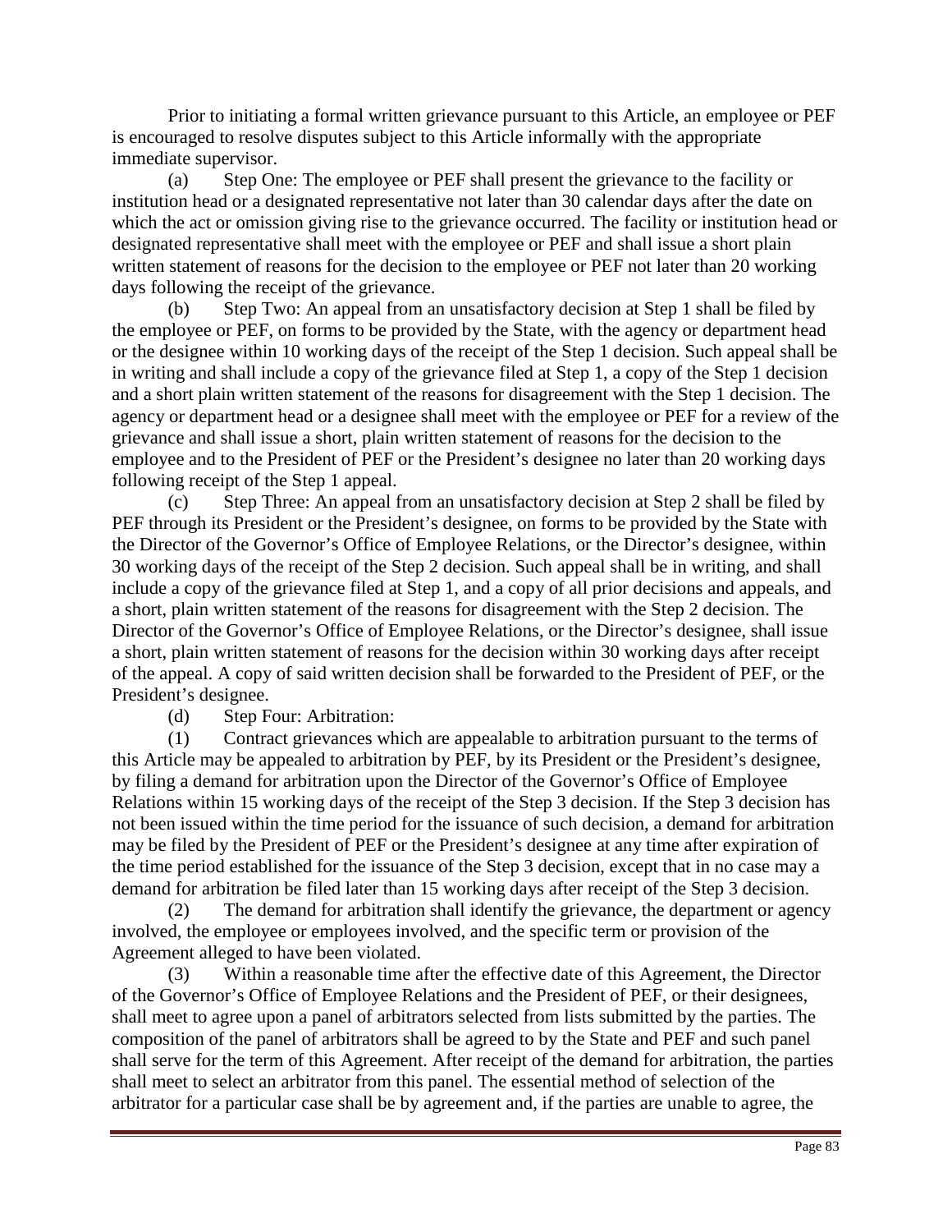Prior to initiating a formal written grievance pursuant to this Article, an employee or PEF is encouraged to resolve disputes subject to this Article informally with the appropriate immediate supervisor.

(a) Step One: The employee or PEF shall present the grievance to the facility or institution head or a designated representative not later than 30 calendar days after the date on which the act or omission giving rise to the grievance occurred. The facility or institution head or designated representative shall meet with the employee or PEF and shall issue a short plain written statement of reasons for the decision to the employee or PEF not later than 20 working days following the receipt of the grievance.

(b) Step Two: An appeal from an unsatisfactory decision at Step 1 shall be filed by the employee or PEF, on forms to be provided by the State, with the agency or department head or the designee within 10 working days of the receipt of the Step 1 decision. Such appeal shall be in writing and shall include a copy of the grievance filed at Step 1, a copy of the Step 1 decision and a short plain written statement of the reasons for disagreement with the Step 1 decision. The agency or department head or a designee shall meet with the employee or PEF for a review of the grievance and shall issue a short, plain written statement of reasons for the decision to the employee and to the President of PEF or the President's designee no later than 20 working days following receipt of the Step 1 appeal.

(c) Step Three: An appeal from an unsatisfactory decision at Step 2 shall be filed by PEF through its President or the President's designee, on forms to be provided by the State with the Director of the Governor's Office of Employee Relations, or the Director's designee, within 30 working days of the receipt of the Step 2 decision. Such appeal shall be in writing, and shall include a copy of the grievance filed at Step 1, and a copy of all prior decisions and appeals, and a short, plain written statement of the reasons for disagreement with the Step 2 decision. The Director of the Governor's Office of Employee Relations, or the Director's designee, shall issue a short, plain written statement of reasons for the decision within 30 working days after receipt of the appeal. A copy of said written decision shall be forwarded to the President of PEF, or the President's designee.

(d) Step Four: Arbitration:

(1) Contract grievances which are appealable to arbitration pursuant to the terms of this Article may be appealed to arbitration by PEF, by its President or the President's designee, by filing a demand for arbitration upon the Director of the Governor's Office of Employee Relations within 15 working days of the receipt of the Step 3 decision. If the Step 3 decision has not been issued within the time period for the issuance of such decision, a demand for arbitration may be filed by the President of PEF or the President's designee at any time after expiration of the time period established for the issuance of the Step 3 decision, except that in no case may a demand for arbitration be filed later than 15 working days after receipt of the Step 3 decision.

(2) The demand for arbitration shall identify the grievance, the department or agency involved, the employee or employees involved, and the specific term or provision of the Agreement alleged to have been violated.

(3) Within a reasonable time after the effective date of this Agreement, the Director of the Governor's Office of Employee Relations and the President of PEF, or their designees, shall meet to agree upon a panel of arbitrators selected from lists submitted by the parties. The composition of the panel of arbitrators shall be agreed to by the State and PEF and such panel shall serve for the term of this Agreement. After receipt of the demand for arbitration, the parties shall meet to select an arbitrator from this panel. The essential method of selection of the arbitrator for a particular case shall be by agreement and, if the parties are unable to agree, the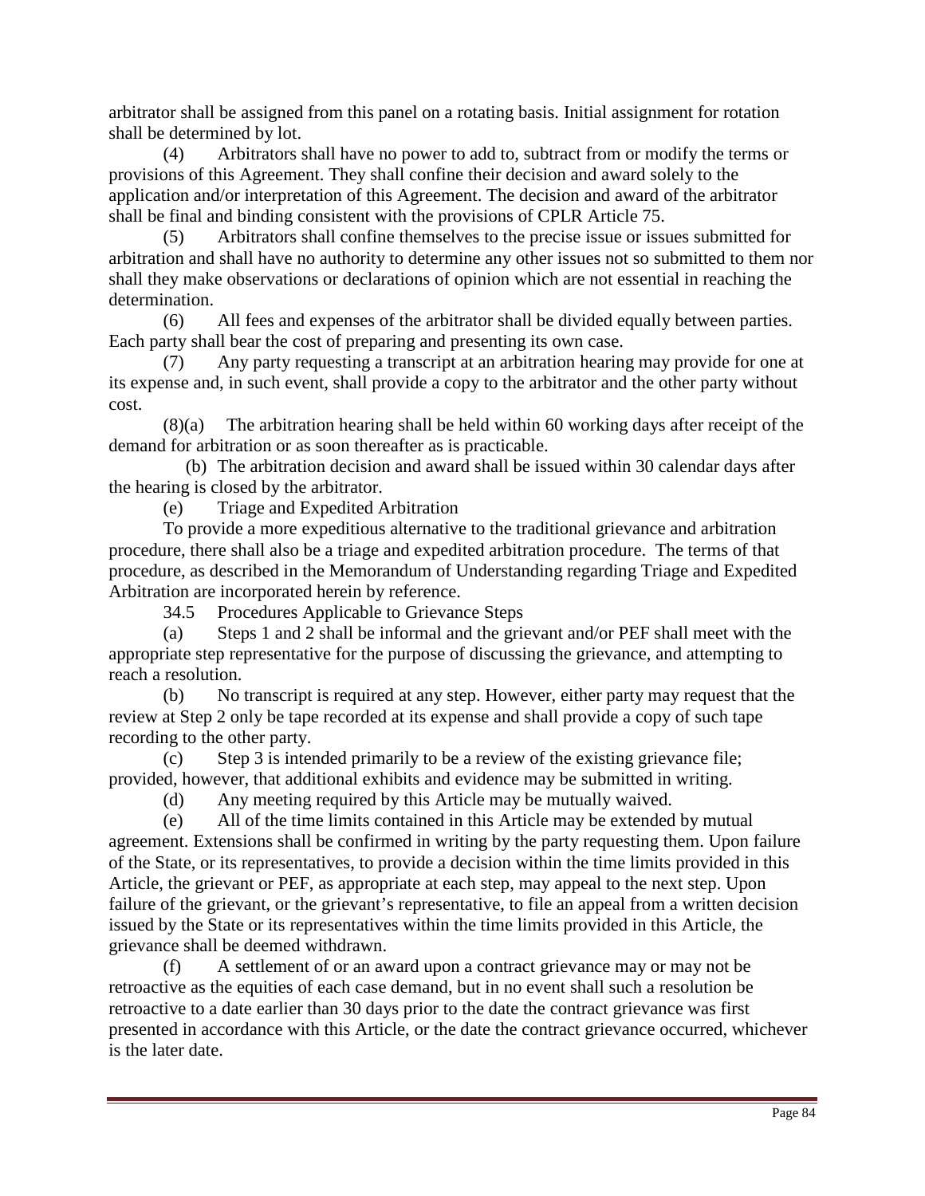arbitrator shall be assigned from this panel on a rotating basis. Initial assignment for rotation shall be determined by lot.

(4) Arbitrators shall have no power to add to, subtract from or modify the terms or provisions of this Agreement. They shall confine their decision and award solely to the application and/or interpretation of this Agreement. The decision and award of the arbitrator shall be final and binding consistent with the provisions of CPLR Article 75.

(5) Arbitrators shall confine themselves to the precise issue or issues submitted for arbitration and shall have no authority to determine any other issues not so submitted to them nor shall they make observations or declarations of opinion which are not essential in reaching the determination.

(6) All fees and expenses of the arbitrator shall be divided equally between parties. Each party shall bear the cost of preparing and presenting its own case.

(7) Any party requesting a transcript at an arbitration hearing may provide for one at its expense and, in such event, shall provide a copy to the arbitrator and the other party without cost.

(8)(a) The arbitration hearing shall be held within 60 working days after receipt of the demand for arbitration or as soon thereafter as is practicable.

(b) The arbitration decision and award shall be issued within 30 calendar days after the hearing is closed by the arbitrator.

(e) Triage and Expedited Arbitration

To provide a more expeditious alternative to the traditional grievance and arbitration procedure, there shall also be a triage and expedited arbitration procedure. The terms of that procedure, as described in the Memorandum of Understanding regarding Triage and Expedited Arbitration are incorporated herein by reference.

34.5 Procedures Applicable to Grievance Steps

(a) Steps 1 and 2 shall be informal and the grievant and/or PEF shall meet with the appropriate step representative for the purpose of discussing the grievance, and attempting to reach a resolution.

(b) No transcript is required at any step. However, either party may request that the review at Step 2 only be tape recorded at its expense and shall provide a copy of such tape recording to the other party.

(c) Step 3 is intended primarily to be a review of the existing grievance file; provided, however, that additional exhibits and evidence may be submitted in writing.

(d) Any meeting required by this Article may be mutually waived.

(e) All of the time limits contained in this Article may be extended by mutual agreement. Extensions shall be confirmed in writing by the party requesting them. Upon failure of the State, or its representatives, to provide a decision within the time limits provided in this Article, the grievant or PEF, as appropriate at each step, may appeal to the next step. Upon failure of the grievant, or the grievant's representative, to file an appeal from a written decision issued by the State or its representatives within the time limits provided in this Article, the grievance shall be deemed withdrawn.

(f) A settlement of or an award upon a contract grievance may or may not be retroactive as the equities of each case demand, but in no event shall such a resolution be retroactive to a date earlier than 30 days prior to the date the contract grievance was first presented in accordance with this Article, or the date the contract grievance occurred, whichever is the later date.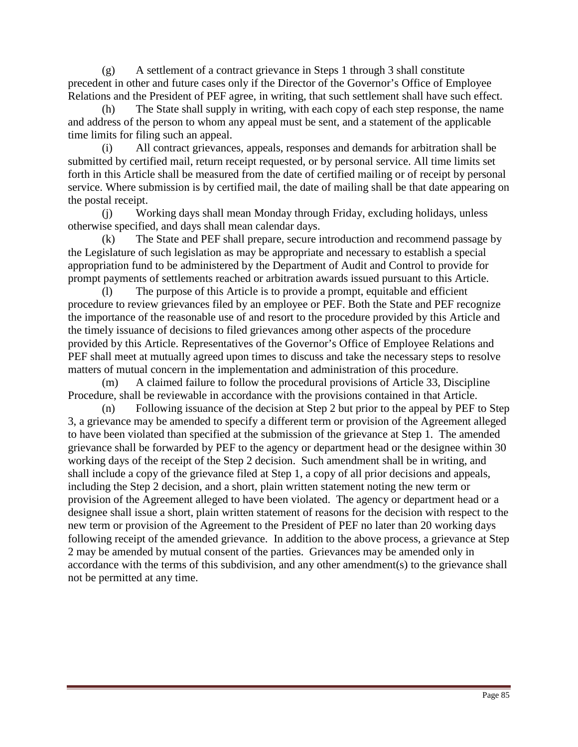(g) A settlement of a contract grievance in Steps 1 through 3 shall constitute precedent in other and future cases only if the Director of the Governor's Office of Employee Relations and the President of PEF agree, in writing, that such settlement shall have such effect.

(h) The State shall supply in writing, with each copy of each step response, the name and address of the person to whom any appeal must be sent, and a statement of the applicable time limits for filing such an appeal.

(i) All contract grievances, appeals, responses and demands for arbitration shall be submitted by certified mail, return receipt requested, or by personal service. All time limits set forth in this Article shall be measured from the date of certified mailing or of receipt by personal service. Where submission is by certified mail, the date of mailing shall be that date appearing on the postal receipt.

(j) Working days shall mean Monday through Friday, excluding holidays, unless otherwise specified, and days shall mean calendar days.

(k) The State and PEF shall prepare, secure introduction and recommend passage by the Legislature of such legislation as may be appropriate and necessary to establish a special appropriation fund to be administered by the Department of Audit and Control to provide for prompt payments of settlements reached or arbitration awards issued pursuant to this Article.

(l) The purpose of this Article is to provide a prompt, equitable and efficient procedure to review grievances filed by an employee or PEF. Both the State and PEF recognize the importance of the reasonable use of and resort to the procedure provided by this Article and the timely issuance of decisions to filed grievances among other aspects of the procedure provided by this Article. Representatives of the Governor's Office of Employee Relations and PEF shall meet at mutually agreed upon times to discuss and take the necessary steps to resolve matters of mutual concern in the implementation and administration of this procedure.

(m) A claimed failure to follow the procedural provisions of Article 33, Discipline Procedure, shall be reviewable in accordance with the provisions contained in that Article.

(n) Following issuance of the decision at Step 2 but prior to the appeal by PEF to Step 3, a grievance may be amended to specify a different term or provision of the Agreement alleged to have been violated than specified at the submission of the grievance at Step 1. The amended grievance shall be forwarded by PEF to the agency or department head or the designee within 30 working days of the receipt of the Step 2 decision. Such amendment shall be in writing, and shall include a copy of the grievance filed at Step 1, a copy of all prior decisions and appeals, including the Step 2 decision, and a short, plain written statement noting the new term or provision of the Agreement alleged to have been violated. The agency or department head or a designee shall issue a short, plain written statement of reasons for the decision with respect to the new term or provision of the Agreement to the President of PEF no later than 20 working days following receipt of the amended grievance. In addition to the above process, a grievance at Step 2 may be amended by mutual consent of the parties. Grievances may be amended only in accordance with the terms of this subdivision, and any other amendment(s) to the grievance shall not be permitted at any time.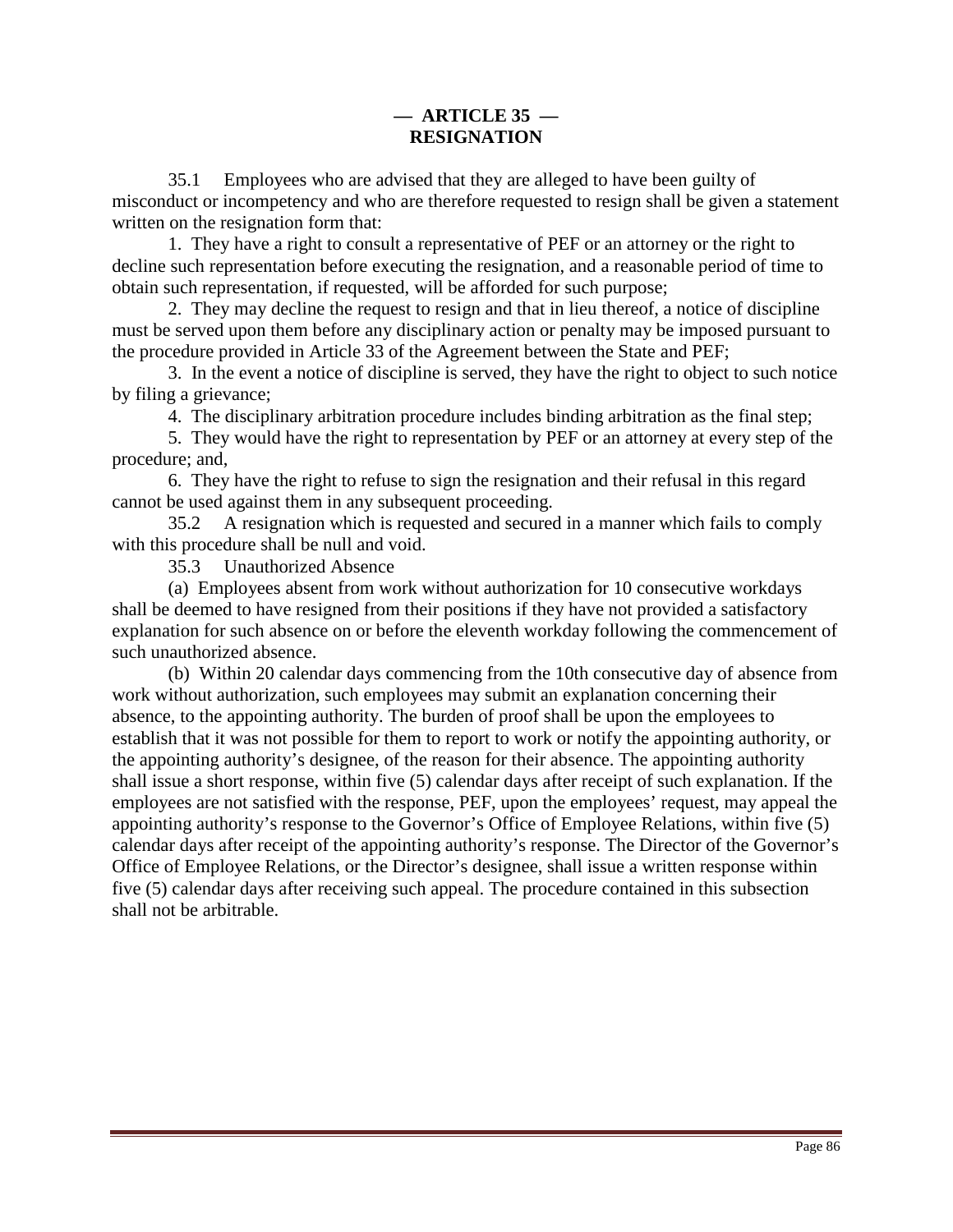## — ARTICLE 35 —
## RESIGNATION

35.1 Employees who are advised that they are alleged to have been guilty of misconduct or incompetency and who are therefore requested to resign shall be given a statement written on the resignation form that:

1. They have a right to consult a representative of PEF or an attorney or the right to decline such representation before executing the resignation, and a reasonable period of time to obtain such representation, if requested, will be afforded for such purpose;

2. They may decline the request to resign and that in lieu thereof, a notice of discipline must be served upon them before any disciplinary action or penalty may be imposed pursuant to the procedure provided in Article 33 of the Agreement between the State and PEF;

3. In the event a notice of discipline is served, they have the right to object to such notice by filing a grievance;

4. The disciplinary arbitration procedure includes binding arbitration as the final step;

5. They would have the right to representation by PEF or an attorney at every step of the procedure; and,

6. They have the right to refuse to sign the resignation and their refusal in this regard cannot be used against them in any subsequent proceeding.

35.2 A resignation which is requested and secured in a manner which fails to comply with this procedure shall be null and void.

35.3 Unauthorized Absence

(a) Employees absent from work without authorization for 10 consecutive workdays shall be deemed to have resigned from their positions if they have not provided a satisfactory explanation for such absence on or before the eleventh workday following the commencement of such unauthorized absence.

(b) Within 20 calendar days commencing from the 10th consecutive day of absence from work without authorization, such employees may submit an explanation concerning their absence, to the appointing authority. The burden of proof shall be upon the employees to establish that it was not possible for them to report to work or notify the appointing authority, or the appointing authority's designee, of the reason for their absence. The appointing authority shall issue a short response, within five (5) calendar days after receipt of such explanation. If the employees are not satisfied with the response, PEF, upon the employees' request, may appeal the appointing authority's response to the Governor's Office of Employee Relations, within five (5) calendar days after receipt of the appointing authority's response. The Director of the Governor's Office of Employee Relations, or the Director's designee, shall issue a written response within five (5) calendar days after receiving such appeal. The procedure contained in this subsection shall not be arbitrable.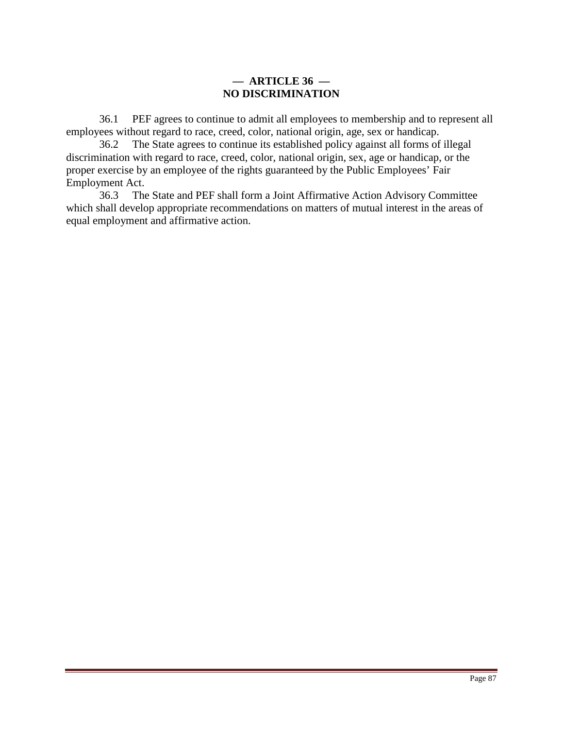## — ARTICLE 36 —
## NO DISCRIMINATION

36.1 PEF agrees to continue to admit all employees to membership and to represent all employees without regard to race, creed, color, national origin, age, sex or handicap.

36.2 The State agrees to continue its established policy against all forms of illegal discrimination with regard to race, creed, color, national origin, sex, age or handicap, or the proper exercise by an employee of the rights guaranteed by the Public Employees' Fair Employment Act.

36.3 The State and PEF shall form a Joint Affirmative Action Advisory Committee which shall develop appropriate recommendations on matters of mutual interest in the areas of equal employment and affirmative action.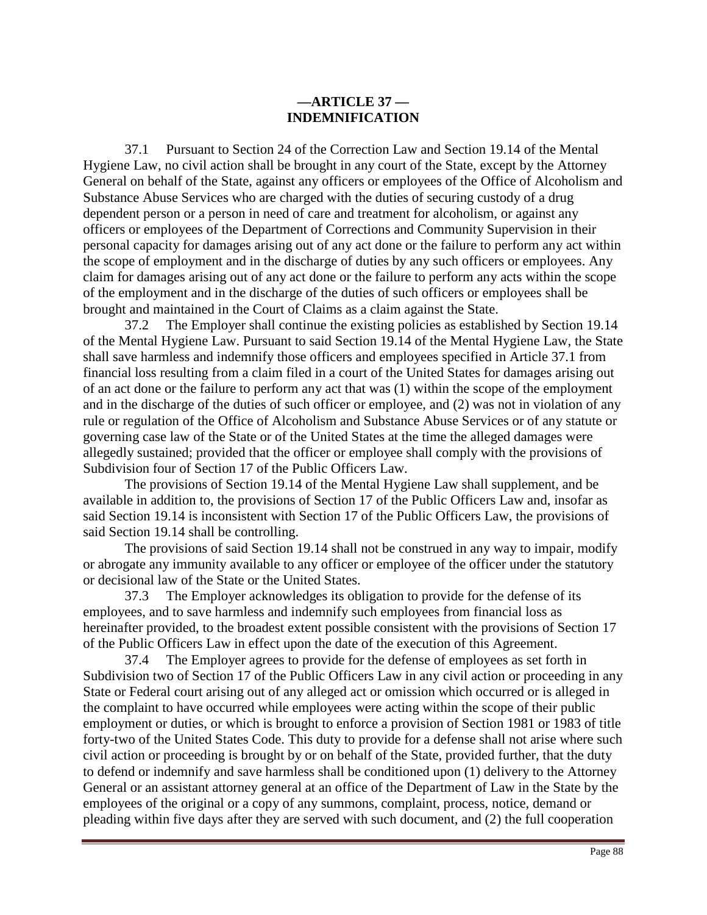## —ARTICLE 37 — INDEMNIFICATION

37.1 Pursuant to Section 24 of the Correction Law and Section 19.14 of the Mental Hygiene Law, no civil action shall be brought in any court of the State, except by the Attorney General on behalf of the State, against any officers or employees of the Office of Alcoholism and Substance Abuse Services who are charged with the duties of securing custody of a drug dependent person or a person in need of care and treatment for alcoholism, or against any officers or employees of the Department of Corrections and Community Supervision in their personal capacity for damages arising out of any act done or the failure to perform any act within the scope of employment and in the discharge of duties by any such officers or employees. Any claim for damages arising out of any act done or the failure to perform any acts within the scope of the employment and in the discharge of the duties of such officers or employees shall be brought and maintained in the Court of Claims as a claim against the State.

37.2 The Employer shall continue the existing policies as established by Section 19.14 of the Mental Hygiene Law. Pursuant to said Section 19.14 of the Mental Hygiene Law, the State shall save harmless and indemnify those officers and employees specified in Article 37.1 from financial loss resulting from a claim filed in a court of the United States for damages arising out of an act done or the failure to perform any act that was (1) within the scope of the employment and in the discharge of the duties of such officer or employee, and (2) was not in violation of any rule or regulation of the Office of Alcoholism and Substance Abuse Services or of any statute or governing case law of the State or of the United States at the time the alleged damages were allegedly sustained; provided that the officer or employee shall comply with the provisions of Subdivision four of Section 17 of the Public Officers Law.

The provisions of Section 19.14 of the Mental Hygiene Law shall supplement, and be available in addition to, the provisions of Section 17 of the Public Officers Law and, insofar as said Section 19.14 is inconsistent with Section 17 of the Public Officers Law, the provisions of said Section 19.14 shall be controlling.

The provisions of said Section 19.14 shall not be construed in any way to impair, modify or abrogate any immunity available to any officer or employee of the officer under the statutory or decisional law of the State or the United States.

37.3 The Employer acknowledges its obligation to provide for the defense of its employees, and to save harmless and indemnify such employees from financial loss as hereinafter provided, to the broadest extent possible consistent with the provisions of Section 17 of the Public Officers Law in effect upon the date of the execution of this Agreement.

37.4 The Employer agrees to provide for the defense of employees as set forth in Subdivision two of Section 17 of the Public Officers Law in any civil action or proceeding in any State or Federal court arising out of any alleged act or omission which occurred or is alleged in the complaint to have occurred while employees were acting within the scope of their public employment or duties, or which is brought to enforce a provision of Section 1981 or 1983 of title forty-two of the United States Code. This duty to provide for a defense shall not arise where such civil action or proceeding is brought by or on behalf of the State, provided further, that the duty to defend or indemnify and save harmless shall be conditioned upon (1) delivery to the Attorney General or an assistant attorney general at an office of the Department of Law in the State by the employees of the original or a copy of any summons, complaint, process, notice, demand or pleading within five days after they are served with such document, and (2) the full cooperation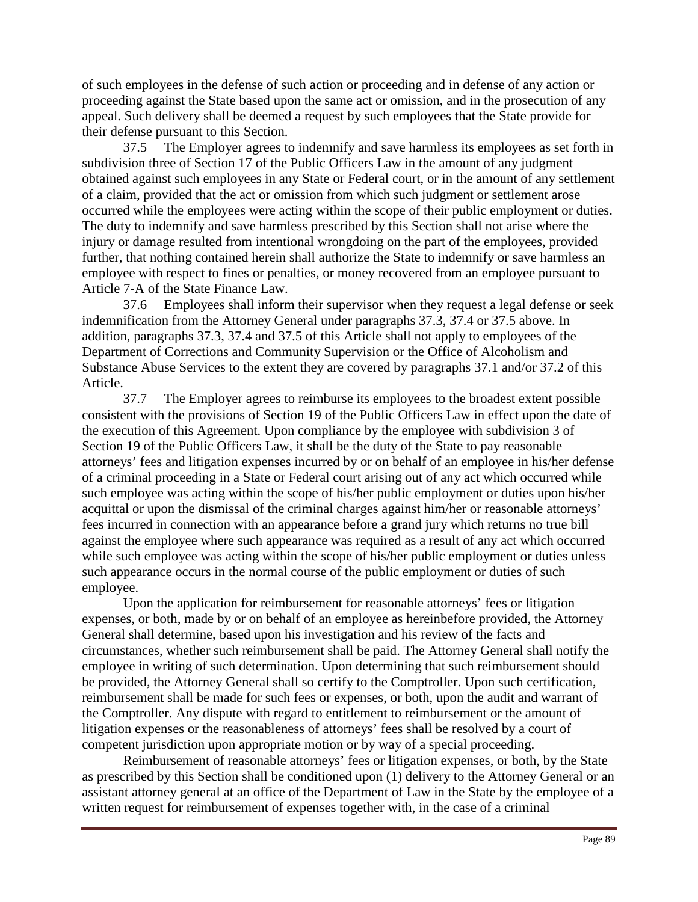of such employees in the defense of such action or proceeding and in defense of any action or proceeding against the State based upon the same act or omission, and in the prosecution of any appeal. Such delivery shall be deemed a request by such employees that the State provide for their defense pursuant to this Section.

37.5 The Employer agrees to indemnify and save harmless its employees as set forth in subdivision three of Section 17 of the Public Officers Law in the amount of any judgment obtained against such employees in any State or Federal court, or in the amount of any settlement of a claim, provided that the act or omission from which such judgment or settlement arose occurred while the employees were acting within the scope of their public employment or duties. The duty to indemnify and save harmless prescribed by this Section shall not arise where the injury or damage resulted from intentional criminal wrongdoing on the part of the employees, provided further, that nothing contained herein shall authorize the State to indemnify or save harmless an employee with respect to fines or penalties, or money recovered from an employee pursuant to Article 7-A of the State Finance Law.

37.6 Employees shall inform their supervisor when they request a legal defense or seek indemnification from the Attorney General under paragraphs 37.3, 37.4 or 37.5 above. In addition, paragraphs 37.3, 37.4 and 37.5 of this Article shall not apply to employees of the Department of Corrections and Community Supervision or the Office of Alcoholism and Substance Abuse Services to the extent they are covered by paragraphs 37.1 and/or 37.2 of this Article.

37.7 The Employer agrees to reimburse its employees to the broadest extent possible consistent with the provisions of Section 19 of the Public Officers Law in effect upon the date of the execution of this Agreement. Upon compliance by the employee with subdivision 3 of Section 19 of the Public Officers Law, it shall be the duty of the State to pay reasonable attorneys' fees and litigation expenses incurred by or on behalf of an employee in his/her defense of a criminal proceeding in a State or Federal court arising out of any act which occurred while such employee was acting within the scope of his/her public employment or duties upon his/her acquittal or upon the dismissal of the criminal charges against him/her or reasonable attorneys' fees incurred in connection with an appearance before a grand jury which returns no true bill against the employee where such appearance was required as a result of any act which occurred while such employee was acting within the scope of his/her public employment or duties unless such appearance occurs in the normal course of the public employment or duties of such employee.

Upon the application for reimbursement for reasonable attorneys' fees or litigation expenses, or both, made by or on behalf of an employee as hereinbefore provided, the Attorney General shall determine, based upon his investigation and his review of the facts and circumstances, whether such reimbursement shall be paid. The Attorney General shall notify the employee in writing of such determination. Upon determining that such reimbursement should be provided, the Attorney General shall so certify to the Comptroller. Upon such certification, reimbursement shall be made for such fees or expenses, or both, upon the audit and warrant of the Comptroller. Any dispute with regard to entitlement to reimbursement or the amount of litigation expenses or the reasonableness of attorneys' fees shall be resolved by a court of competent jurisdiction upon appropriate motion or by way of a special proceeding.

Reimbursement of reasonable attorneys' fees or litigation expenses, or both, by the State as prescribed by this Section shall be conditioned upon (1) delivery to the Attorney General or an assistant attorney general at an office of the Department of Law in the State by the employee of a written request for reimbursement of expenses together with, in the case of a criminal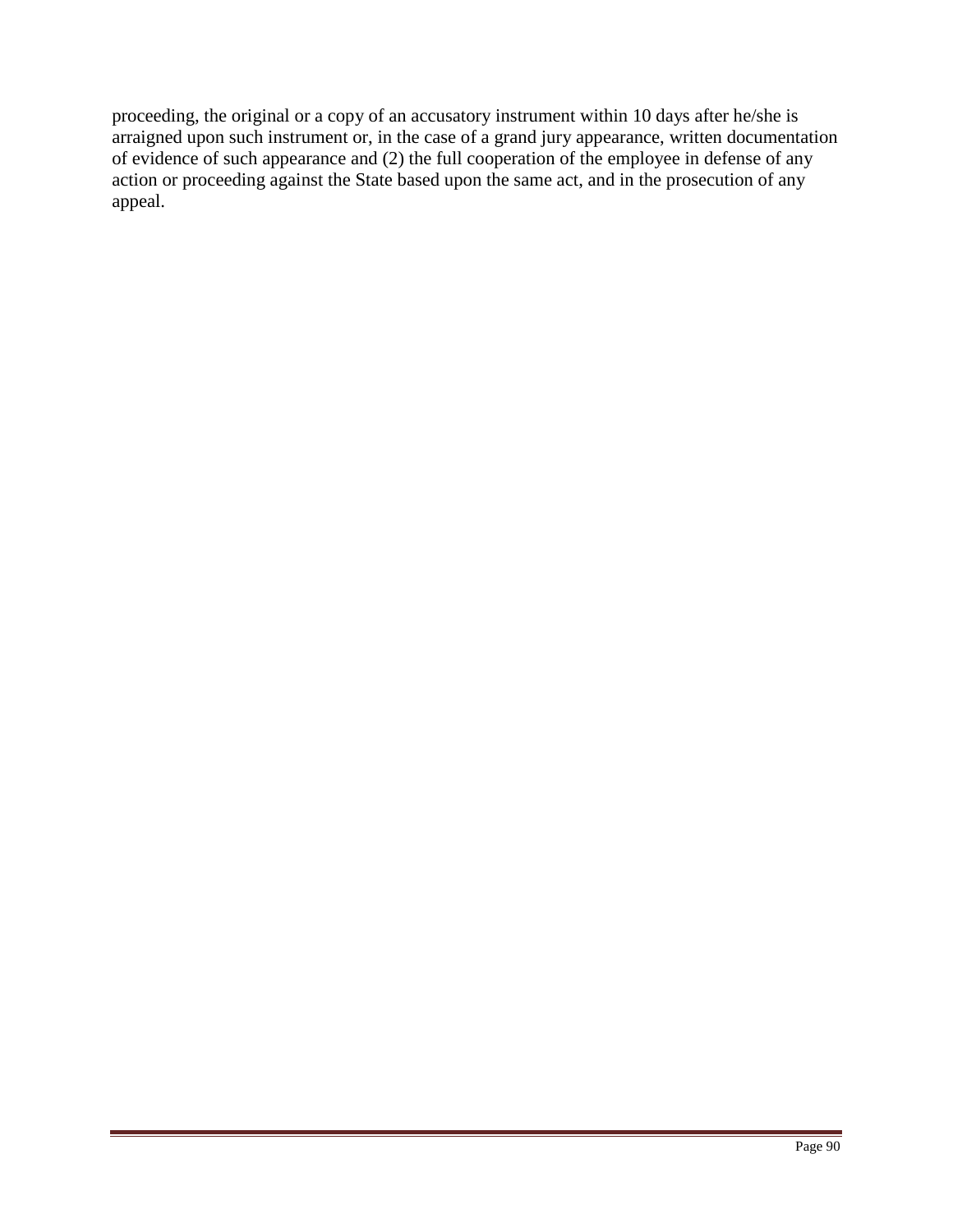proceeding, the original or a copy of an accusatory instrument within 10 days after he/she is arraigned upon such instrument or, in the case of a grand jury appearance, written documentation of evidence of such appearance and (2) the full cooperation of the employee in defense of any action or proceeding against the State based upon the same act, and in the prosecution of any appeal.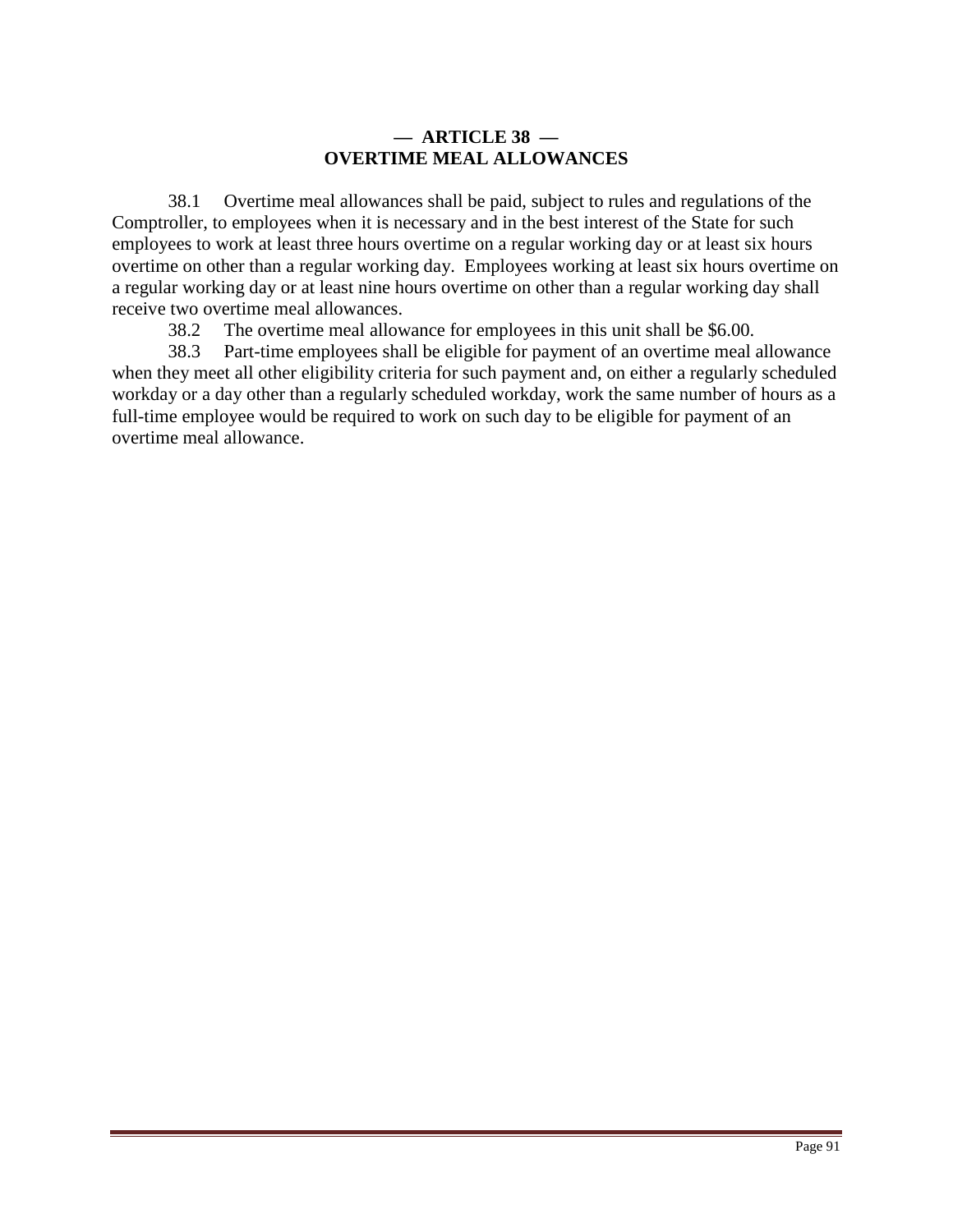## — ARTICLE 38 —
## OVERTIME MEAL ALLOWANCES

38.1 Overtime meal allowances shall be paid, subject to rules and regulations of the Comptroller, to employees when it is necessary and in the best interest of the State for such employees to work at least three hours overtime on a regular working day or at least six hours overtime on other than a regular working day. Employees working at least six hours overtime on a regular working day or at least nine hours overtime on other than a regular working day shall receive two overtime meal allowances.

38.2 The overtime meal allowance for employees in this unit shall be $6.00.

38.3 Part-time employees shall be eligible for payment of an overtime meal allowance when they meet all other eligibility criteria for such payment and, on either a regularly scheduled workday or a day other than a regularly scheduled workday, work the same number of hours as a full-time employee would be required to work on such day to be eligible for payment of an overtime meal allowance.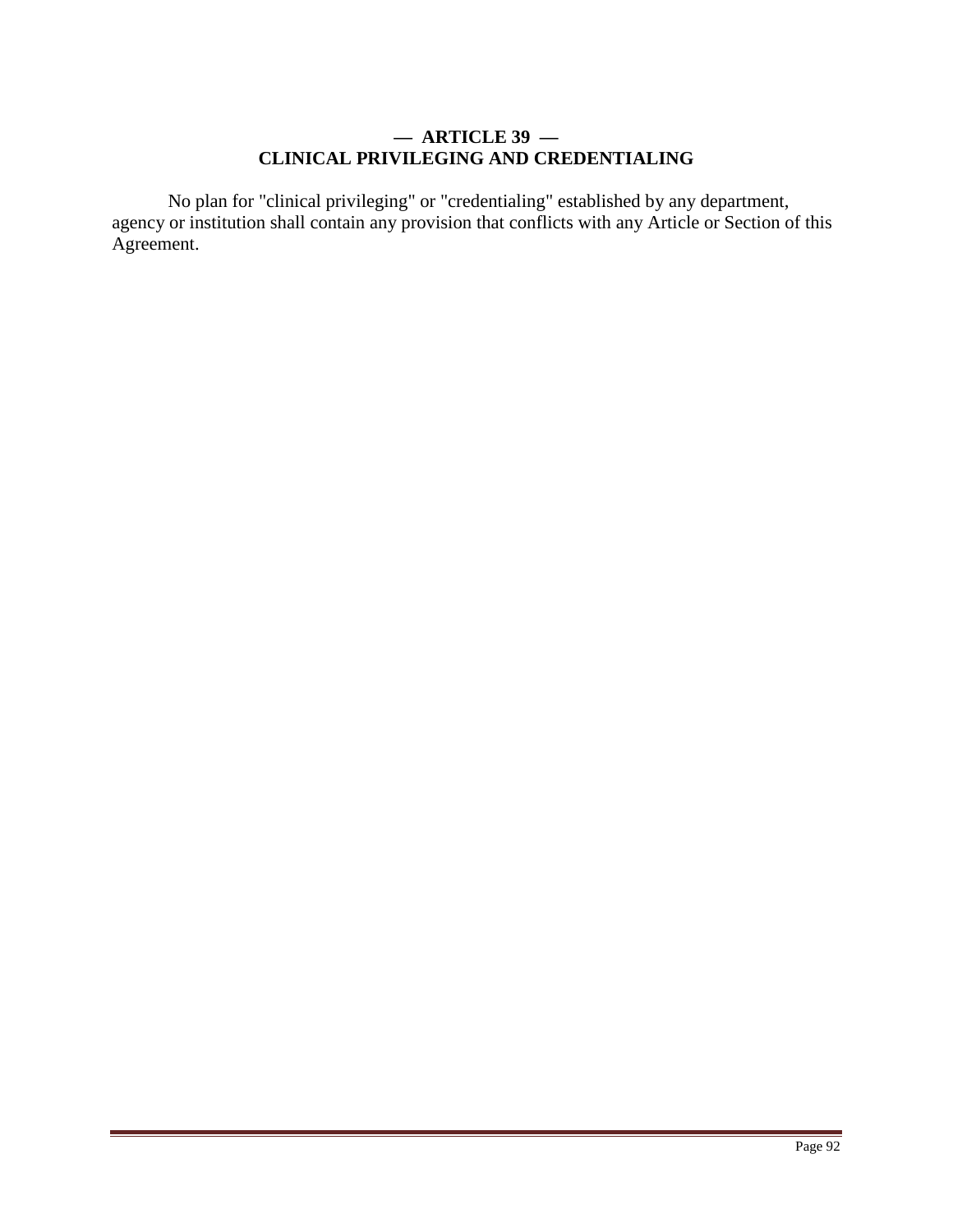## — ARTICLE 39 —
## CLINICAL PRIVILEGING AND CREDENTIALING

No plan for "clinical privileging" or "credentialing" established by any department, agency or institution shall contain any provision that conflicts with any Article or Section of this Agreement.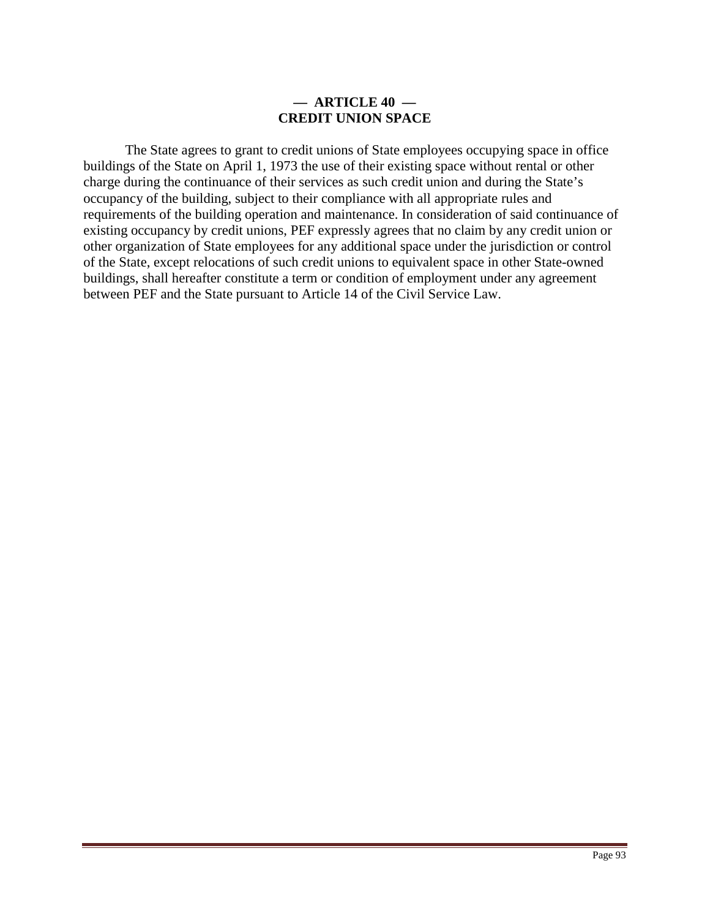# — ARTICLE 40 —
# CREDIT UNION SPACE

The State agrees to grant to credit unions of State employees occupying space in office buildings of the State on April 1, 1973 the use of their existing space without rental or other charge during the continuance of their services as such credit union and during the State's occupancy of the building, subject to their compliance with all appropriate rules and requirements of the building operation and maintenance. In consideration of said continuance of existing occupancy by credit unions, PEF expressly agrees that no claim by any credit union or other organization of State employees for any additional space under the jurisdiction or control of the State, except relocations of such credit unions to equivalent space in other State-owned buildings, shall hereafter constitute a term or condition of employment under any agreement between PEF and the State pursuant to Article 14 of the Civil Service Law.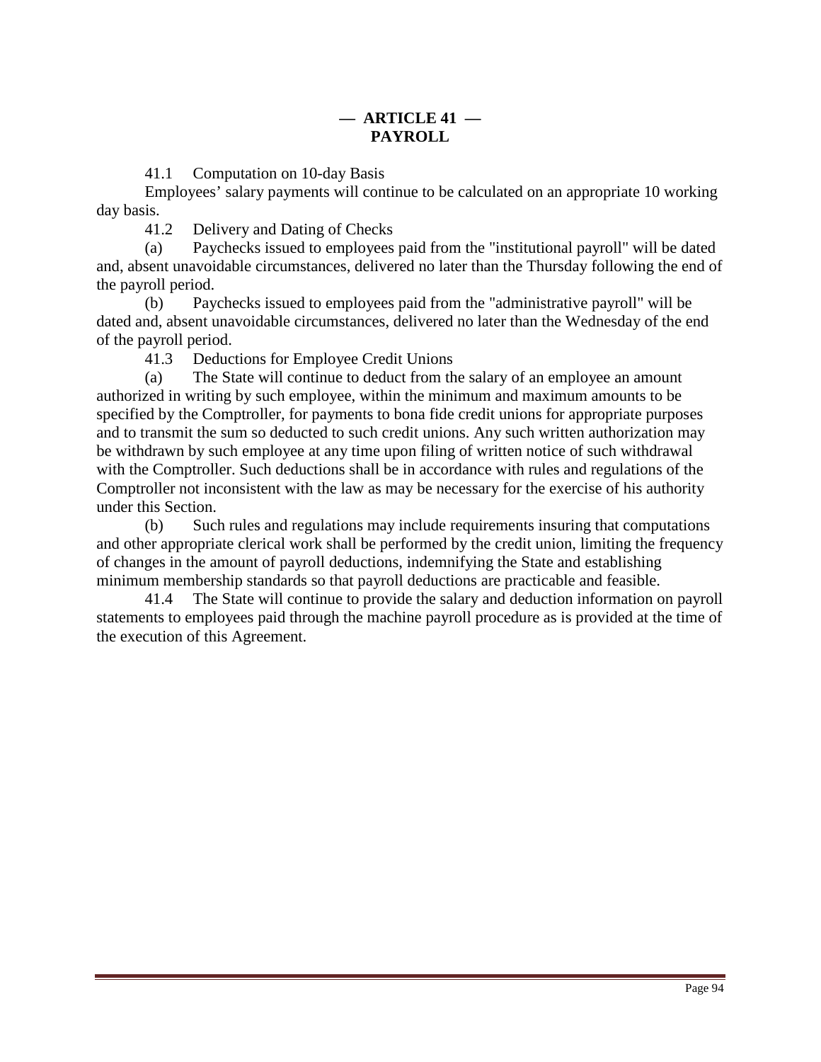# — ARTICLE 41 —
# PAYROLL

41.1 Computation on 10-day Basis

Employees' salary payments will continue to be calculated on an appropriate 10 working day basis.

41.2 Delivery and Dating of Checks

(a) Paychecks issued to employees paid from the "institutional payroll" will be dated and, absent unavoidable circumstances, delivered no later than the Thursday following the end of the payroll period.

(b) Paychecks issued to employees paid from the "administrative payroll" will be dated and, absent unavoidable circumstances, delivered no later than the Wednesday of the end of the payroll period.

41.3 Deductions for Employee Credit Unions

(a) The State will continue to deduct from the salary of an employee an amount authorized in writing by such employee, within the minimum and maximum amounts to be specified by the Comptroller, for payments to bona fide credit unions for appropriate purposes and to transmit the sum so deducted to such credit unions. Any such written authorization may be withdrawn by such employee at any time upon filing of written notice of such withdrawal with the Comptroller. Such deductions shall be in accordance with rules and regulations of the Comptroller not inconsistent with the law as may be necessary for the exercise of his authority under this Section.

(b) Such rules and regulations may include requirements insuring that computations and other appropriate clerical work shall be performed by the credit union, limiting the frequency of changes in the amount of payroll deductions, indemnifying the State and establishing minimum membership standards so that payroll deductions are practicable and feasible.

41.4 The State will continue to provide the salary and deduction information on payroll statements to employees paid through the machine payroll procedure as is provided at the time of the execution of this Agreement.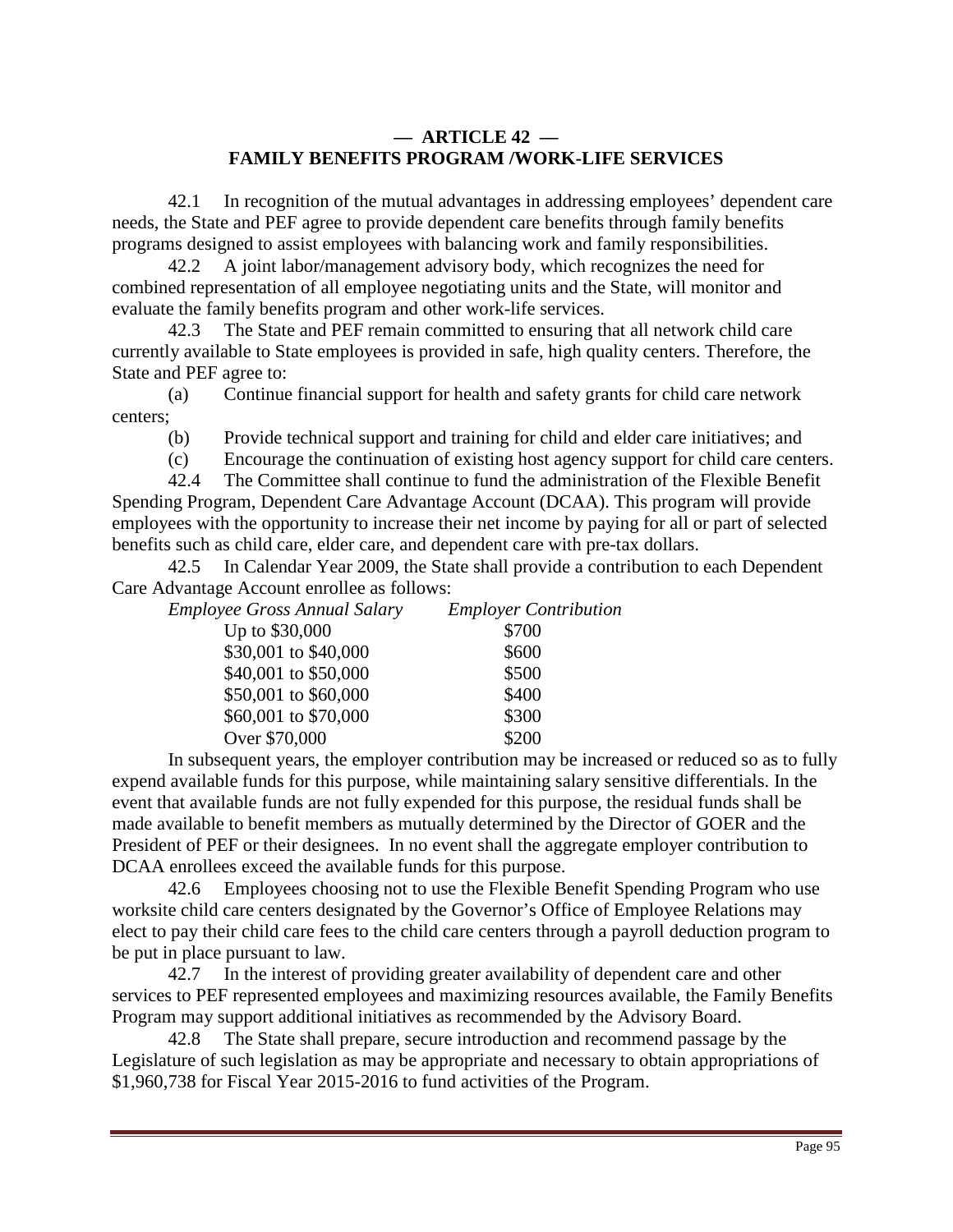## — ARTICLE 42 —
## FAMILY BENEFITS PROGRAM /WORK-LIFE SERVICES

42.1 In recognition of the mutual advantages in addressing employees' dependent care needs, the State and PEF agree to provide dependent care benefits through family benefits programs designed to assist employees with balancing work and family responsibilities.

42.2 A joint labor/management advisory body, which recognizes the need for combined representation of all employee negotiating units and the State, will monitor and evaluate the family benefits program and other work-life services.

42.3 The State and PEF remain committed to ensuring that all network child care currently available to State employees is provided in safe, high quality centers. Therefore, the State and PEF agree to:

(a) Continue financial support for health and safety grants for child care network centers;

(b) Provide technical support and training for child and elder care initiatives; and

(c) Encourage the continuation of existing host agency support for child care centers.

42.4 The Committee shall continue to fund the administration of the Flexible Benefit Spending Program, Dependent Care Advantage Account (DCAA). This program will provide employees with the opportunity to increase their net income by paying for all or part of selected benefits such as child care, elder care, and dependent care with pre-tax dollars.

42.5 In Calendar Year 2009, the State shall provide a contribution to each Dependent Care Advantage Account enrollee as follows:

| *Employee Gross Annual Salary* | *Employer Contribution* |
|---|---|
| Up to $30,000 | $700 |
| $30,001 to $40,000 | $600 |
| $40,001 to $50,000 | $500 |
| $50,001 to $60,000 | $400 |
| $60,001 to $70,000 | $300 |
| Over $70,000 | $200 |

In subsequent years, the employer contribution may be increased or reduced so as to fully expend available funds for this purpose, while maintaining salary sensitive differentials. In the event that available funds are not fully expended for this purpose, the residual funds shall be made available to benefit members as mutually determined by the Director of GOER and the President of PEF or their designees. In no event shall the aggregate employer contribution to DCAA enrollees exceed the available funds for this purpose.

42.6 Employees choosing not to use the Flexible Benefit Spending Program who use worksite child care centers designated by the Governor's Office of Employee Relations may elect to pay their child care fees to the child care centers through a payroll deduction program to be put in place pursuant to law.

42.7 In the interest of providing greater availability of dependent care and other services to PEF represented employees and maximizing resources available, the Family Benefits Program may support additional initiatives as recommended by the Advisory Board.

42.8 The State shall prepare, secure introduction and recommend passage by the Legislature of such legislation as may be appropriate and necessary to obtain appropriations of $1,960,738 for Fiscal Year 2015-2016 to fund activities of the Program.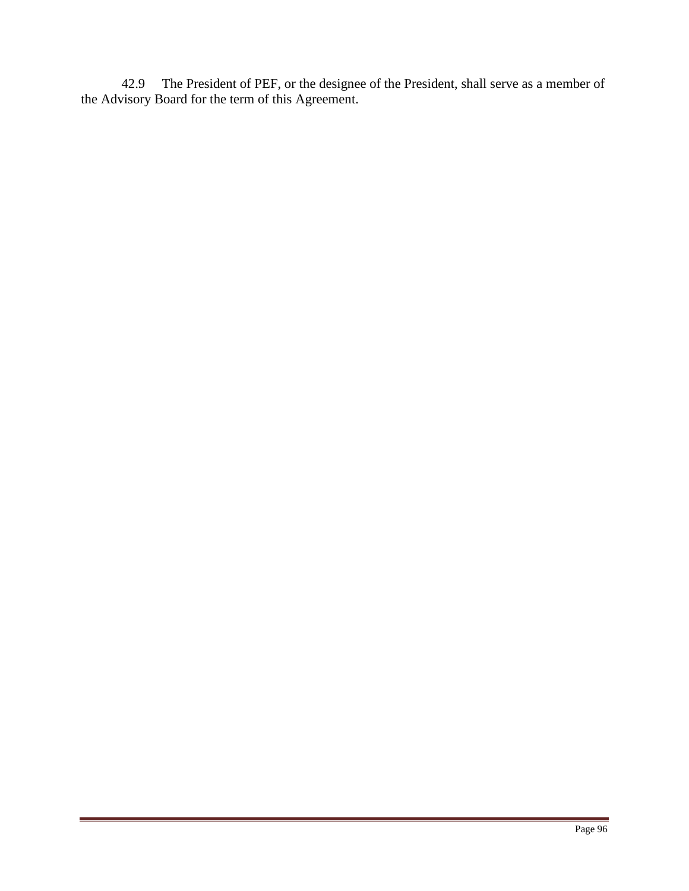42.9 The President of PEF, or the designee of the President, shall serve as a member of the Advisory Board for the term of this Agreement.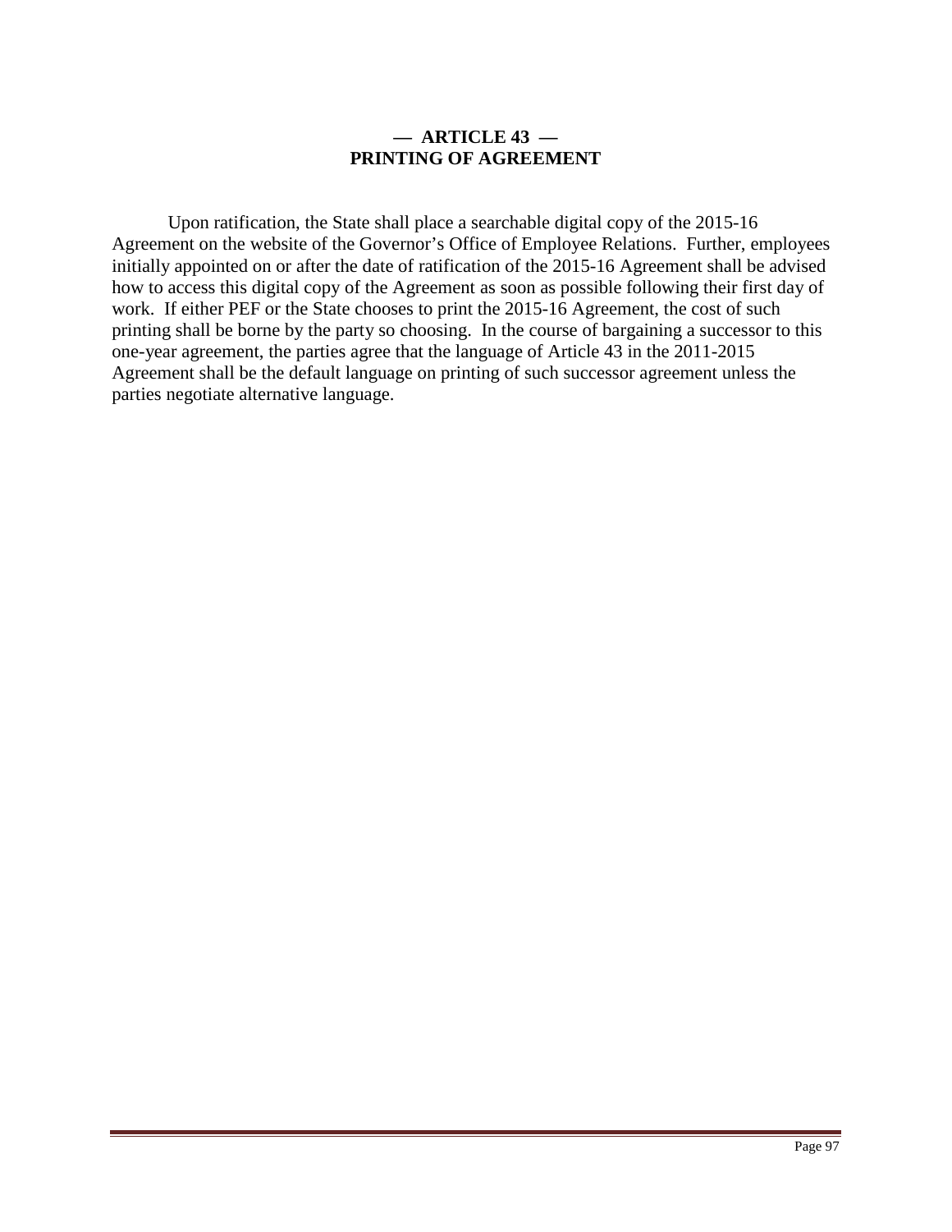## — ARTICLE 43 —
## PRINTING OF AGREEMENT

Upon ratification, the State shall place a searchable digital copy of the 2015-16 Agreement on the website of the Governor's Office of Employee Relations. Further, employees initially appointed on or after the date of ratification of the 2015-16 Agreement shall be advised how to access this digital copy of the Agreement as soon as possible following their first day of work. If either PEF or the State chooses to print the 2015-16 Agreement, the cost of such printing shall be borne by the party so choosing. In the course of bargaining a successor to this one-year agreement, the parties agree that the language of Article 43 in the 2011-2015 Agreement shall be the default language on printing of such successor agreement unless the parties negotiate alternative language.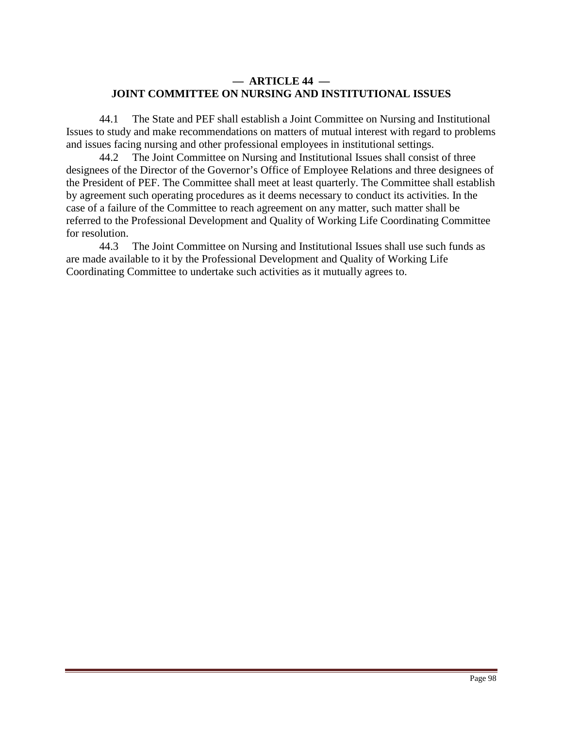## — ARTICLE 44 —
## JOINT COMMITTEE ON NURSING AND INSTITUTIONAL ISSUES

44.1 The State and PEF shall establish a Joint Committee on Nursing and Institutional Issues to study and make recommendations on matters of mutual interest with regard to problems and issues facing nursing and other professional employees in institutional settings.

44.2 The Joint Committee on Nursing and Institutional Issues shall consist of three designees of the Director of the Governor's Office of Employee Relations and three designees of the President of PEF. The Committee shall meet at least quarterly. The Committee shall establish by agreement such operating procedures as it deems necessary to conduct its activities. In the case of a failure of the Committee to reach agreement on any matter, such matter shall be referred to the Professional Development and Quality of Working Life Coordinating Committee for resolution.

44.3 The Joint Committee on Nursing and Institutional Issues shall use such funds as are made available to it by the Professional Development and Quality of Working Life Coordinating Committee to undertake such activities as it mutually agrees to.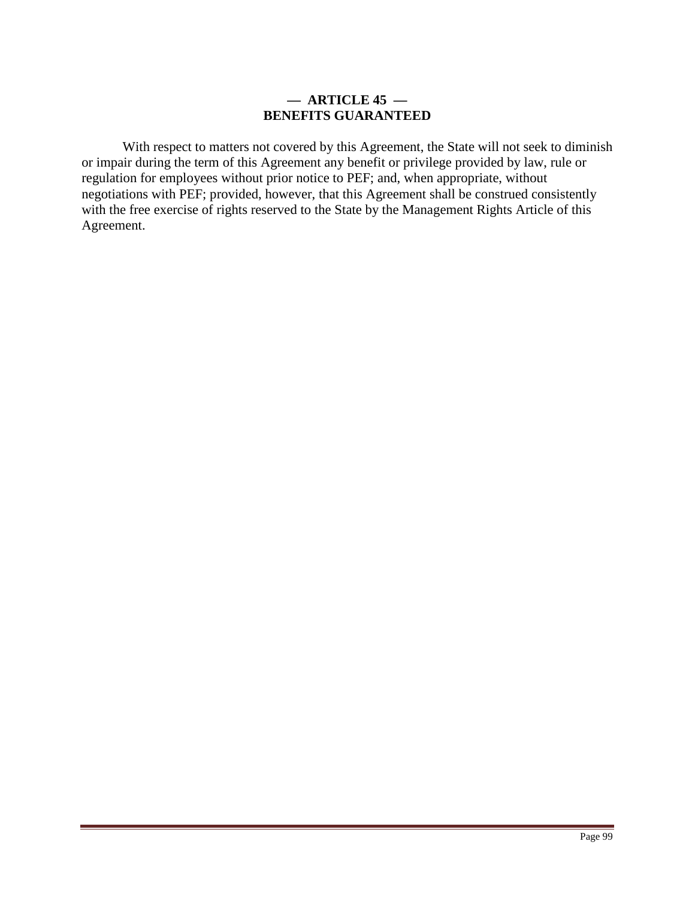## — ARTICLE 45 —
## BENEFITS GUARANTEED

With respect to matters not covered by this Agreement, the State will not seek to diminish or impair during the term of this Agreement any benefit or privilege provided by law, rule or regulation for employees without prior notice to PEF; and, when appropriate, without negotiations with PEF; provided, however, that this Agreement shall be construed consistently with the free exercise of rights reserved to the State by the Management Rights Article of this Agreement.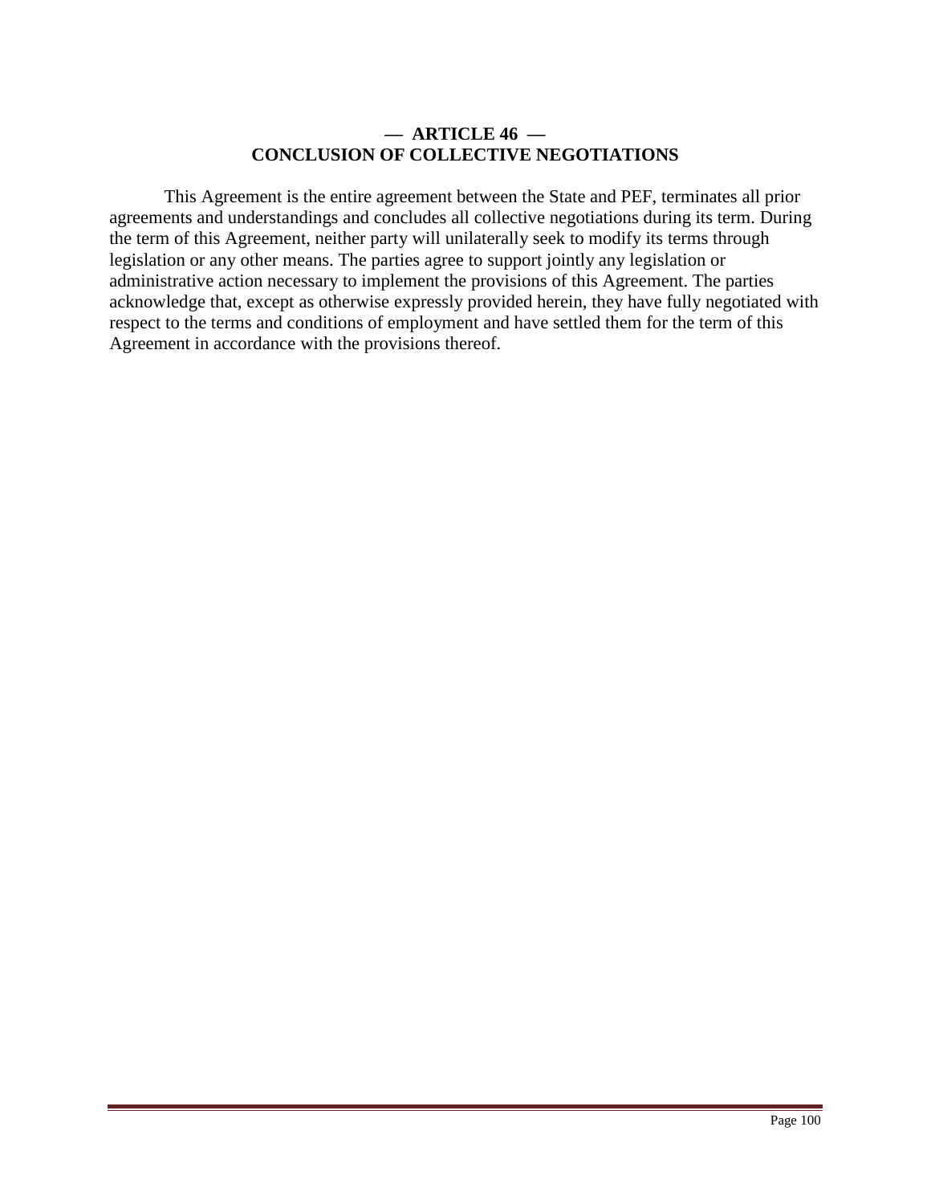## — ARTICLE 46 —
## CONCLUSION OF COLLECTIVE NEGOTIATIONS

This Agreement is the entire agreement between the State and PEF, terminates all prior agreements and understandings and concludes all collective negotiations during its term. During the term of this Agreement, neither party will unilaterally seek to modify its terms through legislation or any other means. The parties agree to support jointly any legislation or administrative action necessary to implement the provisions of this Agreement. The parties acknowledge that, except as otherwise expressly provided herein, they have fully negotiated with respect to the terms and conditions of employment and have settled them for the term of this Agreement in accordance with the provisions thereof.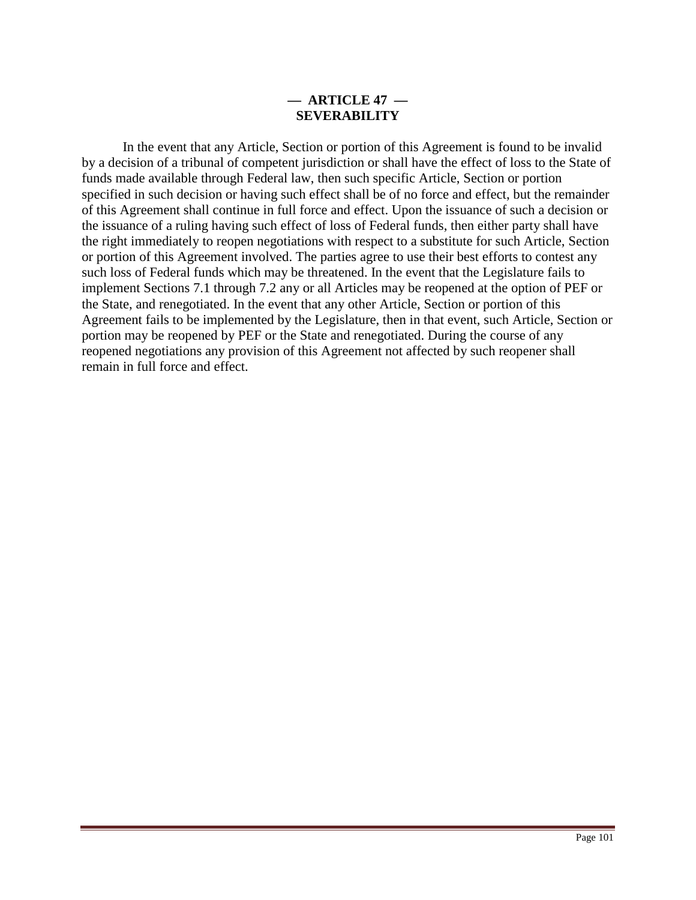## — ARTICLE 47 —
## SEVERABILITY

In the event that any Article, Section or portion of this Agreement is found to be invalid by a decision of a tribunal of competent jurisdiction or shall have the effect of loss to the State of funds made available through Federal law, then such specific Article, Section or portion specified in such decision or having such effect shall be of no force and effect, but the remainder of this Agreement shall continue in full force and effect. Upon the issuance of such a decision or the issuance of a ruling having such effect of loss of Federal funds, then either party shall have the right immediately to reopen negotiations with respect to a substitute for such Article, Section or portion of this Agreement involved. The parties agree to use their best efforts to contest any such loss of Federal funds which may be threatened. In the event that the Legislature fails to implement Sections 7.1 through 7.2 any or all Articles may be reopened at the option of PEF or the State, and renegotiated. In the event that any other Article, Section or portion of this Agreement fails to be implemented by the Legislature, then in that event, such Article, Section or portion may be reopened by PEF or the State and renegotiated. During the course of any reopened negotiations any provision of this Agreement not affected by such reopener shall remain in full force and effect.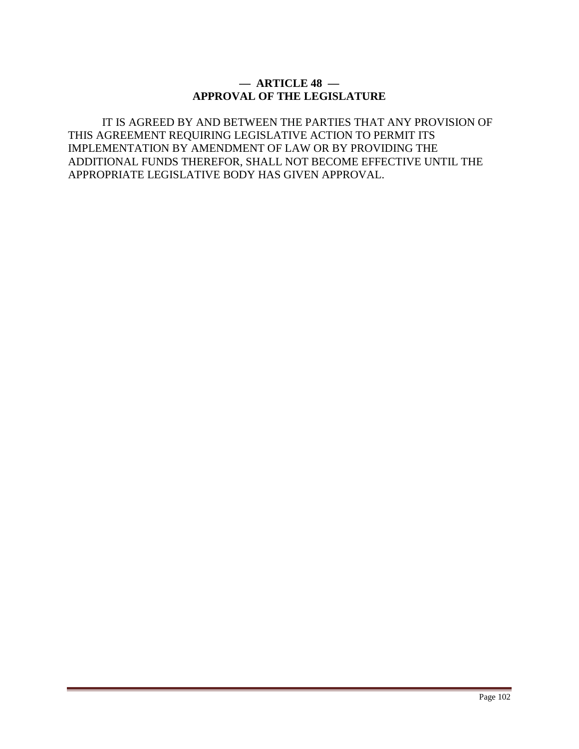## — ARTICLE 48 —
## APPROVAL OF THE LEGISLATURE

IT IS AGREED BY AND BETWEEN THE PARTIES THAT ANY PROVISION OF THIS AGREEMENT REQUIRING LEGISLATIVE ACTION TO PERMIT ITS IMPLEMENTATION BY AMENDMENT OF LAW OR BY PROVIDING THE ADDITIONAL FUNDS THEREFOR, SHALL NOT BECOME EFFECTIVE UNTIL THE APPROPRIATE LEGISLATIVE BODY HAS GIVEN APPROVAL.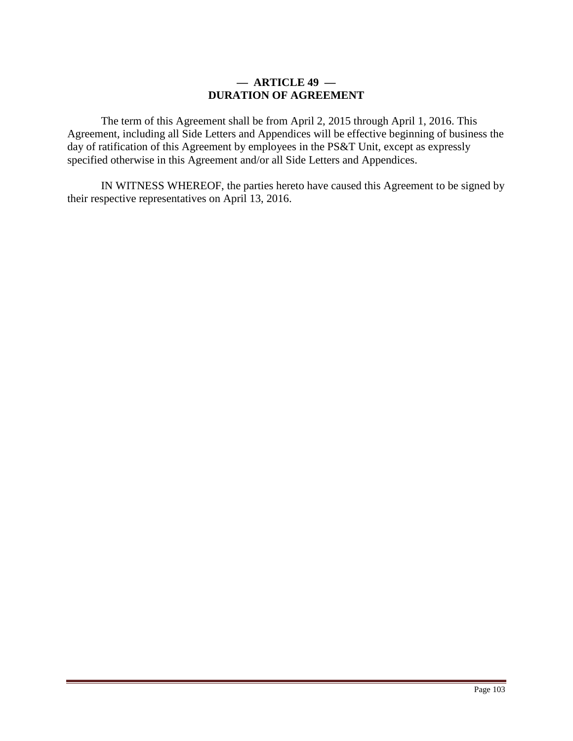## — ARTICLE 49 —
## DURATION OF AGREEMENT

The term of this Agreement shall be from April 2, 2015 through April 1, 2016. This Agreement, including all Side Letters and Appendices will be effective beginning of business the day of ratification of this Agreement by employees in the PS&T Unit, except as expressly specified otherwise in this Agreement and/or all Side Letters and Appendices.

IN WITNESS WHEREOF, the parties hereto have caused this Agreement to be signed by their respective representatives on April 13, 2016.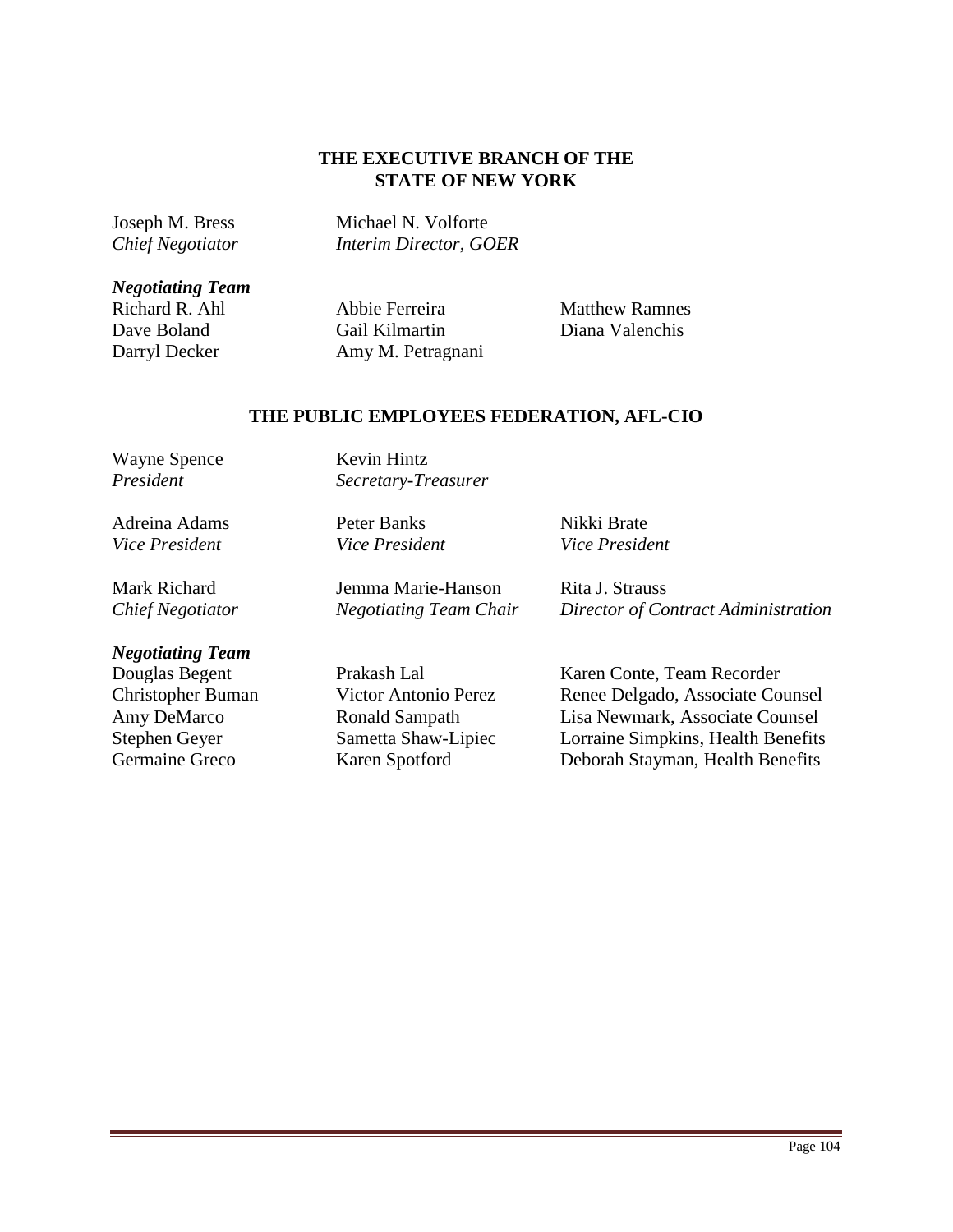## THE EXECUTIVE BRANCH OF THE STATE OF NEW YORK

Joseph M. Bress
*Chief Negotiator*

Michael N. Volforte
*Interim Director, GOER*

***Negotiating Team***

Richard R. Ahl
Dave Boland
Darryl Decker
Abbie Ferreira
Gail Kilmartin
Amy M. Petragnani
Matthew Ramnes
Diana Valenchis

## THE PUBLIC EMPLOYEES FEDERATION, AFL-CIO

Wayne Spence
*President*

Kevin Hintz
*Secretary-Treasurer*

Adreina Adams
*Vice President*

Peter Banks
*Vice President*

Nikki Brate
*Vice President*

Mark Richard
*Chief Negotiator*

Jemma Marie-Hanson
*Negotiating Team Chair*

Rita J. Strauss
*Director of Contract Administration*

***Negotiating Team***

Douglas Begent
Christopher Buman
Amy DeMarco
Stephen Geyer
Germaine Greco
Prakash Lal
Victor Antonio Perez
Ronald Sampath
Sametta Shaw-Lipiec
Karen Spotford
Karen Conte, Team Recorder
Renee Delgado, Associate Counsel
Lisa Newmark, Associate Counsel
Lorraine Simpkins, Health Benefits
Deborah Stayman, Health Benefits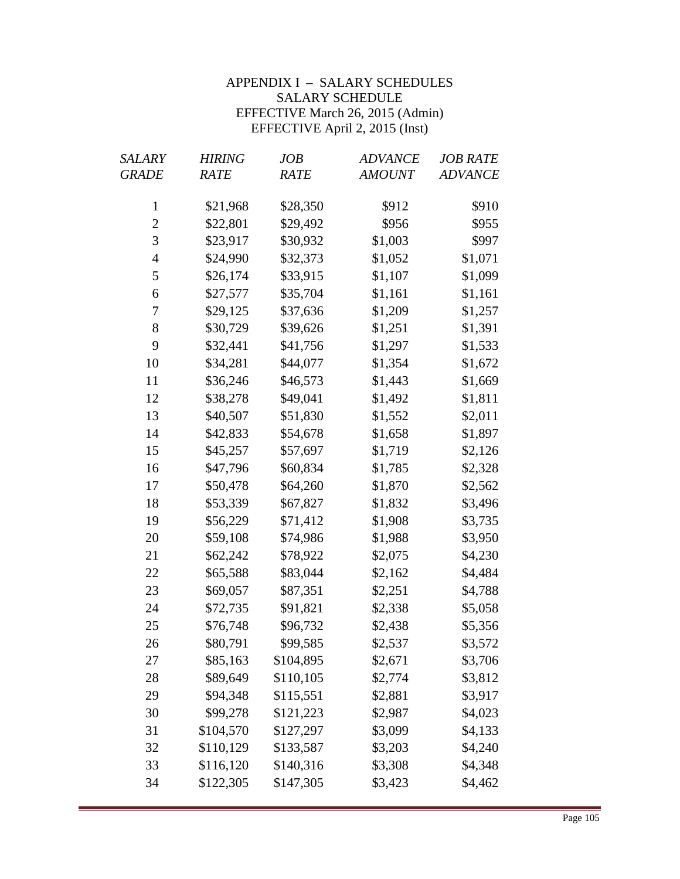# APPENDIX I – SALARY SCHEDULES

## SALARY SCHEDULE

EFFECTIVE March 26, 2015 (Admin)
EFFECTIVE April 2, 2015 (Inst)

| *SALARY GRADE* | *HIRING RATE* | *JOB RATE* | *ADVANCE AMOUNT* | *JOB RATE ADVANCE* |
|---|---|---|---|---|
| 1 | $21,968 | $28,350 | $912 | $910 |
| 2 | $22,801 | $29,492 | $956 | $955 |
| 3 | $23,917 | $30,932 | $1,003 | $997 |
| 4 | $24,990 | $32,373 | $1,052 | $1,071 |
| 5 | $26,174 | $33,915 | $1,107 | $1,099 |
| 6 | $27,577 | $35,704 | $1,161 | $1,161 |
| 7 | $29,125 | $37,636 | $1,209 | $1,257 |
| 8 | $30,729 | $39,626 | $1,251 | $1,391 |
| 9 | $32,441 | $41,756 | $1,297 | $1,533 |
| 10 | $34,281 | $44,077 | $1,354 | $1,672 |
| 11 | $36,246 | $46,573 | $1,443 | $1,669 |
| 12 | $38,278 | $49,041 | $1,492 | $1,811 |
| 13 | $40,507 | $51,830 | $1,552 | $2,011 |
| 14 | $42,833 | $54,678 | $1,658 | $1,897 |
| 15 | $45,257 | $57,697 | $1,719 | $2,126 |
| 16 | $47,796 | $60,834 | $1,785 | $2,328 |
| 17 | $50,478 | $64,260 | $1,870 | $2,562 |
| 18 | $53,339 | $67,827 | $1,832 | $3,496 |
| 19 | $56,229 | $71,412 | $1,908 | $3,735 |
| 20 | $59,108 | $74,986 | $1,988 | $3,950 |
| 21 | $62,242 | $78,922 | $2,075 | $4,230 |
| 22 | $65,588 | $83,044 | $2,162 | $4,484 |
| 23 | $69,057 | $87,351 | $2,251 | $4,788 |
| 24 | $72,735 | $91,821 | $2,338 | $5,058 |
| 25 | $76,748 | $96,732 | $2,438 | $5,356 |
| 26 | $80,791 | $99,585 | $2,537 | $3,572 |
| 27 | $85,163 | $104,895 | $2,671 | $3,706 |
| 28 | $89,649 | $110,105 | $2,774 | $3,812 |
| 29 | $94,348 | $115,551 | $2,881 | $3,917 |
| 30 | $99,278 | $121,223 | $2,987 | $4,023 |
| 31 | $104,570 | $127,297 | $3,099 | $4,133 |
| 32 | $110,129 | $133,587 | $3,203 | $4,240 |
| 33 | $116,120 | $140,316 | $3,308 | $4,348 |
| 34 | $122,305 | $147,305 | $3,423 | $4,462 |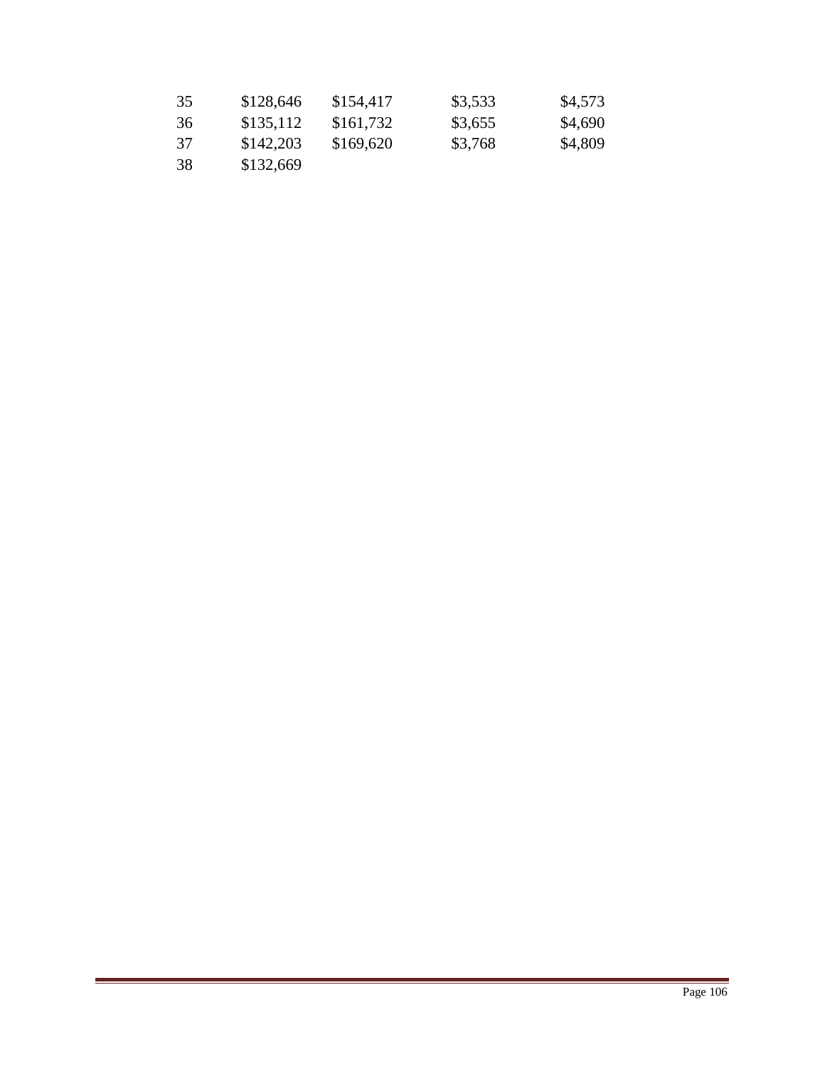| | | | | |
|---|---|---|---|---|
| 35 | $128,646 | $154,417 | $3,533 | $4,573 |
| 36 | $135,112 | $161,732 | $3,655 | $4,690 |
| 37 | $142,203 | $169,620 | $3,768 | $4,809 |
| 38 | $132,669 | | | |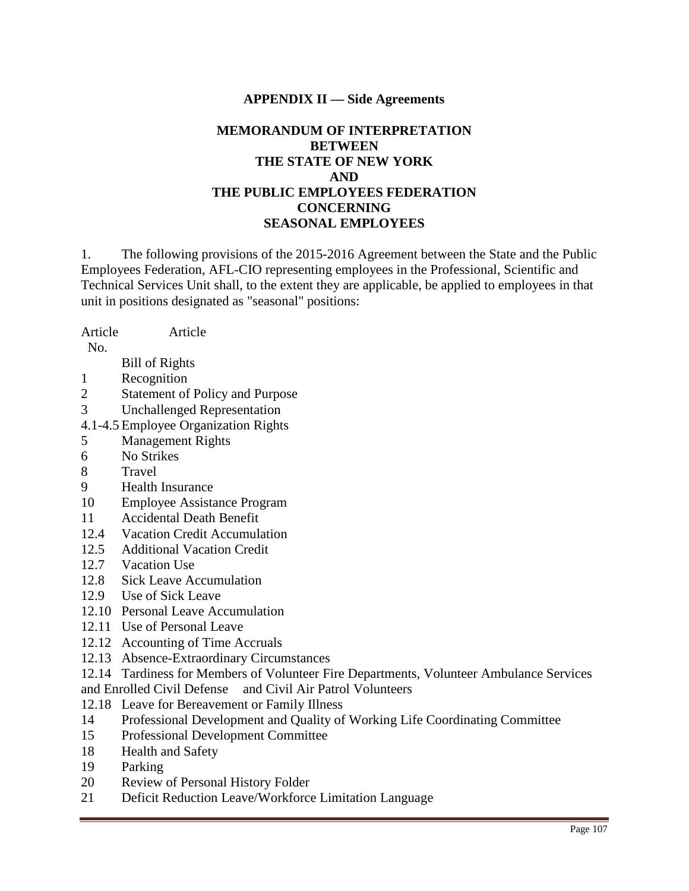## APPENDIX II — Side Agreements

### MEMORANDUM OF INTERPRETATION BETWEEN THE STATE OF NEW YORK AND THE PUBLIC EMPLOYEES FEDERATION CONCERNING SEASONAL EMPLOYEES

1. The following provisions of the 2015-2016 Agreement between the State and the Public Employees Federation, AFL-CIO representing employees in the Professional, Scientific and Technical Services Unit shall, to the extent they are applicable, be applied to employees in that unit in positions designated as "seasonal" positions:

| Article No. | Article |
|---|---|
| | Bill of Rights |
| 1 | Recognition |
| 2 | Statement of Policy and Purpose |
| 3 | Unchallenged Representation |
| 4.1-4.5 | Employee Organization Rights |
| 5 | Management Rights |
| 6 | No Strikes |
| 8 | Travel |
| 9 | Health Insurance |
| 10 | Employee Assistance Program |
| 11 | Accidental Death Benefit |
| 12.4 | Vacation Credit Accumulation |
| 12.5 | Additional Vacation Credit |
| 12.7 | Vacation Use |
| 12.8 | Sick Leave Accumulation |
| 12.9 | Use of Sick Leave |
| 12.10 | Personal Leave Accumulation |
| 12.11 | Use of Personal Leave |
| 12.12 | Accounting of Time Accruals |
| 12.13 | Absence-Extraordinary Circumstances |
| 12.14 | Tardiness for Members of Volunteer Fire Departments, Volunteer Ambulance Services and Enrolled Civil Defense and Civil Air Patrol Volunteers |
| 12.18 | Leave for Bereavement or Family Illness |
| 14 | Professional Development and Quality of Working Life Coordinating Committee |
| 15 | Professional Development Committee |
| 18 | Health and Safety |
| 19 | Parking |
| 20 | Review of Personal History Folder |
| 21 | Deficit Reduction Leave/Workforce Limitation Language |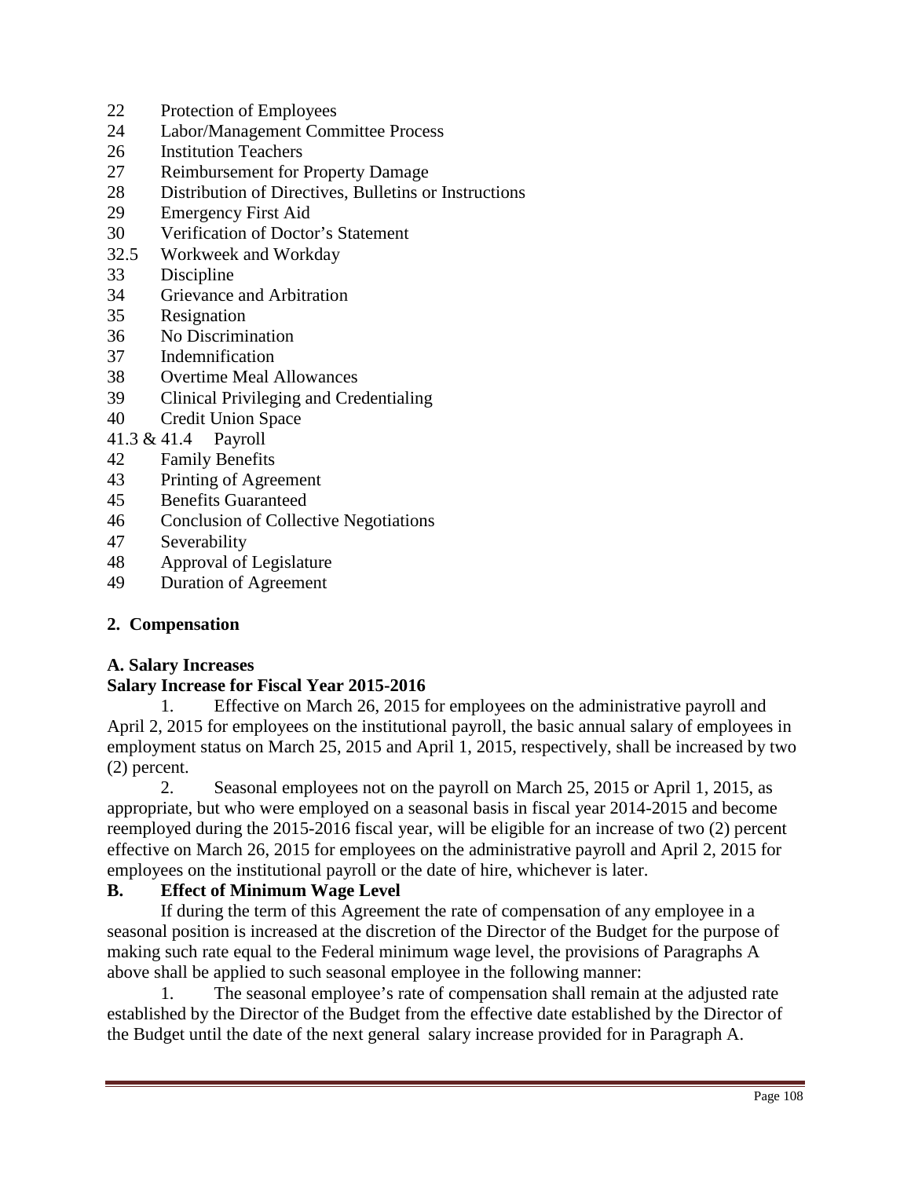22 Protection of Employees
24 Labor/Management Committee Process
26 Institution Teachers
27 Reimbursement for Property Damage
28 Distribution of Directives, Bulletins or Instructions
29 Emergency First Aid
30 Verification of Doctor's Statement
32.5 Workweek and Workday
33 Discipline
34 Grievance and Arbitration
35 Resignation
36 No Discrimination
37 Indemnification
38 Overtime Meal Allowances
39 Clinical Privileging and Credentialing
40 Credit Union Space
41.3 & 41.4 Payroll
42 Family Benefits
43 Printing of Agreement
45 Benefits Guaranteed
46 Conclusion of Collective Negotiations
47 Severability
48 Approval of Legislature
49 Duration of Agreement

**2. Compensation**

**A. Salary Increases**

**Salary Increase for Fiscal Year 2015-2016**

1. Effective on March 26, 2015 for employees on the administrative payroll and April 2, 2015 for employees on the institutional payroll, the basic annual salary of employees in employment status on March 25, 2015 and April 1, 2015, respectively, shall be increased by two (2) percent.

2. Seasonal employees not on the payroll on March 25, 2015 or April 1, 2015, as appropriate, but who were employed on a seasonal basis in fiscal year 2014-2015 and become reemployed during the 2015-2016 fiscal year, will be eligible for an increase of two (2) percent effective on March 26, 2015 for employees on the administrative payroll and April 2, 2015 for employees on the institutional payroll or the date of hire, whichever is later.

**B. Effect of Minimum Wage Level**

If during the term of this Agreement the rate of compensation of any employee in a seasonal position is increased at the discretion of the Director of the Budget for the purpose of making such rate equal to the Federal minimum wage level, the provisions of Paragraphs A above shall be applied to such seasonal employee in the following manner:

1. The seasonal employee's rate of compensation shall remain at the adjusted rate established by the Director of the Budget from the effective date established by the Director of the Budget until the date of the next general salary increase provided for in Paragraph A.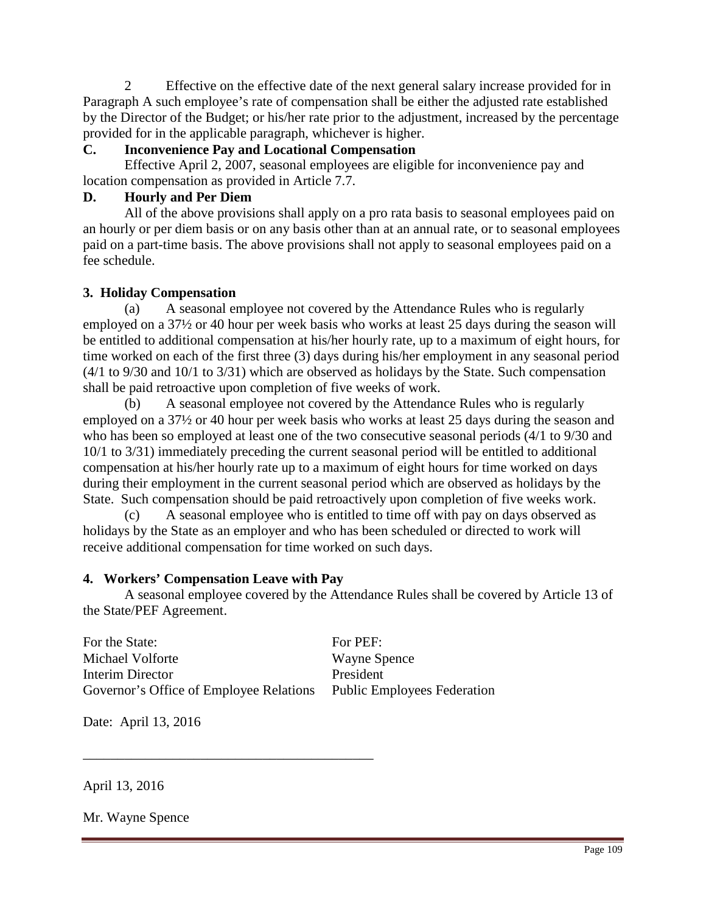2 Effective on the effective date of the next general salary increase provided for in Paragraph A such employee's rate of compensation shall be either the adjusted rate established by the Director of the Budget; or his/her rate prior to the adjustment, increased by the percentage provided for in the applicable paragraph, whichever is higher.

**C. Inconvenience Pay and Locational Compensation**

Effective April 2, 2007, seasonal employees are eligible for inconvenience pay and location compensation as provided in Article 7.7.

**D. Hourly and Per Diem**

All of the above provisions shall apply on a pro rata basis to seasonal employees paid on an hourly or per diem basis or on any basis other than at an annual rate, or to seasonal employees paid on a part-time basis. The above provisions shall not apply to seasonal employees paid on a fee schedule.

**3. Holiday Compensation**

(a) A seasonal employee not covered by the Attendance Rules who is regularly employed on a 37½ or 40 hour per week basis who works at least 25 days during the season will be entitled to additional compensation at his/her hourly rate, up to a maximum of eight hours, for time worked on each of the first three (3) days during his/her employment in any seasonal period (4/1 to 9/30 and 10/1 to 3/31) which are observed as holidays by the State. Such compensation shall be paid retroactive upon completion of five weeks of work.

(b) A seasonal employee not covered by the Attendance Rules who is regularly employed on a 37½ or 40 hour per week basis who works at least 25 days during the season and who has been so employed at least one of the two consecutive seasonal periods (4/1 to 9/30 and 10/1 to 3/31) immediately preceding the current seasonal period will be entitled to additional compensation at his/her hourly rate up to a maximum of eight hours for time worked on days during their employment in the current seasonal period which are observed as holidays by the State. Such compensation should be paid retroactively upon completion of five weeks work.

(c) A seasonal employee who is entitled to time off with pay on days observed as holidays by the State as an employer and who has been scheduled or directed to work will receive additional compensation for time worked on such days.

**4. Workers' Compensation Leave with Pay**

A seasonal employee covered by the Attendance Rules shall be covered by Article 13 of the State/PEF Agreement.

| For the State: | For PEF: |
|---|---|
| Michael Volforte | Wayne Spence |
| Interim Director | President |
| Governor's Office of Employee Relations | Public Employees Federation |

Date: April 13, 2016

---

April 13, 2016

Mr. Wayne Spence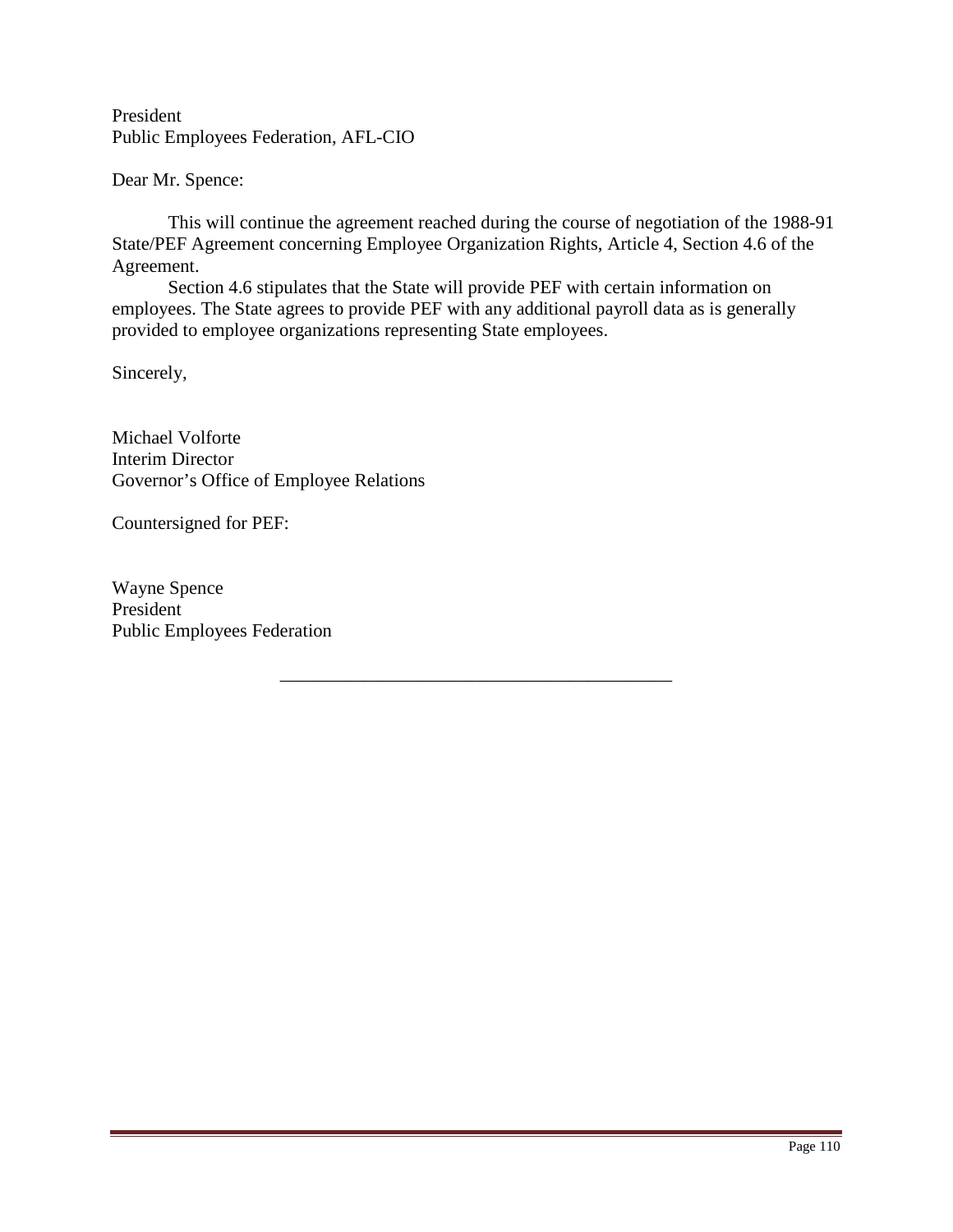President
Public Employees Federation, AFL-CIO

Dear Mr. Spence:

This will continue the agreement reached during the course of negotiation of the 1988-91 State/PEF Agreement concerning Employee Organization Rights, Article 4, Section 4.6 of the Agreement.

Section 4.6 stipulates that the State will provide PEF with certain information on employees. The State agrees to provide PEF with any additional payroll data as is generally provided to employee organizations representing State employees.

Sincerely,

Michael Volforte
Interim Director
Governor's Office of Employee Relations

Countersigned for PEF:

Wayne Spence
President
Public Employees Federation

---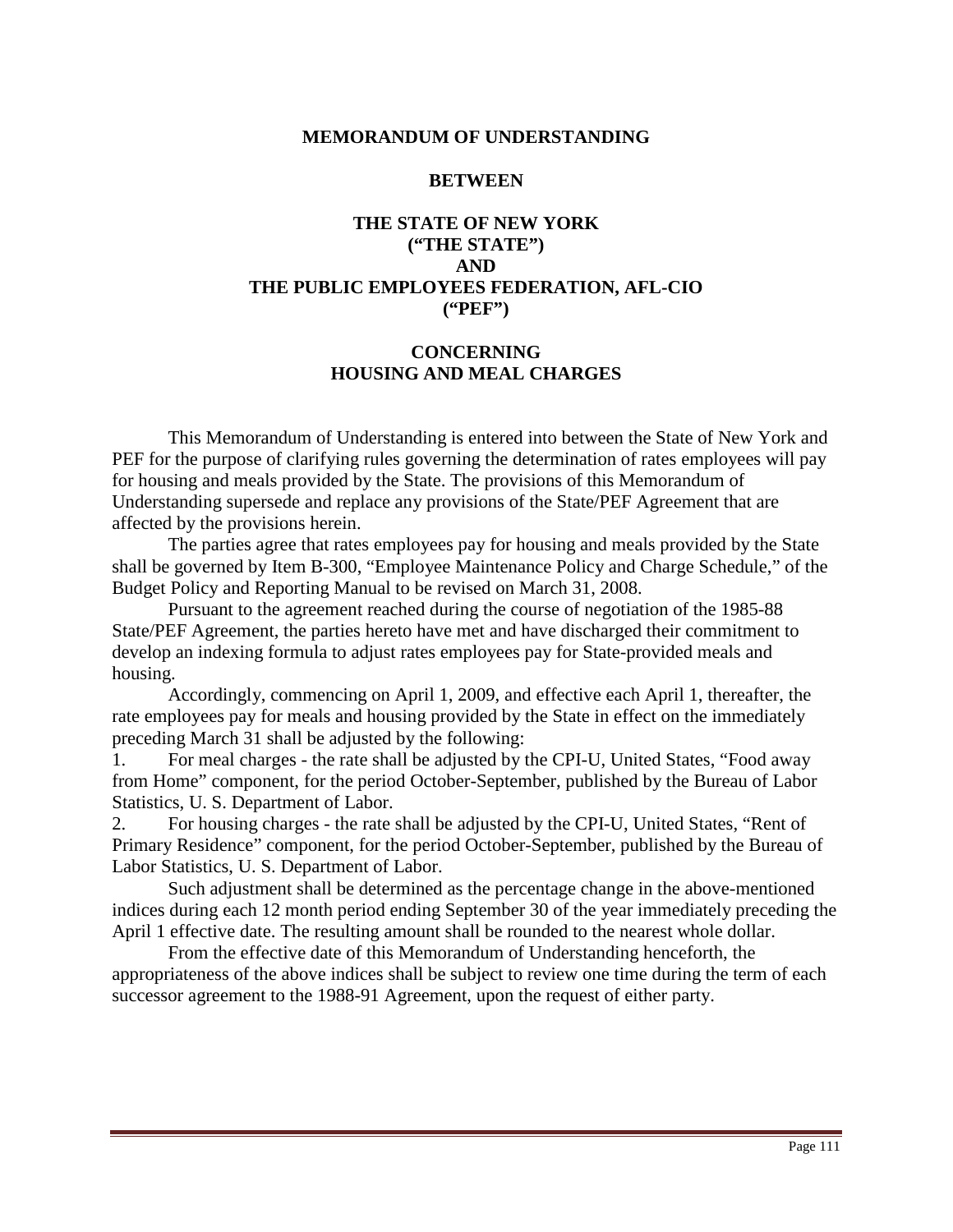# MEMORANDUM OF UNDERSTANDING

## BETWEEN

## THE STATE OF NEW YORK ("THE STATE") AND THE PUBLIC EMPLOYEES FEDERATION, AFL-CIO ("PEF")

## CONCERNING HOUSING AND MEAL CHARGES

This Memorandum of Understanding is entered into between the State of New York and PEF for the purpose of clarifying rules governing the determination of rates employees will pay for housing and meals provided by the State. The provisions of this Memorandum of Understanding supersede and replace any provisions of the State/PEF Agreement that are affected by the provisions herein.

The parties agree that rates employees pay for housing and meals provided by the State shall be governed by Item B-300, "Employee Maintenance Policy and Charge Schedule," of the Budget Policy and Reporting Manual to be revised on March 31, 2008.

Pursuant to the agreement reached during the course of negotiation of the 1985-88 State/PEF Agreement, the parties hereto have met and have discharged their commitment to develop an indexing formula to adjust rates employees pay for State-provided meals and housing.

Accordingly, commencing on April 1, 2009, and effective each April 1, thereafter, the rate employees pay for meals and housing provided by the State in effect on the immediately preceding March 31 shall be adjusted by the following:

1. For meal charges - the rate shall be adjusted by the CPI-U, United States, "Food away from Home" component, for the period October-September, published by the Bureau of Labor Statistics, U. S. Department of Labor.
2. For housing charges - the rate shall be adjusted by the CPI-U, United States, "Rent of Primary Residence" component, for the period October-September, published by the Bureau of Labor Statistics, U. S. Department of Labor.

Such adjustment shall be determined as the percentage change in the above-mentioned indices during each 12 month period ending September 30 of the year immediately preceding the April 1 effective date. The resulting amount shall be rounded to the nearest whole dollar.

From the effective date of this Memorandum of Understanding henceforth, the appropriateness of the above indices shall be subject to review one time during the term of each successor agreement to the 1988-91 Agreement, upon the request of either party.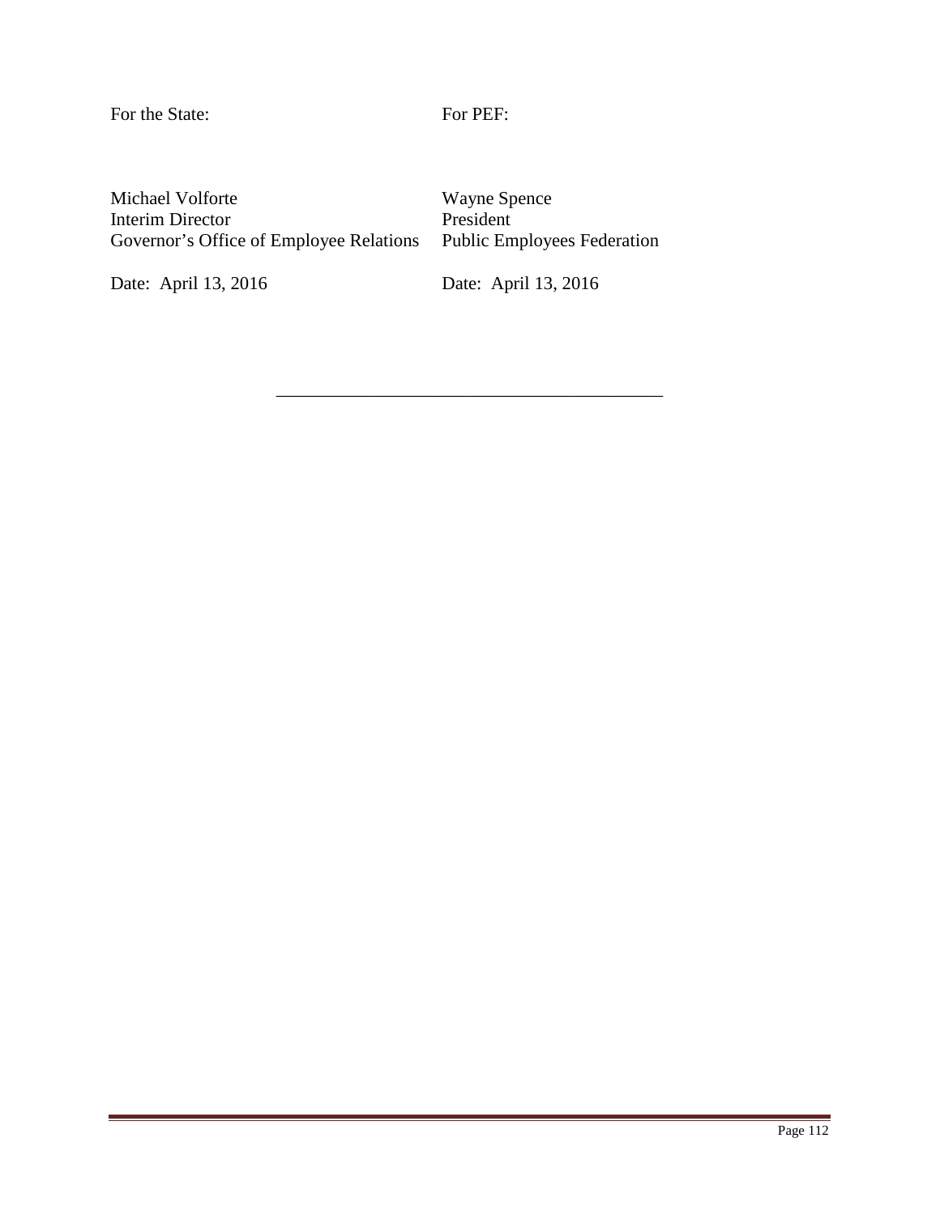| For the State: | For PEF: |
|---|---|
| Michael Volforte<br>Interim Director<br>Governor's Office of Employee Relations | Wayne Spence<br>President<br>Public Employees Federation |
| Date: April 13, 2016 | Date: April 13, 2016 |

---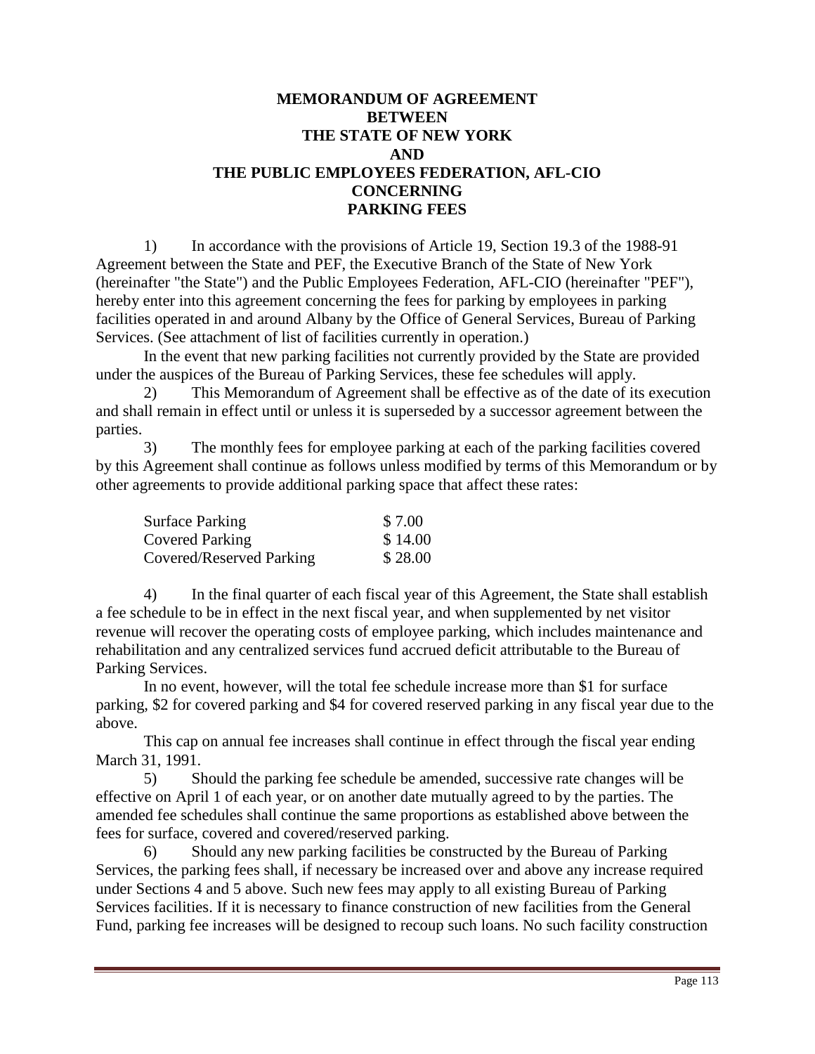# MEMORANDUM OF AGREEMENT BETWEEN THE STATE OF NEW YORK AND THE PUBLIC EMPLOYEES FEDERATION, AFL-CIO CONCERNING PARKING FEES

1) In accordance with the provisions of Article 19, Section 19.3 of the 1988-91 Agreement between the State and PEF, the Executive Branch of the State of New York (hereinafter "the State") and the Public Employees Federation, AFL-CIO (hereinafter "PEF"), hereby enter into this agreement concerning the fees for parking by employees in parking facilities operated in and around Albany by the Office of General Services, Bureau of Parking Services. (See attachment of list of facilities currently in operation.)

In the event that new parking facilities not currently provided by the State are provided under the auspices of the Bureau of Parking Services, these fee schedules will apply.

2) This Memorandum of Agreement shall be effective as of the date of its execution and shall remain in effect until or unless it is superseded by a successor agreement between the parties.

3) The monthly fees for employee parking at each of the parking facilities covered by this Agreement shall continue as follows unless modified by terms of this Memorandum or by other agreements to provide additional parking space that affect these rates:

| | |
|---|---|
| Surface Parking | $ 7.00 |
| Covered Parking | $ 14.00 |
| Covered/Reserved Parking | $ 28.00 |

4) In the final quarter of each fiscal year of this Agreement, the State shall establish a fee schedule to be in effect in the next fiscal year, and when supplemented by net visitor revenue will recover the operating costs of employee parking, which includes maintenance and rehabilitation and any centralized services fund accrued deficit attributable to the Bureau of Parking Services.

In no event, however, will the total fee schedule increase more than $1 for surface parking, $2 for covered parking and $4 for covered reserved parking in any fiscal year due to the above.

This cap on annual fee increases shall continue in effect through the fiscal year ending March 31, 1991.

5) Should the parking fee schedule be amended, successive rate changes will be effective on April 1 of each year, or on another date mutually agreed to by the parties. The amended fee schedules shall continue the same proportions as established above between the fees for surface, covered and covered/reserved parking.

6) Should any new parking facilities be constructed by the Bureau of Parking Services, the parking fees shall, if necessary be increased over and above any increase required under Sections 4 and 5 above. Such new fees may apply to all existing Bureau of Parking Services facilities. If it is necessary to finance construction of new facilities from the General Fund, parking fee increases will be designed to recoup such loans. No such facility construction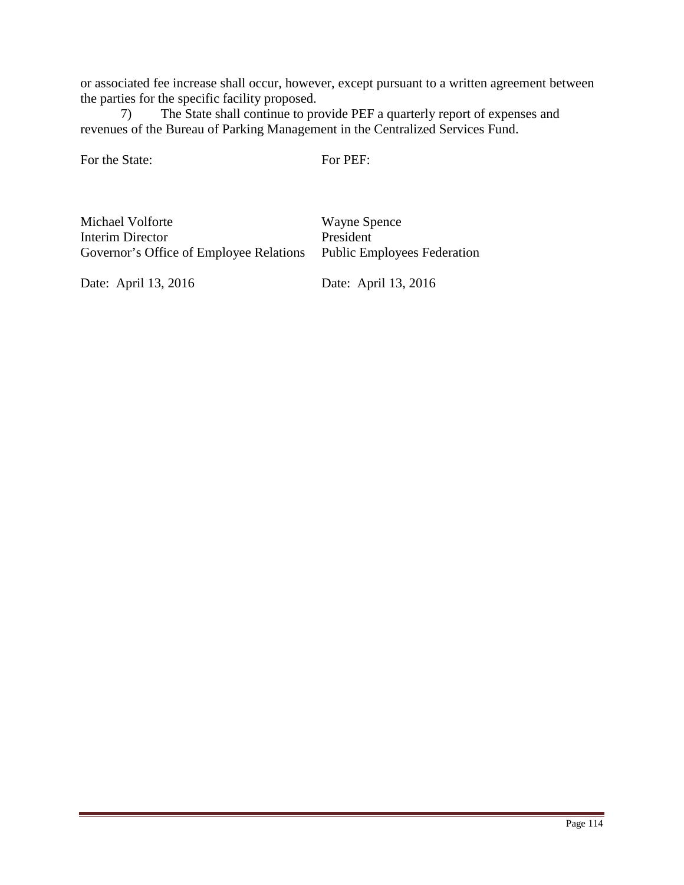or associated fee increase shall occur, however, except pursuant to a written agreement between the parties for the specific facility proposed.

7) The State shall continue to provide PEF a quarterly report of expenses and revenues of the Bureau of Parking Management in the Centralized Services Fund.

| For the State: | For PEF: |
|---|---|
| Michael Volforte | Wayne Spence |
| Interim Director | President |
| Governor's Office of Employee Relations | Public Employees Federation |
| Date: April 13, 2016 | Date: April 13, 2016 |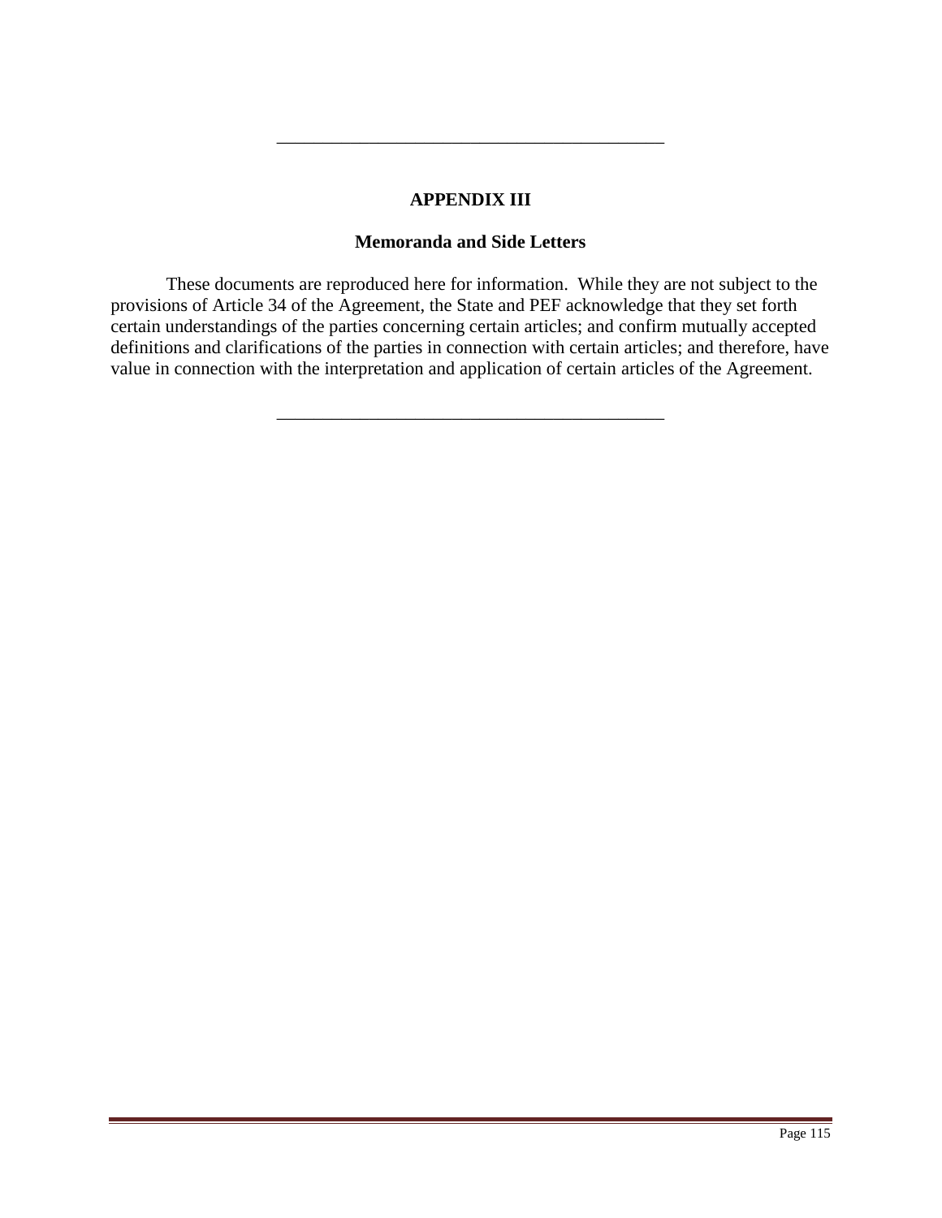---

# APPENDIX III

## Memoranda and Side Letters

These documents are reproduced here for information. While they are not subject to the provisions of Article 34 of the Agreement, the State and PEF acknowledge that they set forth certain understandings of the parties concerning certain articles; and confirm mutually accepted definitions and clarifications of the parties in connection with certain articles; and therefore, have value in connection with the interpretation and application of certain articles of the Agreement.

---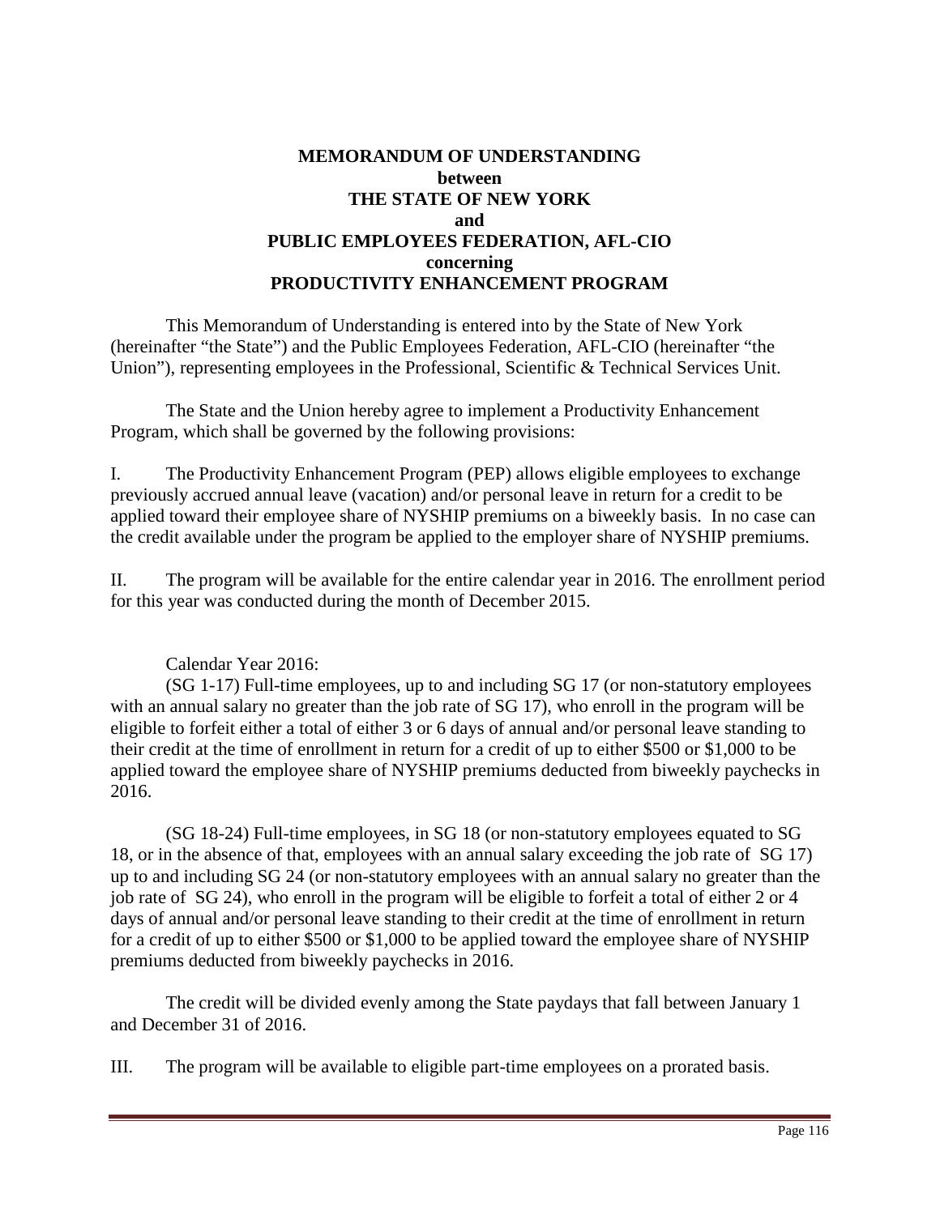**MEMORANDUM OF UNDERSTANDING**
**between**
**THE STATE OF NEW YORK**
**and**
**PUBLIC EMPLOYEES FEDERATION, AFL-CIO**
**concerning**
**PRODUCTIVITY ENHANCEMENT PROGRAM**

This Memorandum of Understanding is entered into by the State of New York (hereinafter "the State") and the Public Employees Federation, AFL-CIO (hereinafter "the Union"), representing employees in the Professional, Scientific & Technical Services Unit.

The State and the Union hereby agree to implement a Productivity Enhancement Program, which shall be governed by the following provisions:

I. The Productivity Enhancement Program (PEP) allows eligible employees to exchange previously accrued annual leave (vacation) and/or personal leave in return for a credit to be applied toward their employee share of NYSHIP premiums on a biweekly basis. In no case can the credit available under the program be applied to the employer share of NYSHIP premiums.

II. The program will be available for the entire calendar year in 2016. The enrollment period for this year was conducted during the month of December 2015.

Calendar Year 2016:

(SG 1-17) Full-time employees, up to and including SG 17 (or non-statutory employees with an annual salary no greater than the job rate of SG 17), who enroll in the program will be eligible to forfeit either a total of either 3 or 6 days of annual and/or personal leave standing to their credit at the time of enrollment in return for a credit of up to either $500 or $1,000 to be applied toward the employee share of NYSHIP premiums deducted from biweekly paychecks in 2016.

(SG 18-24) Full-time employees, in SG 18 (or non-statutory employees equated to SG 18, or in the absence of that, employees with an annual salary exceeding the job rate of SG 17) up to and including SG 24 (or non-statutory employees with an annual salary no greater than the job rate of SG 24), who enroll in the program will be eligible to forfeit a total of either 2 or 4 days of annual and/or personal leave standing to their credit at the time of enrollment in return for a credit of up to either $500 or $1,000 to be applied toward the employee share of NYSHIP premiums deducted from biweekly paychecks in 2016.

The credit will be divided evenly among the State paydays that fall between January 1 and December 31 of 2016.

III. The program will be available to eligible part-time employees on a prorated basis.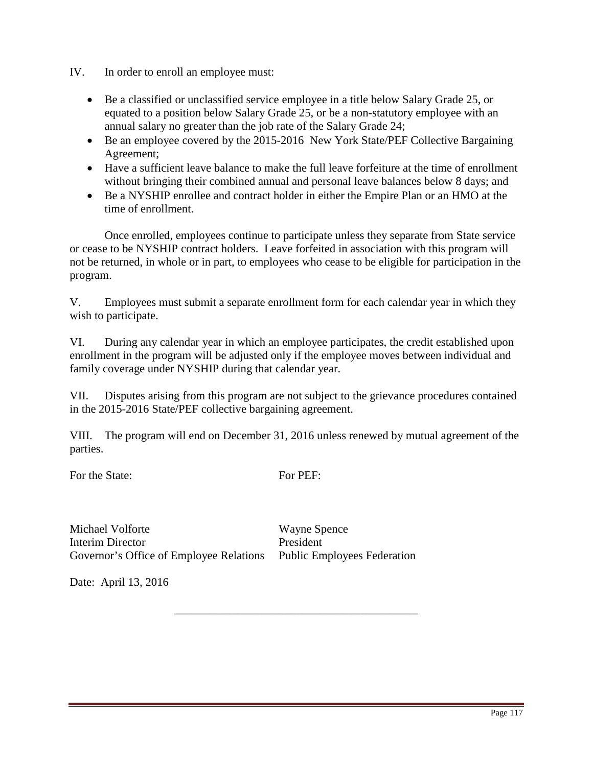IV. In order to enroll an employee must:

- Be a classified or unclassified service employee in a title below Salary Grade 25, or equated to a position below Salary Grade 25, or be a non-statutory employee with an annual salary no greater than the job rate of the Salary Grade 24;
- Be an employee covered by the 2015-2016 New York State/PEF Collective Bargaining Agreement;
- Have a sufficient leave balance to make the full leave forfeiture at the time of enrollment without bringing their combined annual and personal leave balances below 8 days; and
- Be a NYSHIP enrollee and contract holder in either the Empire Plan or an HMO at the time of enrollment.

Once enrolled, employees continue to participate unless they separate from State service or cease to be NYSHIP contract holders. Leave forfeited in association with this program will not be returned, in whole or in part, to employees who cease to be eligible for participation in the program.

V. Employees must submit a separate enrollment form for each calendar year in which they wish to participate.

VI. During any calendar year in which an employee participates, the credit established upon enrollment in the program will be adjusted only if the employee moves between individual and family coverage under NYSHIP during that calendar year.

VII. Disputes arising from this program are not subject to the grievance procedures contained in the 2015-2016 State/PEF collective bargaining agreement.

VIII. The program will end on December 31, 2016 unless renewed by mutual agreement of the parties.

| For the State: | For PEF: |
|---|---|
| Michael Volforte<br>Interim Director<br>Governor's Office of Employee Relations | Wayne Spence<br>President<br>Public Employees Federation |

Date: April 13, 2016

---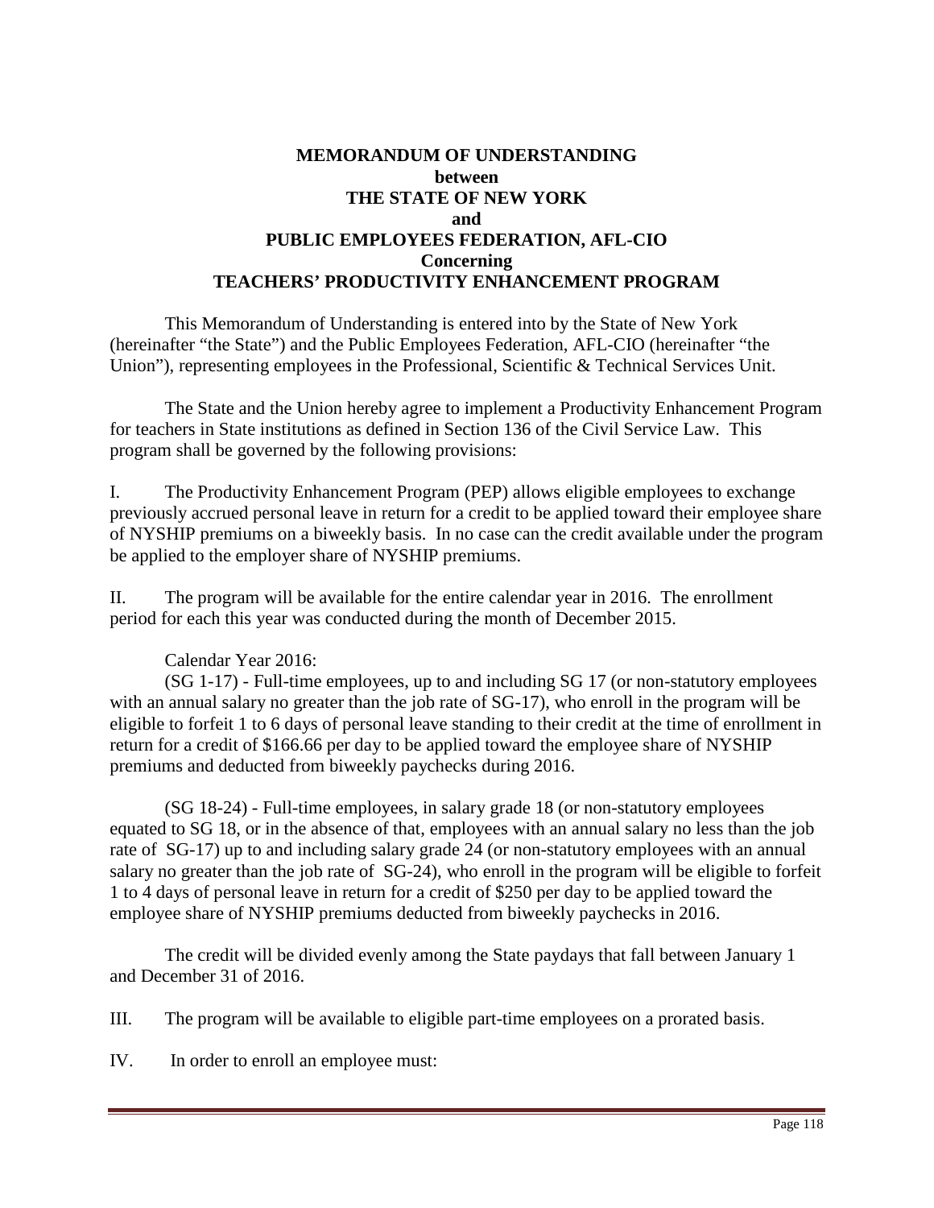**MEMORANDUM OF UNDERSTANDING**
**between**
**THE STATE OF NEW YORK**
**and**
**PUBLIC EMPLOYEES FEDERATION, AFL-CIO**
**Concerning**
**TEACHERS' PRODUCTIVITY ENHANCEMENT PROGRAM**

This Memorandum of Understanding is entered into by the State of New York (hereinafter "the State") and the Public Employees Federation, AFL-CIO (hereinafter "the Union"), representing employees in the Professional, Scientific & Technical Services Unit.

The State and the Union hereby agree to implement a Productivity Enhancement Program for teachers in State institutions as defined in Section 136 of the Civil Service Law. This program shall be governed by the following provisions:

I. The Productivity Enhancement Program (PEP) allows eligible employees to exchange previously accrued personal leave in return for a credit to be applied toward their employee share of NYSHIP premiums on a biweekly basis. In no case can the credit available under the program be applied to the employer share of NYSHIP premiums.

II. The program will be available for the entire calendar year in 2016. The enrollment period for each this year was conducted during the month of December 2015.

Calendar Year 2016:

(SG 1-17) - Full-time employees, up to and including SG 17 (or non-statutory employees with an annual salary no greater than the job rate of SG-17), who enroll in the program will be eligible to forfeit 1 to 6 days of personal leave standing to their credit at the time of enrollment in return for a credit of $166.66 per day to be applied toward the employee share of NYSHIP premiums and deducted from biweekly paychecks during 2016.

(SG 18-24) - Full-time employees, in salary grade 18 (or non-statutory employees equated to SG 18, or in the absence of that, employees with an annual salary no less than the job rate of SG-17) up to and including salary grade 24 (or non-statutory employees with an annual salary no greater than the job rate of SG-24), who enroll in the program will be eligible to forfeit 1 to 4 days of personal leave in return for a credit of $250 per day to be applied toward the employee share of NYSHIP premiums deducted from biweekly paychecks in 2016.

The credit will be divided evenly among the State paydays that fall between January 1 and December 31 of 2016.

III. The program will be available to eligible part-time employees on a prorated basis.

IV. In order to enroll an employee must: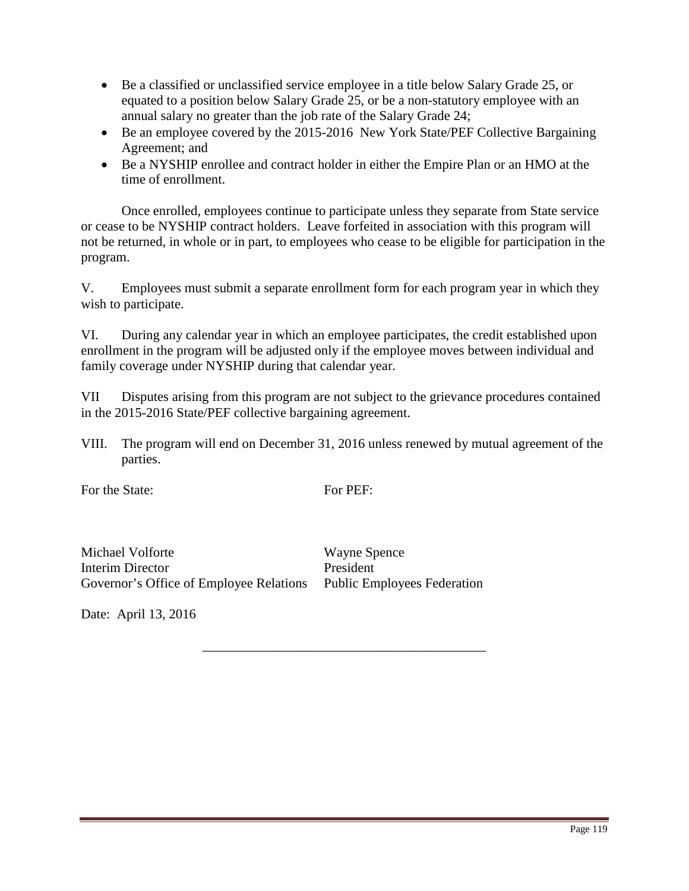- Be a classified or unclassified service employee in a title below Salary Grade 25, or equated to a position below Salary Grade 25, or be a non-statutory employee with an annual salary no greater than the job rate of the Salary Grade 24;
- Be an employee covered by the 2015-2016 New York State/PEF Collective Bargaining Agreement; and
- Be a NYSHIP enrollee and contract holder in either the Empire Plan or an HMO at the time of enrollment.

Once enrolled, employees continue to participate unless they separate from State service or cease to be NYSHIP contract holders. Leave forfeited in association with this program will not be returned, in whole or in part, to employees who cease to be eligible for participation in the program.

V. Employees must submit a separate enrollment form for each program year in which they wish to participate.

VI. During any calendar year in which an employee participates, the credit established upon enrollment in the program will be adjusted only if the employee moves between individual and family coverage under NYSHIP during that calendar year.

VII Disputes arising from this program are not subject to the grievance procedures contained in the 2015-2016 State/PEF collective bargaining agreement.

VIII. The program will end on December 31, 2016 unless renewed by mutual agreement of the parties.

| For the State: | For PEF: |
|---|---|
| Michael Volforte | Wayne Spence |
| Interim Director | President |
| Governor's Office of Employee Relations | Public Employees Federation |

Date: April 13, 2016

---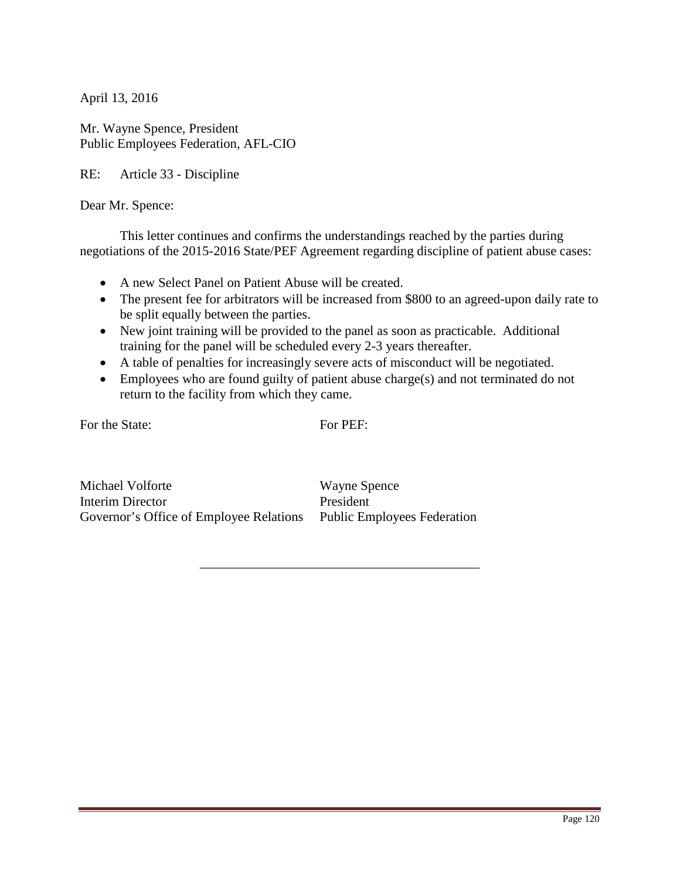April 13, 2016

Mr. Wayne Spence, President
Public Employees Federation, AFL-CIO

RE: Article 33 - Discipline

Dear Mr. Spence:

This letter continues and confirms the understandings reached by the parties during negotiations of the 2015-2016 State/PEF Agreement regarding discipline of patient abuse cases:

- A new Select Panel on Patient Abuse will be created.
- The present fee for arbitrators will be increased from $800 to an agreed-upon daily rate to be split equally between the parties.
- New joint training will be provided to the panel as soon as practicable. Additional training for the panel will be scheduled every 2-3 years thereafter.
- A table of penalties for increasingly severe acts of misconduct will be negotiated.
- Employees who are found guilty of patient abuse charge(s) and not terminated do not return to the facility from which they came.

| For the State: | For PEF: |
|---|---|
| Michael Volforte | Wayne Spence |
| Interim Director | President |
| Governor's Office of Employee Relations | Public Employees Federation |

---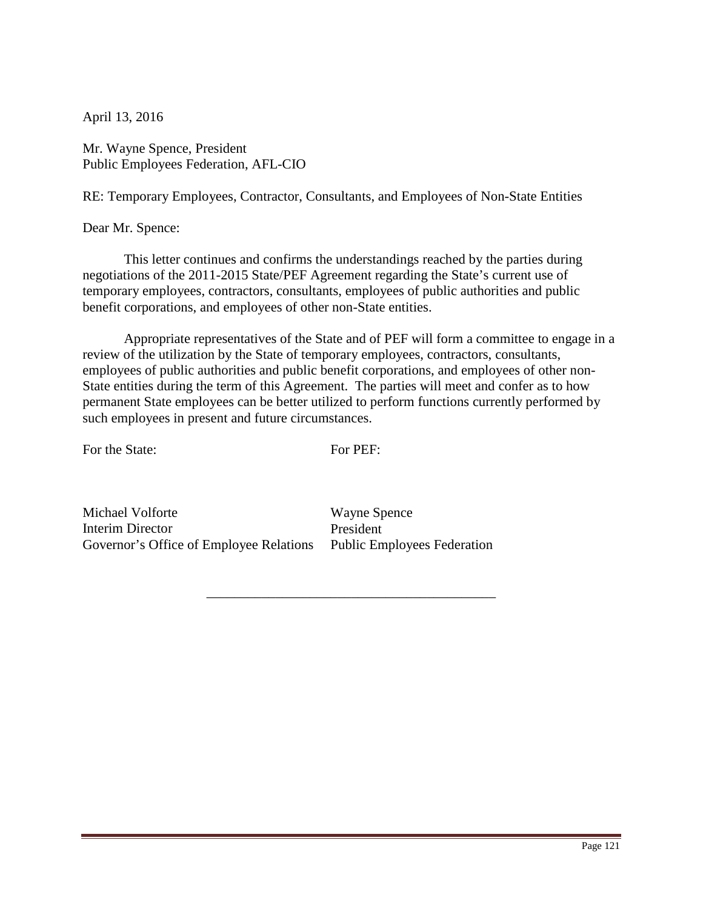April 13, 2016

Mr. Wayne Spence, President
Public Employees Federation, AFL-CIO

RE: Temporary Employees, Contractor, Consultants, and Employees of Non-State Entities

Dear Mr. Spence:

This letter continues and confirms the understandings reached by the parties during negotiations of the 2011-2015 State/PEF Agreement regarding the State's current use of temporary employees, contractors, consultants, employees of public authorities and public benefit corporations, and employees of other non-State entities.

Appropriate representatives of the State and of PEF will form a committee to engage in a review of the utilization by the State of temporary employees, contractors, consultants, employees of public authorities and public benefit corporations, and employees of other non-State entities during the term of this Agreement. The parties will meet and confer as to how permanent State employees can be better utilized to perform functions currently performed by such employees in present and future circumstances.

| For the State: | For PEF: |
|---|---|
| Michael Volforte<br>Interim Director<br>Governor's Office of Employee Relations | Wayne Spence<br>President<br>Public Employees Federation |

---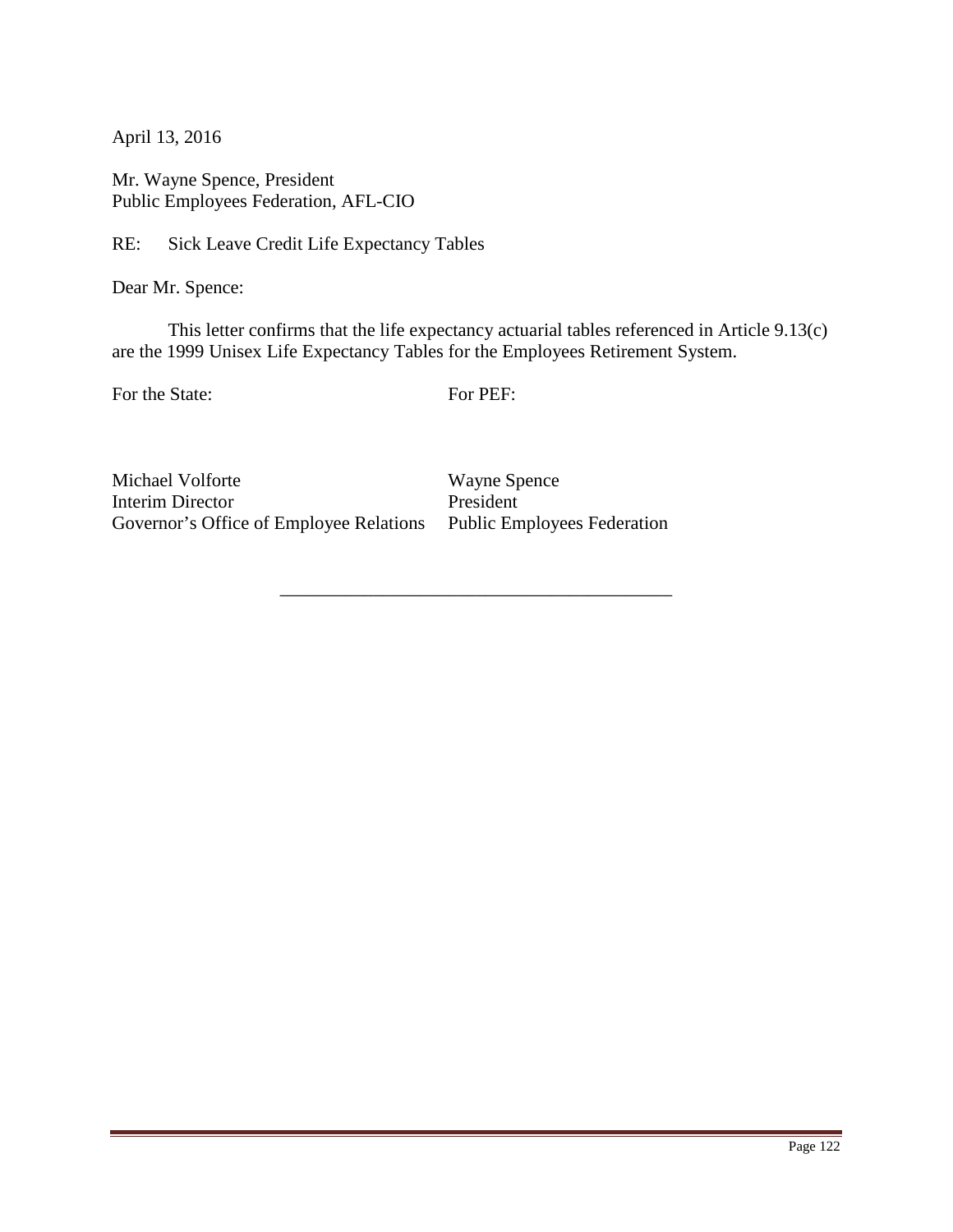April 13, 2016

Mr. Wayne Spence, President
Public Employees Federation, AFL-CIO

RE: Sick Leave Credit Life Expectancy Tables

Dear Mr. Spence:

This letter confirms that the life expectancy actuarial tables referenced in Article 9.13(c) are the 1999 Unisex Life Expectancy Tables for the Employees Retirement System.

| For the State: | For PEF: |
| --- | --- |
| Michael Volforte<br>Interim Director<br>Governor's Office of Employee Relations | Wayne Spence<br>President<br>Public Employees Federation |

---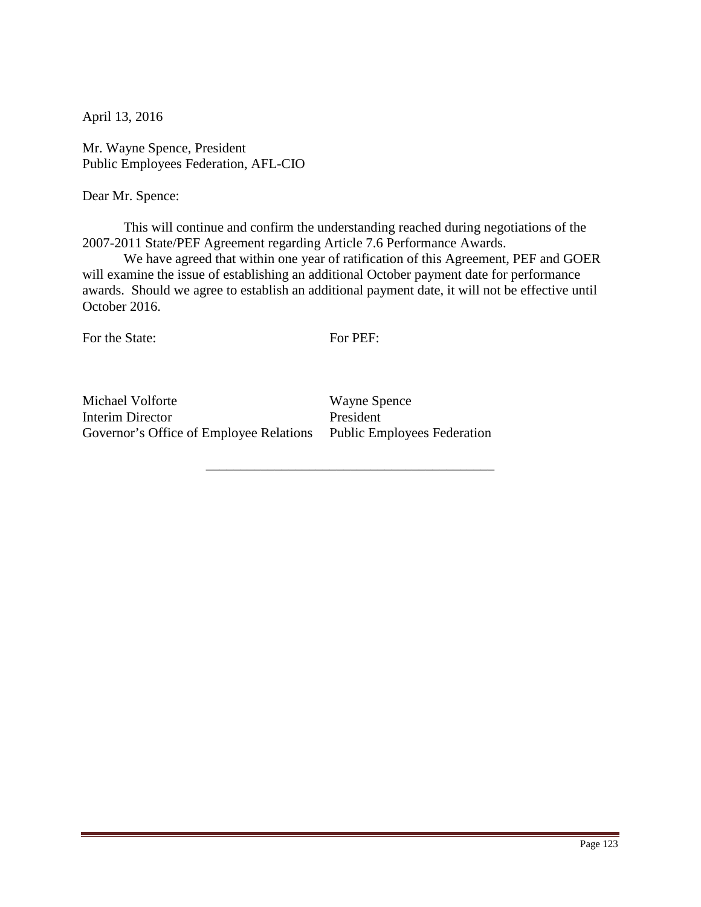April 13, 2016

Mr. Wayne Spence, President
Public Employees Federation, AFL-CIO

Dear Mr. Spence:

This will continue and confirm the understanding reached during negotiations of the 2007-2011 State/PEF Agreement regarding Article 7.6 Performance Awards.

We have agreed that within one year of ratification of this Agreement, PEF and GOER will examine the issue of establishing an additional October payment date for performance awards. Should we agree to establish an additional payment date, it will not be effective until October 2016.

| For the State: | For PEF: |
|---|---|
| Michael Volforte | Wayne Spence |
| Interim Director | President |
| Governor's Office of Employee Relations | Public Employees Federation |

\_\_\_\_\_\_\_\_\_\_\_\_\_\_\_\_\_\_\_\_\_\_\_\_\_\_\_\_\_\_\_\_\_\_\_\_\_\_\_\_\_\_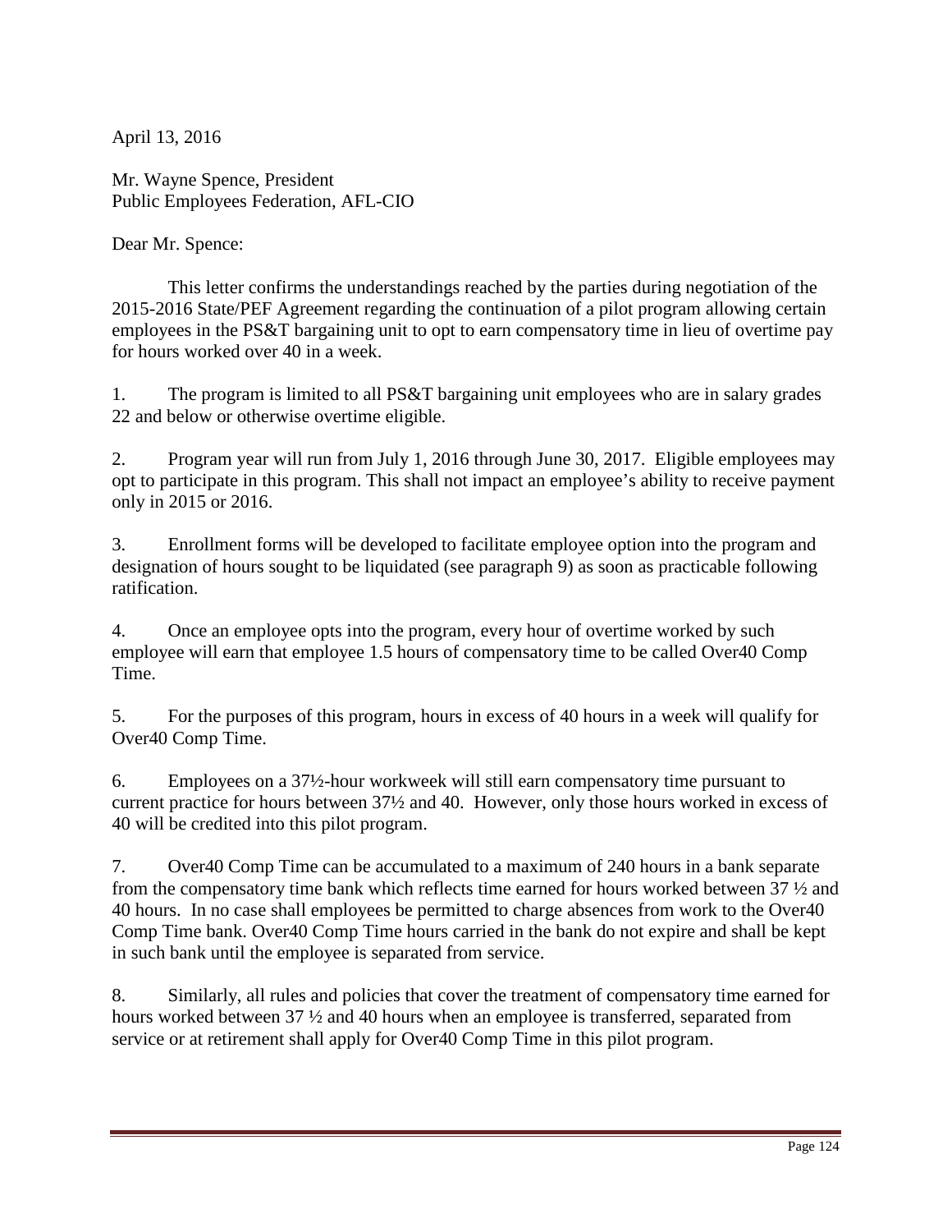April 13, 2016

Mr. Wayne Spence, President
Public Employees Federation, AFL-CIO

Dear Mr. Spence:

This letter confirms the understandings reached by the parties during negotiation of the 2015-2016 State/PEF Agreement regarding the continuation of a pilot program allowing certain employees in the PS&T bargaining unit to opt to earn compensatory time in lieu of overtime pay for hours worked over 40 in a week.

1. The program is limited to all PS&T bargaining unit employees who are in salary grades 22 and below or otherwise overtime eligible.

2. Program year will run from July 1, 2016 through June 30, 2017. Eligible employees may opt to participate in this program. This shall not impact an employee's ability to receive payment only in 2015 or 2016.

3. Enrollment forms will be developed to facilitate employee option into the program and designation of hours sought to be liquidated (see paragraph 9) as soon as practicable following ratification.

4. Once an employee opts into the program, every hour of overtime worked by such employee will earn that employee 1.5 hours of compensatory time to be called Over40 Comp Time.

5. For the purposes of this program, hours in excess of 40 hours in a week will qualify for Over40 Comp Time.

6. Employees on a 37½-hour workweek will still earn compensatory time pursuant to current practice for hours between 37½ and 40. However, only those hours worked in excess of 40 will be credited into this pilot program.

7. Over40 Comp Time can be accumulated to a maximum of 240 hours in a bank separate from the compensatory time bank which reflects time earned for hours worked between 37 ½ and 40 hours. In no case shall employees be permitted to charge absences from work to the Over40 Comp Time bank. Over40 Comp Time hours carried in the bank do not expire and shall be kept in such bank until the employee is separated from service.

8. Similarly, all rules and policies that cover the treatment of compensatory time earned for hours worked between 37 ½ and 40 hours when an employee is transferred, separated from service or at retirement shall apply for Over40 Comp Time in this pilot program.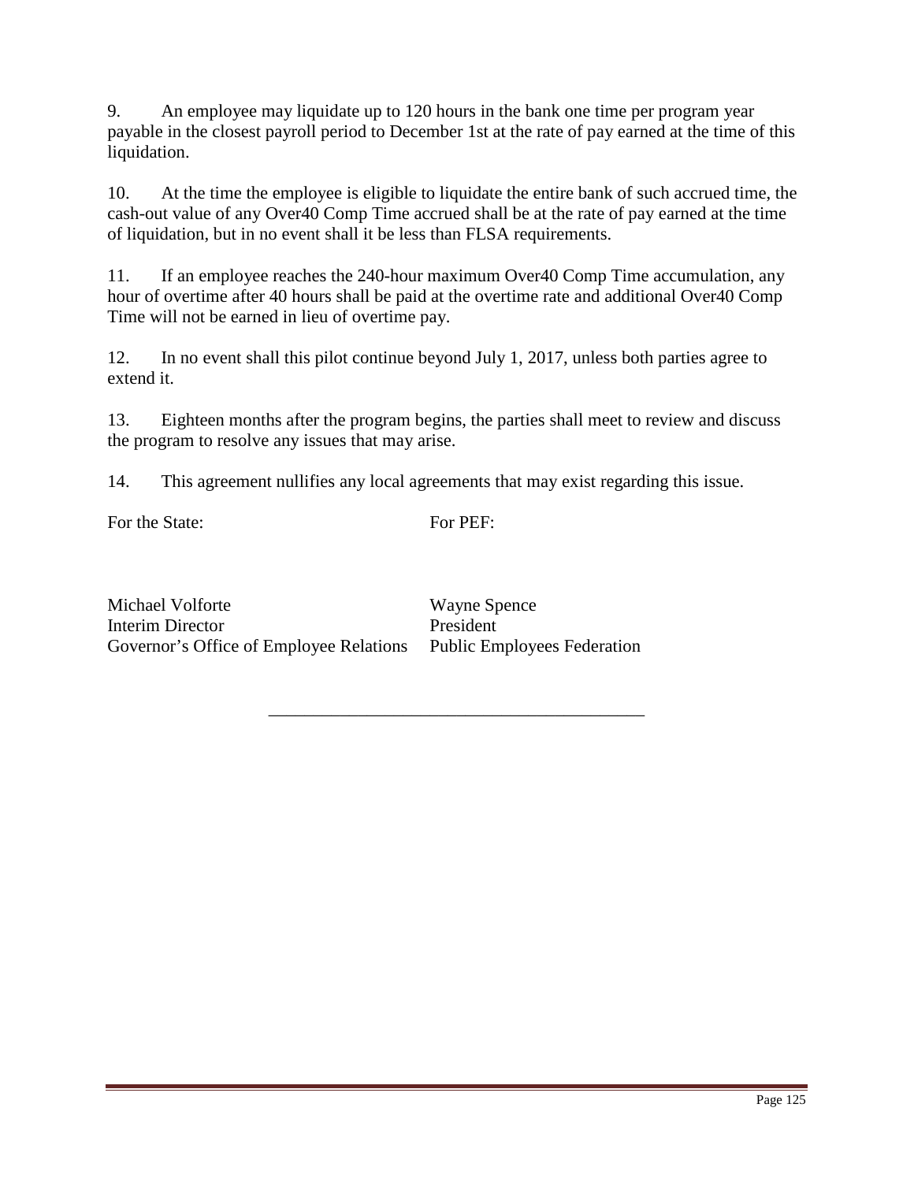9. An employee may liquidate up to 120 hours in the bank one time per program year payable in the closest payroll period to December 1st at the rate of pay earned at the time of this liquidation.

10. At the time the employee is eligible to liquidate the entire bank of such accrued time, the cash-out value of any Over40 Comp Time accrued shall be at the rate of pay earned at the time of liquidation, but in no event shall it be less than FLSA requirements.

11. If an employee reaches the 240-hour maximum Over40 Comp Time accumulation, any hour of overtime after 40 hours shall be paid at the overtime rate and additional Over40 Comp Time will not be earned in lieu of overtime pay.

12. In no event shall this pilot continue beyond July 1, 2017, unless both parties agree to extend it.

13. Eighteen months after the program begins, the parties shall meet to review and discuss the program to resolve any issues that may arise.

14. This agreement nullifies any local agreements that may exist regarding this issue.

| For the State: | For PEF: |
|---|---|
| Michael Volforte<br>Interim Director<br>Governor's Office of Employee Relations | Wayne Spence<br>President<br>Public Employees Federation |

---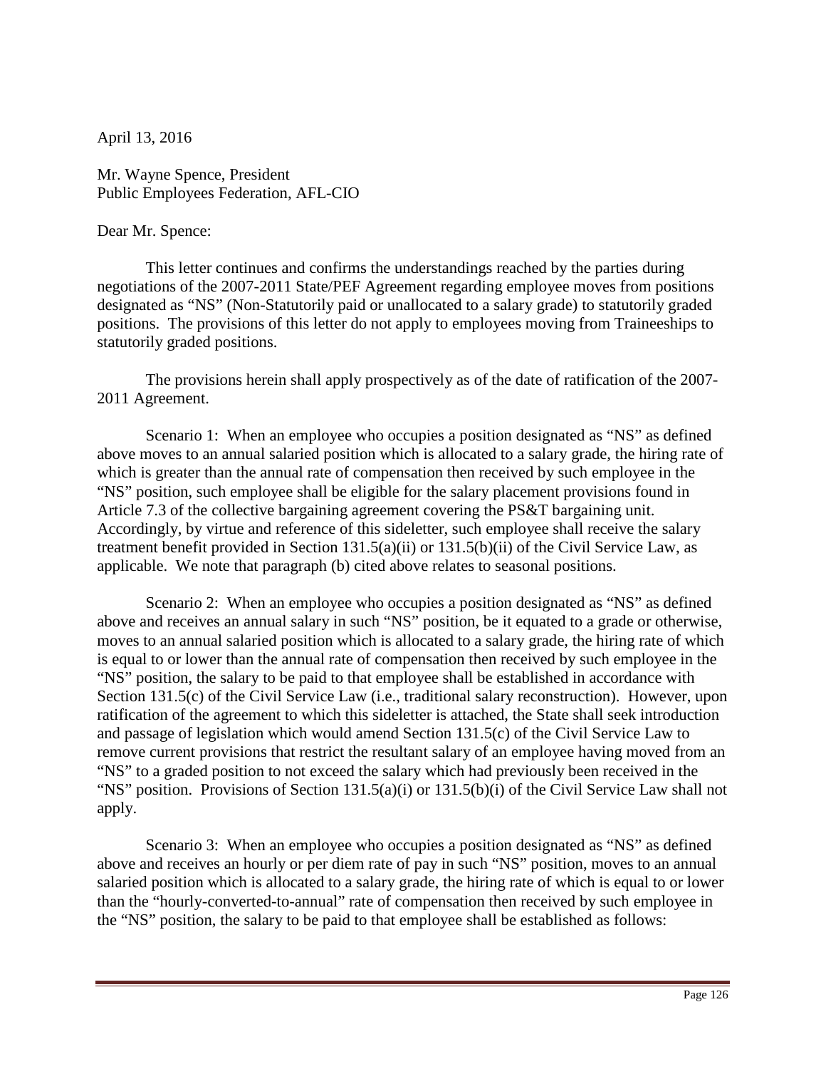April 13, 2016

Mr. Wayne Spence, President
Public Employees Federation, AFL-CIO

Dear Mr. Spence:

This letter continues and confirms the understandings reached by the parties during negotiations of the 2007-2011 State/PEF Agreement regarding employee moves from positions designated as "NS" (Non-Statutorily paid or unallocated to a salary grade) to statutorily graded positions. The provisions of this letter do not apply to employees moving from Traineeships to statutorily graded positions.

The provisions herein shall apply prospectively as of the date of ratification of the 2007-2011 Agreement.

Scenario 1: When an employee who occupies a position designated as "NS" as defined above moves to an annual salaried position which is allocated to a salary grade, the hiring rate of which is greater than the annual rate of compensation then received by such employee in the "NS" position, such employee shall be eligible for the salary placement provisions found in Article 7.3 of the collective bargaining agreement covering the PS&T bargaining unit. Accordingly, by virtue and reference of this sideletter, such employee shall receive the salary treatment benefit provided in Section 131.5(a)(ii) or 131.5(b)(ii) of the Civil Service Law, as applicable. We note that paragraph (b) cited above relates to seasonal positions.

Scenario 2: When an employee who occupies a position designated as "NS" as defined above and receives an annual salary in such "NS" position, be it equated to a grade or otherwise, moves to an annual salaried position which is allocated to a salary grade, the hiring rate of which is equal to or lower than the annual rate of compensation then received by such employee in the "NS" position, the salary to be paid to that employee shall be established in accordance with Section 131.5(c) of the Civil Service Law (i.e., traditional salary reconstruction). However, upon ratification of the agreement to which this sideletter is attached, the State shall seek introduction and passage of legislation which would amend Section 131.5(c) of the Civil Service Law to remove current provisions that restrict the resultant salary of an employee having moved from an "NS" to a graded position to not exceed the salary which had previously been received in the "NS" position. Provisions of Section 131.5(a)(i) or 131.5(b)(i) of the Civil Service Law shall not apply.

Scenario 3: When an employee who occupies a position designated as "NS" as defined above and receives an hourly or per diem rate of pay in such "NS" position, moves to an annual salaried position which is allocated to a salary grade, the hiring rate of which is equal to or lower than the "hourly-converted-to-annual" rate of compensation then received by such employee in the "NS" position, the salary to be paid to that employee shall be established as follows: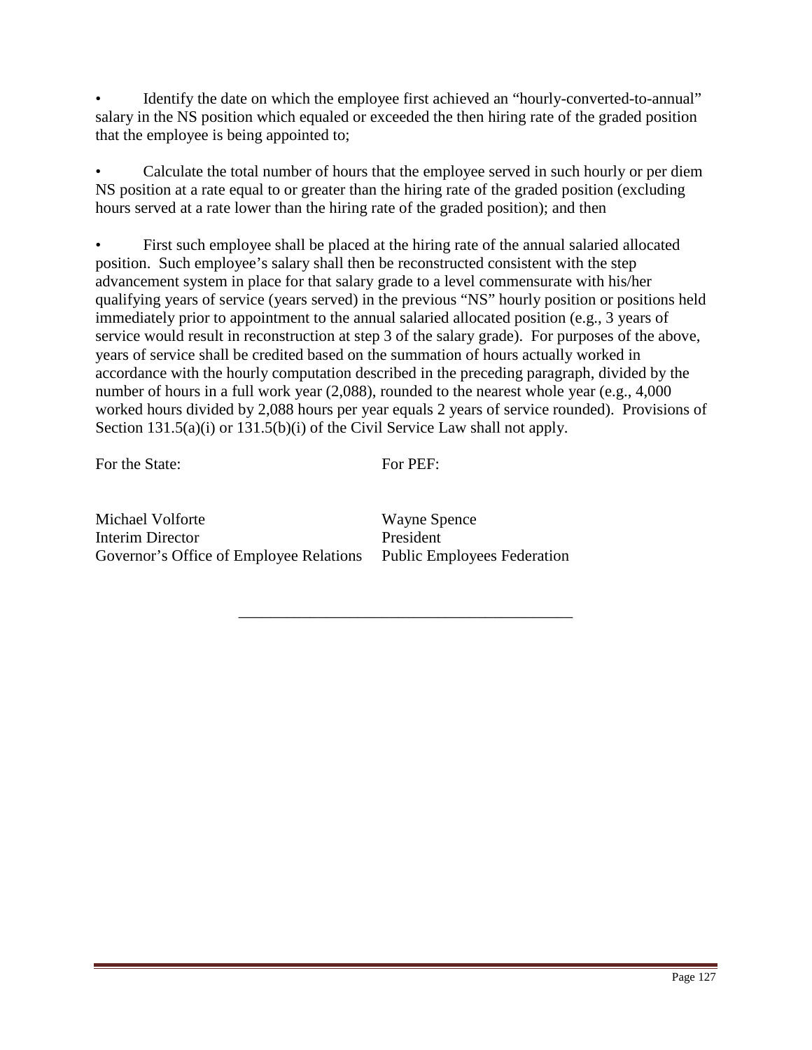- Identify the date on which the employee first achieved an "hourly-converted-to-annual" salary in the NS position which equaled or exceeded the then hiring rate of the graded position that the employee is being appointed to;

- Calculate the total number of hours that the employee served in such hourly or per diem NS position at a rate equal to or greater than the hiring rate of the graded position (excluding hours served at a rate lower than the hiring rate of the graded position); and then

- First such employee shall be placed at the hiring rate of the annual salaried allocated position. Such employee's salary shall then be reconstructed consistent with the step advancement system in place for that salary grade to a level commensurate with his/her qualifying years of service (years served) in the previous "NS" hourly position or positions held immediately prior to appointment to the annual salaried allocated position (e.g., 3 years of service would result in reconstruction at step 3 of the salary grade). For purposes of the above, years of service shall be credited based on the summation of hours actually worked in accordance with the hourly computation described in the preceding paragraph, divided by the number of hours in a full work year (2,088), rounded to the nearest whole year (e.g., 4,000 worked hours divided by 2,088 hours per year equals 2 years of service rounded). Provisions of Section 131.5(a)(i) or 131.5(b)(i) of the Civil Service Law shall not apply.

| For the State: | For PEF: |
|---|---|
| Michael Volforte | Wayne Spence |
| Interim Director | President |
| Governor's Office of Employee Relations | Public Employees Federation |

---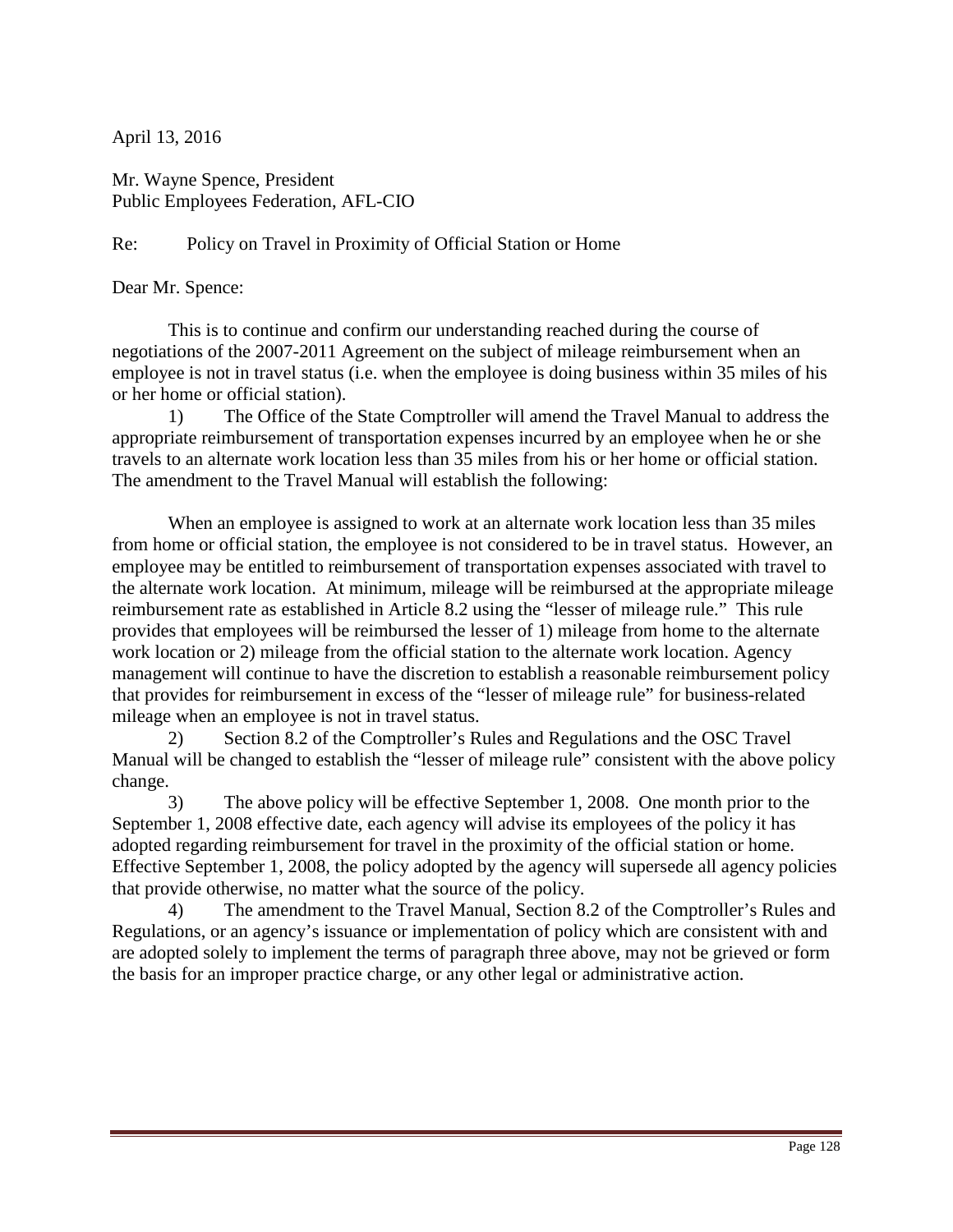April 13, 2016

Mr. Wayne Spence, President
Public Employees Federation, AFL-CIO

Re: Policy on Travel in Proximity of Official Station or Home

Dear Mr. Spence:

This is to continue and confirm our understanding reached during the course of negotiations of the 2007-2011 Agreement on the subject of mileage reimbursement when an employee is not in travel status (i.e. when the employee is doing business within 35 miles of his or her home or official station).

1) The Office of the State Comptroller will amend the Travel Manual to address the appropriate reimbursement of transportation expenses incurred by an employee when he or she travels to an alternate work location less than 35 miles from his or her home or official station. The amendment to the Travel Manual will establish the following:

When an employee is assigned to work at an alternate work location less than 35 miles from home or official station, the employee is not considered to be in travel status. However, an employee may be entitled to reimbursement of transportation expenses associated with travel to the alternate work location. At minimum, mileage will be reimbursed at the appropriate mileage reimbursement rate as established in Article 8.2 using the "lesser of mileage rule." This rule provides that employees will be reimbursed the lesser of 1) mileage from home to the alternate work location or 2) mileage from the official station to the alternate work location. Agency management will continue to have the discretion to establish a reasonable reimbursement policy that provides for reimbursement in excess of the "lesser of mileage rule" for business-related mileage when an employee is not in travel status.

2) Section 8.2 of the Comptroller's Rules and Regulations and the OSC Travel Manual will be changed to establish the "lesser of mileage rule" consistent with the above policy change.

3) The above policy will be effective September 1, 2008. One month prior to the September 1, 2008 effective date, each agency will advise its employees of the policy it has adopted regarding reimbursement for travel in the proximity of the official station or home. Effective September 1, 2008, the policy adopted by the agency will supersede all agency policies that provide otherwise, no matter what the source of the policy.

4) The amendment to the Travel Manual, Section 8.2 of the Comptroller's Rules and Regulations, or an agency's issuance or implementation of policy which are consistent with and are adopted solely to implement the terms of paragraph three above, may not be grieved or form the basis for an improper practice charge, or any other legal or administrative action.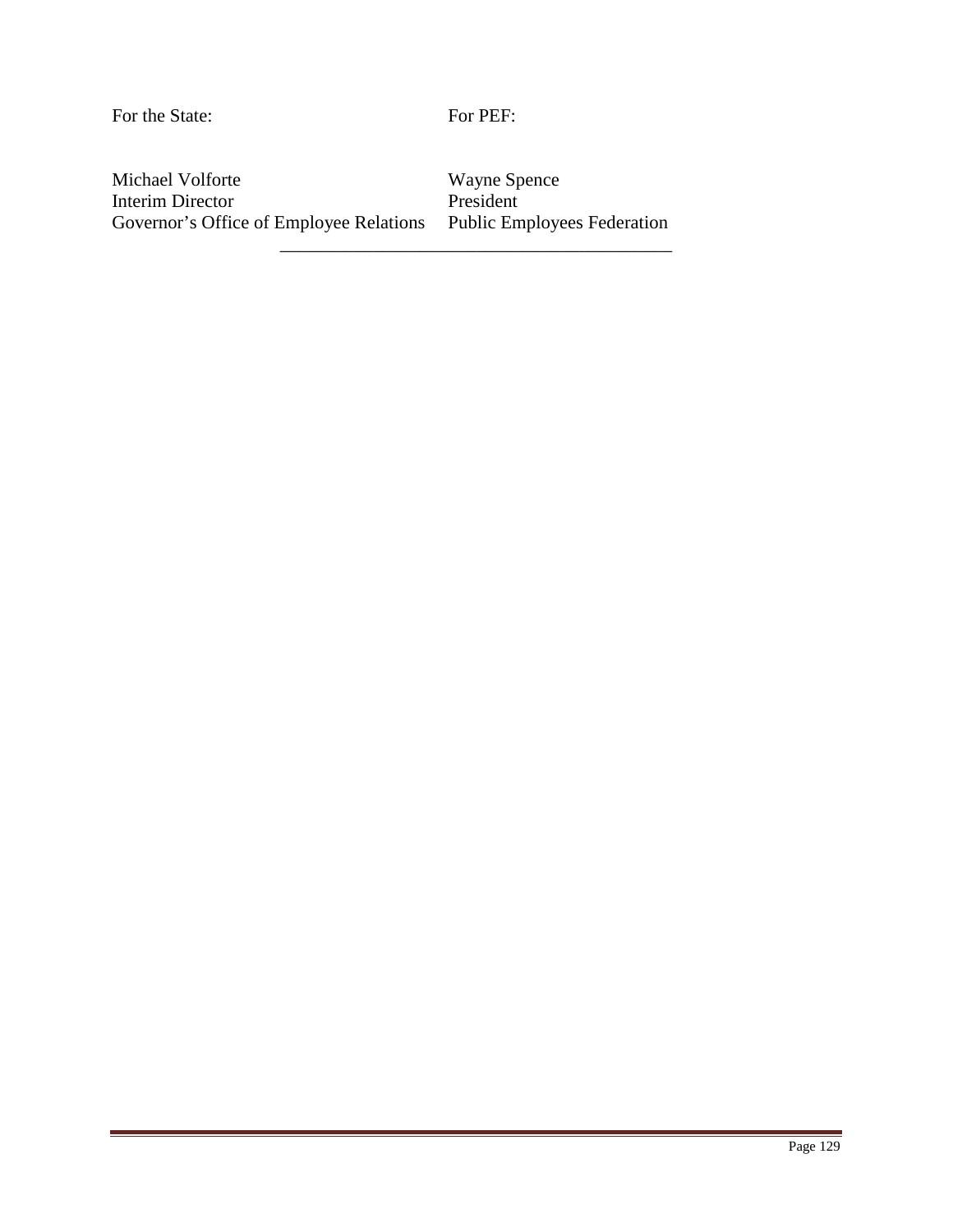| For the State: | For PEF: |
|---|---|
| Michael Volforte | Wayne Spence |
| Interim Director | President |
| Governor's Office of Employee Relations | Public Employees Federation |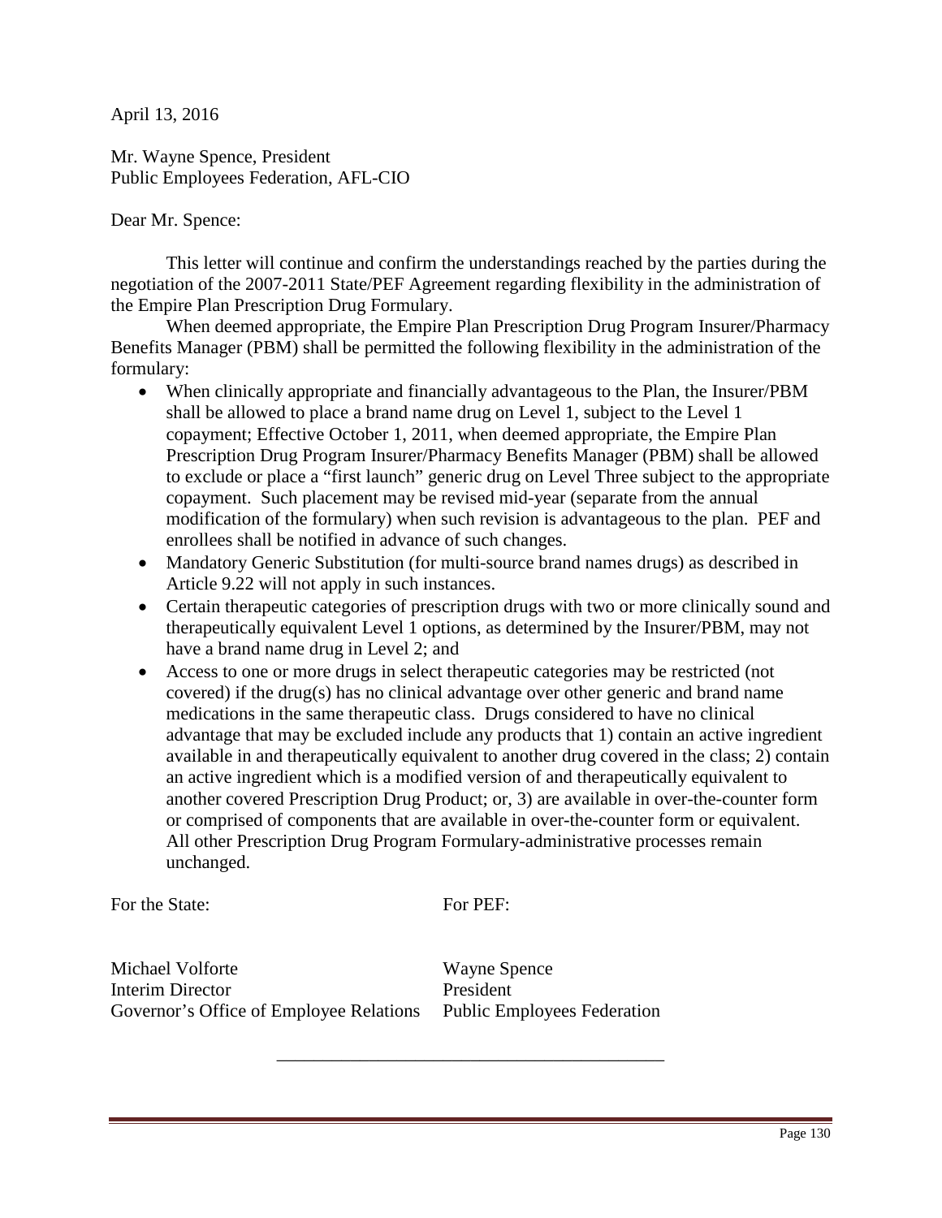April 13, 2016

Mr. Wayne Spence, President
Public Employees Federation, AFL-CIO

Dear Mr. Spence:

This letter will continue and confirm the understandings reached by the parties during the negotiation of the 2007-2011 State/PEF Agreement regarding flexibility in the administration of the Empire Plan Prescription Drug Formulary.

When deemed appropriate, the Empire Plan Prescription Drug Program Insurer/Pharmacy Benefits Manager (PBM) shall be permitted the following flexibility in the administration of the formulary:

- When clinically appropriate and financially advantageous to the Plan, the Insurer/PBM shall be allowed to place a brand name drug on Level 1, subject to the Level 1 copayment; Effective October 1, 2011, when deemed appropriate, the Empire Plan Prescription Drug Program Insurer/Pharmacy Benefits Manager (PBM) shall be allowed to exclude or place a "first launch" generic drug on Level Three subject to the appropriate copayment. Such placement may be revised mid-year (separate from the annual modification of the formulary) when such revision is advantageous to the plan. PEF and enrollees shall be notified in advance of such changes.
- Mandatory Generic Substitution (for multi-source brand names drugs) as described in Article 9.22 will not apply in such instances.
- Certain therapeutic categories of prescription drugs with two or more clinically sound and therapeutically equivalent Level 1 options, as determined by the Insurer/PBM, may not have a brand name drug in Level 2; and
- Access to one or more drugs in select therapeutic categories may be restricted (not covered) if the drug(s) has no clinical advantage over other generic and brand name medications in the same therapeutic class. Drugs considered to have no clinical advantage that may be excluded include any products that 1) contain an active ingredient available in and therapeutically equivalent to another drug covered in the class; 2) contain an active ingredient which is a modified version of and therapeutically equivalent to another covered Prescription Drug Product; or, 3) are available in over-the-counter form or comprised of components that are available in over-the-counter form or equivalent. All other Prescription Drug Program Formulary-administrative processes remain unchanged.

| For the State: | For PEF: |
|---|---|
| Michael Volforte<br>Interim Director<br>Governor's Office of Employee Relations | Wayne Spence<br>President<br>Public Employees Federation |

---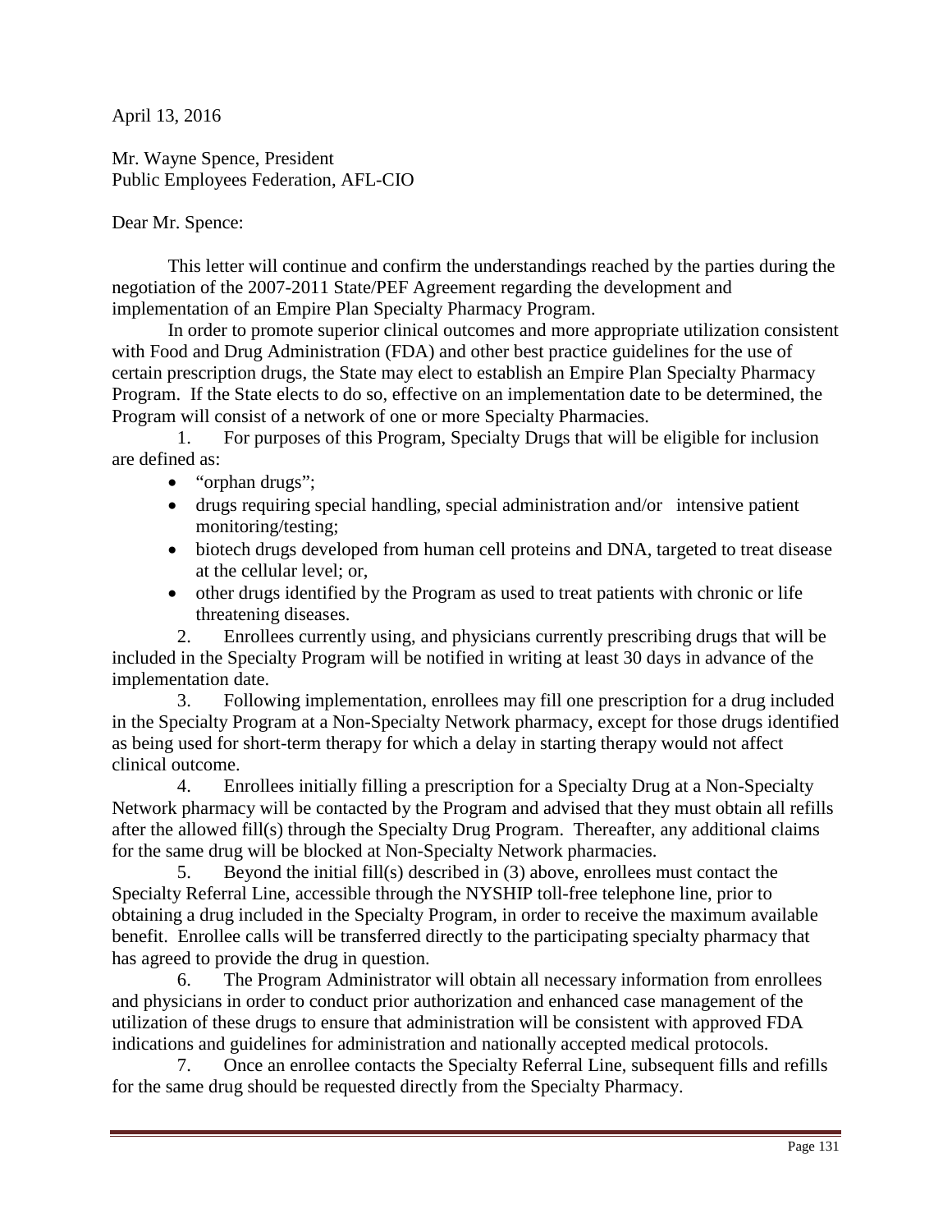April 13, 2016

Mr. Wayne Spence, President
Public Employees Federation, AFL-CIO

Dear Mr. Spence:

This letter will continue and confirm the understandings reached by the parties during the negotiation of the 2007-2011 State/PEF Agreement regarding the development and implementation of an Empire Plan Specialty Pharmacy Program.

In order to promote superior clinical outcomes and more appropriate utilization consistent with Food and Drug Administration (FDA) and other best practice guidelines for the use of certain prescription drugs, the State may elect to establish an Empire Plan Specialty Pharmacy Program. If the State elects to do so, effective on an implementation date to be determined, the Program will consist of a network of one or more Specialty Pharmacies.

1. For purposes of this Program, Specialty Drugs that will be eligible for inclusion are defined as:
   - "orphan drugs";
   - drugs requiring special handling, special administration and/or intensive patient monitoring/testing;
   - biotech drugs developed from human cell proteins and DNA, targeted to treat disease at the cellular level; or,
   - other drugs identified by the Program as used to treat patients with chronic or life threatening diseases.
2. Enrollees currently using, and physicians currently prescribing drugs that will be included in the Specialty Program will be notified in writing at least 30 days in advance of the implementation date.
3. Following implementation, enrollees may fill one prescription for a drug included in the Specialty Program at a Non-Specialty Network pharmacy, except for those drugs identified as being used for short-term therapy for which a delay in starting therapy would not affect clinical outcome.
4. Enrollees initially filling a prescription for a Specialty Drug at a Non-Specialty Network pharmacy will be contacted by the Program and advised that they must obtain all refills after the allowed fill(s) through the Specialty Drug Program. Thereafter, any additional claims for the same drug will be blocked at Non-Specialty Network pharmacies.
5. Beyond the initial fill(s) described in (3) above, enrollees must contact the Specialty Referral Line, accessible through the NYSHIP toll-free telephone line, prior to obtaining a drug included in the Specialty Program, in order to receive the maximum available benefit. Enrollee calls will be transferred directly to the participating specialty pharmacy that has agreed to provide the drug in question.
6. The Program Administrator will obtain all necessary information from enrollees and physicians in order to conduct prior authorization and enhanced case management of the utilization of these drugs to ensure that administration will be consistent with approved FDA indications and guidelines for administration and nationally accepted medical protocols.
7. Once an enrollee contacts the Specialty Referral Line, subsequent fills and refills for the same drug should be requested directly from the Specialty Pharmacy.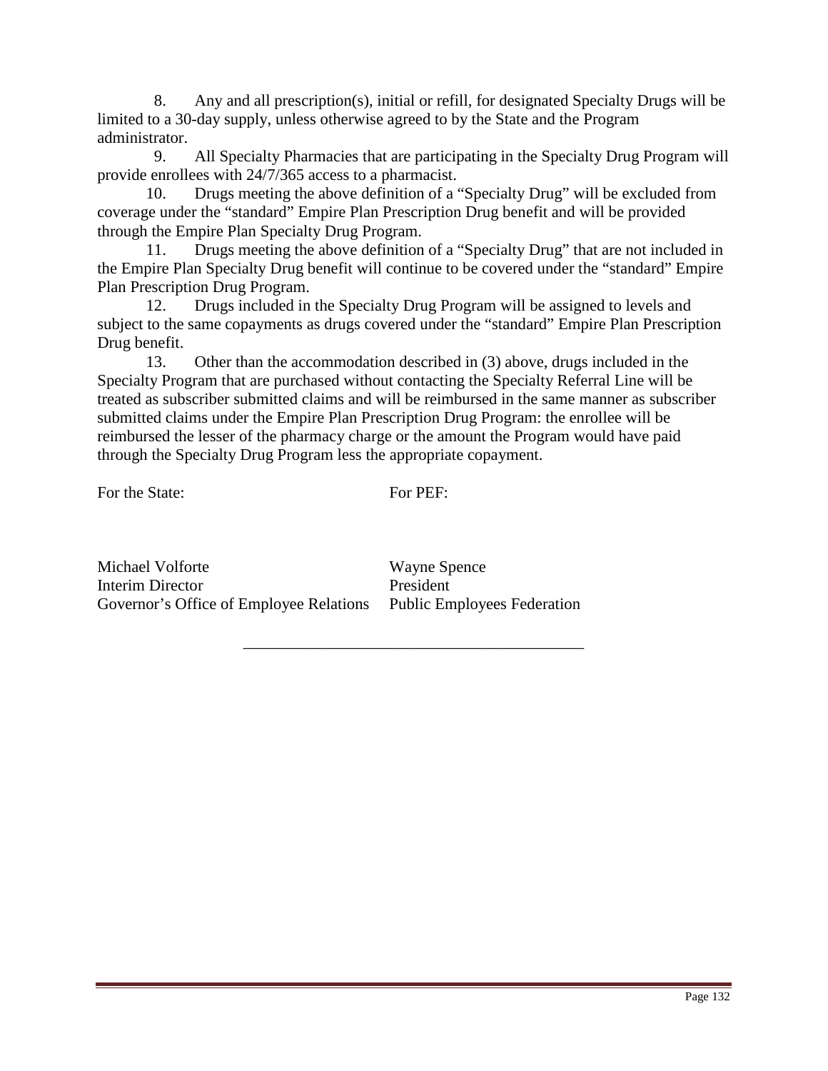8. Any and all prescription(s), initial or refill, for designated Specialty Drugs will be limited to a 30-day supply, unless otherwise agreed to by the State and the Program administrator.

9. All Specialty Pharmacies that are participating in the Specialty Drug Program will provide enrollees with 24/7/365 access to a pharmacist.

10. Drugs meeting the above definition of a "Specialty Drug" will be excluded from coverage under the "standard" Empire Plan Prescription Drug benefit and will be provided through the Empire Plan Specialty Drug Program.

11. Drugs meeting the above definition of a "Specialty Drug" that are not included in the Empire Plan Specialty Drug benefit will continue to be covered under the "standard" Empire Plan Prescription Drug Program.

12. Drugs included in the Specialty Drug Program will be assigned to levels and subject to the same copayments as drugs covered under the "standard" Empire Plan Prescription Drug benefit.

13. Other than the accommodation described in (3) above, drugs included in the Specialty Program that are purchased without contacting the Specialty Referral Line will be treated as subscriber submitted claims and will be reimbursed in the same manner as subscriber submitted claims under the Empire Plan Prescription Drug Program: the enrollee will be reimbursed the lesser of the pharmacy charge or the amount the Program would have paid through the Specialty Drug Program less the appropriate copayment.

| For the State: | For PEF: |
|---|---|
| Michael Volforte<br>Interim Director<br>Governor's Office of Employee Relations | Wayne Spence<br>President<br>Public Employees Federation |

---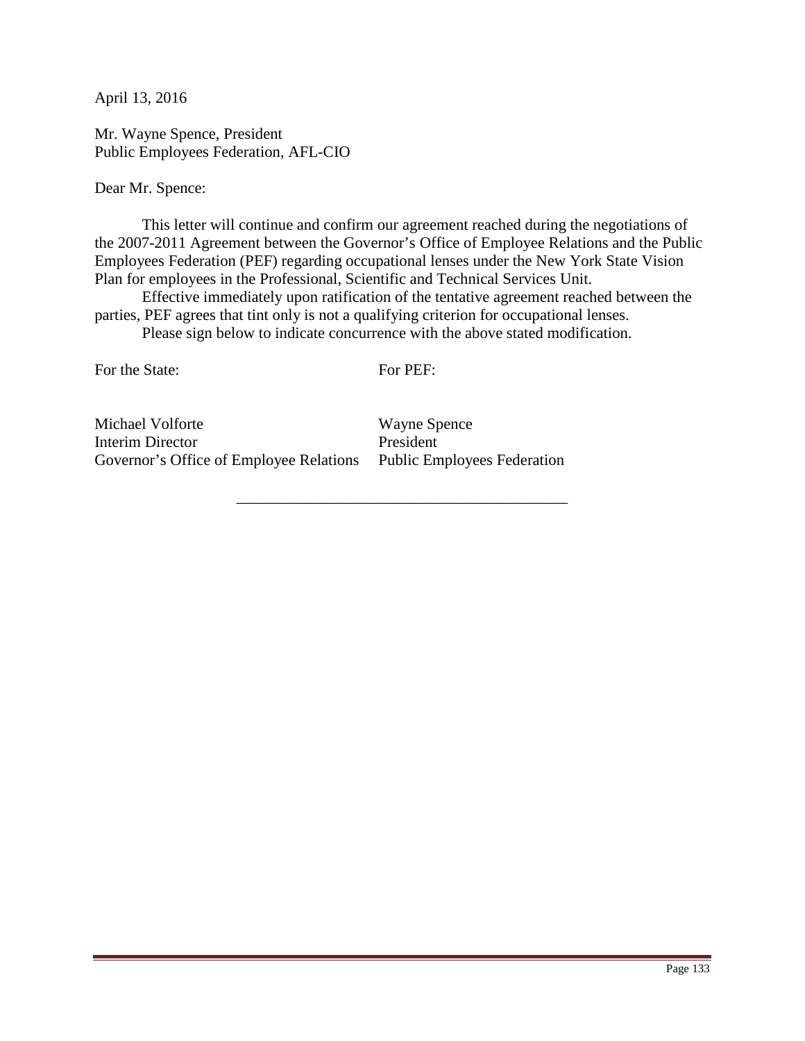April 13, 2016

Mr. Wayne Spence, President
Public Employees Federation, AFL-CIO

Dear Mr. Spence:

This letter will continue and confirm our agreement reached during the negotiations of the 2007-2011 Agreement between the Governor's Office of Employee Relations and the Public Employees Federation (PEF) regarding occupational lenses under the New York State Vision Plan for employees in the Professional, Scientific and Technical Services Unit.

Effective immediately upon ratification of the tentative agreement reached between the parties, PEF agrees that tint only is not a qualifying criterion for occupational lenses.

Please sign below to indicate concurrence with the above stated modification.

| For the State: | For PEF: |
|---|---|
| Michael Volforte<br>Interim Director<br>Governor's Office of Employee Relations | Wayne Spence<br>President<br>Public Employees Federation |

---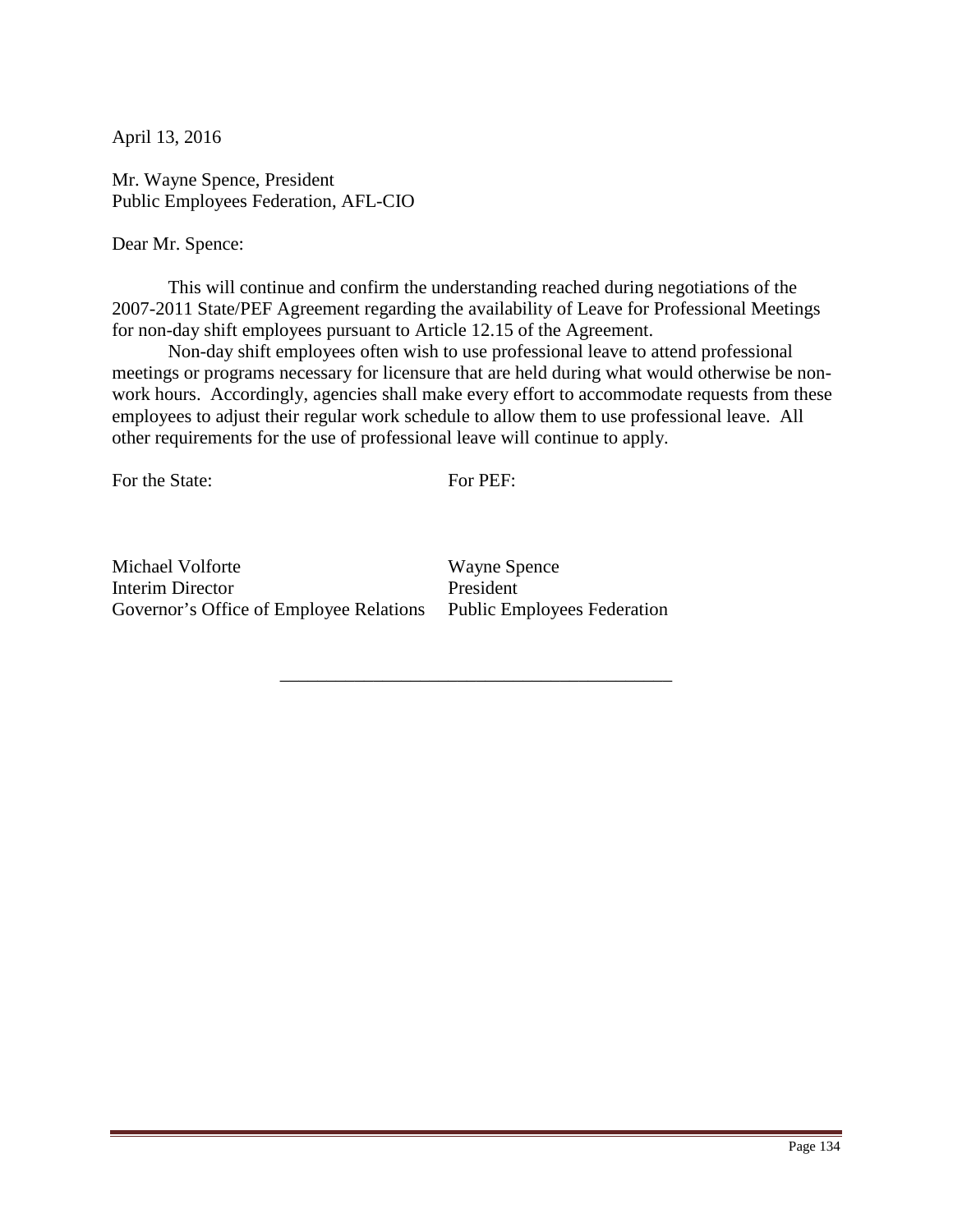April 13, 2016

Mr. Wayne Spence, President
Public Employees Federation, AFL-CIO

Dear Mr. Spence:

This will continue and confirm the understanding reached during negotiations of the 2007-2011 State/PEF Agreement regarding the availability of Leave for Professional Meetings for non-day shift employees pursuant to Article 12.15 of the Agreement.

Non-day shift employees often wish to use professional leave to attend professional meetings or programs necessary for licensure that are held during what would otherwise be non-work hours. Accordingly, agencies shall make every effort to accommodate requests from these employees to adjust their regular work schedule to allow them to use professional leave. All other requirements for the use of professional leave will continue to apply.

| For the State: | For PEF: |
|---|---|
| Michael Volforte<br>Interim Director<br>Governor's Office of Employee Relations | Wayne Spence<br>President<br>Public Employees Federation |

---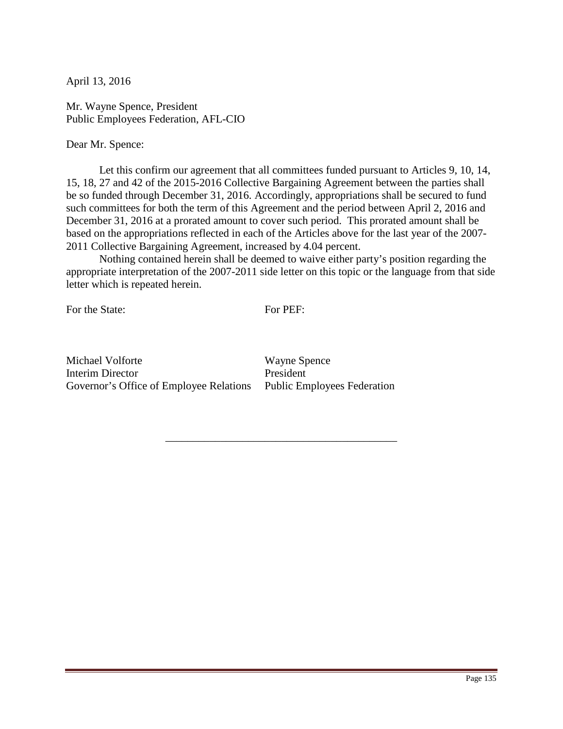April 13, 2016

Mr. Wayne Spence, President
Public Employees Federation, AFL-CIO

Dear Mr. Spence:

Let this confirm our agreement that all committees funded pursuant to Articles 9, 10, 14, 15, 18, 27 and 42 of the 2015-2016 Collective Bargaining Agreement between the parties shall be so funded through December 31, 2016. Accordingly, appropriations shall be secured to fund such committees for both the term of this Agreement and the period between April 2, 2016 and December 31, 2016 at a prorated amount to cover such period. This prorated amount shall be based on the appropriations reflected in each of the Articles above for the last year of the 2007-2011 Collective Bargaining Agreement, increased by 4.04 percent.

Nothing contained herein shall be deemed to waive either party's position regarding the appropriate interpretation of the 2007-2011 side letter on this topic or the language from that side letter which is repeated herein.

| For the State: | For PEF: |
|---|---|
| Michael Volforte | Wayne Spence |
| Interim Director | President |
| Governor's Office of Employee Relations | Public Employees Federation |

---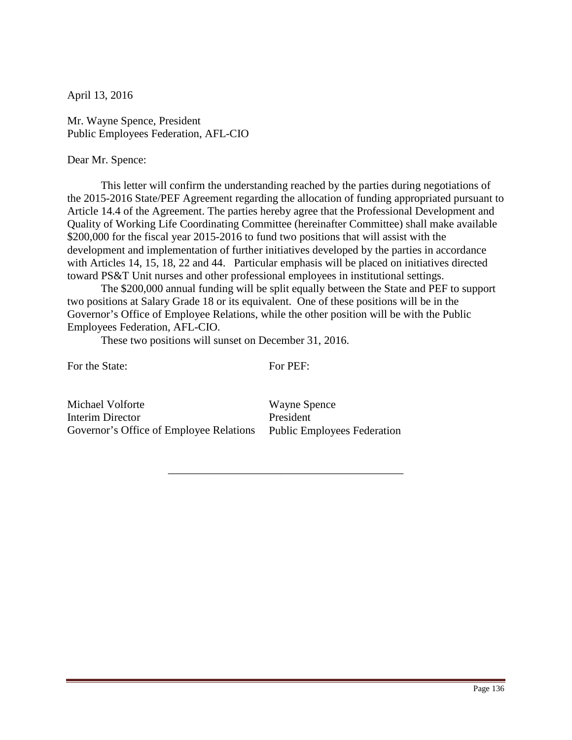April 13, 2016

Mr. Wayne Spence, President
Public Employees Federation, AFL-CIO

Dear Mr. Spence:

This letter will confirm the understanding reached by the parties during negotiations of the 2015-2016 State/PEF Agreement regarding the allocation of funding appropriated pursuant to Article 14.4 of the Agreement. The parties hereby agree that the Professional Development and Quality of Working Life Coordinating Committee (hereinafter Committee) shall make available $200,000 for the fiscal year 2015-2016 to fund two positions that will assist with the development and implementation of further initiatives developed by the parties in accordance with Articles 14, 15, 18, 22 and 44. Particular emphasis will be placed on initiatives directed toward PS&T Unit nurses and other professional employees in institutional settings.

The $200,000 annual funding will be split equally between the State and PEF to support two positions at Salary Grade 18 or its equivalent. One of these positions will be in the Governor's Office of Employee Relations, while the other position will be with the Public Employees Federation, AFL-CIO.

These two positions will sunset on December 31, 2016.

| For the State: | For PEF: |
|---|---|
| Michael Volforte | Wayne Spence |
| Interim Director | President |
| Governor's Office of Employee Relations | Public Employees Federation |

---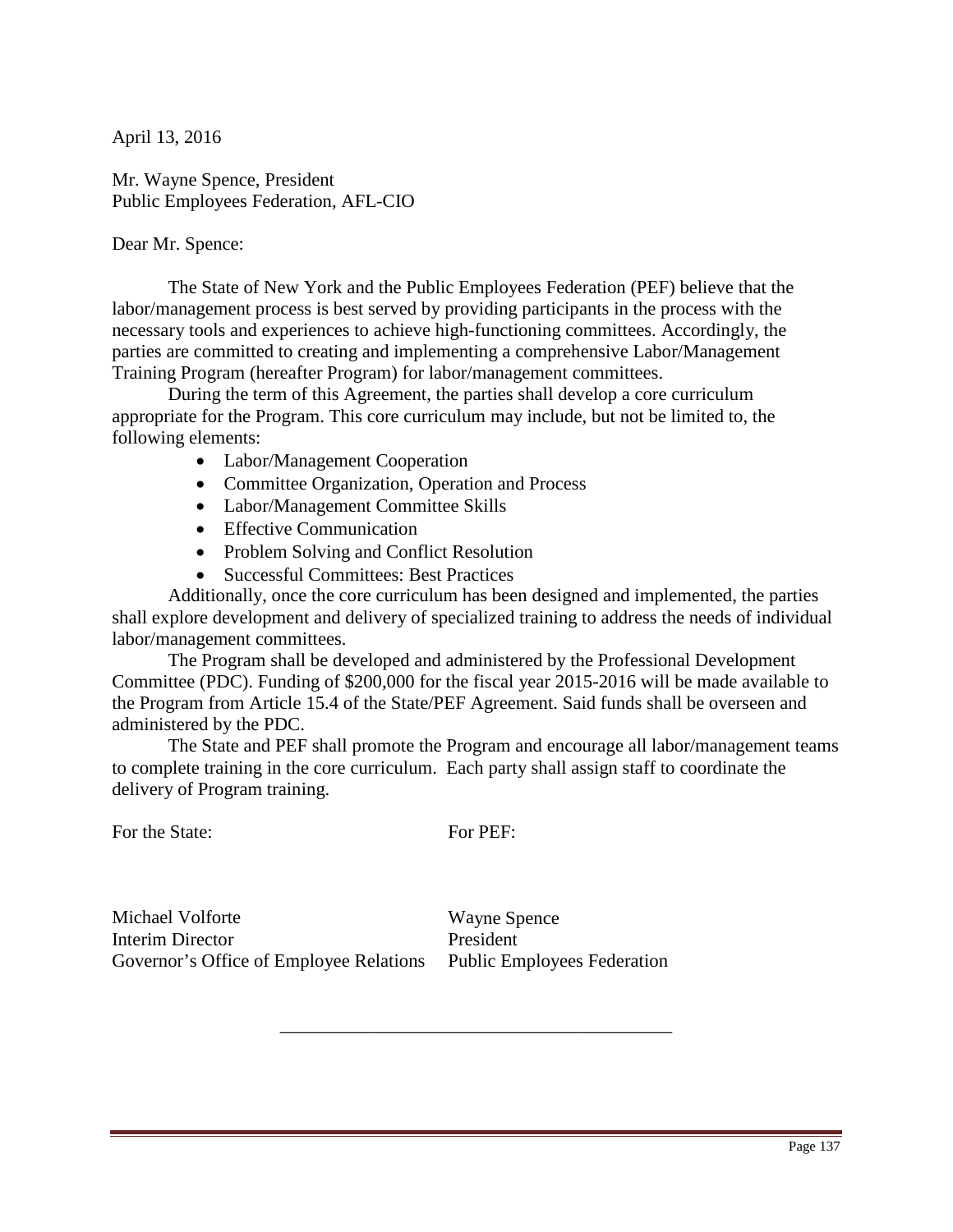April 13, 2016

Mr. Wayne Spence, President
Public Employees Federation, AFL-CIO

Dear Mr. Spence:

The State of New York and the Public Employees Federation (PEF) believe that the labor/management process is best served by providing participants in the process with the necessary tools and experiences to achieve high-functioning committees. Accordingly, the parties are committed to creating and implementing a comprehensive Labor/Management Training Program (hereafter Program) for labor/management committees.

During the term of this Agreement, the parties shall develop a core curriculum appropriate for the Program. This core curriculum may include, but not be limited to, the following elements:

- Labor/Management Cooperation
- Committee Organization, Operation and Process
- Labor/Management Committee Skills
- Effective Communication
- Problem Solving and Conflict Resolution
- Successful Committees: Best Practices

Additionally, once the core curriculum has been designed and implemented, the parties shall explore development and delivery of specialized training to address the needs of individual labor/management committees.

The Program shall be developed and administered by the Professional Development Committee (PDC). Funding of $200,000 for the fiscal year 2015-2016 will be made available to the Program from Article 15.4 of the State/PEF Agreement. Said funds shall be overseen and administered by the PDC.

The State and PEF shall promote the Program and encourage all labor/management teams to complete training in the core curriculum. Each party shall assign staff to coordinate the delivery of Program training.

| For the State: | For PEF: |
|---|---|
| Michael Volforte | Wayne Spence |
| Interim Director | President |
| Governor's Office of Employee Relations | Public Employees Federation |

---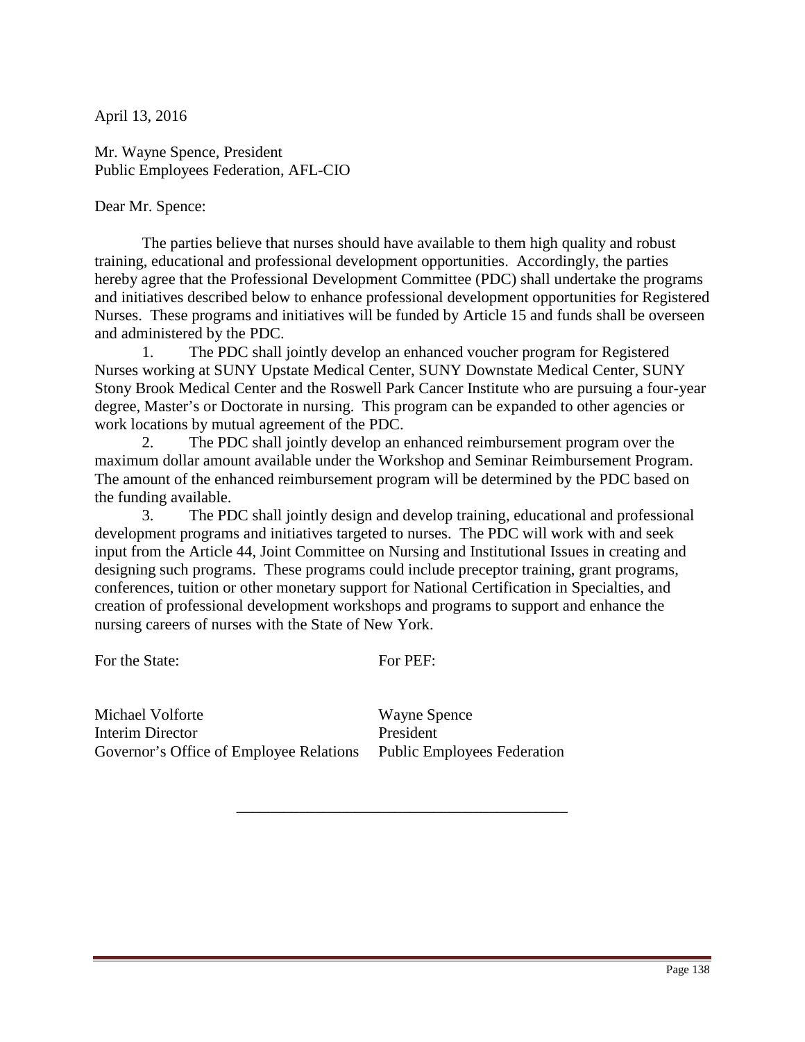April 13, 2016

Mr. Wayne Spence, President
Public Employees Federation, AFL-CIO

Dear Mr. Spence:

The parties believe that nurses should have available to them high quality and robust training, educational and professional development opportunities. Accordingly, the parties hereby agree that the Professional Development Committee (PDC) shall undertake the programs and initiatives described below to enhance professional development opportunities for Registered Nurses. These programs and initiatives will be funded by Article 15 and funds shall be overseen and administered by the PDC.

1. The PDC shall jointly develop an enhanced voucher program for Registered Nurses working at SUNY Upstate Medical Center, SUNY Downstate Medical Center, SUNY Stony Brook Medical Center and the Roswell Park Cancer Institute who are pursuing a four-year degree, Master's or Doctorate in nursing. This program can be expanded to other agencies or work locations by mutual agreement of the PDC.

2. The PDC shall jointly develop an enhanced reimbursement program over the maximum dollar amount available under the Workshop and Seminar Reimbursement Program. The amount of the enhanced reimbursement program will be determined by the PDC based on the funding available.

3. The PDC shall jointly design and develop training, educational and professional development programs and initiatives targeted to nurses. The PDC will work with and seek input from the Article 44, Joint Committee on Nursing and Institutional Issues in creating and designing such programs. These programs could include preceptor training, grant programs, conferences, tuition or other monetary support for National Certification in Specialties, and creation of professional development workshops and programs to support and enhance the nursing careers of nurses with the State of New York.

| For the State: | For PEF: |
|---|---|
| Michael Volforte | Wayne Spence |
| Interim Director | President |
| Governor's Office of Employee Relations | Public Employees Federation |

---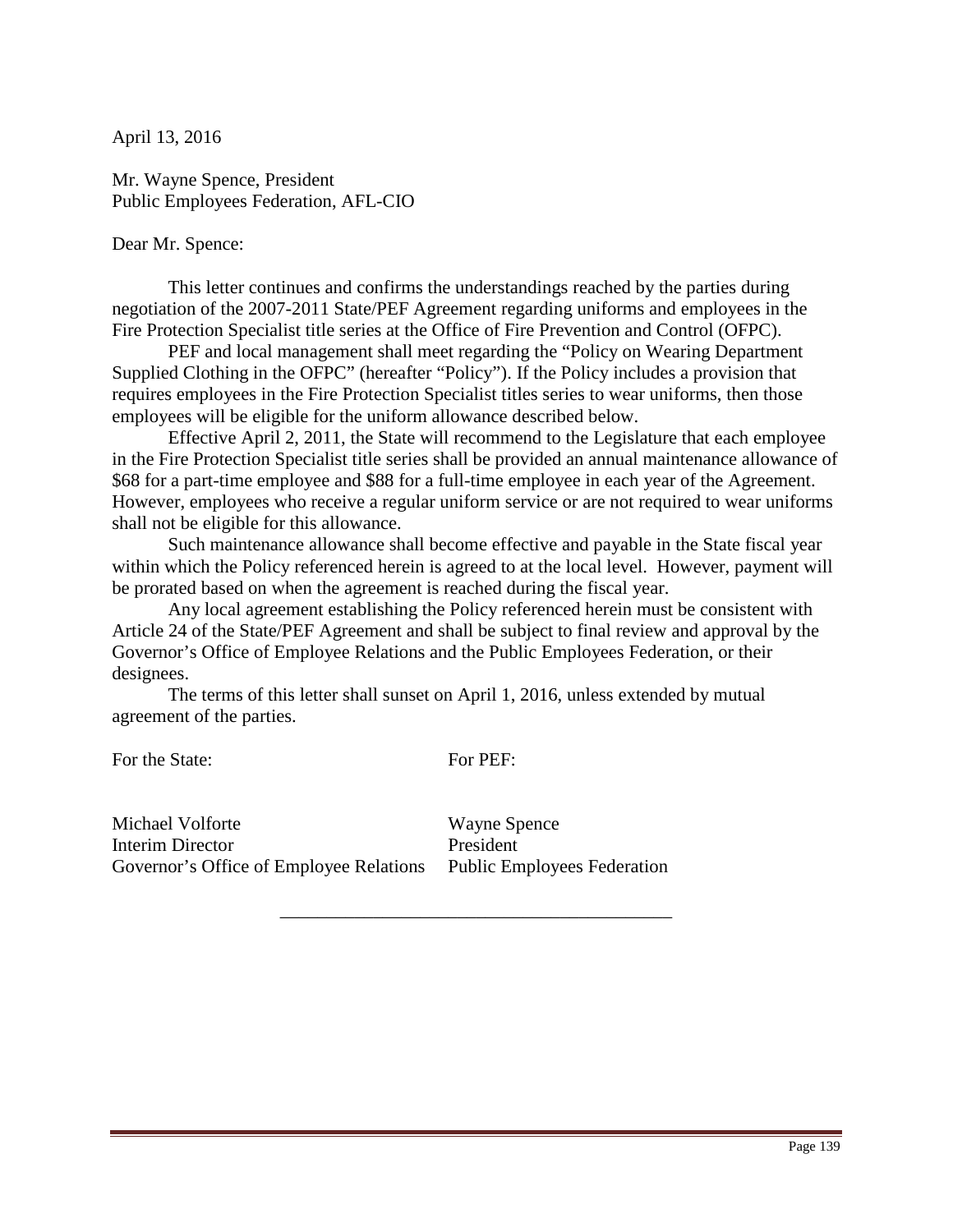April 13, 2016

Mr. Wayne Spence, President
Public Employees Federation, AFL-CIO

Dear Mr. Spence:

This letter continues and confirms the understandings reached by the parties during negotiation of the 2007-2011 State/PEF Agreement regarding uniforms and employees in the Fire Protection Specialist title series at the Office of Fire Prevention and Control (OFPC).

PEF and local management shall meet regarding the "Policy on Wearing Department Supplied Clothing in the OFPC" (hereafter "Policy"). If the Policy includes a provision that requires employees in the Fire Protection Specialist titles series to wear uniforms, then those employees will be eligible for the uniform allowance described below.

Effective April 2, 2011, the State will recommend to the Legislature that each employee in the Fire Protection Specialist title series shall be provided an annual maintenance allowance of $68 for a part-time employee and $88 for a full-time employee in each year of the Agreement. However, employees who receive a regular uniform service or are not required to wear uniforms shall not be eligible for this allowance.

Such maintenance allowance shall become effective and payable in the State fiscal year within which the Policy referenced herein is agreed to at the local level. However, payment will be prorated based on when the agreement is reached during the fiscal year.

Any local agreement establishing the Policy referenced herein must be consistent with Article 24 of the State/PEF Agreement and shall be subject to final review and approval by the Governor's Office of Employee Relations and the Public Employees Federation, or their designees.

The terms of this letter shall sunset on April 1, 2016, unless extended by mutual agreement of the parties.

| For the State: | For PEF: |
|---|---|
| Michael Volforte | Wayne Spence |
| Interim Director | President |
| Governor's Office of Employee Relations | Public Employees Federation |

---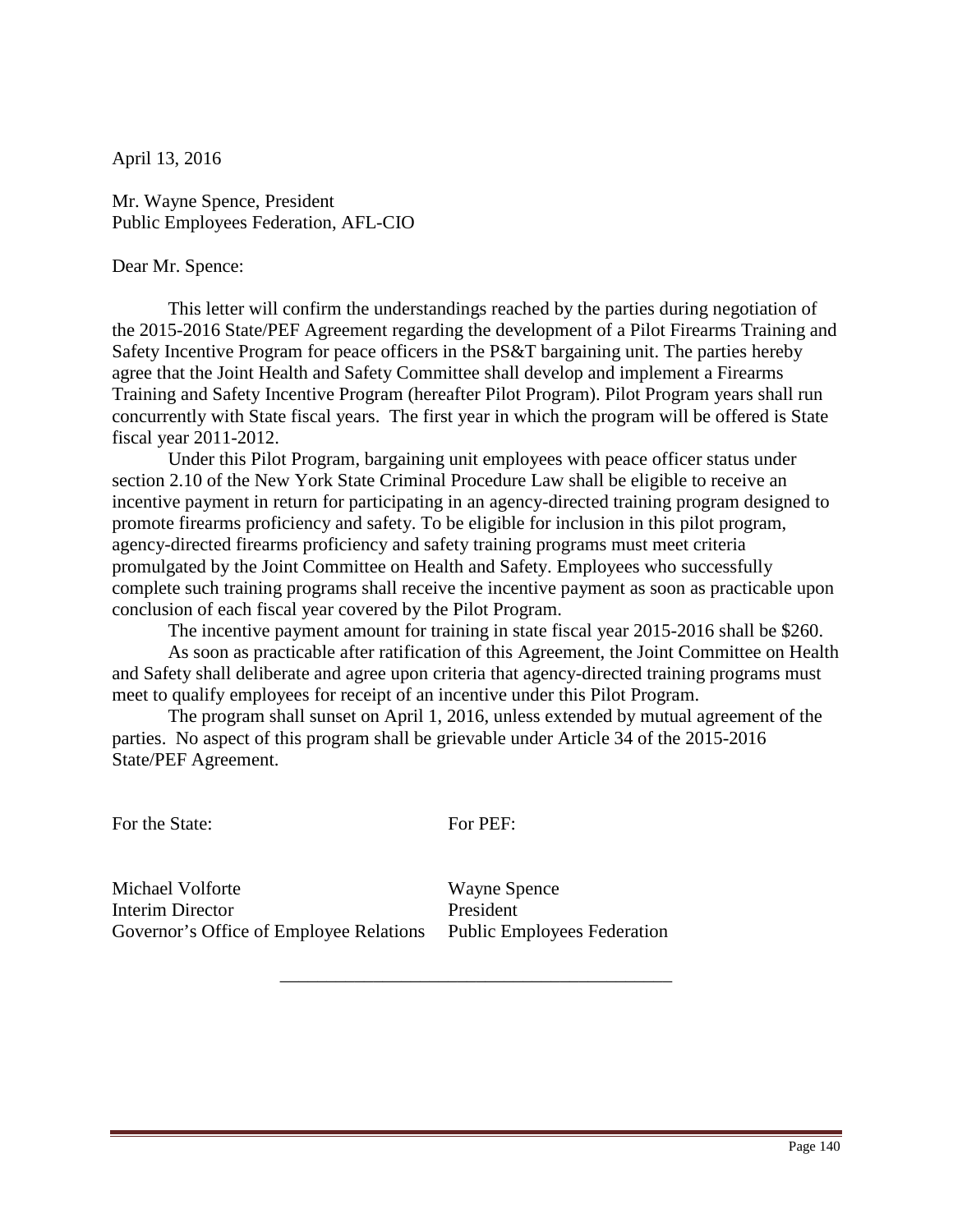April 13, 2016

Mr. Wayne Spence, President
Public Employees Federation, AFL-CIO

Dear Mr. Spence:

This letter will confirm the understandings reached by the parties during negotiation of the 2015-2016 State/PEF Agreement regarding the development of a Pilot Firearms Training and Safety Incentive Program for peace officers in the PS&T bargaining unit. The parties hereby agree that the Joint Health and Safety Committee shall develop and implement a Firearms Training and Safety Incentive Program (hereafter Pilot Program). Pilot Program years shall run concurrently with State fiscal years. The first year in which the program will be offered is State fiscal year 2011-2012.

Under this Pilot Program, bargaining unit employees with peace officer status under section 2.10 of the New York State Criminal Procedure Law shall be eligible to receive an incentive payment in return for participating in an agency-directed training program designed to promote firearms proficiency and safety. To be eligible for inclusion in this pilot program, agency-directed firearms proficiency and safety training programs must meet criteria promulgated by the Joint Committee on Health and Safety. Employees who successfully complete such training programs shall receive the incentive payment as soon as practicable upon conclusion of each fiscal year covered by the Pilot Program.

The incentive payment amount for training in state fiscal year 2015-2016 shall be $260.

As soon as practicable after ratification of this Agreement, the Joint Committee on Health and Safety shall deliberate and agree upon criteria that agency-directed training programs must meet to qualify employees for receipt of an incentive under this Pilot Program.

The program shall sunset on April 1, 2016, unless extended by mutual agreement of the parties. No aspect of this program shall be grievable under Article 34 of the 2015-2016 State/PEF Agreement.

| For the State: | For PEF: |
|---|---|
| Michael Volforte | Wayne Spence |
| Interim Director | President |
| Governor's Office of Employee Relations | Public Employees Federation |

---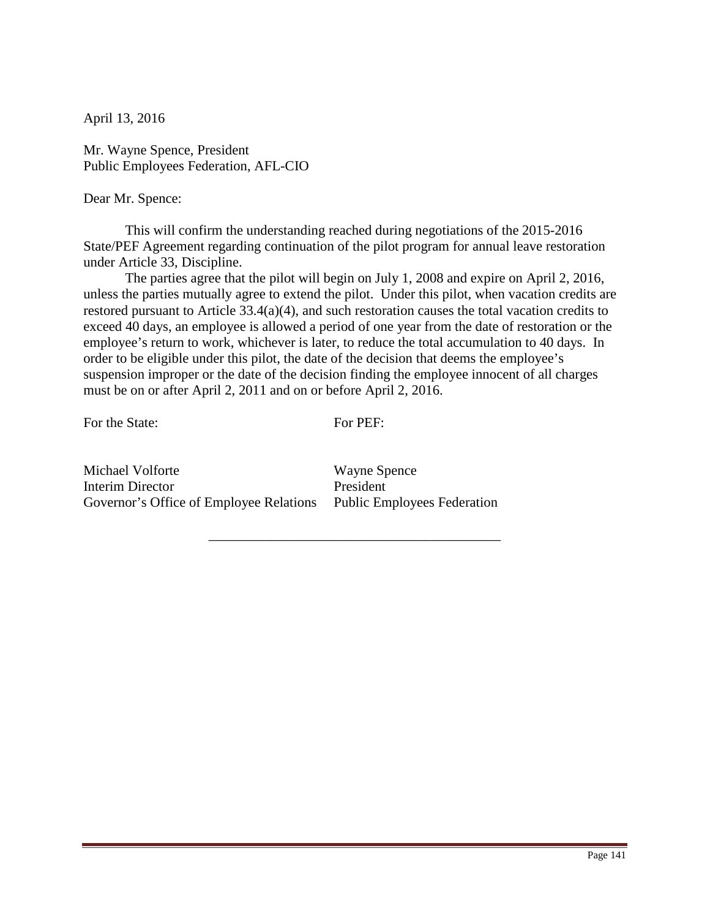April 13, 2016

Mr. Wayne Spence, President
Public Employees Federation, AFL-CIO

Dear Mr. Spence:

This will confirm the understanding reached during negotiations of the 2015-2016 State/PEF Agreement regarding continuation of the pilot program for annual leave restoration under Article 33, Discipline.

The parties agree that the pilot will begin on July 1, 2008 and expire on April 2, 2016, unless the parties mutually agree to extend the pilot. Under this pilot, when vacation credits are restored pursuant to Article 33.4(a)(4), and such restoration causes the total vacation credits to exceed 40 days, an employee is allowed a period of one year from the date of restoration or the employee's return to work, whichever is later, to reduce the total accumulation to 40 days. In order to be eligible under this pilot, the date of the decision that deems the employee's suspension improper or the date of the decision finding the employee innocent of all charges must be on or after April 2, 2011 and on or before April 2, 2016.

| For the State: | For PEF: |
|---|---|
| Michael Volforte | Wayne Spence |
| Interim Director | President |
| Governor's Office of Employee Relations | Public Employees Federation |

---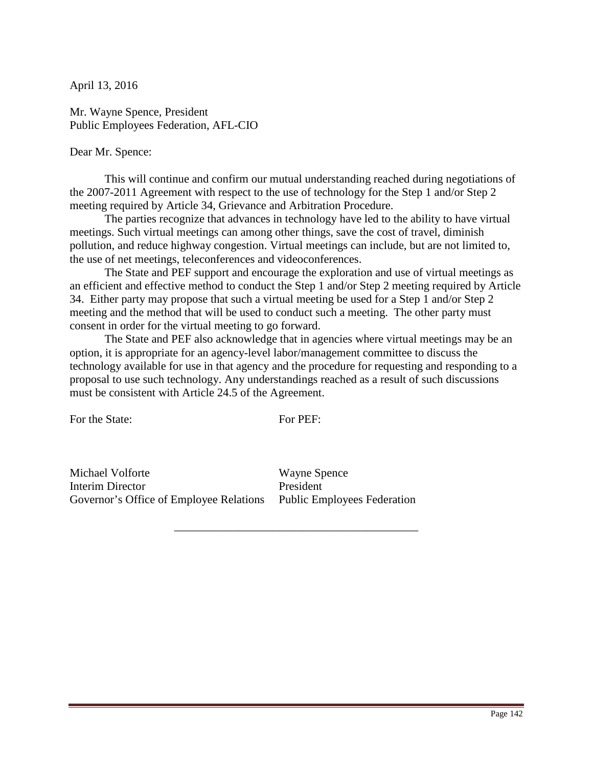April 13, 2016

Mr. Wayne Spence, President
Public Employees Federation, AFL-CIO

Dear Mr. Spence:

This will continue and confirm our mutual understanding reached during negotiations of the 2007-2011 Agreement with respect to the use of technology for the Step 1 and/or Step 2 meeting required by Article 34, Grievance and Arbitration Procedure.

The parties recognize that advances in technology have led to the ability to have virtual meetings. Such virtual meetings can among other things, save the cost of travel, diminish pollution, and reduce highway congestion. Virtual meetings can include, but are not limited to, the use of net meetings, teleconferences and videoconferences.

The State and PEF support and encourage the exploration and use of virtual meetings as an efficient and effective method to conduct the Step 1 and/or Step 2 meeting required by Article 34. Either party may propose that such a virtual meeting be used for a Step 1 and/or Step 2 meeting and the method that will be used to conduct such a meeting. The other party must consent in order for the virtual meeting to go forward.

The State and PEF also acknowledge that in agencies where virtual meetings may be an option, it is appropriate for an agency-level labor/management committee to discuss the technology available for use in that agency and the procedure for requesting and responding to a proposal to use such technology. Any understandings reached as a result of such discussions must be consistent with Article 24.5 of the Agreement.

| For the State: | For PEF: |
| --- | --- |
| Michael Volforte<br>Interim Director<br>Governor's Office of Employee Relations | Wayne Spence<br>President<br>Public Employees Federation |

---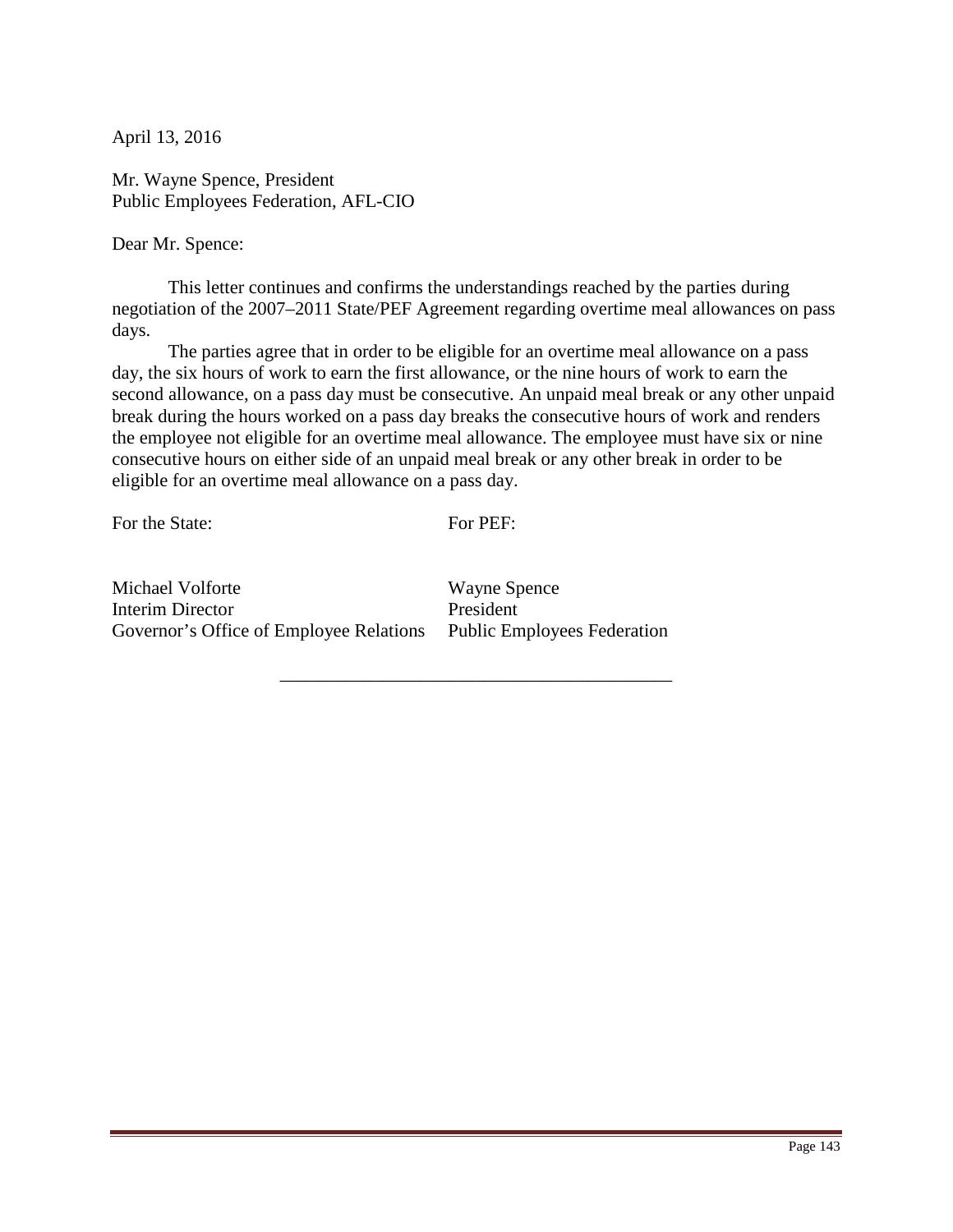April 13, 2016

Mr. Wayne Spence, President
Public Employees Federation, AFL-CIO

Dear Mr. Spence:

This letter continues and confirms the understandings reached by the parties during negotiation of the 2007–2011 State/PEF Agreement regarding overtime meal allowances on pass days.

The parties agree that in order to be eligible for an overtime meal allowance on a pass day, the six hours of work to earn the first allowance, or the nine hours of work to earn the second allowance, on a pass day must be consecutive. An unpaid meal break or any other unpaid break during the hours worked on a pass day breaks the consecutive hours of work and renders the employee not eligible for an overtime meal allowance. The employee must have six or nine consecutive hours on either side of an unpaid meal break or any other break in order to be eligible for an overtime meal allowance on a pass day.

| For the State: | For PEF: |
|---|---|
| Michael Volforte<br>Interim Director<br>Governor's Office of Employee Relations | Wayne Spence<br>President<br>Public Employees Federation |

---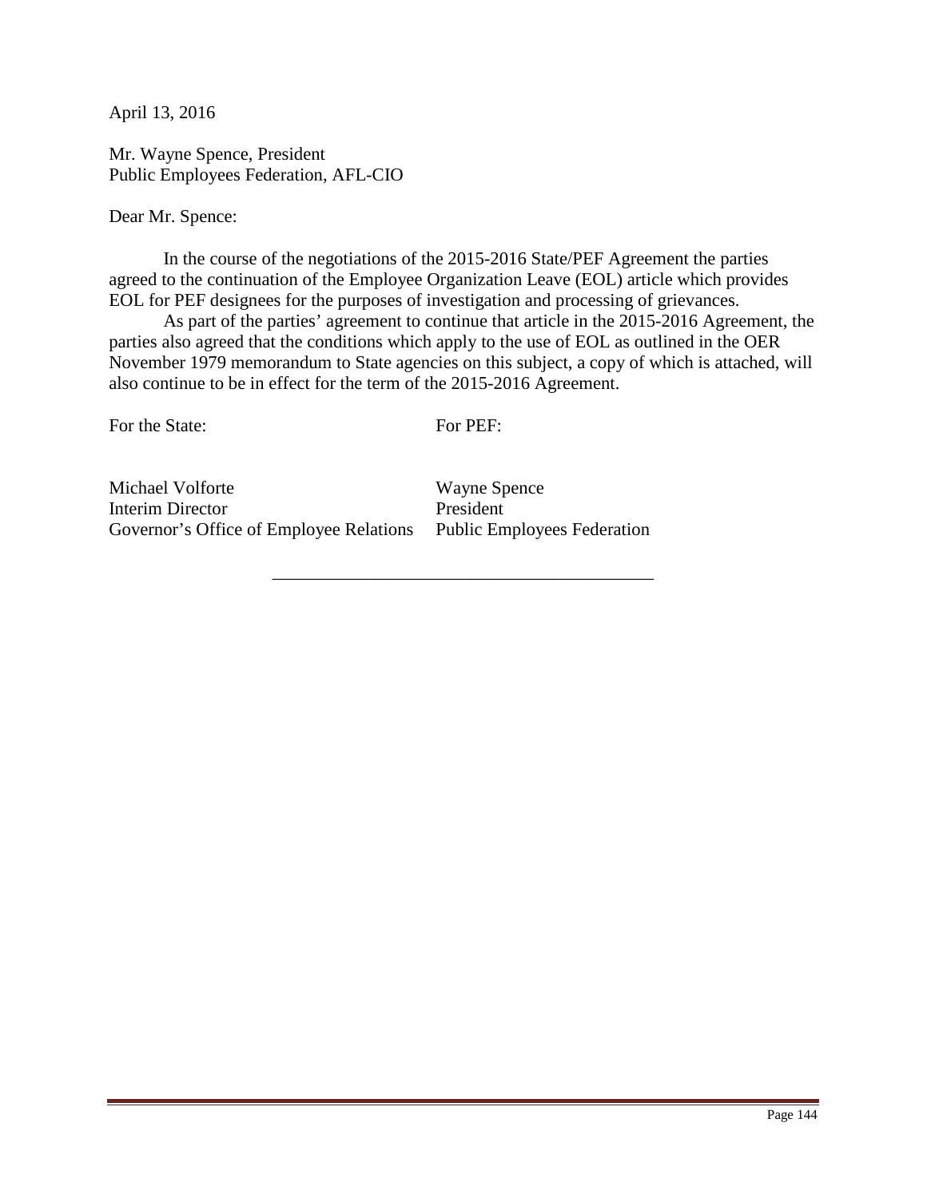April 13, 2016

Mr. Wayne Spence, President
Public Employees Federation, AFL-CIO

Dear Mr. Spence:

In the course of the negotiations of the 2015-2016 State/PEF Agreement the parties agreed to the continuation of the Employee Organization Leave (EOL) article which provides EOL for PEF designees for the purposes of investigation and processing of grievances.

As part of the parties' agreement to continue that article in the 2015-2016 Agreement, the parties also agreed that the conditions which apply to the use of EOL as outlined in the OER November 1979 memorandum to State agencies on this subject, a copy of which is attached, will also continue to be in effect for the term of the 2015-2016 Agreement.

| For the State: | For PEF: |
|---|---|
| Michael Volforte<br>Interim Director<br>Governor's Office of Employee Relations | Wayne Spence<br>President<br>Public Employees Federation |

---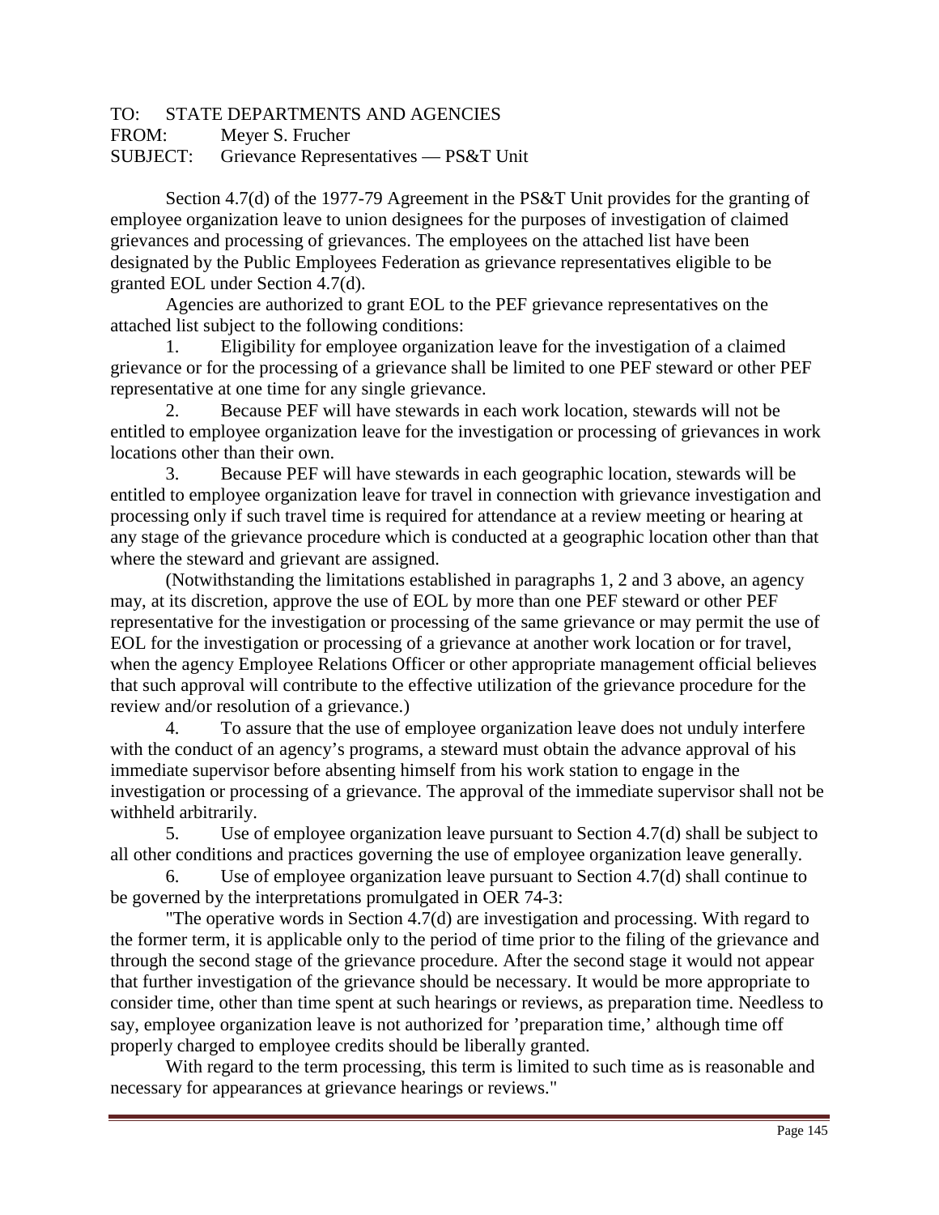TO: STATE DEPARTMENTS AND AGENCIES
FROM: Meyer S. Frucher
SUBJECT: Grievance Representatives — PS&T Unit

Section 4.7(d) of the 1977-79 Agreement in the PS&T Unit provides for the granting of employee organization leave to union designees for the purposes of investigation of claimed grievances and processing of grievances. The employees on the attached list have been designated by the Public Employees Federation as grievance representatives eligible to be granted EOL under Section 4.7(d).

Agencies are authorized to grant EOL to the PEF grievance representatives on the attached list subject to the following conditions:

1. Eligibility for employee organization leave for the investigation of a claimed grievance or for the processing of a grievance shall be limited to one PEF steward or other PEF representative at one time for any single grievance.

2. Because PEF will have stewards in each work location, stewards will not be entitled to employee organization leave for the investigation or processing of grievances in work locations other than their own.

3. Because PEF will have stewards in each geographic location, stewards will be entitled to employee organization leave for travel in connection with grievance investigation and processing only if such travel time is required for attendance at a review meeting or hearing at any stage of the grievance procedure which is conducted at a geographic location other than that where the steward and grievant are assigned.

(Notwithstanding the limitations established in paragraphs 1, 2 and 3 above, an agency may, at its discretion, approve the use of EOL by more than one PEF steward or other PEF representative for the investigation or processing of the same grievance or may permit the use of EOL for the investigation or processing of a grievance at another work location or for travel, when the agency Employee Relations Officer or other appropriate management official believes that such approval will contribute to the effective utilization of the grievance procedure for the review and/or resolution of a grievance.)

4. To assure that the use of employee organization leave does not unduly interfere with the conduct of an agency's programs, a steward must obtain the advance approval of his immediate supervisor before absenting himself from his work station to engage in the investigation or processing of a grievance. The approval of the immediate supervisor shall not be withheld arbitrarily.

5. Use of employee organization leave pursuant to Section 4.7(d) shall be subject to all other conditions and practices governing the use of employee organization leave generally.

6. Use of employee organization leave pursuant to Section 4.7(d) shall continue to be governed by the interpretations promulgated in OER 74-3:

"The operative words in Section 4.7(d) are investigation and processing. With regard to the former term, it is applicable only to the period of time prior to the filing of the grievance and through the second stage of the grievance procedure. After the second stage it would not appear that further investigation of the grievance should be necessary. It would be more appropriate to consider time, other than time spent at such hearings or reviews, as preparation time. Needless to say, employee organization leave is not authorized for 'preparation time,' although time off properly charged to employee credits should be liberally granted.

With regard to the term processing, this term is limited to such time as is reasonable and necessary for appearances at grievance hearings or reviews."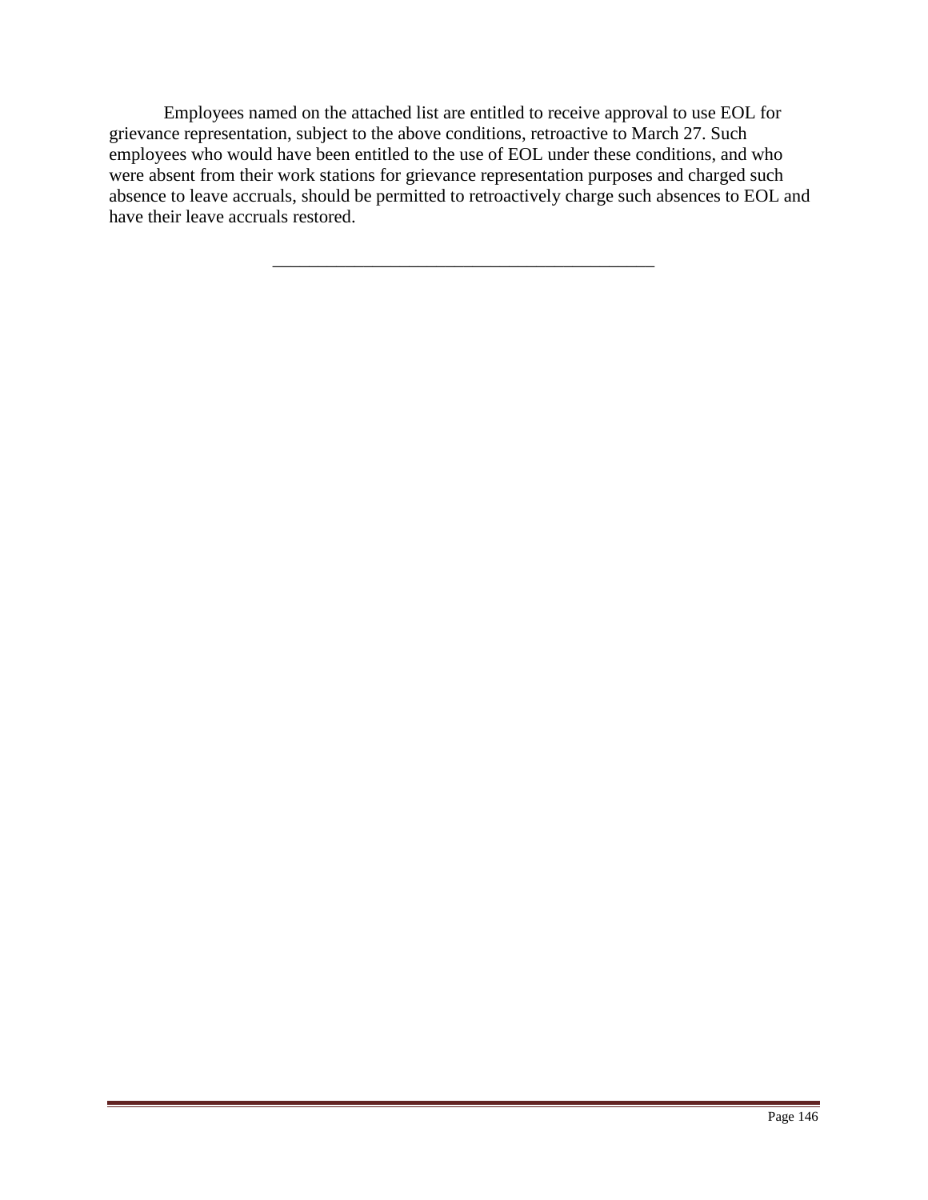Employees named on the attached list are entitled to receive approval to use EOL for grievance representation, subject to the above conditions, retroactive to March 27. Such employees who would have been entitled to the use of EOL under these conditions, and who were absent from their work stations for grievance representation purposes and charged such absence to leave accruals, should be permitted to retroactively charge such absences to EOL and have their leave accruals restored.

---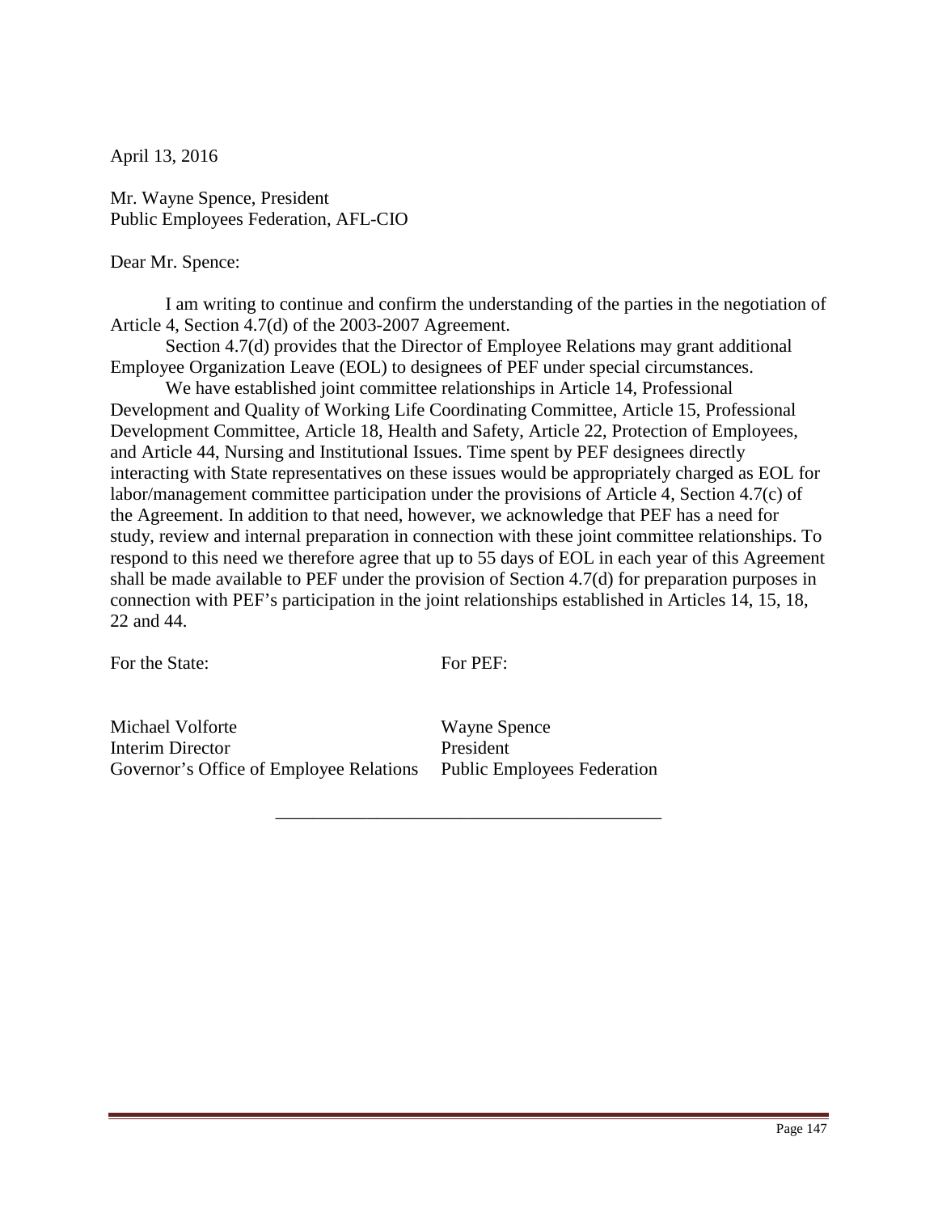April 13, 2016

Mr. Wayne Spence, President  
Public Employees Federation, AFL-CIO

Dear Mr. Spence:

I am writing to continue and confirm the understanding of the parties in the negotiation of Article 4, Section 4.7(d) of the 2003-2007 Agreement.

Section 4.7(d) provides that the Director of Employee Relations may grant additional Employee Organization Leave (EOL) to designees of PEF under special circumstances.

We have established joint committee relationships in Article 14, Professional Development and Quality of Working Life Coordinating Committee, Article 15, Professional Development Committee, Article 18, Health and Safety, Article 22, Protection of Employees, and Article 44, Nursing and Institutional Issues. Time spent by PEF designees directly interacting with State representatives on these issues would be appropriately charged as EOL for labor/management committee participation under the provisions of Article 4, Section 4.7(c) of the Agreement. In addition to that need, however, we acknowledge that PEF has a need for study, review and internal preparation in connection with these joint committee relationships. To respond to this need we therefore agree that up to 55 days of EOL in each year of this Agreement shall be made available to PEF under the provision of Section 4.7(d) for preparation purposes in connection with PEF's participation in the joint relationships established in Articles 14, 15, 18, 22 and 44.

| For the State: | For PEF: |
| --- | --- |
| Michael Volforte | Wayne Spence |
| Interim Director | President |
| Governor's Office of Employee Relations | Public Employees Federation |

---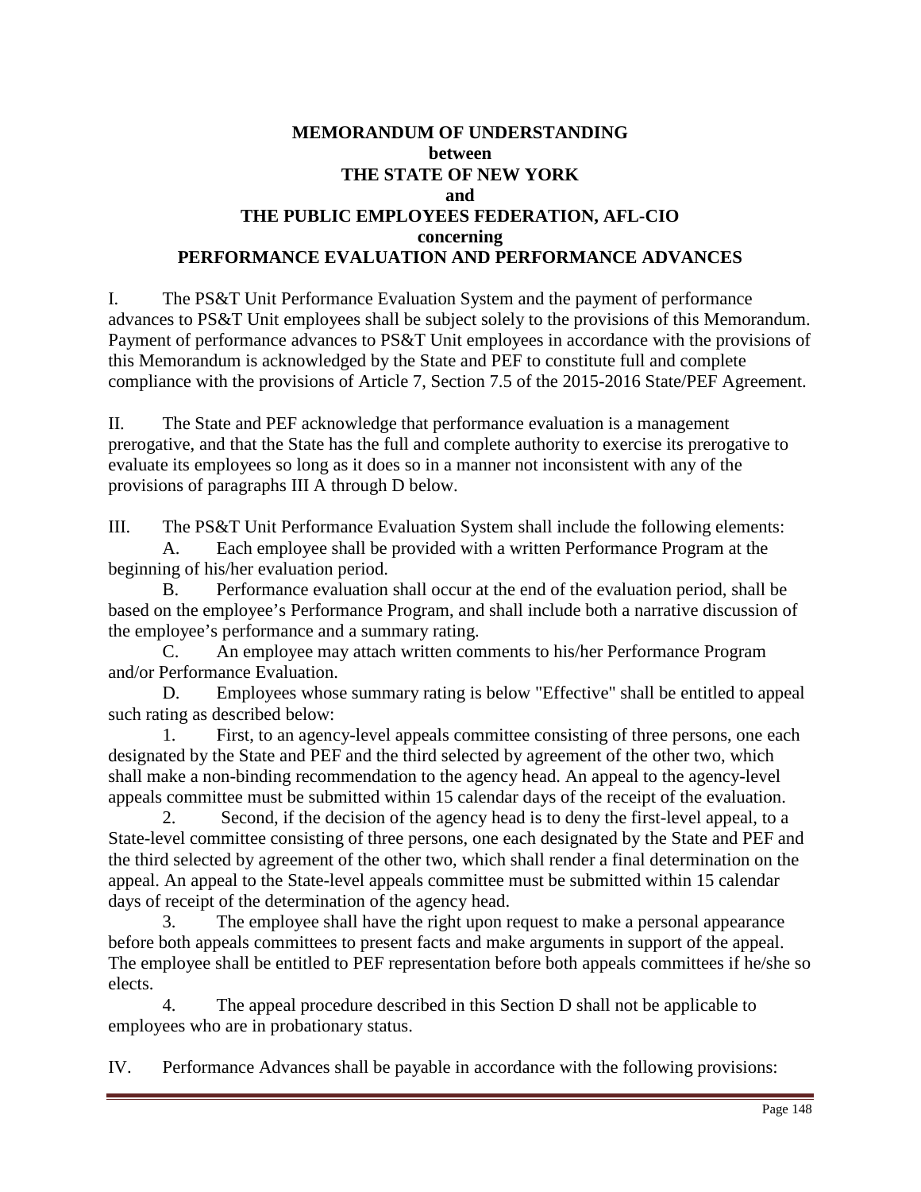# MEMORANDUM OF UNDERSTANDING
## between
## THE STATE OF NEW YORK
## and
## THE PUBLIC EMPLOYEES FEDERATION, AFL-CIO
## concerning
## PERFORMANCE EVALUATION AND PERFORMANCE ADVANCES

I. The PS&T Unit Performance Evaluation System and the payment of performance advances to PS&T Unit employees shall be subject solely to the provisions of this Memorandum. Payment of performance advances to PS&T Unit employees in accordance with the provisions of this Memorandum is acknowledged by the State and PEF to constitute full and complete compliance with the provisions of Article 7, Section 7.5 of the 2015-2016 State/PEF Agreement.

II. The State and PEF acknowledge that performance evaluation is a management prerogative, and that the State has the full and complete authority to exercise its prerogative to evaluate its employees so long as it does so in a manner not inconsistent with any of the provisions of paragraphs III A through D below.

III. The PS&T Unit Performance Evaluation System shall include the following elements:

A. Each employee shall be provided with a written Performance Program at the beginning of his/her evaluation period.

B. Performance evaluation shall occur at the end of the evaluation period, shall be based on the employee's Performance Program, and shall include both a narrative discussion of the employee's performance and a summary rating.

C. An employee may attach written comments to his/her Performance Program and/or Performance Evaluation.

D. Employees whose summary rating is below "Effective" shall be entitled to appeal such rating as described below:

1. First, to an agency-level appeals committee consisting of three persons, one each designated by the State and PEF and the third selected by agreement of the other two, which shall make a non-binding recommendation to the agency head. An appeal to the agency-level appeals committee must be submitted within 15 calendar days of the receipt of the evaluation.

2. Second, if the decision of the agency head is to deny the first-level appeal, to a State-level committee consisting of three persons, one each designated by the State and PEF and the third selected by agreement of the other two, which shall render a final determination on the appeal. An appeal to the State-level appeals committee must be submitted within 15 calendar days of receipt of the determination of the agency head.

3. The employee shall have the right upon request to make a personal appearance before both appeals committees to present facts and make arguments in support of the appeal. The employee shall be entitled to PEF representation before both appeals committees if he/she so elects.

4. The appeal procedure described in this Section D shall not be applicable to employees who are in probationary status.

IV. Performance Advances shall be payable in accordance with the following provisions: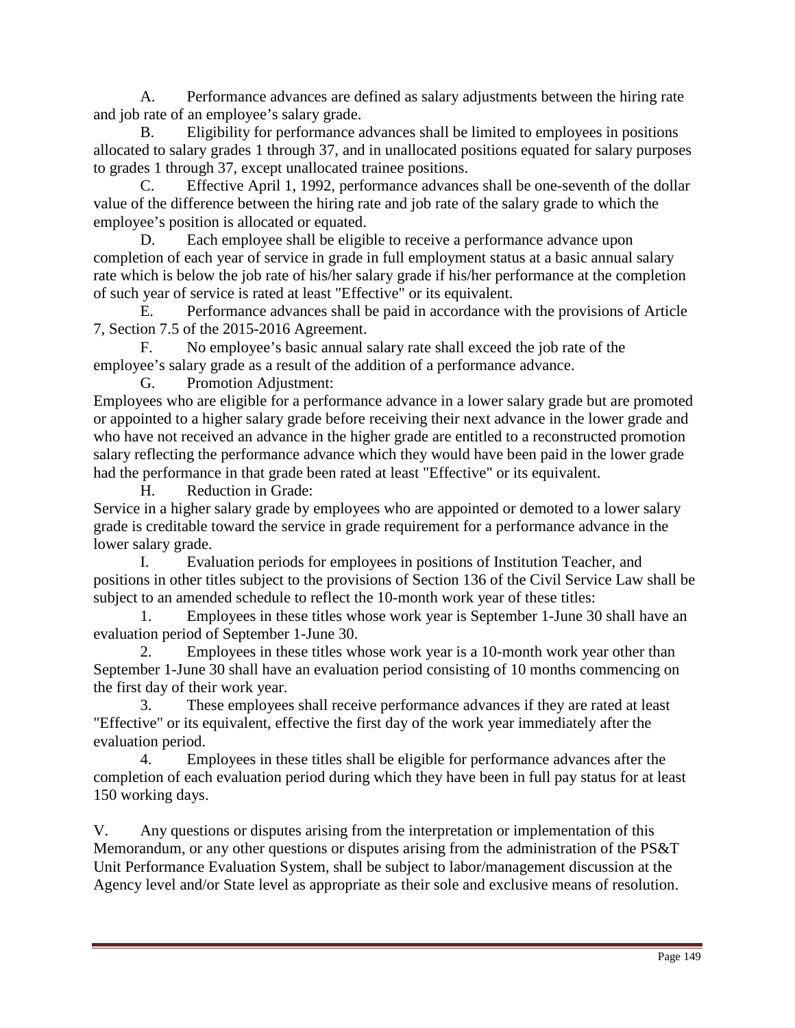A. Performance advances are defined as salary adjustments between the hiring rate and job rate of an employee's salary grade.

B. Eligibility for performance advances shall be limited to employees in positions allocated to salary grades 1 through 37, and in unallocated positions equated for salary purposes to grades 1 through 37, except unallocated trainee positions.

C. Effective April 1, 1992, performance advances shall be one-seventh of the dollar value of the difference between the hiring rate and job rate of the salary grade to which the employee's position is allocated or equated.

D. Each employee shall be eligible to receive a performance advance upon completion of each year of service in grade in full employment status at a basic annual salary rate which is below the job rate of his/her salary grade if his/her performance at the completion of such year of service is rated at least "Effective" or its equivalent.

E. Performance advances shall be paid in accordance with the provisions of Article 7, Section 7.5 of the 2015-2016 Agreement.

F. No employee's basic annual salary rate shall exceed the job rate of the employee's salary grade as a result of the addition of a performance advance.

G. Promotion Adjustment:

Employees who are eligible for a performance advance in a lower salary grade but are promoted or appointed to a higher salary grade before receiving their next advance in the lower grade and who have not received an advance in the higher grade are entitled to a reconstructed promotion salary reflecting the performance advance which they would have been paid in the lower grade had the performance in that grade been rated at least "Effective" or its equivalent.

H. Reduction in Grade:

Service in a higher salary grade by employees who are appointed or demoted to a lower salary grade is creditable toward the service in grade requirement for a performance advance in the lower salary grade.

I. Evaluation periods for employees in positions of Institution Teacher, and positions in other titles subject to the provisions of Section 136 of the Civil Service Law shall be subject to an amended schedule to reflect the 10-month work year of these titles:

1. Employees in these titles whose work year is September 1-June 30 shall have an evaluation period of September 1-June 30.
2. Employees in these titles whose work year is a 10-month work year other than September 1-June 30 shall have an evaluation period consisting of 10 months commencing on the first day of their work year.
3. These employees shall receive performance advances if they are rated at least "Effective" or its equivalent, effective the first day of the work year immediately after the evaluation period.
4. Employees in these titles shall be eligible for performance advances after the completion of each evaluation period during which they have been in full pay status for at least 150 working days.

V. Any questions or disputes arising from the interpretation or implementation of this Memorandum, or any other questions or disputes arising from the administration of the PS&T Unit Performance Evaluation System, shall be subject to labor/management discussion at the Agency level and/or State level as appropriate as their sole and exclusive means of resolution.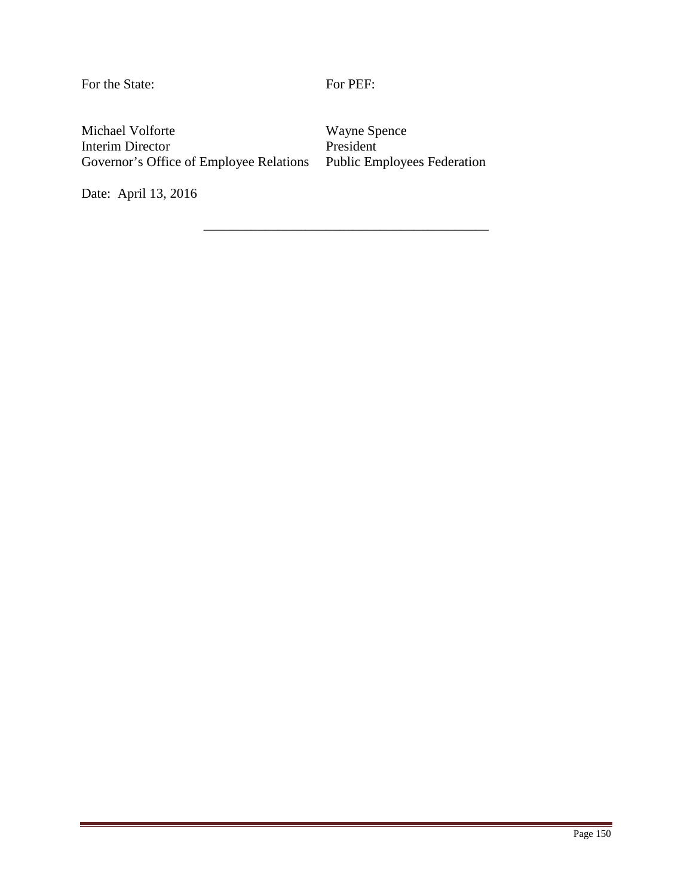| For the State: | For PEF: |
|---|---|
| Michael Volforte<br>Interim Director<br>Governor's Office of Employee Relations | Wayne Spence<br>President<br>Public Employees Federation |

Date: April 13, 2016

---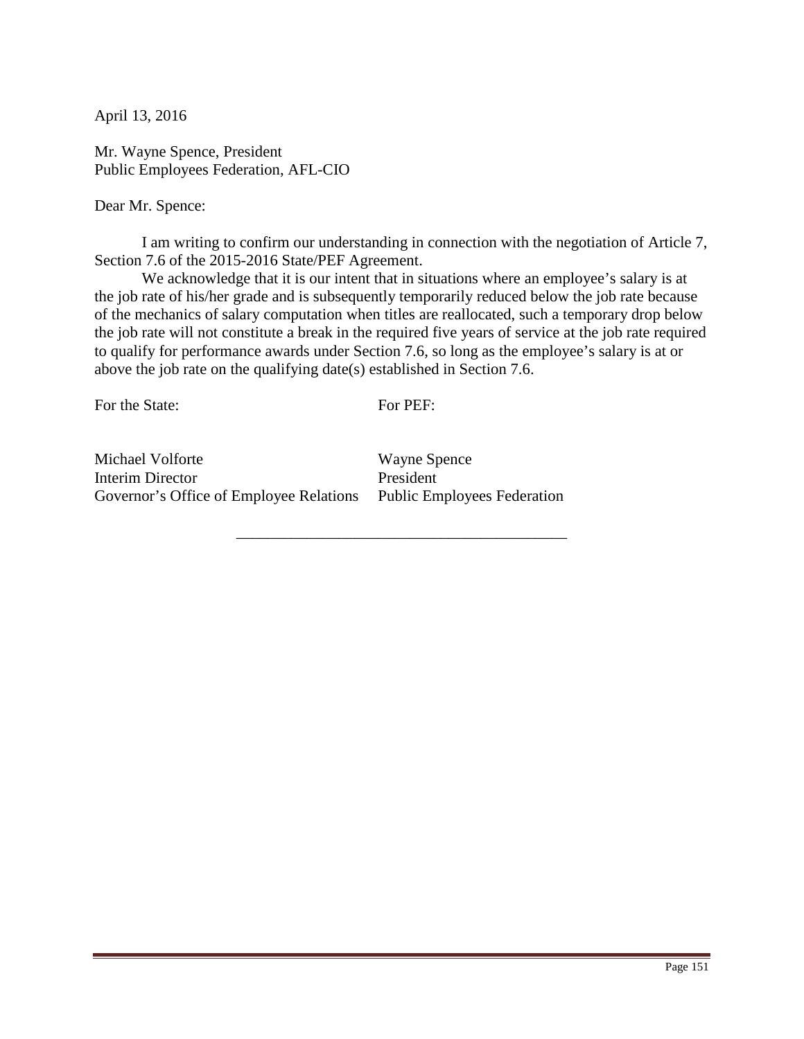April 13, 2016

Mr. Wayne Spence, President
Public Employees Federation, AFL-CIO

Dear Mr. Spence:

I am writing to confirm our understanding in connection with the negotiation of Article 7, Section 7.6 of the 2015-2016 State/PEF Agreement.

We acknowledge that it is our intent that in situations where an employee's salary is at the job rate of his/her grade and is subsequently temporarily reduced below the job rate because of the mechanics of salary computation when titles are reallocated, such a temporary drop below the job rate will not constitute a break in the required five years of service at the job rate required to qualify for performance awards under Section 7.6, so long as the employee's salary is at or above the job rate on the qualifying date(s) established in Section 7.6.

| For the State: | For PEF: |
| --- | --- |
| Michael Volforte | Wayne Spence |
| Interim Director | President |
| Governor's Office of Employee Relations | Public Employees Federation |

---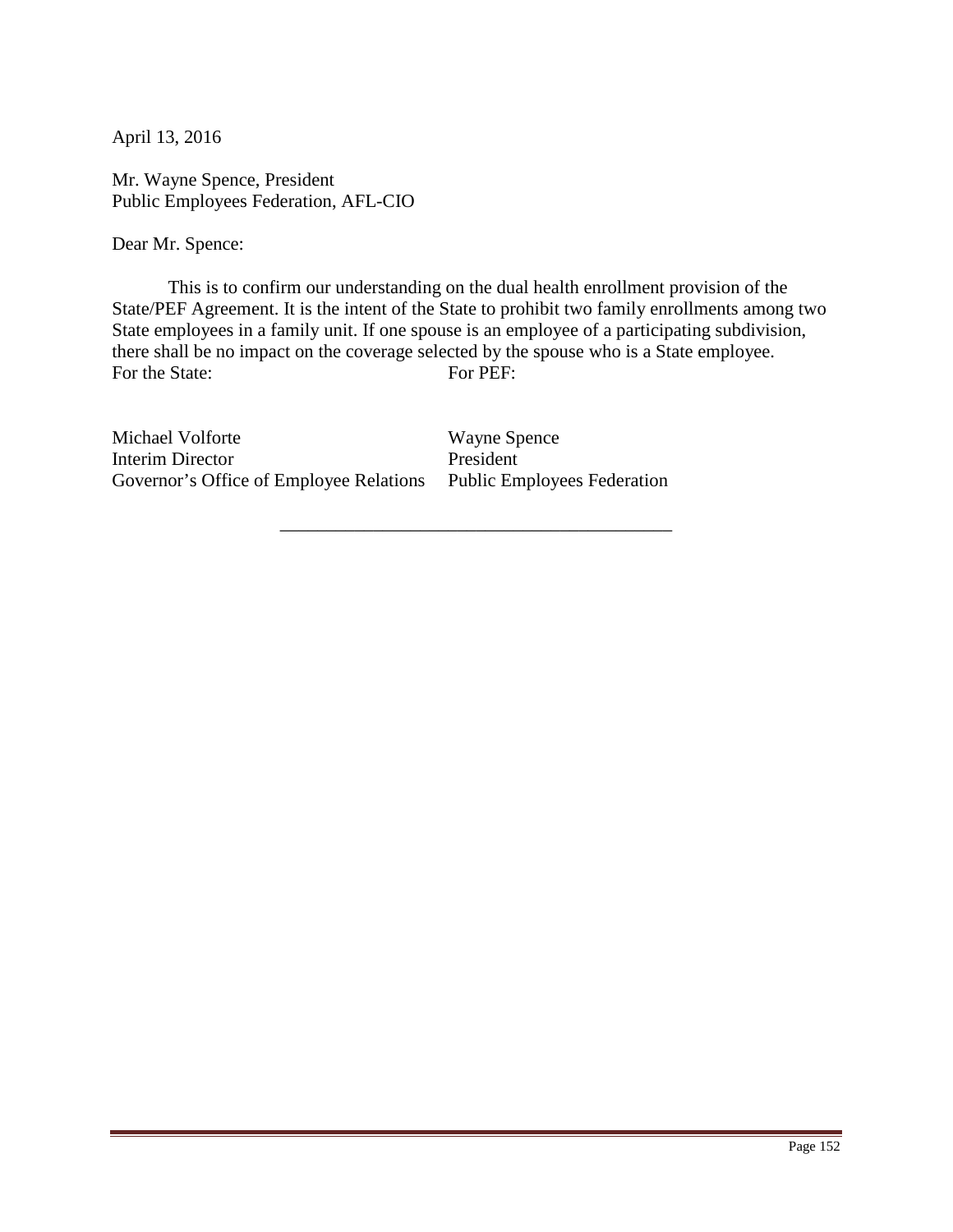April 13, 2016

Mr. Wayne Spence, President
Public Employees Federation, AFL-CIO

Dear Mr. Spence:

This is to confirm our understanding on the dual health enrollment provision of the State/PEF Agreement. It is the intent of the State to prohibit two family enrollments among two State employees in a family unit. If one spouse is an employee of a participating subdivision, there shall be no impact on the coverage selected by the spouse who is a State employee.

| For the State: | For PEF: |
|---|---|
| Michael Volforte | Wayne Spence |
| Interim Director | President |
| Governor's Office of Employee Relations | Public Employees Federation |

---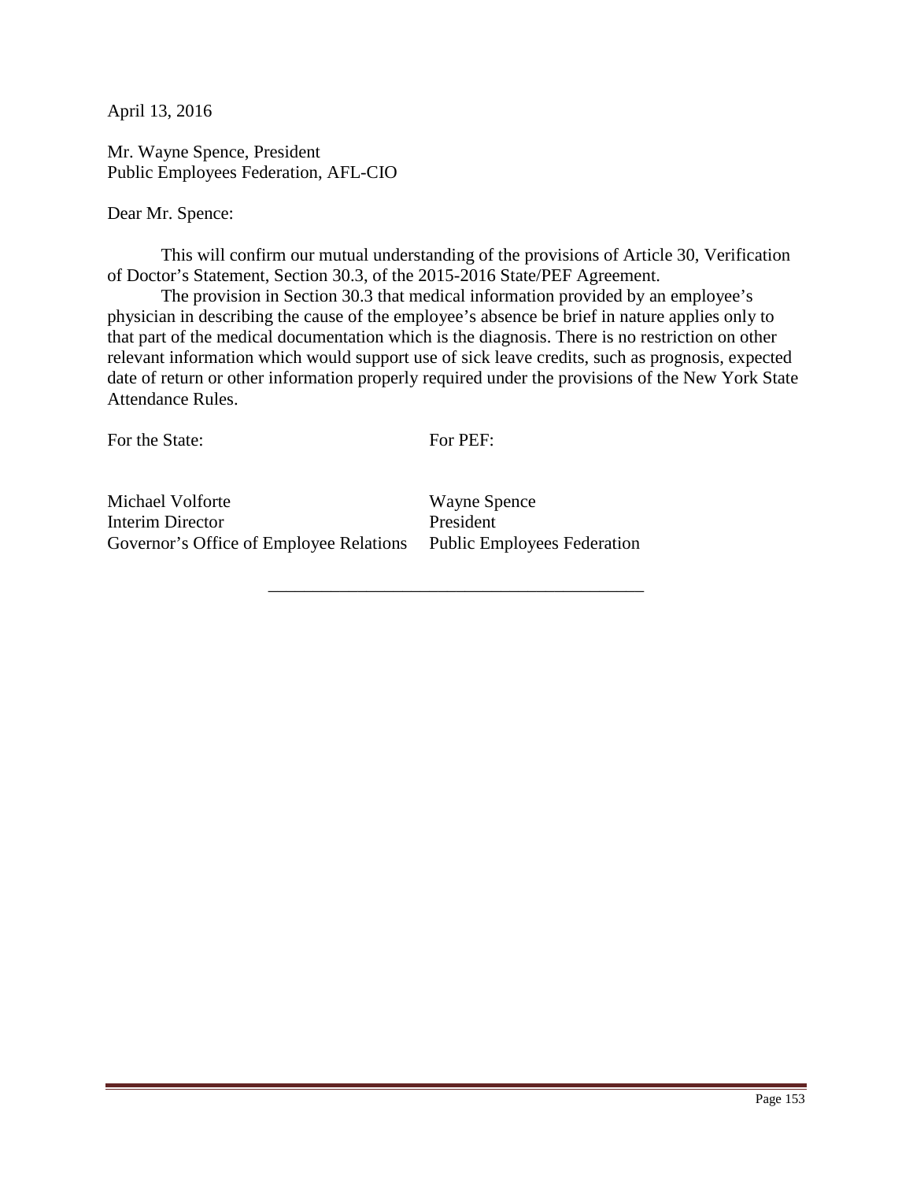April 13, 2016

Mr. Wayne Spence, President
Public Employees Federation, AFL-CIO

Dear Mr. Spence:

This will confirm our mutual understanding of the provisions of Article 30, Verification of Doctor's Statement, Section 30.3, of the 2015-2016 State/PEF Agreement.

The provision in Section 30.3 that medical information provided by an employee's physician in describing the cause of the employee's absence be brief in nature applies only to that part of the medical documentation which is the diagnosis. There is no restriction on other relevant information which would support use of sick leave credits, such as prognosis, expected date of return or other information properly required under the provisions of the New York State Attendance Rules.

| For the State: | For PEF: |
|---|---|
| Michael Volforte | Wayne Spence |
| Interim Director | President |
| Governor's Office of Employee Relations | Public Employees Federation |

---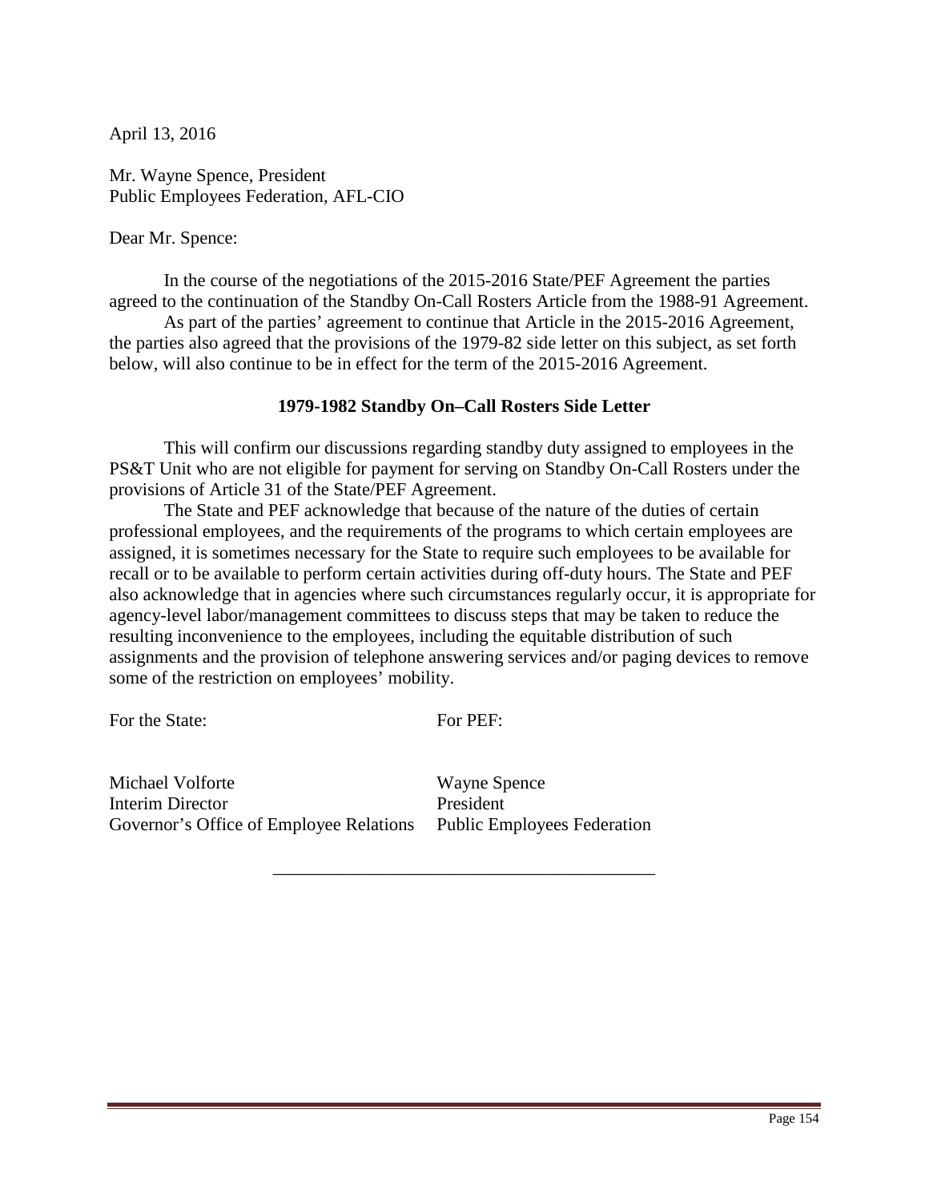April 13, 2016

Mr. Wayne Spence, President
Public Employees Federation, AFL-CIO

Dear Mr. Spence:

In the course of the negotiations of the 2015-2016 State/PEF Agreement the parties agreed to the continuation of the Standby On-Call Rosters Article from the 1988-91 Agreement.

As part of the parties' agreement to continue that Article in the 2015-2016 Agreement, the parties also agreed that the provisions of the 1979-82 side letter on this subject, as set forth below, will also continue to be in effect for the term of the 2015-2016 Agreement.

**1979-1982 Standby On–Call Rosters Side Letter**

This will confirm our discussions regarding standby duty assigned to employees in the PS&T Unit who are not eligible for payment for serving on Standby On-Call Rosters under the provisions of Article 31 of the State/PEF Agreement.

The State and PEF acknowledge that because of the nature of the duties of certain professional employees, and the requirements of the programs to which certain employees are assigned, it is sometimes necessary for the State to require such employees to be available for recall or to be available to perform certain activities during off-duty hours. The State and PEF also acknowledge that in agencies where such circumstances regularly occur, it is appropriate for agency-level labor/management committees to discuss steps that may be taken to reduce the resulting inconvenience to the employees, including the equitable distribution of such assignments and the provision of telephone answering services and/or paging devices to remove some of the restriction on employees' mobility.

| For the State: | For PEF: |
|---|---|
| Michael Volforte<br>Interim Director<br>Governor's Office of Employee Relations | Wayne Spence<br>President<br>Public Employees Federation |

---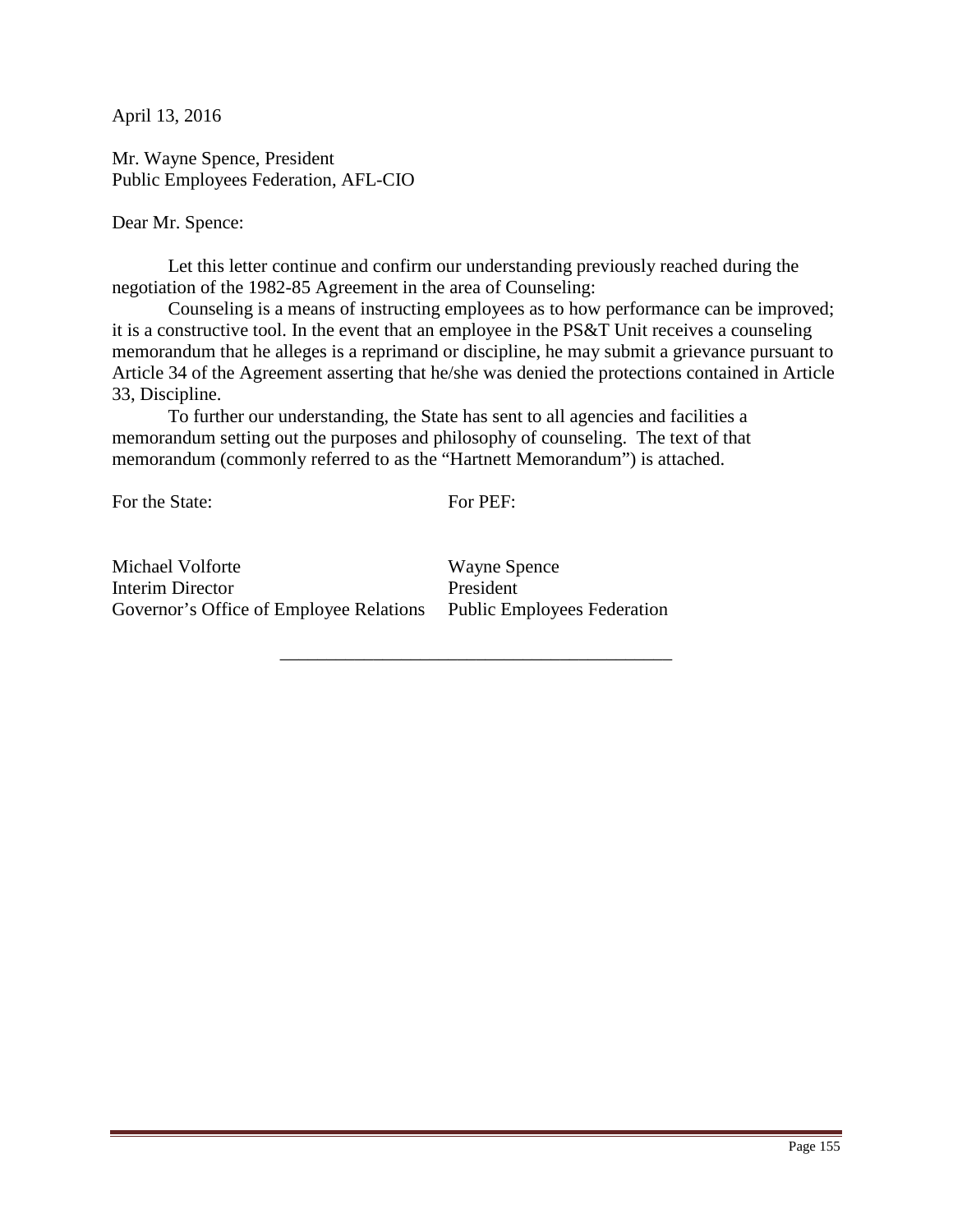April 13, 2016

Mr. Wayne Spence, President
Public Employees Federation, AFL-CIO

Dear Mr. Spence:

Let this letter continue and confirm our understanding previously reached during the negotiation of the 1982-85 Agreement in the area of Counseling:

Counseling is a means of instructing employees as to how performance can be improved; it is a constructive tool. In the event that an employee in the PS&T Unit receives a counseling memorandum that he alleges is a reprimand or discipline, he may submit a grievance pursuant to Article 34 of the Agreement asserting that he/she was denied the protections contained in Article 33, Discipline.

To further our understanding, the State has sent to all agencies and facilities a memorandum setting out the purposes and philosophy of counseling. The text of that memorandum (commonly referred to as the "Hartnett Memorandum") is attached.

| For the State: | For PEF: |
|---|---|
| Michael Volforte | Wayne Spence |
| Interim Director | President |
| Governor's Office of Employee Relations | Public Employees Federation |

---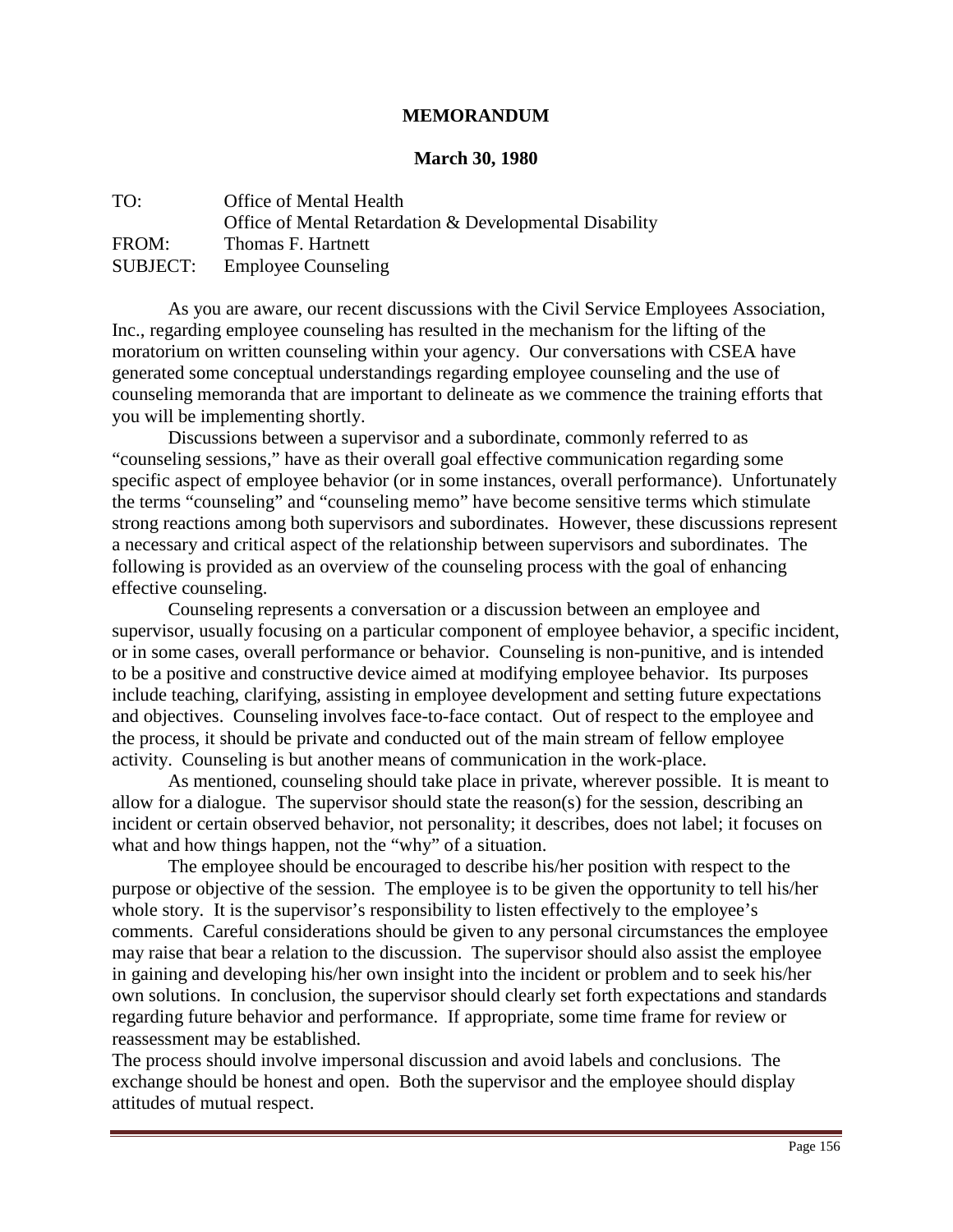**MEMORANDUM**

**March 30, 1980**

| | |
|---|---|
| TO: | Office of Mental Health |
| | Office of Mental Retardation & Developmental Disability |
| FROM: | Thomas F. Hartnett |
| SUBJECT: | Employee Counseling |

As you are aware, our recent discussions with the Civil Service Employees Association, Inc., regarding employee counseling has resulted in the mechanism for the lifting of the moratorium on written counseling within your agency. Our conversations with CSEA have generated some conceptual understandings regarding employee counseling and the use of counseling memoranda that are important to delineate as we commence the training efforts that you will be implementing shortly.

Discussions between a supervisor and a subordinate, commonly referred to as "counseling sessions," have as their overall goal effective communication regarding some specific aspect of employee behavior (or in some instances, overall performance). Unfortunately the terms "counseling" and "counseling memo" have become sensitive terms which stimulate strong reactions among both supervisors and subordinates. However, these discussions represent a necessary and critical aspect of the relationship between supervisors and subordinates. The following is provided as an overview of the counseling process with the goal of enhancing effective counseling.

Counseling represents a conversation or a discussion between an employee and supervisor, usually focusing on a particular component of employee behavior, a specific incident, or in some cases, overall performance or behavior. Counseling is non-punitive, and is intended to be a positive and constructive device aimed at modifying employee behavior. Its purposes include teaching, clarifying, assisting in employee development and setting future expectations and objectives. Counseling involves face-to-face contact. Out of respect to the employee and the process, it should be private and conducted out of the main stream of fellow employee activity. Counseling is but another means of communication in the work-place.

As mentioned, counseling should take place in private, wherever possible. It is meant to allow for a dialogue. The supervisor should state the reason(s) for the session, describing an incident or certain observed behavior, not personality; it describes, does not label; it focuses on what and how things happen, not the "why" of a situation.

The employee should be encouraged to describe his/her position with respect to the purpose or objective of the session. The employee is to be given the opportunity to tell his/her whole story. It is the supervisor's responsibility to listen effectively to the employee's comments. Careful considerations should be given to any personal circumstances the employee may raise that bear a relation to the discussion. The supervisor should also assist the employee in gaining and developing his/her own insight into the incident or problem and to seek his/her own solutions. In conclusion, the supervisor should clearly set forth expectations and standards regarding future behavior and performance. If appropriate, some time frame for review or reassessment may be established.

The process should involve impersonal discussion and avoid labels and conclusions. The exchange should be honest and open. Both the supervisor and the employee should display attitudes of mutual respect.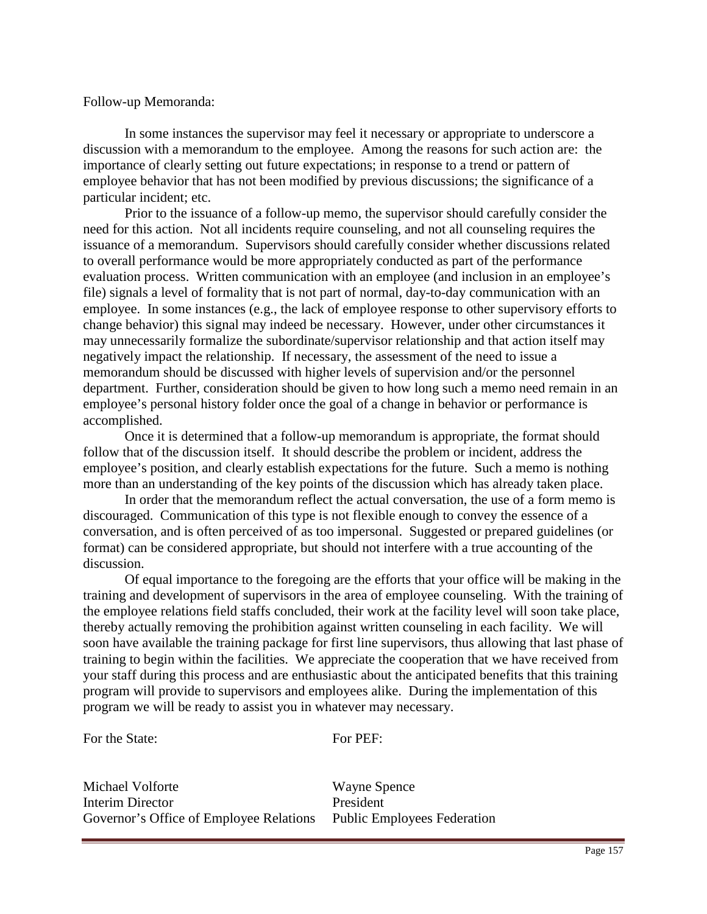Follow-up Memoranda:

In some instances the supervisor may feel it necessary or appropriate to underscore a discussion with a memorandum to the employee. Among the reasons for such action are: the importance of clearly setting out future expectations; in response to a trend or pattern of employee behavior that has not been modified by previous discussions; the significance of a particular incident; etc.

Prior to the issuance of a follow-up memo, the supervisor should carefully consider the need for this action. Not all incidents require counseling, and not all counseling requires the issuance of a memorandum. Supervisors should carefully consider whether discussions related to overall performance would be more appropriately conducted as part of the performance evaluation process. Written communication with an employee (and inclusion in an employee's file) signals a level of formality that is not part of normal, day-to-day communication with an employee. In some instances (e.g., the lack of employee response to other supervisory efforts to change behavior) this signal may indeed be necessary. However, under other circumstances it may unnecessarily formalize the subordinate/supervisor relationship and that action itself may negatively impact the relationship. If necessary, the assessment of the need to issue a memorandum should be discussed with higher levels of supervision and/or the personnel department. Further, consideration should be given to how long such a memo need remain in an employee's personal history folder once the goal of a change in behavior or performance is accomplished.

Once it is determined that a follow-up memorandum is appropriate, the format should follow that of the discussion itself. It should describe the problem or incident, address the employee's position, and clearly establish expectations for the future. Such a memo is nothing more than an understanding of the key points of the discussion which has already taken place.

In order that the memorandum reflect the actual conversation, the use of a form memo is discouraged. Communication of this type is not flexible enough to convey the essence of a conversation, and is often perceived of as too impersonal. Suggested or prepared guidelines (or format) can be considered appropriate, but should not interfere with a true accounting of the discussion.

Of equal importance to the foregoing are the efforts that your office will be making in the training and development of supervisors in the area of employee counseling. With the training of the employee relations field staffs concluded, their work at the facility level will soon take place, thereby actually removing the prohibition against written counseling in each facility. We will soon have available the training package for first line supervisors, thus allowing that last phase of training to begin within the facilities. We appreciate the cooperation that we have received from your staff during this process and are enthusiastic about the anticipated benefits that this training program will provide to supervisors and employees alike. During the implementation of this program we will be ready to assist you in whatever may necessary.

| For the State: | For PEF: |
|---|---|
| Michael Volforte | Wayne Spence |
| Interim Director | President |
| Governor's Office of Employee Relations | Public Employees Federation |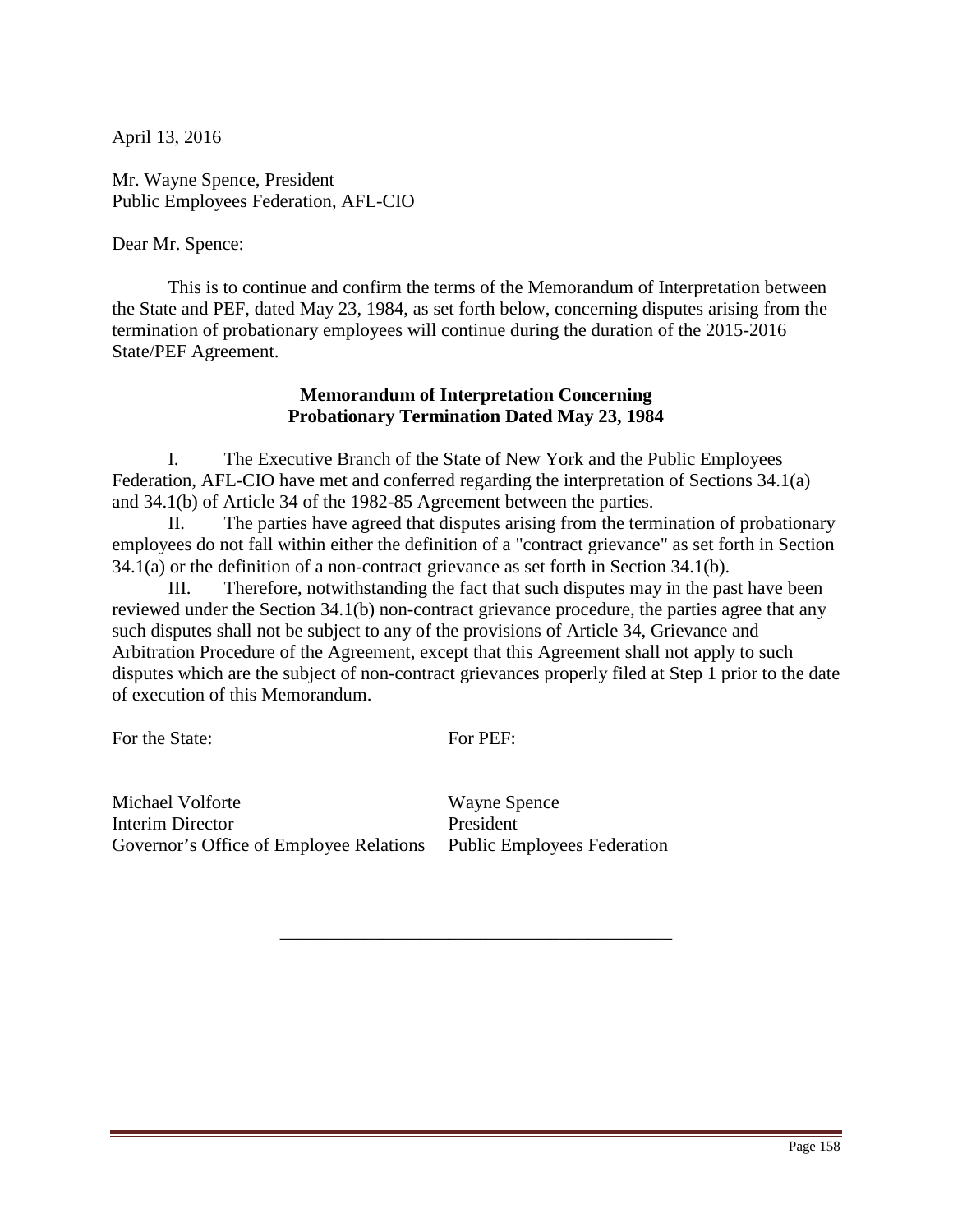April 13, 2016

Mr. Wayne Spence, President
Public Employees Federation, AFL-CIO

Dear Mr. Spence:

This is to continue and confirm the terms of the Memorandum of Interpretation between the State and PEF, dated May 23, 1984, as set forth below, concerning disputes arising from the termination of probationary employees will continue during the duration of the 2015-2016 State/PEF Agreement.

**Memorandum of Interpretation Concerning Probationary Termination Dated May 23, 1984**

I. The Executive Branch of the State of New York and the Public Employees Federation, AFL-CIO have met and conferred regarding the interpretation of Sections 34.1(a) and 34.1(b) of Article 34 of the 1982-85 Agreement between the parties.

II. The parties have agreed that disputes arising from the termination of probationary employees do not fall within either the definition of a "contract grievance" as set forth in Section 34.1(a) or the definition of a non-contract grievance as set forth in Section 34.1(b).

III. Therefore, notwithstanding the fact that such disputes may in the past have been reviewed under the Section 34.1(b) non-contract grievance procedure, the parties agree that any such disputes shall not be subject to any of the provisions of Article 34, Grievance and Arbitration Procedure of the Agreement, except that this Agreement shall not apply to such disputes which are the subject of non-contract grievances properly filed at Step 1 prior to the date of execution of this Memorandum.

| For the State: | For PEF: |
| --- | --- |
| Michael Volforte<br>Interim Director<br>Governor's Office of Employee Relations | Wayne Spence<br>President<br>Public Employees Federation |

---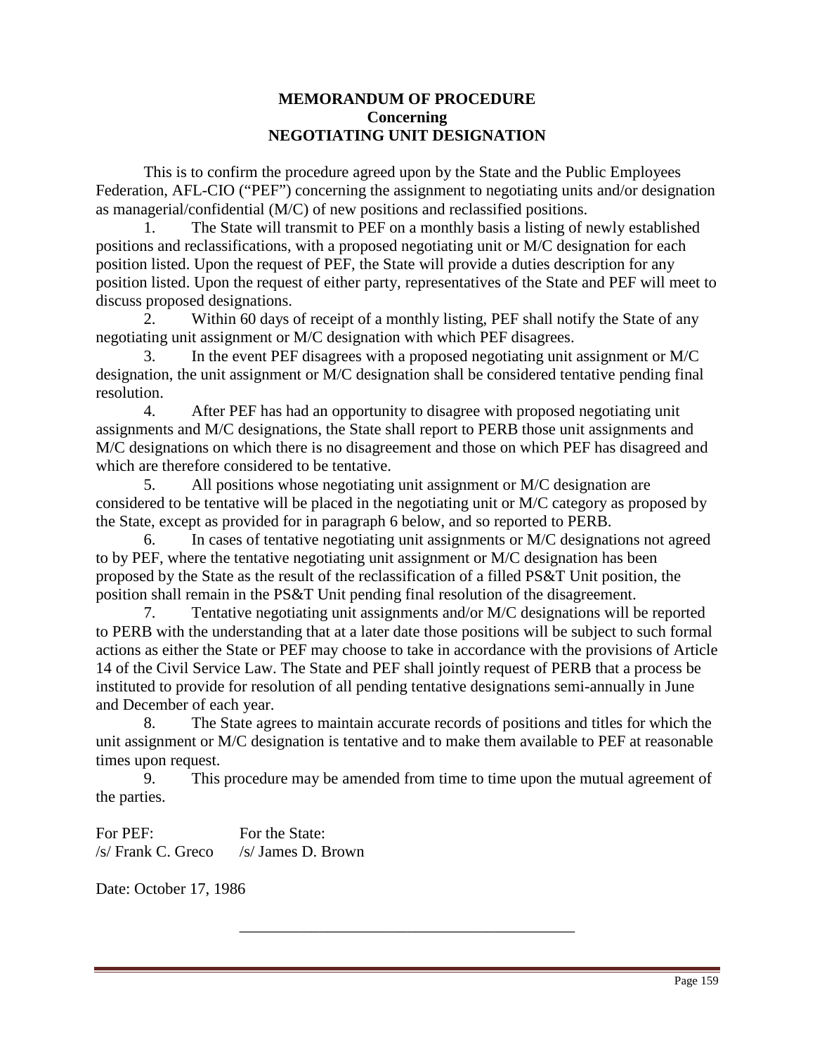# MEMORANDUM OF PROCEDURE
## Concerning
## NEGOTIATING UNIT DESIGNATION

This is to confirm the procedure agreed upon by the State and the Public Employees Federation, AFL-CIO ("PEF") concerning the assignment to negotiating units and/or designation as managerial/confidential (M/C) of new positions and reclassified positions.

1. The State will transmit to PEF on a monthly basis a listing of newly established positions and reclassifications, with a proposed negotiating unit or M/C designation for each position listed. Upon the request of PEF, the State will provide a duties description for any position listed. Upon the request of either party, representatives of the State and PEF will meet to discuss proposed designations.

2. Within 60 days of receipt of a monthly listing, PEF shall notify the State of any negotiating unit assignment or M/C designation with which PEF disagrees.

3. In the event PEF disagrees with a proposed negotiating unit assignment or M/C designation, the unit assignment or M/C designation shall be considered tentative pending final resolution.

4. After PEF has had an opportunity to disagree with proposed negotiating unit assignments and M/C designations, the State shall report to PERB those unit assignments and M/C designations on which there is no disagreement and those on which PEF has disagreed and which are therefore considered to be tentative.

5. All positions whose negotiating unit assignment or M/C designation are considered to be tentative will be placed in the negotiating unit or M/C category as proposed by the State, except as provided for in paragraph 6 below, and so reported to PERB.

6. In cases of tentative negotiating unit assignments or M/C designations not agreed to by PEF, where the tentative negotiating unit assignment or M/C designation has been proposed by the State as the result of the reclassification of a filled PS&T Unit position, the position shall remain in the PS&T Unit pending final resolution of the disagreement.

7. Tentative negotiating unit assignments and/or M/C designations will be reported to PERB with the understanding that at a later date those positions will be subject to such formal actions as either the State or PEF may choose to take in accordance with the provisions of Article 14 of the Civil Service Law. The State and PEF shall jointly request of PERB that a process be instituted to provide for resolution of all pending tentative designations semi-annually in June and December of each year.

8. The State agrees to maintain accurate records of positions and titles for which the unit assignment or M/C designation is tentative and to make them available to PEF at reasonable times upon request.

9. This procedure may be amended from time to time upon the mutual agreement of the parties.

For PEF: /s/ Frank C. Greco

For the State: /s/ James D. Brown

Date: October 17, 1986

---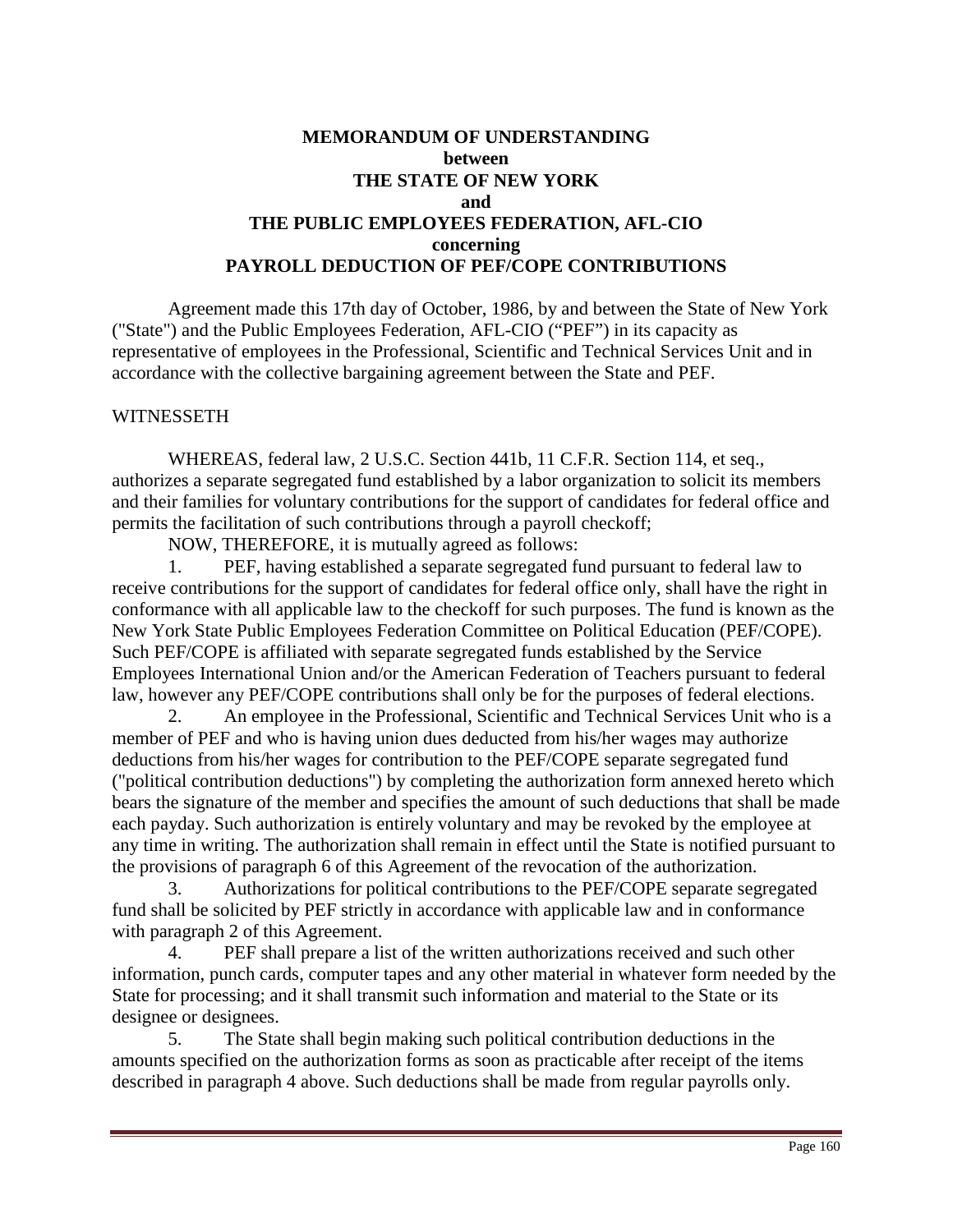**MEMORANDUM OF UNDERSTANDING**
**between**
**THE STATE OF NEW YORK**
**and**
**THE PUBLIC EMPLOYEES FEDERATION, AFL-CIO**
**concerning**
**PAYROLL DEDUCTION OF PEF/COPE CONTRIBUTIONS**

Agreement made this 17th day of October, 1986, by and between the State of New York ("State") and the Public Employees Federation, AFL-CIO ("PEF") in its capacity as representative of employees in the Professional, Scientific and Technical Services Unit and in accordance with the collective bargaining agreement between the State and PEF.

WITNESSETH

WHEREAS, federal law, 2 U.S.C. Section 441b, 11 C.F.R. Section 114, et seq., authorizes a separate segregated fund established by a labor organization to solicit its members and their families for voluntary contributions for the support of candidates for federal office and permits the facilitation of such contributions through a payroll checkoff;

NOW, THEREFORE, it is mutually agreed as follows:

1. PEF, having established a separate segregated fund pursuant to federal law to receive contributions for the support of candidates for federal office only, shall have the right in conformance with all applicable law to the checkoff for such purposes. The fund is known as the New York State Public Employees Federation Committee on Political Education (PEF/COPE). Such PEF/COPE is affiliated with separate segregated funds established by the Service Employees International Union and/or the American Federation of Teachers pursuant to federal law, however any PEF/COPE contributions shall only be for the purposes of federal elections.

2. An employee in the Professional, Scientific and Technical Services Unit who is a member of PEF and who is having union dues deducted from his/her wages may authorize deductions from his/her wages for contribution to the PEF/COPE separate segregated fund ("political contribution deductions") by completing the authorization form annexed hereto which bears the signature of the member and specifies the amount of such deductions that shall be made each payday. Such authorization is entirely voluntary and may be revoked by the employee at any time in writing. The authorization shall remain in effect until the State is notified pursuant to the provisions of paragraph 6 of this Agreement of the revocation of the authorization.

3. Authorizations for political contributions to the PEF/COPE separate segregated fund shall be solicited by PEF strictly in accordance with applicable law and in conformance with paragraph 2 of this Agreement.

4. PEF shall prepare a list of the written authorizations received and such other information, punch cards, computer tapes and any other material in whatever form needed by the State for processing; and it shall transmit such information and material to the State or its designee or designees.

5. The State shall begin making such political contribution deductions in the amounts specified on the authorization forms as soon as practicable after receipt of the items described in paragraph 4 above. Such deductions shall be made from regular payrolls only.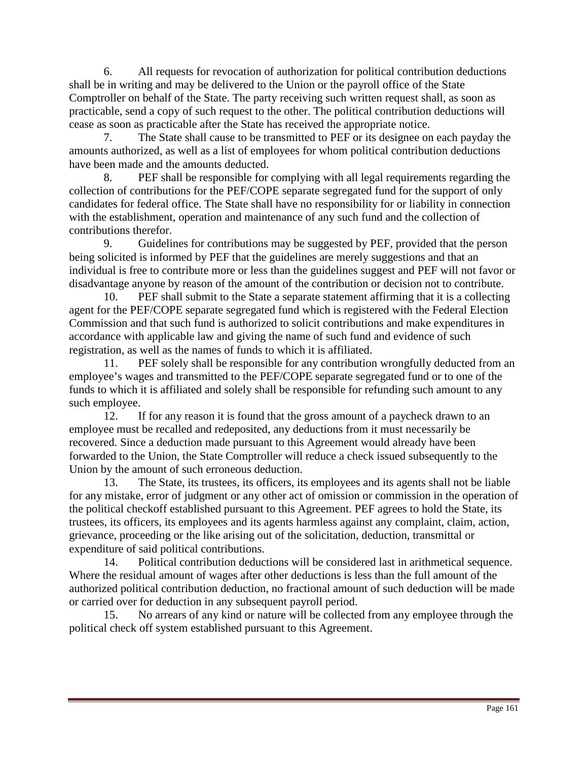6. All requests for revocation of authorization for political contribution deductions shall be in writing and may be delivered to the Union or the payroll office of the State Comptroller on behalf of the State. The party receiving such written request shall, as soon as practicable, send a copy of such request to the other. The political contribution deductions will cease as soon as practicable after the State has received the appropriate notice.

7. The State shall cause to be transmitted to PEF or its designee on each payday the amounts authorized, as well as a list of employees for whom political contribution deductions have been made and the amounts deducted.

8. PEF shall be responsible for complying with all legal requirements regarding the collection of contributions for the PEF/COPE separate segregated fund for the support of only candidates for federal office. The State shall have no responsibility for or liability in connection with the establishment, operation and maintenance of any such fund and the collection of contributions therefor.

9. Guidelines for contributions may be suggested by PEF, provided that the person being solicited is informed by PEF that the guidelines are merely suggestions and that an individual is free to contribute more or less than the guidelines suggest and PEF will not favor or disadvantage anyone by reason of the amount of the contribution or decision not to contribute.

10. PEF shall submit to the State a separate statement affirming that it is a collecting agent for the PEF/COPE separate segregated fund which is registered with the Federal Election Commission and that such fund is authorized to solicit contributions and make expenditures in accordance with applicable law and giving the name of such fund and evidence of such registration, as well as the names of funds to which it is affiliated.

11. PEF solely shall be responsible for any contribution wrongfully deducted from an employee's wages and transmitted to the PEF/COPE separate segregated fund or to one of the funds to which it is affiliated and solely shall be responsible for refunding such amount to any such employee.

12. If for any reason it is found that the gross amount of a paycheck drawn to an employee must be recalled and redeposited, any deductions from it must necessarily be recovered. Since a deduction made pursuant to this Agreement would already have been forwarded to the Union, the State Comptroller will reduce a check issued subsequently to the Union by the amount of such erroneous deduction.

13. The State, its trustees, its officers, its employees and its agents shall not be liable for any mistake, error of judgment or any other act of omission or commission in the operation of the political checkoff established pursuant to this Agreement. PEF agrees to hold the State, its trustees, its officers, its employees and its agents harmless against any complaint, claim, action, grievance, proceeding or the like arising out of the solicitation, deduction, transmittal or expenditure of said political contributions.

14. Political contribution deductions will be considered last in arithmetical sequence. Where the residual amount of wages after other deductions is less than the full amount of the authorized political contribution deduction, no fractional amount of such deduction will be made or carried over for deduction in any subsequent payroll period.

15. No arrears of any kind or nature will be collected from any employee through the political check off system established pursuant to this Agreement.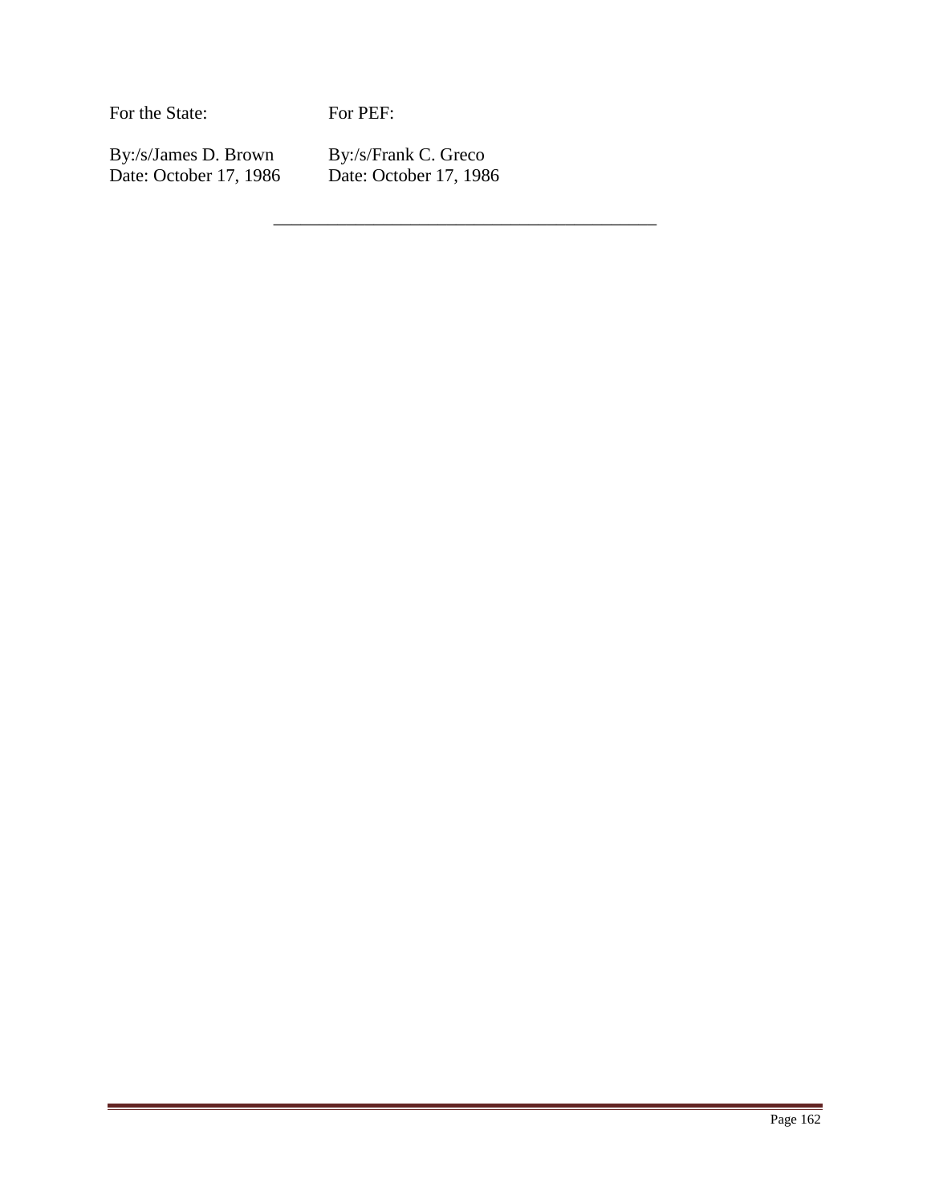| For the State: | For PEF: |
|---|---|
| By:/s/James D. Brown | By:/s/Frank C. Greco |
| Date: October 17, 1986 | Date: October 17, 1986 |

---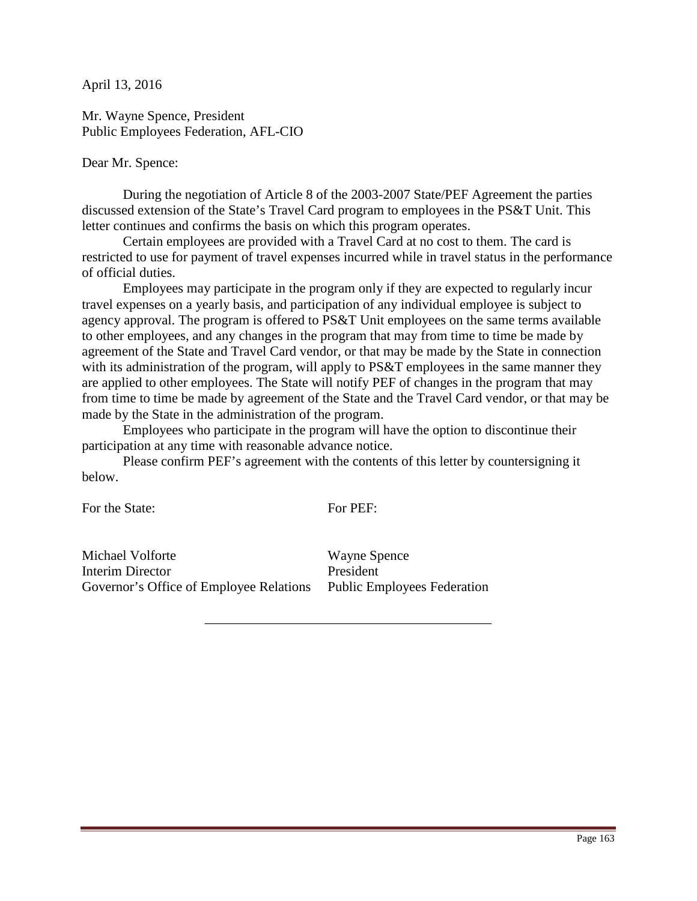April 13, 2016

Mr. Wayne Spence, President
Public Employees Federation, AFL-CIO

Dear Mr. Spence:

During the negotiation of Article 8 of the 2003-2007 State/PEF Agreement the parties discussed extension of the State's Travel Card program to employees in the PS&T Unit. This letter continues and confirms the basis on which this program operates.

Certain employees are provided with a Travel Card at no cost to them. The card is restricted to use for payment of travel expenses incurred while in travel status in the performance of official duties.

Employees may participate in the program only if they are expected to regularly incur travel expenses on a yearly basis, and participation of any individual employee is subject to agency approval. The program is offered to PS&T Unit employees on the same terms available to other employees, and any changes in the program that may from time to time be made by agreement of the State and Travel Card vendor, or that may be made by the State in connection with its administration of the program, will apply to PS&T employees in the same manner they are applied to other employees. The State will notify PEF of changes in the program that may from time to time be made by agreement of the State and the Travel Card vendor, or that may be made by the State in the administration of the program.

Employees who participate in the program will have the option to discontinue their participation at any time with reasonable advance notice.

Please confirm PEF's agreement with the contents of this letter by countersigning it below.

| For the State: | For PEF: |
|---|---|
| Michael Volforte | Wayne Spence |
| Interim Director | President |
| Governor's Office of Employee Relations | Public Employees Federation |

\_\_\_\_\_\_\_\_\_\_\_\_\_\_\_\_\_\_\_\_\_\_\_\_\_\_\_\_\_\_\_\_\_\_\_\_\_\_\_\_\_\_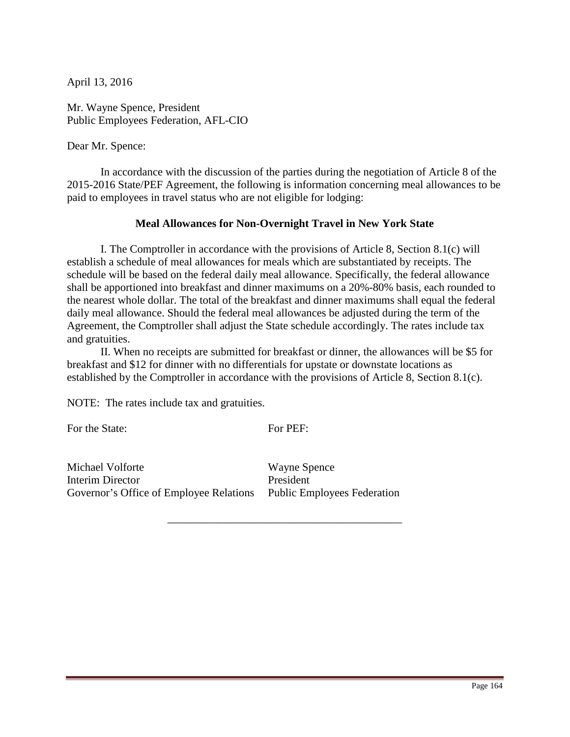April 13, 2016

Mr. Wayne Spence, President
Public Employees Federation, AFL-CIO

Dear Mr. Spence:

In accordance with the discussion of the parties during the negotiation of Article 8 of the 2015-2016 State/PEF Agreement, the following is information concerning meal allowances to be paid to employees in travel status who are not eligible for lodging:

**Meal Allowances for Non-Overnight Travel in New York State**

I. The Comptroller in accordance with the provisions of Article 8, Section 8.1(c) will establish a schedule of meal allowances for meals which are substantiated by receipts. The schedule will be based on the federal daily meal allowance. Specifically, the federal allowance shall be apportioned into breakfast and dinner maximums on a 20%-80% basis, each rounded to the nearest whole dollar. The total of the breakfast and dinner maximums shall equal the federal daily meal allowance. Should the federal meal allowances be adjusted during the term of the Agreement, the Comptroller shall adjust the State schedule accordingly. The rates include tax and gratuities.

II. When no receipts are submitted for breakfast or dinner, the allowances will be $5 for breakfast and $12 for dinner with no differentials for upstate or downstate locations as established by the Comptroller in accordance with the provisions of Article 8, Section 8.1(c).

NOTE: The rates include tax and gratuities.

| For the State: | For PEF: |
| --- | --- |
| Michael Volforte | Wayne Spence |
| Interim Director | President |
| Governor's Office of Employee Relations | Public Employees Federation |

---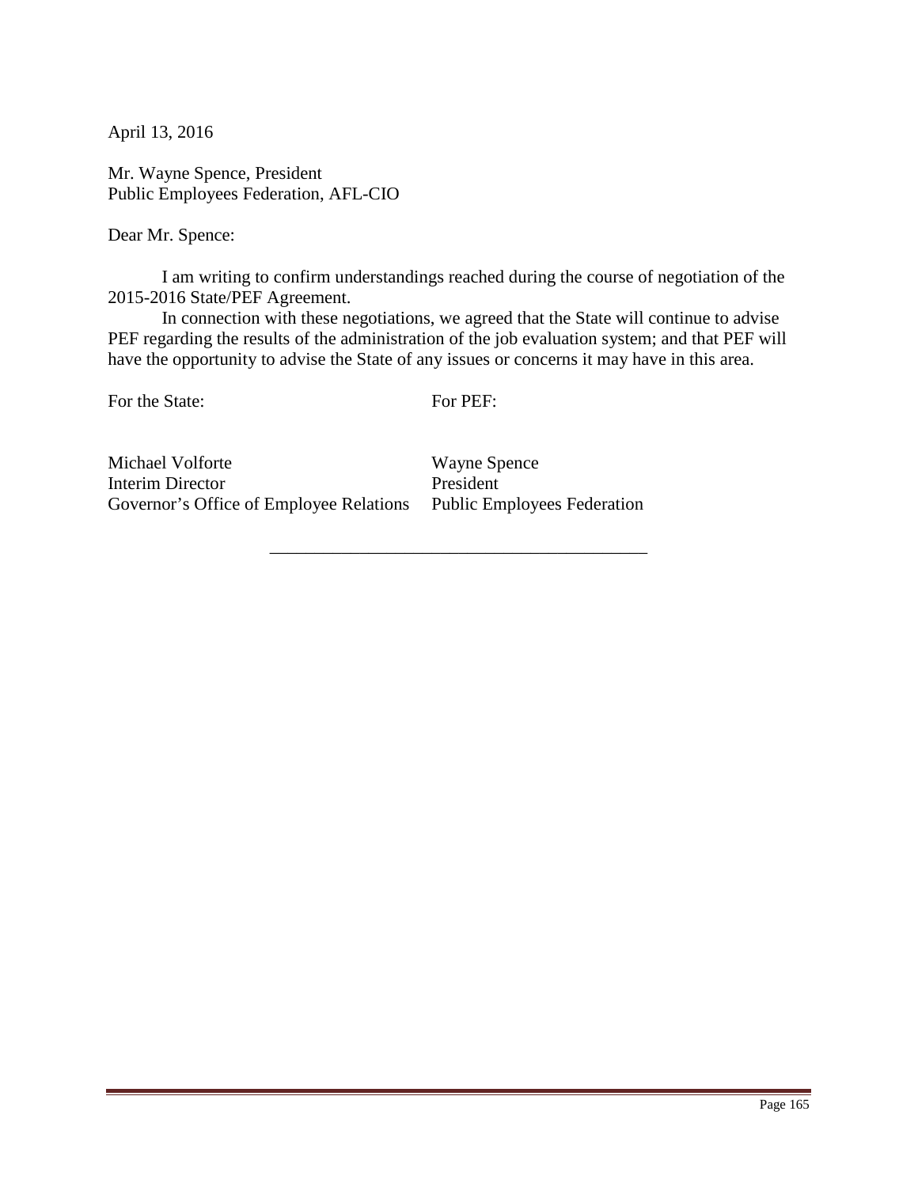April 13, 2016

Mr. Wayne Spence, President
Public Employees Federation, AFL-CIO

Dear Mr. Spence:

I am writing to confirm understandings reached during the course of negotiation of the 2015-2016 State/PEF Agreement.

In connection with these negotiations, we agreed that the State will continue to advise PEF regarding the results of the administration of the job evaluation system; and that PEF will have the opportunity to advise the State of any issues or concerns it may have in this area.

| For the State: | For PEF: |
|---|---|
| Michael Volforte<br>Interim Director<br>Governor's Office of Employee Relations | Wayne Spence<br>President<br>Public Employees Federation |

---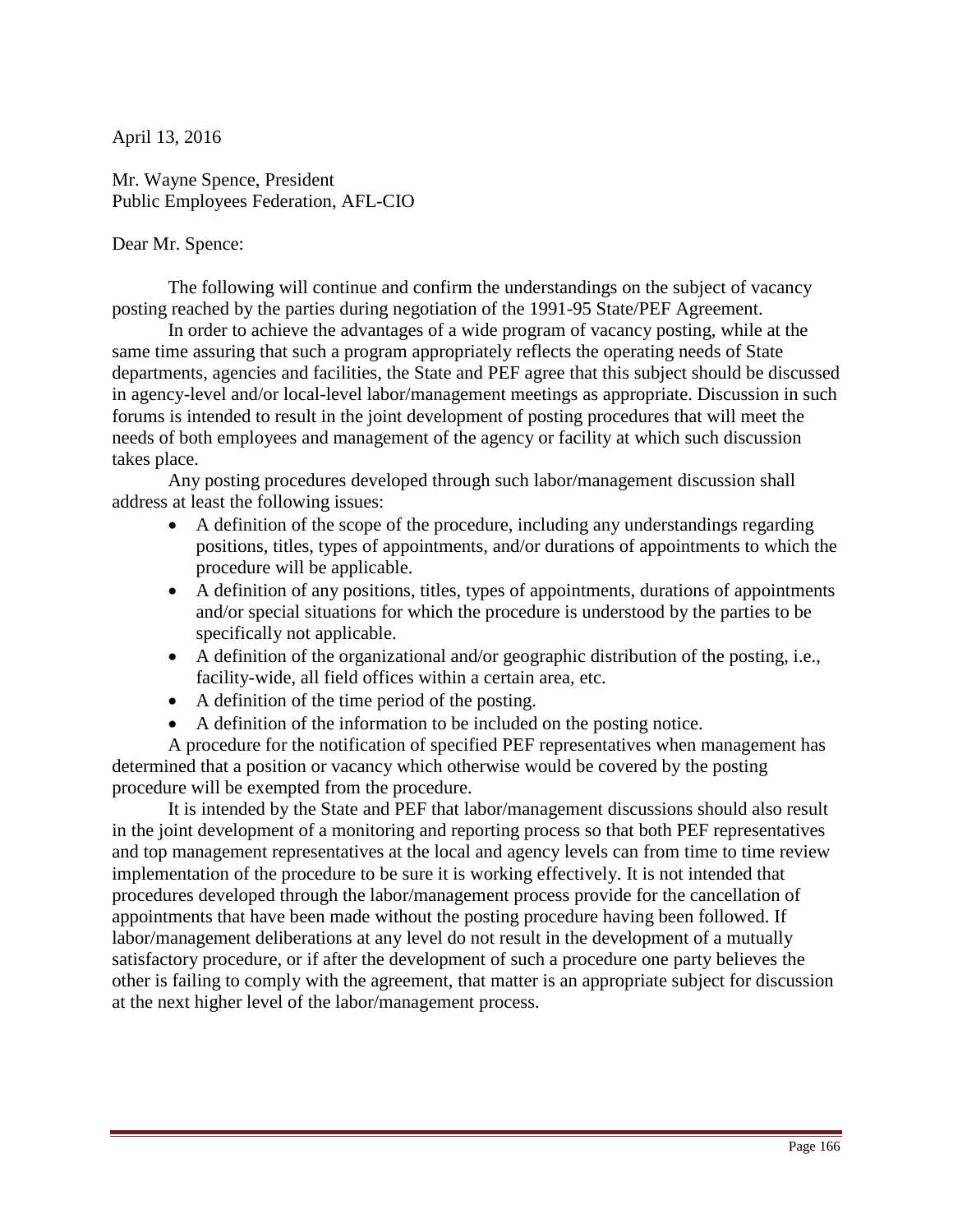April 13, 2016

Mr. Wayne Spence, President
Public Employees Federation, AFL-CIO

Dear Mr. Spence:

The following will continue and confirm the understandings on the subject of vacancy posting reached by the parties during negotiation of the 1991-95 State/PEF Agreement.

In order to achieve the advantages of a wide program of vacancy posting, while at the same time assuring that such a program appropriately reflects the operating needs of State departments, agencies and facilities, the State and PEF agree that this subject should be discussed in agency-level and/or local-level labor/management meetings as appropriate. Discussion in such forums is intended to result in the joint development of posting procedures that will meet the needs of both employees and management of the agency or facility at which such discussion takes place.

Any posting procedures developed through such labor/management discussion shall address at least the following issues:

- A definition of the scope of the procedure, including any understandings regarding positions, titles, types of appointments, and/or durations of appointments to which the procedure will be applicable.
- A definition of any positions, titles, types of appointments, durations of appointments and/or special situations for which the procedure is understood by the parties to be specifically not applicable.
- A definition of the organizational and/or geographic distribution of the posting, i.e., facility-wide, all field offices within a certain area, etc.
- A definition of the time period of the posting.
- A definition of the information to be included on the posting notice.

A procedure for the notification of specified PEF representatives when management has determined that a position or vacancy which otherwise would be covered by the posting procedure will be exempted from the procedure.

It is intended by the State and PEF that labor/management discussions should also result in the joint development of a monitoring and reporting process so that both PEF representatives and top management representatives at the local and agency levels can from time to time review implementation of the procedure to be sure it is working effectively. It is not intended that procedures developed through the labor/management process provide for the cancellation of appointments that have been made without the posting procedure having been followed. If labor/management deliberations at any level do not result in the development of a mutually satisfactory procedure, or if after the development of such a procedure one party believes the other is failing to comply with the agreement, that matter is an appropriate subject for discussion at the next higher level of the labor/management process.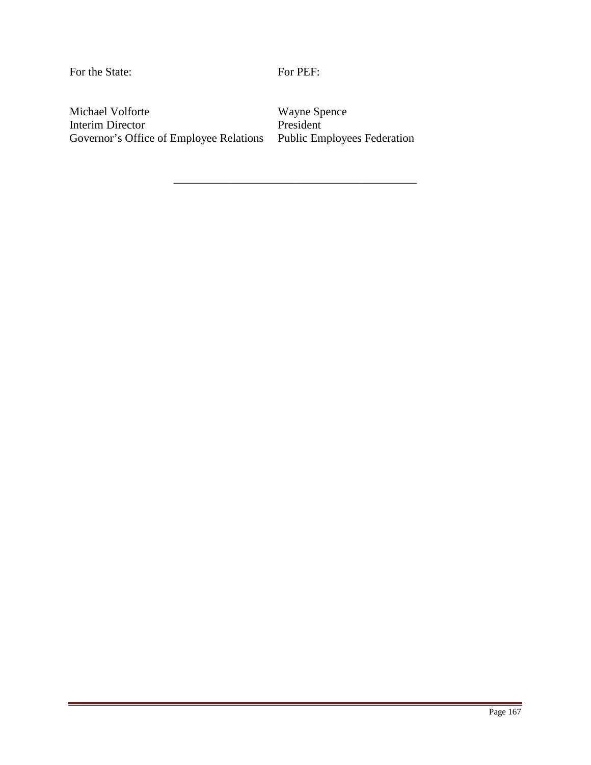| For the State: | For PEF: |
| --- | --- |
| Michael Volforte<br>Interim Director<br>Governor's Office of Employee Relations | Wayne Spence<br>President<br>Public Employees Federation |

\_\_\_\_\_\_\_\_\_\_\_\_\_\_\_\_\_\_\_\_\_\_\_\_\_\_\_\_\_\_\_\_\_\_\_\_\_\_\_\_\_\_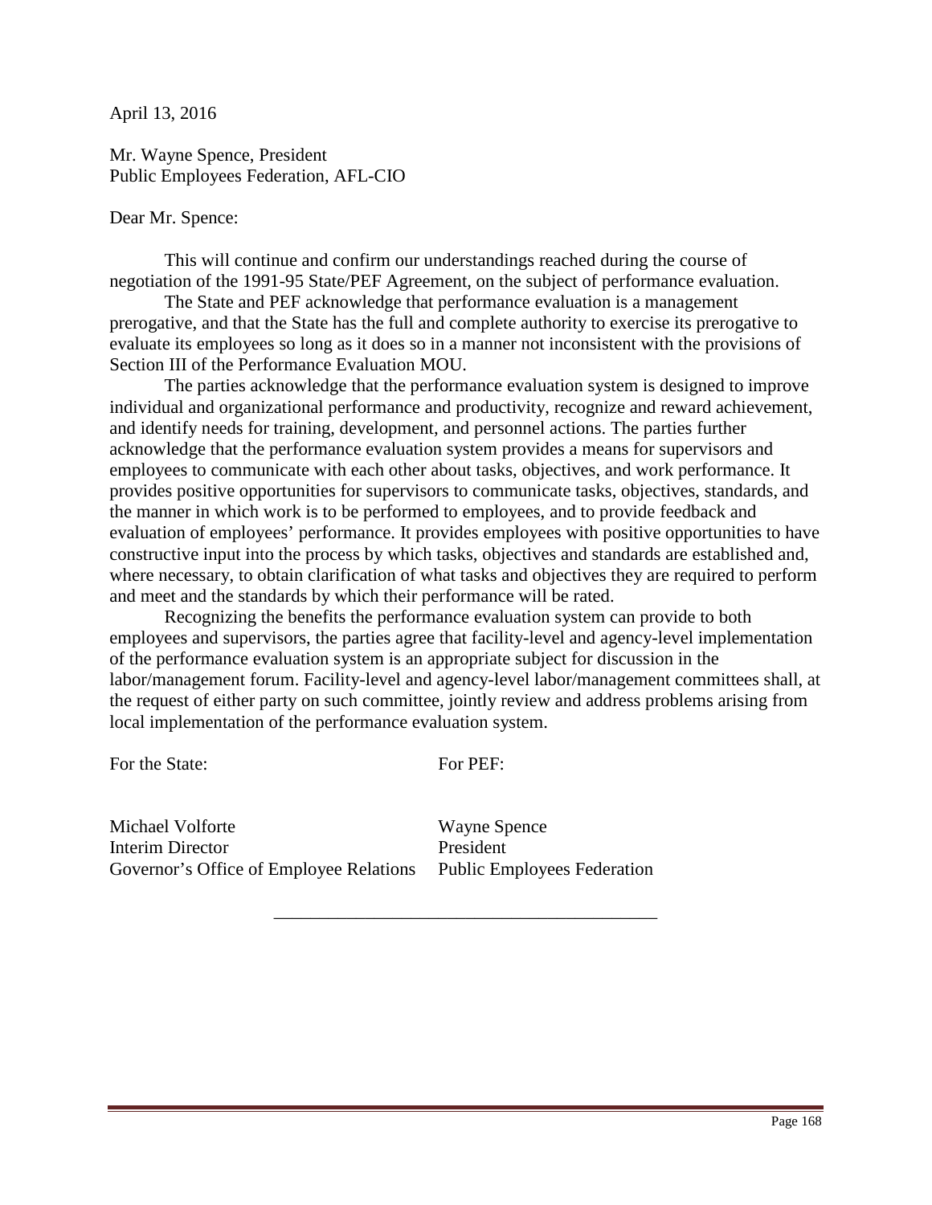April 13, 2016

Mr. Wayne Spence, President
Public Employees Federation, AFL-CIO

Dear Mr. Spence:

This will continue and confirm our understandings reached during the course of negotiation of the 1991-95 State/PEF Agreement, on the subject of performance evaluation.

The State and PEF acknowledge that performance evaluation is a management prerogative, and that the State has the full and complete authority to exercise its prerogative to evaluate its employees so long as it does so in a manner not inconsistent with the provisions of Section III of the Performance Evaluation MOU.

The parties acknowledge that the performance evaluation system is designed to improve individual and organizational performance and productivity, recognize and reward achievement, and identify needs for training, development, and personnel actions. The parties further acknowledge that the performance evaluation system provides a means for supervisors and employees to communicate with each other about tasks, objectives, and work performance. It provides positive opportunities for supervisors to communicate tasks, objectives, standards, and the manner in which work is to be performed to employees, and to provide feedback and evaluation of employees' performance. It provides employees with positive opportunities to have constructive input into the process by which tasks, objectives and standards are established and, where necessary, to obtain clarification of what tasks and objectives they are required to perform and meet and the standards by which their performance will be rated.

Recognizing the benefits the performance evaluation system can provide to both employees and supervisors, the parties agree that facility-level and agency-level implementation of the performance evaluation system is an appropriate subject for discussion in the labor/management forum. Facility-level and agency-level labor/management committees shall, at the request of either party on such committee, jointly review and address problems arising from local implementation of the performance evaluation system.

| For the State: | For PEF: |
| --- | --- |
| Michael Volforte | Wayne Spence |
| Interim Director | President |
| Governor's Office of Employee Relations | Public Employees Federation |

---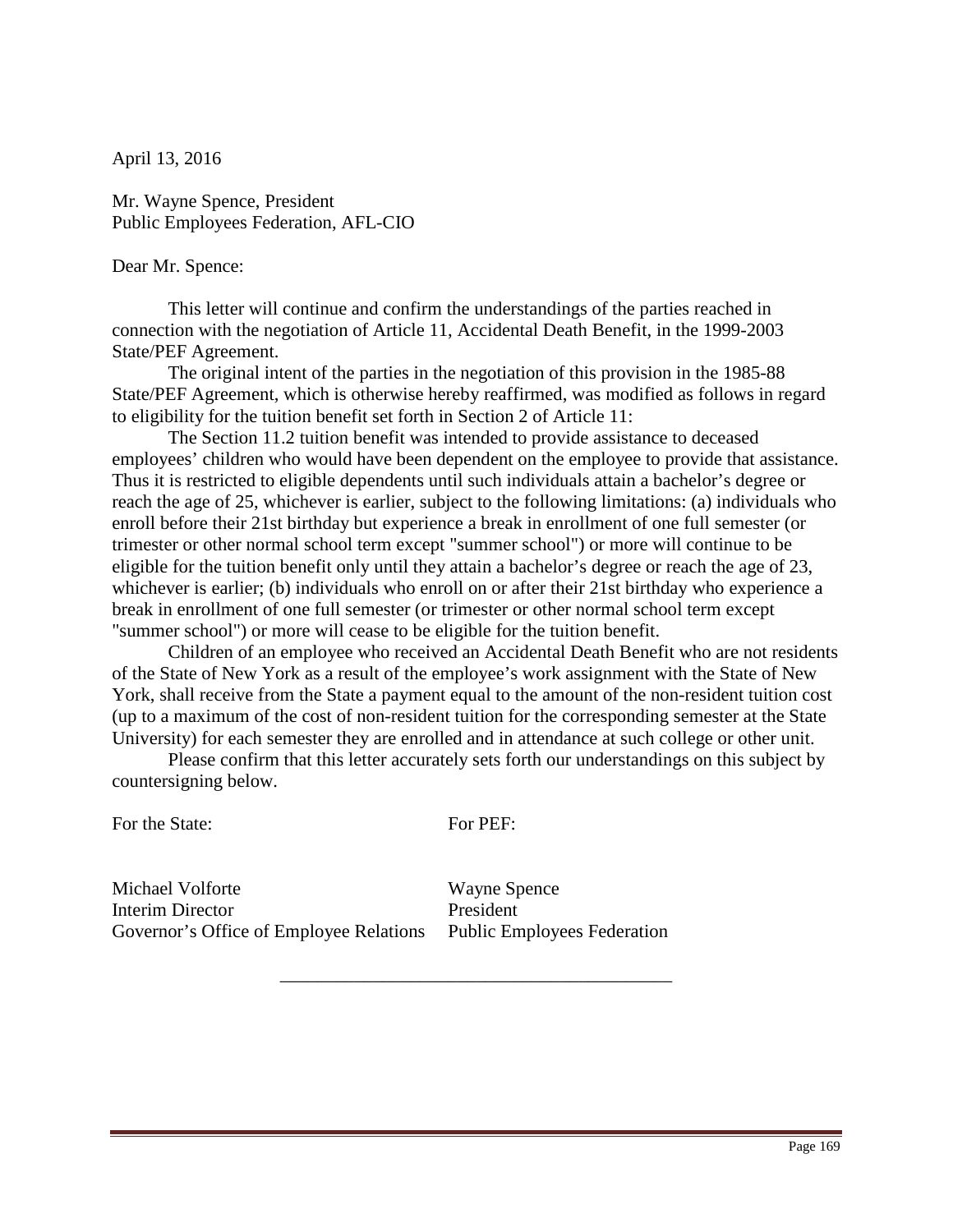April 13, 2016

Mr. Wayne Spence, President
Public Employees Federation, AFL-CIO

Dear Mr. Spence:

This letter will continue and confirm the understandings of the parties reached in connection with the negotiation of Article 11, Accidental Death Benefit, in the 1999-2003 State/PEF Agreement.

The original intent of the parties in the negotiation of this provision in the 1985-88 State/PEF Agreement, which is otherwise hereby reaffirmed, was modified as follows in regard to eligibility for the tuition benefit set forth in Section 2 of Article 11:

The Section 11.2 tuition benefit was intended to provide assistance to deceased employees' children who would have been dependent on the employee to provide that assistance. Thus it is restricted to eligible dependents until such individuals attain a bachelor's degree or reach the age of 25, whichever is earlier, subject to the following limitations: (a) individuals who enroll before their 21st birthday but experience a break in enrollment of one full semester (or trimester or other normal school term except "summer school") or more will continue to be eligible for the tuition benefit only until they attain a bachelor's degree or reach the age of 23, whichever is earlier; (b) individuals who enroll on or after their 21st birthday who experience a break in enrollment of one full semester (or trimester or other normal school term except "summer school") or more will cease to be eligible for the tuition benefit.

Children of an employee who received an Accidental Death Benefit who are not residents of the State of New York as a result of the employee's work assignment with the State of New York, shall receive from the State a payment equal to the amount of the non-resident tuition cost (up to a maximum of the cost of non-resident tuition for the corresponding semester at the State University) for each semester they are enrolled and in attendance at such college or other unit.

Please confirm that this letter accurately sets forth our understandings on this subject by countersigning below.

| For the State: | For PEF: |
|---|---|
| Michael Volforte | Wayne Spence |
| Interim Director | President |
| Governor's Office of Employee Relations | Public Employees Federation |

---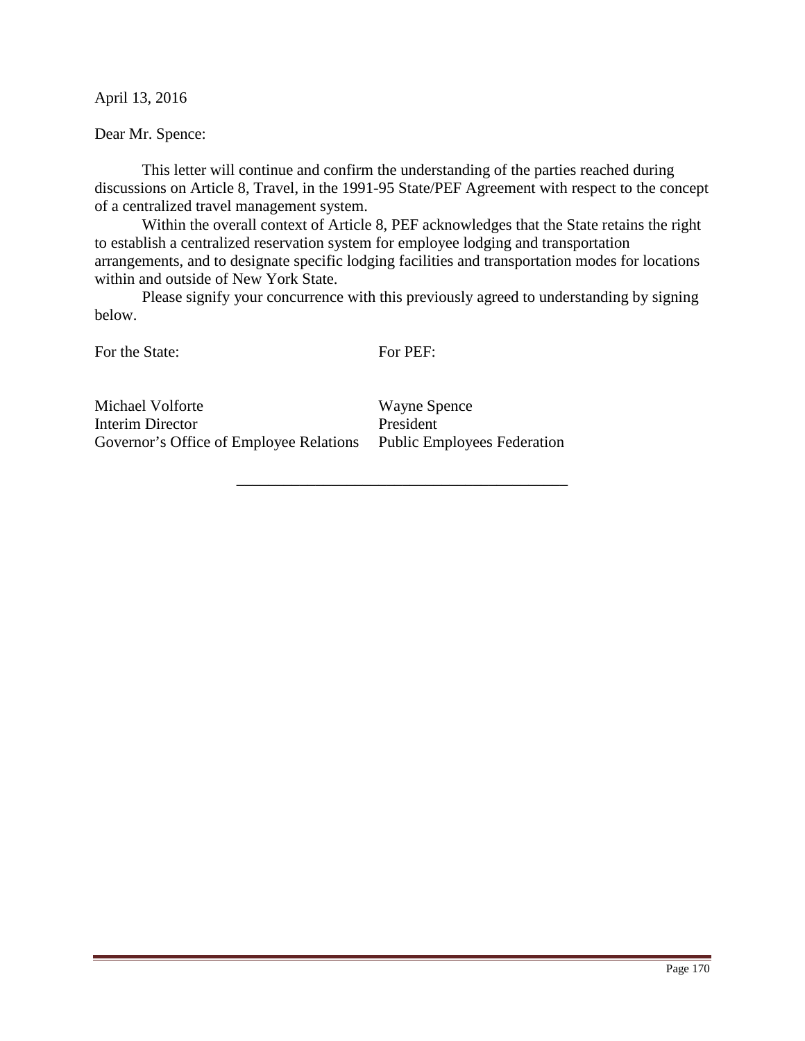April 13, 2016

Dear Mr. Spence:

This letter will continue and confirm the understanding of the parties reached during discussions on Article 8, Travel, in the 1991-95 State/PEF Agreement with respect to the concept of a centralized travel management system.

Within the overall context of Article 8, PEF acknowledges that the State retains the right to establish a centralized reservation system for employee lodging and transportation arrangements, and to designate specific lodging facilities and transportation modes for locations within and outside of New York State.

Please signify your concurrence with this previously agreed to understanding by signing below.

| For the State: | For PEF: |
| --- | --- |
| Michael Volforte | Wayne Spence |
| Interim Director | President |
| Governor's Office of Employee Relations | Public Employees Federation |

\_\_\_\_\_\_\_\_\_\_\_\_\_\_\_\_\_\_\_\_\_\_\_\_\_\_\_\_\_\_\_\_\_\_\_\_\_\_\_\_\_\_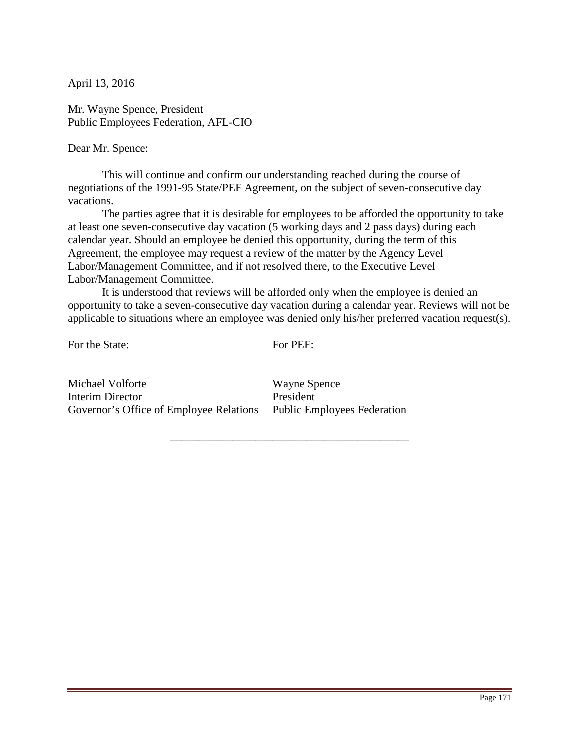April 13, 2016

Mr. Wayne Spence, President
Public Employees Federation, AFL-CIO

Dear Mr. Spence:

This will continue and confirm our understanding reached during the course of negotiations of the 1991-95 State/PEF Agreement, on the subject of seven-consecutive day vacations.

The parties agree that it is desirable for employees to be afforded the opportunity to take at least one seven-consecutive day vacation (5 working days and 2 pass days) during each calendar year. Should an employee be denied this opportunity, during the term of this Agreement, the employee may request a review of the matter by the Agency Level Labor/Management Committee, and if not resolved there, to the Executive Level Labor/Management Committee.

It is understood that reviews will be afforded only when the employee is denied an opportunity to take a seven-consecutive day vacation during a calendar year. Reviews will not be applicable to situations where an employee was denied only his/her preferred vacation request(s).

| For the State: | For PEF: |
|---|---|
| Michael Volforte<br>Interim Director<br>Governor's Office of Employee Relations | Wayne Spence<br>President<br>Public Employees Federation |

---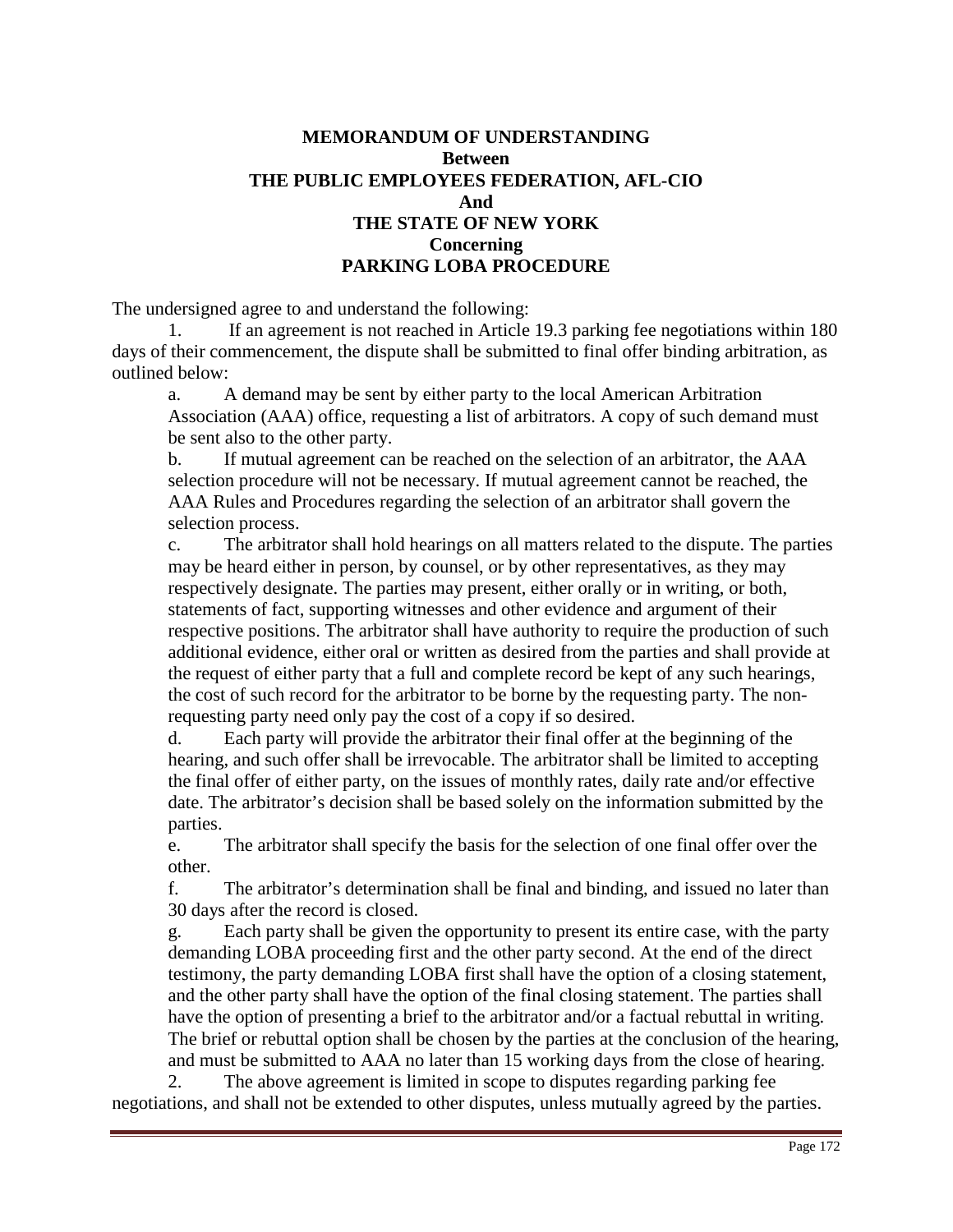**MEMORANDUM OF UNDERSTANDING**
**Between**
**THE PUBLIC EMPLOYEES FEDERATION, AFL-CIO**
**And**
**THE STATE OF NEW YORK**
**Concerning**
**PARKING LOBA PROCEDURE**

The undersigned agree to and understand the following:

1. If an agreement is not reached in Article 19.3 parking fee negotiations within 180 days of their commencement, the dispute shall be submitted to final offer binding arbitration, as outlined below:

   a. A demand may be sent by either party to the local American Arbitration Association (AAA) office, requesting a list of arbitrators. A copy of such demand must be sent also to the other party.

   b. If mutual agreement can be reached on the selection of an arbitrator, the AAA selection procedure will not be necessary. If mutual agreement cannot be reached, the AAA Rules and Procedures regarding the selection of an arbitrator shall govern the selection process.

   c. The arbitrator shall hold hearings on all matters related to the dispute. The parties may be heard either in person, by counsel, or by other representatives, as they may respectively designate. The parties may present, either orally or in writing, or both, statements of fact, supporting witnesses and other evidence and argument of their respective positions. The arbitrator shall have authority to require the production of such additional evidence, either oral or written as desired from the parties and shall provide at the request of either party that a full and complete record be kept of any such hearings, the cost of such record for the arbitrator to be borne by the requesting party. The non-requesting party need only pay the cost of a copy if so desired.

   d. Each party will provide the arbitrator their final offer at the beginning of the hearing, and such offer shall be irrevocable. The arbitrator shall be limited to accepting the final offer of either party, on the issues of monthly rates, daily rate and/or effective date. The arbitrator's decision shall be based solely on the information submitted by the parties.

   e. The arbitrator shall specify the basis for the selection of one final offer over the other.

   f. The arbitrator's determination shall be final and binding, and issued no later than 30 days after the record is closed.

   g. Each party shall be given the opportunity to present its entire case, with the party demanding LOBA proceeding first and the other party second. At the end of the direct testimony, the party demanding LOBA first shall have the option of a closing statement, and the other party shall have the option of the final closing statement. The parties shall have the option of presenting a brief to the arbitrator and/or a factual rebuttal in writing. The brief or rebuttal option shall be chosen by the parties at the conclusion of the hearing, and must be submitted to AAA no later than 15 working days from the close of hearing.

2. The above agreement is limited in scope to disputes regarding parking fee negotiations, and shall not be extended to other disputes, unless mutually agreed by the parties.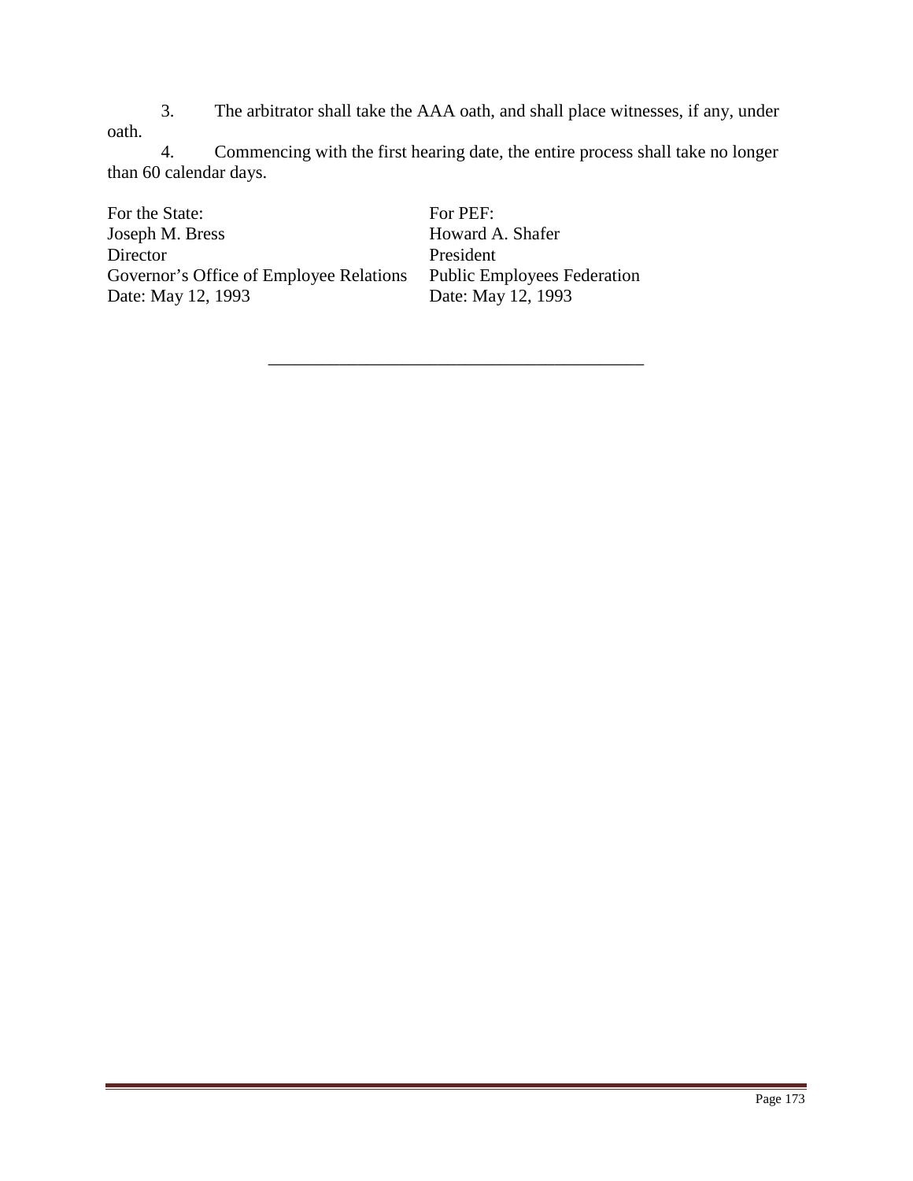3. The arbitrator shall take the AAA oath, and shall place witnesses, if any, under oath.

4. Commencing with the first hearing date, the entire process shall take no longer than 60 calendar days.

| For the State: | For PEF: |
|---|---|
| Joseph M. Bress | Howard A. Shafer |
| Director | President |
| Governor's Office of Employee Relations | Public Employees Federation |
| Date: May 12, 1993 | Date: May 12, 1993 |

---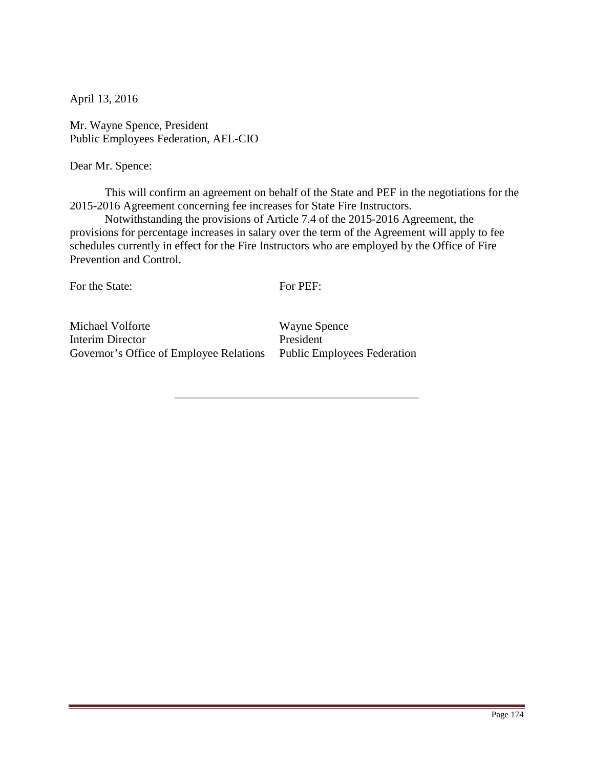April 13, 2016

Mr. Wayne Spence, President
Public Employees Federation, AFL-CIO

Dear Mr. Spence:

This will confirm an agreement on behalf of the State and PEF in the negotiations for the 2015-2016 Agreement concerning fee increases for State Fire Instructors.

Notwithstanding the provisions of Article 7.4 of the 2015-2016 Agreement, the provisions for percentage increases in salary over the term of the Agreement will apply to fee schedules currently in effect for the Fire Instructors who are employed by the Office of Fire Prevention and Control.

| For the State: | For PEF: |
|---|---|
| Michael Volforte | Wayne Spence |
| Interim Director | President |
| Governor's Office of Employee Relations | Public Employees Federation |

---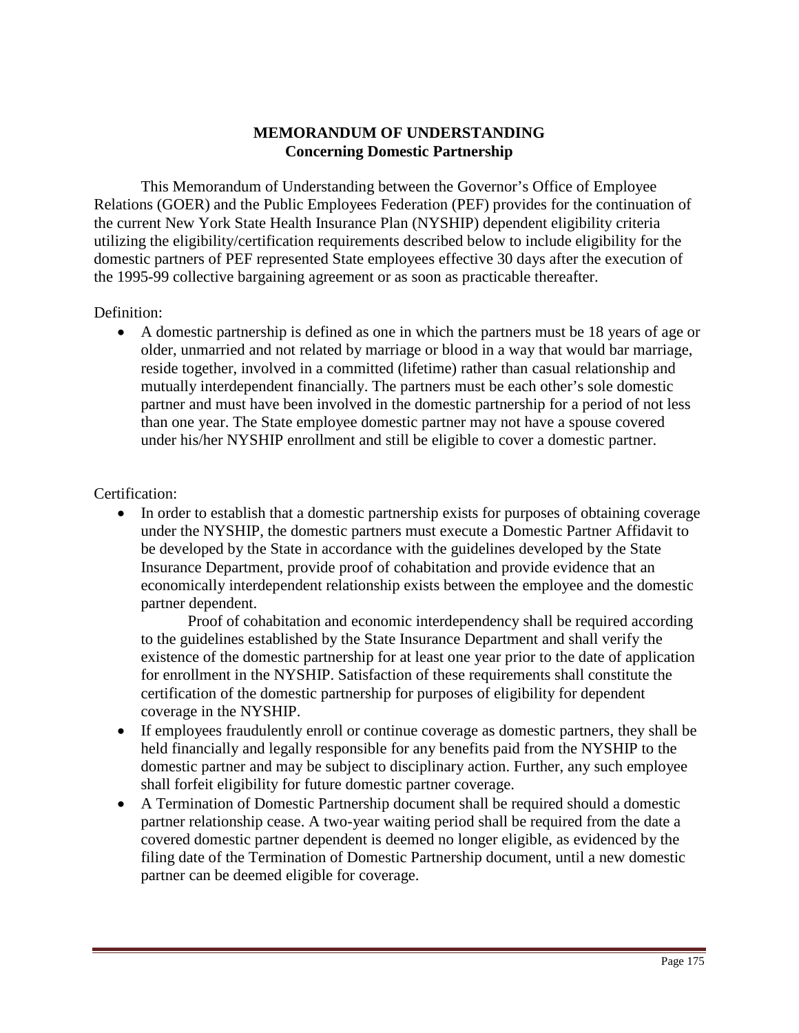**MEMORANDUM OF UNDERSTANDING**
**Concerning Domestic Partnership**

This Memorandum of Understanding between the Governor's Office of Employee Relations (GOER) and the Public Employees Federation (PEF) provides for the continuation of the current New York State Health Insurance Plan (NYSHIP) dependent eligibility criteria utilizing the eligibility/certification requirements described below to include eligibility for the domestic partners of PEF represented State employees effective 30 days after the execution of the 1995-99 collective bargaining agreement or as soon as practicable thereafter.

Definition:

- A domestic partnership is defined as one in which the partners must be 18 years of age or older, unmarried and not related by marriage or blood in a way that would bar marriage, reside together, involved in a committed (lifetime) rather than casual relationship and mutually interdependent financially. The partners must be each other's sole domestic partner and must have been involved in the domestic partnership for a period of not less than one year. The State employee domestic partner may not have a spouse covered under his/her NYSHIP enrollment and still be eligible to cover a domestic partner.

Certification:

- In order to establish that a domestic partnership exists for purposes of obtaining coverage under the NYSHIP, the domestic partners must execute a Domestic Partner Affidavit to be developed by the State in accordance with the guidelines developed by the State Insurance Department, provide proof of cohabitation and provide evidence that an economically interdependent relationship exists between the employee and the domestic partner dependent.

  Proof of cohabitation and economic interdependency shall be required according to the guidelines established by the State Insurance Department and shall verify the existence of the domestic partnership for at least one year prior to the date of application for enrollment in the NYSHIP. Satisfaction of these requirements shall constitute the certification of the domestic partnership for purposes of eligibility for dependent coverage in the NYSHIP.
- If employees fraudulently enroll or continue coverage as domestic partners, they shall be held financially and legally responsible for any benefits paid from the NYSHIP to the domestic partner and may be subject to disciplinary action. Further, any such employee shall forfeit eligibility for future domestic partner coverage.
- A Termination of Domestic Partnership document shall be required should a domestic partner relationship cease. A two-year waiting period shall be required from the date a covered domestic partner dependent is deemed no longer eligible, as evidenced by the filing date of the Termination of Domestic Partnership document, until a new domestic partner can be deemed eligible for coverage.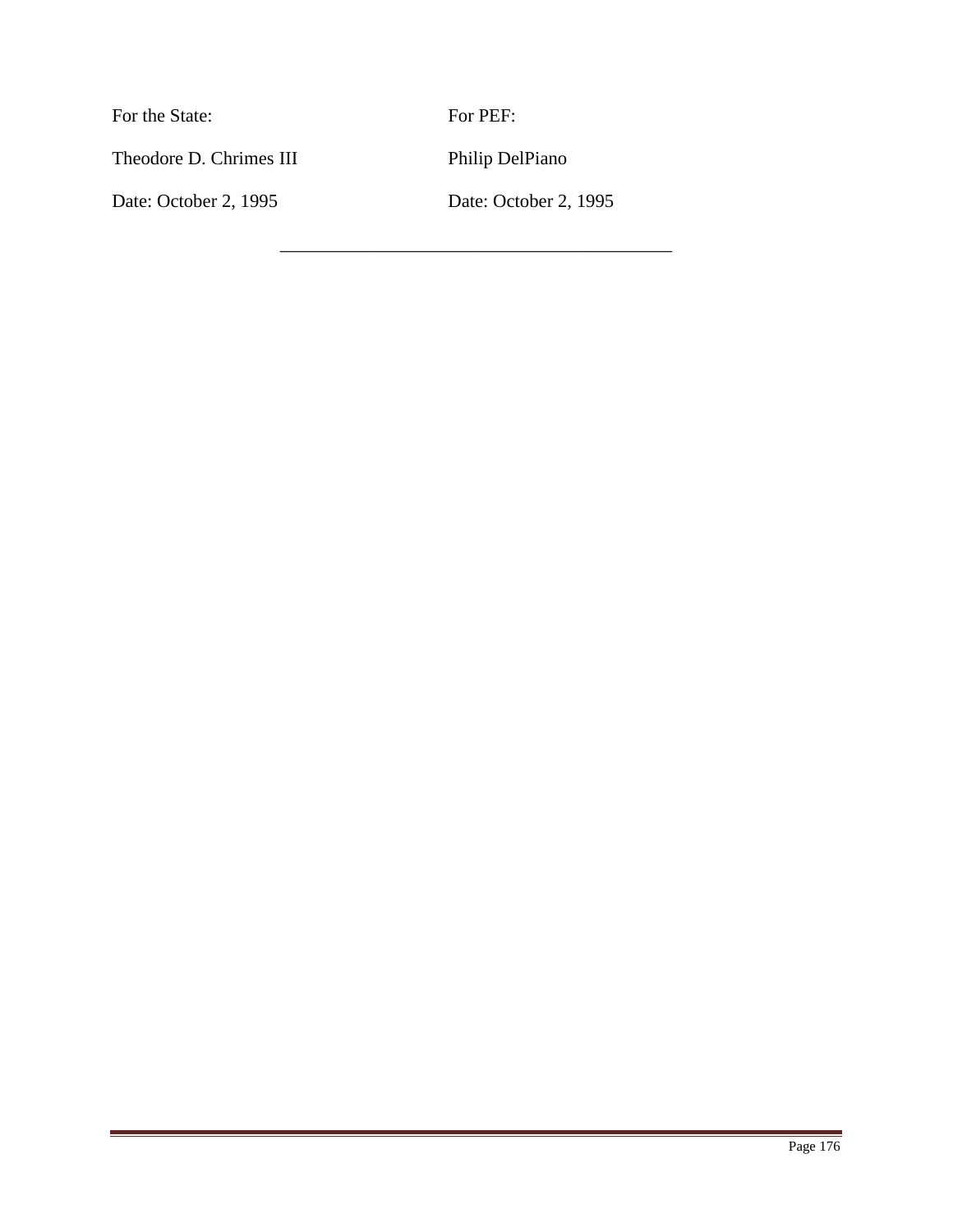| For the State: | For PEF: |
|---|---|
| Theodore D. Chrimes III | Philip DelPiano |
| Date: October 2, 1995 | Date: October 2, 1995 |

---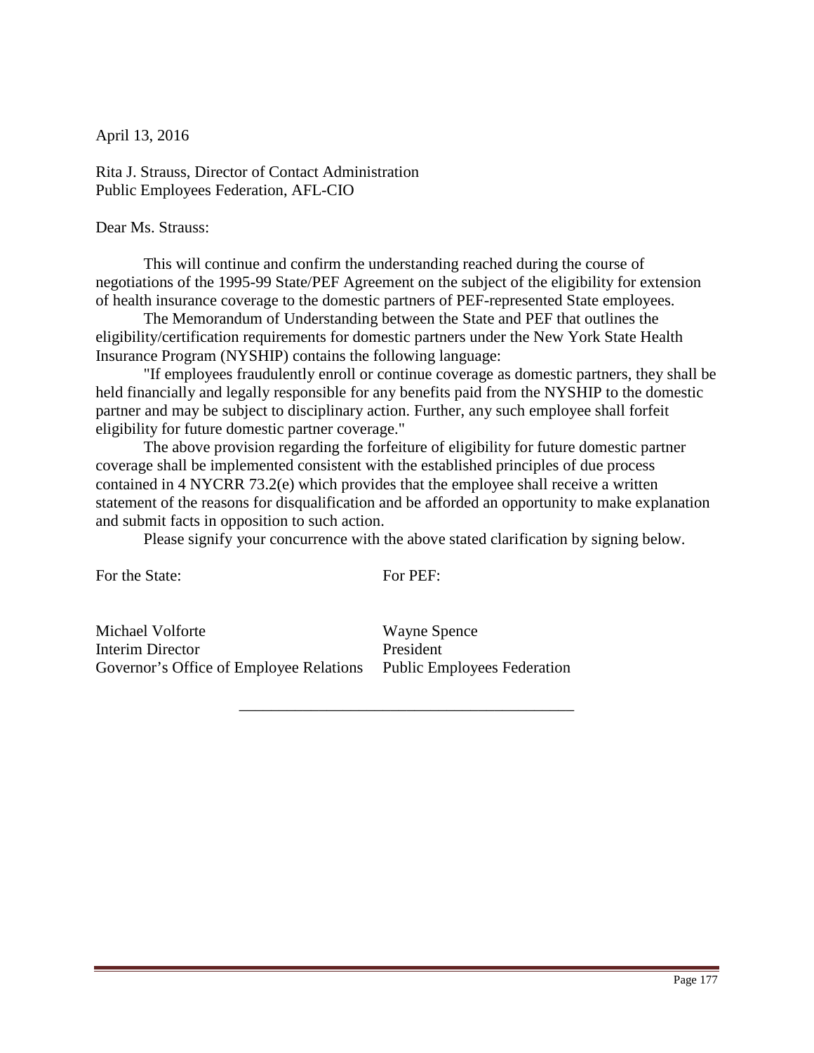April 13, 2016

Rita J. Strauss, Director of Contact Administration
Public Employees Federation, AFL-CIO

Dear Ms. Strauss:

This will continue and confirm the understanding reached during the course of negotiations of the 1995-99 State/PEF Agreement on the subject of the eligibility for extension of health insurance coverage to the domestic partners of PEF-represented State employees.

The Memorandum of Understanding between the State and PEF that outlines the eligibility/certification requirements for domestic partners under the New York State Health Insurance Program (NYSHIP) contains the following language:

"If employees fraudulently enroll or continue coverage as domestic partners, they shall be held financially and legally responsible for any benefits paid from the NYSHIP to the domestic partner and may be subject to disciplinary action. Further, any such employee shall forfeit eligibility for future domestic partner coverage."

The above provision regarding the forfeiture of eligibility for future domestic partner coverage shall be implemented consistent with the established principles of due process contained in 4 NYCRR 73.2(e) which provides that the employee shall receive a written statement of the reasons for disqualification and be afforded an opportunity to make explanation and submit facts in opposition to such action.

Please signify your concurrence with the above stated clarification by signing below.

| For the State: | For PEF: |
|---|---|
| Michael Volforte<br>Interim Director<br>Governor's Office of Employee Relations | Wayne Spence<br>President<br>Public Employees Federation |

\_\_\_\_\_\_\_\_\_\_\_\_\_\_\_\_\_\_\_\_\_\_\_\_\_\_\_\_\_\_\_\_\_\_\_\_\_\_\_\_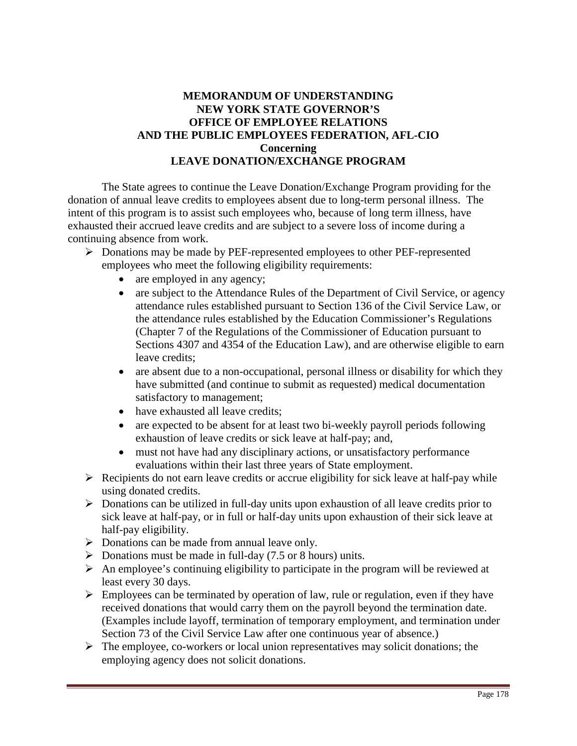**MEMORANDUM OF UNDERSTANDING**
**NEW YORK STATE GOVERNOR'S**
**OFFICE OF EMPLOYEE RELATIONS**
**AND THE PUBLIC EMPLOYEES FEDERATION, AFL-CIO**
**Concerning**
**LEAVE DONATION/EXCHANGE PROGRAM**

The State agrees to continue the Leave Donation/Exchange Program providing for the donation of annual leave credits to employees absent due to long-term personal illness. The intent of this program is to assist such employees who, because of long term illness, have exhausted their accrued leave credits and are subject to a severe loss of income during a continuing absence from work.

- Donations may be made by PEF-represented employees to other PEF-represented employees who meet the following eligibility requirements:
  - are employed in any agency;
  - are subject to the Attendance Rules of the Department of Civil Service, or agency attendance rules established pursuant to Section 136 of the Civil Service Law, or the attendance rules established by the Education Commissioner's Regulations (Chapter 7 of the Regulations of the Commissioner of Education pursuant to Sections 4307 and 4354 of the Education Law), and are otherwise eligible to earn leave credits;
  - are absent due to a non-occupational, personal illness or disability for which they have submitted (and continue to submit as requested) medical documentation satisfactory to management;
  - have exhausted all leave credits;
  - are expected to be absent for at least two bi-weekly payroll periods following exhaustion of leave credits or sick leave at half-pay; and,
  - must not have had any disciplinary actions, or unsatisfactory performance evaluations within their last three years of State employment.
- Recipients do not earn leave credits or accrue eligibility for sick leave at half-pay while using donated credits.
- Donations can be utilized in full-day units upon exhaustion of all leave credits prior to sick leave at half-pay, or in full or half-day units upon exhaustion of their sick leave at half-pay eligibility.
- Donations can be made from annual leave only.
- Donations must be made in full-day (7.5 or 8 hours) units.
- An employee's continuing eligibility to participate in the program will be reviewed at least every 30 days.
- Employees can be terminated by operation of law, rule or regulation, even if they have received donations that would carry them on the payroll beyond the termination date. (Examples include layoff, termination of temporary employment, and termination under Section 73 of the Civil Service Law after one continuous year of absence.)
- The employee, co-workers or local union representatives may solicit donations; the employing agency does not solicit donations.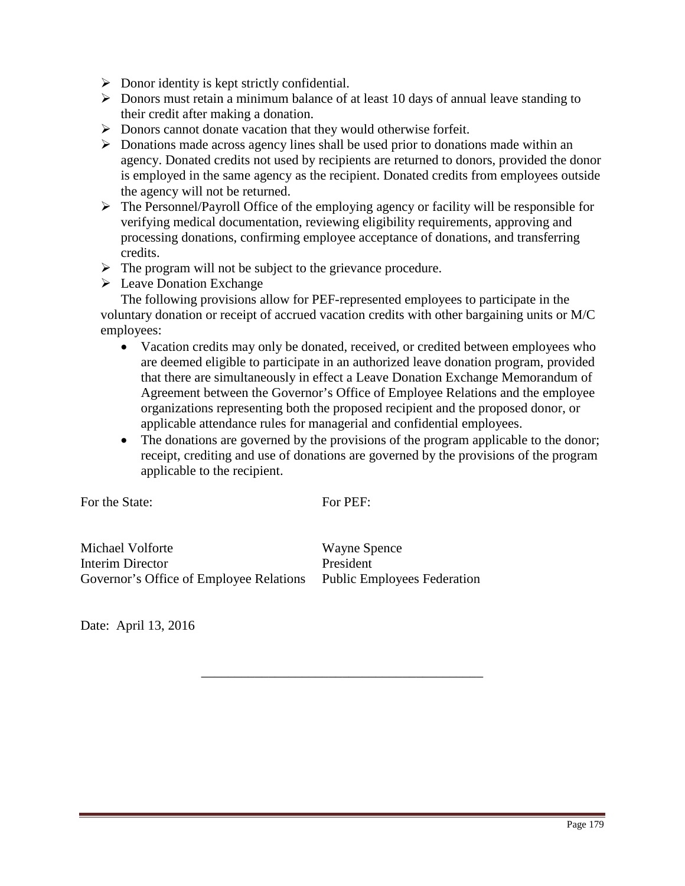- Donor identity is kept strictly confidential.
- Donors must retain a minimum balance of at least 10 days of annual leave standing to their credit after making a donation.
- Donors cannot donate vacation that they would otherwise forfeit.
- Donations made across agency lines shall be used prior to donations made within an agency. Donated credits not used by recipients are returned to donors, provided the donor is employed in the same agency as the recipient. Donated credits from employees outside the agency will not be returned.
- The Personnel/Payroll Office of the employing agency or facility will be responsible for verifying medical documentation, reviewing eligibility requirements, approving and processing donations, confirming employee acceptance of donations, and transferring credits.
- The program will not be subject to the grievance procedure.
- Leave Donation Exchange

The following provisions allow for PEF-represented employees to participate in the voluntary donation or receipt of accrued vacation credits with other bargaining units or M/C employees:

- Vacation credits may only be donated, received, or credited between employees who are deemed eligible to participate in an authorized leave donation program, provided that there are simultaneously in effect a Leave Donation Exchange Memorandum of Agreement between the Governor's Office of Employee Relations and the employee organizations representing both the proposed recipient and the proposed donor, or applicable attendance rules for managerial and confidential employees.
- The donations are governed by the provisions of the program applicable to the donor; receipt, crediting and use of donations are governed by the provisions of the program applicable to the recipient.

| For the State: | For PEF: |
|---|---|
| Michael Volforte<br>Interim Director<br>Governor's Office of Employee Relations | Wayne Spence<br>President<br>Public Employees Federation |

Date: April 13, 2016

---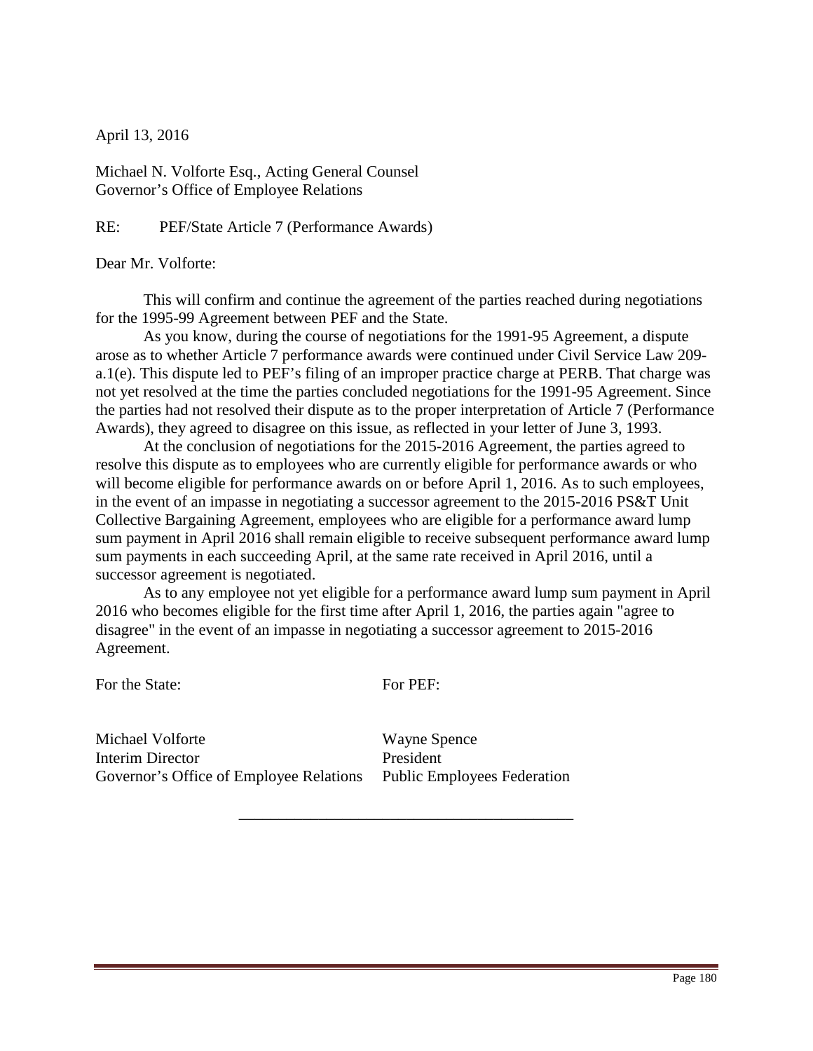April 13, 2016

Michael N. Volforte Esq., Acting General Counsel
Governor's Office of Employee Relations

RE: PEF/State Article 7 (Performance Awards)

Dear Mr. Volforte:

This will confirm and continue the agreement of the parties reached during negotiations for the 1995-99 Agreement between PEF and the State.

As you know, during the course of negotiations for the 1991-95 Agreement, a dispute arose as to whether Article 7 performance awards were continued under Civil Service Law 209-a.1(e). This dispute led to PEF's filing of an improper practice charge at PERB. That charge was not yet resolved at the time the parties concluded negotiations for the 1991-95 Agreement. Since the parties had not resolved their dispute as to the proper interpretation of Article 7 (Performance Awards), they agreed to disagree on this issue, as reflected in your letter of June 3, 1993.

At the conclusion of negotiations for the 2015-2016 Agreement, the parties agreed to resolve this dispute as to employees who are currently eligible for performance awards or who will become eligible for performance awards on or before April 1, 2016. As to such employees, in the event of an impasse in negotiating a successor agreement to the 2015-2016 PS&T Unit Collective Bargaining Agreement, employees who are eligible for a performance award lump sum payment in April 2016 shall remain eligible to receive subsequent performance award lump sum payments in each succeeding April, at the same rate received in April 2016, until a successor agreement is negotiated.

As to any employee not yet eligible for a performance award lump sum payment in April 2016 who becomes eligible for the first time after April 1, 2016, the parties again "agree to disagree" in the event of an impasse in negotiating a successor agreement to 2015-2016 Agreement.

For the State:

Michael Volforte
Interim Director
Governor's Office of Employee Relations

For PEF:

Wayne Spence
President
Public Employees Federation

___________________________________________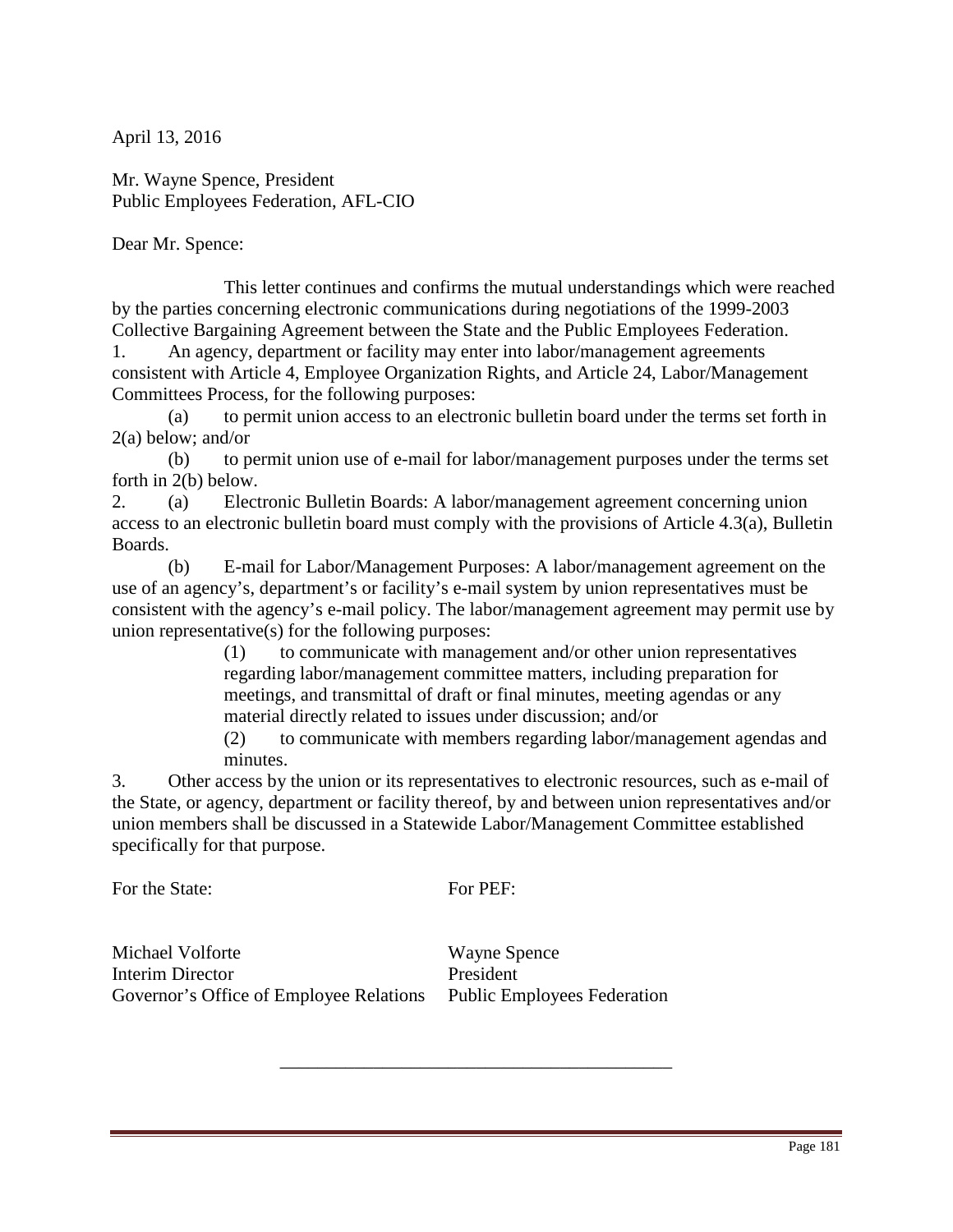April 13, 2016

Mr. Wayne Spence, President
Public Employees Federation, AFL-CIO

Dear Mr. Spence:

This letter continues and confirms the mutual understandings which were reached by the parties concerning electronic communications during negotiations of the 1999-2003 Collective Bargaining Agreement between the State and the Public Employees Federation.

1. An agency, department or facility may enter into labor/management agreements consistent with Article 4, Employee Organization Rights, and Article 24, Labor/Management Committees Process, for the following purposes:

   (a) to permit union access to an electronic bulletin board under the terms set forth in 2(a) below; and/or

   (b) to permit union use of e-mail for labor/management purposes under the terms set forth in 2(b) below.

2. (a) Electronic Bulletin Boards: A labor/management agreement concerning union access to an electronic bulletin board must comply with the provisions of Article 4.3(a), Bulletin Boards.

   (b) E-mail for Labor/Management Purposes: A labor/management agreement on the use of an agency's, department's or facility's e-mail system by union representatives must be consistent with the agency's e-mail policy. The labor/management agreement may permit use by union representative(s) for the following purposes:

      (1) to communicate with management and/or other union representatives regarding labor/management committee matters, including preparation for meetings, and transmittal of draft or final minutes, meeting agendas or any material directly related to issues under discussion; and/or

      (2) to communicate with members regarding labor/management agendas and minutes.

3. Other access by the union or its representatives to electronic resources, such as e-mail of the State, or agency, department or facility thereof, by and between union representatives and/or union members shall be discussed in a Statewide Labor/Management Committee established specifically for that purpose.

| For the State: | For PEF: |
|---|---|
| Michael Volforte | Wayne Spence |
| Interim Director | President |
| Governor's Office of Employee Relations | Public Employees Federation |

---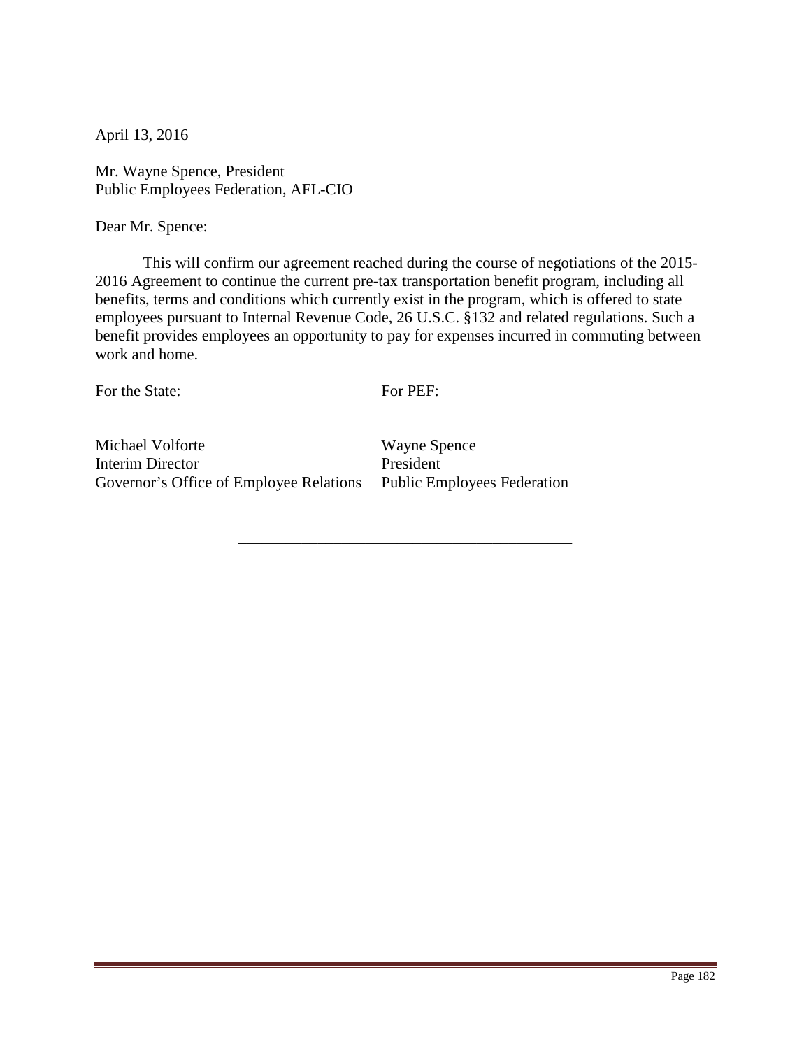April 13, 2016

Mr. Wayne Spence, President
Public Employees Federation, AFL-CIO

Dear Mr. Spence:

This will confirm our agreement reached during the course of negotiations of the 2015-2016 Agreement to continue the current pre-tax transportation benefit program, including all benefits, terms and conditions which currently exist in the program, which is offered to state employees pursuant to Internal Revenue Code, 26 U.S.C. §132 and related regulations. Such a benefit provides employees an opportunity to pay for expenses incurred in commuting between work and home.

| For the State: | For PEF: |
|---|---|
| Michael Volforte<br>Interim Director<br>Governor's Office of Employee Relations | Wayne Spence<br>President<br>Public Employees Federation |

---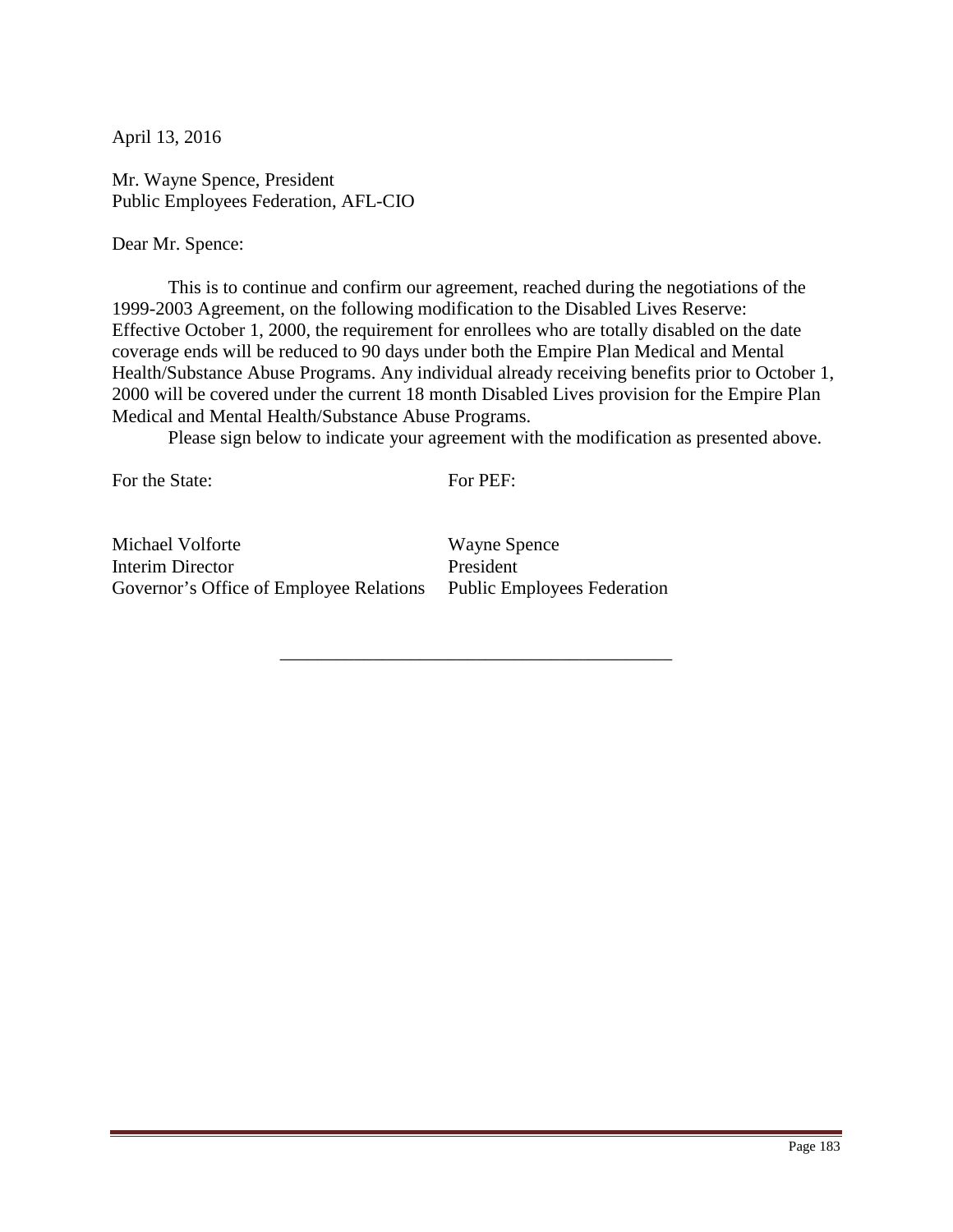April 13, 2016

Mr. Wayne Spence, President
Public Employees Federation, AFL-CIO

Dear Mr. Spence:

This is to continue and confirm our agreement, reached during the negotiations of the 1999-2003 Agreement, on the following modification to the Disabled Lives Reserve: Effective October 1, 2000, the requirement for enrollees who are totally disabled on the date coverage ends will be reduced to 90 days under both the Empire Plan Medical and Mental Health/Substance Abuse Programs. Any individual already receiving benefits prior to October 1, 2000 will be covered under the current 18 month Disabled Lives provision for the Empire Plan Medical and Mental Health/Substance Abuse Programs.

Please sign below to indicate your agreement with the modification as presented above.

| For the State: | For PEF: |
|---|---|
| Michael Volforte | Wayne Spence |
| Interim Director | President |
| Governor's Office of Employee Relations | Public Employees Federation |

\_\_\_\_\_\_\_\_\_\_\_\_\_\_\_\_\_\_\_\_\_\_\_\_\_\_\_\_\_\_\_\_\_\_\_\_\_\_\_\_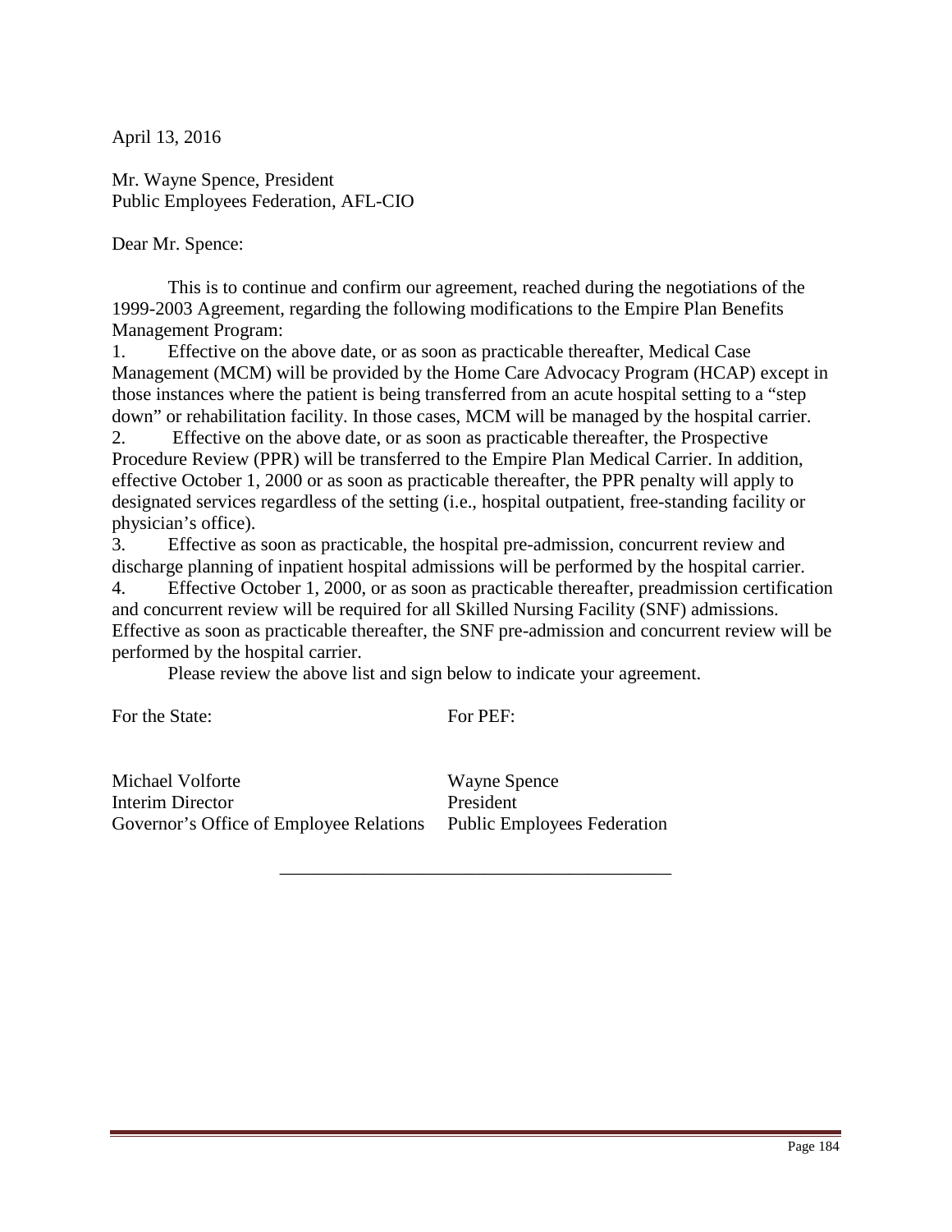April 13, 2016

Mr. Wayne Spence, President
Public Employees Federation, AFL-CIO

Dear Mr. Spence:

This is to continue and confirm our agreement, reached during the negotiations of the 1999-2003 Agreement, regarding the following modifications to the Empire Plan Benefits Management Program:

1. Effective on the above date, or as soon as practicable thereafter, Medical Case Management (MCM) will be provided by the Home Care Advocacy Program (HCAP) except in those instances where the patient is being transferred from an acute hospital setting to a "step down" or rehabilitation facility. In those cases, MCM will be managed by the hospital carrier.
2. Effective on the above date, or as soon as practicable thereafter, the Prospective Procedure Review (PPR) will be transferred to the Empire Plan Medical Carrier. In addition, effective October 1, 2000 or as soon as practicable thereafter, the PPR penalty will apply to designated services regardless of the setting (i.e., hospital outpatient, free-standing facility or physician's office).
3. Effective as soon as practicable, the hospital pre-admission, concurrent review and discharge planning of inpatient hospital admissions will be performed by the hospital carrier.
4. Effective October 1, 2000, or as soon as practicable thereafter, preadmission certification and concurrent review will be required for all Skilled Nursing Facility (SNF) admissions. Effective as soon as practicable thereafter, the SNF pre-admission and concurrent review will be performed by the hospital carrier.

Please review the above list and sign below to indicate your agreement.

| For the State: | For PEF: |
|---|---|
| Michael Volforte | Wayne Spence |
| Interim Director | President |
| Governor's Office of Employee Relations | Public Employees Federation |

___________________________________________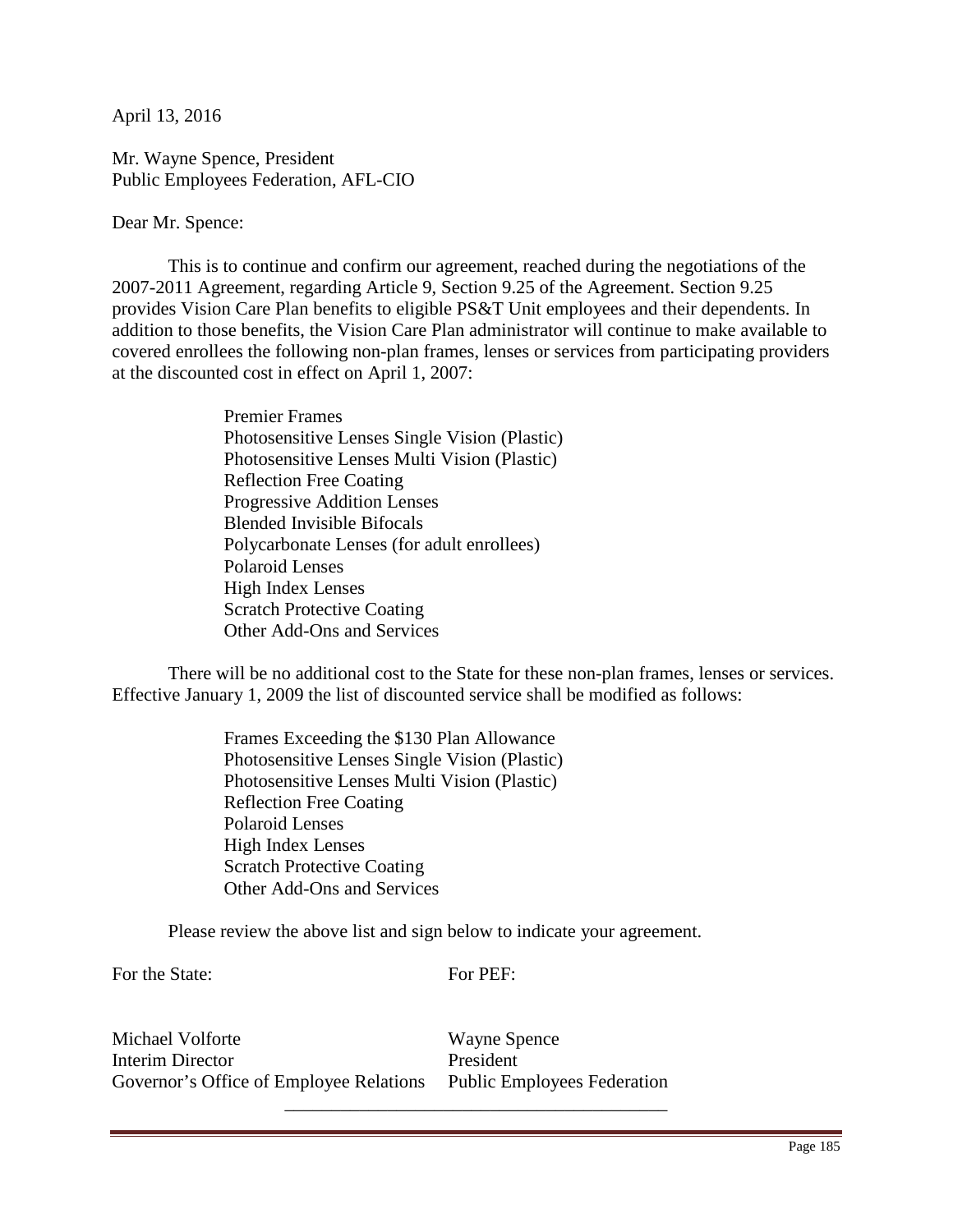April 13, 2016

Mr. Wayne Spence, President
Public Employees Federation, AFL-CIO

Dear Mr. Spence:

This is to continue and confirm our agreement, reached during the negotiations of the 2007-2011 Agreement, regarding Article 9, Section 9.25 of the Agreement. Section 9.25 provides Vision Care Plan benefits to eligible PS&T Unit employees and their dependents. In addition to those benefits, the Vision Care Plan administrator will continue to make available to covered enrollees the following non-plan frames, lenses or services from participating providers at the discounted cost in effect on April 1, 2007:

- Premier Frames
- Photosensitive Lenses Single Vision (Plastic)
- Photosensitive Lenses Multi Vision (Plastic)
- Reflection Free Coating
- Progressive Addition Lenses
- Blended Invisible Bifocals
- Polycarbonate Lenses (for adult enrollees)
- Polaroid Lenses
- High Index Lenses
- Scratch Protective Coating
- Other Add-Ons and Services

There will be no additional cost to the State for these non-plan frames, lenses or services. Effective January 1, 2009 the list of discounted service shall be modified as follows:

- Frames Exceeding the $130 Plan Allowance
- Photosensitive Lenses Single Vision (Plastic)
- Photosensitive Lenses Multi Vision (Plastic)
- Reflection Free Coating
- Polaroid Lenses
- High Index Lenses
- Scratch Protective Coating
- Other Add-Ons and Services

Please review the above list and sign below to indicate your agreement.

| For the State: | For PEF: |
|---|---|
| Michael Volforte | Wayne Spence |
| Interim Director | President |
| Governor's Office of Employee Relations | Public Employees Federation |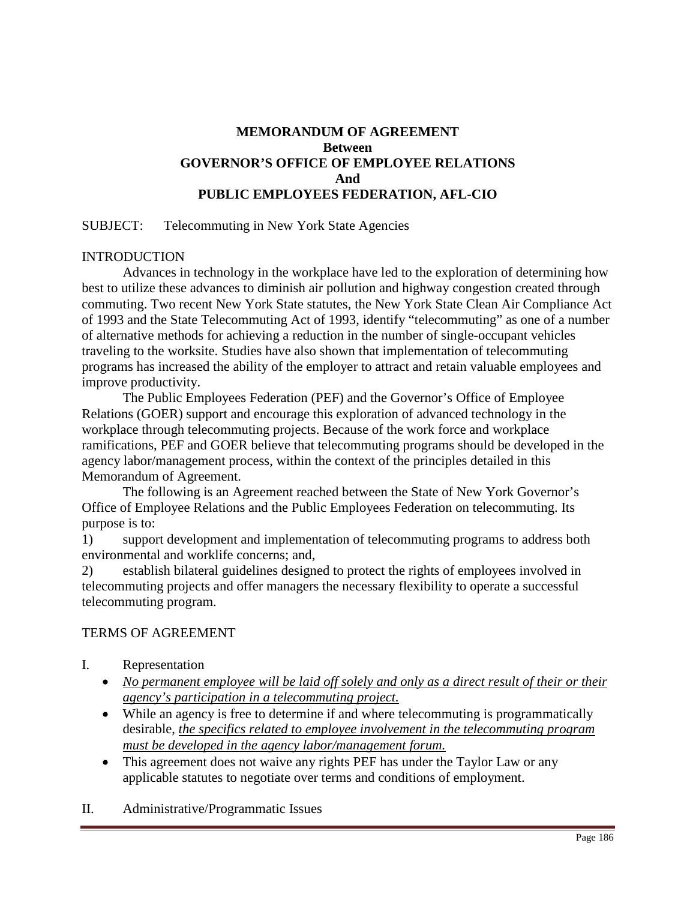**MEMORANDUM OF AGREEMENT**
**Between**
**GOVERNOR'S OFFICE OF EMPLOYEE RELATIONS**
**And**
**PUBLIC EMPLOYEES FEDERATION, AFL-CIO**

SUBJECT: Telecommuting in New York State Agencies

INTRODUCTION

Advances in technology in the workplace have led to the exploration of determining how best to utilize these advances to diminish air pollution and highway congestion created through commuting. Two recent New York State statutes, the New York State Clean Air Compliance Act of 1993 and the State Telecommuting Act of 1993, identify "telecommuting" as one of a number of alternative methods for achieving a reduction in the number of single-occupant vehicles traveling to the worksite. Studies have also shown that implementation of telecommuting programs has increased the ability of the employer to attract and retain valuable employees and improve productivity.

The Public Employees Federation (PEF) and the Governor's Office of Employee Relations (GOER) support and encourage this exploration of advanced technology in the workplace through telecommuting projects. Because of the work force and workplace ramifications, PEF and GOER believe that telecommuting programs should be developed in the agency labor/management process, within the context of the principles detailed in this Memorandum of Agreement.

The following is an Agreement reached between the State of New York Governor's Office of Employee Relations and the Public Employees Federation on telecommuting. Its purpose is to:

1) support development and implementation of telecommuting programs to address both environmental and worklife concerns; and,

2) establish bilateral guidelines designed to protect the rights of employees involved in telecommuting projects and offer managers the necessary flexibility to operate a successful telecommuting program.

TERMS OF AGREEMENT

I. Representation

- *No permanent employee will be laid off solely and only as a direct result of their or their agency's participation in a telecommuting project.*
- While an agency is free to determine if and where telecommuting is programmatically desirable, *the specifics related to employee involvement in the telecommuting program must be developed in the agency labor/management forum.*
- This agreement does not waive any rights PEF has under the Taylor Law or any applicable statutes to negotiate over terms and conditions of employment.

II. Administrative/Programmatic Issues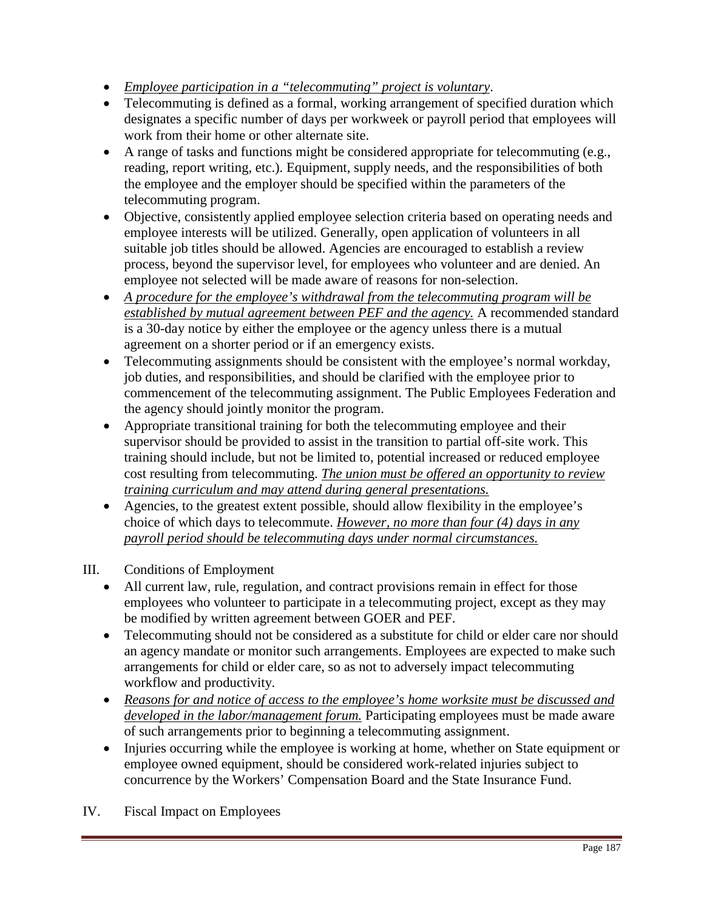- *Employee participation in a "telecommuting" project is voluntary*.
- Telecommuting is defined as a formal, working arrangement of specified duration which designates a specific number of days per workweek or payroll period that employees will work from their home or other alternate site.
- A range of tasks and functions might be considered appropriate for telecommuting (e.g., reading, report writing, etc.). Equipment, supply needs, and the responsibilities of both the employee and the employer should be specified within the parameters of the telecommuting program.
- Objective, consistently applied employee selection criteria based on operating needs and employee interests will be utilized. Generally, open application of volunteers in all suitable job titles should be allowed. Agencies are encouraged to establish a review process, beyond the supervisor level, for employees who volunteer and are denied. An employee not selected will be made aware of reasons for non-selection.
- *A procedure for the employee's withdrawal from the telecommuting program will be established by mutual agreement between PEF and the agency.* A recommended standard is a 30-day notice by either the employee or the agency unless there is a mutual agreement on a shorter period or if an emergency exists.
- Telecommuting assignments should be consistent with the employee's normal workday, job duties, and responsibilities, and should be clarified with the employee prior to commencement of the telecommuting assignment. The Public Employees Federation and the agency should jointly monitor the program.
- Appropriate transitional training for both the telecommuting employee and their supervisor should be provided to assist in the transition to partial off-site work. This training should include, but not be limited to, potential increased or reduced employee cost resulting from telecommuting. *The union must be offered an opportunity to review training curriculum and may attend during general presentations.*
- Agencies, to the greatest extent possible, should allow flexibility in the employee's choice of which days to telecommute. *However, no more than four (4) days in any payroll period should be telecommuting days under normal circumstances.*

III. Conditions of Employment

- All current law, rule, regulation, and contract provisions remain in effect for those employees who volunteer to participate in a telecommuting project, except as they may be modified by written agreement between GOER and PEF.
- Telecommuting should not be considered as a substitute for child or elder care nor should an agency mandate or monitor such arrangements. Employees are expected to make such arrangements for child or elder care, so as not to adversely impact telecommuting workflow and productivity.
- *Reasons for and notice of access to the employee's home worksite must be discussed and developed in the labor/management forum.* Participating employees must be made aware of such arrangements prior to beginning a telecommuting assignment.
- Injuries occurring while the employee is working at home, whether on State equipment or employee owned equipment, should be considered work-related injuries subject to concurrence by the Workers' Compensation Board and the State Insurance Fund.

IV. Fiscal Impact on Employees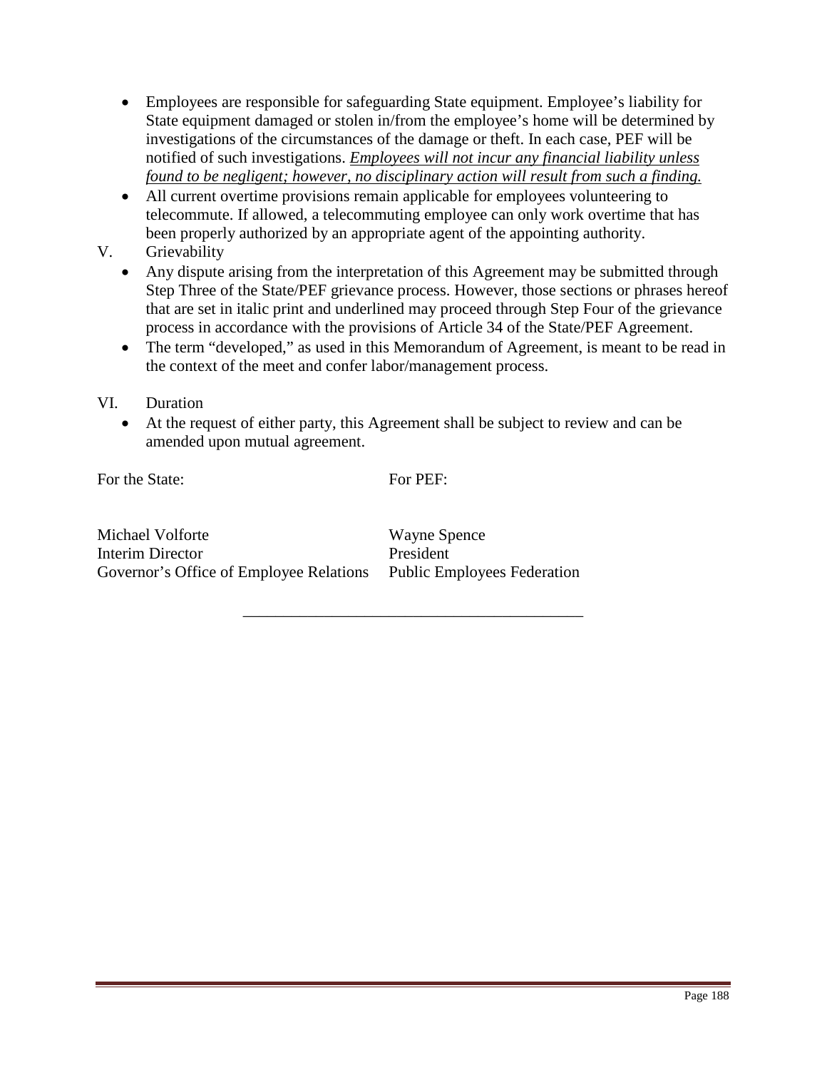- Employees are responsible for safeguarding State equipment. Employee's liability for State equipment damaged or stolen in/from the employee's home will be determined by investigations of the circumstances of the damage or theft. In each case, PEF will be notified of such investigations. <u>*Employees will not incur any financial liability unless found to be negligent; however, no disciplinary action will result from such a finding.*</u>
- All current overtime provisions remain applicable for employees volunteering to telecommute. If allowed, a telecommuting employee can only work overtime that has been properly authorized by an appropriate agent of the appointing authority.

V. Grievability

- Any dispute arising from the interpretation of this Agreement may be submitted through Step Three of the State/PEF grievance process. However, those sections or phrases hereof that are set in italic print and underlined may proceed through Step Four of the grievance process in accordance with the provisions of Article 34 of the State/PEF Agreement.
- The term "developed," as used in this Memorandum of Agreement, is meant to be read in the context of the meet and confer labor/management process.

VI. Duration

- At the request of either party, this Agreement shall be subject to review and can be amended upon mutual agreement.

| For the State: | For PEF: |
|---|---|
| Michael Volforte<br>Interim Director<br>Governor's Office of Employee Relations | Wayne Spence<br>President<br>Public Employees Federation |

---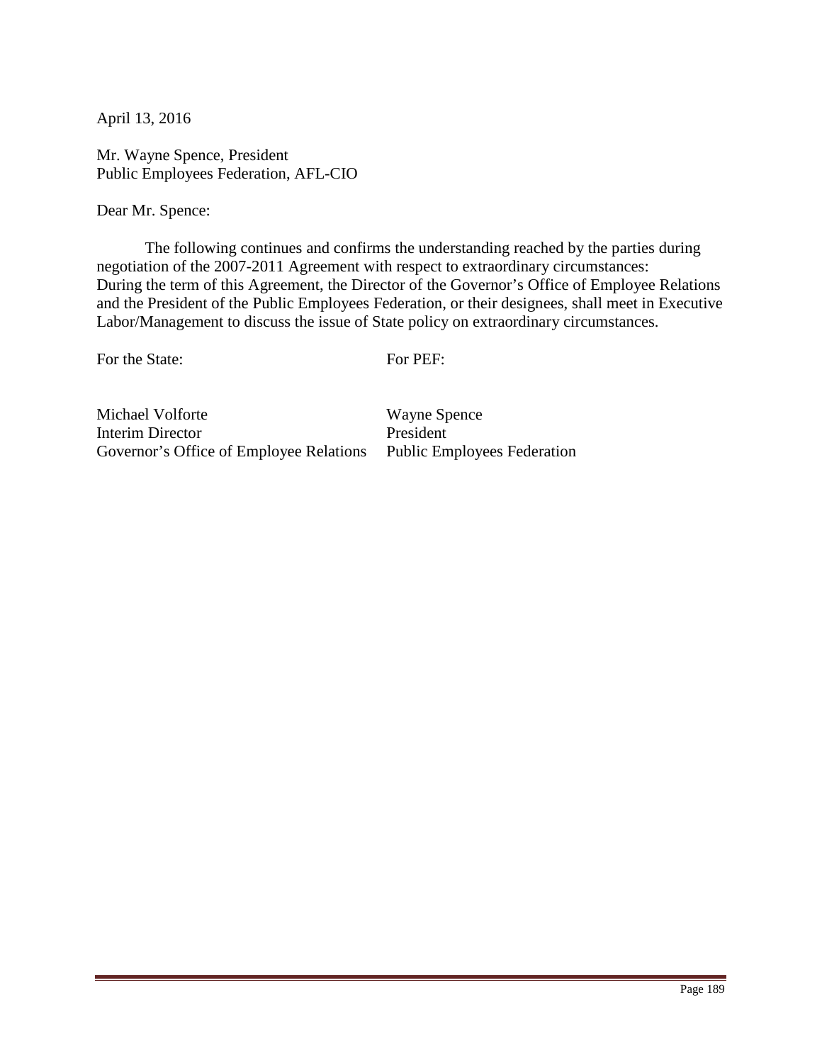April 13, 2016

Mr. Wayne Spence, President
Public Employees Federation, AFL-CIO

Dear Mr. Spence:

The following continues and confirms the understanding reached by the parties during negotiation of the 2007-2011 Agreement with respect to extraordinary circumstances:
During the term of this Agreement, the Director of the Governor's Office of Employee Relations and the President of the Public Employees Federation, or their designees, shall meet in Executive Labor/Management to discuss the issue of State policy on extraordinary circumstances.

| For the State: | For PEF: |
|---|---|
| Michael Volforte | Wayne Spence |
| Interim Director | President |
| Governor's Office of Employee Relations | Public Employees Federation |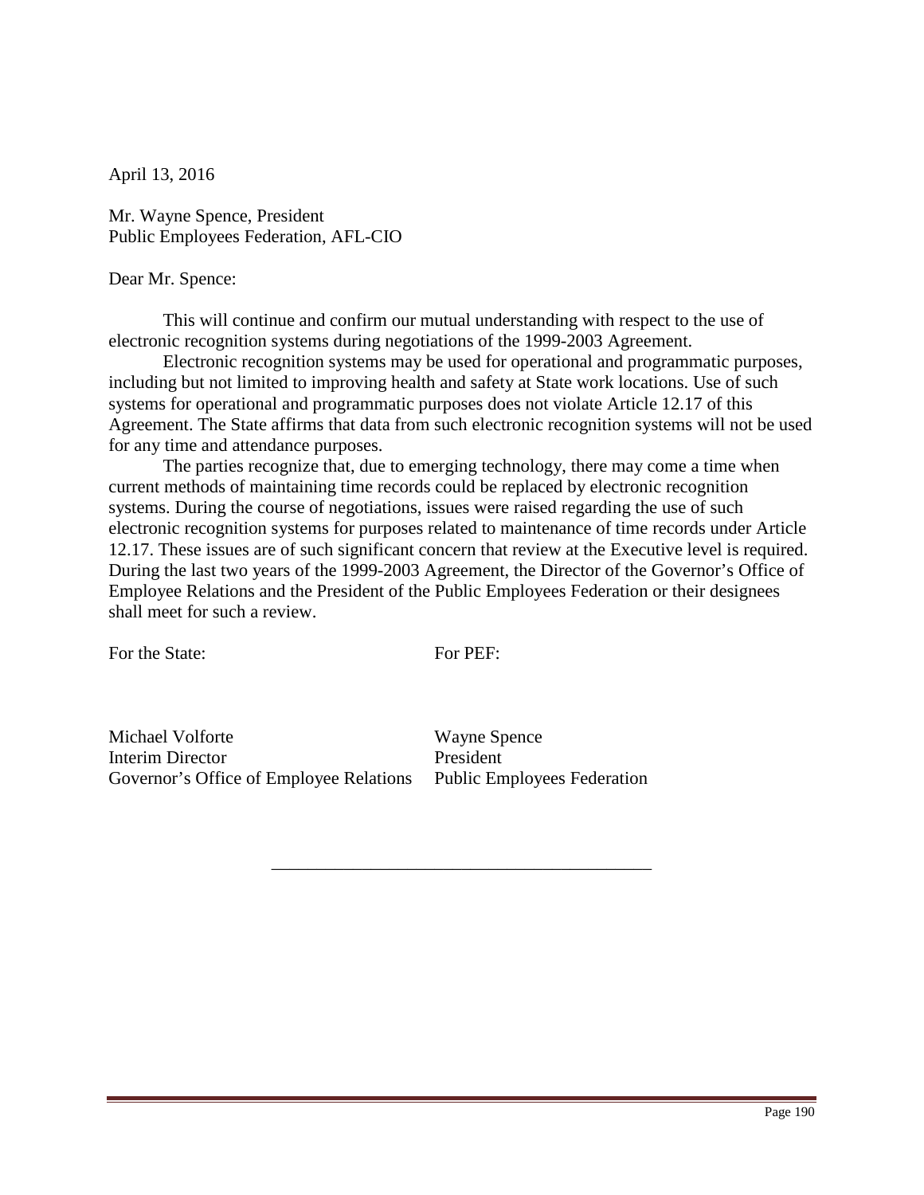April 13, 2016

Mr. Wayne Spence, President
Public Employees Federation, AFL-CIO

Dear Mr. Spence:

This will continue and confirm our mutual understanding with respect to the use of electronic recognition systems during negotiations of the 1999-2003 Agreement.

Electronic recognition systems may be used for operational and programmatic purposes, including but not limited to improving health and safety at State work locations. Use of such systems for operational and programmatic purposes does not violate Article 12.17 of this Agreement. The State affirms that data from such electronic recognition systems will not be used for any time and attendance purposes.

The parties recognize that, due to emerging technology, there may come a time when current methods of maintaining time records could be replaced by electronic recognition systems. During the course of negotiations, issues were raised regarding the use of such electronic recognition systems for purposes related to maintenance of time records under Article 12.17. These issues are of such significant concern that review at the Executive level is required. During the last two years of the 1999-2003 Agreement, the Director of the Governor's Office of Employee Relations and the President of the Public Employees Federation or their designees shall meet for such a review.

| For the State: | For PEF: |
| --- | --- |
| Michael Volforte | Wayne Spence |
| Interim Director | President |
| Governor's Office of Employee Relations | Public Employees Federation |

---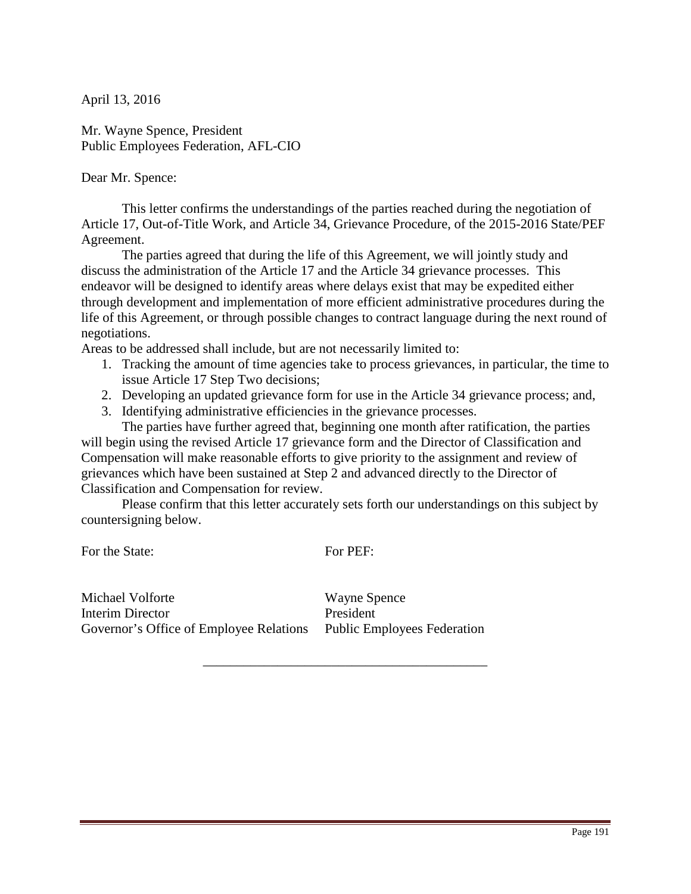April 13, 2016

Mr. Wayne Spence, President
Public Employees Federation, AFL-CIO

Dear Mr. Spence:

This letter confirms the understandings of the parties reached during the negotiation of Article 17, Out-of-Title Work, and Article 34, Grievance Procedure, of the 2015-2016 State/PEF Agreement.

The parties agreed that during the life of this Agreement, we will jointly study and discuss the administration of the Article 17 and the Article 34 grievance processes. This endeavor will be designed to identify areas where delays exist that may be expedited either through development and implementation of more efficient administrative procedures during the life of this Agreement, or through possible changes to contract language during the next round of negotiations.

Areas to be addressed shall include, but are not necessarily limited to:

1. Tracking the amount of time agencies take to process grievances, in particular, the time to issue Article 17 Step Two decisions;
2. Developing an updated grievance form for use in the Article 34 grievance process; and,
3. Identifying administrative efficiencies in the grievance processes.

The parties have further agreed that, beginning one month after ratification, the parties will begin using the revised Article 17 grievance form and the Director of Classification and Compensation will make reasonable efforts to give priority to the assignment and review of grievances which have been sustained at Step 2 and advanced directly to the Director of Classification and Compensation for review.

Please confirm that this letter accurately sets forth our understandings on this subject by countersigning below.

| For the State: | For PEF: |
|---|---|
| Michael Volforte | Wayne Spence |
| Interim Director | President |
| Governor's Office of Employee Relations | Public Employees Federation |

---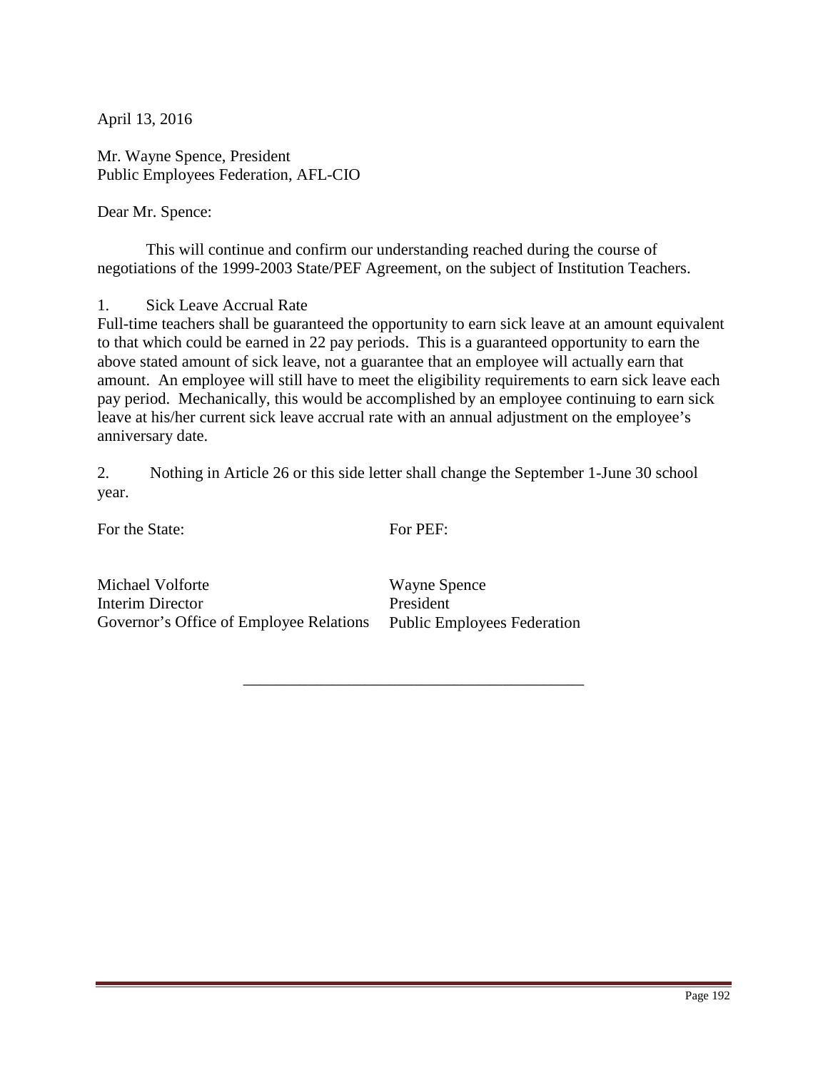April 13, 2016

Mr. Wayne Spence, President
Public Employees Federation, AFL-CIO

Dear Mr. Spence:

This will continue and confirm our understanding reached during the course of negotiations of the 1999-2003 State/PEF Agreement, on the subject of Institution Teachers.

1. Sick Leave Accrual Rate

Full-time teachers shall be guaranteed the opportunity to earn sick leave at an amount equivalent to that which could be earned in 22 pay periods. This is a guaranteed opportunity to earn the above stated amount of sick leave, not a guarantee that an employee will actually earn that amount. An employee will still have to meet the eligibility requirements to earn sick leave each pay period. Mechanically, this would be accomplished by an employee continuing to earn sick leave at his/her current sick leave accrual rate with an annual adjustment on the employee's anniversary date.

2. Nothing in Article 26 or this side letter shall change the September 1-June 30 school year.

| For the State: | For PEF: |
|---|---|
| Michael Volforte<br>Interim Director<br>Governor's Office of Employee Relations | Wayne Spence<br>President<br>Public Employees Federation |

---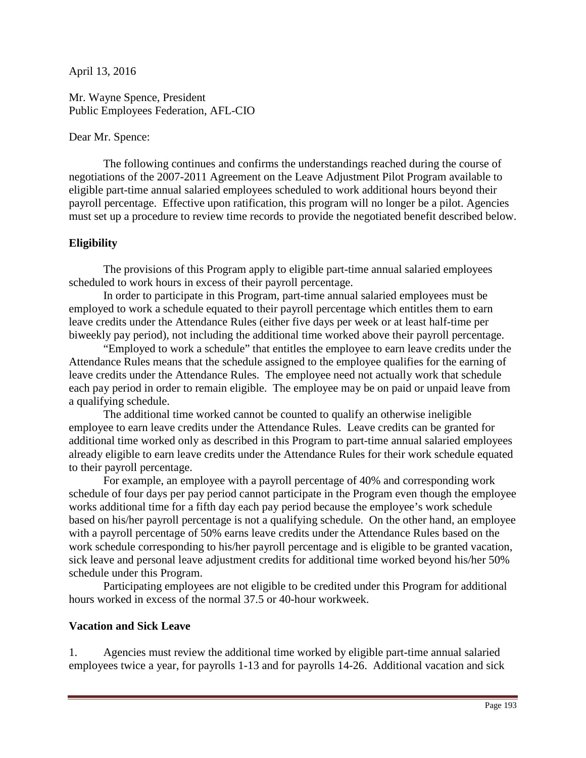April 13, 2016

Mr. Wayne Spence, President
Public Employees Federation, AFL-CIO

Dear Mr. Spence:

The following continues and confirms the understandings reached during the course of negotiations of the 2007-2011 Agreement on the Leave Adjustment Pilot Program available to eligible part-time annual salaried employees scheduled to work additional hours beyond their payroll percentage. Effective upon ratification, this program will no longer be a pilot. Agencies must set up a procedure to review time records to provide the negotiated benefit described below.

**Eligibility**

The provisions of this Program apply to eligible part-time annual salaried employees scheduled to work hours in excess of their payroll percentage.

In order to participate in this Program, part-time annual salaried employees must be employed to work a schedule equated to their payroll percentage which entitles them to earn leave credits under the Attendance Rules (either five days per week or at least half-time per biweekly pay period), not including the additional time worked above their payroll percentage.

"Employed to work a schedule" that entitles the employee to earn leave credits under the Attendance Rules means that the schedule assigned to the employee qualifies for the earning of leave credits under the Attendance Rules. The employee need not actually work that schedule each pay period in order to remain eligible. The employee may be on paid or unpaid leave from a qualifying schedule.

The additional time worked cannot be counted to qualify an otherwise ineligible employee to earn leave credits under the Attendance Rules. Leave credits can be granted for additional time worked only as described in this Program to part-time annual salaried employees already eligible to earn leave credits under the Attendance Rules for their work schedule equated to their payroll percentage.

For example, an employee with a payroll percentage of 40% and corresponding work schedule of four days per pay period cannot participate in the Program even though the employee works additional time for a fifth day each pay period because the employee's work schedule based on his/her payroll percentage is not a qualifying schedule. On the other hand, an employee with a payroll percentage of 50% earns leave credits under the Attendance Rules based on the work schedule corresponding to his/her payroll percentage and is eligible to be granted vacation, sick leave and personal leave adjustment credits for additional time worked beyond his/her 50% schedule under this Program.

Participating employees are not eligible to be credited under this Program for additional hours worked in excess of the normal 37.5 or 40-hour workweek.

**Vacation and Sick Leave**

1. Agencies must review the additional time worked by eligible part-time annual salaried employees twice a year, for payrolls 1-13 and for payrolls 14-26. Additional vacation and sick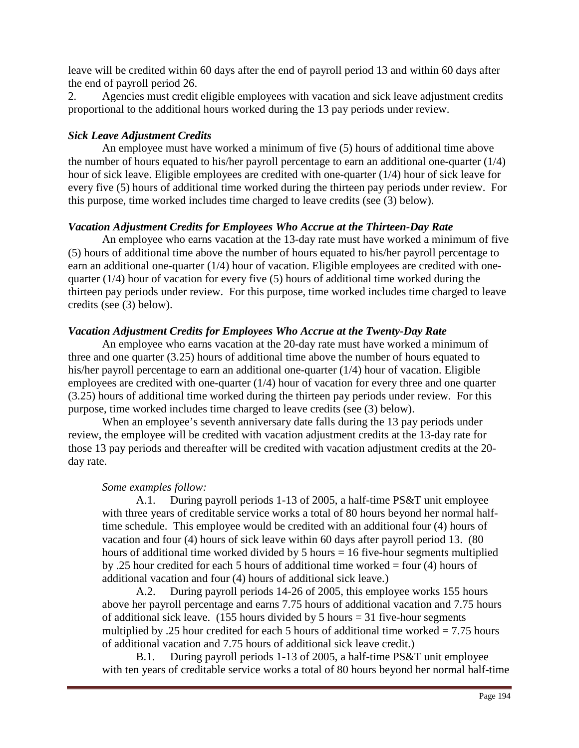leave will be credited within 60 days after the end of payroll period 13 and within 60 days after the end of payroll period 26.

2. Agencies must credit eligible employees with vacation and sick leave adjustment credits proportional to the additional hours worked during the 13 pay periods under review.

***Sick Leave Adjustment Credits***

An employee must have worked a minimum of five (5) hours of additional time above the number of hours equated to his/her payroll percentage to earn an additional one-quarter (1/4) hour of sick leave. Eligible employees are credited with one-quarter (1/4) hour of sick leave for every five (5) hours of additional time worked during the thirteen pay periods under review. For this purpose, time worked includes time charged to leave credits (see (3) below).

***Vacation Adjustment Credits for Employees Who Accrue at the Thirteen-Day Rate***

An employee who earns vacation at the 13-day rate must have worked a minimum of five (5) hours of additional time above the number of hours equated to his/her payroll percentage to earn an additional one-quarter (1/4) hour of vacation. Eligible employees are credited with one-quarter (1/4) hour of vacation for every five (5) hours of additional time worked during the thirteen pay periods under review. For this purpose, time worked includes time charged to leave credits (see (3) below).

***Vacation Adjustment Credits for Employees Who Accrue at the Twenty-Day Rate***

An employee who earns vacation at the 20-day rate must have worked a minimum of three and one quarter (3.25) hours of additional time above the number of hours equated to his/her payroll percentage to earn an additional one-quarter (1/4) hour of vacation. Eligible employees are credited with one-quarter (1/4) hour of vacation for every three and one quarter (3.25) hours of additional time worked during the thirteen pay periods under review. For this purpose, time worked includes time charged to leave credits (see (3) below).

When an employee's seventh anniversary date falls during the 13 pay periods under review, the employee will be credited with vacation adjustment credits at the 13-day rate for those 13 pay periods and thereafter will be credited with vacation adjustment credits at the 20-day rate.

*Some examples follow:*

A.1. During payroll periods 1-13 of 2005, a half-time PS&T unit employee with three years of creditable service works a total of 80 hours beyond her normal half-time schedule. This employee would be credited with an additional four (4) hours of vacation and four (4) hours of sick leave within 60 days after payroll period 13. (80 hours of additional time worked divided by 5 hours = 16 five-hour segments multiplied by .25 hour credited for each 5 hours of additional time worked = four (4) hours of additional vacation and four (4) hours of additional sick leave.)

A.2. During payroll periods 14-26 of 2005, this employee works 155 hours above her payroll percentage and earns 7.75 hours of additional vacation and 7.75 hours of additional sick leave. (155 hours divided by 5 hours = 31 five-hour segments multiplied by .25 hour credited for each 5 hours of additional time worked = 7.75 hours of additional vacation and 7.75 hours of additional sick leave credit.)

B.1. During payroll periods 1-13 of 2005, a half-time PS&T unit employee with ten years of creditable service works a total of 80 hours beyond her normal half-time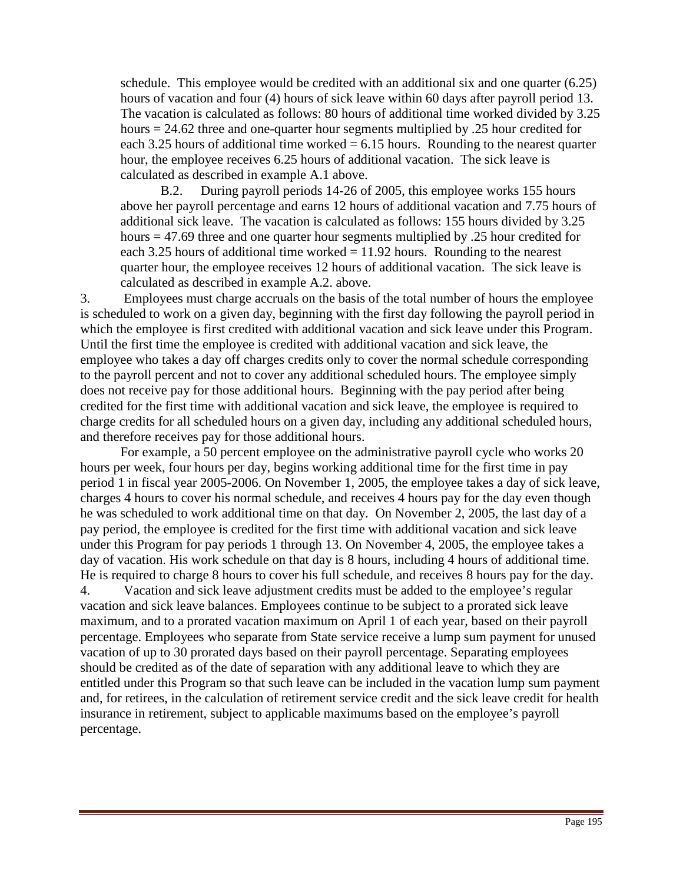schedule. This employee would be credited with an additional six and one quarter (6.25) hours of vacation and four (4) hours of sick leave within 60 days after payroll period 13. The vacation is calculated as follows: 80 hours of additional time worked divided by 3.25 hours = 24.62 three and one-quarter hour segments multiplied by .25 hour credited for each 3.25 hours of additional time worked = 6.15 hours. Rounding to the nearest quarter hour, the employee receives 6.25 hours of additional vacation. The sick leave is calculated as described in example A.1 above.

B.2. During payroll periods 14-26 of 2005, this employee works 155 hours above her payroll percentage and earns 12 hours of additional vacation and 7.75 hours of additional sick leave. The vacation is calculated as follows: 155 hours divided by 3.25 hours = 47.69 three and one quarter hour segments multiplied by .25 hour credited for each 3.25 hours of additional time worked = 11.92 hours. Rounding to the nearest quarter hour, the employee receives 12 hours of additional vacation. The sick leave is calculated as described in example A.2. above.

3. Employees must charge accruals on the basis of the total number of hours the employee is scheduled to work on a given day, beginning with the first day following the payroll period in which the employee is first credited with additional vacation and sick leave under this Program. Until the first time the employee is credited with additional vacation and sick leave, the employee who takes a day off charges credits only to cover the normal schedule corresponding to the payroll percent and not to cover any additional scheduled hours. The employee simply does not receive pay for those additional hours. Beginning with the pay period after being credited for the first time with additional vacation and sick leave, the employee is required to charge credits for all scheduled hours on a given day, including any additional scheduled hours, and therefore receives pay for those additional hours.

For example, a 50 percent employee on the administrative payroll cycle who works 20 hours per week, four hours per day, begins working additional time for the first time in pay period 1 in fiscal year 2005-2006. On November 1, 2005, the employee takes a day of sick leave, charges 4 hours to cover his normal schedule, and receives 4 hours pay for the day even though he was scheduled to work additional time on that day. On November 2, 2005, the last day of a pay period, the employee is credited for the first time with additional vacation and sick leave under this Program for pay periods 1 through 13. On November 4, 2005, the employee takes a day of vacation. His work schedule on that day is 8 hours, including 4 hours of additional time. He is required to charge 8 hours to cover his full schedule, and receives 8 hours pay for the day.

4. Vacation and sick leave adjustment credits must be added to the employee's regular vacation and sick leave balances. Employees continue to be subject to a prorated sick leave maximum, and to a prorated vacation maximum on April 1 of each year, based on their payroll percentage. Employees who separate from State service receive a lump sum payment for unused vacation of up to 30 prorated days based on their payroll percentage. Separating employees should be credited as of the date of separation with any additional leave to which they are entitled under this Program so that such leave can be included in the vacation lump sum payment and, for retirees, in the calculation of retirement service credit and the sick leave credit for health insurance in retirement, subject to applicable maximums based on the employee's payroll percentage.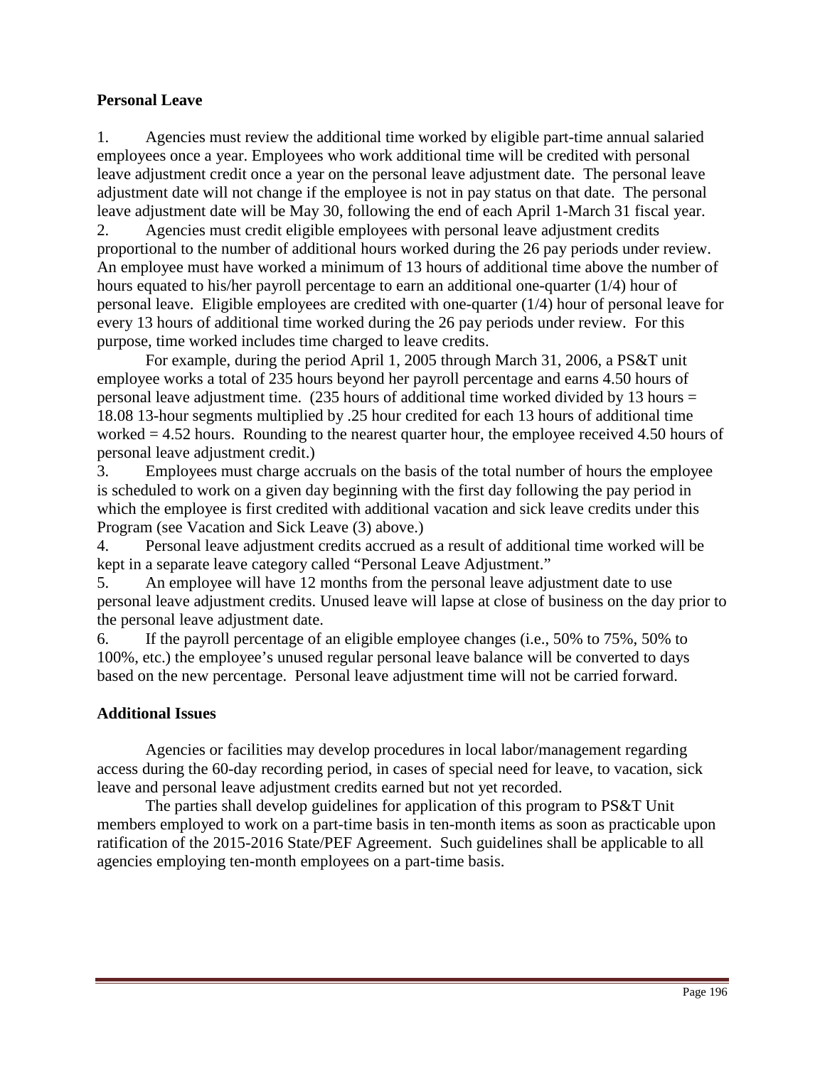### Personal Leave

1. Agencies must review the additional time worked by eligible part-time annual salaried employees once a year. Employees who work additional time will be credited with personal leave adjustment credit once a year on the personal leave adjustment date. The personal leave adjustment date will not change if the employee is not in pay status on that date. The personal leave adjustment date will be May 30, following the end of each April 1-March 31 fiscal year.
2. Agencies must credit eligible employees with personal leave adjustment credits proportional to the number of additional hours worked during the 26 pay periods under review. An employee must have worked a minimum of 13 hours of additional time above the number of hours equated to his/her payroll percentage to earn an additional one-quarter (1/4) hour of personal leave. Eligible employees are credited with one-quarter (1/4) hour of personal leave for every 13 hours of additional time worked during the 26 pay periods under review. For this purpose, time worked includes time charged to leave credits.

   For example, during the period April 1, 2005 through March 31, 2006, a PS&T unit employee works a total of 235 hours beyond her payroll percentage and earns 4.50 hours of personal leave adjustment time. (235 hours of additional time worked divided by 13 hours = 18.08 13-hour segments multiplied by .25 hour credited for each 13 hours of additional time worked = 4.52 hours. Rounding to the nearest quarter hour, the employee received 4.50 hours of personal leave adjustment credit.)
3. Employees must charge accruals on the basis of the total number of hours the employee is scheduled to work on a given day beginning with the first day following the pay period in which the employee is first credited with additional vacation and sick leave credits under this Program (see Vacation and Sick Leave (3) above.)
4. Personal leave adjustment credits accrued as a result of additional time worked will be kept in a separate leave category called "Personal Leave Adjustment."
5. An employee will have 12 months from the personal leave adjustment date to use personal leave adjustment credits. Unused leave will lapse at close of business on the day prior to the personal leave adjustment date.
6. If the payroll percentage of an eligible employee changes (i.e., 50% to 75%, 50% to 100%, etc.) the employee's unused regular personal leave balance will be converted to days based on the new percentage. Personal leave adjustment time will not be carried forward.

### Additional Issues

Agencies or facilities may develop procedures in local labor/management regarding access during the 60-day recording period, in cases of special need for leave, to vacation, sick leave and personal leave adjustment credits earned but not yet recorded.

The parties shall develop guidelines for application of this program to PS&T Unit members employed to work on a part-time basis in ten-month items as soon as practicable upon ratification of the 2015-2016 State/PEF Agreement. Such guidelines shall be applicable to all agencies employing ten-month employees on a part-time basis.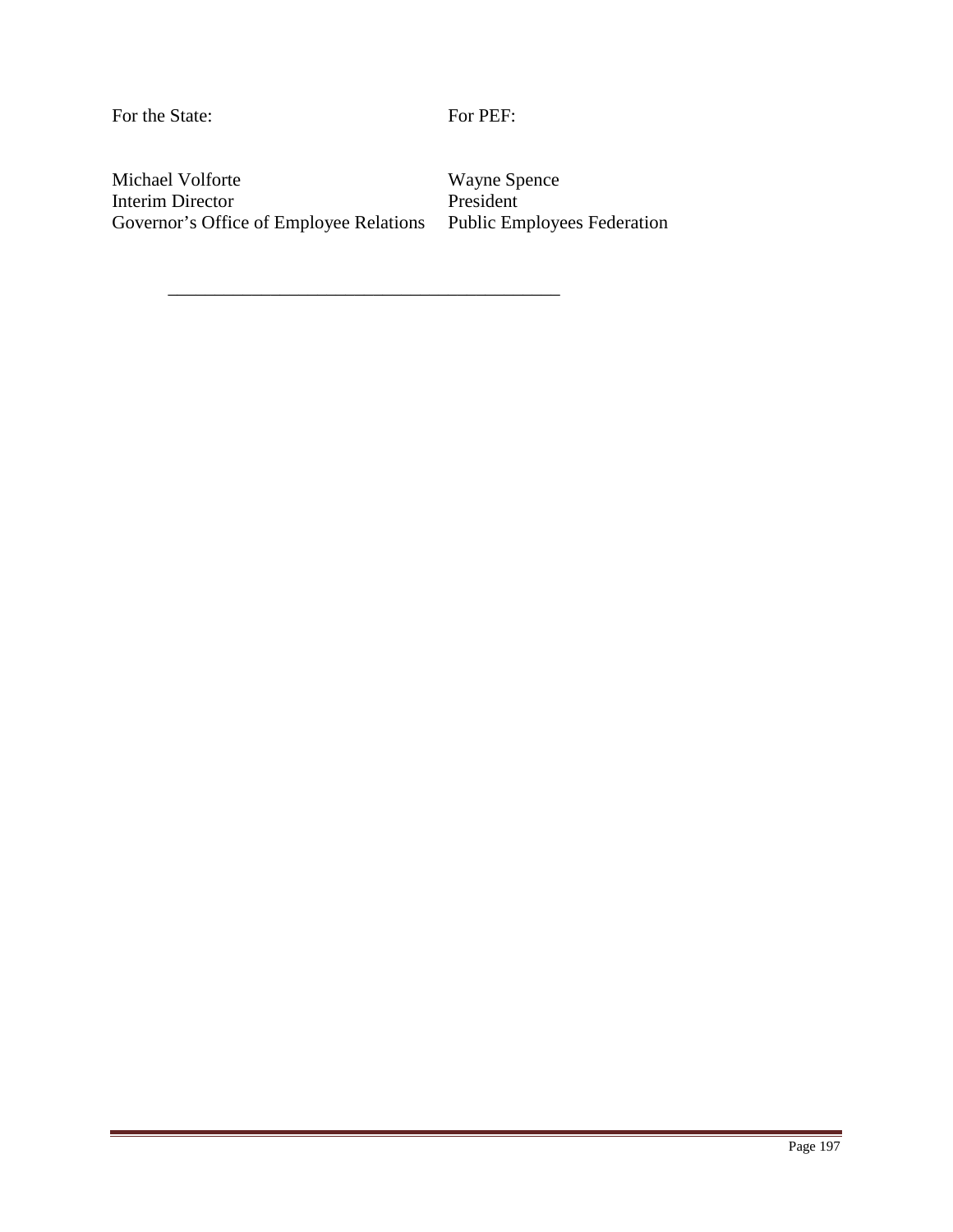For the State: For PEF:

| | |
|---|---|
| Michael Volforte | Wayne Spence |
| Interim Director | President |
| Governor's Office of Employee Relations | Public Employees Federation |

\_\_\_\_\_\_\_\_\_\_\_\_\_\_\_\_\_\_\_\_\_\_\_\_\_\_\_\_\_\_\_\_\_\_\_\_\_\_\_\_\_\_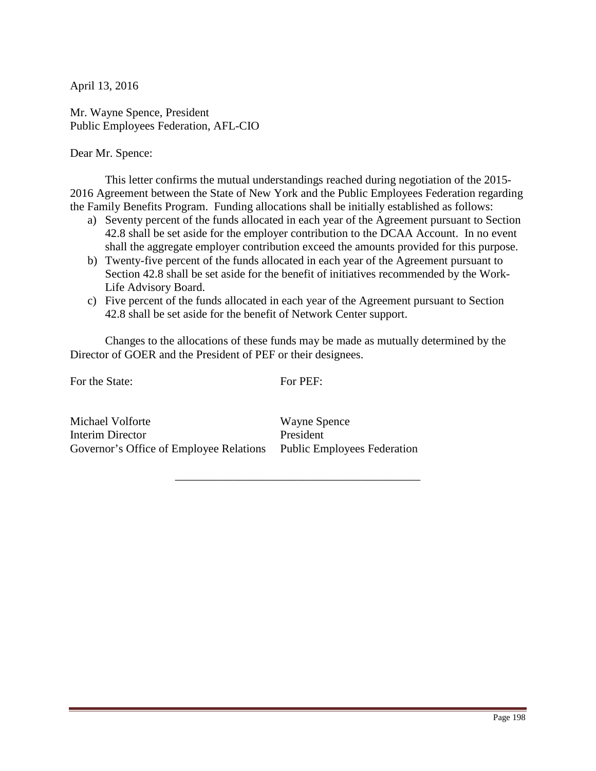April 13, 2016

Mr. Wayne Spence, President
Public Employees Federation, AFL-CIO

Dear Mr. Spence:

This letter confirms the mutual understandings reached during negotiation of the 2015-2016 Agreement between the State of New York and the Public Employees Federation regarding the Family Benefits Program. Funding allocations shall be initially established as follows:

a) Seventy percent of the funds allocated in each year of the Agreement pursuant to Section 42.8 shall be set aside for the employer contribution to the DCAA Account. In no event shall the aggregate employer contribution exceed the amounts provided for this purpose.
b) Twenty-five percent of the funds allocated in each year of the Agreement pursuant to Section 42.8 shall be set aside for the benefit of initiatives recommended by the Work-Life Advisory Board.
c) Five percent of the funds allocated in each year of the Agreement pursuant to Section 42.8 shall be set aside for the benefit of Network Center support.

Changes to the allocations of these funds may be made as mutually determined by the Director of GOER and the President of PEF or their designees.

| For the State: | For PEF: |
| --- | --- |
| Michael Volforte | Wayne Spence |
| Interim Director | President |
| Governor's Office of Employee Relations | Public Employees Federation |

---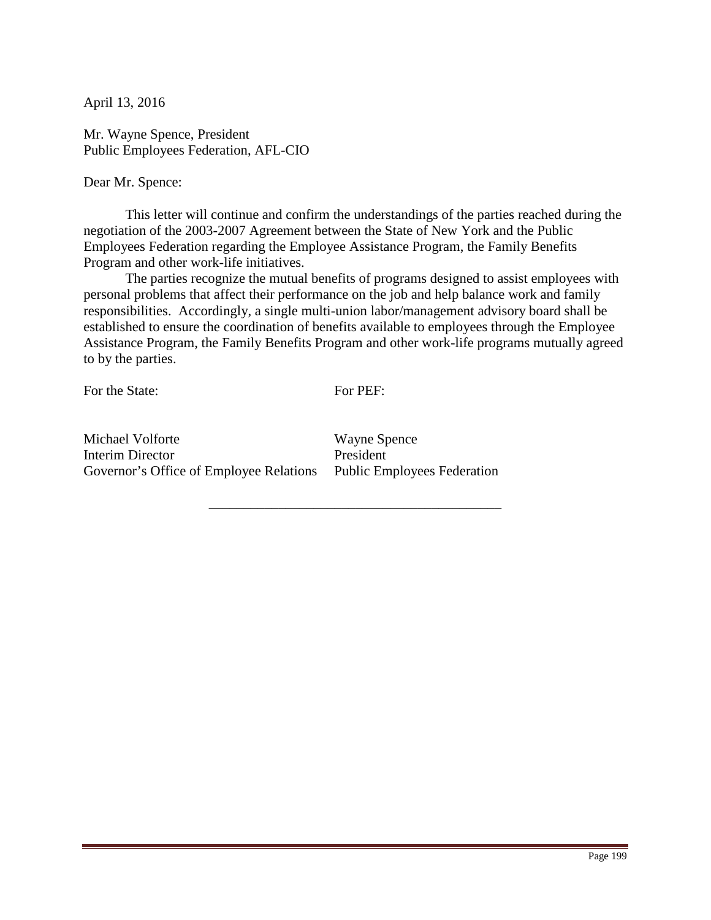April 13, 2016

Mr. Wayne Spence, President
Public Employees Federation, AFL-CIO

Dear Mr. Spence:

This letter will continue and confirm the understandings of the parties reached during the negotiation of the 2003-2007 Agreement between the State of New York and the Public Employees Federation regarding the Employee Assistance Program, the Family Benefits Program and other work-life initiatives.

The parties recognize the mutual benefits of programs designed to assist employees with personal problems that affect their performance on the job and help balance work and family responsibilities. Accordingly, a single multi-union labor/management advisory board shall be established to ensure the coordination of benefits available to employees through the Employee Assistance Program, the Family Benefits Program and other work-life programs mutually agreed to by the parties.

| For the State: | For PEF: |
|---|---|
| Michael Volforte<br>Interim Director<br>Governor's Office of Employee Relations | Wayne Spence<br>President<br>Public Employees Federation |

---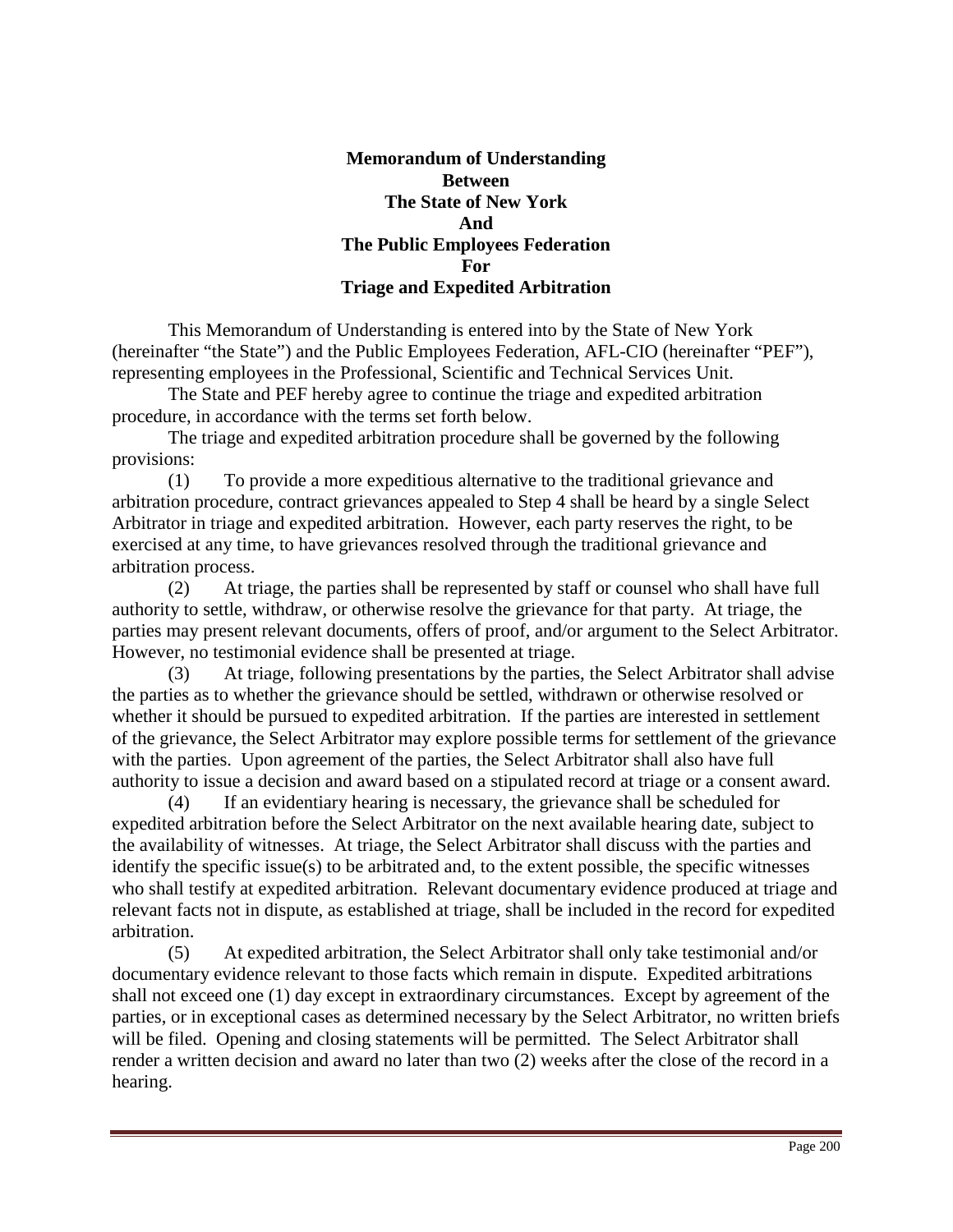**Memorandum of Understanding**
**Between**
**The State of New York**
**And**
**The Public Employees Federation**
**For**
**Triage and Expedited Arbitration**

This Memorandum of Understanding is entered into by the State of New York (hereinafter "the State") and the Public Employees Federation, AFL-CIO (hereinafter "PEF"), representing employees in the Professional, Scientific and Technical Services Unit.

The State and PEF hereby agree to continue the triage and expedited arbitration procedure, in accordance with the terms set forth below.

The triage and expedited arbitration procedure shall be governed by the following provisions:

(1) To provide a more expeditious alternative to the traditional grievance and arbitration procedure, contract grievances appealed to Step 4 shall be heard by a single Select Arbitrator in triage and expedited arbitration. However, each party reserves the right, to be exercised at any time, to have grievances resolved through the traditional grievance and arbitration process.

(2) At triage, the parties shall be represented by staff or counsel who shall have full authority to settle, withdraw, or otherwise resolve the grievance for that party. At triage, the parties may present relevant documents, offers of proof, and/or argument to the Select Arbitrator. However, no testimonial evidence shall be presented at triage.

(3) At triage, following presentations by the parties, the Select Arbitrator shall advise the parties as to whether the grievance should be settled, withdrawn or otherwise resolved or whether it should be pursued to expedited arbitration. If the parties are interested in settlement of the grievance, the Select Arbitrator may explore possible terms for settlement of the grievance with the parties. Upon agreement of the parties, the Select Arbitrator shall also have full authority to issue a decision and award based on a stipulated record at triage or a consent award.

(4) If an evidentiary hearing is necessary, the grievance shall be scheduled for expedited arbitration before the Select Arbitrator on the next available hearing date, subject to the availability of witnesses. At triage, the Select Arbitrator shall discuss with the parties and identify the specific issue(s) to be arbitrated and, to the extent possible, the specific witnesses who shall testify at expedited arbitration. Relevant documentary evidence produced at triage and relevant facts not in dispute, as established at triage, shall be included in the record for expedited arbitration.

(5) At expedited arbitration, the Select Arbitrator shall only take testimonial and/or documentary evidence relevant to those facts which remain in dispute. Expedited arbitrations shall not exceed one (1) day except in extraordinary circumstances. Except by agreement of the parties, or in exceptional cases as determined necessary by the Select Arbitrator, no written briefs will be filed. Opening and closing statements will be permitted. The Select Arbitrator shall render a written decision and award no later than two (2) weeks after the close of the record in a hearing.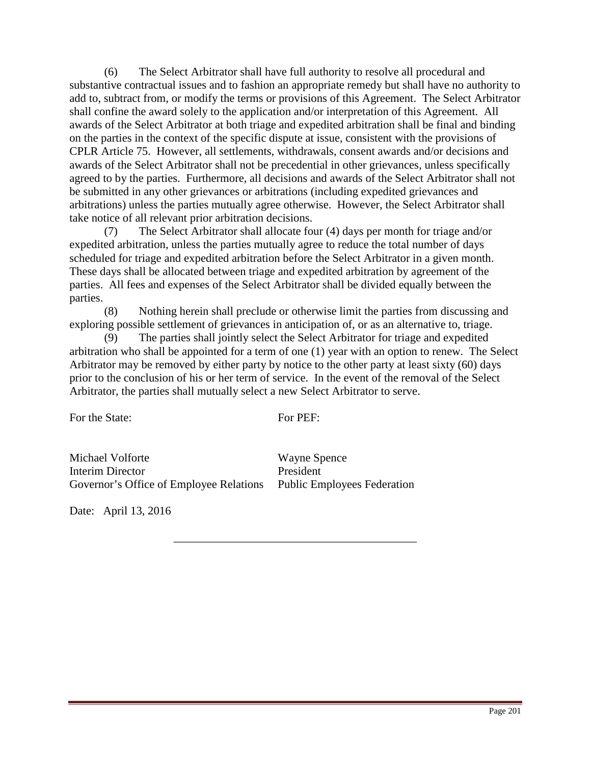(6) The Select Arbitrator shall have full authority to resolve all procedural and substantive contractual issues and to fashion an appropriate remedy but shall have no authority to add to, subtract from, or modify the terms or provisions of this Agreement. The Select Arbitrator shall confine the award solely to the application and/or interpretation of this Agreement. All awards of the Select Arbitrator at both triage and expedited arbitration shall be final and binding on the parties in the context of the specific dispute at issue, consistent with the provisions of CPLR Article 75. However, all settlements, withdrawals, consent awards and/or decisions and awards of the Select Arbitrator shall not be precedential in other grievances, unless specifically agreed to by the parties. Furthermore, all decisions and awards of the Select Arbitrator shall not be submitted in any other grievances or arbitrations (including expedited grievances and arbitrations) unless the parties mutually agree otherwise. However, the Select Arbitrator shall take notice of all relevant prior arbitration decisions.

(7) The Select Arbitrator shall allocate four (4) days per month for triage and/or expedited arbitration, unless the parties mutually agree to reduce the total number of days scheduled for triage and expedited arbitration before the Select Arbitrator in a given month. These days shall be allocated between triage and expedited arbitration by agreement of the parties. All fees and expenses of the Select Arbitrator shall be divided equally between the parties.

(8) Nothing herein shall preclude or otherwise limit the parties from discussing and exploring possible settlement of grievances in anticipation of, or as an alternative to, triage.

(9) The parties shall jointly select the Select Arbitrator for triage and expedited arbitration who shall be appointed for a term of one (1) year with an option to renew. The Select Arbitrator may be removed by either party by notice to the other party at least sixty (60) days prior to the conclusion of his or her term of service. In the event of the removal of the Select Arbitrator, the parties shall mutually select a new Select Arbitrator to serve.

| For the State: | For PEF: |
|---|---|
| Michael Volforte<br>Interim Director<br>Governor's Office of Employee Relations | Wayne Spence<br>President<br>Public Employees Federation |

Date: April 13, 2016

---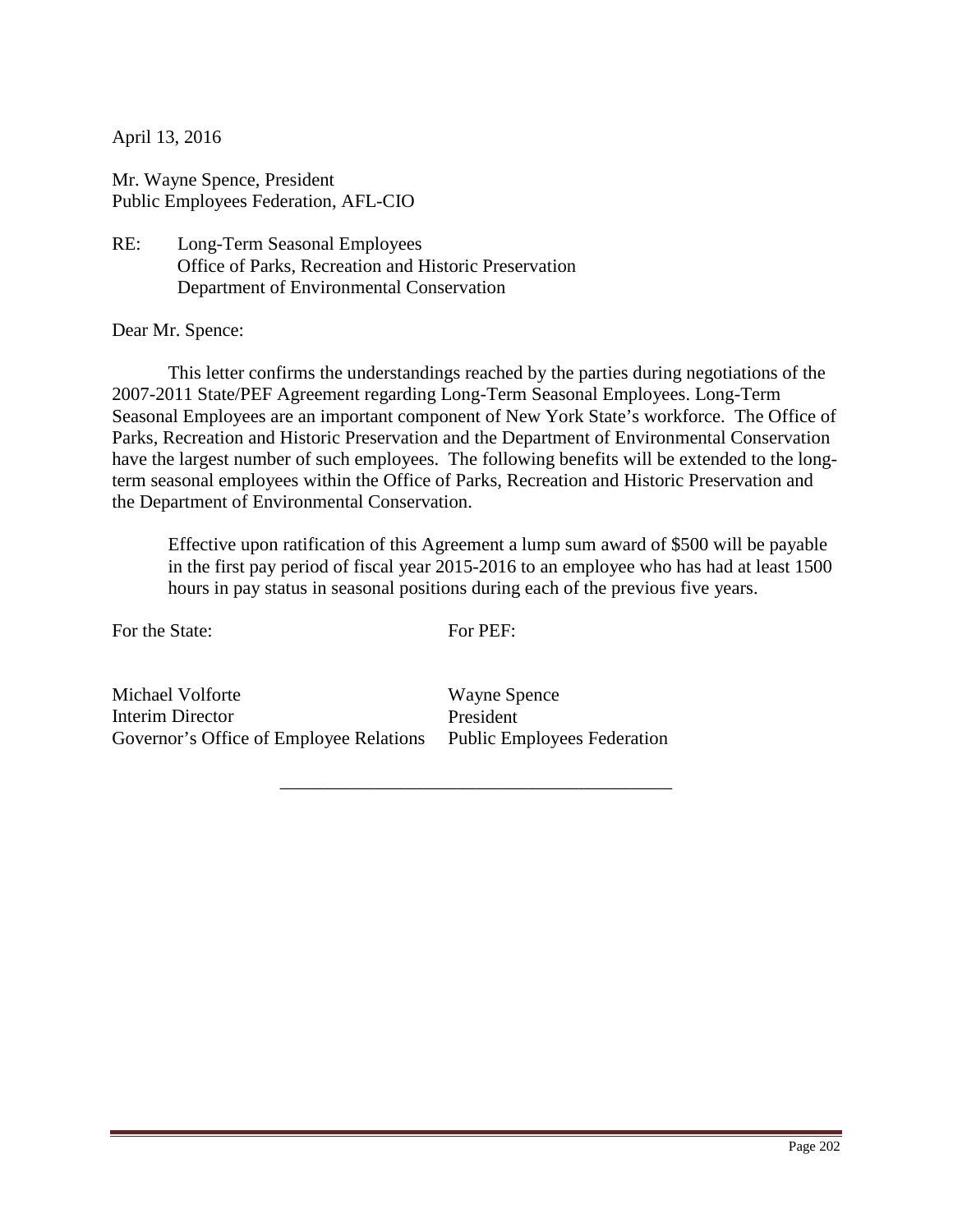April 13, 2016

Mr. Wayne Spence, President  
Public Employees Federation, AFL-CIO

RE: Long-Term Seasonal Employees  
Office of Parks, Recreation and Historic Preservation  
Department of Environmental Conservation

Dear Mr. Spence:

This letter confirms the understandings reached by the parties during negotiations of the 2007-2011 State/PEF Agreement regarding Long-Term Seasonal Employees. Long-Term Seasonal Employees are an important component of New York State's workforce. The Office of Parks, Recreation and Historic Preservation and the Department of Environmental Conservation have the largest number of such employees. The following benefits will be extended to the long-term seasonal employees within the Office of Parks, Recreation and Historic Preservation and the Department of Environmental Conservation.

> Effective upon ratification of this Agreement a lump sum award of $500 will be payable in the first pay period of fiscal year 2015-2016 to an employee who has had at least 1500 hours in pay status in seasonal positions during each of the previous five years.

| For the State: | For PEF: |
|---|---|
| Michael Volforte<br>Interim Director<br>Governor's Office of Employee Relations | Wayne Spence<br>President<br>Public Employees Federation |

---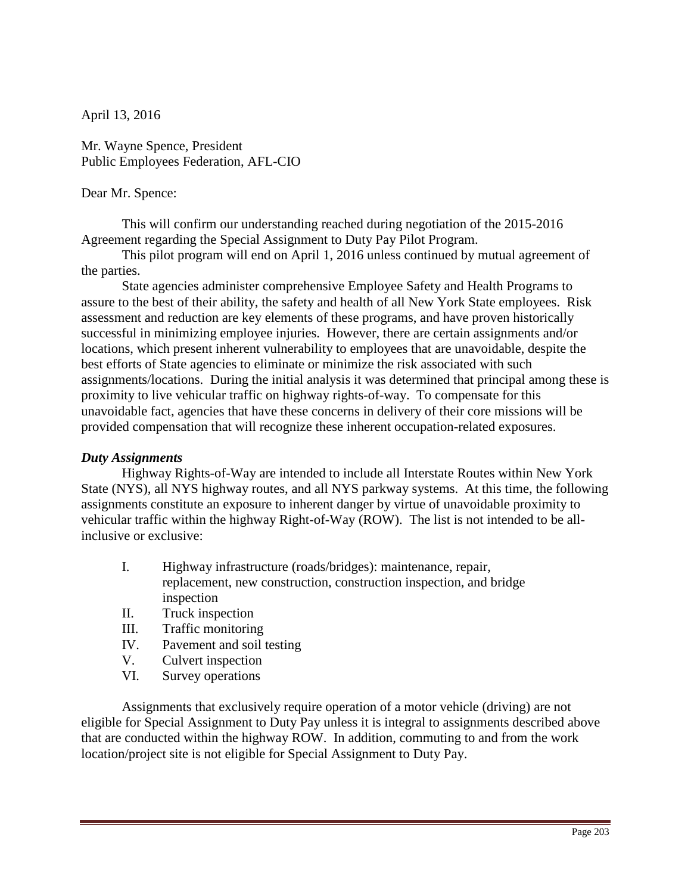April 13, 2016

Mr. Wayne Spence, President
Public Employees Federation, AFL-CIO

Dear Mr. Spence:

This will confirm our understanding reached during negotiation of the 2015-2016 Agreement regarding the Special Assignment to Duty Pay Pilot Program.

This pilot program will end on April 1, 2016 unless continued by mutual agreement of the parties.

State agencies administer comprehensive Employee Safety and Health Programs to assure to the best of their ability, the safety and health of all New York State employees. Risk assessment and reduction are key elements of these programs, and have proven historically successful in minimizing employee injuries. However, there are certain assignments and/or locations, which present inherent vulnerability to employees that are unavoidable, despite the best efforts of State agencies to eliminate or minimize the risk associated with such assignments/locations. During the initial analysis it was determined that principal among these is proximity to live vehicular traffic on highway rights-of-way. To compensate for this unavoidable fact, agencies that have these concerns in delivery of their core missions will be provided compensation that will recognize these inherent occupation-related exposures.

***Duty Assignments***

Highway Rights-of-Way are intended to include all Interstate Routes within New York State (NYS), all NYS highway routes, and all NYS parkway systems. At this time, the following assignments constitute an exposure to inherent danger by virtue of unavoidable proximity to vehicular traffic within the highway Right-of-Way (ROW). The list is not intended to be all-inclusive or exclusive:

- I. Highway infrastructure (roads/bridges): maintenance, repair, replacement, new construction, construction inspection, and bridge inspection
- II. Truck inspection
- III. Traffic monitoring
- IV. Pavement and soil testing
- V. Culvert inspection
- VI. Survey operations

Assignments that exclusively require operation of a motor vehicle (driving) are not eligible for Special Assignment to Duty Pay unless it is integral to assignments described above that are conducted within the highway ROW. In addition, commuting to and from the work location/project site is not eligible for Special Assignment to Duty Pay.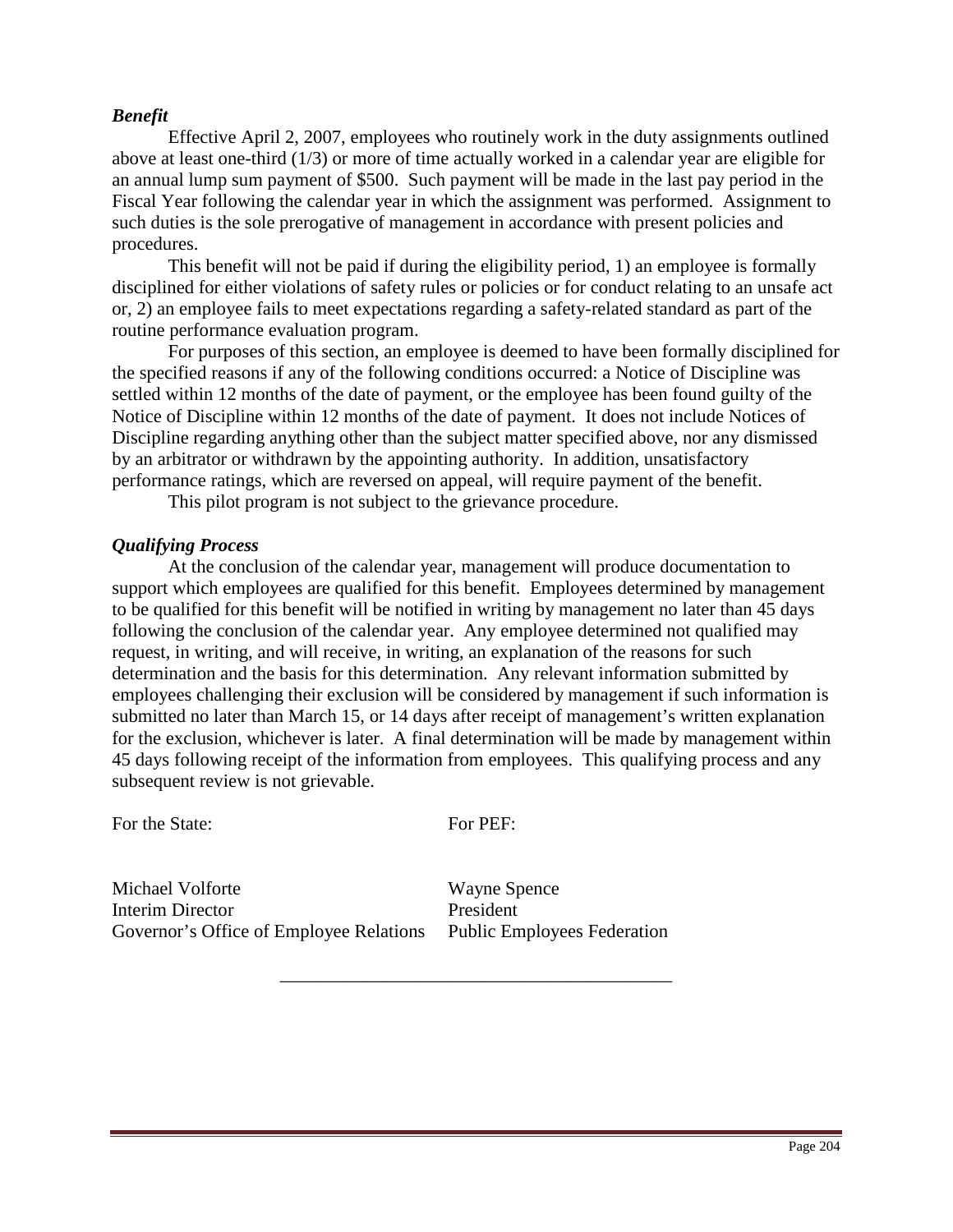***Benefit***

Effective April 2, 2007, employees who routinely work in the duty assignments outlined above at least one-third (1/3) or more of time actually worked in a calendar year are eligible for an annual lump sum payment of $500. Such payment will be made in the last pay period in the Fiscal Year following the calendar year in which the assignment was performed. Assignment to such duties is the sole prerogative of management in accordance with present policies and procedures.

This benefit will not be paid if during the eligibility period, 1) an employee is formally disciplined for either violations of safety rules or policies or for conduct relating to an unsafe act or, 2) an employee fails to meet expectations regarding a safety-related standard as part of the routine performance evaluation program.

For purposes of this section, an employee is deemed to have been formally disciplined for the specified reasons if any of the following conditions occurred: a Notice of Discipline was settled within 12 months of the date of payment, or the employee has been found guilty of the Notice of Discipline within 12 months of the date of payment. It does not include Notices of Discipline regarding anything other than the subject matter specified above, nor any dismissed by an arbitrator or withdrawn by the appointing authority. In addition, unsatisfactory performance ratings, which are reversed on appeal, will require payment of the benefit.

This pilot program is not subject to the grievance procedure.

***Qualifying Process***

At the conclusion of the calendar year, management will produce documentation to support which employees are qualified for this benefit. Employees determined by management to be qualified for this benefit will be notified in writing by management no later than 45 days following the conclusion of the calendar year. Any employee determined not qualified may request, in writing, and will receive, in writing, an explanation of the reasons for such determination and the basis for this determination. Any relevant information submitted by employees challenging their exclusion will be considered by management if such information is submitted no later than March 15, or 14 days after receipt of management's written explanation for the exclusion, whichever is later. A final determination will be made by management within 45 days following receipt of the information from employees. This qualifying process and any subsequent review is not grievable.

| For the State: | For PEF: |
|---|---|
| Michael Volforte<br>Interim Director<br>Governor's Office of Employee Relations | Wayne Spence<br>President<br>Public Employees Federation |

---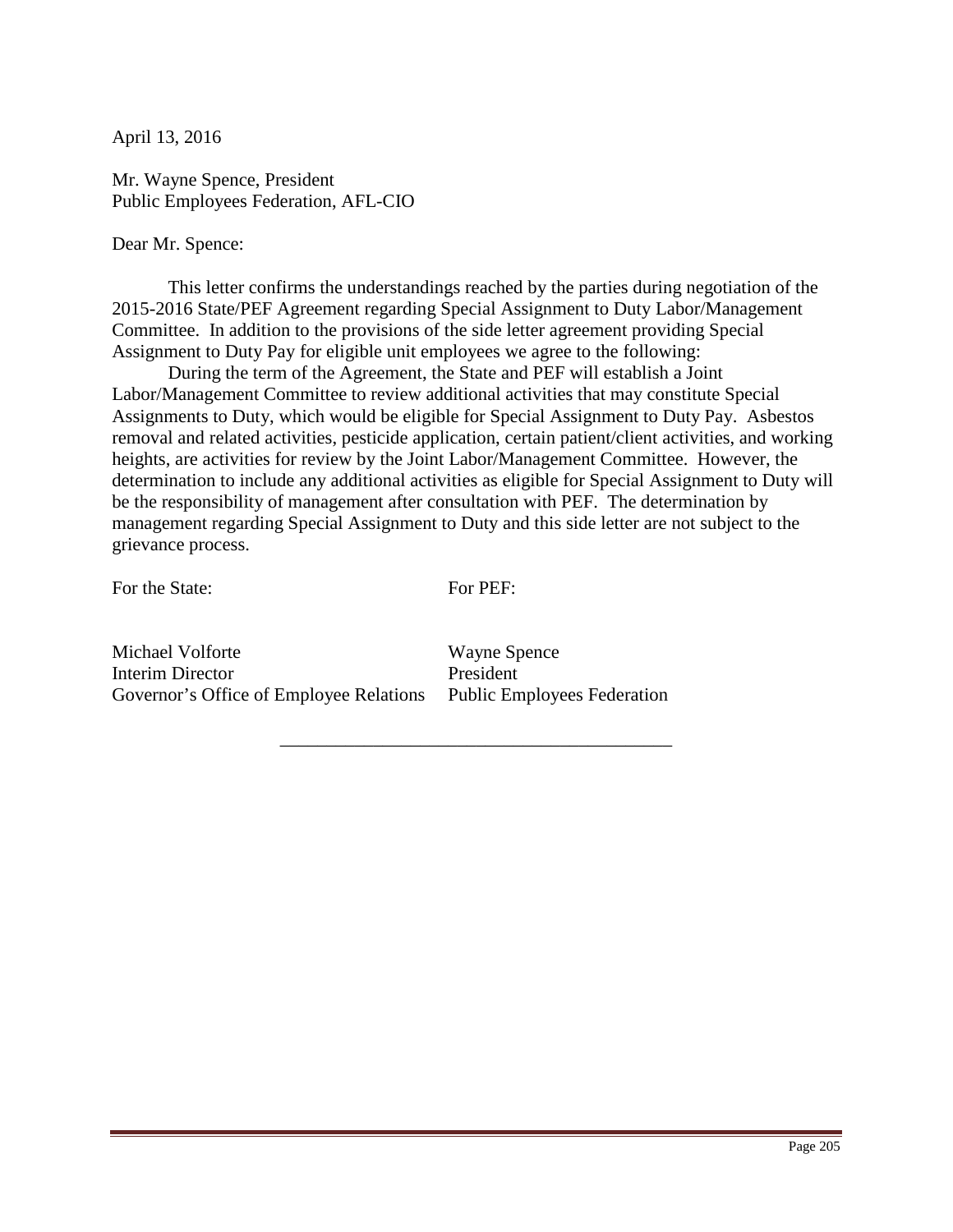April 13, 2016

Mr. Wayne Spence, President
Public Employees Federation, AFL-CIO

Dear Mr. Spence:

This letter confirms the understandings reached by the parties during negotiation of the 2015-2016 State/PEF Agreement regarding Special Assignment to Duty Labor/Management Committee. In addition to the provisions of the side letter agreement providing Special Assignment to Duty Pay for eligible unit employees we agree to the following:

During the term of the Agreement, the State and PEF will establish a Joint Labor/Management Committee to review additional activities that may constitute Special Assignments to Duty, which would be eligible for Special Assignment to Duty Pay. Asbestos removal and related activities, pesticide application, certain patient/client activities, and working heights, are activities for review by the Joint Labor/Management Committee. However, the determination to include any additional activities as eligible for Special Assignment to Duty will be the responsibility of management after consultation with PEF. The determination by management regarding Special Assignment to Duty and this side letter are not subject to the grievance process.

| For the State: | For PEF: |
|---|---|
| Michael Volforte<br>Interim Director<br>Governor's Office of Employee Relations | Wayne Spence<br>President<br>Public Employees Federation |

---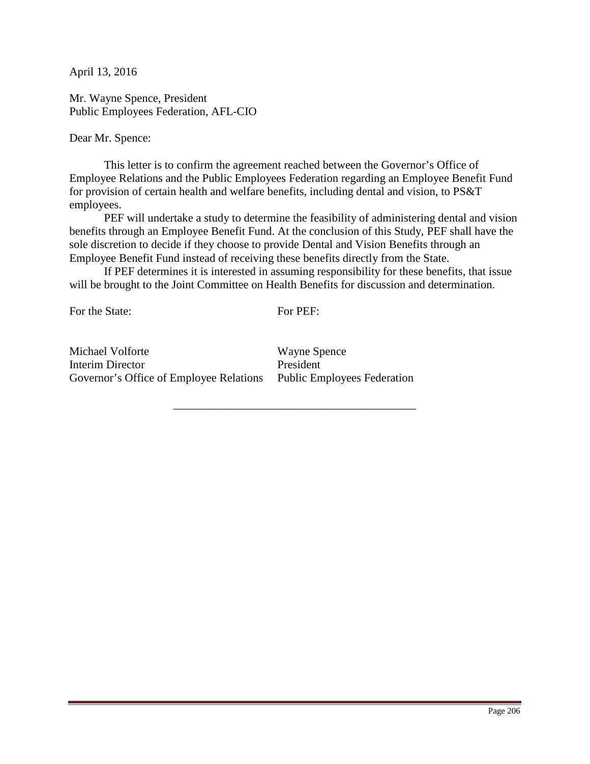April 13, 2016

Mr. Wayne Spence, President
Public Employees Federation, AFL-CIO

Dear Mr. Spence:

This letter is to confirm the agreement reached between the Governor's Office of Employee Relations and the Public Employees Federation regarding an Employee Benefit Fund for provision of certain health and welfare benefits, including dental and vision, to PS&T employees.

PEF will undertake a study to determine the feasibility of administering dental and vision benefits through an Employee Benefit Fund. At the conclusion of this Study, PEF shall have the sole discretion to decide if they choose to provide Dental and Vision Benefits through an Employee Benefit Fund instead of receiving these benefits directly from the State.

If PEF determines it is interested in assuming responsibility for these benefits, that issue will be brought to the Joint Committee on Health Benefits for discussion and determination.

| For the State: | For PEF: |
|---|---|
| Michael Volforte | Wayne Spence |
| Interim Director | President |
| Governor's Office of Employee Relations | Public Employees Federation |

---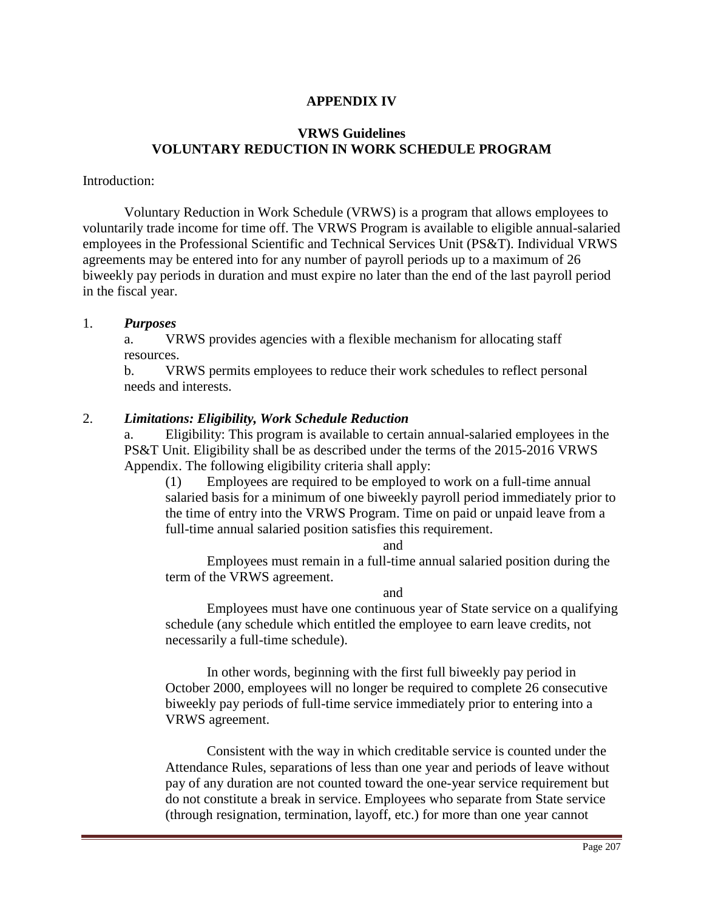# APPENDIX IV

## VRWS Guidelines
## VOLUNTARY REDUCTION IN WORK SCHEDULE PROGRAM

Introduction:

Voluntary Reduction in Work Schedule (VRWS) is a program that allows employees to voluntarily trade income for time off. The VRWS Program is available to eligible annual-salaried employees in the Professional Scientific and Technical Services Unit (PS&T). Individual VRWS agreements may be entered into for any number of payroll periods up to a maximum of 26 biweekly pay periods in duration and must expire no later than the end of the last payroll period in the fiscal year.

1. ***Purposes***

   a. VRWS provides agencies with a flexible mechanism for allocating staff resources.

   b. VRWS permits employees to reduce their work schedules to reflect personal needs and interests.

2. ***Limitations: Eligibility, Work Schedule Reduction***

   a. Eligibility: This program is available to certain annual-salaried employees in the PS&T Unit. Eligibility shall be as described under the terms of the 2015-2016 VRWS Appendix. The following eligibility criteria shall apply:

      (1) Employees are required to be employed to work on a full-time annual salaried basis for a minimum of one biweekly payroll period immediately prior to the time of entry into the VRWS Program. Time on paid or unpaid leave from a full-time annual salaried position satisfies this requirement.

      and

      Employees must remain in a full-time annual salaried position during the term of the VRWS agreement.

      and

      Employees must have one continuous year of State service on a qualifying schedule (any schedule which entitled the employee to earn leave credits, not necessarily a full-time schedule).

      In other words, beginning with the first full biweekly pay period in October 2000, employees will no longer be required to complete 26 consecutive biweekly pay periods of full-time service immediately prior to entering into a VRWS agreement.

      Consistent with the way in which creditable service is counted under the Attendance Rules, separations of less than one year and periods of leave without pay of any duration are not counted toward the one-year service requirement but do not constitute a break in service. Employees who separate from State service (through resignation, termination, layoff, etc.) for more than one year cannot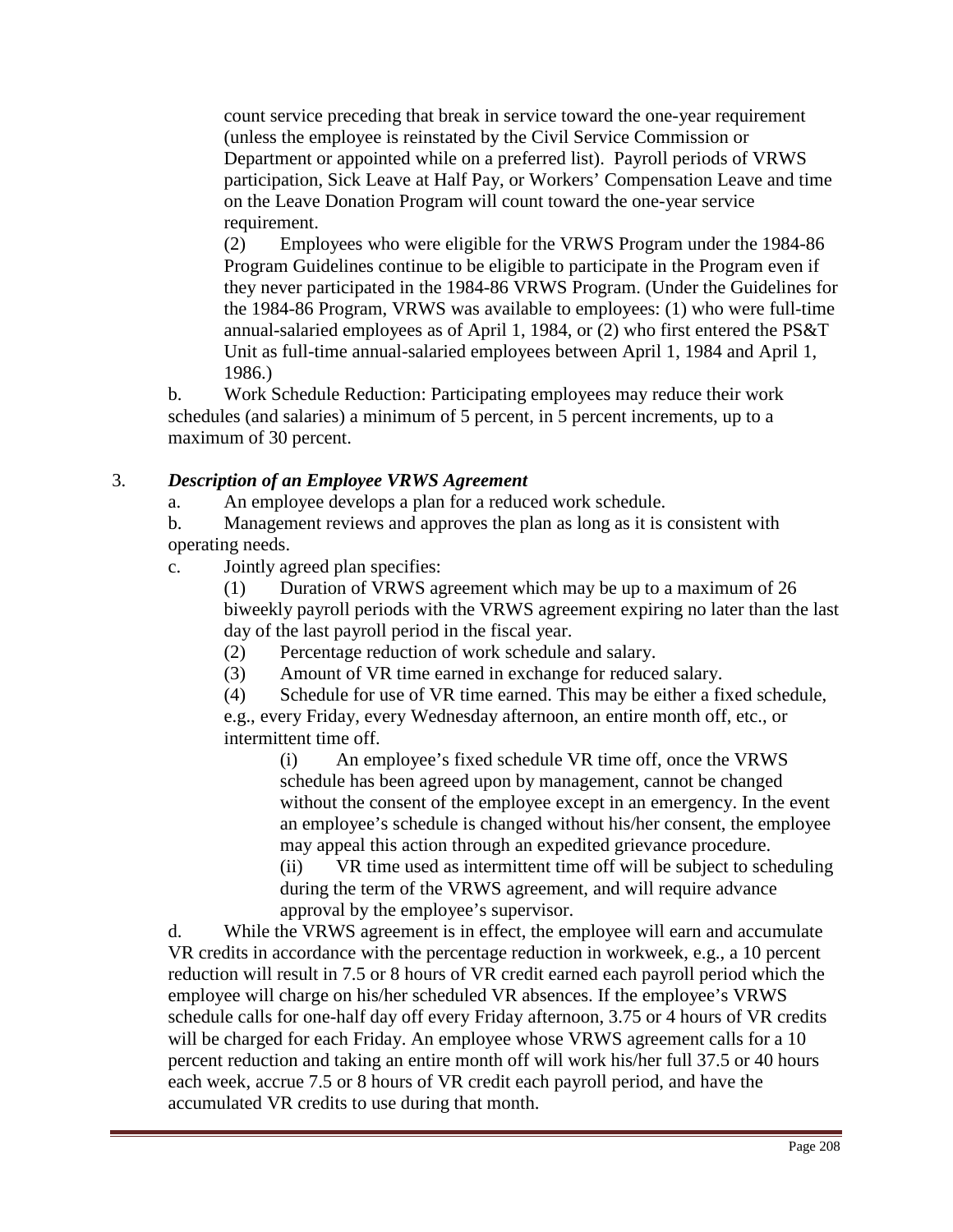count service preceding that break in service toward the one-year requirement (unless the employee is reinstated by the Civil Service Commission or Department or appointed while on a preferred list). Payroll periods of VRWS participation, Sick Leave at Half Pay, or Workers' Compensation Leave and time on the Leave Donation Program will count toward the one-year service requirement.

(2) Employees who were eligible for the VRWS Program under the 1984-86 Program Guidelines continue to be eligible to participate in the Program even if they never participated in the 1984-86 VRWS Program. (Under the Guidelines for the 1984-86 Program, VRWS was available to employees: (1) who were full-time annual-salaried employees as of April 1, 1984, or (2) who first entered the PS&T Unit as full-time annual-salaried employees between April 1, 1984 and April 1, 1986.)

b. Work Schedule Reduction: Participating employees may reduce their work schedules (and salaries) a minimum of 5 percent, in 5 percent increments, up to a maximum of 30 percent.

3. ***Description of an Employee VRWS Agreement***

a. An employee develops a plan for a reduced work schedule.

b. Management reviews and approves the plan as long as it is consistent with operating needs.

c. Jointly agreed plan specifies:

(1) Duration of VRWS agreement which may be up to a maximum of 26 biweekly payroll periods with the VRWS agreement expiring no later than the last day of the last payroll period in the fiscal year.

(2) Percentage reduction of work schedule and salary.

(3) Amount of VR time earned in exchange for reduced salary.

(4) Schedule for use of VR time earned. This may be either a fixed schedule, e.g., every Friday, every Wednesday afternoon, an entire month off, etc., or intermittent time off.

(i) An employee's fixed schedule VR time off, once the VRWS schedule has been agreed upon by management, cannot be changed without the consent of the employee except in an emergency. In the event an employee's schedule is changed without his/her consent, the employee may appeal this action through an expedited grievance procedure.

(ii) VR time used as intermittent time off will be subject to scheduling during the term of the VRWS agreement, and will require advance approval by the employee's supervisor.

d. While the VRWS agreement is in effect, the employee will earn and accumulate VR credits in accordance with the percentage reduction in workweek, e.g., a 10 percent reduction will result in 7.5 or 8 hours of VR credit earned each payroll period which the employee will charge on his/her scheduled VR absences. If the employee's VRWS schedule calls for one-half day off every Friday afternoon, 3.75 or 4 hours of VR credits will be charged for each Friday. An employee whose VRWS agreement calls for a 10 percent reduction and taking an entire month off will work his/her full 37.5 or 40 hours each week, accrue 7.5 or 8 hours of VR credit each payroll period, and have the accumulated VR credits to use during that month.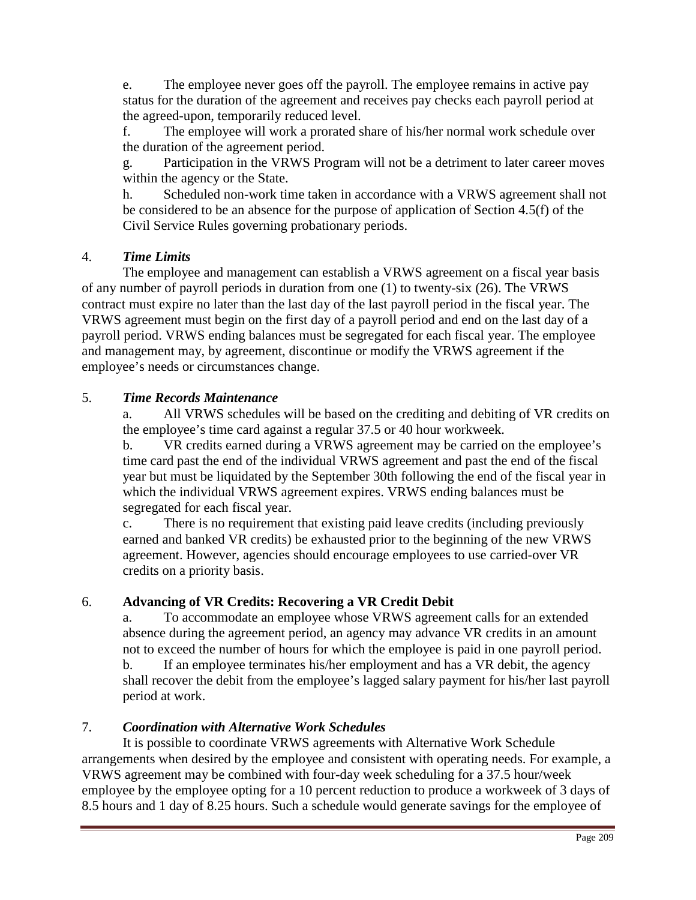e. The employee never goes off the payroll. The employee remains in active pay status for the duration of the agreement and receives pay checks each payroll period at the agreed-upon, temporarily reduced level.

f. The employee will work a prorated share of his/her normal work schedule over the duration of the agreement period.

g. Participation in the VRWS Program will not be a detriment to later career moves within the agency or the State.

h. Scheduled non-work time taken in accordance with a VRWS agreement shall not be considered to be an absence for the purpose of application of Section 4.5(f) of the Civil Service Rules governing probationary periods.

4. ***Time Limits***

The employee and management can establish a VRWS agreement on a fiscal year basis of any number of payroll periods in duration from one (1) to twenty-six (26). The VRWS contract must expire no later than the last day of the last payroll period in the fiscal year. The VRWS agreement must begin on the first day of a payroll period and end on the last day of a payroll period. VRWS ending balances must be segregated for each fiscal year. The employee and management may, by agreement, discontinue or modify the VRWS agreement if the employee's needs or circumstances change.

5. ***Time Records Maintenance***

a. All VRWS schedules will be based on the crediting and debiting of VR credits on the employee's time card against a regular 37.5 or 40 hour workweek.

b. VR credits earned during a VRWS agreement may be carried on the employee's time card past the end of the individual VRWS agreement and past the end of the fiscal year but must be liquidated by the September 30th following the end of the fiscal year in which the individual VRWS agreement expires. VRWS ending balances must be segregated for each fiscal year.

c. There is no requirement that existing paid leave credits (including previously earned and banked VR credits) be exhausted prior to the beginning of the new VRWS agreement. However, agencies should encourage employees to use carried-over VR credits on a priority basis.

6. **Advancing of VR Credits: Recovering a VR Credit Debit**

a. To accommodate an employee whose VRWS agreement calls for an extended absence during the agreement period, an agency may advance VR credits in an amount not to exceed the number of hours for which the employee is paid in one payroll period.

b. If an employee terminates his/her employment and has a VR debit, the agency shall recover the debit from the employee's lagged salary payment for his/her last payroll period at work.

7. ***Coordination with Alternative Work Schedules***

It is possible to coordinate VRWS agreements with Alternative Work Schedule arrangements when desired by the employee and consistent with operating needs. For example, a VRWS agreement may be combined with four-day week scheduling for a 37.5 hour/week employee by the employee opting for a 10 percent reduction to produce a workweek of 3 days of 8.5 hours and 1 day of 8.25 hours. Such a schedule would generate savings for the employee of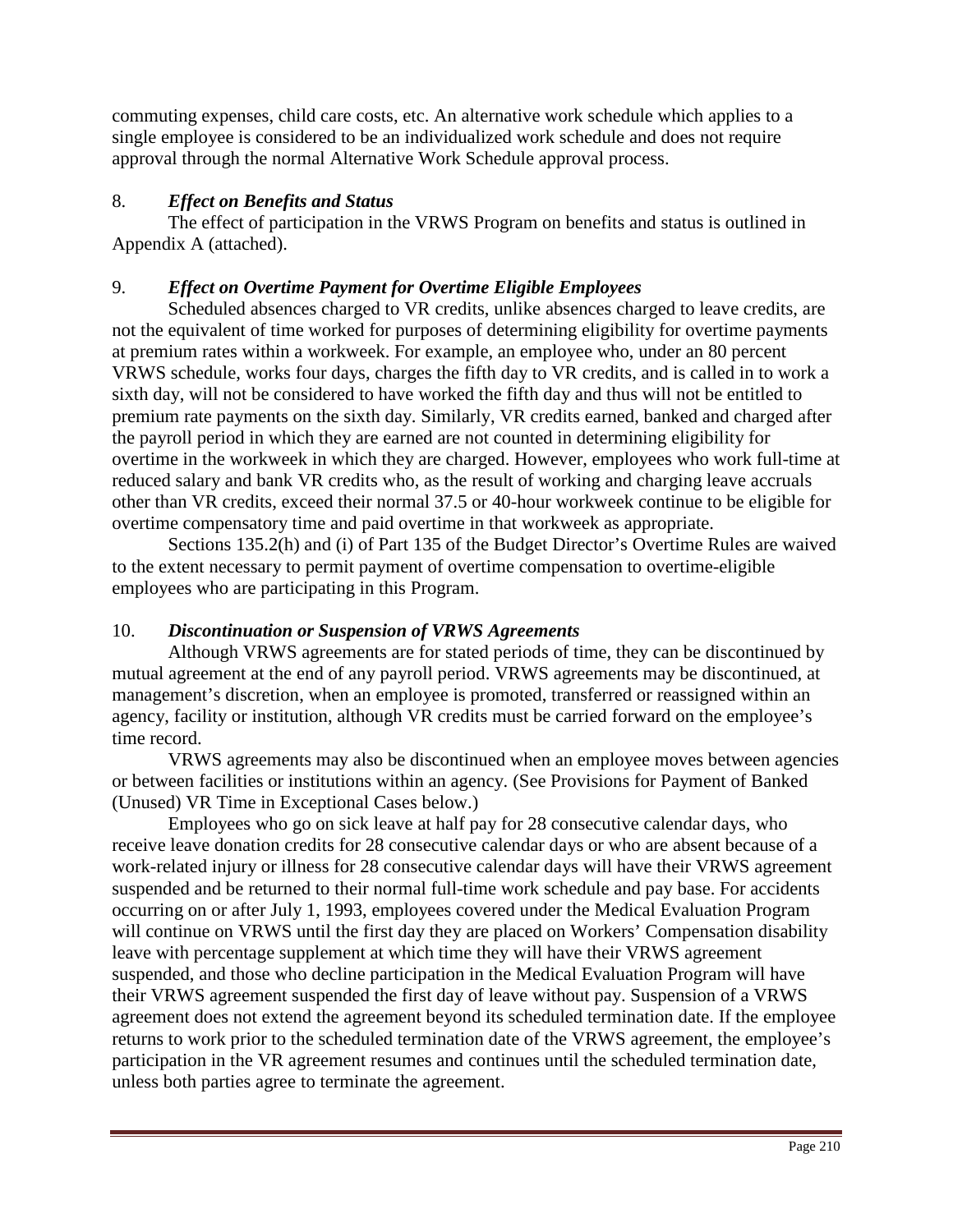commuting expenses, child care costs, etc. An alternative work schedule which applies to a single employee is considered to be an individualized work schedule and does not require approval through the normal Alternative Work Schedule approval process.

### 8. *Effect on Benefits and Status*

The effect of participation in the VRWS Program on benefits and status is outlined in Appendix A (attached).

### 9. *Effect on Overtime Payment for Overtime Eligible Employees*

Scheduled absences charged to VR credits, unlike absences charged to leave credits, are not the equivalent of time worked for purposes of determining eligibility for overtime payments at premium rates within a workweek. For example, an employee who, under an 80 percent VRWS schedule, works four days, charges the fifth day to VR credits, and is called in to work a sixth day, will not be considered to have worked the fifth day and thus will not be entitled to premium rate payments on the sixth day. Similarly, VR credits earned, banked and charged after the payroll period in which they are earned are not counted in determining eligibility for overtime in the workweek in which they are charged. However, employees who work full-time at reduced salary and bank VR credits who, as the result of working and charging leave accruals other than VR credits, exceed their normal 37.5 or 40-hour workweek continue to be eligible for overtime compensatory time and paid overtime in that workweek as appropriate.

Sections 135.2(h) and (i) of Part 135 of the Budget Director's Overtime Rules are waived to the extent necessary to permit payment of overtime compensation to overtime-eligible employees who are participating in this Program.

### 10. *Discontinuation or Suspension of VRWS Agreements*

Although VRWS agreements are for stated periods of time, they can be discontinued by mutual agreement at the end of any payroll period. VRWS agreements may be discontinued, at management's discretion, when an employee is promoted, transferred or reassigned within an agency, facility or institution, although VR credits must be carried forward on the employee's time record.

VRWS agreements may also be discontinued when an employee moves between agencies or between facilities or institutions within an agency. (See Provisions for Payment of Banked (Unused) VR Time in Exceptional Cases below.)

Employees who go on sick leave at half pay for 28 consecutive calendar days, who receive leave donation credits for 28 consecutive calendar days or who are absent because of a work-related injury or illness for 28 consecutive calendar days will have their VRWS agreement suspended and be returned to their normal full-time work schedule and pay base. For accidents occurring on or after July 1, 1993, employees covered under the Medical Evaluation Program will continue on VRWS until the first day they are placed on Workers' Compensation disability leave with percentage supplement at which time they will have their VRWS agreement suspended, and those who decline participation in the Medical Evaluation Program will have their VRWS agreement suspended the first day of leave without pay. Suspension of a VRWS agreement does not extend the agreement beyond its scheduled termination date. If the employee returns to work prior to the scheduled termination date of the VRWS agreement, the employee's participation in the VR agreement resumes and continues until the scheduled termination date, unless both parties agree to terminate the agreement.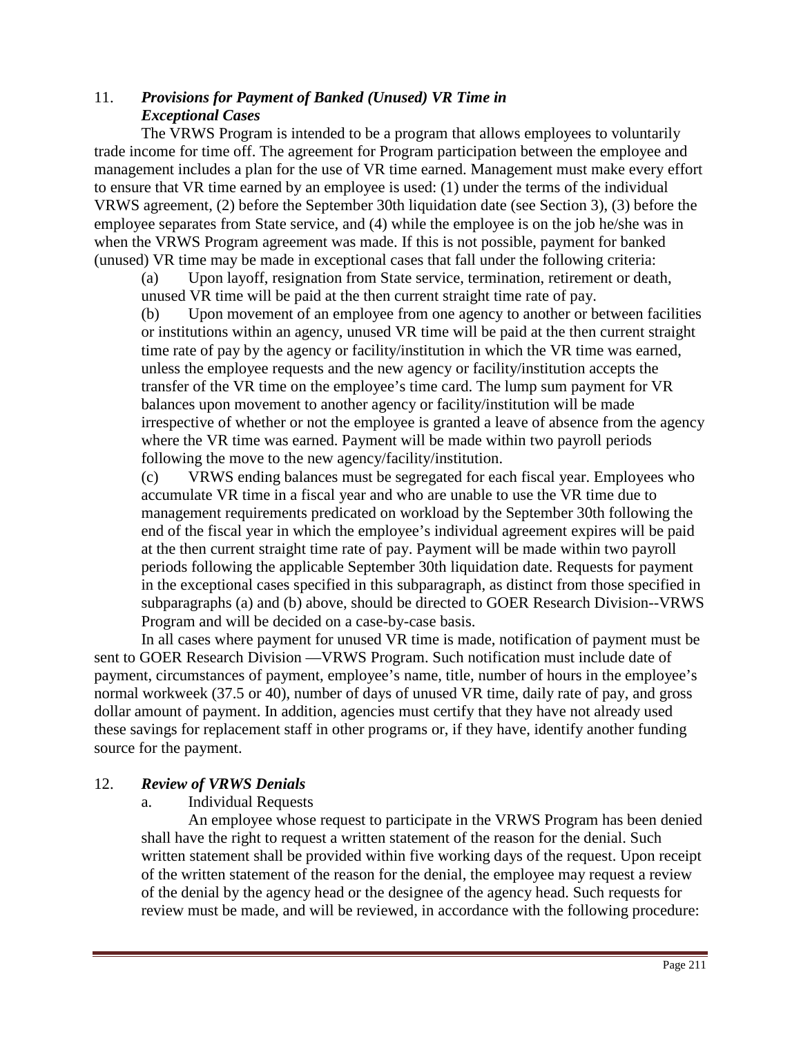## 11. *Provisions for Payment of Banked (Unused) VR Time in Exceptional Cases*

The VRWS Program is intended to be a program that allows employees to voluntarily trade income for time off. The agreement for Program participation between the employee and management includes a plan for the use of VR time earned. Management must make every effort to ensure that VR time earned by an employee is used: (1) under the terms of the individual VRWS agreement, (2) before the September 30th liquidation date (see Section 3), (3) before the employee separates from State service, and (4) while the employee is on the job he/she was in when the VRWS Program agreement was made. If this is not possible, payment for banked (unused) VR time may be made in exceptional cases that fall under the following criteria:

(a) Upon layoff, resignation from State service, termination, retirement or death, unused VR time will be paid at the then current straight time rate of pay.

(b) Upon movement of an employee from one agency to another or between facilities or institutions within an agency, unused VR time will be paid at the then current straight time rate of pay by the agency or facility/institution in which the VR time was earned, unless the employee requests and the new agency or facility/institution accepts the transfer of the VR time on the employee's time card. The lump sum payment for VR balances upon movement to another agency or facility/institution will be made irrespective of whether or not the employee is granted a leave of absence from the agency where the VR time was earned. Payment will be made within two payroll periods following the move to the new agency/facility/institution.

(c) VRWS ending balances must be segregated for each fiscal year. Employees who accumulate VR time in a fiscal year and who are unable to use the VR time due to management requirements predicated on workload by the September 30th following the end of the fiscal year in which the employee's individual agreement expires will be paid at the then current straight time rate of pay. Payment will be made within two payroll periods following the applicable September 30th liquidation date. Requests for payment in the exceptional cases specified in this subparagraph, as distinct from those specified in subparagraphs (a) and (b) above, should be directed to GOER Research Division--VRWS Program and will be decided on a case-by-case basis.

In all cases where payment for unused VR time is made, notification of payment must be sent to GOER Research Division —VRWS Program. Such notification must include date of payment, circumstances of payment, employee's name, title, number of hours in the employee's normal workweek (37.5 or 40), number of days of unused VR time, daily rate of pay, and gross dollar amount of payment. In addition, agencies must certify that they have not already used these savings for replacement staff in other programs or, if they have, identify another funding source for the payment.

## 12. *Review of VRWS Denials*

a. Individual Requests

An employee whose request to participate in the VRWS Program has been denied shall have the right to request a written statement of the reason for the denial. Such written statement shall be provided within five working days of the request. Upon receipt of the written statement of the reason for the denial, the employee may request a review of the denial by the agency head or the designee of the agency head. Such requests for review must be made, and will be reviewed, in accordance with the following procedure: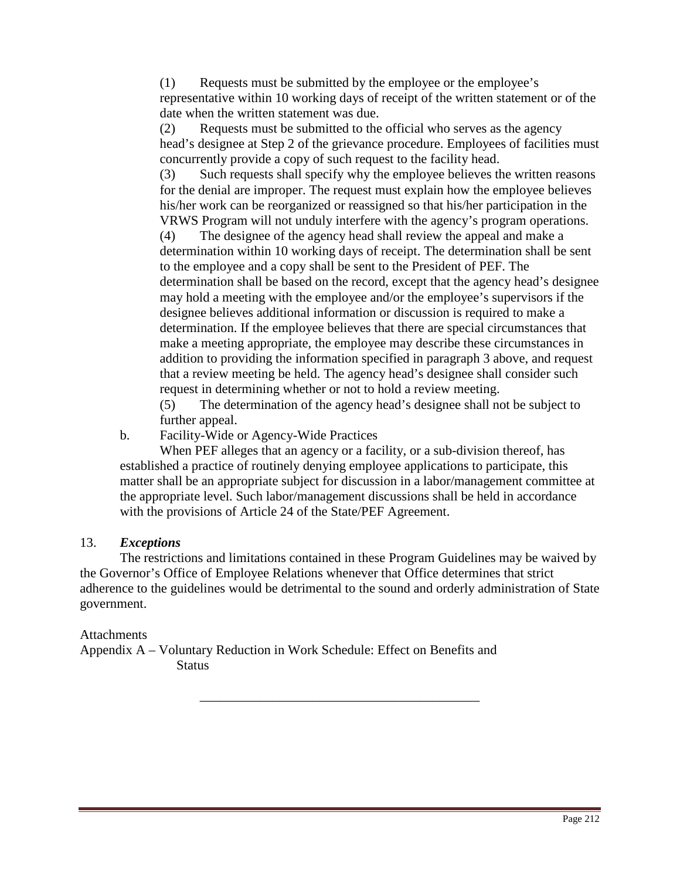(1) Requests must be submitted by the employee or the employee's representative within 10 working days of receipt of the written statement or of the date when the written statement was due.

(2) Requests must be submitted to the official who serves as the agency head's designee at Step 2 of the grievance procedure. Employees of facilities must concurrently provide a copy of such request to the facility head.

(3) Such requests shall specify why the employee believes the written reasons for the denial are improper. The request must explain how the employee believes his/her work can be reorganized or reassigned so that his/her participation in the VRWS Program will not unduly interfere with the agency's program operations.

(4) The designee of the agency head shall review the appeal and make a determination within 10 working days of receipt. The determination shall be sent to the employee and a copy shall be sent to the President of PEF. The determination shall be based on the record, except that the agency head's designee may hold a meeting with the employee and/or the employee's supervisors if the designee believes additional information or discussion is required to make a determination. If the employee believes that there are special circumstances that make a meeting appropriate, the employee may describe these circumstances in addition to providing the information specified in paragraph 3 above, and request that a review meeting be held. The agency head's designee shall consider such request in determining whether or not to hold a review meeting.

(5) The determination of the agency head's designee shall not be subject to further appeal.

b. Facility-Wide or Agency-Wide Practices

When PEF alleges that an agency or a facility, or a sub-division thereof, has established a practice of routinely denying employee applications to participate, this matter shall be an appropriate subject for discussion in a labor/management committee at the appropriate level. Such labor/management discussions shall be held in accordance with the provisions of Article 24 of the State/PEF Agreement.

13. ***Exceptions***

The restrictions and limitations contained in these Program Guidelines may be waived by the Governor's Office of Employee Relations whenever that Office determines that strict adherence to the guidelines would be detrimental to the sound and orderly administration of State government.

Attachments
Appendix A – Voluntary Reduction in Work Schedule: Effect on Benefits and Status

---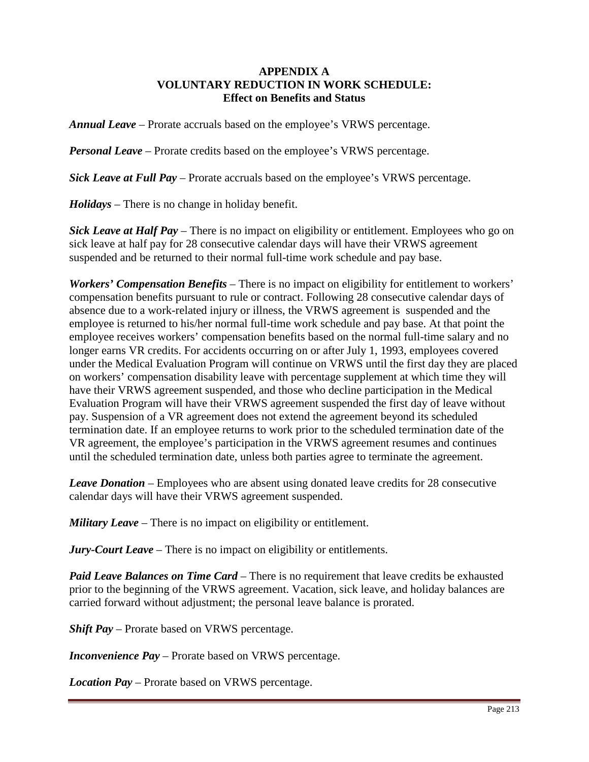# APPENDIX A
# VOLUNTARY REDUCTION IN WORK SCHEDULE:
## Effect on Benefits and Status

***Annual Leave*** – Prorate accruals based on the employee's VRWS percentage.

***Personal Leave*** – Prorate credits based on the employee's VRWS percentage.

***Sick Leave at Full Pay*** – Prorate accruals based on the employee's VRWS percentage.

***Holidays*** – There is no change in holiday benefit.

***Sick Leave at Half Pay*** – There is no impact on eligibility or entitlement. Employees who go on sick leave at half pay for 28 consecutive calendar days will have their VRWS agreement suspended and be returned to their normal full-time work schedule and pay base.

***Workers' Compensation Benefits*** – There is no impact on eligibility for entitlement to workers' compensation benefits pursuant to rule or contract. Following 28 consecutive calendar days of absence due to a work-related injury or illness, the VRWS agreement is suspended and the employee is returned to his/her normal full-time work schedule and pay base. At that point the employee receives workers' compensation benefits based on the normal full-time salary and no longer earns VR credits. For accidents occurring on or after July 1, 1993, employees covered under the Medical Evaluation Program will continue on VRWS until the first day they are placed on workers' compensation disability leave with percentage supplement at which time they will have their VRWS agreement suspended, and those who decline participation in the Medical Evaluation Program will have their VRWS agreement suspended the first day of leave without pay. Suspension of a VR agreement does not extend the agreement beyond its scheduled termination date. If an employee returns to work prior to the scheduled termination date of the VR agreement, the employee's participation in the VRWS agreement resumes and continues until the scheduled termination date, unless both parties agree to terminate the agreement.

***Leave Donation*** – Employees who are absent using donated leave credits for 28 consecutive calendar days will have their VRWS agreement suspended.

***Military Leave*** – There is no impact on eligibility or entitlement.

***Jury-Court Leave*** – There is no impact on eligibility or entitlements.

***Paid Leave Balances on Time Card*** – There is no requirement that leave credits be exhausted prior to the beginning of the VRWS agreement. Vacation, sick leave, and holiday balances are carried forward without adjustment; the personal leave balance is prorated.

***Shift Pay*** – Prorate based on VRWS percentage.

***Inconvenience Pay*** – Prorate based on VRWS percentage.

***Location Pay*** – Prorate based on VRWS percentage.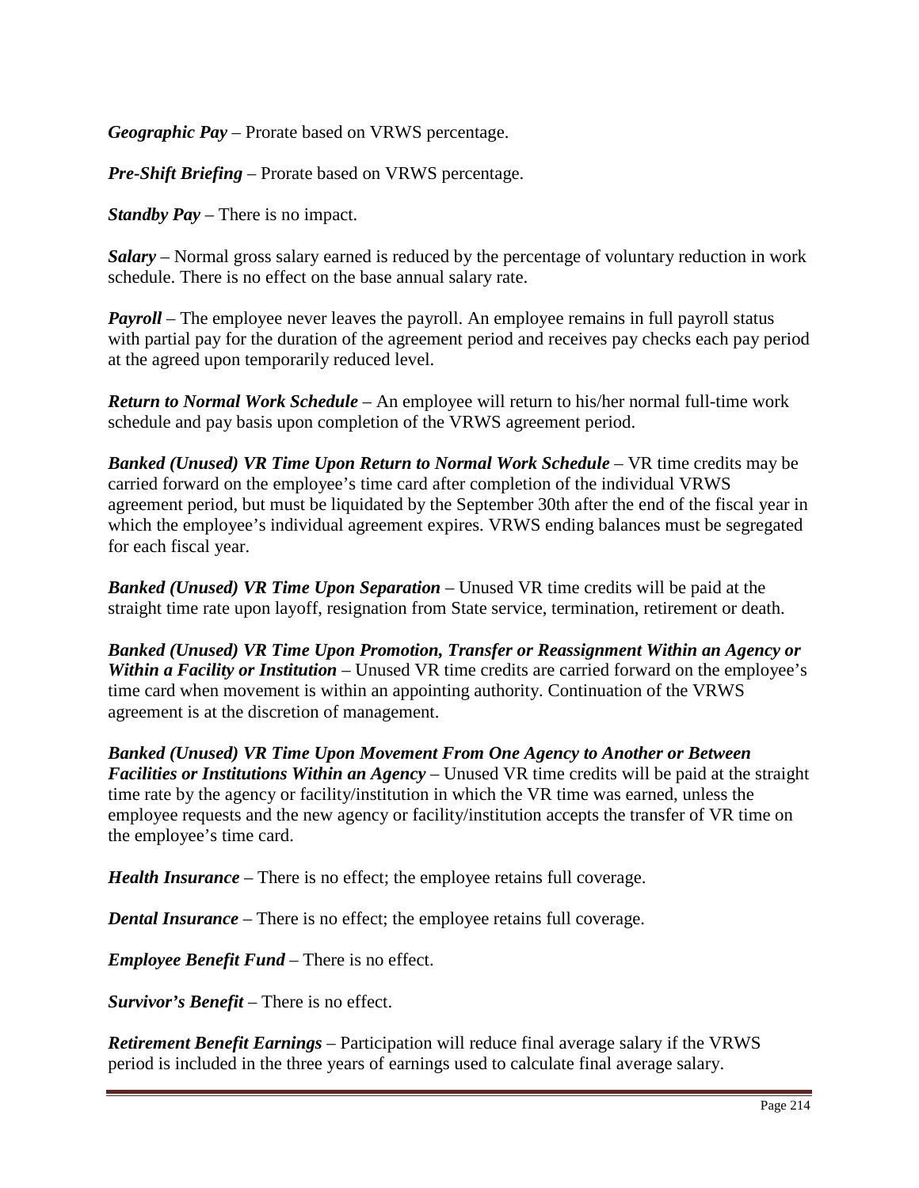***Geographic Pay*** – Prorate based on VRWS percentage.

***Pre-Shift Briefing*** – Prorate based on VRWS percentage.

***Standby Pay*** – There is no impact.

***Salary*** – Normal gross salary earned is reduced by the percentage of voluntary reduction in work schedule. There is no effect on the base annual salary rate.

***Payroll*** – The employee never leaves the payroll. An employee remains in full payroll status with partial pay for the duration of the agreement period and receives pay checks each pay period at the agreed upon temporarily reduced level.

***Return to Normal Work Schedule*** – An employee will return to his/her normal full-time work schedule and pay basis upon completion of the VRWS agreement period.

***Banked (Unused) VR Time Upon Return to Normal Work Schedule*** – VR time credits may be carried forward on the employee's time card after completion of the individual VRWS agreement period, but must be liquidated by the September 30th after the end of the fiscal year in which the employee's individual agreement expires. VRWS ending balances must be segregated for each fiscal year.

***Banked (Unused) VR Time Upon Separation*** – Unused VR time credits will be paid at the straight time rate upon layoff, resignation from State service, termination, retirement or death.

***Banked (Unused) VR Time Upon Promotion, Transfer or Reassignment Within an Agency or Within a Facility or Institution*** – Unused VR time credits are carried forward on the employee's time card when movement is within an appointing authority. Continuation of the VRWS agreement is at the discretion of management.

***Banked (Unused) VR Time Upon Movement From One Agency to Another or Between Facilities or Institutions Within an Agency*** – Unused VR time credits will be paid at the straight time rate by the agency or facility/institution in which the VR time was earned, unless the employee requests and the new agency or facility/institution accepts the transfer of VR time on the employee's time card.

***Health Insurance*** – There is no effect; the employee retains full coverage.

***Dental Insurance*** – There is no effect; the employee retains full coverage.

***Employee Benefit Fund*** – There is no effect.

***Survivor's Benefit*** – There is no effect.

***Retirement Benefit Earnings*** – Participation will reduce final average salary if the VRWS period is included in the three years of earnings used to calculate final average salary.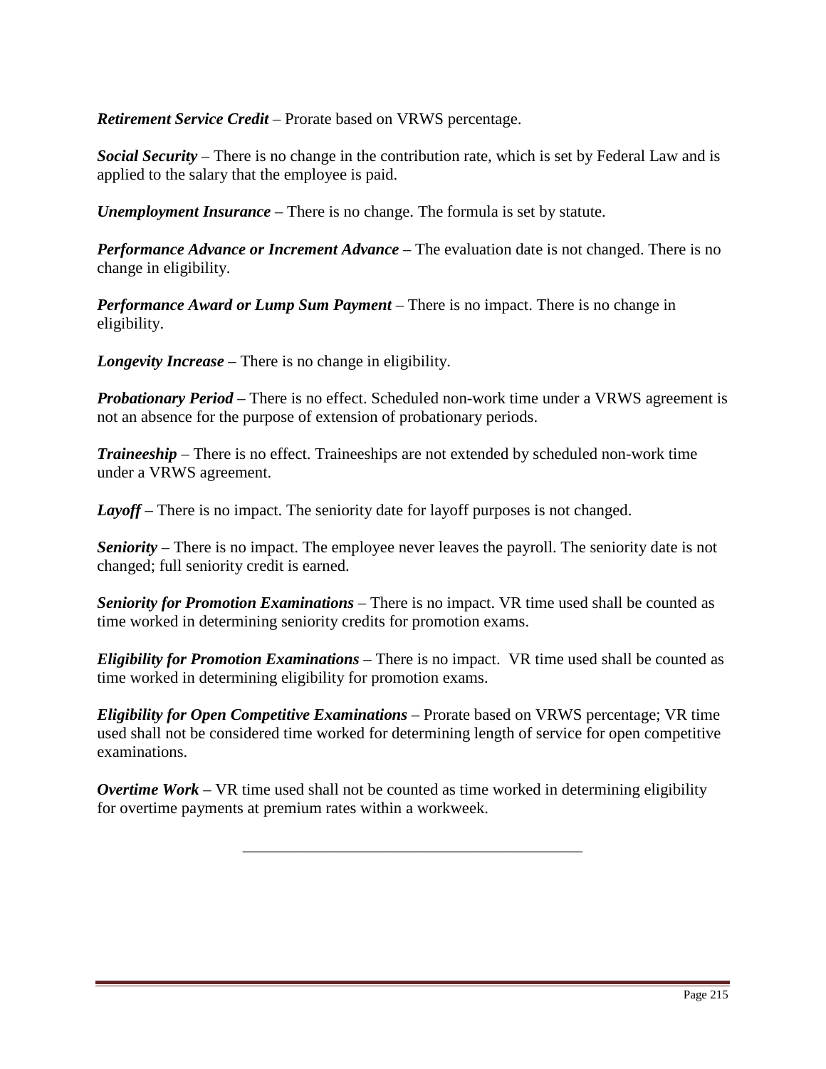***Retirement Service Credit*** – Prorate based on VRWS percentage.

***Social Security*** – There is no change in the contribution rate, which is set by Federal Law and is applied to the salary that the employee is paid.

***Unemployment Insurance*** – There is no change. The formula is set by statute.

***Performance Advance or Increment Advance*** – The evaluation date is not changed. There is no change in eligibility.

***Performance Award or Lump Sum Payment*** – There is no impact. There is no change in eligibility.

***Longevity Increase*** – There is no change in eligibility.

***Probationary Period*** – There is no effect. Scheduled non-work time under a VRWS agreement is not an absence for the purpose of extension of probationary periods.

***Traineeship*** – There is no effect. Traineeships are not extended by scheduled non-work time under a VRWS agreement.

***Layoff*** – There is no impact. The seniority date for layoff purposes is not changed.

***Seniority*** – There is no impact. The employee never leaves the payroll. The seniority date is not changed; full seniority credit is earned.

***Seniority for Promotion Examinations*** – There is no impact. VR time used shall be counted as time worked in determining seniority credits for promotion exams.

***Eligibility for Promotion Examinations*** – There is no impact. VR time used shall be counted as time worked in determining eligibility for promotion exams.

***Eligibility for Open Competitive Examinations*** – Prorate based on VRWS percentage; VR time used shall not be considered time worked for determining length of service for open competitive examinations.

***Overtime Work*** – VR time used shall not be counted as time worked in determining eligibility for overtime payments at premium rates within a workweek.

---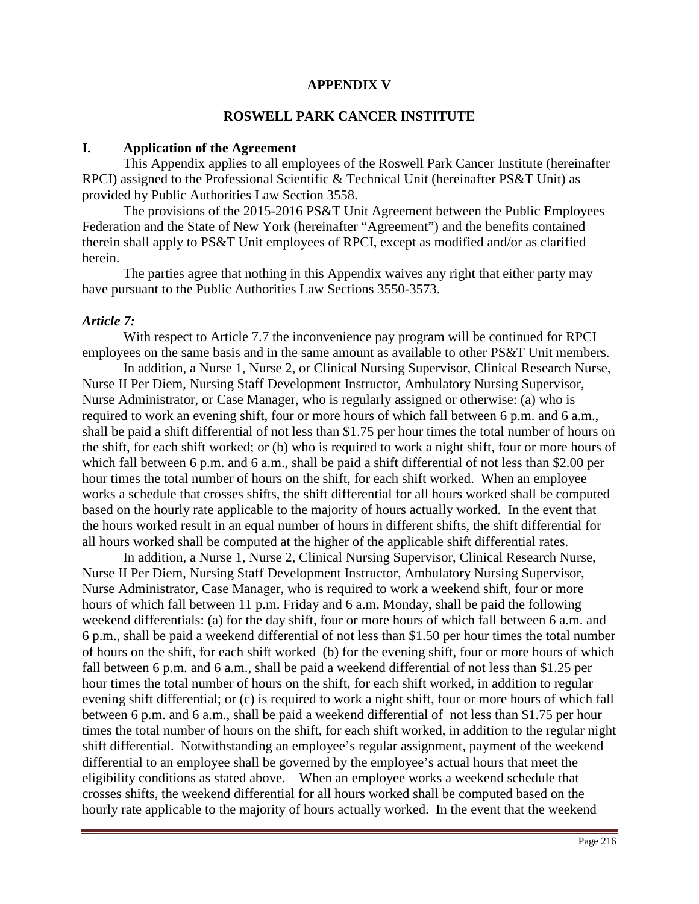# APPENDIX V

## ROSWELL PARK CANCER INSTITUTE

### I. Application of the Agreement

This Appendix applies to all employees of the Roswell Park Cancer Institute (hereinafter RPCI) assigned to the Professional Scientific & Technical Unit (hereinafter PS&T Unit) as provided by Public Authorities Law Section 3558.

The provisions of the 2015-2016 PS&T Unit Agreement between the Public Employees Federation and the State of New York (hereinafter "Agreement") and the benefits contained therein shall apply to PS&T Unit employees of RPCI, except as modified and/or as clarified herein.

The parties agree that nothing in this Appendix waives any right that either party may have pursuant to the Public Authorities Law Sections 3550-3573.

***Article 7:***

With respect to Article 7.7 the inconvenience pay program will be continued for RPCI employees on the same basis and in the same amount as available to other PS&T Unit members.

In addition, a Nurse 1, Nurse 2, or Clinical Nursing Supervisor, Clinical Research Nurse, Nurse II Per Diem, Nursing Staff Development Instructor, Ambulatory Nursing Supervisor, Nurse Administrator, or Case Manager, who is regularly assigned or otherwise: (a) who is required to work an evening shift, four or more hours of which fall between 6 p.m. and 6 a.m., shall be paid a shift differential of not less than $1.75 per hour times the total number of hours on the shift, for each shift worked; or (b) who is required to work a night shift, four or more hours of which fall between 6 p.m. and 6 a.m., shall be paid a shift differential of not less than $2.00 per hour times the total number of hours on the shift, for each shift worked. When an employee works a schedule that crosses shifts, the shift differential for all hours worked shall be computed based on the hourly rate applicable to the majority of hours actually worked. In the event that the hours worked result in an equal number of hours in different shifts, the shift differential for all hours worked shall be computed at the higher of the applicable shift differential rates.

In addition, a Nurse 1, Nurse 2, Clinical Nursing Supervisor, Clinical Research Nurse, Nurse II Per Diem, Nursing Staff Development Instructor, Ambulatory Nursing Supervisor, Nurse Administrator, Case Manager, who is required to work a weekend shift, four or more hours of which fall between 11 p.m. Friday and 6 a.m. Monday, shall be paid the following weekend differentials: (a) for the day shift, four or more hours of which fall between 6 a.m. and 6 p.m., shall be paid a weekend differential of not less than $1.50 per hour times the total number of hours on the shift, for each shift worked (b) for the evening shift, four or more hours of which fall between 6 p.m. and 6 a.m., shall be paid a weekend differential of not less than $1.25 per hour times the total number of hours on the shift, for each shift worked, in addition to regular evening shift differential; or (c) is required to work a night shift, four or more hours of which fall between 6 p.m. and 6 a.m., shall be paid a weekend differential of not less than $1.75 per hour times the total number of hours on the shift, for each shift worked, in addition to the regular night shift differential. Notwithstanding an employee's regular assignment, payment of the weekend differential to an employee shall be governed by the employee's actual hours that meet the eligibility conditions as stated above. When an employee works a weekend schedule that crosses shifts, the weekend differential for all hours worked shall be computed based on the hourly rate applicable to the majority of hours actually worked. In the event that the weekend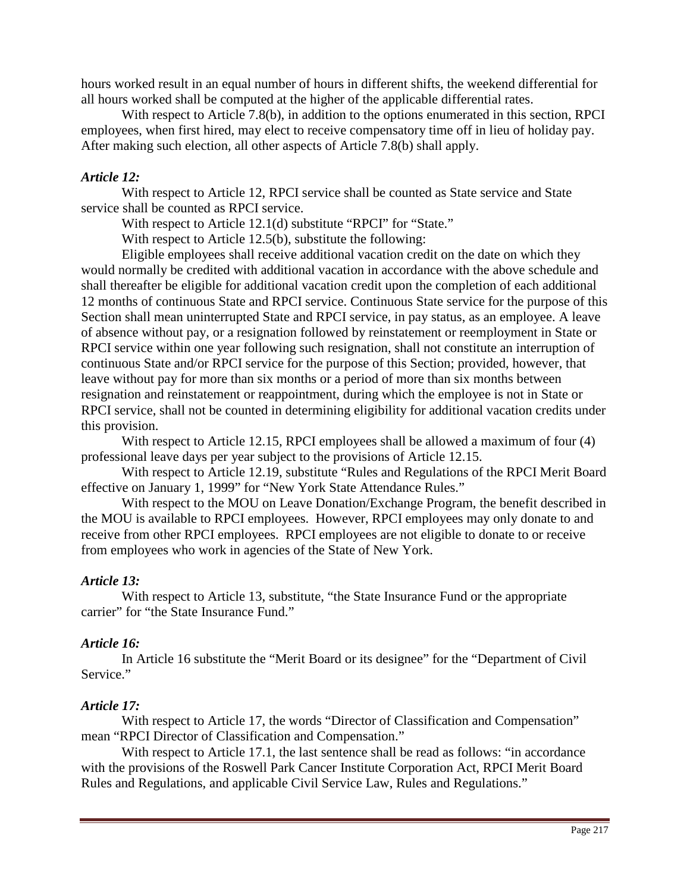hours worked result in an equal number of hours in different shifts, the weekend differential for all hours worked shall be computed at the higher of the applicable differential rates.

With respect to Article 7.8(b), in addition to the options enumerated in this section, RPCI employees, when first hired, may elect to receive compensatory time off in lieu of holiday pay. After making such election, all other aspects of Article 7.8(b) shall apply.

***Article 12:***

With respect to Article 12, RPCI service shall be counted as State service and State service shall be counted as RPCI service.

With respect to Article 12.1(d) substitute "RPCI" for "State."

With respect to Article 12.5(b), substitute the following:

Eligible employees shall receive additional vacation credit on the date on which they would normally be credited with additional vacation in accordance with the above schedule and shall thereafter be eligible for additional vacation credit upon the completion of each additional 12 months of continuous State and RPCI service. Continuous State service for the purpose of this Section shall mean uninterrupted State and RPCI service, in pay status, as an employee. A leave of absence without pay, or a resignation followed by reinstatement or reemployment in State or RPCI service within one year following such resignation, shall not constitute an interruption of continuous State and/or RPCI service for the purpose of this Section; provided, however, that leave without pay for more than six months or a period of more than six months between resignation and reinstatement or reappointment, during which the employee is not in State or RPCI service, shall not be counted in determining eligibility for additional vacation credits under this provision.

With respect to Article 12.15, RPCI employees shall be allowed a maximum of four (4) professional leave days per year subject to the provisions of Article 12.15.

With respect to Article 12.19, substitute "Rules and Regulations of the RPCI Merit Board effective on January 1, 1999" for "New York State Attendance Rules."

With respect to the MOU on Leave Donation/Exchange Program, the benefit described in the MOU is available to RPCI employees. However, RPCI employees may only donate to and receive from other RPCI employees. RPCI employees are not eligible to donate to or receive from employees who work in agencies of the State of New York.

***Article 13:***

With respect to Article 13, substitute, "the State Insurance Fund or the appropriate carrier" for "the State Insurance Fund."

***Article 16:***

In Article 16 substitute the "Merit Board or its designee" for the "Department of Civil Service."

***Article 17:***

With respect to Article 17, the words "Director of Classification and Compensation" mean "RPCI Director of Classification and Compensation."

With respect to Article 17.1, the last sentence shall be read as follows: "in accordance with the provisions of the Roswell Park Cancer Institute Corporation Act, RPCI Merit Board Rules and Regulations, and applicable Civil Service Law, Rules and Regulations."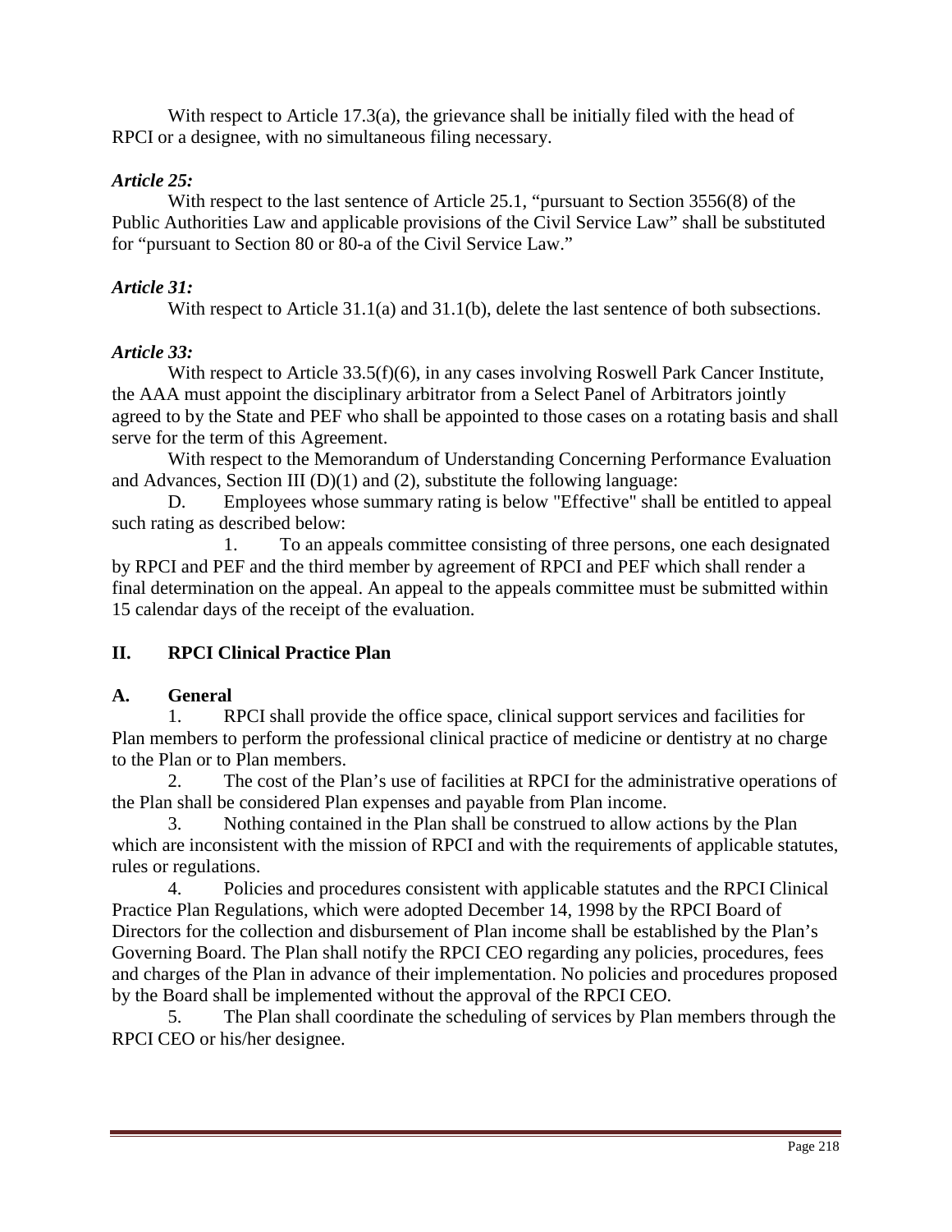With respect to Article 17.3(a), the grievance shall be initially filed with the head of RPCI or a designee, with no simultaneous filing necessary.

*Article 25:*

With respect to the last sentence of Article 25.1, "pursuant to Section 3556(8) of the Public Authorities Law and applicable provisions of the Civil Service Law" shall be substituted for "pursuant to Section 80 or 80-a of the Civil Service Law."

*Article 31:*

With respect to Article 31.1(a) and 31.1(b), delete the last sentence of both subsections.

*Article 33:*

With respect to Article 33.5(f)(6), in any cases involving Roswell Park Cancer Institute, the AAA must appoint the disciplinary arbitrator from a Select Panel of Arbitrators jointly agreed to by the State and PEF who shall be appointed to those cases on a rotating basis and shall serve for the term of this Agreement.

With respect to the Memorandum of Understanding Concerning Performance Evaluation and Advances, Section III (D)(1) and (2), substitute the following language:

D. Employees whose summary rating is below "Effective" shall be entitled to appeal such rating as described below:

1. To an appeals committee consisting of three persons, one each designated by RPCI and PEF and the third member by agreement of RPCI and PEF which shall render a final determination on the appeal. An appeal to the appeals committee must be submitted within 15 calendar days of the receipt of the evaluation.

## II. RPCI Clinical Practice Plan

### A. General

1. RPCI shall provide the office space, clinical support services and facilities for Plan members to perform the professional clinical practice of medicine or dentistry at no charge to the Plan or to Plan members.
2. The cost of the Plan's use of facilities at RPCI for the administrative operations of the Plan shall be considered Plan expenses and payable from Plan income.
3. Nothing contained in the Plan shall be construed to allow actions by the Plan which are inconsistent with the mission of RPCI and with the requirements of applicable statutes, rules or regulations.
4. Policies and procedures consistent with applicable statutes and the RPCI Clinical Practice Plan Regulations, which were adopted December 14, 1998 by the RPCI Board of Directors for the collection and disbursement of Plan income shall be established by the Plan's Governing Board. The Plan shall notify the RPCI CEO regarding any policies, procedures, fees and charges of the Plan in advance of their implementation. No policies and procedures proposed by the Board shall be implemented without the approval of the RPCI CEO.
5. The Plan shall coordinate the scheduling of services by Plan members through the RPCI CEO or his/her designee.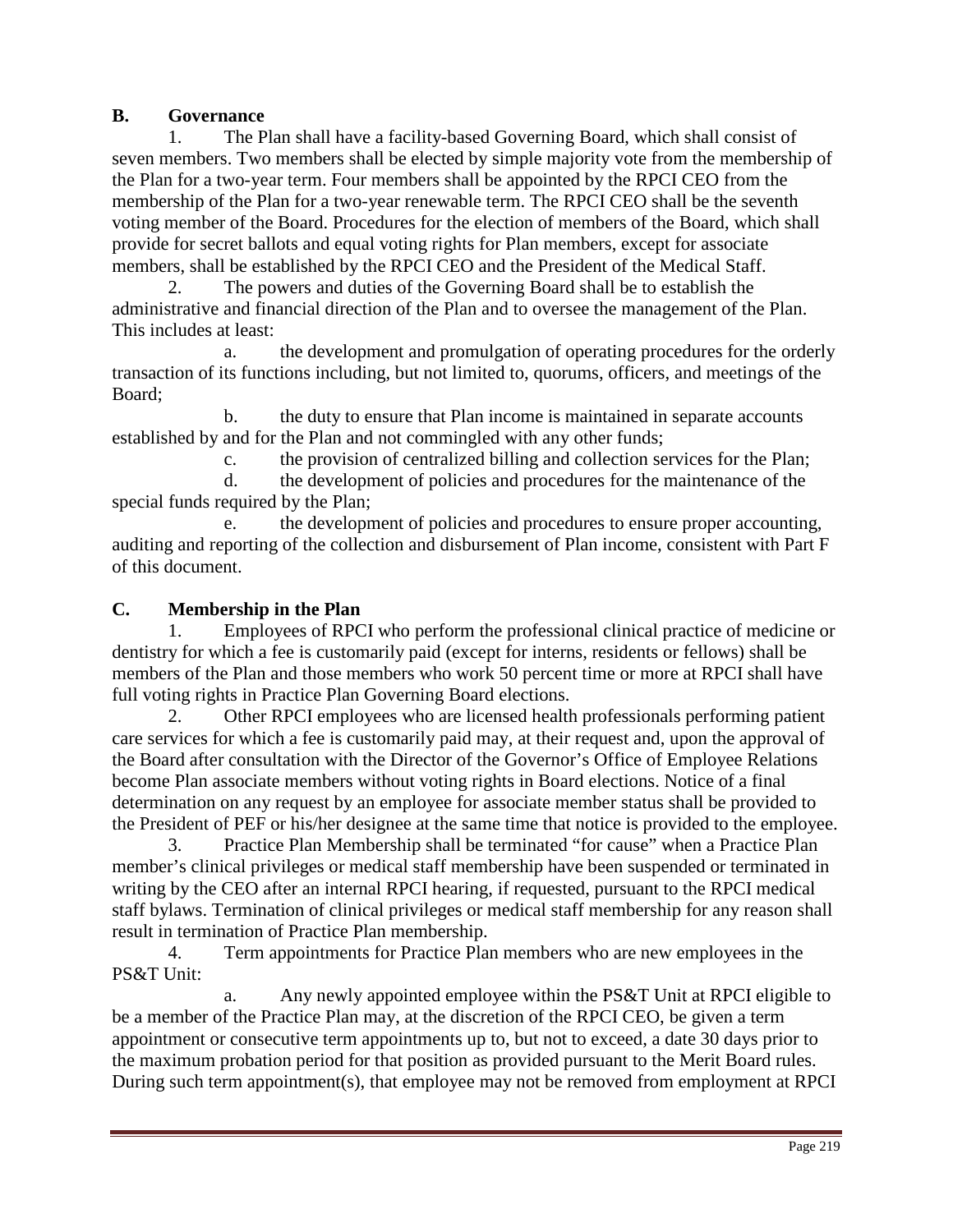## B. Governance

1. The Plan shall have a facility-based Governing Board, which shall consist of seven members. Two members shall be elected by simple majority vote from the membership of the Plan for a two-year term. Four members shall be appointed by the RPCI CEO from the membership of the Plan for a two-year renewable term. The RPCI CEO shall be the seventh voting member of the Board. Procedures for the election of members of the Board, which shall provide for secret ballots and equal voting rights for Plan members, except for associate members, shall be established by the RPCI CEO and the President of the Medical Staff.

2. The powers and duties of the Governing Board shall be to establish the administrative and financial direction of the Plan and to oversee the management of the Plan. This includes at least:

   a. the development and promulgation of operating procedures for the orderly transaction of its functions including, but not limited to, quorums, officers, and meetings of the Board;

   b. the duty to ensure that Plan income is maintained in separate accounts established by and for the Plan and not commingled with any other funds;

   c. the provision of centralized billing and collection services for the Plan;

   d. the development of policies and procedures for the maintenance of the special funds required by the Plan;

   e. the development of policies and procedures to ensure proper accounting, auditing and reporting of the collection and disbursement of Plan income, consistent with Part F of this document.

## C. Membership in the Plan

1. Employees of RPCI who perform the professional clinical practice of medicine or dentistry for which a fee is customarily paid (except for interns, residents or fellows) shall be members of the Plan and those members who work 50 percent time or more at RPCI shall have full voting rights in Practice Plan Governing Board elections.

2. Other RPCI employees who are licensed health professionals performing patient care services for which a fee is customarily paid may, at their request and, upon the approval of the Board after consultation with the Director of the Governor's Office of Employee Relations become Plan associate members without voting rights in Board elections. Notice of a final determination on any request by an employee for associate member status shall be provided to the President of PEF or his/her designee at the same time that notice is provided to the employee.

3. Practice Plan Membership shall be terminated "for cause" when a Practice Plan member's clinical privileges or medical staff membership have been suspended or terminated in writing by the CEO after an internal RPCI hearing, if requested, pursuant to the RPCI medical staff bylaws. Termination of clinical privileges or medical staff membership for any reason shall result in termination of Practice Plan membership.

4. Term appointments for Practice Plan members who are new employees in the PS&T Unit:

   a. Any newly appointed employee within the PS&T Unit at RPCI eligible to be a member of the Practice Plan may, at the discretion of the RPCI CEO, be given a term appointment or consecutive term appointments up to, but not to exceed, a date 30 days prior to the maximum probation period for that position as provided pursuant to the Merit Board rules. During such term appointment(s), that employee may not be removed from employment at RPCI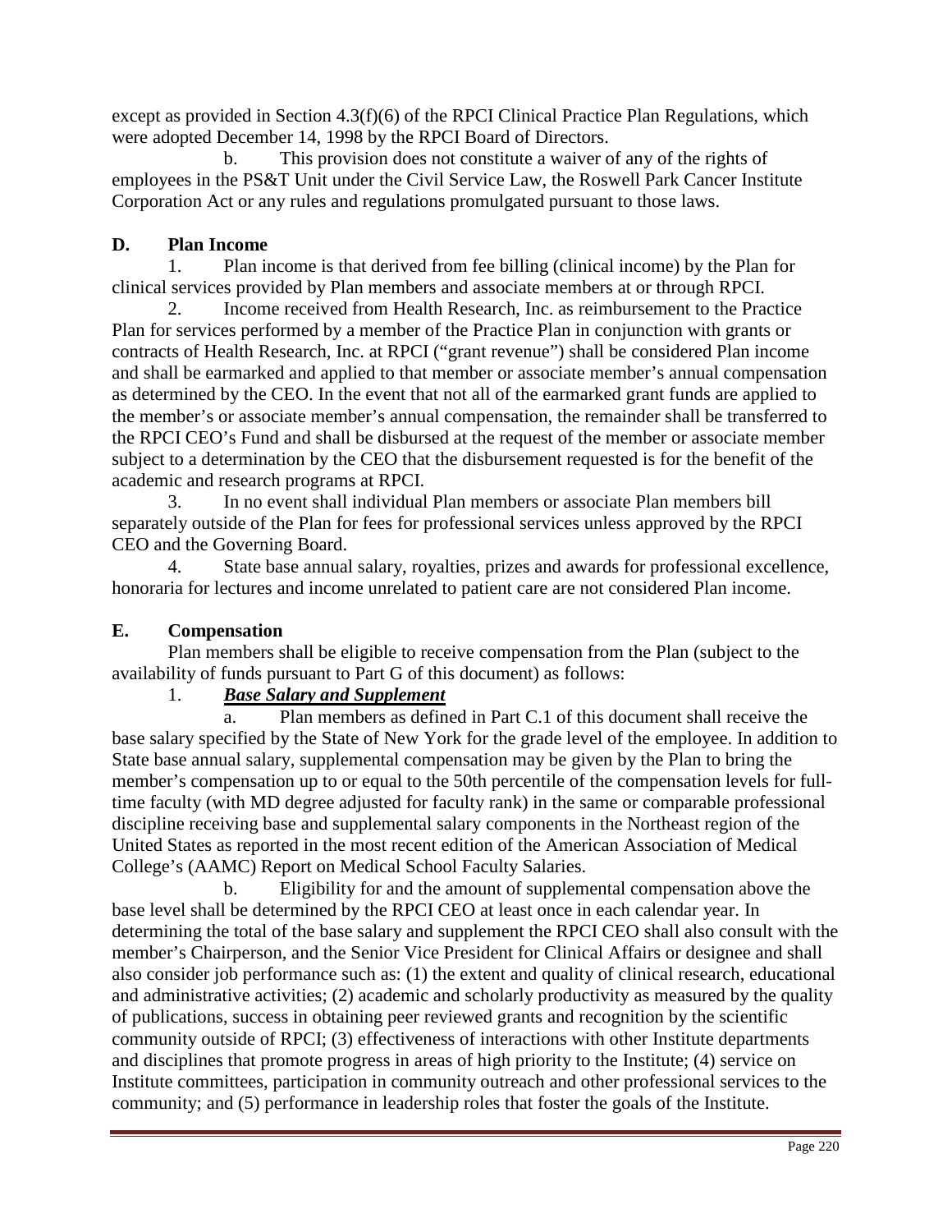except as provided in Section 4.3(f)(6) of the RPCI Clinical Practice Plan Regulations, which were adopted December 14, 1998 by the RPCI Board of Directors.

b. This provision does not constitute a waiver of any of the rights of employees in the PS&T Unit under the Civil Service Law, the Roswell Park Cancer Institute Corporation Act or any rules and regulations promulgated pursuant to those laws.

### D. Plan Income

1. Plan income is that derived from fee billing (clinical income) by the Plan for clinical services provided by Plan members and associate members at or through RPCI.

2. Income received from Health Research, Inc. as reimbursement to the Practice Plan for services performed by a member of the Practice Plan in conjunction with grants or contracts of Health Research, Inc. at RPCI ("grant revenue") shall be considered Plan income and shall be earmarked and applied to that member or associate member's annual compensation as determined by the CEO. In the event that not all of the earmarked grant funds are applied to the member's or associate member's annual compensation, the remainder shall be transferred to the RPCI CEO's Fund and shall be disbursed at the request of the member or associate member subject to a determination by the CEO that the disbursement requested is for the benefit of the academic and research programs at RPCI.

3. In no event shall individual Plan members or associate Plan members bill separately outside of the Plan for fees for professional services unless approved by the RPCI CEO and the Governing Board.

4. State base annual salary, royalties, prizes and awards for professional excellence, honoraria for lectures and income unrelated to patient care are not considered Plan income.

### E. Compensation

Plan members shall be eligible to receive compensation from the Plan (subject to the availability of funds pursuant to Part G of this document) as follows:

1. ***Base Salary and Supplement***

a. Plan members as defined in Part C.1 of this document shall receive the base salary specified by the State of New York for the grade level of the employee. In addition to State base annual salary, supplemental compensation may be given by the Plan to bring the member's compensation up to or equal to the 50th percentile of the compensation levels for full-time faculty (with MD degree adjusted for faculty rank) in the same or comparable professional discipline receiving base and supplemental salary components in the Northeast region of the United States as reported in the most recent edition of the American Association of Medical College's (AAMC) Report on Medical School Faculty Salaries.

b. Eligibility for and the amount of supplemental compensation above the base level shall be determined by the RPCI CEO at least once in each calendar year. In determining the total of the base salary and supplement the RPCI CEO shall also consult with the member's Chairperson, and the Senior Vice President for Clinical Affairs or designee and shall also consider job performance such as: (1) the extent and quality of clinical research, educational and administrative activities; (2) academic and scholarly productivity as measured by the quality of publications, success in obtaining peer reviewed grants and recognition by the scientific community outside of RPCI; (3) effectiveness of interactions with other Institute departments and disciplines that promote progress in areas of high priority to the Institute; (4) service on Institute committees, participation in community outreach and other professional services to the community; and (5) performance in leadership roles that foster the goals of the Institute.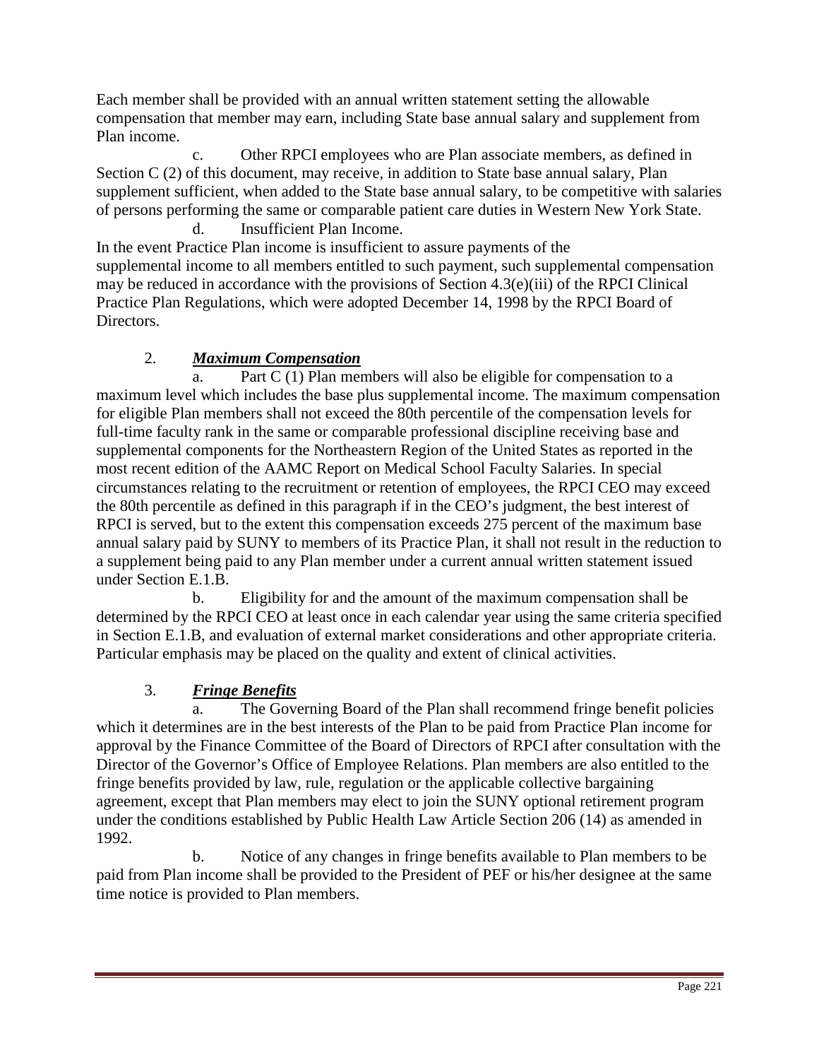Each member shall be provided with an annual written statement setting the allowable compensation that member may earn, including State base annual salary and supplement from Plan income.

c. Other RPCI employees who are Plan associate members, as defined in Section C (2) of this document, may receive, in addition to State base annual salary, Plan supplement sufficient, when added to the State base annual salary, to be competitive with salaries of persons performing the same or comparable patient care duties in Western New York State.

d. Insufficient Plan Income.

In the event Practice Plan income is insufficient to assure payments of the supplemental income to all members entitled to such payment, such supplemental compensation may be reduced in accordance with the provisions of Section 4.3(e)(iii) of the RPCI Clinical Practice Plan Regulations, which were adopted December 14, 1998 by the RPCI Board of Directors.

2. ***Maximum Compensation***

a. Part C (1) Plan members will also be eligible for compensation to a maximum level which includes the base plus supplemental income. The maximum compensation for eligible Plan members shall not exceed the 80th percentile of the compensation levels for full-time faculty rank in the same or comparable professional discipline receiving base and supplemental components for the Northeastern Region of the United States as reported in the most recent edition of the AAMC Report on Medical School Faculty Salaries. In special circumstances relating to the recruitment or retention of employees, the RPCI CEO may exceed the 80th percentile as defined in this paragraph if in the CEO's judgment, the best interest of RPCI is served, but to the extent this compensation exceeds 275 percent of the maximum base annual salary paid by SUNY to members of its Practice Plan, it shall not result in the reduction to a supplement being paid to any Plan member under a current annual written statement issued under Section E.1.B.

b. Eligibility for and the amount of the maximum compensation shall be determined by the RPCI CEO at least once in each calendar year using the same criteria specified in Section E.1.B, and evaluation of external market considerations and other appropriate criteria. Particular emphasis may be placed on the quality and extent of clinical activities.

3. ***Fringe Benefits***

a. The Governing Board of the Plan shall recommend fringe benefit policies which it determines are in the best interests of the Plan to be paid from Practice Plan income for approval by the Finance Committee of the Board of Directors of RPCI after consultation with the Director of the Governor's Office of Employee Relations. Plan members are also entitled to the fringe benefits provided by law, rule, regulation or the applicable collective bargaining agreement, except that Plan members may elect to join the SUNY optional retirement program under the conditions established by Public Health Law Article Section 206 (14) as amended in 1992.

b. Notice of any changes in fringe benefits available to Plan members to be paid from Plan income shall be provided to the President of PEF or his/her designee at the same time notice is provided to Plan members.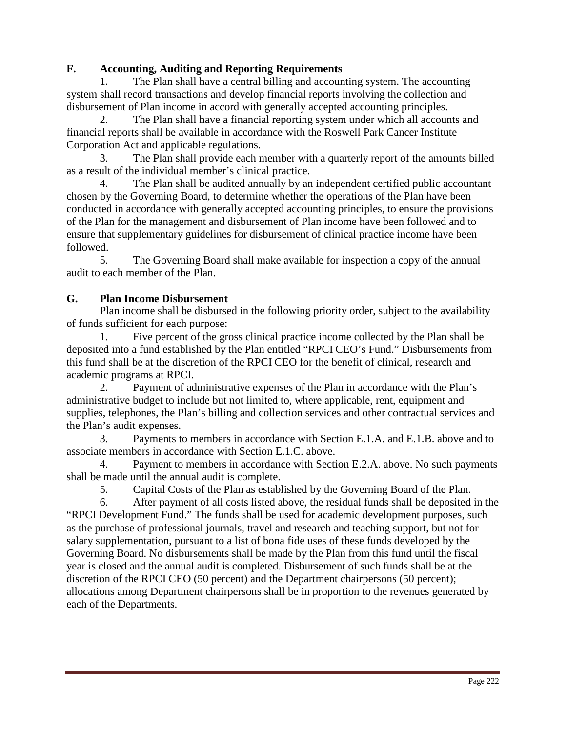### F. Accounting, Auditing and Reporting Requirements

1. The Plan shall have a central billing and accounting system. The accounting system shall record transactions and develop financial reports involving the collection and disbursement of Plan income in accord with generally accepted accounting principles.

2. The Plan shall have a financial reporting system under which all accounts and financial reports shall be available in accordance with the Roswell Park Cancer Institute Corporation Act and applicable regulations.

3. The Plan shall provide each member with a quarterly report of the amounts billed as a result of the individual member's clinical practice.

4. The Plan shall be audited annually by an independent certified public accountant chosen by the Governing Board, to determine whether the operations of the Plan have been conducted in accordance with generally accepted accounting principles, to ensure the provisions of the Plan for the management and disbursement of Plan income have been followed and to ensure that supplementary guidelines for disbursement of clinical practice income have been followed.

5. The Governing Board shall make available for inspection a copy of the annual audit to each member of the Plan.

### G. Plan Income Disbursement

Plan income shall be disbursed in the following priority order, subject to the availability of funds sufficient for each purpose:

1. Five percent of the gross clinical practice income collected by the Plan shall be deposited into a fund established by the Plan entitled "RPCI CEO's Fund." Disbursements from this fund shall be at the discretion of the RPCI CEO for the benefit of clinical, research and academic programs at RPCI.

2. Payment of administrative expenses of the Plan in accordance with the Plan's administrative budget to include but not limited to, where applicable, rent, equipment and supplies, telephones, the Plan's billing and collection services and other contractual services and the Plan's audit expenses.

3. Payments to members in accordance with Section E.1.A. and E.1.B. above and to associate members in accordance with Section E.1.C. above.

4. Payment to members in accordance with Section E.2.A. above. No such payments shall be made until the annual audit is complete.

5. Capital Costs of the Plan as established by the Governing Board of the Plan.

6. After payment of all costs listed above, the residual funds shall be deposited in the "RPCI Development Fund." The funds shall be used for academic development purposes, such as the purchase of professional journals, travel and research and teaching support, but not for salary supplementation, pursuant to a list of bona fide uses of these funds developed by the Governing Board. No disbursements shall be made by the Plan from this fund until the fiscal year is closed and the annual audit is completed. Disbursement of such funds shall be at the discretion of the RPCI CEO (50 percent) and the Department chairpersons (50 percent); allocations among Department chairpersons shall be in proportion to the revenues generated by each of the Departments.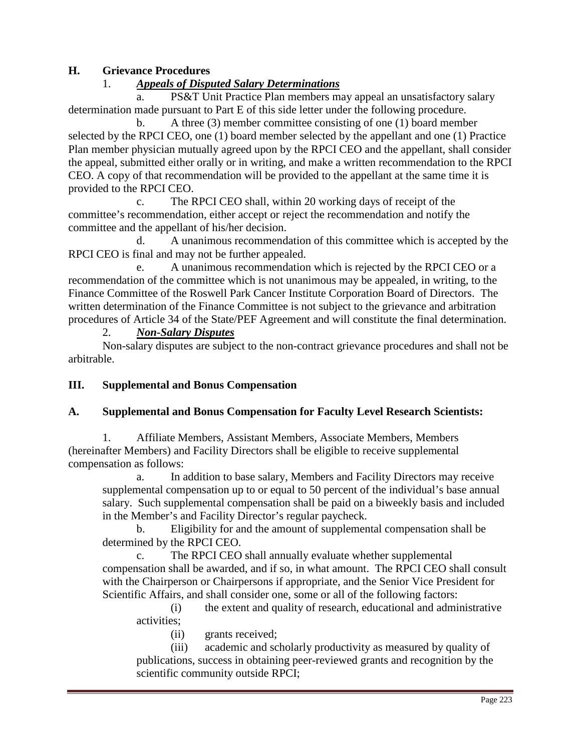## H. Grievance Procedures

1. ***Appeals of Disputed Salary Determinations***

a. PS&T Unit Practice Plan members may appeal an unsatisfactory salary determination made pursuant to Part E of this side letter under the following procedure.

b. A three (3) member committee consisting of one (1) board member selected by the RPCI CEO, one (1) board member selected by the appellant and one (1) Practice Plan member physician mutually agreed upon by the RPCI CEO and the appellant, shall consider the appeal, submitted either orally or in writing, and make a written recommendation to the RPCI CEO. A copy of that recommendation will be provided to the appellant at the same time it is provided to the RPCI CEO.

c. The RPCI CEO shall, within 20 working days of receipt of the committee's recommendation, either accept or reject the recommendation and notify the committee and the appellant of his/her decision.

d. A unanimous recommendation of this committee which is accepted by the RPCI CEO is final and may not be further appealed.

e. A unanimous recommendation which is rejected by the RPCI CEO or a recommendation of the committee which is not unanimous may be appealed, in writing, to the Finance Committee of the Roswell Park Cancer Institute Corporation Board of Directors. The written determination of the Finance Committee is not subject to the grievance and arbitration procedures of Article 34 of the State/PEF Agreement and will constitute the final determination.

2. ***Non-Salary Disputes***

Non-salary disputes are subject to the non-contract grievance procedures and shall not be arbitrable.

## III. Supplemental and Bonus Compensation

## A. Supplemental and Bonus Compensation for Faculty Level Research Scientists:

1. Affiliate Members, Assistant Members, Associate Members, Members (hereinafter Members) and Facility Directors shall be eligible to receive supplemental compensation as follows:

a. In addition to base salary, Members and Facility Directors may receive supplemental compensation up to or equal to 50 percent of the individual's base annual salary. Such supplemental compensation shall be paid on a biweekly basis and included in the Member's and Facility Director's regular paycheck.

b. Eligibility for and the amount of supplemental compensation shall be determined by the RPCI CEO.

c. The RPCI CEO shall annually evaluate whether supplemental compensation shall be awarded, and if so, in what amount. The RPCI CEO shall consult with the Chairperson or Chairpersons if appropriate, and the Senior Vice President for Scientific Affairs, and shall consider one, some or all of the following factors:

(i) the extent and quality of research, educational and administrative activities;

(ii) grants received;

(iii) academic and scholarly productivity as measured by quality of publications, success in obtaining peer-reviewed grants and recognition by the scientific community outside RPCI;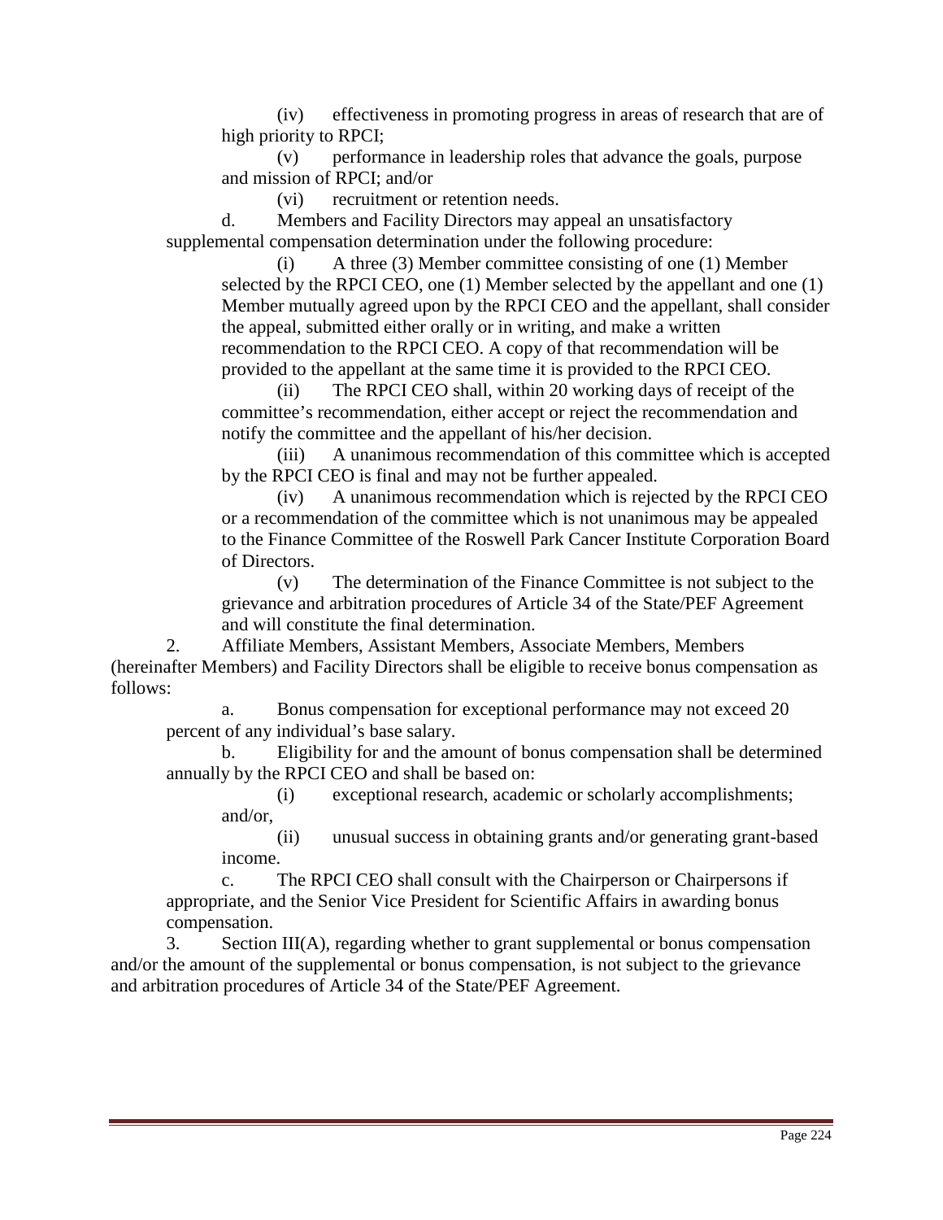(iv) effectiveness in promoting progress in areas of research that are of high priority to RPCI;

(v) performance in leadership roles that advance the goals, purpose and mission of RPCI; and/or

(vi) recruitment or retention needs.

d. Members and Facility Directors may appeal an unsatisfactory supplemental compensation determination under the following procedure:

(i) A three (3) Member committee consisting of one (1) Member selected by the RPCI CEO, one (1) Member selected by the appellant and one (1) Member mutually agreed upon by the RPCI CEO and the appellant, shall consider the appeal, submitted either orally or in writing, and make a written recommendation to the RPCI CEO. A copy of that recommendation will be provided to the appellant at the same time it is provided to the RPCI CEO.

(ii) The RPCI CEO shall, within 20 working days of receipt of the committee's recommendation, either accept or reject the recommendation and notify the committee and the appellant of his/her decision.

(iii) A unanimous recommendation of this committee which is accepted by the RPCI CEO is final and may not be further appealed.

(iv) A unanimous recommendation which is rejected by the RPCI CEO or a recommendation of the committee which is not unanimous may be appealed to the Finance Committee of the Roswell Park Cancer Institute Corporation Board of Directors.

(v) The determination of the Finance Committee is not subject to the grievance and arbitration procedures of Article 34 of the State/PEF Agreement and will constitute the final determination.

2. Affiliate Members, Assistant Members, Associate Members, Members (hereinafter Members) and Facility Directors shall be eligible to receive bonus compensation as follows:

a. Bonus compensation for exceptional performance may not exceed 20 percent of any individual's base salary.

b. Eligibility for and the amount of bonus compensation shall be determined annually by the RPCI CEO and shall be based on:

(i) exceptional research, academic or scholarly accomplishments; and/or,

(ii) unusual success in obtaining grants and/or generating grant-based income.

c. The RPCI CEO shall consult with the Chairperson or Chairpersons if appropriate, and the Senior Vice President for Scientific Affairs in awarding bonus compensation.

3. Section III(A), regarding whether to grant supplemental or bonus compensation and/or the amount of the supplemental or bonus compensation, is not subject to the grievance and arbitration procedures of Article 34 of the State/PEF Agreement.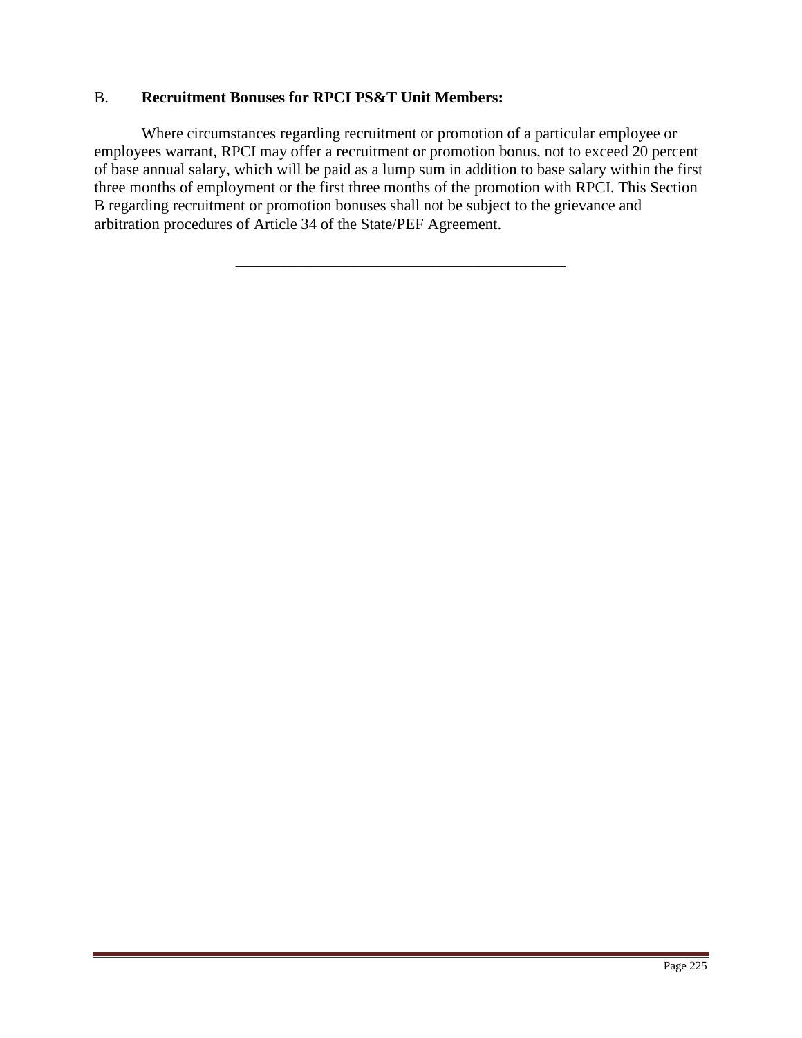B. **Recruitment Bonuses for RPCI PS&T Unit Members:**

Where circumstances regarding recruitment or promotion of a particular employee or employees warrant, RPCI may offer a recruitment or promotion bonus, not to exceed 20 percent of base annual salary, which will be paid as a lump sum in addition to base salary within the first three months of employment or the first three months of the promotion with RPCI. This Section B regarding recruitment or promotion bonuses shall not be subject to the grievance and arbitration procedures of Article 34 of the State/PEF Agreement.

---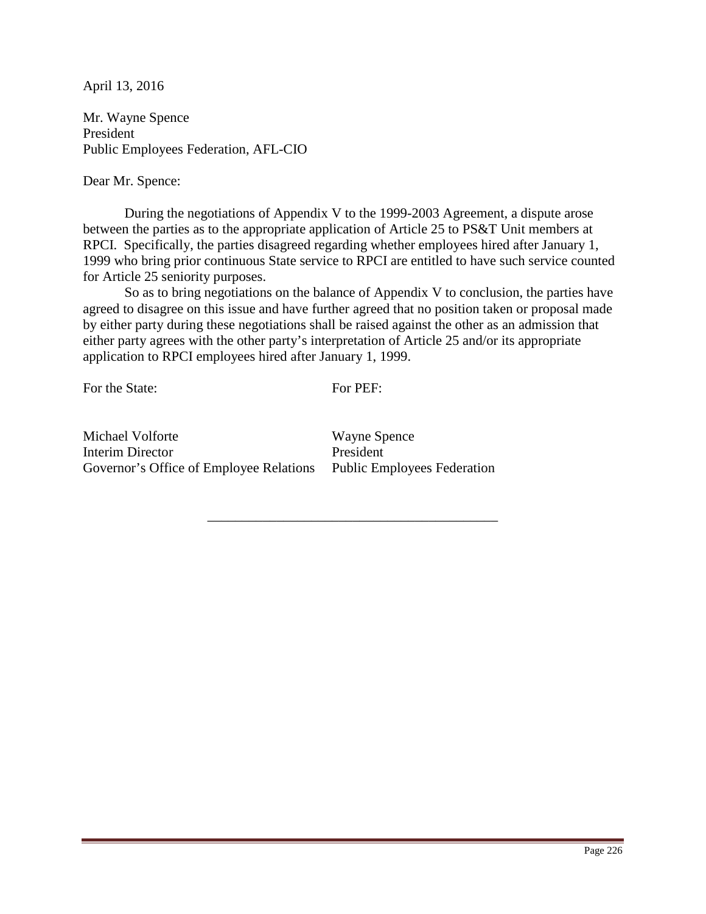April 13, 2016

Mr. Wayne Spence
President
Public Employees Federation, AFL-CIO

Dear Mr. Spence:

During the negotiations of Appendix V to the 1999-2003 Agreement, a dispute arose between the parties as to the appropriate application of Article 25 to PS&T Unit members at RPCI. Specifically, the parties disagreed regarding whether employees hired after January 1, 1999 who bring prior continuous State service to RPCI are entitled to have such service counted for Article 25 seniority purposes.

So as to bring negotiations on the balance of Appendix V to conclusion, the parties have agreed to disagree on this issue and have further agreed that no position taken or proposal made by either party during these negotiations shall be raised against the other as an admission that either party agrees with the other party's interpretation of Article 25 and/or its appropriate application to RPCI employees hired after January 1, 1999.

| For the State: | For PEF: |
|---|---|
| Michael Volforte | Wayne Spence |
| Interim Director | President |
| Governor's Office of Employee Relations | Public Employees Federation |

---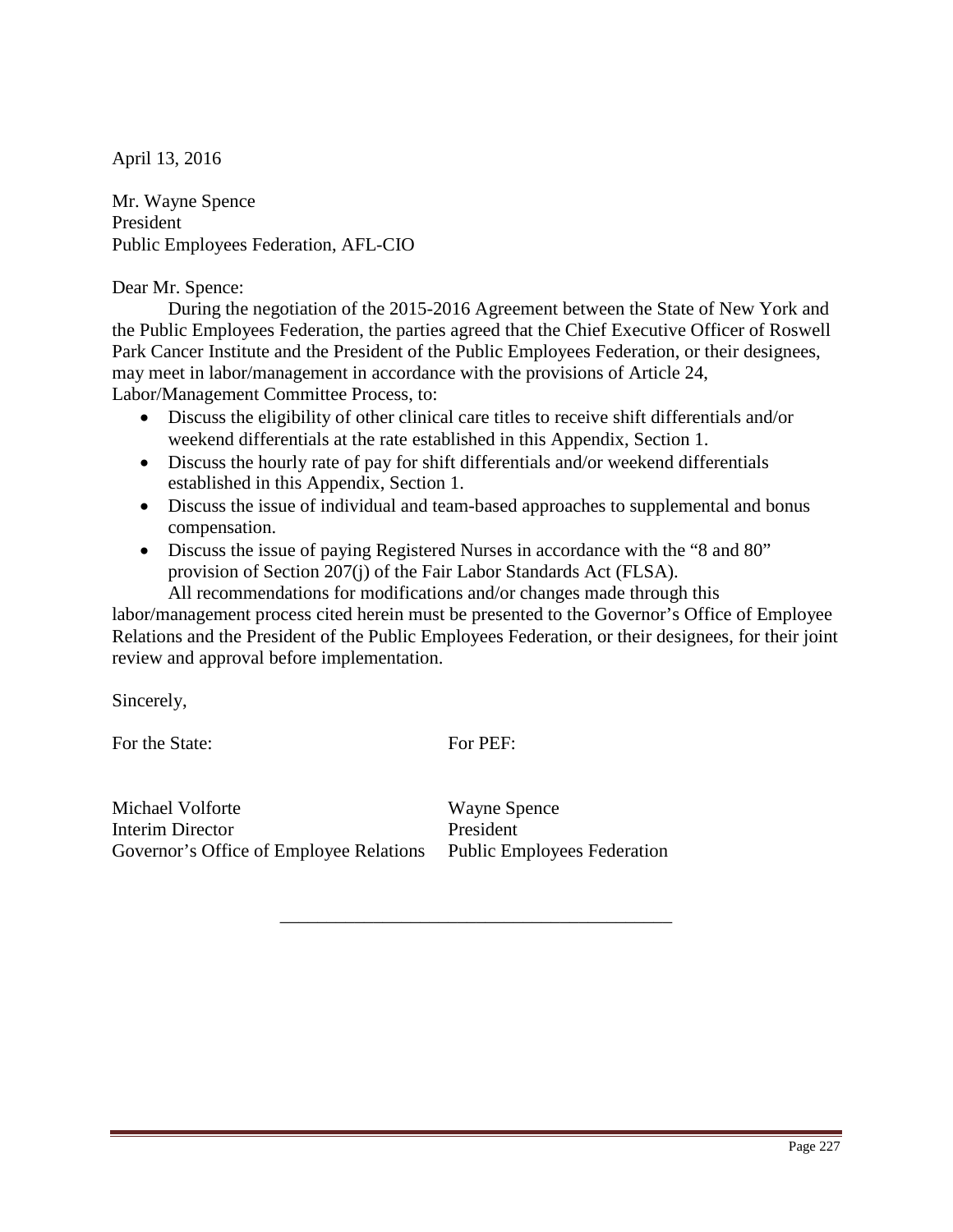April 13, 2016

Mr. Wayne Spence
President
Public Employees Federation, AFL-CIO

Dear Mr. Spence:

During the negotiation of the 2015-2016 Agreement between the State of New York and the Public Employees Federation, the parties agreed that the Chief Executive Officer of Roswell Park Cancer Institute and the President of the Public Employees Federation, or their designees, may meet in labor/management in accordance with the provisions of Article 24, Labor/Management Committee Process, to:

- Discuss the eligibility of other clinical care titles to receive shift differentials and/or weekend differentials at the rate established in this Appendix, Section 1.
- Discuss the hourly rate of pay for shift differentials and/or weekend differentials established in this Appendix, Section 1.
- Discuss the issue of individual and team-based approaches to supplemental and bonus compensation.
- Discuss the issue of paying Registered Nurses in accordance with the "8 and 80" provision of Section 207(j) of the Fair Labor Standards Act (FLSA).

All recommendations for modifications and/or changes made through this labor/management process cited herein must be presented to the Governor's Office of Employee Relations and the President of the Public Employees Federation, or their designees, for their joint review and approval before implementation.

Sincerely,

| For the State: | For PEF: |
|---|---|
| Michael Volforte<br>Interim Director<br>Governor's Office of Employee Relations | Wayne Spence<br>President<br>Public Employees Federation |

---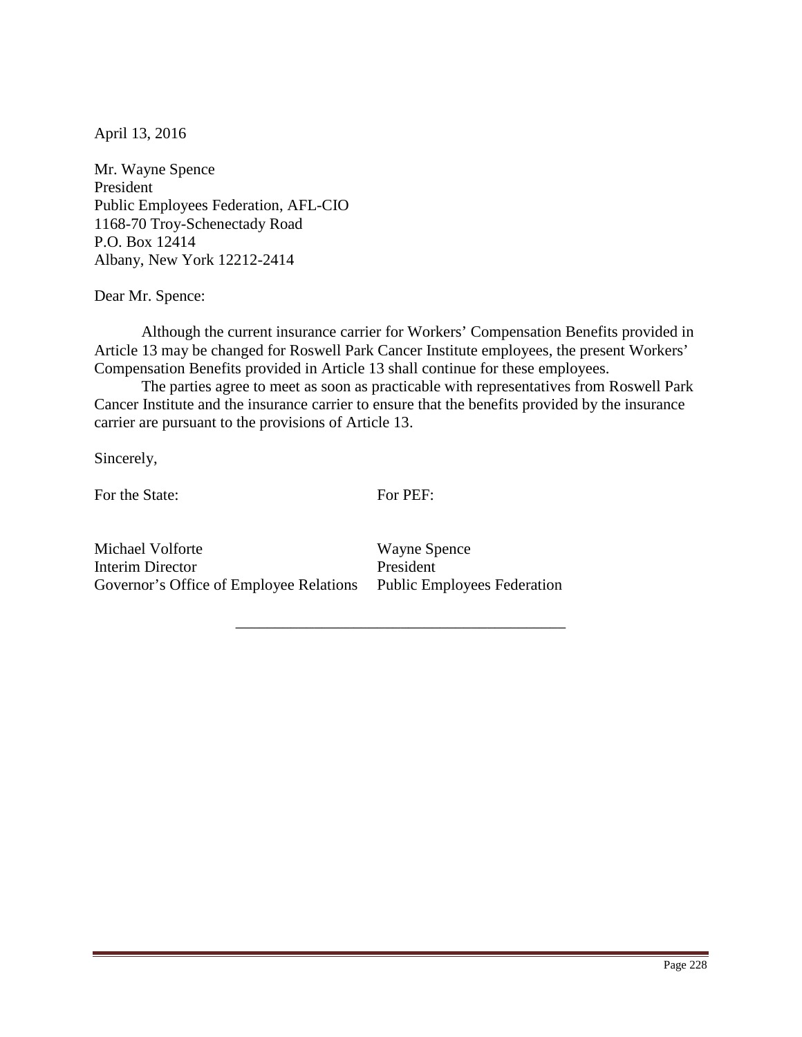April 13, 2016

Mr. Wayne Spence
President
Public Employees Federation, AFL-CIO
1168-70 Troy-Schenectady Road
P.O. Box 12414
Albany, New York 12212-2414

Dear Mr. Spence:

Although the current insurance carrier for Workers' Compensation Benefits provided in Article 13 may be changed for Roswell Park Cancer Institute employees, the present Workers' Compensation Benefits provided in Article 13 shall continue for these employees.

The parties agree to meet as soon as practicable with representatives from Roswell Park Cancer Institute and the insurance carrier to ensure that the benefits provided by the insurance carrier are pursuant to the provisions of Article 13.

Sincerely,

| For the State: | For PEF: |
|---|---|
| Michael Volforte<br>Interim Director<br>Governor's Office of Employee Relations | Wayne Spence<br>President<br>Public Employees Federation |

---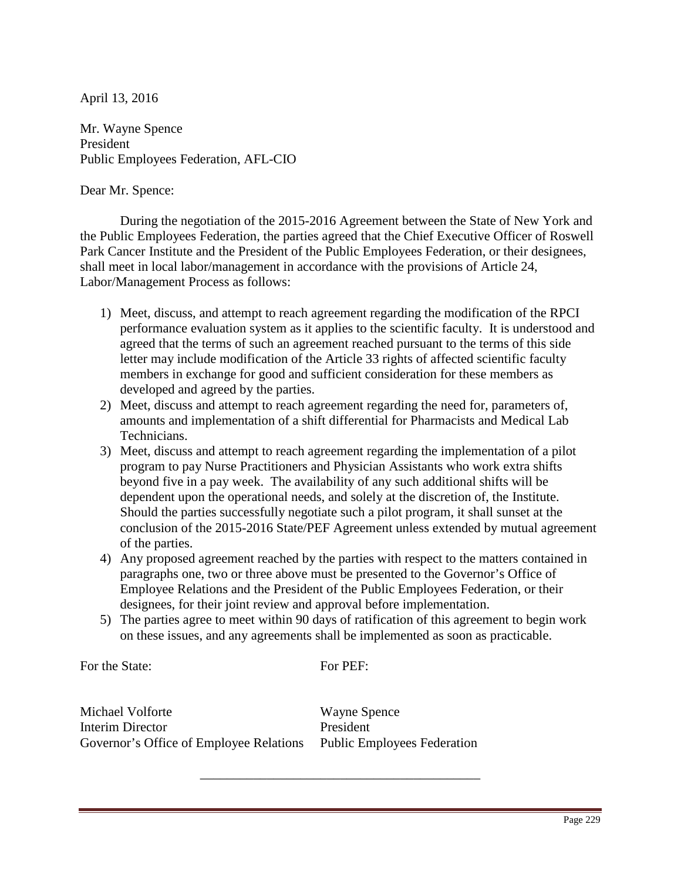April 13, 2016

Mr. Wayne Spence
President
Public Employees Federation, AFL-CIO

Dear Mr. Spence:

During the negotiation of the 2015-2016 Agreement between the State of New York and the Public Employees Federation, the parties agreed that the Chief Executive Officer of Roswell Park Cancer Institute and the President of the Public Employees Federation, or their designees, shall meet in local labor/management in accordance with the provisions of Article 24, Labor/Management Process as follows:

1) Meet, discuss, and attempt to reach agreement regarding the modification of the RPCI performance evaluation system as it applies to the scientific faculty. It is understood and agreed that the terms of such an agreement reached pursuant to the terms of this side letter may include modification of the Article 33 rights of affected scientific faculty members in exchange for good and sufficient consideration for these members as developed and agreed by the parties.
2) Meet, discuss and attempt to reach agreement regarding the need for, parameters of, amounts and implementation of a shift differential for Pharmacists and Medical Lab Technicians.
3) Meet, discuss and attempt to reach agreement regarding the implementation of a pilot program to pay Nurse Practitioners and Physician Assistants who work extra shifts beyond five in a pay week. The availability of any such additional shifts will be dependent upon the operational needs, and solely at the discretion of, the Institute. Should the parties successfully negotiate such a pilot program, it shall sunset at the conclusion of the 2015-2016 State/PEF Agreement unless extended by mutual agreement of the parties.
4) Any proposed agreement reached by the parties with respect to the matters contained in paragraphs one, two or three above must be presented to the Governor's Office of Employee Relations and the President of the Public Employees Federation, or their designees, for their joint review and approval before implementation.
5) The parties agree to meet within 90 days of ratification of this agreement to begin work on these issues, and any agreements shall be implemented as soon as practicable.

| For the State: | For PEF: |
|---|---|
| Michael Volforte<br>Interim Director<br>Governor's Office of Employee Relations | Wayne Spence<br>President<br>Public Employees Federation |

---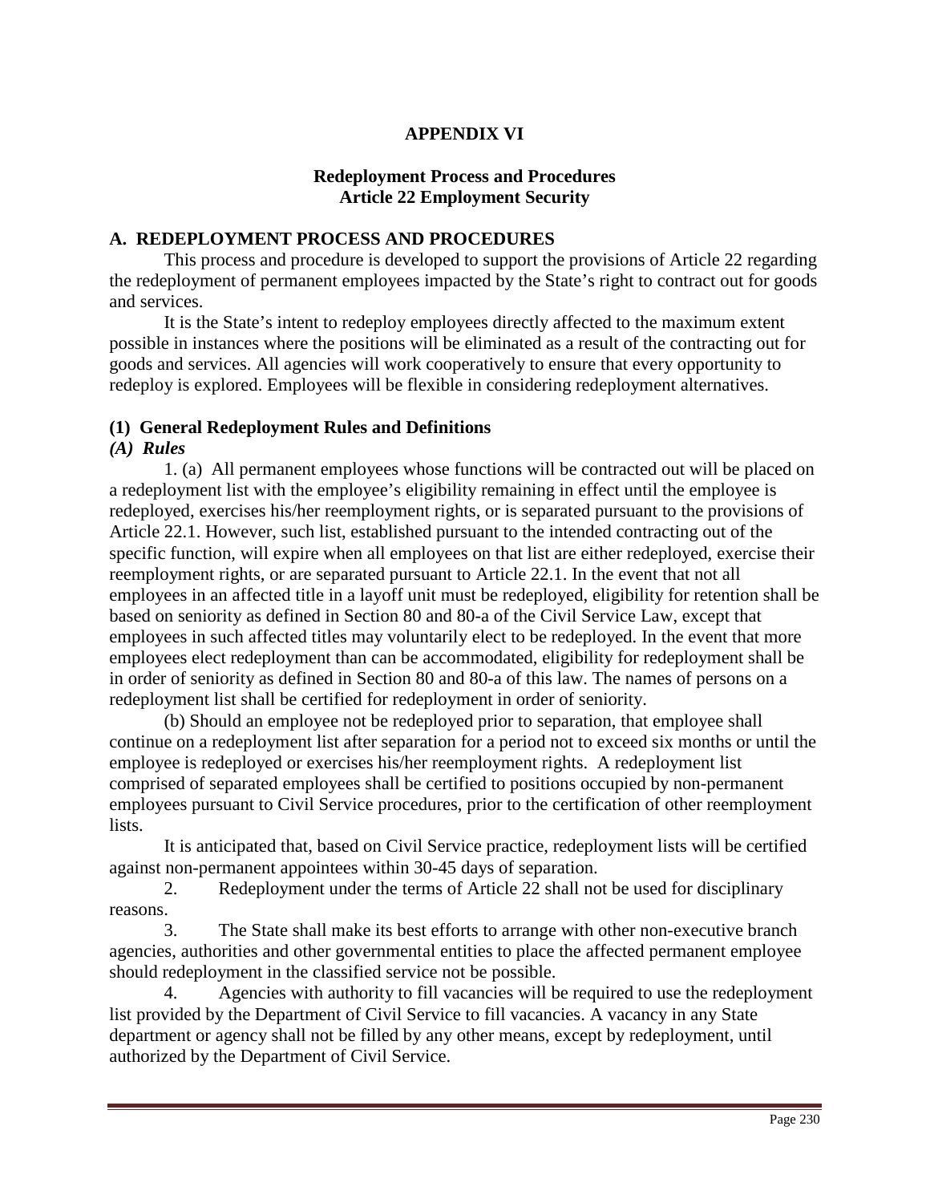# APPENDIX VI

## Redeployment Process and Procedures
## Article 22 Employment Security

### A. REDEPLOYMENT PROCESS AND PROCEDURES

This process and procedure is developed to support the provisions of Article 22 regarding the redeployment of permanent employees impacted by the State's right to contract out for goods and services.

It is the State's intent to redeploy employees directly affected to the maximum extent possible in instances where the positions will be eliminated as a result of the contracting out for goods and services. All agencies will work cooperatively to ensure that every opportunity to redeploy is explored. Employees will be flexible in considering redeployment alternatives.

### (1) General Redeployment Rules and Definitions

#### *(A) Rules*

1. (a) All permanent employees whose functions will be contracted out will be placed on a redeployment list with the employee's eligibility remaining in effect until the employee is redeployed, exercises his/her reemployment rights, or is separated pursuant to the provisions of Article 22.1. However, such list, established pursuant to the intended contracting out of the specific function, will expire when all employees on that list are either redeployed, exercise their reemployment rights, or are separated pursuant to Article 22.1. In the event that not all employees in an affected title in a layoff unit must be redeployed, eligibility for retention shall be based on seniority as defined in Section 80 and 80-a of the Civil Service Law, except that employees in such affected titles may voluntarily elect to be redeployed. In the event that more employees elect redeployment than can be accommodated, eligibility for redeployment shall be in order of seniority as defined in Section 80 and 80-a of this law. The names of persons on a redeployment list shall be certified for redeployment in order of seniority.

(b) Should an employee not be redeployed prior to separation, that employee shall continue on a redeployment list after separation for a period not to exceed six months or until the employee is redeployed or exercises his/her reemployment rights. A redeployment list comprised of separated employees shall be certified to positions occupied by non-permanent employees pursuant to Civil Service procedures, prior to the certification of other reemployment lists.

It is anticipated that, based on Civil Service practice, redeployment lists will be certified against non-permanent appointees within 30-45 days of separation.

2. Redeployment under the terms of Article 22 shall not be used for disciplinary reasons.

3. The State shall make its best efforts to arrange with other non-executive branch agencies, authorities and other governmental entities to place the affected permanent employee should redeployment in the classified service not be possible.

4. Agencies with authority to fill vacancies will be required to use the redeployment list provided by the Department of Civil Service to fill vacancies. A vacancy in any State department or agency shall not be filled by any other means, except by redeployment, until authorized by the Department of Civil Service.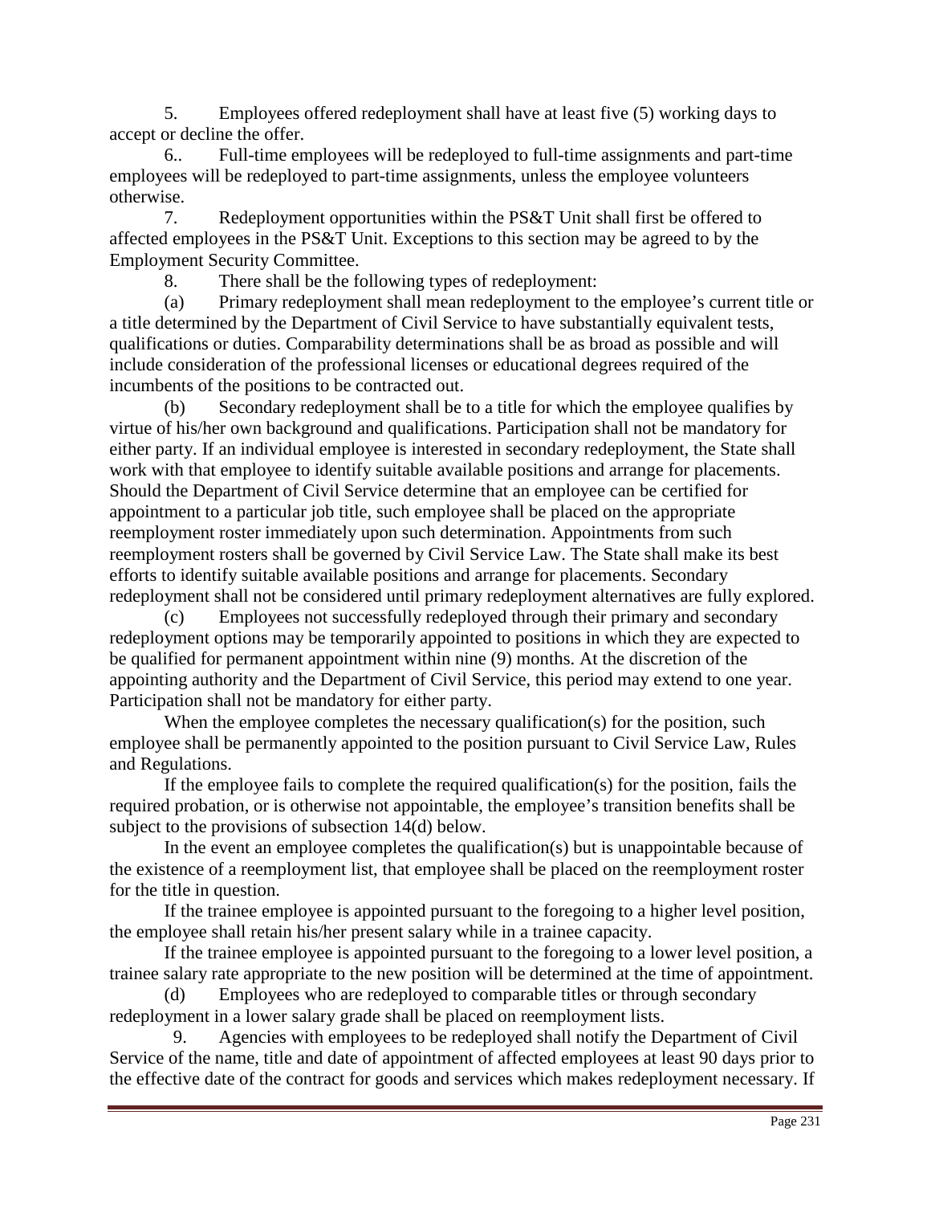5. Employees offered redeployment shall have at least five (5) working days to accept or decline the offer.

6.. Full-time employees will be redeployed to full-time assignments and part-time employees will be redeployed to part-time assignments, unless the employee volunteers otherwise.

7. Redeployment opportunities within the PS&T Unit shall first be offered to affected employees in the PS&T Unit. Exceptions to this section may be agreed to by the Employment Security Committee.

8. There shall be the following types of redeployment:

(a) Primary redeployment shall mean redeployment to the employee's current title or a title determined by the Department of Civil Service to have substantially equivalent tests, qualifications or duties. Comparability determinations shall be as broad as possible and will include consideration of the professional licenses or educational degrees required of the incumbents of the positions to be contracted out.

(b) Secondary redeployment shall be to a title for which the employee qualifies by virtue of his/her own background and qualifications. Participation shall not be mandatory for either party. If an individual employee is interested in secondary redeployment, the State shall work with that employee to identify suitable available positions and arrange for placements. Should the Department of Civil Service determine that an employee can be certified for appointment to a particular job title, such employee shall be placed on the appropriate reemployment roster immediately upon such determination. Appointments from such reemployment rosters shall be governed by Civil Service Law. The State shall make its best efforts to identify suitable available positions and arrange for placements. Secondary redeployment shall not be considered until primary redeployment alternatives are fully explored.

(c) Employees not successfully redeployed through their primary and secondary redeployment options may be temporarily appointed to positions in which they are expected to be qualified for permanent appointment within nine (9) months. At the discretion of the appointing authority and the Department of Civil Service, this period may extend to one year. Participation shall not be mandatory for either party.

When the employee completes the necessary qualification(s) for the position, such employee shall be permanently appointed to the position pursuant to Civil Service Law, Rules and Regulations.

If the employee fails to complete the required qualification(s) for the position, fails the required probation, or is otherwise not appointable, the employee's transition benefits shall be subject to the provisions of subsection 14(d) below.

In the event an employee completes the qualification(s) but is unappointable because of the existence of a reemployment list, that employee shall be placed on the reemployment roster for the title in question.

If the trainee employee is appointed pursuant to the foregoing to a higher level position, the employee shall retain his/her present salary while in a trainee capacity.

If the trainee employee is appointed pursuant to the foregoing to a lower level position, a trainee salary rate appropriate to the new position will be determined at the time of appointment.

(d) Employees who are redeployed to comparable titles or through secondary redeployment in a lower salary grade shall be placed on reemployment lists.

9. Agencies with employees to be redeployed shall notify the Department of Civil Service of the name, title and date of appointment of affected employees at least 90 days prior to the effective date of the contract for goods and services which makes redeployment necessary. If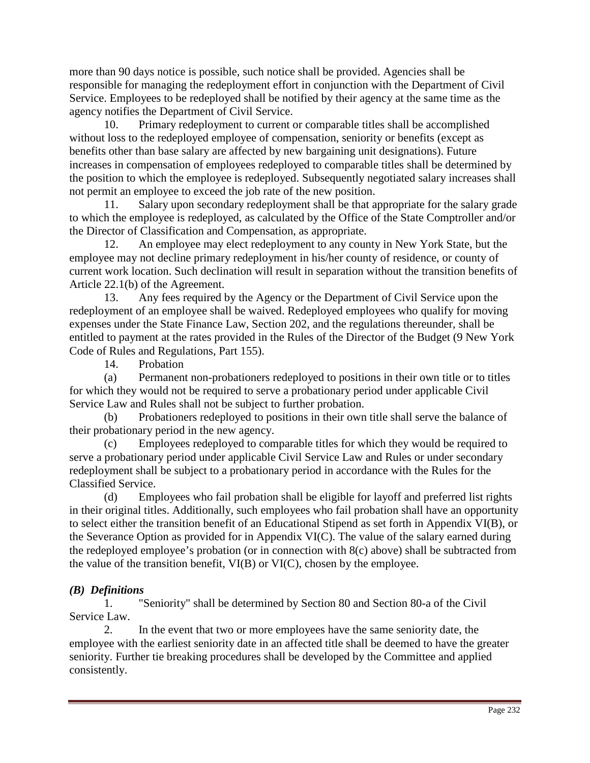more than 90 days notice is possible, such notice shall be provided. Agencies shall be responsible for managing the redeployment effort in conjunction with the Department of Civil Service. Employees to be redeployed shall be notified by their agency at the same time as the agency notifies the Department of Civil Service.

10. Primary redeployment to current or comparable titles shall be accomplished without loss to the redeployed employee of compensation, seniority or benefits (except as benefits other than base salary are affected by new bargaining unit designations). Future increases in compensation of employees redeployed to comparable titles shall be determined by the position to which the employee is redeployed. Subsequently negotiated salary increases shall not permit an employee to exceed the job rate of the new position.

11. Salary upon secondary redeployment shall be that appropriate for the salary grade to which the employee is redeployed, as calculated by the Office of the State Comptroller and/or the Director of Classification and Compensation, as appropriate.

12. An employee may elect redeployment to any county in New York State, but the employee may not decline primary redeployment in his/her county of residence, or county of current work location. Such declination will result in separation without the transition benefits of Article 22.1(b) of the Agreement.

13. Any fees required by the Agency or the Department of Civil Service upon the redeployment of an employee shall be waived. Redeployed employees who qualify for moving expenses under the State Finance Law, Section 202, and the regulations thereunder, shall be entitled to payment at the rates provided in the Rules of the Director of the Budget (9 New York Code of Rules and Regulations, Part 155).

14. Probation

(a) Permanent non-probationers redeployed to positions in their own title or to titles for which they would not be required to serve a probationary period under applicable Civil Service Law and Rules shall not be subject to further probation.

(b) Probationers redeployed to positions in their own title shall serve the balance of their probationary period in the new agency.

(c) Employees redeployed to comparable titles for which they would be required to serve a probationary period under applicable Civil Service Law and Rules or under secondary redeployment shall be subject to a probationary period in accordance with the Rules for the Classified Service.

(d) Employees who fail probation shall be eligible for layoff and preferred list rights in their original titles. Additionally, such employees who fail probation shall have an opportunity to select either the transition benefit of an Educational Stipend as set forth in Appendix VI(B), or the Severance Option as provided for in Appendix VI(C). The value of the salary earned during the redeployed employee's probation (or in connection with 8(c) above) shall be subtracted from the value of the transition benefit, VI(B) or VI(C), chosen by the employee.

### *(B) Definitions*

1. "Seniority" shall be determined by Section 80 and Section 80-a of the Civil Service Law.

2. In the event that two or more employees have the same seniority date, the employee with the earliest seniority date in an affected title shall be deemed to have the greater seniority. Further tie breaking procedures shall be developed by the Committee and applied consistently.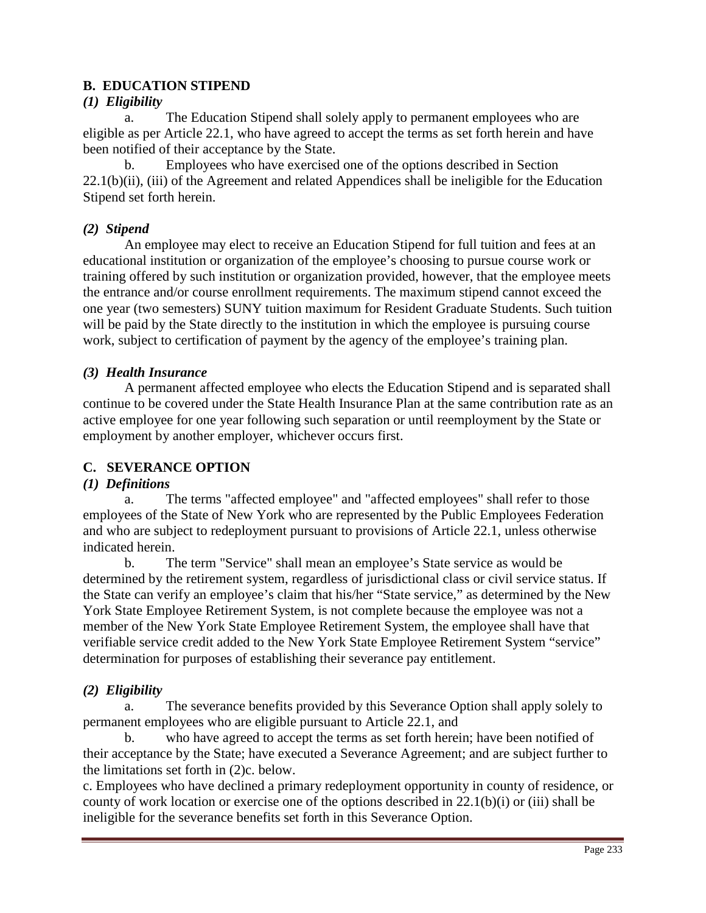**B. EDUCATION STIPEND**

***(1) Eligibility***

a. The Education Stipend shall solely apply to permanent employees who are eligible as per Article 22.1, who have agreed to accept the terms as set forth herein and have been notified of their acceptance by the State.

b. Employees who have exercised one of the options described in Section 22.1(b)(ii), (iii) of the Agreement and related Appendices shall be ineligible for the Education Stipend set forth herein.

***(2) Stipend***

An employee may elect to receive an Education Stipend for full tuition and fees at an educational institution or organization of the employee's choosing to pursue course work or training offered by such institution or organization provided, however, that the employee meets the entrance and/or course enrollment requirements. The maximum stipend cannot exceed the one year (two semesters) SUNY tuition maximum for Resident Graduate Students. Such tuition will be paid by the State directly to the institution in which the employee is pursuing course work, subject to certification of payment by the agency of the employee's training plan.

***(3) Health Insurance***

A permanent affected employee who elects the Education Stipend and is separated shall continue to be covered under the State Health Insurance Plan at the same contribution rate as an active employee for one year following such separation or until reemployment by the State or employment by another employer, whichever occurs first.

**C. SEVERANCE OPTION**

***(1) Definitions***

a. The terms "affected employee" and "affected employees" shall refer to those employees of the State of New York who are represented by the Public Employees Federation and who are subject to redeployment pursuant to provisions of Article 22.1, unless otherwise indicated herein.

b. The term "Service" shall mean an employee's State service as would be determined by the retirement system, regardless of jurisdictional class or civil service status. If the State can verify an employee's claim that his/her "State service," as determined by the New York State Employee Retirement System, is not complete because the employee was not a member of the New York State Employee Retirement System, the employee shall have that verifiable service credit added to the New York State Employee Retirement System "service" determination for purposes of establishing their severance pay entitlement.

***(2) Eligibility***

a. The severance benefits provided by this Severance Option shall apply solely to permanent employees who are eligible pursuant to Article 22.1, and

b. who have agreed to accept the terms as set forth herein; have been notified of their acceptance by the State; have executed a Severance Agreement; and are subject further to the limitations set forth in (2)c. below.

c. Employees who have declined a primary redeployment opportunity in county of residence, or county of work location or exercise one of the options described in 22.1(b)(i) or (iii) shall be ineligible for the severance benefits set forth in this Severance Option.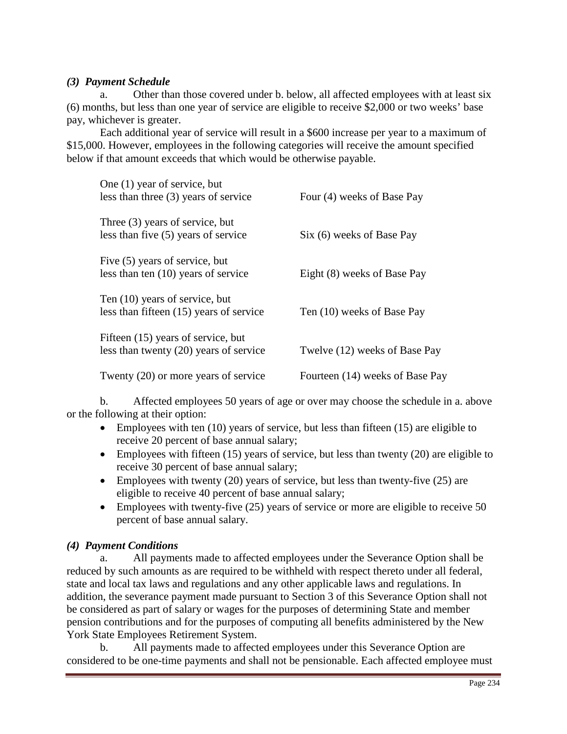### *(3) Payment Schedule*

a. Other than those covered under b. below, all affected employees with at least six (6) months, but less than one year of service are eligible to receive $2,000 or two weeks' base pay, whichever is greater.

Each additional year of service will result in a $600 increase per year to a maximum of $15,000. However, employees in the following categories will receive the amount specified below if that amount exceeds that which would be otherwise payable.

| | |
|---|---|
| One (1) year of service, but less than three (3) years of service | Four (4) weeks of Base Pay |
| Three (3) years of service, but less than five (5) years of service | Six (6) weeks of Base Pay |
| Five (5) years of service, but less than ten (10) years of service | Eight (8) weeks of Base Pay |
| Ten (10) years of service, but less than fifteen (15) years of service | Ten (10) weeks of Base Pay |
| Fifteen (15) years of service, but less than twenty (20) years of service | Twelve (12) weeks of Base Pay |
| Twenty (20) or more years of service | Fourteen (14) weeks of Base Pay |

b. Affected employees 50 years of age or over may choose the schedule in a. above or the following at their option:

- Employees with ten (10) years of service, but less than fifteen (15) are eligible to receive 20 percent of base annual salary;
- Employees with fifteen (15) years of service, but less than twenty (20) are eligible to receive 30 percent of base annual salary;
- Employees with twenty (20) years of service, but less than twenty-five (25) are eligible to receive 40 percent of base annual salary;
- Employees with twenty-five (25) years of service or more are eligible to receive 50 percent of base annual salary.

### *(4) Payment Conditions*

a. All payments made to affected employees under the Severance Option shall be reduced by such amounts as are required to be withheld with respect thereto under all federal, state and local tax laws and regulations and any other applicable laws and regulations. In addition, the severance payment made pursuant to Section 3 of this Severance Option shall not be considered as part of salary or wages for the purposes of determining State and member pension contributions and for the purposes of computing all benefits administered by the New York State Employees Retirement System.

b. All payments made to affected employees under this Severance Option are considered to be one-time payments and shall not be pensionable. Each affected employee must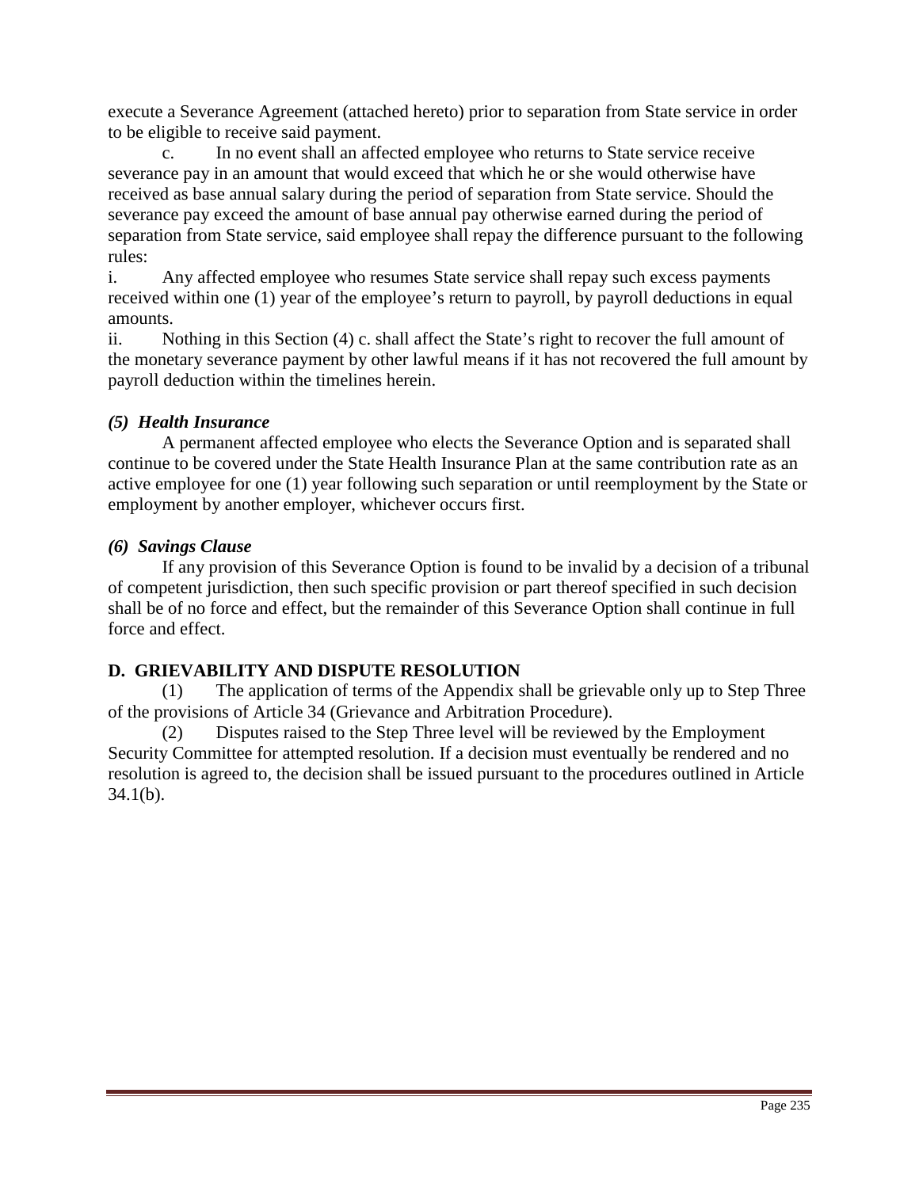execute a Severance Agreement (attached hereto) prior to separation from State service in order to be eligible to receive said payment.

c. In no event shall an affected employee who returns to State service receive severance pay in an amount that would exceed that which he or she would otherwise have received as base annual salary during the period of separation from State service. Should the severance pay exceed the amount of base annual pay otherwise earned during the period of separation from State service, said employee shall repay the difference pursuant to the following rules:

i. Any affected employee who resumes State service shall repay such excess payments received within one (1) year of the employee's return to payroll, by payroll deductions in equal amounts.

ii. Nothing in this Section (4) c. shall affect the State's right to recover the full amount of the monetary severance payment by other lawful means if it has not recovered the full amount by payroll deduction within the timelines herein.

***(5) Health Insurance***

A permanent affected employee who elects the Severance Option and is separated shall continue to be covered under the State Health Insurance Plan at the same contribution rate as an active employee for one (1) year following such separation or until reemployment by the State or employment by another employer, whichever occurs first.

***(6) Savings Clause***

If any provision of this Severance Option is found to be invalid by a decision of a tribunal of competent jurisdiction, then such specific provision or part thereof specified in such decision shall be of no force and effect, but the remainder of this Severance Option shall continue in full force and effect.

**D. GRIEVABILITY AND DISPUTE RESOLUTION**

(1) The application of terms of the Appendix shall be grievable only up to Step Three of the provisions of Article 34 (Grievance and Arbitration Procedure).

(2) Disputes raised to the Step Three level will be reviewed by the Employment Security Committee for attempted resolution. If a decision must eventually be rendered and no resolution is agreed to, the decision shall be issued pursuant to the procedures outlined in Article 34.1(b).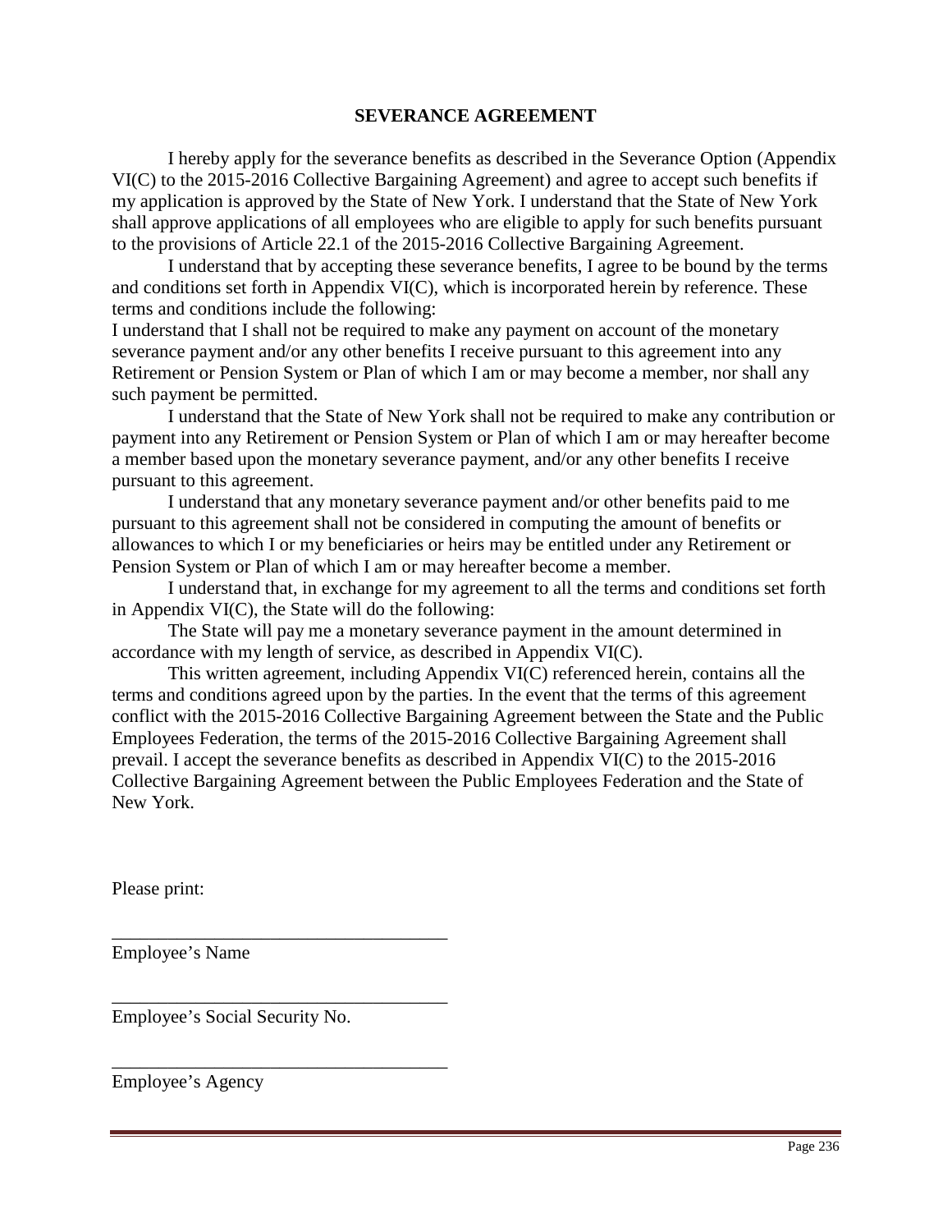# SEVERANCE AGREEMENT

I hereby apply for the severance benefits as described in the Severance Option (Appendix VI(C) to the 2015-2016 Collective Bargaining Agreement) and agree to accept such benefits if my application is approved by the State of New York. I understand that the State of New York shall approve applications of all employees who are eligible to apply for such benefits pursuant to the provisions of Article 22.1 of the 2015-2016 Collective Bargaining Agreement.

I understand that by accepting these severance benefits, I agree to be bound by the terms and conditions set forth in Appendix VI(C), which is incorporated herein by reference. These terms and conditions include the following:

I understand that I shall not be required to make any payment on account of the monetary severance payment and/or any other benefits I receive pursuant to this agreement into any Retirement or Pension System or Plan of which I am or may become a member, nor shall any such payment be permitted.

I understand that the State of New York shall not be required to make any contribution or payment into any Retirement or Pension System or Plan of which I am or may hereafter become a member based upon the monetary severance payment, and/or any other benefits I receive pursuant to this agreement.

I understand that any monetary severance payment and/or other benefits paid to me pursuant to this agreement shall not be considered in computing the amount of benefits or allowances to which I or my beneficiaries or heirs may be entitled under any Retirement or Pension System or Plan of which I am or may hereafter become a member.

I understand that, in exchange for my agreement to all the terms and conditions set forth in Appendix VI(C), the State will do the following:

The State will pay me a monetary severance payment in the amount determined in accordance with my length of service, as described in Appendix VI(C).

This written agreement, including Appendix VI(C) referenced herein, contains all the terms and conditions agreed upon by the parties. In the event that the terms of this agreement conflict with the 2015-2016 Collective Bargaining Agreement between the State and the Public Employees Federation, the terms of the 2015-2016 Collective Bargaining Agreement shall prevail. I accept the severance benefits as described in Appendix VI(C) to the 2015-2016 Collective Bargaining Agreement between the Public Employees Federation and the State of New York.

Please print:

_____________________________________
Employee's Name

_____________________________________
Employee's Social Security No.

_____________________________________
Employee's Agency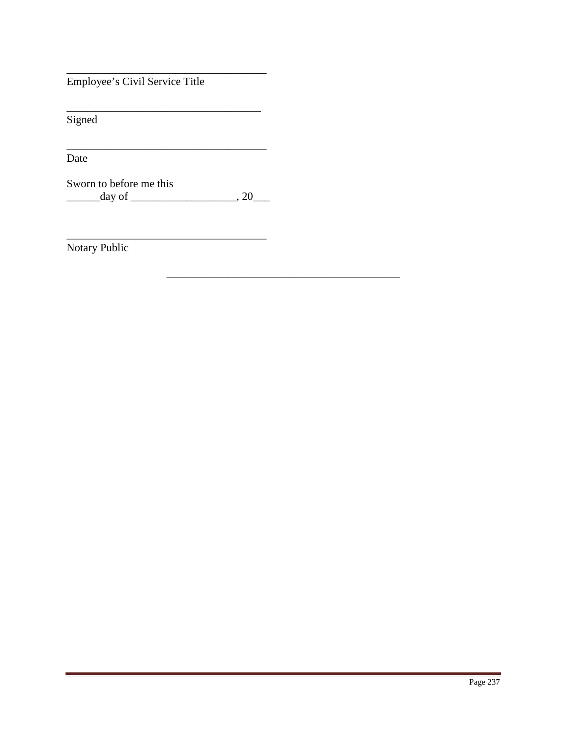____________________________________
Employee's Civil Service Title

___________________________________
Signed

____________________________________
Date

Sworn to before me this
______day of ___________________, 20___

____________________________________
Notary Public

__________________________________________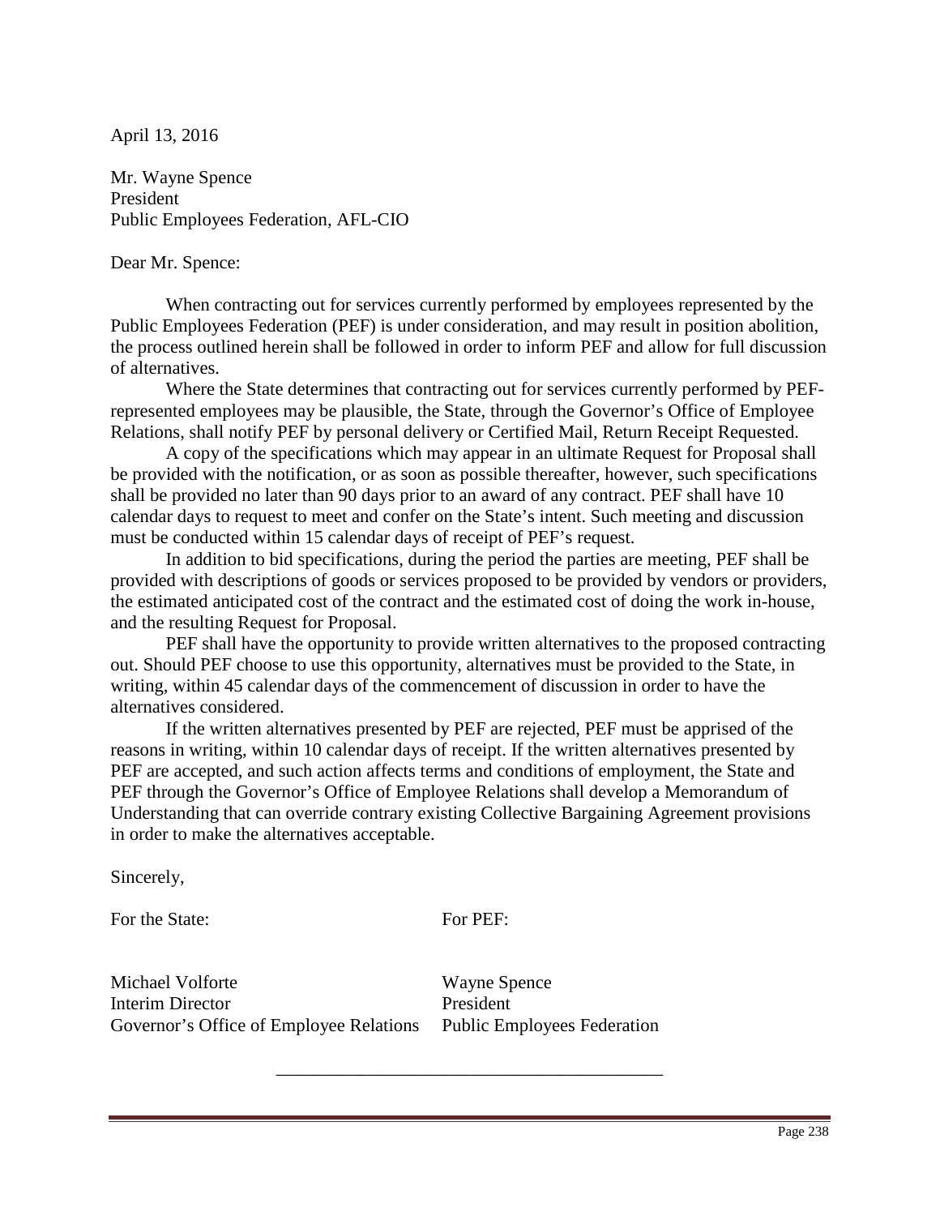April 13, 2016

Mr. Wayne Spence
President
Public Employees Federation, AFL-CIO

Dear Mr. Spence:

When contracting out for services currently performed by employees represented by the Public Employees Federation (PEF) is under consideration, and may result in position abolition, the process outlined herein shall be followed in order to inform PEF and allow for full discussion of alternatives.

Where the State determines that contracting out for services currently performed by PEF-represented employees may be plausible, the State, through the Governor's Office of Employee Relations, shall notify PEF by personal delivery or Certified Mail, Return Receipt Requested.

A copy of the specifications which may appear in an ultimate Request for Proposal shall be provided with the notification, or as soon as possible thereafter, however, such specifications shall be provided no later than 90 days prior to an award of any contract. PEF shall have 10 calendar days to request to meet and confer on the State's intent. Such meeting and discussion must be conducted within 15 calendar days of receipt of PEF's request.

In addition to bid specifications, during the period the parties are meeting, PEF shall be provided with descriptions of goods or services proposed to be provided by vendors or providers, the estimated anticipated cost of the contract and the estimated cost of doing the work in-house, and the resulting Request for Proposal.

PEF shall have the opportunity to provide written alternatives to the proposed contracting out. Should PEF choose to use this opportunity, alternatives must be provided to the State, in writing, within 45 calendar days of the commencement of discussion in order to have the alternatives considered.

If the written alternatives presented by PEF are rejected, PEF must be apprised of the reasons in writing, within 10 calendar days of receipt. If the written alternatives presented by PEF are accepted, and such action affects terms and conditions of employment, the State and PEF through the Governor's Office of Employee Relations shall develop a Memorandum of Understanding that can override contrary existing Collective Bargaining Agreement provisions in order to make the alternatives acceptable.

Sincerely,

| For the State: | For PEF: |
|---|---|
| Michael Volforte | Wayne Spence |
| Interim Director | President |
| Governor's Office of Employee Relations | Public Employees Federation |

---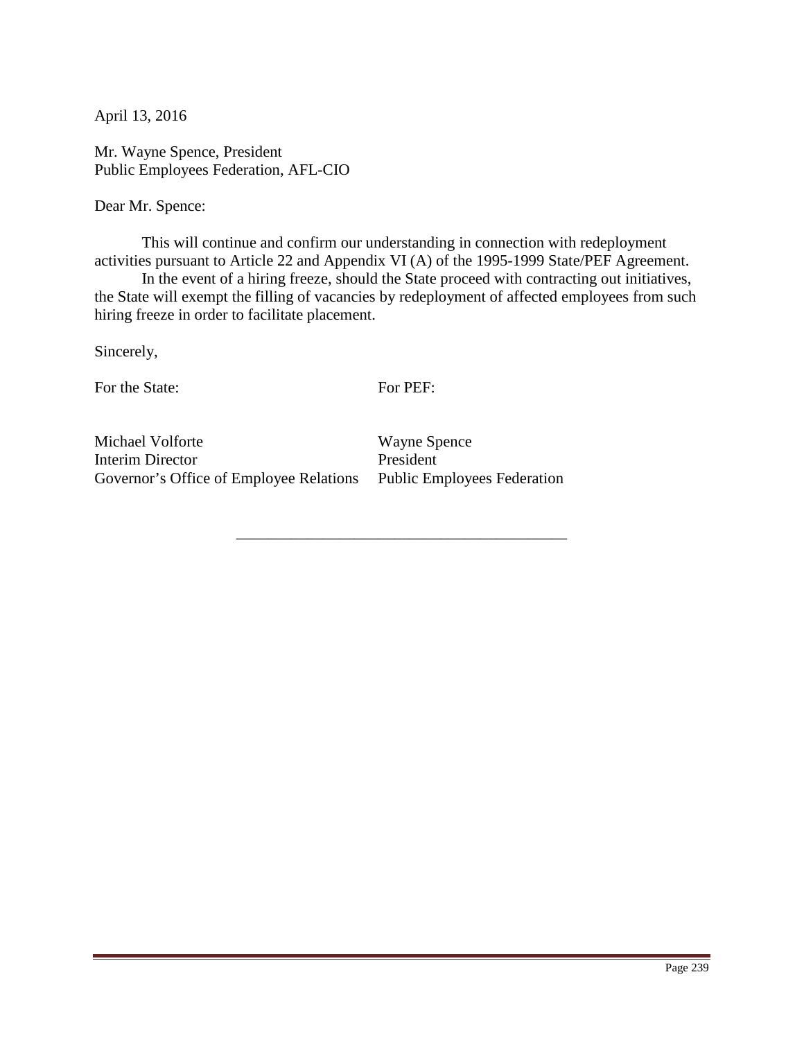April 13, 2016

Mr. Wayne Spence, President
Public Employees Federation, AFL-CIO

Dear Mr. Spence:

This will continue and confirm our understanding in connection with redeployment activities pursuant to Article 22 and Appendix VI (A) of the 1995-1999 State/PEF Agreement.

In the event of a hiring freeze, should the State proceed with contracting out initiatives, the State will exempt the filling of vacancies by redeployment of affected employees from such hiring freeze in order to facilitate placement.

Sincerely,

| For the State: | For PEF: |
|---|---|
| Michael Volforte | Wayne Spence |
| Interim Director | President |
| Governor's Office of Employee Relations | Public Employees Federation |

---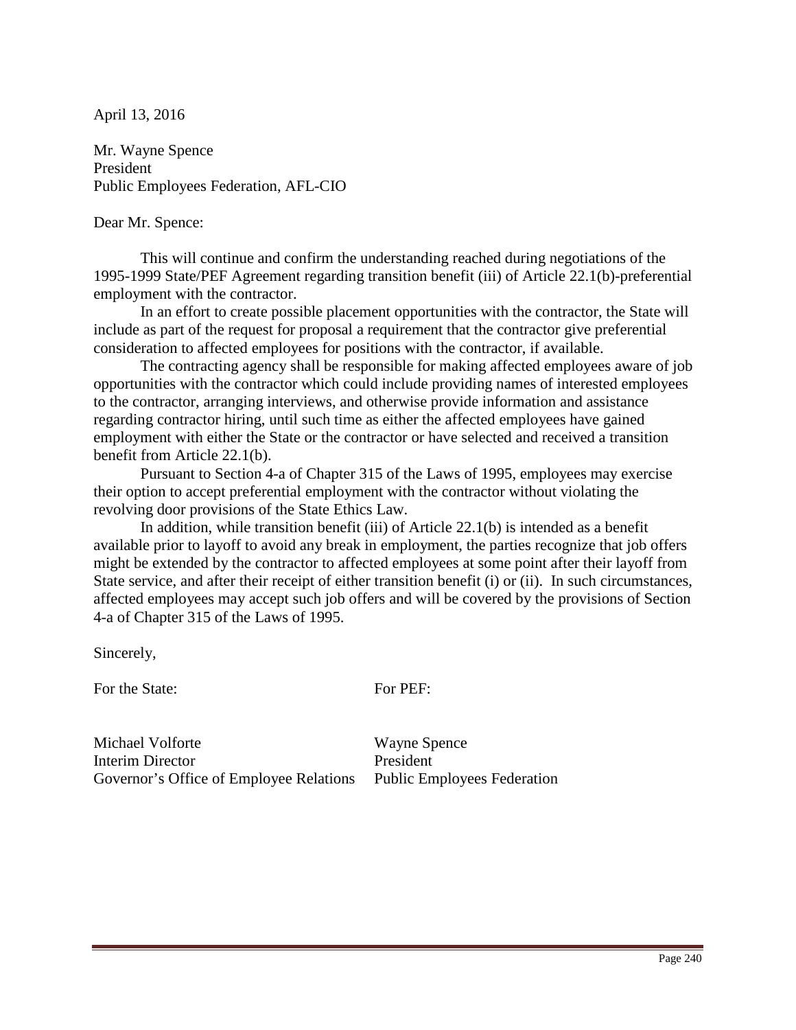April 13, 2016

Mr. Wayne Spence
President
Public Employees Federation, AFL-CIO

Dear Mr. Spence:

This will continue and confirm the understanding reached during negotiations of the 1995-1999 State/PEF Agreement regarding transition benefit (iii) of Article 22.1(b)-preferential employment with the contractor.

In an effort to create possible placement opportunities with the contractor, the State will include as part of the request for proposal a requirement that the contractor give preferential consideration to affected employees for positions with the contractor, if available.

The contracting agency shall be responsible for making affected employees aware of job opportunities with the contractor which could include providing names of interested employees to the contractor, arranging interviews, and otherwise provide information and assistance regarding contractor hiring, until such time as either the affected employees have gained employment with either the State or the contractor or have selected and received a transition benefit from Article 22.1(b).

Pursuant to Section 4-a of Chapter 315 of the Laws of 1995, employees may exercise their option to accept preferential employment with the contractor without violating the revolving door provisions of the State Ethics Law.

In addition, while transition benefit (iii) of Article 22.1(b) is intended as a benefit available prior to layoff to avoid any break in employment, the parties recognize that job offers might be extended by the contractor to affected employees at some point after their layoff from State service, and after their receipt of either transition benefit (i) or (ii). In such circumstances, affected employees may accept such job offers and will be covered by the provisions of Section 4-a of Chapter 315 of the Laws of 1995.

Sincerely,

| For the State: | For PEF: |
|---|---|
| Michael Volforte | Wayne Spence |
| Interim Director | President |
| Governor's Office of Employee Relations | Public Employees Federation |